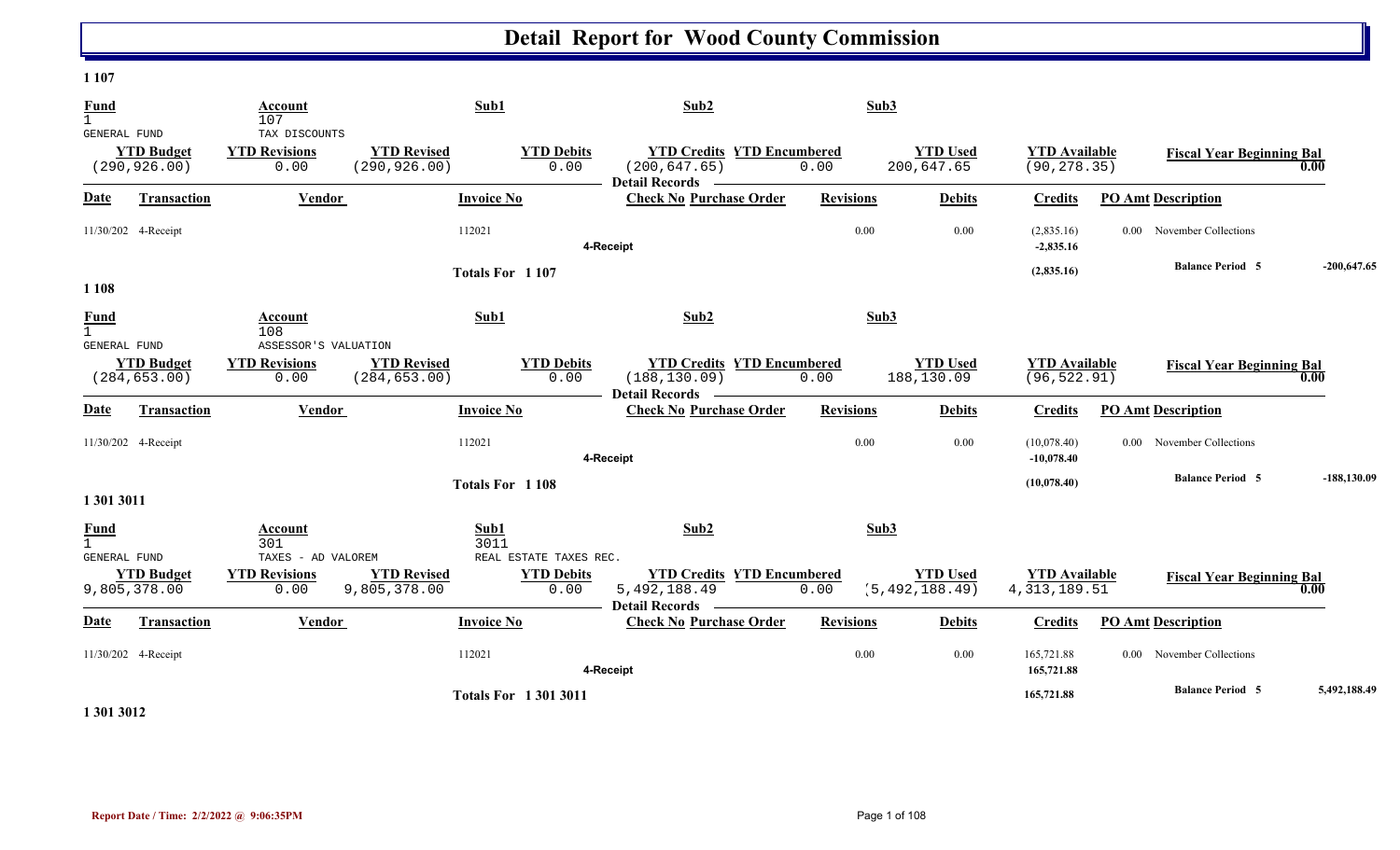# Detail Report for Wood County Commission

**1 107**

| Fund | Account | | Sub1 | Sub2 | | Sub3 | | |
|---|---|---|---|---|---|---|---|---|
| 1 | 107 | | | | | | | |
| GENERAL FUND | TAX DISCOUNTS | | | | | | | |
| **YTD Budget** | **YTD Revisions** | **YTD Revised** | **YTD Debits** | **YTD Credits** | **YTD Encumbered** | **YTD Used** | **YTD Available** | **Fiscal Year Beginning Bal** |
| (290,926.00) | 0.00 | (290,926.00) | 0.00 | (200,647.65) | 0.00 | 200,647.65 | (90,278.35) | 0.00 |

**Detail Records**

| Date | Transaction | Vendor | Invoice No | Check No | Purchase Order | Revisions | Debits | Credits | PO Amt | Description |
|---|---|---|---|---|---|---|---|---|---|---|
| 11/30/202 | 4-Receipt | | 112021 | | | 0.00 | 0.00 | (2,835.16) | 0.00 | November Collections |
| | | | | **4-Receipt** | | | | **-2,835.16** | | |
| | | | **Totals For 1 107** | | | | | **(2,835.16)** | | **Balance Period 5** -200,647.65 |

**1 108**

| Fund | Account | | Sub1 | Sub2 | | Sub3 | | |
|---|---|---|---|---|---|---|---|---|
| 1 | 108 | | | | | | | |
| GENERAL FUND | ASSESSOR'S VALUATION | | | | | | | |
| **YTD Budget** | **YTD Revisions** | **YTD Revised** | **YTD Debits** | **YTD Credits** | **YTD Encumbered** | **YTD Used** | **YTD Available** | **Fiscal Year Beginning Bal** |
| (284,653.00) | 0.00 | (284,653.00) | 0.00 | (188,130.09) | 0.00 | 188,130.09 | (96,522.91) | 0.00 |

**Detail Records**

| Date | Transaction | Vendor | Invoice No | Check No | Purchase Order | Revisions | Debits | Credits | PO Amt | Description |
|---|---|---|---|---|---|---|---|---|---|---|
| 11/30/202 | 4-Receipt | | 112021 | | | 0.00 | 0.00 | (10,078.40) | 0.00 | November Collections |
| | | | | **4-Receipt** | | | | **-10,078.40** | | |
| | | | **Totals For 1 108** | | | | | **(10,078.40)** | | **Balance Period 5** -188,130.09 |

**1 301 3011**

| Fund | Account | | Sub1 | Sub2 | | Sub3 | | |
|---|---|---|---|---|---|---|---|---|
| 1 | 301 | | 3011 | | | | | |
| GENERAL FUND | TAXES - AD VALOREM | | REAL ESTATE TAXES REC. | | | | | |
| **YTD Budget** | **YTD Revisions** | **YTD Revised** | **YTD Debits** | **YTD Credits** | **YTD Encumbered** | **YTD Used** | **YTD Available** | **Fiscal Year Beginning Bal** |
| 9,805,378.00 | 0.00 | 9,805,378.00 | 0.00 | 5,492,188.49 | 0.00 | (5,492,188.49) | 4,313,189.51 | 0.00 |

**Detail Records**

| Date | Transaction | Vendor | Invoice No | Check No | Purchase Order | Revisions | Debits | Credits | PO Amt | Description |
|---|---|---|---|---|---|---|---|---|---|---|
| 11/30/202 | 4-Receipt | | 112021 | | | 0.00 | 0.00 | 165,721.88 | 0.00 | November Collections |
| | | | | **4-Receipt** | | | | **165,721.88** | | |
| | | | **Totals For 1 301 3011** | | | | | **165,721.88** | | **Balance Period 5** 5,492,188.49 |

**1 301 3012**

**Report Date / Time: 2/2/2022 @ 9:06:35PM**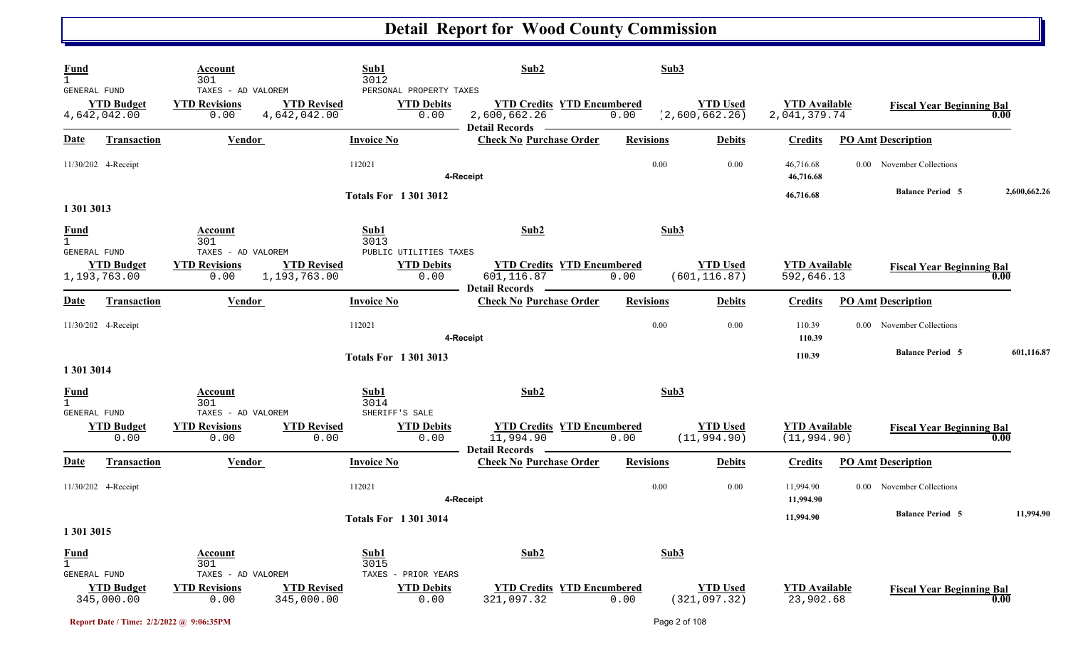# Detail Report for Wood County Commission

| Fund | Account | Sub1 | Sub2 | Sub3 |
|---|---|---|---|---|
| 1 | 301 | 3012 | | |
| GENERAL FUND | TAXES - AD VALOREM | PERSONAL PROPERTY TAXES | | |

| YTD Budget | YTD Revisions | YTD Revised | YTD Debits | YTD Credits | YTD Encumbered | YTD Used | YTD Available | Fiscal Year Beginning Bal |
|---|---|---|---|---|---|---|---|---|
| 4,642,042.00 | 0.00 | 4,642,042.00 | 0.00 | 2,600,662.26 | 0.00 | (2,600,662.26) | 2,041,379.74 | 0.00 |

**Detail Records**

| Date | Transaction | Vendor | Invoice No | Check No | Purchase Order | Revisions | Debits | Credits | PO Amt | Description |
|---|---|---|---|---|---|---|---|---|---|---|
| 11/30/202 | 4-Receipt | | 112021 | | | 0.00 | 0.00 | 46,716.68 | 0.00 | November Collections |
| | | | | 4-Receipt | | | | 46,716.68 | | |
| | | | Totals For 1 301 3012 | | | | | 46,716.68 | | Balance Period 5 2,600,662.26 |

**1 301 3013**

| Fund | Account | Sub1 | Sub2 | Sub3 |
|---|---|---|---|---|
| 1 | 301 | 3013 | | |
| GENERAL FUND | TAXES - AD VALOREM | PUBLIC UTILITIES TAXES | | |

| YTD Budget | YTD Revisions | YTD Revised | YTD Debits | YTD Credits | YTD Encumbered | YTD Used | YTD Available | Fiscal Year Beginning Bal |
|---|---|---|---|---|---|---|---|---|
| 1,193,763.00 | 0.00 | 1,193,763.00 | 0.00 | 601,116.87 | 0.00 | (601,116.87) | 592,646.13 | 0.00 |

**Detail Records**

| Date | Transaction | Vendor | Invoice No | Check No | Purchase Order | Revisions | Debits | Credits | PO Amt | Description |
|---|---|---|---|---|---|---|---|---|---|---|
| 11/30/202 | 4-Receipt | | 112021 | | | 0.00 | 0.00 | 110.39 | 0.00 | November Collections |
| | | | | 4-Receipt | | | | 110.39 | | |
| | | | Totals For 1 301 3013 | | | | | 110.39 | | Balance Period 5 601,116.87 |

**1 301 3014**

| Fund | Account | Sub1 | Sub2 | Sub3 |
|---|---|---|---|---|
| 1 | 301 | 3014 | | |
| GENERAL FUND | TAXES - AD VALOREM | SHERIFF'S SALE | | |

| YTD Budget | YTD Revisions | YTD Revised | YTD Debits | YTD Credits | YTD Encumbered | YTD Used | YTD Available | Fiscal Year Beginning Bal |
|---|---|---|---|---|---|---|---|---|
| 0.00 | 0.00 | 0.00 | 0.00 | 11,994.90 | 0.00 | (11,994.90) | (11,994.90) | 0.00 |

**Detail Records**

| Date | Transaction | Vendor | Invoice No | Check No | Purchase Order | Revisions | Debits | Credits | PO Amt | Description |
|---|---|---|---|---|---|---|---|---|---|---|
| 11/30/202 | 4-Receipt | | 112021 | | | 0.00 | 0.00 | 11,994.90 | 0.00 | November Collections |
| | | | | 4-Receipt | | | | 11,994.90 | | |
| | | | Totals For 1 301 3014 | | | | | 11,994.90 | | Balance Period 5 11,994.90 |

**1 301 3015**

| Fund | Account | Sub1 | Sub2 | Sub3 |
|---|---|---|---|---|
| 1 | 301 | 3015 | | |
| GENERAL FUND | TAXES - AD VALOREM | TAXES - PRIOR YEARS | | |

| YTD Budget | YTD Revisions | YTD Revised | YTD Debits | YTD Credits | YTD Encumbered | YTD Used | YTD Available | Fiscal Year Beginning Bal |
|---|---|---|---|---|---|---|---|---|
| 345,000.00 | 0.00 | 345,000.00 | 0.00 | 321,097.32 | 0.00 | (321,097.32) | 23,902.68 | 0.00 |

Report Date / Time: 2/2/2022 @ 9:06:35PM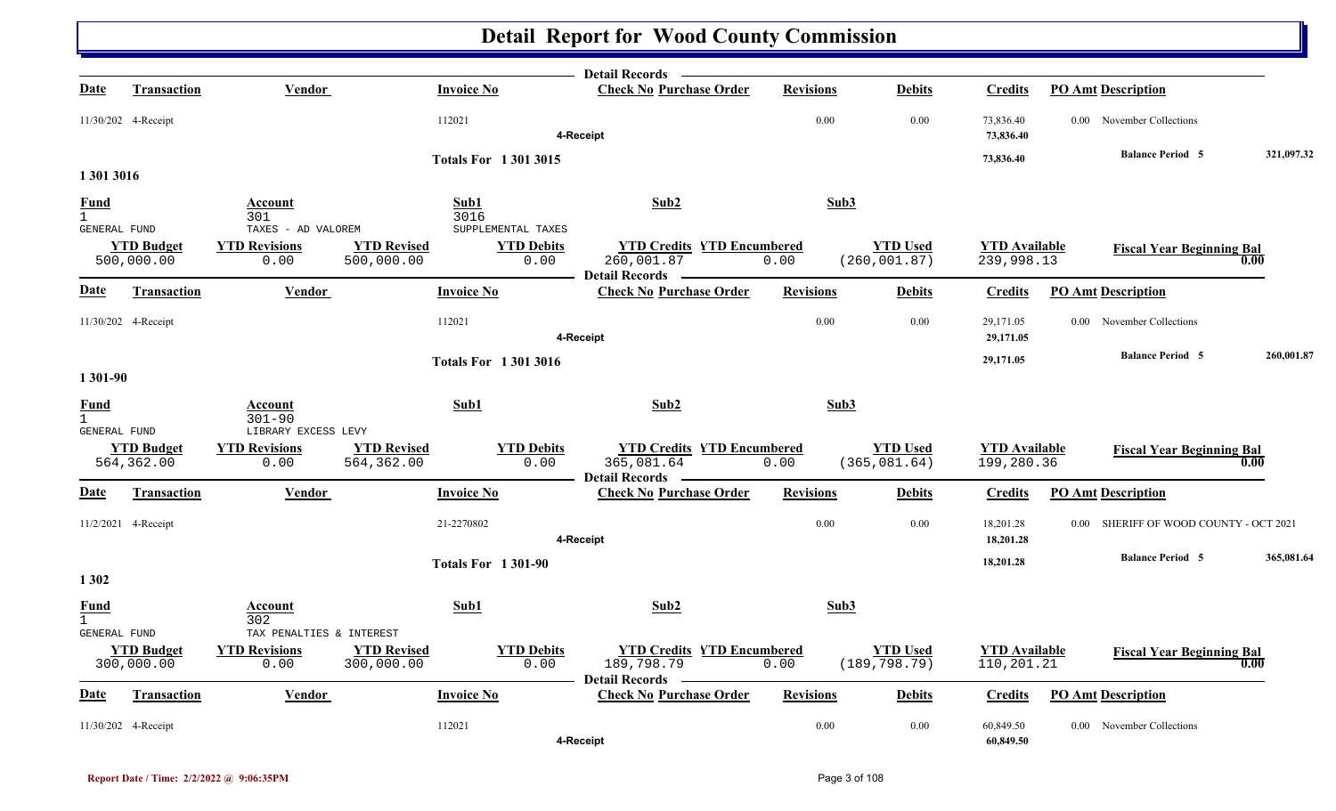# Detail Report for Wood County Commission

**Detail Records**

| Date | Transaction | Vendor | Invoice No | Check No | Purchase Order | Revisions | Debits | Credits | PO Amt | Description |
|---|---|---|---|---|---|---|---|---|---|---|
| 11/30/202 | 4-Receipt | | 112021 | | | 0.00 | 0.00 | 73,836.40 | 0.00 | November Collections |
| | | | | 4-Receipt | | | | 73,836.40 | | |

**Totals For 1 301 3015** — 73,836.40 — **Balance Period 5** 321,097.32

## 1 301 3016

| Fund | Account | Sub1 | Sub2 | Sub3 |
|---|---|---|---|---|
| 1 | 301 | 3016 | | |
| GENERAL FUND | TAXES - AD VALOREM | SUPPLEMENTAL TAXES | | |

| YTD Budget | YTD Revisions | YTD Revised | YTD Debits | YTD Credits | YTD Encumbered | YTD Used | YTD Available | Fiscal Year Beginning Bal |
|---|---|---|---|---|---|---|---|---|
| 500,000.00 | 0.00 | 500,000.00 | 0.00 | 260,001.87 | 0.00 | (260,001.87) | 239,998.13 | 0.00 |

**Detail Records**

| Date | Transaction | Vendor | Invoice No | Check No | Purchase Order | Revisions | Debits | Credits | PO Amt | Description |
|---|---|---|---|---|---|---|---|---|---|---|
| 11/30/202 | 4-Receipt | | 112021 | | | 0.00 | 0.00 | 29,171.05 | 0.00 | November Collections |
| | | | | 4-Receipt | | | | 29,171.05 | | |

**Totals For 1 301 3016** — 29,171.05 — **Balance Period 5** 260,001.87

## 1 301-90

| Fund | Account | Sub1 | Sub2 | Sub3 |
|---|---|---|---|---|
| 1 | 301-90 | | | |
| GENERAL FUND | LIBRARY EXCESS LEVY | | | |

| YTD Budget | YTD Revisions | YTD Revised | YTD Debits | YTD Credits | YTD Encumbered | YTD Used | YTD Available | Fiscal Year Beginning Bal |
|---|---|---|---|---|---|---|---|---|
| 564,362.00 | 0.00 | 564,362.00 | 0.00 | 365,081.64 | 0.00 | (365,081.64) | 199,280.36 | 0.00 |

**Detail Records**

| Date | Transaction | Vendor | Invoice No | Check No | Purchase Order | Revisions | Debits | Credits | PO Amt | Description |
|---|---|---|---|---|---|---|---|---|---|---|
| 11/2/2021 | 4-Receipt | | 21-2270802 | | | 0.00 | 0.00 | 18,201.28 | 0.00 | SHERIFF OF WOOD COUNTY - OCT 2021 |
| | | | | 4-Receipt | | | | 18,201.28 | | |

**Totals For 1 301-90** — 18,201.28 — **Balance Period 5** 365,081.64

## 1 302

| Fund | Account | Sub1 | Sub2 | Sub3 |
|---|---|---|---|---|
| 1 | 302 | | | |
| GENERAL FUND | TAX PENALTIES & INTEREST | | | |

| YTD Budget | YTD Revisions | YTD Revised | YTD Debits | YTD Credits | YTD Encumbered | YTD Used | YTD Available | Fiscal Year Beginning Bal |
|---|---|---|---|---|---|---|---|---|
| 300,000.00 | 0.00 | 300,000.00 | 0.00 | 189,798.79 | 0.00 | (189,798.79) | 110,201.21 | 0.00 |

**Detail Records**

| Date | Transaction | Vendor | Invoice No | Check No | Purchase Order | Revisions | Debits | Credits | PO Amt | Description |
|---|---|---|---|---|---|---|---|---|---|---|
| 11/30/202 | 4-Receipt | | 112021 | | | 0.00 | 0.00 | 60,849.50 | 0.00 | November Collections |
| | | | | 4-Receipt | | | | 60,849.50 | | |

Report Date / Time: 2/2/2022 @ 9:06:35PM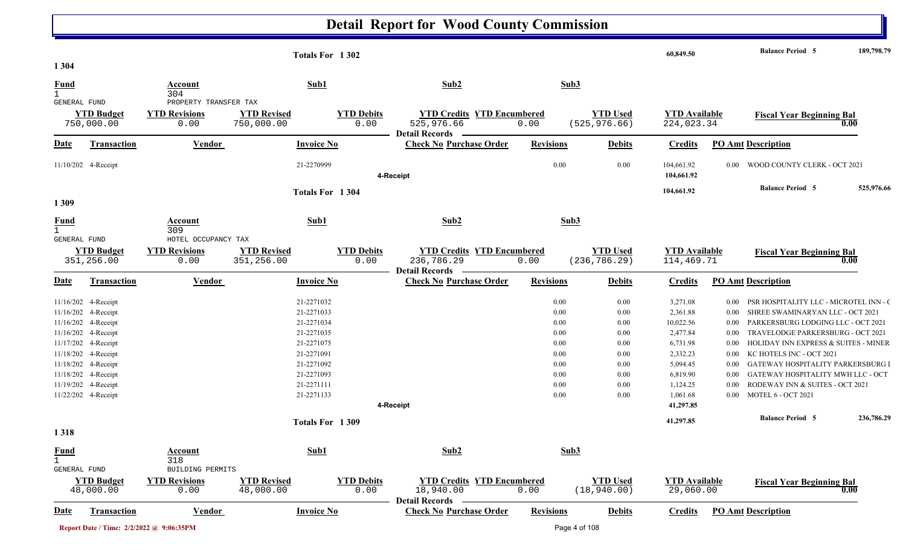# Detail Report for Wood County Commission

| | | | | | | | | | |
|---|---|---|---|---|---|---|---|---|---|
| | | | Totals For 1 302 | | | | 60,849.50 | Balance Period 5 | 189,798.79 |

## 1 304

| Fund | Account | Sub1 | Sub2 | Sub3 |
|---|---|---|---|---|
| 1 GENERAL FUND | 304 PROPERTY TRANSFER TAX | | | |

| YTD Budget | YTD Revisions | YTD Revised | YTD Debits | YTD Credits | YTD Encumbered | YTD Used | YTD Available | Fiscal Year Beginning Bal |
|---|---|---|---|---|---|---|---|---|
| 750,000.00 | 0.00 | 750,000.00 | 0.00 | 525,976.66 | 0.00 | (525,976.66) | 224,023.34 | 0.00 |

**Detail Records**

| Date | Transaction | Vendor | Invoice No | Check No | Purchase Order | Revisions | Debits | Credits | PO Amt | Description |
|---|---|---|---|---|---|---|---|---|---|---|
| 11/10/202 | 4-Receipt | | 21-2270999 | | | 0.00 | 0.00 | 104,661.92 | 0.00 | WOOD COUNTY CLERK - OCT 2021 |
| | | | | 4-Receipt | | | | 104,661.92 | | |
| | | | Totals For 1 304 | | | | | 104,661.92 | | Balance Period 5 525,976.66 |

## 1 309

| Fund | Account | Sub1 | Sub2 | Sub3 |
|---|---|---|---|---|
| 1 GENERAL FUND | 309 HOTEL OCCUPANCY TAX | | | |

| YTD Budget | YTD Revisions | YTD Revised | YTD Debits | YTD Credits | YTD Encumbered | YTD Used | YTD Available | Fiscal Year Beginning Bal |
|---|---|---|---|---|---|---|---|---|
| 351,256.00 | 0.00 | 351,256.00 | 0.00 | 236,786.29 | 0.00 | (236,786.29) | 114,469.71 | 0.00 |

**Detail Records**

| Date | Transaction | Vendor | Invoice No | Check No | Purchase Order | Revisions | Debits | Credits | PO Amt | Description |
|---|---|---|---|---|---|---|---|---|---|---|
| 11/16/202 | 4-Receipt | | 21-2271032 | | | 0.00 | 0.00 | 3,271.08 | 0.00 | PSR HOSPITALITY LLC - MICROTEL INN - C |
| 11/16/202 | 4-Receipt | | 21-2271033 | | | 0.00 | 0.00 | 2,361.88 | 0.00 | SHREE SWAMINARYAN LLC - OCT 2021 |
| 11/16/202 | 4-Receipt | | 21-2271034 | | | 0.00 | 0.00 | 10,022.56 | 0.00 | PARKERSBURG LODGING LLC - OCT 2021 |
| 11/16/202 | 4-Receipt | | 21-2271035 | | | 0.00 | 0.00 | 2,477.84 | 0.00 | TRAVELODGE PARKERSBURG - OCT 2021 |
| 11/17/202 | 4-Receipt | | 21-2271075 | | | 0.00 | 0.00 | 6,731.98 | 0.00 | HOLIDAY INN EXPRESS & SUITES - MINER |
| 11/18/202 | 4-Receipt | | 21-2271091 | | | 0.00 | 0.00 | 2,332.23 | 0.00 | KC HOTELS INC - OCT 2021 |
| 11/18/202 | 4-Receipt | | 21-2271092 | | | 0.00 | 0.00 | 5,094.45 | 0.00 | GATEWAY HOSPITALITY PARKERSBURG I |
| 11/18/202 | 4-Receipt | | 21-2271093 | | | 0.00 | 0.00 | 6,819.90 | 0.00 | GATEWAY HOSPITALITY MWH LLC - OCT |
| 11/19/202 | 4-Receipt | | 21-2271111 | | | 0.00 | 0.00 | 1,124.25 | 0.00 | RODEWAY INN & SUITES - OCT 2021 |
| 11/22/202 | 4-Receipt | | 21-2271133 | | | 0.00 | 0.00 | 1,061.68 | 0.00 | MOTEL 6 - OCT 2021 |
| | | | | 4-Receipt | | | | 41,297.85 | | |
| | | | Totals For 1 309 | | | | | 41,297.85 | | Balance Period 5 236,786.29 |

## 1 318

| Fund | Account | Sub1 | Sub2 | Sub3 |
|---|---|---|---|---|
| 1 GENERAL FUND | 318 BUILDING PERMITS | | | |

| YTD Budget | YTD Revisions | YTD Revised | YTD Debits | YTD Credits | YTD Encumbered | YTD Used | YTD Available | Fiscal Year Beginning Bal |
|---|---|---|---|---|---|---|---|---|
| 48,000.00 | 0.00 | 48,000.00 | 0.00 | 18,940.00 | 0.00 | (18,940.00) | 29,060.00 | 0.00 |

**Detail Records**

| Date | Transaction | Vendor | Invoice No | Check No | Purchase Order | Revisions | Debits | Credits | PO Amt | Description |
|---|---|---|---|---|---|---|---|---|---|---|

Report Date / Time: 2/2/2022 @ 9:06:35PM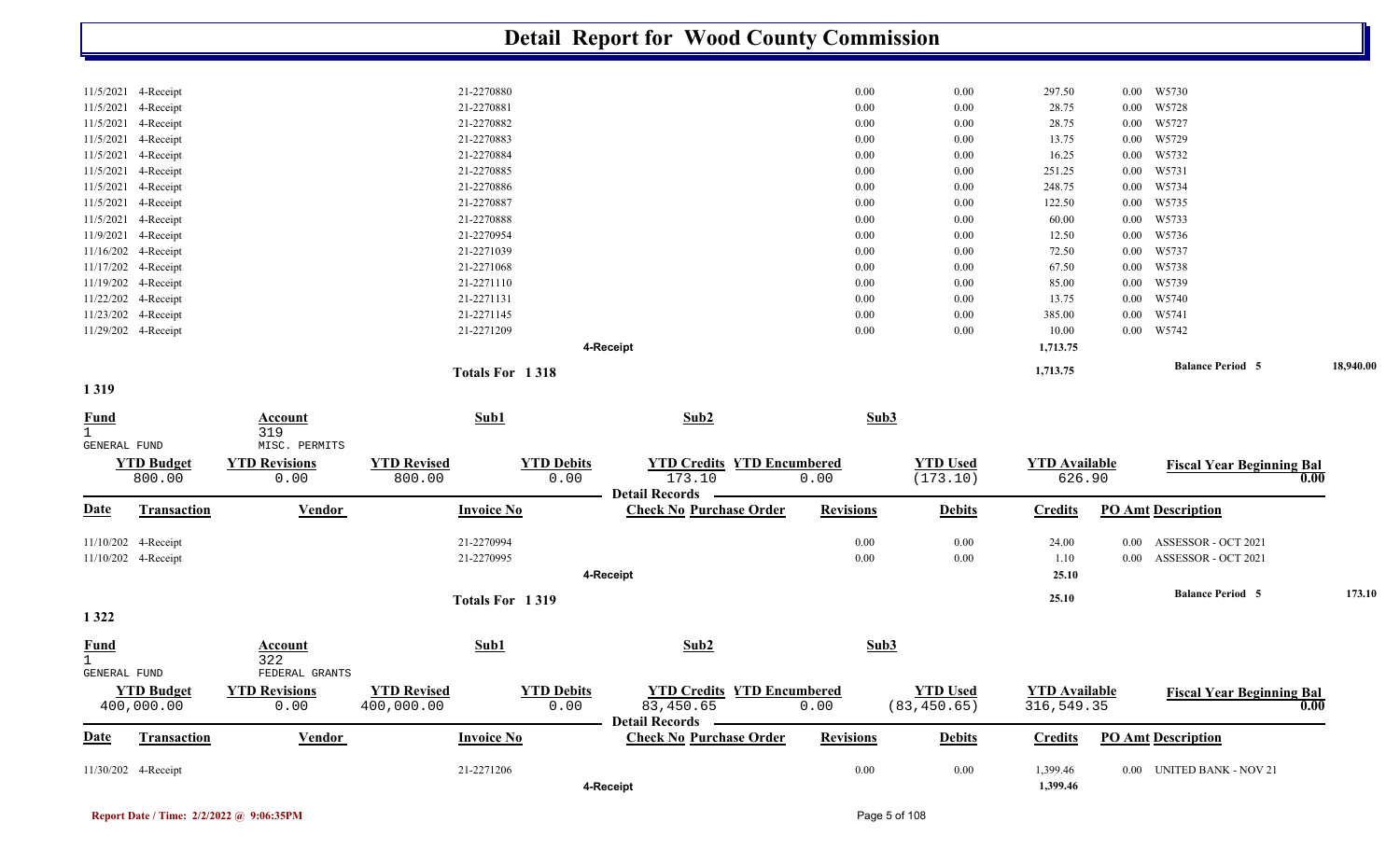# Detail Report for Wood County Commission

| Date | Transaction | Vendor | Invoice No | Check No | Purchase Order | Revisions | Debits | Credits | PO Amt | Description |
|---|---|---|---|---|---|---|---|---|---|---|
| 11/5/2021 | 4-Receipt | | 21-2270880 | | | 0.00 | 0.00 | 297.50 | 0.00 | W5730 |
| 11/5/2021 | 4-Receipt | | 21-2270881 | | | 0.00 | 0.00 | 28.75 | 0.00 | W5728 |
| 11/5/2021 | 4-Receipt | | 21-2270882 | | | 0.00 | 0.00 | 28.75 | 0.00 | W5727 |
| 11/5/2021 | 4-Receipt | | 21-2270883 | | | 0.00 | 0.00 | 13.75 | 0.00 | W5729 |
| 11/5/2021 | 4-Receipt | | 21-2270884 | | | 0.00 | 0.00 | 16.25 | 0.00 | W5732 |
| 11/5/2021 | 4-Receipt | | 21-2270885 | | | 0.00 | 0.00 | 251.25 | 0.00 | W5731 |
| 11/5/2021 | 4-Receipt | | 21-2270886 | | | 0.00 | 0.00 | 248.75 | 0.00 | W5734 |
| 11/5/2021 | 4-Receipt | | 21-2270887 | | | 0.00 | 0.00 | 122.50 | 0.00 | W5735 |
| 11/5/2021 | 4-Receipt | | 21-2270888 | | | 0.00 | 0.00 | 60.00 | 0.00 | W5733 |
| 11/9/2021 | 4-Receipt | | 21-2270954 | | | 0.00 | 0.00 | 12.50 | 0.00 | W5736 |
| 11/16/202 | 4-Receipt | | 21-2271039 | | | 0.00 | 0.00 | 72.50 | 0.00 | W5737 |
| 11/17/202 | 4-Receipt | | 21-2271068 | | | 0.00 | 0.00 | 67.50 | 0.00 | W5738 |
| 11/19/202 | 4-Receipt | | 21-2271110 | | | 0.00 | 0.00 | 85.00 | 0.00 | W5739 |
| 11/22/202 | 4-Receipt | | 21-2271131 | | | 0.00 | 0.00 | 13.75 | 0.00 | W5740 |
| 11/23/202 | 4-Receipt | | 21-2271145 | | | 0.00 | 0.00 | 385.00 | 0.00 | W5741 |
| 11/29/202 | 4-Receipt | | 21-2271209 | | | 0.00 | 0.00 | 10.00 | 0.00 | W5742 |
| | | | | 4-Receipt | | | | 1,713.75 | | |
| | | | Totals For 1 318 | | | | | 1,713.75 | | Balance Period 5 — 18,940.00 |

## 1 319

| Fund | Account | Sub1 | Sub2 | Sub3 |
|---|---|---|---|---|
| 1 GENERAL FUND | 319 MISC. PERMITS | | | |

| YTD Budget | YTD Revisions | YTD Revised | YTD Debits | YTD Credits | YTD Encumbered | YTD Used | YTD Available | Fiscal Year Beginning Bal |
|---|---|---|---|---|---|---|---|---|
| 800.00 | 0.00 | 800.00 | 0.00 | 173.10 | 0.00 | (173.10) | 626.90 | 0.00 |

**Detail Records**

| Date | Transaction | Vendor | Invoice No | Check No | Purchase Order | Revisions | Debits | Credits | PO Amt | Description |
|---|---|---|---|---|---|---|---|---|---|---|
| 11/10/202 | 4-Receipt | | 21-2270994 | | | 0.00 | 0.00 | 24.00 | 0.00 | ASSESSOR - OCT 2021 |
| 11/10/202 | 4-Receipt | | 21-2270995 | | | 0.00 | 0.00 | 1.10 | 0.00 | ASSESSOR - OCT 2021 |
| | | | | 4-Receipt | | | | 25.10 | | |
| | | | Totals For 1 319 | | | | | 25.10 | | Balance Period 5 — 173.10 |

## 1 322

| Fund | Account | Sub1 | Sub2 | Sub3 |
|---|---|---|---|---|
| 1 GENERAL FUND | 322 FEDERAL GRANTS | | | |

| YTD Budget | YTD Revisions | YTD Revised | YTD Debits | YTD Credits | YTD Encumbered | YTD Used | YTD Available | Fiscal Year Beginning Bal |
|---|---|---|---|---|---|---|---|---|
| 400,000.00 | 0.00 | 400,000.00 | 0.00 | 83,450.65 | 0.00 | (83,450.65) | 316,549.35 | 0.00 |

**Detail Records**

| Date | Transaction | Vendor | Invoice No | Check No | Purchase Order | Revisions | Debits | Credits | PO Amt | Description |
|---|---|---|---|---|---|---|---|---|---|---|
| 11/30/202 | 4-Receipt | | 21-2271206 | | | 0.00 | 0.00 | 1,399.46 | 0.00 | UNITED BANK - NOV 21 |
| | | | | 4-Receipt | | | | 1,399.46 | | |

Report Date / Time: 2/2/2022 @ 9:06:35PM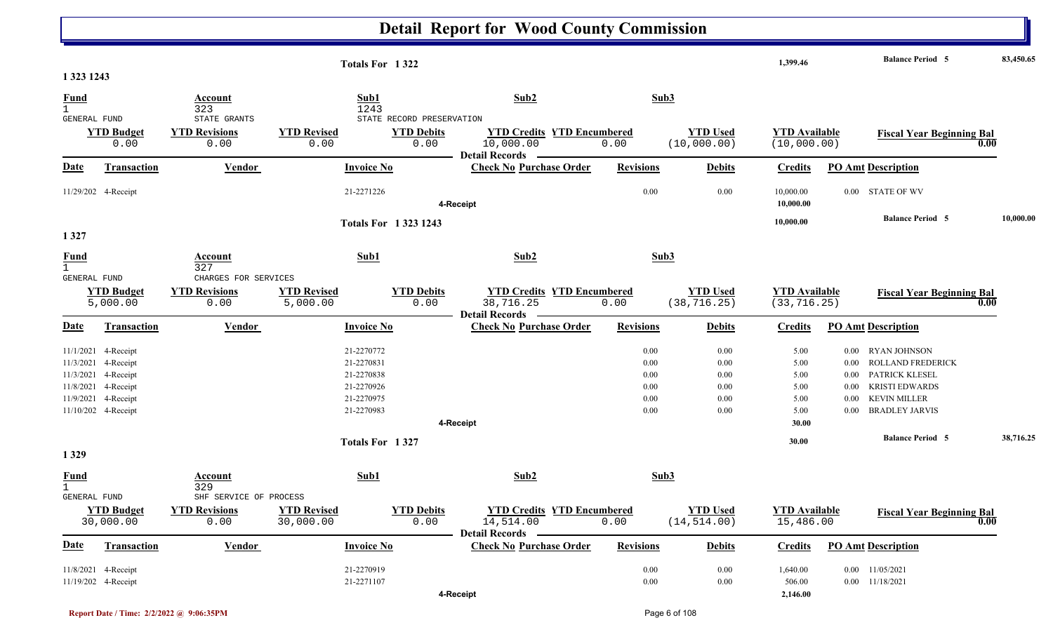# Detail Report for Wood County Commission

**Totals For 1 322** — 1,399.46 — **Balance Period 5** 83,450.65

## 1 323 1243

| Fund | Account | Sub1 | Sub2 | Sub3 |
|---|---|---|---|---|
| 1 | 323 | 1243 | | |
| GENERAL FUND | STATE GRANTS | STATE RECORD PRESERVATION | | |

| YTD Budget | YTD Revisions | YTD Revised | YTD Debits | YTD Credits | YTD Encumbered | YTD Used | YTD Available | Fiscal Year Beginning Bal |
|---|---|---|---|---|---|---|---|---|
| 0.00 | 0.00 | 0.00 | 0.00 | 10,000.00 | 0.00 | (10,000.00) | (10,000.00) | 0.00 |

**Detail Records**

| Date | Transaction | Vendor | Invoice No | Check No | Purchase Order | Revisions | Debits | Credits | PO Amt | Description |
|---|---|---|---|---|---|---|---|---|---|---|
| 11/29/202 | 4-Receipt | | 21-2271226 | | | 0.00 | 0.00 | 10,000.00 | 0.00 | STATE OF WV |
| | | | | 4-Receipt | | | | 10,000.00 | | |

**Totals For 1 323 1243** — 10,000.00 — **Balance Period 5** 10,000.00

## 1 327

| Fund | Account | Sub1 | Sub2 | Sub3 |
|---|---|---|---|---|
| 1 | 327 | | | |
| GENERAL FUND | CHARGES FOR SERVICES | | | |

| YTD Budget | YTD Revisions | YTD Revised | YTD Debits | YTD Credits | YTD Encumbered | YTD Used | YTD Available | Fiscal Year Beginning Bal |
|---|---|---|---|---|---|---|---|---|
| 5,000.00 | 0.00 | 5,000.00 | 0.00 | 38,716.25 | 0.00 | (38,716.25) | (33,716.25) | 0.00 |

**Detail Records**

| Date | Transaction | Vendor | Invoice No | Check No | Purchase Order | Revisions | Debits | Credits | PO Amt | Description |
|---|---|---|---|---|---|---|---|---|---|---|
| 11/1/2021 | 4-Receipt | | 21-2270772 | | | 0.00 | 0.00 | 5.00 | 0.00 | RYAN JOHNSON |
| 11/3/2021 | 4-Receipt | | 21-2270831 | | | 0.00 | 0.00 | 5.00 | 0.00 | ROLLAND FREDERICK |
| 11/3/2021 | 4-Receipt | | 21-2270838 | | | 0.00 | 0.00 | 5.00 | 0.00 | PATRICK KLESEL |
| 11/8/2021 | 4-Receipt | | 21-2270926 | | | 0.00 | 0.00 | 5.00 | 0.00 | KRISTI EDWARDS |
| 11/9/2021 | 4-Receipt | | 21-2270975 | | | 0.00 | 0.00 | 5.00 | 0.00 | KEVIN MILLER |
| 11/10/202 | 4-Receipt | | 21-2270983 | | | 0.00 | 0.00 | 5.00 | 0.00 | BRADLEY JARVIS |
| | | | | 4-Receipt | | | | 30.00 | | |

**Totals For 1 327** — 30.00 — **Balance Period 5** 38,716.25

## 1 329

| Fund | Account | Sub1 | Sub2 | Sub3 |
|---|---|---|---|---|
| 1 | 329 | | | |
| GENERAL FUND | SHF SERVICE OF PROCESS | | | |

| YTD Budget | YTD Revisions | YTD Revised | YTD Debits | YTD Credits | YTD Encumbered | YTD Used | YTD Available | Fiscal Year Beginning Bal |
|---|---|---|---|---|---|---|---|---|
| 30,000.00 | 0.00 | 30,000.00 | 0.00 | 14,514.00 | 0.00 | (14,514.00) | 15,486.00 | 0.00 |

**Detail Records**

| Date | Transaction | Vendor | Invoice No | Check No | Purchase Order | Revisions | Debits | Credits | PO Amt | Description |
|---|---|---|---|---|---|---|---|---|---|---|
| 11/8/2021 | 4-Receipt | | 21-2270919 | | | 0.00 | 0.00 | 1,640.00 | 0.00 | 11/05/2021 |
| 11/19/202 | 4-Receipt | | 21-2271107 | | | 0.00 | 0.00 | 506.00 | 0.00 | 11/18/2021 |
| | | | | 4-Receipt | | | | 2,146.00 | | |

Report Date / Time: 2/2/2022 @ 9:06:35PM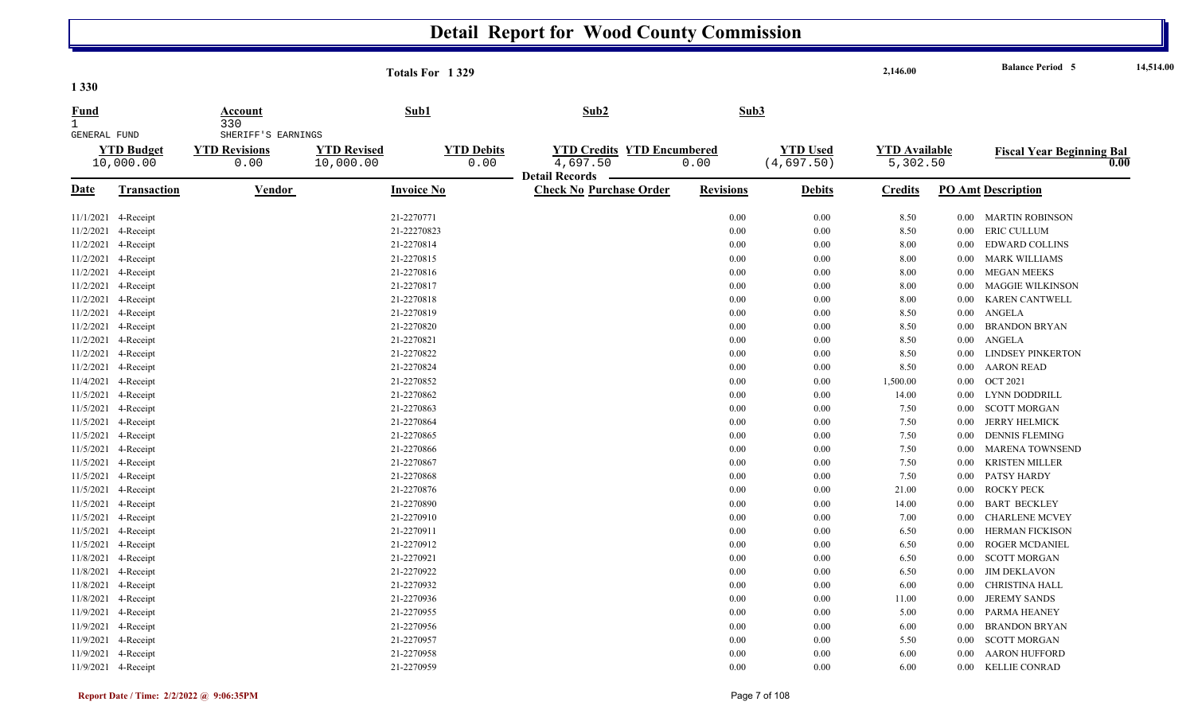# Detail Report for Wood County Commission

Totals For 1 329 — 2,146.00 — Balance Period 5 — 14,514.00

1 330

| Fund | Account | Sub1 | Sub2 | Sub3 |
|---|---|---|---|---|
| 1 GENERAL FUND | 330 SHERIFF'S EARNINGS | | | |

| YTD Budget | YTD Revisions | YTD Revised | YTD Debits | YTD Credits | YTD Encumbered | YTD Used | YTD Available | Fiscal Year Beginning Bal |
|---|---|---|---|---|---|---|---|---|
| 10,000.00 | 0.00 | 10,000.00 | 0.00 | 4,697.50 | 0.00 | (4,697.50) | 5,302.50 | 0.00 |

Detail Records

| Date | Transaction | Vendor | Invoice No | Check No | Purchase Order | Revisions | Debits | Credits | PO Amt | Description |
|---|---|---|---|---|---|---|---|---|---|---|
| 11/1/2021 | 4-Receipt | | 21-2270771 | | | 0.00 | 0.00 | 8.50 | 0.00 | MARTIN ROBINSON |
| 11/2/2021 | 4-Receipt | | 21-22270823 | | | 0.00 | 0.00 | 8.50 | 0.00 | ERIC CULLUM |
| 11/2/2021 | 4-Receipt | | 21-2270814 | | | 0.00 | 0.00 | 8.00 | 0.00 | EDWARD COLLINS |
| 11/2/2021 | 4-Receipt | | 21-2270815 | | | 0.00 | 0.00 | 8.00 | 0.00 | MARK WILLIAMS |
| 11/2/2021 | 4-Receipt | | 21-2270816 | | | 0.00 | 0.00 | 8.00 | 0.00 | MEGAN MEEKS |
| 11/2/2021 | 4-Receipt | | 21-2270817 | | | 0.00 | 0.00 | 8.00 | 0.00 | MAGGIE WILKINSON |
| 11/2/2021 | 4-Receipt | | 21-2270818 | | | 0.00 | 0.00 | 8.00 | 0.00 | KAREN CANTWELL |
| 11/2/2021 | 4-Receipt | | 21-2270819 | | | 0.00 | 0.00 | 8.50 | 0.00 | ANGELA |
| 11/2/2021 | 4-Receipt | | 21-2270820 | | | 0.00 | 0.00 | 8.50 | 0.00 | BRANDON BRYAN |
| 11/2/2021 | 4-Receipt | | 21-2270821 | | | 0.00 | 0.00 | 8.50 | 0.00 | ANGELA |
| 11/2/2021 | 4-Receipt | | 21-2270822 | | | 0.00 | 0.00 | 8.50 | 0.00 | LINDSEY PINKERTON |
| 11/2/2021 | 4-Receipt | | 21-2270824 | | | 0.00 | 0.00 | 8.50 | 0.00 | AARON READ |
| 11/4/2021 | 4-Receipt | | 21-2270852 | | | 0.00 | 0.00 | 1,500.00 | 0.00 | OCT 2021 |
| 11/5/2021 | 4-Receipt | | 21-2270862 | | | 0.00 | 0.00 | 14.00 | 0.00 | LYNN DODDRILL |
| 11/5/2021 | 4-Receipt | | 21-2270863 | | | 0.00 | 0.00 | 7.50 | 0.00 | SCOTT MORGAN |
| 11/5/2021 | 4-Receipt | | 21-2270864 | | | 0.00 | 0.00 | 7.50 | 0.00 | JERRY HELMICK |
| 11/5/2021 | 4-Receipt | | 21-2270865 | | | 0.00 | 0.00 | 7.50 | 0.00 | DENNIS FLEMING |
| 11/5/2021 | 4-Receipt | | 21-2270866 | | | 0.00 | 0.00 | 7.50 | 0.00 | MARENA TOWNSEND |
| 11/5/2021 | 4-Receipt | | 21-2270867 | | | 0.00 | 0.00 | 7.50 | 0.00 | KRISTEN MILLER |
| 11/5/2021 | 4-Receipt | | 21-2270868 | | | 0.00 | 0.00 | 7.50 | 0.00 | PATSY HARDY |
| 11/5/2021 | 4-Receipt | | 21-2270876 | | | 0.00 | 0.00 | 21.00 | 0.00 | ROCKY PECK |
| 11/5/2021 | 4-Receipt | | 21-2270890 | | | 0.00 | 0.00 | 14.00 | 0.00 | BART BECKLEY |
| 11/5/2021 | 4-Receipt | | 21-2270910 | | | 0.00 | 0.00 | 7.00 | 0.00 | CHARLENE MCVEY |
| 11/5/2021 | 4-Receipt | | 21-2270911 | | | 0.00 | 0.00 | 6.50 | 0.00 | HERMAN FICKISON |
| 11/5/2021 | 4-Receipt | | 21-2270912 | | | 0.00 | 0.00 | 6.50 | 0.00 | ROGER MCDANIEL |
| 11/8/2021 | 4-Receipt | | 21-2270921 | | | 0.00 | 0.00 | 6.50 | 0.00 | SCOTT MORGAN |
| 11/8/2021 | 4-Receipt | | 21-2270922 | | | 0.00 | 0.00 | 6.50 | 0.00 | JIM DEKLAVON |
| 11/8/2021 | 4-Receipt | | 21-2270932 | | | 0.00 | 0.00 | 6.00 | 0.00 | CHRISTINA HALL |
| 11/8/2021 | 4-Receipt | | 21-2270936 | | | 0.00 | 0.00 | 11.00 | 0.00 | JEREMY SANDS |
| 11/9/2021 | 4-Receipt | | 21-2270955 | | | 0.00 | 0.00 | 5.00 | 0.00 | PARMA HEANEY |
| 11/9/2021 | 4-Receipt | | 21-2270956 | | | 0.00 | 0.00 | 6.00 | 0.00 | BRANDON BRYAN |
| 11/9/2021 | 4-Receipt | | 21-2270957 | | | 0.00 | 0.00 | 5.50 | 0.00 | SCOTT MORGAN |
| 11/9/2021 | 4-Receipt | | 21-2270958 | | | 0.00 | 0.00 | 6.00 | 0.00 | AARON HUFFORD |
| 11/9/2021 | 4-Receipt | | 21-2270959 | | | 0.00 | 0.00 | 6.00 | 0.00 | KELLIE CONRAD |

Report Date / Time: 2/2/2022 @ 9:06:35PM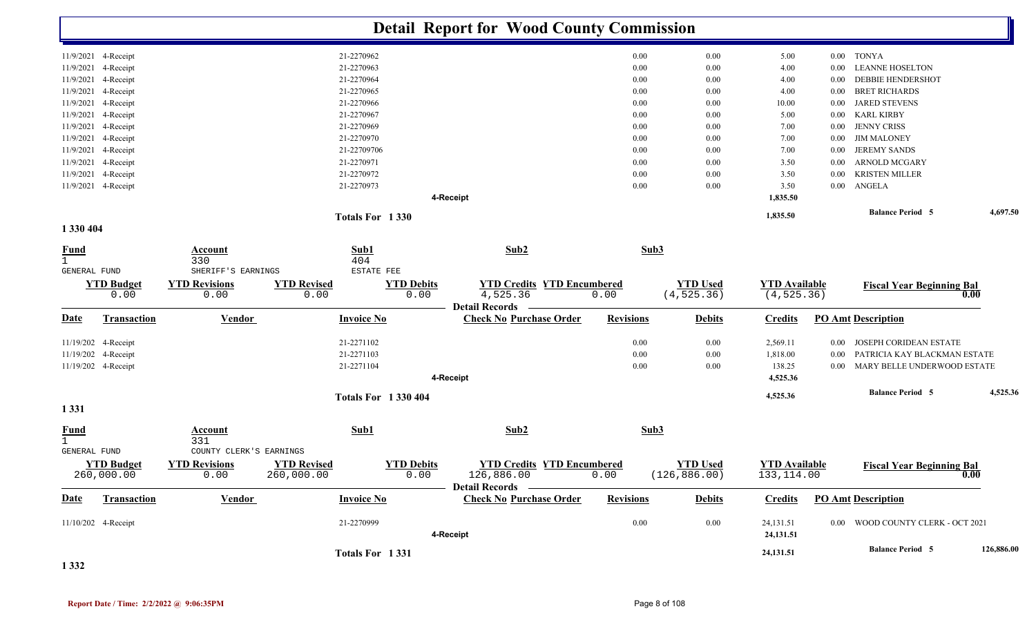# Detail Report for Wood County Commission

| Date | Transaction | Vendor | Invoice No | Check No Purchase Order | Revisions | Debits | Credits | PO Amt | Description |
|---|---|---|---|---|---|---|---|---|---|
| 11/9/2021 | 4-Receipt | | 21-2270962 | | 0.00 | 0.00 | 5.00 | 0.00 | TONYA |
| 11/9/2021 | 4-Receipt | | 21-2270963 | | 0.00 | 0.00 | 4.00 | 0.00 | LEANNE HOSELTON |
| 11/9/2021 | 4-Receipt | | 21-2270964 | | 0.00 | 0.00 | 4.00 | 0.00 | DEBBIE HENDERSHOT |
| 11/9/2021 | 4-Receipt | | 21-2270965 | | 0.00 | 0.00 | 4.00 | 0.00 | BRET RICHARDS |
| 11/9/2021 | 4-Receipt | | 21-2270966 | | 0.00 | 0.00 | 10.00 | 0.00 | JARED STEVENS |
| 11/9/2021 | 4-Receipt | | 21-2270967 | | 0.00 | 0.00 | 5.00 | 0.00 | KARL KIRBY |
| 11/9/2021 | 4-Receipt | | 21-2270969 | | 0.00 | 0.00 | 7.00 | 0.00 | JENNY CRISS |
| 11/9/2021 | 4-Receipt | | 21-2270970 | | 0.00 | 0.00 | 7.00 | 0.00 | JIM MALONEY |
| 11/9/2021 | 4-Receipt | | 21-22709706 | | 0.00 | 0.00 | 7.00 | 0.00 | JEREMY SANDS |
| 11/9/2021 | 4-Receipt | | 21-2270971 | | 0.00 | 0.00 | 3.50 | 0.00 | ARNOLD MCGARY |
| 11/9/2021 | 4-Receipt | | 21-2270972 | | 0.00 | 0.00 | 3.50 | 0.00 | KRISTEN MILLER |
| 11/9/2021 | 4-Receipt | | 21-2270973 | | 0.00 | 0.00 | 3.50 | 0.00 | ANGELA |
| | | | | 4-Receipt | | | 1,835.50 | | |
| | | | Totals For 1 330 | | | | 1,835.50 | | Balance Period 5 4,697.50 |

## 1 330 404

| Fund | Account | Sub1 | Sub2 | Sub3 |
|---|---|---|---|---|
| 1 | 330 | 404 | | |
| GENERAL FUND | SHERIFF'S EARNINGS | ESTATE FEE | | |

| YTD Budget | YTD Revisions | YTD Revised | YTD Debits | YTD Credits | YTD Encumbered | YTD Used | YTD Available | Fiscal Year Beginning Bal |
|---|---|---|---|---|---|---|---|---|
| 0.00 | 0.00 | 0.00 | 0.00 | 4,525.36 | 0.00 | (4,525.36) | (4,525.36) | 0.00 |

Detail Records

| Date | Transaction | Vendor | Invoice No | Check No Purchase Order | Revisions | Debits | Credits | PO Amt | Description |
|---|---|---|---|---|---|---|---|---|---|
| 11/19/202 | 4-Receipt | | 21-2271102 | | 0.00 | 0.00 | 2,569.11 | 0.00 | JOSEPH CORIDEAN ESTATE |
| 11/19/202 | 4-Receipt | | 21-2271103 | | 0.00 | 0.00 | 1,818.00 | 0.00 | PATRICIA KAY BLACKMAN ESTATE |
| 11/19/202 | 4-Receipt | | 21-2271104 | | 0.00 | 0.00 | 138.25 | 0.00 | MARY BELLE UNDERWOOD ESTATE |
| | | | | 4-Receipt | | | 4,525.36 | | |
| | | | Totals For 1 330 404 | | | | 4,525.36 | | Balance Period 5 4,525.36 |

## 1 331

| Fund | Account | Sub1 | Sub2 | Sub3 |
|---|---|---|---|---|
| 1 | 331 | | | |
| GENERAL FUND | COUNTY CLERK'S EARNINGS | | | |

| YTD Budget | YTD Revisions | YTD Revised | YTD Debits | YTD Credits | YTD Encumbered | YTD Used | YTD Available | Fiscal Year Beginning Bal |
|---|---|---|---|---|---|---|---|---|
| 260,000.00 | 0.00 | 260,000.00 | 0.00 | 126,886.00 | 0.00 | (126,886.00) | 133,114.00 | 0.00 |

Detail Records

| Date | Transaction | Vendor | Invoice No | Check No Purchase Order | Revisions | Debits | Credits | PO Amt | Description |
|---|---|---|---|---|---|---|---|---|---|
| 11/10/202 | 4-Receipt | | 21-2270999 | | 0.00 | 0.00 | 24,131.51 | 0.00 | WOOD COUNTY CLERK - OCT 2021 |
| | | | | 4-Receipt | | | 24,131.51 | | |
| | | | Totals For 1 331 | | | | 24,131.51 | | Balance Period 5 126,886.00 |

## 1 332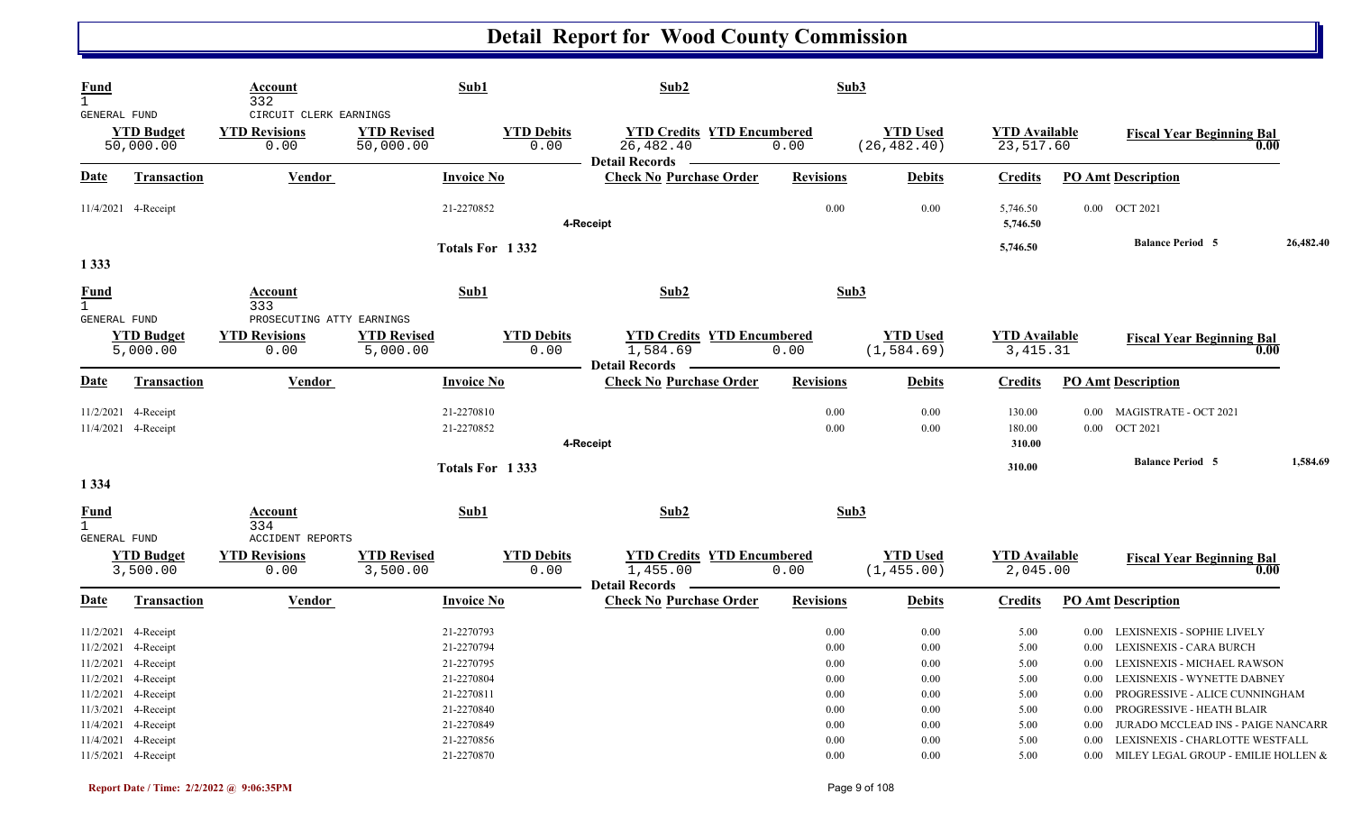# Detail Report for Wood County Commission

| Fund | Account | Sub1 | Sub2 | Sub3 |
|---|---|---|---|---|
| 1 GENERAL FUND | 332 CIRCUIT CLERK EARNINGS | | | |

| YTD Budget | YTD Revisions | YTD Revised | YTD Debits | YTD Credits | YTD Encumbered | YTD Used | YTD Available | Fiscal Year Beginning Bal |
|---|---|---|---|---|---|---|---|---|
| 50,000.00 | 0.00 | 50,000.00 | 0.00 | 26,482.40 | 0.00 | (26,482.40) | 23,517.60 | 0.00 |

**Detail Records**

| Date | Transaction | Vendor | Invoice No | Check No | Purchase Order | Revisions | Debits | Credits | PO Amt | Description |
|---|---|---|---|---|---|---|---|---|---|---|
| 11/4/2021 | 4-Receipt | | 21-2270852 | | | 0.00 | 0.00 | 5,746.50 | 0.00 | OCT 2021 |
| | | | | 4-Receipt | | | | 5,746.50 | | |
| | | | Totals For 1 332 | | | | | 5,746.50 | | Balance Period 5 26,482.40 |

## 1 333

| Fund | Account | Sub1 | Sub2 | Sub3 |
|---|---|---|---|---|
| 1 GENERAL FUND | 333 PROSECUTING ATTY EARNINGS | | | |

| YTD Budget | YTD Revisions | YTD Revised | YTD Debits | YTD Credits | YTD Encumbered | YTD Used | YTD Available | Fiscal Year Beginning Bal |
|---|---|---|---|---|---|---|---|---|
| 5,000.00 | 0.00 | 5,000.00 | 0.00 | 1,584.69 | 0.00 | (1,584.69) | 3,415.31 | 0.00 |

**Detail Records**

| Date | Transaction | Vendor | Invoice No | Check No | Purchase Order | Revisions | Debits | Credits | PO Amt | Description |
|---|---|---|---|---|---|---|---|---|---|---|
| 11/2/2021 | 4-Receipt | | 21-2270810 | | | 0.00 | 0.00 | 130.00 | 0.00 | MAGISTRATE - OCT 2021 |
| 11/4/2021 | 4-Receipt | | 21-2270852 | | | 0.00 | 0.00 | 180.00 | 0.00 | OCT 2021 |
| | | | | 4-Receipt | | | | 310.00 | | |
| | | | Totals For 1 333 | | | | | 310.00 | | Balance Period 5 1,584.69 |

## 1 334

| Fund | Account | Sub1 | Sub2 | Sub3 |
|---|---|---|---|---|
| 1 GENERAL FUND | 334 ACCIDENT REPORTS | | | |

| YTD Budget | YTD Revisions | YTD Revised | YTD Debits | YTD Credits | YTD Encumbered | YTD Used | YTD Available | Fiscal Year Beginning Bal |
|---|---|---|---|---|---|---|---|---|
| 3,500.00 | 0.00 | 3,500.00 | 0.00 | 1,455.00 | 0.00 | (1,455.00) | 2,045.00 | 0.00 |

**Detail Records**

| Date | Transaction | Vendor | Invoice No | Check No | Purchase Order | Revisions | Debits | Credits | PO Amt | Description |
|---|---|---|---|---|---|---|---|---|---|---|
| 11/2/2021 | 4-Receipt | | 21-2270793 | | | 0.00 | 0.00 | 5.00 | 0.00 | LEXISNEXIS - SOPHIE LIVELY |
| 11/2/2021 | 4-Receipt | | 21-2270794 | | | 0.00 | 0.00 | 5.00 | 0.00 | LEXISNEXIS - CARA BURCH |
| 11/2/2021 | 4-Receipt | | 21-2270795 | | | 0.00 | 0.00 | 5.00 | 0.00 | LEXISNEXIS - MICHAEL RAWSON |
| 11/2/2021 | 4-Receipt | | 21-2270804 | | | 0.00 | 0.00 | 5.00 | 0.00 | LEXISNEXIS - WYNETTE DABNEY |
| 11/2/2021 | 4-Receipt | | 21-2270811 | | | 0.00 | 0.00 | 5.00 | 0.00 | PROGRESSIVE - ALICE CUNNINGHAM |
| 11/3/2021 | 4-Receipt | | 21-2270840 | | | 0.00 | 0.00 | 5.00 | 0.00 | PROGRESSIVE - HEATH BLAIR |
| 11/4/2021 | 4-Receipt | | 21-2270849 | | | 0.00 | 0.00 | 5.00 | 0.00 | JURADO MCCLEAD INS - PAIGE NANCARR |
| 11/4/2021 | 4-Receipt | | 21-2270856 | | | 0.00 | 0.00 | 5.00 | 0.00 | LEXISNEXIS - CHARLOTTE WESTFALL |
| 11/5/2021 | 4-Receipt | | 21-2270870 | | | 0.00 | 0.00 | 5.00 | 0.00 | MILEY LEGAL GROUP - EMILIE HOLLEN & |

Report Date / Time: 2/2/2022 @ 9:06:35PM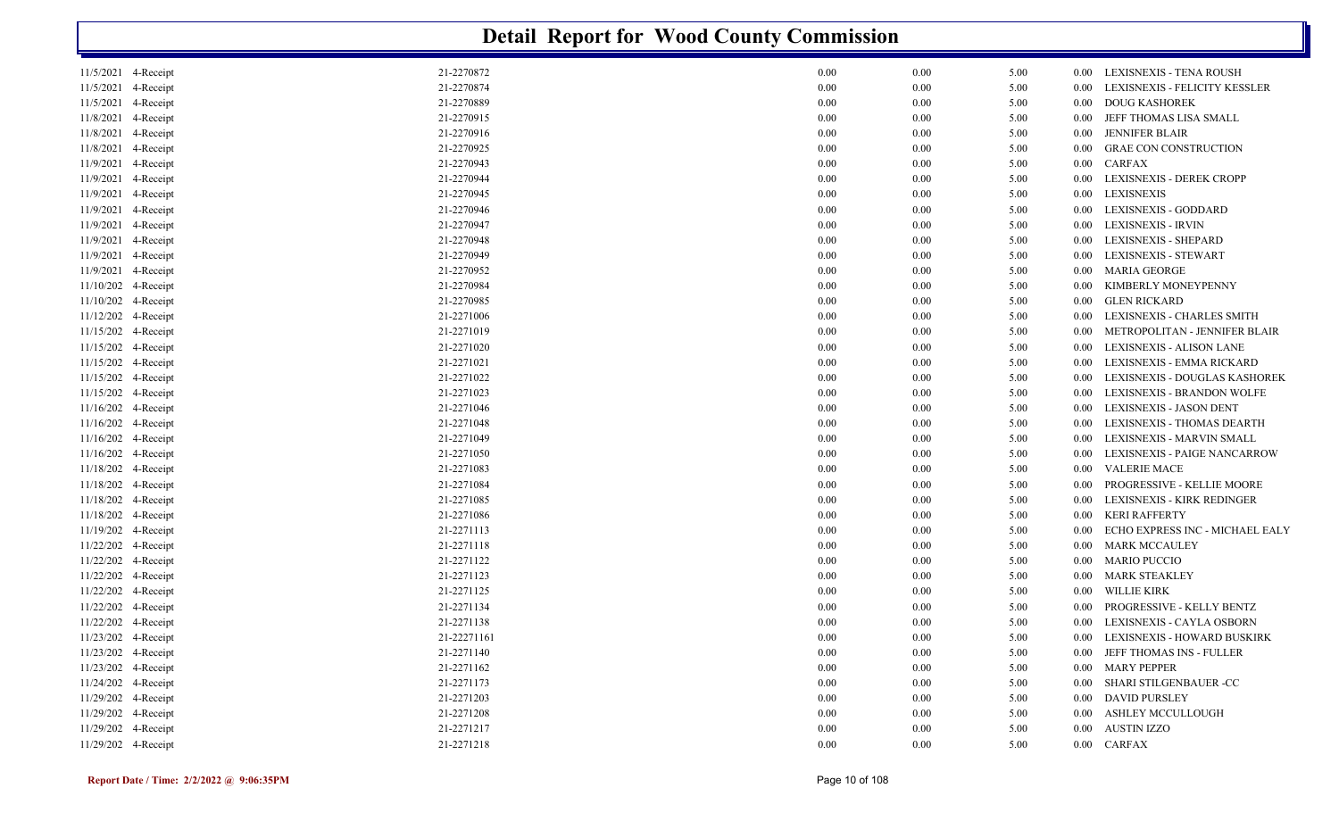# Detail Report for Wood County Commission

| | | | | | | | |
|---|---|---|---|---|---|---|---|
| 11/5/2021 | 4-Receipt | 21-2270872 | 0.00 | 0.00 | 5.00 | 0.00 | LEXISNEXIS - TENA ROUSH |
| 11/5/2021 | 4-Receipt | 21-2270874 | 0.00 | 0.00 | 5.00 | 0.00 | LEXISNEXIS - FELICITY KESSLER |
| 11/5/2021 | 4-Receipt | 21-2270889 | 0.00 | 0.00 | 5.00 | 0.00 | DOUG KASHOREK |
| 11/8/2021 | 4-Receipt | 21-2270915 | 0.00 | 0.00 | 5.00 | 0.00 | JEFF THOMAS LISA SMALL |
| 11/8/2021 | 4-Receipt | 21-2270916 | 0.00 | 0.00 | 5.00 | 0.00 | JENNIFER BLAIR |
| 11/8/2021 | 4-Receipt | 21-2270925 | 0.00 | 0.00 | 5.00 | 0.00 | GRAE CON CONSTRUCTION |
| 11/9/2021 | 4-Receipt | 21-2270943 | 0.00 | 0.00 | 5.00 | 0.00 | CARFAX |
| 11/9/2021 | 4-Receipt | 21-2270944 | 0.00 | 0.00 | 5.00 | 0.00 | LEXISNEXIS - DEREK CROPP |
| 11/9/2021 | 4-Receipt | 21-2270945 | 0.00 | 0.00 | 5.00 | 0.00 | LEXISNEXIS |
| 11/9/2021 | 4-Receipt | 21-2270946 | 0.00 | 0.00 | 5.00 | 0.00 | LEXISNEXIS - GODDARD |
| 11/9/2021 | 4-Receipt | 21-2270947 | 0.00 | 0.00 | 5.00 | 0.00 | LEXISNEXIS - IRVIN |
| 11/9/2021 | 4-Receipt | 21-2270948 | 0.00 | 0.00 | 5.00 | 0.00 | LEXISNEXIS - SHEPARD |
| 11/9/2021 | 4-Receipt | 21-2270949 | 0.00 | 0.00 | 5.00 | 0.00 | LEXISNEXIS - STEWART |
| 11/9/2021 | 4-Receipt | 21-2270952 | 0.00 | 0.00 | 5.00 | 0.00 | MARIA GEORGE |
| 11/10/202 | 4-Receipt | 21-2270984 | 0.00 | 0.00 | 5.00 | 0.00 | KIMBERLY MONEYPENNY |
| 11/10/202 | 4-Receipt | 21-2270985 | 0.00 | 0.00 | 5.00 | 0.00 | GLEN RICKARD |
| 11/12/202 | 4-Receipt | 21-2271006 | 0.00 | 0.00 | 5.00 | 0.00 | LEXISNEXIS - CHARLES SMITH |
| 11/15/202 | 4-Receipt | 21-2271019 | 0.00 | 0.00 | 5.00 | 0.00 | METROPOLITAN - JENNIFER BLAIR |
| 11/15/202 | 4-Receipt | 21-2271020 | 0.00 | 0.00 | 5.00 | 0.00 | LEXISNEXIS - ALISON LANE |
| 11/15/202 | 4-Receipt | 21-2271021 | 0.00 | 0.00 | 5.00 | 0.00 | LEXISNEXIS - EMMA RICKARD |
| 11/15/202 | 4-Receipt | 21-2271022 | 0.00 | 0.00 | 5.00 | 0.00 | LEXISNEXIS - DOUGLAS KASHOREK |
| 11/15/202 | 4-Receipt | 21-2271023 | 0.00 | 0.00 | 5.00 | 0.00 | LEXISNEXIS - BRANDON WOLFE |
| 11/16/202 | 4-Receipt | 21-2271046 | 0.00 | 0.00 | 5.00 | 0.00 | LEXISNEXIS - JASON DENT |
| 11/16/202 | 4-Receipt | 21-2271048 | 0.00 | 0.00 | 5.00 | 0.00 | LEXISNEXIS - THOMAS DEARTH |
| 11/16/202 | 4-Receipt | 21-2271049 | 0.00 | 0.00 | 5.00 | 0.00 | LEXISNEXIS - MARVIN SMALL |
| 11/16/202 | 4-Receipt | 21-2271050 | 0.00 | 0.00 | 5.00 | 0.00 | LEXISNEXIS - PAIGE NANCARROW |
| 11/18/202 | 4-Receipt | 21-2271083 | 0.00 | 0.00 | 5.00 | 0.00 | VALERIE MACE |
| 11/18/202 | 4-Receipt | 21-2271084 | 0.00 | 0.00 | 5.00 | 0.00 | PROGRESSIVE - KELLIE MOORE |
| 11/18/202 | 4-Receipt | 21-2271085 | 0.00 | 0.00 | 5.00 | 0.00 | LEXISNEXIS - KIRK REDINGER |
| 11/18/202 | 4-Receipt | 21-2271086 | 0.00 | 0.00 | 5.00 | 0.00 | KERI RAFFERTY |
| 11/19/202 | 4-Receipt | 21-2271113 | 0.00 | 0.00 | 5.00 | 0.00 | ECHO EXPRESS INC - MICHAEL EALY |
| 11/22/202 | 4-Receipt | 21-2271118 | 0.00 | 0.00 | 5.00 | 0.00 | MARK MCCAULEY |
| 11/22/202 | 4-Receipt | 21-2271122 | 0.00 | 0.00 | 5.00 | 0.00 | MARIO PUCCIO |
| 11/22/202 | 4-Receipt | 21-2271123 | 0.00 | 0.00 | 5.00 | 0.00 | MARK STEAKLEY |
| 11/22/202 | 4-Receipt | 21-2271125 | 0.00 | 0.00 | 5.00 | 0.00 | WILLIE KIRK |
| 11/22/202 | 4-Receipt | 21-2271134 | 0.00 | 0.00 | 5.00 | 0.00 | PROGRESSIVE - KELLY BENTZ |
| 11/22/202 | 4-Receipt | 21-2271138 | 0.00 | 0.00 | 5.00 | 0.00 | LEXISNEXIS - CAYLA OSBORN |
| 11/23/202 | 4-Receipt | 21-22271161 | 0.00 | 0.00 | 5.00 | 0.00 | LEXISNEXIS - HOWARD BUSKIRK |
| 11/23/202 | 4-Receipt | 21-2271140 | 0.00 | 0.00 | 5.00 | 0.00 | JEFF THOMAS INS - FULLER |
| 11/23/202 | 4-Receipt | 21-2271162 | 0.00 | 0.00 | 5.00 | 0.00 | MARY PEPPER |
| 11/24/202 | 4-Receipt | 21-2271173 | 0.00 | 0.00 | 5.00 | 0.00 | SHARI STILGENBAUER -CC |
| 11/29/202 | 4-Receipt | 21-2271203 | 0.00 | 0.00 | 5.00 | 0.00 | DAVID PURSLEY |
| 11/29/202 | 4-Receipt | 21-2271208 | 0.00 | 0.00 | 5.00 | 0.00 | ASHLEY MCCULLOUGH |
| 11/29/202 | 4-Receipt | 21-2271217 | 0.00 | 0.00 | 5.00 | 0.00 | AUSTIN IZZO |
| 11/29/202 | 4-Receipt | 21-2271218 | 0.00 | 0.00 | 5.00 | 0.00 | CARFAX |

**Report Date / Time: 2/2/2022 @ 9:06:35PM**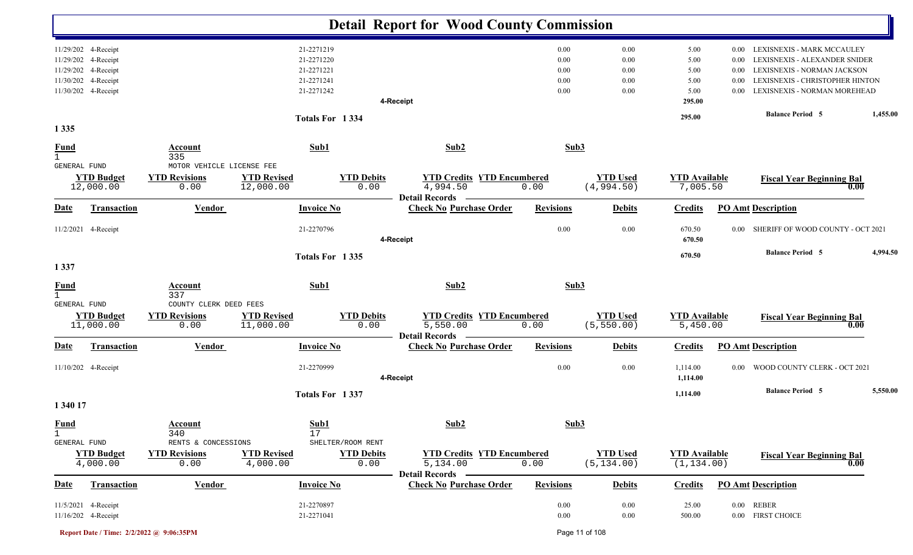# Detail Report for Wood County Commission

| Date | Transaction | Vendor | Invoice No | Check No | Purchase Order | Revisions | Debits | Credits | PO Amt | Description |
|---|---|---|---|---|---|---|---|---|---|---|
| 11/29/202 | 4-Receipt | | 21-2271219 | | | 0.00 | 0.00 | 5.00 | 0.00 | LEXISNEXIS - MARK MCCAULEY |
| 11/29/202 | 4-Receipt | | 21-2271220 | | | 0.00 | 0.00 | 5.00 | 0.00 | LEXISNEXIS - ALEXANDER SNIDER |
| 11/29/202 | 4-Receipt | | 21-2271221 | | | 0.00 | 0.00 | 5.00 | 0.00 | LEXISNEXIS - NORMAN JACKSON |
| 11/30/202 | 4-Receipt | | 21-2271241 | | | 0.00 | 0.00 | 5.00 | 0.00 | LEXISNEXIS - CHRISTOPHER HINTON |
| 11/30/202 | 4-Receipt | | 21-2271242 | | | 0.00 | 0.00 | 5.00 | 0.00 | LEXISNEXIS - NORMAN MOREHEAD |
| | | | | 4-Receipt | | | | 295.00 | | |

Totals For 1 334: 295.00 — Balance Period 5: 1,455.00

## 1 335

| Fund | Account | Sub1 | Sub2 | Sub3 |
|---|---|---|---|---|
| 1 GENERAL FUND | 335 MOTOR VEHICLE LICENSE FEE | | | |

| YTD Budget | YTD Revisions | YTD Revised | YTD Debits | YTD Credits | YTD Encumbered | YTD Used | YTD Available | Fiscal Year Beginning Bal |
|---|---|---|---|---|---|---|---|---|
| 12,000.00 | 0.00 | 12,000.00 | 0.00 | 4,994.50 | 0.00 | (4,994.50) | 7,005.50 | 0.00 |

**Detail Records**

| Date | Transaction | Vendor | Invoice No | Check No | Purchase Order | Revisions | Debits | Credits | PO Amt | Description |
|---|---|---|---|---|---|---|---|---|---|---|
| 11/2/2021 | 4-Receipt | | 21-2270796 | | | 0.00 | 0.00 | 670.50 | 0.00 | SHERIFF OF WOOD COUNTY - OCT 2021 |
| | | | | 4-Receipt | | | | 670.50 | | |

Totals For 1 335: 670.50 — Balance Period 5: 4,994.50

## 1 337

| Fund | Account | Sub1 | Sub2 | Sub3 |
|---|---|---|---|---|
| 1 GENERAL FUND | 337 COUNTY CLERK DEED FEES | | | |

| YTD Budget | YTD Revisions | YTD Revised | YTD Debits | YTD Credits | YTD Encumbered | YTD Used | YTD Available | Fiscal Year Beginning Bal |
|---|---|---|---|---|---|---|---|---|
| 11,000.00 | 0.00 | 11,000.00 | 0.00 | 5,550.00 | 0.00 | (5,550.00) | 5,450.00 | 0.00 |

**Detail Records**

| Date | Transaction | Vendor | Invoice No | Check No | Purchase Order | Revisions | Debits | Credits | PO Amt | Description |
|---|---|---|---|---|---|---|---|---|---|---|
| 11/10/202 | 4-Receipt | | 21-2270999 | | | 0.00 | 0.00 | 1,114.00 | 0.00 | WOOD COUNTY CLERK - OCT 2021 |
| | | | | 4-Receipt | | | | 1,114.00 | | |

Totals For 1 337: 1,114.00 — Balance Period 5: 5,550.00

## 1 340 17

| Fund | Account | Sub1 | Sub2 | Sub3 |
|---|---|---|---|---|
| 1 GENERAL FUND | 340 RENTS & CONCESSIONS | 17 SHELTER/ROOM RENT | | |

| YTD Budget | YTD Revisions | YTD Revised | YTD Debits | YTD Credits | YTD Encumbered | YTD Used | YTD Available | Fiscal Year Beginning Bal |
|---|---|---|---|---|---|---|---|---|
| 4,000.00 | 0.00 | 4,000.00 | 0.00 | 5,134.00 | 0.00 | (5,134.00) | (1,134.00) | 0.00 |

**Detail Records**

| Date | Transaction | Vendor | Invoice No | Check No | Purchase Order | Revisions | Debits | Credits | PO Amt | Description |
|---|---|---|---|---|---|---|---|---|---|---|
| 11/5/2021 | 4-Receipt | | 21-2270897 | | | 0.00 | 0.00 | 25.00 | 0.00 | REBER |
| 11/16/202 | 4-Receipt | | 21-2271041 | | | 0.00 | 0.00 | 500.00 | 0.00 | FIRST CHOICE |

Report Date / Time: 2/2/2022 @ 9:06:35PM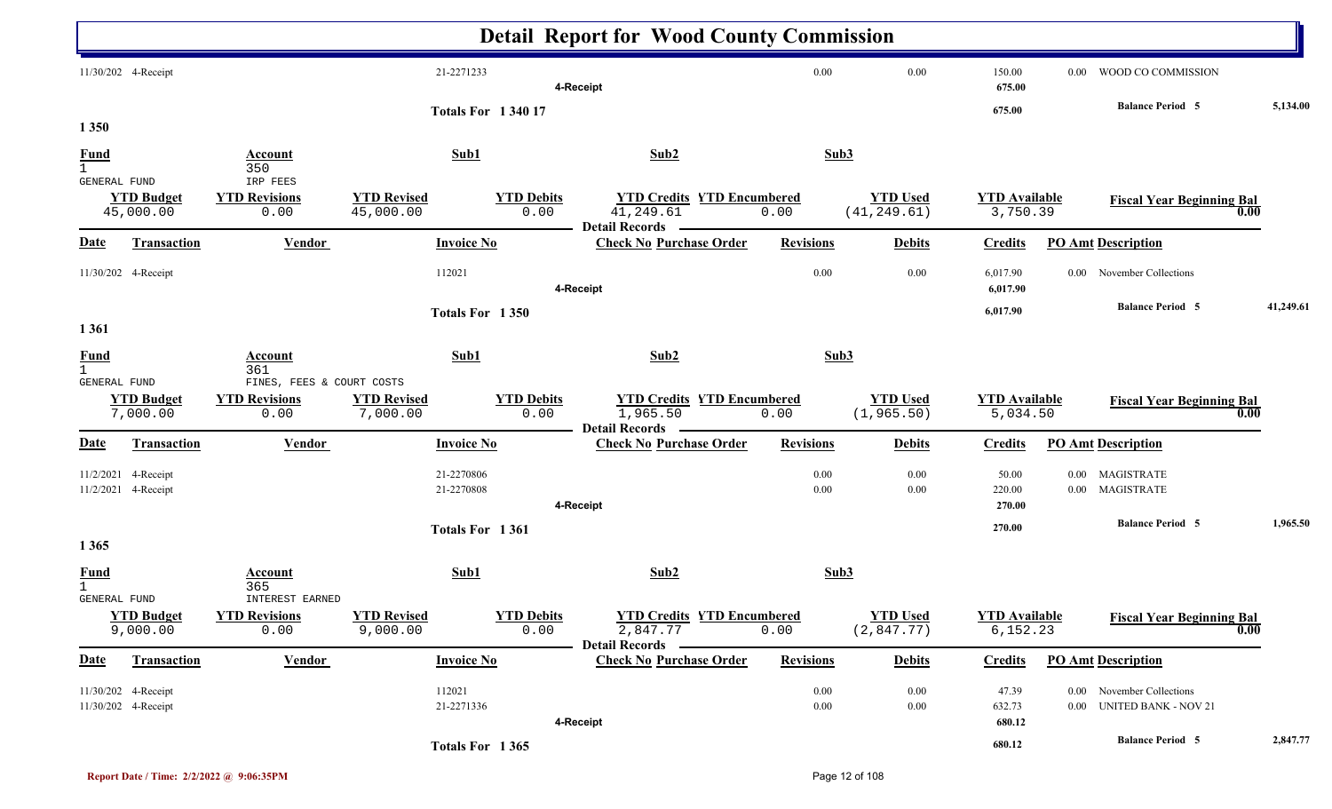# Detail Report for Wood County Commission

| Date | Transaction | Vendor | Invoice No | Check No Purchase Order | Revisions | Debits | Credits | PO Amt | Description |
|---|---|---|---|---|---|---|---|---|---|
| 11/30/202 | 4-Receipt | | 21-2271233 | | 0.00 | 0.00 | 150.00 | 0.00 | WOOD CO COMMISSION |
| | | | | 4-Receipt | | | 675.00 | | |

**Totals For 1 340 17** — 675.00 — Balance Period 5: 5,134.00

## 1 350

| Fund | Account | Sub1 | Sub2 | Sub3 |
|---|---|---|---|---|
| 1 GENERAL FUND | 350 IRP FEES | | | |

| YTD Budget | YTD Revisions | YTD Revised | YTD Debits | YTD Credits | YTD Encumbered | YTD Used | YTD Available | Fiscal Year Beginning Bal |
|---|---|---|---|---|---|---|---|---|
| 45,000.00 | 0.00 | 45,000.00 | 0.00 | 41,249.61 | 0.00 | (41,249.61) | 3,750.39 | 0.00 |

Detail Records

| Date | Transaction | Vendor | Invoice No | Check No Purchase Order | Revisions | Debits | Credits | PO Amt | Description |
|---|---|---|---|---|---|---|---|---|---|
| 11/30/202 | 4-Receipt | | 112021 | | 0.00 | 0.00 | 6,017.90 | 0.00 | November Collections |
| | | | | 4-Receipt | | | 6,017.90 | | |

**Totals For 1 350** — 6,017.90 — Balance Period 5: 41,249.61

## 1 361

| Fund | Account | Sub1 | Sub2 | Sub3 |
|---|---|---|---|---|
| 1 GENERAL FUND | 361 FINES, FEES & COURT COSTS | | | |

| YTD Budget | YTD Revisions | YTD Revised | YTD Debits | YTD Credits | YTD Encumbered | YTD Used | YTD Available | Fiscal Year Beginning Bal |
|---|---|---|---|---|---|---|---|---|
| 7,000.00 | 0.00 | 7,000.00 | 0.00 | 1,965.50 | 0.00 | (1,965.50) | 5,034.50 | 0.00 |

Detail Records

| Date | Transaction | Vendor | Invoice No | Check No Purchase Order | Revisions | Debits | Credits | PO Amt | Description |
|---|---|---|---|---|---|---|---|---|---|
| 11/2/2021 | 4-Receipt | | 21-2270806 | | 0.00 | 0.00 | 50.00 | 0.00 | MAGISTRATE |
| 11/2/2021 | 4-Receipt | | 21-2270808 | | 0.00 | 0.00 | 220.00 | 0.00 | MAGISTRATE |
| | | | | 4-Receipt | | | 270.00 | | |

**Totals For 1 361** — 270.00 — Balance Period 5: 1,965.50

## 1 365

| Fund | Account | Sub1 | Sub2 | Sub3 |
|---|---|---|---|---|
| 1 GENERAL FUND | 365 INTEREST EARNED | | | |

| YTD Budget | YTD Revisions | YTD Revised | YTD Debits | YTD Credits | YTD Encumbered | YTD Used | YTD Available | Fiscal Year Beginning Bal |
|---|---|---|---|---|---|---|---|---|
| 9,000.00 | 0.00 | 9,000.00 | 0.00 | 2,847.77 | 0.00 | (2,847.77) | 6,152.23 | 0.00 |

Detail Records

| Date | Transaction | Vendor | Invoice No | Check No Purchase Order | Revisions | Debits | Credits | PO Amt | Description |
|---|---|---|---|---|---|---|---|---|---|
| 11/30/202 | 4-Receipt | | 112021 | | 0.00 | 0.00 | 47.39 | 0.00 | November Collections |
| 11/30/202 | 4-Receipt | | 21-2271336 | | 0.00 | 0.00 | 632.73 | 0.00 | UNITED BANK - NOV 21 |
| | | | | 4-Receipt | | | 680.12 | | |

**Totals For 1 365** — 680.12 — Balance Period 5: 2,847.77

Report Date / Time: 2/2/2022 @ 9:06:35PM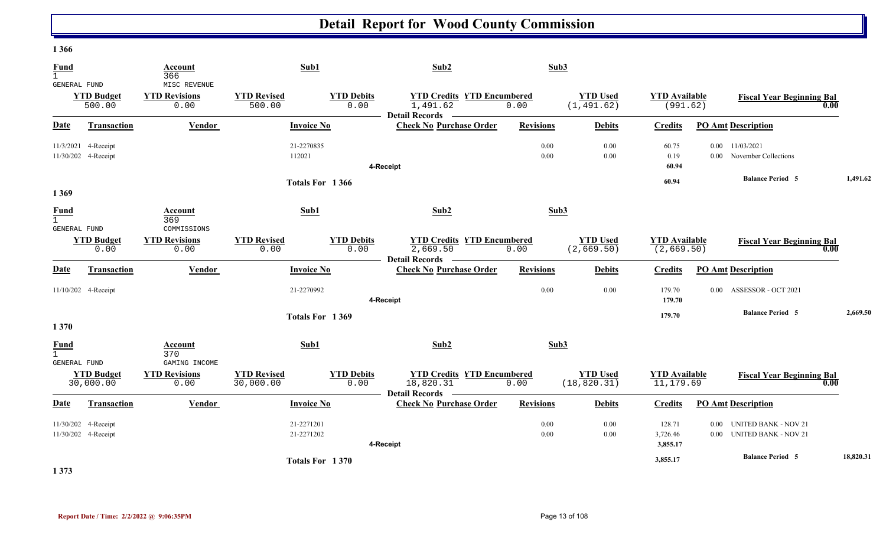# Detail Report for Wood County Commission

**1 366**

| Fund | Account | Sub1 | Sub2 | Sub3 |
|---|---|---|---|---|
| 1 GENERAL FUND | 366 MISC REVENUE | | | |

| YTD Budget | YTD Revisions | YTD Revised | YTD Debits | YTD Credits | YTD Encumbered | YTD Used | YTD Available | Fiscal Year Beginning Bal |
|---|---|---|---|---|---|---|---|---|
| 500.00 | 0.00 | 500.00 | 0.00 | 1,491.62 | 0.00 | (1,491.62) | (991.62) | 0.00 |

Detail Records

| Date | Transaction | Vendor | Invoice No | Check No | Purchase Order | Revisions | Debits | Credits | PO Amt | Description |
|---|---|---|---|---|---|---|---|---|---|---|
| 11/3/2021 | 4-Receipt | | 21-2270835 | | | 0.00 | 0.00 | 60.75 | 0.00 | 11/03/2021 |
| 11/30/202 | 4-Receipt | | 112021 | | | 0.00 | 0.00 | 0.19 | 0.00 | November Collections |
| | | | | 4-Receipt | | | | 60.94 | | |
| | | | Totals For 1 366 | | | | | 60.94 | | Balance Period 5 — 1,491.62 |

**1 369**

| Fund | Account | Sub1 | Sub2 | Sub3 |
|---|---|---|---|---|
| 1 GENERAL FUND | 369 COMMISSIONS | | | |

| YTD Budget | YTD Revisions | YTD Revised | YTD Debits | YTD Credits | YTD Encumbered | YTD Used | YTD Available | Fiscal Year Beginning Bal |
|---|---|---|---|---|---|---|---|---|
| 0.00 | 0.00 | 0.00 | 0.00 | 2,669.50 | 0.00 | (2,669.50) | (2,669.50) | 0.00 |

Detail Records

| Date | Transaction | Vendor | Invoice No | Check No | Purchase Order | Revisions | Debits | Credits | PO Amt | Description |
|---|---|---|---|---|---|---|---|---|---|---|
| 11/10/202 | 4-Receipt | | 21-2270992 | | | 0.00 | 0.00 | 179.70 | 0.00 | ASSESSOR - OCT 2021 |
| | | | | 4-Receipt | | | | 179.70 | | |
| | | | Totals For 1 369 | | | | | 179.70 | | Balance Period 5 — 2,669.50 |

**1 370**

| Fund | Account | Sub1 | Sub2 | Sub3 |
|---|---|---|---|---|
| 1 GENERAL FUND | 370 GAMING INCOME | | | |

| YTD Budget | YTD Revisions | YTD Revised | YTD Debits | YTD Credits | YTD Encumbered | YTD Used | YTD Available | Fiscal Year Beginning Bal |
|---|---|---|---|---|---|---|---|---|
| 30,000.00 | 0.00 | 30,000.00 | 0.00 | 18,820.31 | 0.00 | (18,820.31) | 11,179.69 | 0.00 |

Detail Records

| Date | Transaction | Vendor | Invoice No | Check No | Purchase Order | Revisions | Debits | Credits | PO Amt | Description |
|---|---|---|---|---|---|---|---|---|---|---|
| 11/30/202 | 4-Receipt | | 21-2271201 | | | 0.00 | 0.00 | 128.71 | 0.00 | UNITED BANK - NOV 21 |
| 11/30/202 | 4-Receipt | | 21-2271202 | | | 0.00 | 0.00 | 3,726.46 | 0.00 | UNITED BANK - NOV 21 |
| | | | | 4-Receipt | | | | 3,855.17 | | |
| | | | Totals For 1 370 | | | | | 3,855.17 | | Balance Period 5 — 18,820.31 |

**1 373**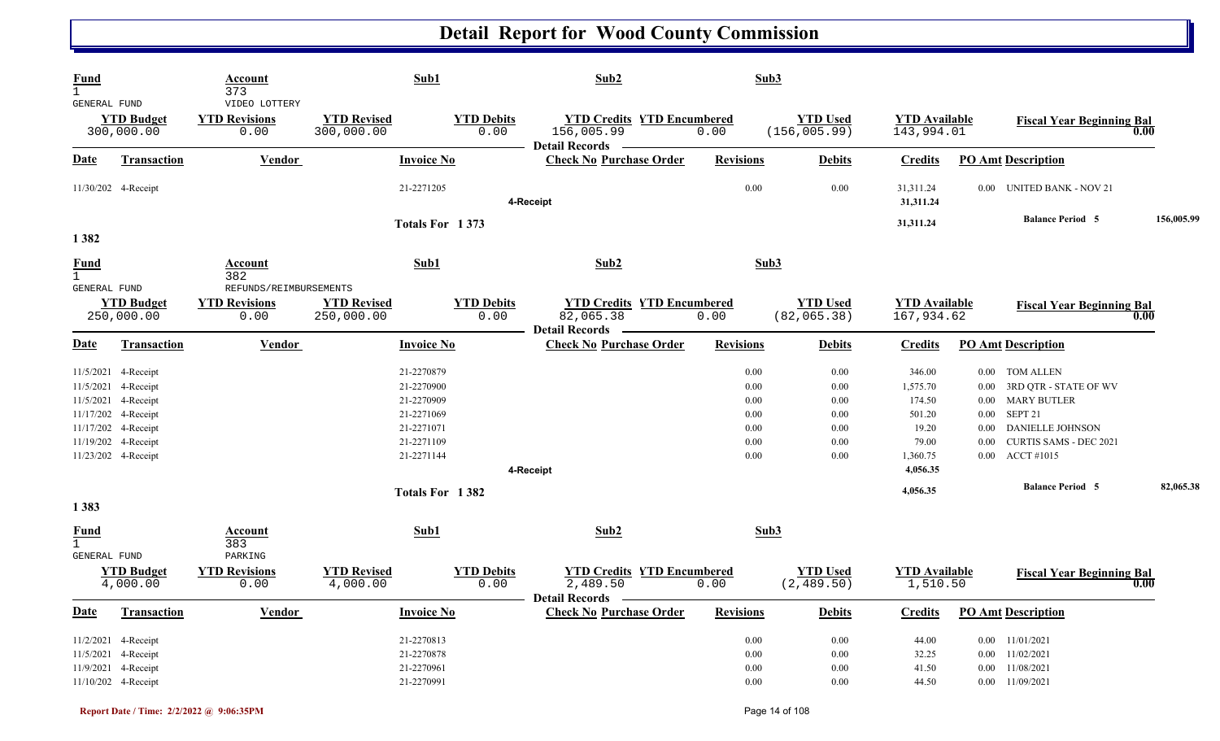# Detail Report for Wood County Commission

| Fund | Account | Sub1 | Sub2 | Sub3 |
|---|---|---|---|---|
| 1 | 373 | | | |
| GENERAL FUND | VIDEO LOTTERY | | | |

| YTD Budget | YTD Revisions | YTD Revised | YTD Debits | YTD Credits | YTD Encumbered | YTD Used | YTD Available | Fiscal Year Beginning Bal |
|---|---|---|---|---|---|---|---|---|
| 300,000.00 | 0.00 | 300,000.00 | 0.00 | 156,005.99 | 0.00 | (156,005.99) | 143,994.01 | 0.00 |

**Detail Records**

| Date | Transaction | Vendor | Invoice No | Check No | Purchase Order | Revisions | Debits | Credits | PO Amt | Description |
|---|---|---|---|---|---|---|---|---|---|---|
| 11/30/202 | 4-Receipt | | 21-2271205 | | | 0.00 | 0.00 | 31,311.24 | 0.00 | UNITED BANK - NOV 21 |
| | | | | 4-Receipt | | | | 31,311.24 | | |
| | | | Totals For 1 373 | | | | | 31,311.24 | | Balance Period 5 156,005.99 |

## 1 382

| Fund | Account | Sub1 | Sub2 | Sub3 |
|---|---|---|---|---|
| 1 | 382 | | | |
| GENERAL FUND | REFUNDS/REIMBURSEMENTS | | | |

| YTD Budget | YTD Revisions | YTD Revised | YTD Debits | YTD Credits | YTD Encumbered | YTD Used | YTD Available | Fiscal Year Beginning Bal |
|---|---|---|---|---|---|---|---|---|
| 250,000.00 | 0.00 | 250,000.00 | 0.00 | 82,065.38 | 0.00 | (82,065.38) | 167,934.62 | 0.00 |

**Detail Records**

| Date | Transaction | Vendor | Invoice No | Check No | Purchase Order | Revisions | Debits | Credits | PO Amt | Description |
|---|---|---|---|---|---|---|---|---|---|---|
| 11/5/2021 | 4-Receipt | | 21-2270879 | | | 0.00 | 0.00 | 346.00 | 0.00 | TOM ALLEN |
| 11/5/2021 | 4-Receipt | | 21-2270900 | | | 0.00 | 0.00 | 1,575.70 | 0.00 | 3RD QTR - STATE OF WV |
| 11/5/2021 | 4-Receipt | | 21-2270909 | | | 0.00 | 0.00 | 174.50 | 0.00 | MARY BUTLER |
| 11/17/202 | 4-Receipt | | 21-2271069 | | | 0.00 | 0.00 | 501.20 | 0.00 | SEPT 21 |
| 11/17/202 | 4-Receipt | | 21-2271071 | | | 0.00 | 0.00 | 19.20 | 0.00 | DANIELLE JOHNSON |
| 11/19/202 | 4-Receipt | | 21-2271109 | | | 0.00 | 0.00 | 79.00 | 0.00 | CURTIS SAMS - DEC 2021 |
| 11/23/202 | 4-Receipt | | 21-2271144 | | | 0.00 | 0.00 | 1,360.75 | 0.00 | ACCT #1015 |
| | | | | 4-Receipt | | | | 4,056.35 | | |
| | | | Totals For 1 382 | | | | | 4,056.35 | | Balance Period 5 82,065.38 |

## 1 383

| Fund | Account | Sub1 | Sub2 | Sub3 |
|---|---|---|---|---|
| 1 | 383 | | | |
| GENERAL FUND | PARKING | | | |

| YTD Budget | YTD Revisions | YTD Revised | YTD Debits | YTD Credits | YTD Encumbered | YTD Used | YTD Available | Fiscal Year Beginning Bal |
|---|---|---|---|---|---|---|---|---|
| 4,000.00 | 0.00 | 4,000.00 | 0.00 | 2,489.50 | 0.00 | (2,489.50) | 1,510.50 | 0.00 |

**Detail Records**

| Date | Transaction | Vendor | Invoice No | Check No | Purchase Order | Revisions | Debits | Credits | PO Amt | Description |
|---|---|---|---|---|---|---|---|---|---|---|
| 11/2/2021 | 4-Receipt | | 21-2270813 | | | 0.00 | 0.00 | 44.00 | 0.00 | 11/01/2021 |
| 11/5/2021 | 4-Receipt | | 21-2270878 | | | 0.00 | 0.00 | 32.25 | 0.00 | 11/02/2021 |
| 11/9/2021 | 4-Receipt | | 21-2270961 | | | 0.00 | 0.00 | 41.50 | 0.00 | 11/08/2021 |
| 11/10/202 | 4-Receipt | | 21-2270991 | | | 0.00 | 0.00 | 44.50 | 0.00 | 11/09/2021 |

Report Date / Time: 2/2/2022 @ 9:06:35PM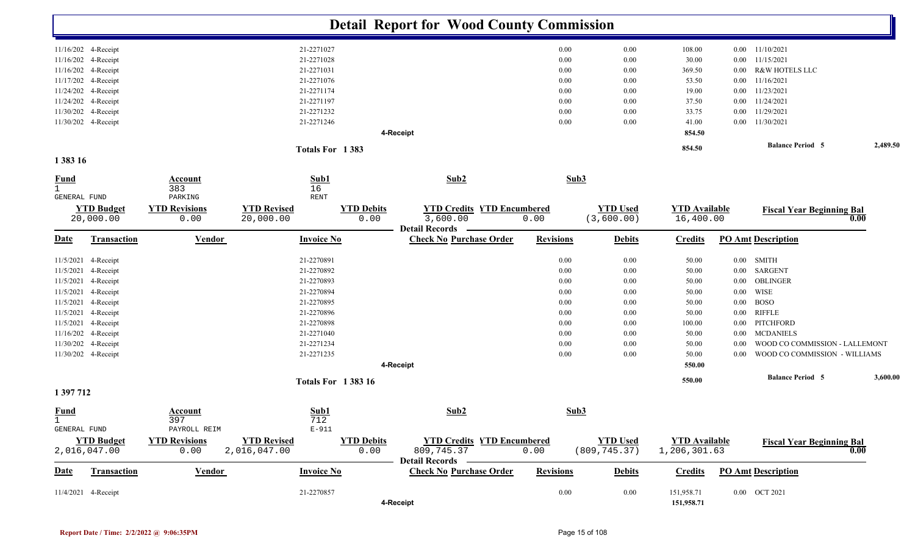# Detail Report for Wood County Commission

| Date | Transaction | Vendor | Invoice No | Check No | Purchase Order | Revisions | Debits | Credits | PO Amt | Description |
|---|---|---|---|---|---|---|---|---|---|---|
| 11/16/202 | 4-Receipt | | 21-2271027 | | | 0.00 | 0.00 | 108.00 | 0.00 | 11/10/2021 |
| 11/16/202 | 4-Receipt | | 21-2271028 | | | 0.00 | 0.00 | 30.00 | 0.00 | 11/15/2021 |
| 11/16/202 | 4-Receipt | | 21-2271031 | | | 0.00 | 0.00 | 369.50 | 0.00 | R&W HOTELS LLC |
| 11/17/202 | 4-Receipt | | 21-2271076 | | | 0.00 | 0.00 | 53.50 | 0.00 | 11/16/2021 |
| 11/24/202 | 4-Receipt | | 21-2271174 | | | 0.00 | 0.00 | 19.00 | 0.00 | 11/23/2021 |
| 11/24/202 | 4-Receipt | | 21-2271197 | | | 0.00 | 0.00 | 37.50 | 0.00 | 11/24/2021 |
| 11/30/202 | 4-Receipt | | 21-2271232 | | | 0.00 | 0.00 | 33.75 | 0.00 | 11/29/2021 |
| 11/30/202 | 4-Receipt | | 21-2271246 | | | 0.00 | 0.00 | 41.00 | 0.00 | 11/30/2021 |
| | | | | 4-Receipt | | | | 854.50 | | |
| | | | Totals For 1 383 | | | | | 854.50 | | Balance Period 5 — 2,489.50 |

## 1 383 16

| Fund | Account | Sub1 | Sub2 | Sub3 |
|---|---|---|---|---|
| 1 GENERAL FUND | 383 PARKING | 16 RENT | | |

| YTD Budget | YTD Revisions | YTD Revised | YTD Debits | YTD Credits | YTD Encumbered | YTD Used | YTD Available | Fiscal Year Beginning Bal |
|---|---|---|---|---|---|---|---|---|
| 20,000.00 | 0.00 | 20,000.00 | 0.00 | 3,600.00 | 0.00 | (3,600.00) | 16,400.00 | 0.00 |

**Detail Records**

| Date | Transaction | Vendor | Invoice No | Check No | Purchase Order | Revisions | Debits | Credits | PO Amt | Description |
|---|---|---|---|---|---|---|---|---|---|---|
| 11/5/2021 | 4-Receipt | | 21-2270891 | | | 0.00 | 0.00 | 50.00 | 0.00 | SMITH |
| 11/5/2021 | 4-Receipt | | 21-2270892 | | | 0.00 | 0.00 | 50.00 | 0.00 | SARGENT |
| 11/5/2021 | 4-Receipt | | 21-2270893 | | | 0.00 | 0.00 | 50.00 | 0.00 | OBLINGER |
| 11/5/2021 | 4-Receipt | | 21-2270894 | | | 0.00 | 0.00 | 50.00 | 0.00 | WISE |
| 11/5/2021 | 4-Receipt | | 21-2270895 | | | 0.00 | 0.00 | 50.00 | 0.00 | BOSO |
| 11/5/2021 | 4-Receipt | | 21-2270896 | | | 0.00 | 0.00 | 50.00 | 0.00 | RIFFLE |
| 11/5/2021 | 4-Receipt | | 21-2270898 | | | 0.00 | 0.00 | 100.00 | 0.00 | PITCHFORD |
| 11/16/202 | 4-Receipt | | 21-2271040 | | | 0.00 | 0.00 | 50.00 | 0.00 | MCDANIELS |
| 11/30/202 | 4-Receipt | | 21-2271234 | | | 0.00 | 0.00 | 50.00 | 0.00 | WOOD CO COMMISSION - LALLEMONT |
| 11/30/202 | 4-Receipt | | 21-2271235 | | | 0.00 | 0.00 | 50.00 | 0.00 | WOOD CO COMMISSION - WILLIAMS |
| | | | | 4-Receipt | | | | 550.00 | | |
| | | | Totals For 1 383 16 | | | | | 550.00 | | Balance Period 5 — 3,600.00 |

## 1 397 712

| Fund | Account | Sub1 | Sub2 | Sub3 |
|---|---|---|---|---|
| 1 GENERAL FUND | 397 PAYROLL REIM | 712 E-911 | | |

| YTD Budget | YTD Revisions | YTD Revised | YTD Debits | YTD Credits | YTD Encumbered | YTD Used | YTD Available | Fiscal Year Beginning Bal |
|---|---|---|---|---|---|---|---|---|
| 2,016,047.00 | 0.00 | 2,016,047.00 | 0.00 | 809,745.37 | 0.00 | (809,745.37) | 1,206,301.63 | 0.00 |

**Detail Records**

| Date | Transaction | Vendor | Invoice No | Check No | Purchase Order | Revisions | Debits | Credits | PO Amt | Description |
|---|---|---|---|---|---|---|---|---|---|---|
| 11/4/2021 | 4-Receipt | | 21-2270857 | | | 0.00 | 0.00 | 151,958.71 | 0.00 | OCT 2021 |
| | | | | 4-Receipt | | | | 151,958.71 | | |

Report Date / Time: 2/2/2022 @ 9:06:35PM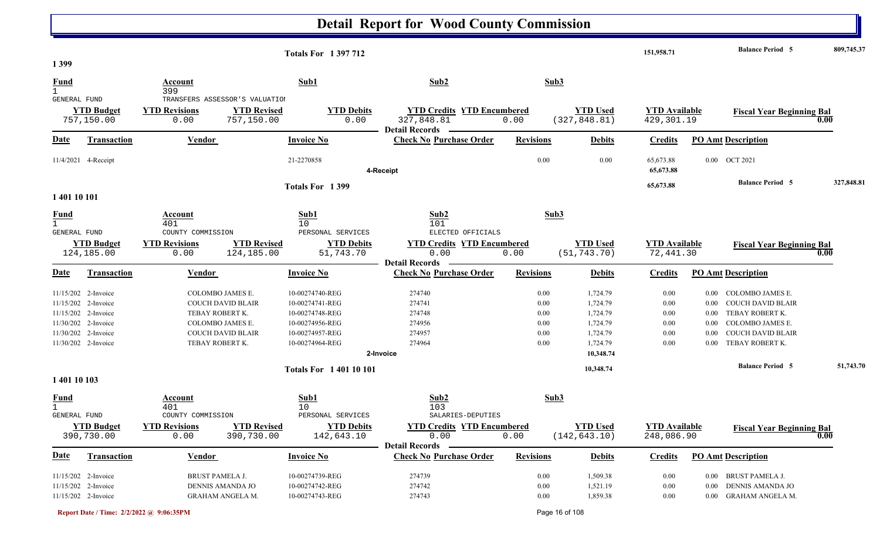# Detail Report for Wood County Commission

| | | | | | | | | |
|---|---|---|---|---|---|---|---|---|
| **Totals For 1 397 712** | | | | | | 151,958.71 | **Balance Period 5** | 809,745.37 |

## 1 399

| Fund | Account | Sub1 | Sub2 | Sub3 |
|---|---|---|---|---|
| 1 GENERAL FUND | 399 TRANSFERS ASSESSOR'S VALUATIOI | | | |

| YTD Budget | YTD Revisions | YTD Revised | YTD Debits | YTD Credits | YTD Encumbered | YTD Used | YTD Available | Fiscal Year Beginning Bal |
|---|---|---|---|---|---|---|---|---|
| 757,150.00 | 0.00 | 757,150.00 | 0.00 | 327,848.81 | 0.00 | (327,848.81) | 429,301.19 | 0.00 |

**Detail Records**

| Date | Transaction | Vendor | Invoice No | Check No | Purchase Order | Revisions | Debits | Credits | PO Amt | Description |
|---|---|---|---|---|---|---|---|---|---|---|
| 11/4/2021 | 4-Receipt | | 21-2270858 | | | 0.00 | 0.00 | 65,673.88 | 0.00 | OCT 2021 |
| | **4-Receipt** | | | | | | | 65,673.88 | | |
| | **Totals For 1 399** | | | | | | | 65,673.88 | **Balance Period 5** | 327,848.81 |

## 1 401 10 101

| Fund | Account | Sub1 | Sub2 | Sub3 |
|---|---|---|---|---|
| 1 GENERAL FUND | 401 COUNTY COMMISSION | 10 PERSONAL SERVICES | 101 ELECTED OFFICIALS | |

| YTD Budget | YTD Revisions | YTD Revised | YTD Debits | YTD Credits | YTD Encumbered | YTD Used | YTD Available | Fiscal Year Beginning Bal |
|---|---|---|---|---|---|---|---|---|
| 124,185.00 | 0.00 | 124,185.00 | 51,743.70 | 0.00 | 0.00 | (51,743.70) | 72,441.30 | 0.00 |

**Detail Records**

| Date | Transaction | Vendor | Invoice No | Check No | Purchase Order | Revisions | Debits | Credits | PO Amt | Description |
|---|---|---|---|---|---|---|---|---|---|---|
| 11/15/202 | 2-Invoice | COLOMBO JAMES E. | 10-00274740-REG | 274740 | | 0.00 | 1,724.79 | 0.00 | 0.00 | COLOMBO JAMES E. |
| 11/15/202 | 2-Invoice | COUCH DAVID BLAIR | 10-00274741-REG | 274741 | | 0.00 | 1,724.79 | 0.00 | 0.00 | COUCH DAVID BLAIR |
| 11/15/202 | 2-Invoice | TEBAY ROBERT K. | 10-00274748-REG | 274748 | | 0.00 | 1,724.79 | 0.00 | 0.00 | TEBAY ROBERT K. |
| 11/30/202 | 2-Invoice | COLOMBO JAMES E. | 10-00274956-REG | 274956 | | 0.00 | 1,724.79 | 0.00 | 0.00 | COLOMBO JAMES E. |
| 11/30/202 | 2-Invoice | COUCH DAVID BLAIR | 10-00274957-REG | 274957 | | 0.00 | 1,724.79 | 0.00 | 0.00 | COUCH DAVID BLAIR |
| 11/30/202 | 2-Invoice | TEBAY ROBERT K. | 10-00274964-REG | 274964 | | 0.00 | 1,724.79 | 0.00 | 0.00 | TEBAY ROBERT K. |
| | **2-Invoice** | | | | | | 10,348.74 | | | |
| | **Totals For 1 401 10 101** | | | | | | 10,348.74 | | **Balance Period 5** | 51,743.70 |

## 1 401 10 103

| Fund | Account | Sub1 | Sub2 | Sub3 |
|---|---|---|---|---|
| 1 GENERAL FUND | 401 COUNTY COMMISSION | 10 PERSONAL SERVICES | 103 SALARIES-DEPUTIES | |

| YTD Budget | YTD Revisions | YTD Revised | YTD Debits | YTD Credits | YTD Encumbered | YTD Used | YTD Available | Fiscal Year Beginning Bal |
|---|---|---|---|---|---|---|---|---|
| 390,730.00 | 0.00 | 390,730.00 | 142,643.10 | 0.00 | 0.00 | (142,643.10) | 248,086.90 | 0.00 |

**Detail Records**

| Date | Transaction | Vendor | Invoice No | Check No | Purchase Order | Revisions | Debits | Credits | PO Amt | Description |
|---|---|---|---|---|---|---|---|---|---|---|
| 11/15/202 | 2-Invoice | BRUST PAMELA J. | 10-00274739-REG | 274739 | | 0.00 | 1,509.38 | 0.00 | 0.00 | BRUST PAMELA J. |
| 11/15/202 | 2-Invoice | DENNIS AMANDA JO | 10-00274742-REG | 274742 | | 0.00 | 1,521.19 | 0.00 | 0.00 | DENNIS AMANDA JO |
| 11/15/202 | 2-Invoice | GRAHAM ANGELA M. | 10-00274743-REG | 274743 | | 0.00 | 1,859.38 | 0.00 | 0.00 | GRAHAM ANGELA M. |

Report Date / Time: 2/2/2022 @ 9:06:35PM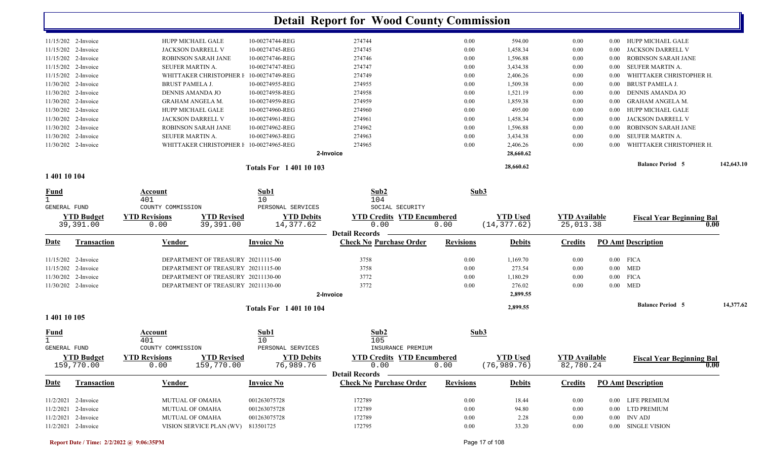# Detail Report for Wood County Commission

| Date | Transaction | Vendor | Invoice No | Check No | Purchase Order | Revisions | Debits | Credits | PO Amt | Description |
|---|---|---|---|---|---|---|---|---|---|---|
| 11/15/202 | 2-Invoice | HUPP MICHAEL GALE | 10-00274744-REG | 274744 | | 0.00 | 594.00 | 0.00 | 0.00 | HUPP MICHAEL GALE |
| 11/15/202 | 2-Invoice | JACKSON DARRELL V | 10-00274745-REG | 274745 | | 0.00 | 1,458.34 | 0.00 | 0.00 | JACKSON DARRELL V |
| 11/15/202 | 2-Invoice | ROBINSON SARAH JANE | 10-00274746-REG | 274746 | | 0.00 | 1,596.88 | 0.00 | 0.00 | ROBINSON SARAH JANE |
| 11/15/202 | 2-Invoice | SEUFER MARTIN A. | 10-00274747-REG | 274747 | | 0.00 | 3,434.38 | 0.00 | 0.00 | SEUFER MARTIN A. |
| 11/15/202 | 2-Invoice | WHITTAKER CHRISTOPHER H | 10-00274749-REG | 274749 | | 0.00 | 2,406.26 | 0.00 | 0.00 | WHITTAKER CHRISTOPHER H. |
| 11/30/202 | 2-Invoice | BRUST PAMELA J. | 10-00274955-REG | 274955 | | 0.00 | 1,509.38 | 0.00 | 0.00 | BRUST PAMELA J. |
| 11/30/202 | 2-Invoice | DENNIS AMANDA JO | 10-00274958-REG | 274958 | | 0.00 | 1,521.19 | 0.00 | 0.00 | DENNIS AMANDA JO |
| 11/30/202 | 2-Invoice | GRAHAM ANGELA M. | 10-00274959-REG | 274959 | | 0.00 | 1,859.38 | 0.00 | 0.00 | GRAHAM ANGELA M. |
| 11/30/202 | 2-Invoice | HUPP MICHAEL GALE | 10-00274960-REG | 274960 | | 0.00 | 495.00 | 0.00 | 0.00 | HUPP MICHAEL GALE |
| 11/30/202 | 2-Invoice | JACKSON DARRELL V | 10-00274961-REG | 274961 | | 0.00 | 1,458.34 | 0.00 | 0.00 | JACKSON DARRELL V |
| 11/30/202 | 2-Invoice | ROBINSON SARAH JANE | 10-00274962-REG | 274962 | | 0.00 | 1,596.88 | 0.00 | 0.00 | ROBINSON SARAH JANE |
| 11/30/202 | 2-Invoice | SEUFER MARTIN A. | 10-00274963-REG | 274963 | | 0.00 | 3,434.38 | 0.00 | 0.00 | SEUFER MARTIN A. |
| 11/30/202 | 2-Invoice | WHITTAKER CHRISTOPHER H | 10-00274965-REG | 274965 | | 0.00 | 2,406.26 | 0.00 | 0.00 | WHITTAKER CHRISTOPHER H. |
| | | | | 2-Invoice | | | 28,660.62 | | | |

**Totals For 1 401 10 103** — 28,660.62 — **Balance Period 5** 142,643.10

## 1 401 10 104

| Fund | Account | Sub1 | Sub2 | Sub3 |
|---|---|---|---|---|
| 1 | 401 | 10 | 104 | |
| GENERAL FUND | COUNTY COMMISSION | PERSONAL SERVICES | SOCIAL SECURITY | |

| YTD Budget | YTD Revisions | YTD Revised | YTD Debits | YTD Credits | YTD Encumbered | YTD Used | YTD Available | Fiscal Year Beginning Bal |
|---|---|---|---|---|---|---|---|---|
| 39,391.00 | 0.00 | 39,391.00 | 14,377.62 | 0.00 | 0.00 | (14,377.62) | 25,013.38 | 0.00 |

**Detail Records**

| Date | Transaction | Vendor | Invoice No | Check No | Purchase Order | Revisions | Debits | Credits | PO Amt | Description |
|---|---|---|---|---|---|---|---|---|---|---|
| 11/15/202 | 2-Invoice | DEPARTMENT OF TREASURY | 20211115-00 | 3758 | | 0.00 | 1,169.70 | 0.00 | 0.00 | FICA |
| 11/15/202 | 2-Invoice | DEPARTMENT OF TREASURY | 20211115-00 | 3758 | | 0.00 | 273.54 | 0.00 | 0.00 | MED |
| 11/30/202 | 2-Invoice | DEPARTMENT OF TREASURY | 20211130-00 | 3772 | | 0.00 | 1,180.29 | 0.00 | 0.00 | FICA |
| 11/30/202 | 2-Invoice | DEPARTMENT OF TREASURY | 20211130-00 | 3772 | | 0.00 | 276.02 | 0.00 | 0.00 | MED |
| | | | | 2-Invoice | | | 2,899.55 | | | |

**Totals For 1 401 10 104** — 2,899.55 — **Balance Period 5** 14,377.62

## 1 401 10 105

| Fund | Account | Sub1 | Sub2 | Sub3 |
|---|---|---|---|---|
| 1 | 401 | 10 | 105 | |
| GENERAL FUND | COUNTY COMMISSION | PERSONAL SERVICES | INSURANCE PREMIUM | |

| YTD Budget | YTD Revisions | YTD Revised | YTD Debits | YTD Credits | YTD Encumbered | YTD Used | YTD Available | Fiscal Year Beginning Bal |
|---|---|---|---|---|---|---|---|---|
| 159,770.00 | 0.00 | 159,770.00 | 76,989.76 | 0.00 | 0.00 | (76,989.76) | 82,780.24 | 0.00 |

**Detail Records**

| Date | Transaction | Vendor | Invoice No | Check No | Purchase Order | Revisions | Debits | Credits | PO Amt | Description |
|---|---|---|---|---|---|---|---|---|---|---|
| 11/2/2021 | 2-Invoice | MUTUAL OF OMAHA | 001263075728 | 172789 | | 0.00 | 18.44 | 0.00 | 0.00 | LIFE PREMIUM |
| 11/2/2021 | 2-Invoice | MUTUAL OF OMAHA | 001263075728 | 172789 | | 0.00 | 94.80 | 0.00 | 0.00 | LTD PREMIUM |
| 11/2/2021 | 2-Invoice | MUTUAL OF OMAHA | 001263075728 | 172789 | | 0.00 | 2.28 | 0.00 | 0.00 | INV ADJ |
| 11/2/2021 | 2-Invoice | VISION SERVICE PLAN (WV) | 813501725 | 172795 | | 0.00 | 33.20 | 0.00 | 0.00 | SINGLE VISION |

Report Date / Time: 2/2/2022 @ 9:06:35PM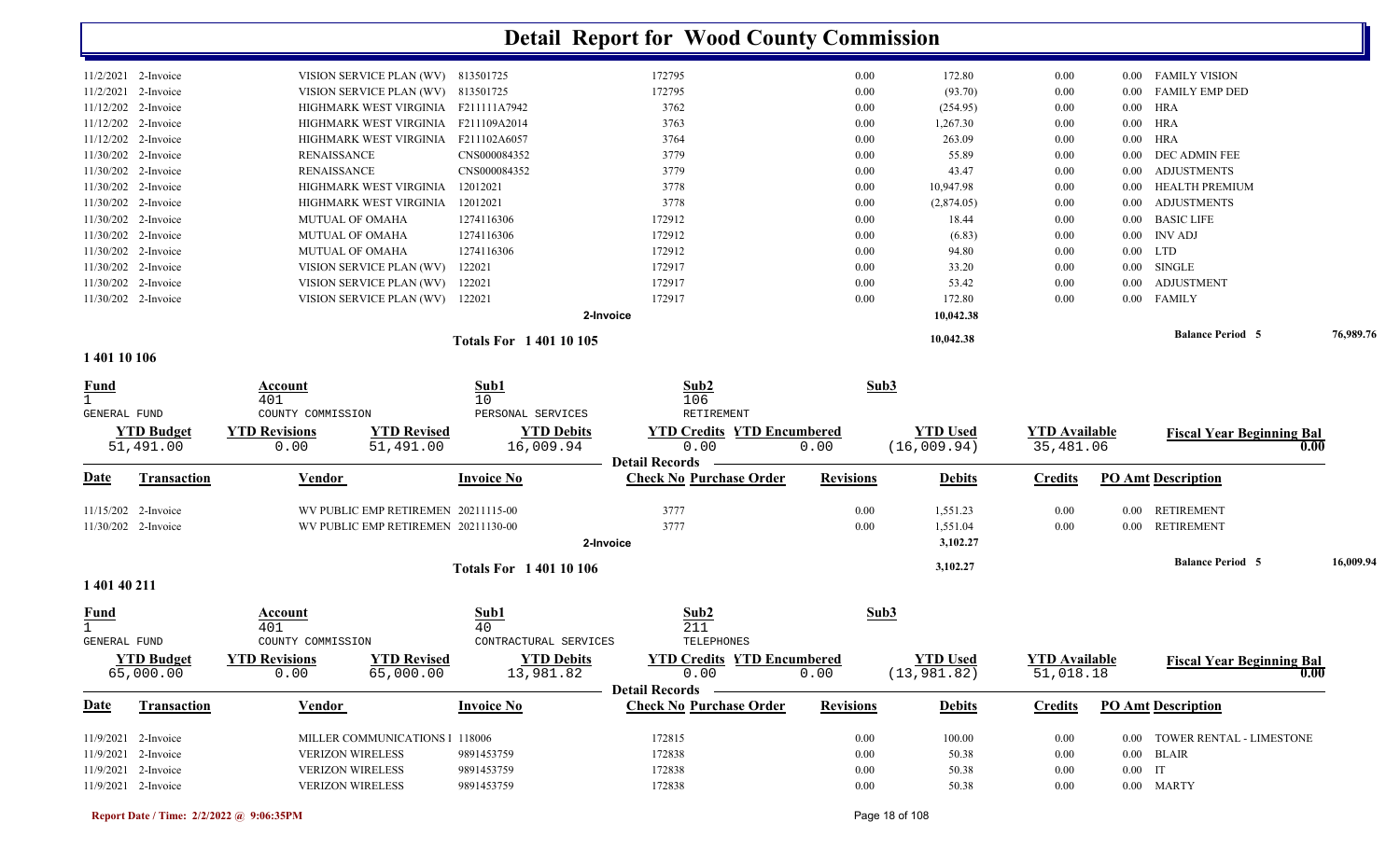# Detail Report for Wood County Commission

| Date | Transaction | Vendor | Invoice No | Check No | Purchase Order | Revisions | Debits | Credits | PO Amt | Description |
|---|---|---|---|---|---|---|---|---|---|---|
| 11/2/2021 | 2-Invoice | VISION SERVICE PLAN (WV) | 813501725 | 172795 | | 0.00 | 172.80 | 0.00 | 0.00 | FAMILY VISION |
| 11/2/2021 | 2-Invoice | VISION SERVICE PLAN (WV) | 813501725 | 172795 | | 0.00 | (93.70) | 0.00 | 0.00 | FAMILY EMP DED |
| 11/12/202 | 2-Invoice | HIGHMARK WEST VIRGINIA | F211111A7942 | 3762 | | 0.00 | (254.95) | 0.00 | 0.00 | HRA |
| 11/12/202 | 2-Invoice | HIGHMARK WEST VIRGINIA | F211109A2014 | 3763 | | 0.00 | 1,267.30 | 0.00 | 0.00 | HRA |
| 11/12/202 | 2-Invoice | HIGHMARK WEST VIRGINIA | F211102A6057 | 3764 | | 0.00 | 263.09 | 0.00 | 0.00 | HRA |
| 11/30/202 | 2-Invoice | RENAISSANCE | CNS000084352 | 3779 | | 0.00 | 55.89 | 0.00 | 0.00 | DEC ADMIN FEE |
| 11/30/202 | 2-Invoice | RENAISSANCE | CNS000084352 | 3779 | | 0.00 | 43.47 | 0.00 | 0.00 | ADJUSTMENTS |
| 11/30/202 | 2-Invoice | HIGHMARK WEST VIRGINIA | 12012021 | 3778 | | 0.00 | 10,947.98 | 0.00 | 0.00 | HEALTH PREMIUM |
| 11/30/202 | 2-Invoice | HIGHMARK WEST VIRGINIA | 12012021 | 3778 | | 0.00 | (2,874.05) | 0.00 | 0.00 | ADJUSTMENTS |
| 11/30/202 | 2-Invoice | MUTUAL OF OMAHA | 1274116306 | 172912 | | 0.00 | 18.44 | 0.00 | 0.00 | BASIC LIFE |
| 11/30/202 | 2-Invoice | MUTUAL OF OMAHA | 1274116306 | 172912 | | 0.00 | (6.83) | 0.00 | 0.00 | INV ADJ |
| 11/30/202 | 2-Invoice | MUTUAL OF OMAHA | 1274116306 | 172912 | | 0.00 | 94.80 | 0.00 | 0.00 | LTD |
| 11/30/202 | 2-Invoice | VISION SERVICE PLAN (WV) | 122021 | 172917 | | 0.00 | 33.20 | 0.00 | 0.00 | SINGLE |
| 11/30/202 | 2-Invoice | VISION SERVICE PLAN (WV) | 122021 | 172917 | | 0.00 | 53.42 | 0.00 | 0.00 | ADJUSTMENT |
| 11/30/202 | 2-Invoice | VISION SERVICE PLAN (WV) | 122021 | 172917 | | 0.00 | 172.80 | 0.00 | 0.00 | FAMILY |
| | | | 2-Invoice | | | | 10,042.38 | | | |

**Totals For 1 401 10 105** — 10,042.38 — **Balance Period 5** 76,989.76

## 1 401 10 106

| Fund | Account | Sub1 | Sub2 | Sub3 |
|---|---|---|---|---|
| 1 | 401 | 10 | 106 | |
| GENERAL FUND | COUNTY COMMISSION | PERSONAL SERVICES | RETIREMENT | |

| YTD Budget | YTD Revisions | YTD Revised | YTD Debits | YTD Credits | YTD Encumbered | YTD Used | YTD Available | Fiscal Year Beginning Bal |
|---|---|---|---|---|---|---|---|---|
| 51,491.00 | 0.00 | 51,491.00 | 16,009.94 | 0.00 | 0.00 | (16,009.94) | 35,481.06 | 0.00 |

**Detail Records**

| Date | Transaction | Vendor | Invoice No | Check No | Purchase Order | Revisions | Debits | Credits | PO Amt | Description |
|---|---|---|---|---|---|---|---|---|---|---|
| 11/15/202 | 2-Invoice | WV PUBLIC EMP RETIREMEN | 20211115-00 | 3777 | | 0.00 | 1,551.23 | 0.00 | 0.00 | RETIREMENT |
| 11/30/202 | 2-Invoice | WV PUBLIC EMP RETIREMEN | 20211130-00 | 3777 | | 0.00 | 1,551.04 | 0.00 | 0.00 | RETIREMENT |
| | | | 2-Invoice | | | | 3,102.27 | | | |

**Totals For 1 401 10 106** — 3,102.27 — **Balance Period 5** 16,009.94

## 1 401 40 211

| Fund | Account | Sub1 | Sub2 | Sub3 |
|---|---|---|---|---|
| 1 | 401 | 40 | 211 | |
| GENERAL FUND | COUNTY COMMISSION | CONTRACTURAL SERVICES | TELEPHONES | |

| YTD Budget | YTD Revisions | YTD Revised | YTD Debits | YTD Credits | YTD Encumbered | YTD Used | YTD Available | Fiscal Year Beginning Bal |
|---|---|---|---|---|---|---|---|---|
| 65,000.00 | 0.00 | 65,000.00 | 13,981.82 | 0.00 | 0.00 | (13,981.82) | 51,018.18 | 0.00 |

**Detail Records**

| Date | Transaction | Vendor | Invoice No | Check No | Purchase Order | Revisions | Debits | Credits | PO Amt | Description |
|---|---|---|---|---|---|---|---|---|---|---|
| 11/9/2021 | 2-Invoice | MILLER COMMUNICATIONS I | 118006 | 172815 | | 0.00 | 100.00 | 0.00 | 0.00 | TOWER RENTAL - LIMESTONE |
| 11/9/2021 | 2-Invoice | VERIZON WIRELESS | 9891453759 | 172838 | | 0.00 | 50.38 | 0.00 | 0.00 | BLAIR |
| 11/9/2021 | 2-Invoice | VERIZON WIRELESS | 9891453759 | 172838 | | 0.00 | 50.38 | 0.00 | 0.00 | IT |
| 11/9/2021 | 2-Invoice | VERIZON WIRELESS | 9891453759 | 172838 | | 0.00 | 50.38 | 0.00 | 0.00 | MARTY |

Report Date / Time: 2/2/2022 @ 9:06:35PM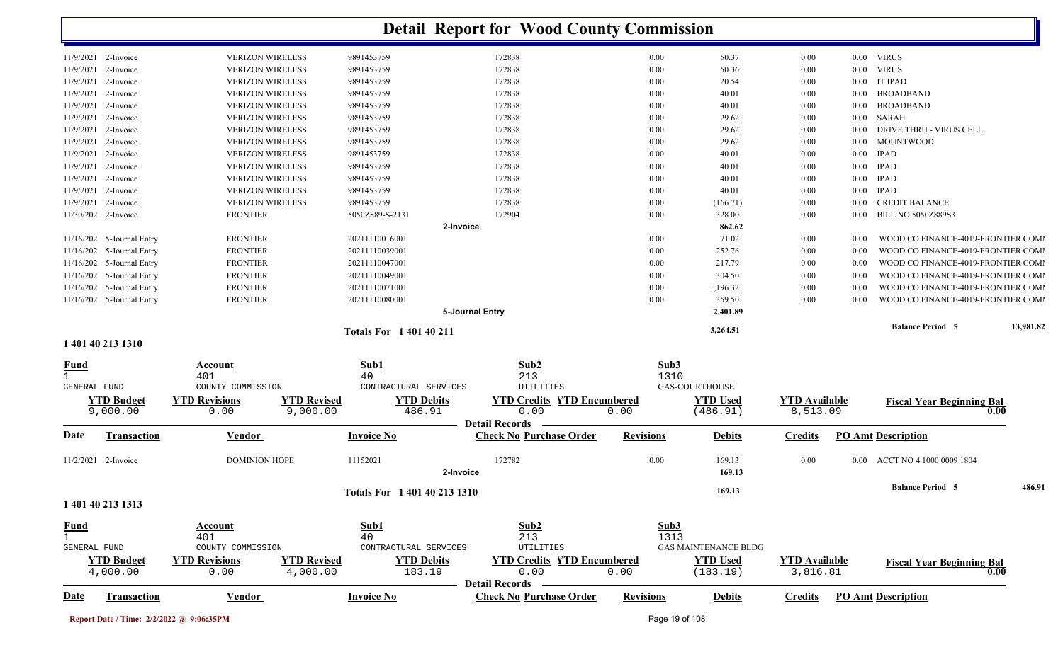# Detail Report for Wood County Commission

| Date | Transaction | Vendor | Invoice No | Check No | Revisions | Debits | Credits | PO Amt | Description |
|---|---|---|---|---|---|---|---|---|---|
| 11/9/2021 | 2-Invoice | VERIZON WIRELESS | 9891453759 | 172838 | 0.00 | 50.37 | 0.00 | 0.00 | VIRUS |
| 11/9/2021 | 2-Invoice | VERIZON WIRELESS | 9891453759 | 172838 | 0.00 | 50.36 | 0.00 | 0.00 | VIRUS |
| 11/9/2021 | 2-Invoice | VERIZON WIRELESS | 9891453759 | 172838 | 0.00 | 20.54 | 0.00 | 0.00 | IT IPAD |
| 11/9/2021 | 2-Invoice | VERIZON WIRELESS | 9891453759 | 172838 | 0.00 | 40.01 | 0.00 | 0.00 | BROADBAND |
| 11/9/2021 | 2-Invoice | VERIZON WIRELESS | 9891453759 | 172838 | 0.00 | 40.01 | 0.00 | 0.00 | BROADBAND |
| 11/9/2021 | 2-Invoice | VERIZON WIRELESS | 9891453759 | 172838 | 0.00 | 29.62 | 0.00 | 0.00 | SARAH |
| 11/9/2021 | 2-Invoice | VERIZON WIRELESS | 9891453759 | 172838 | 0.00 | 29.62 | 0.00 | 0.00 | DRIVE THRU - VIRUS CELL |
| 11/9/2021 | 2-Invoice | VERIZON WIRELESS | 9891453759 | 172838 | 0.00 | 29.62 | 0.00 | 0.00 | MOUNTWOOD |
| 11/9/2021 | 2-Invoice | VERIZON WIRELESS | 9891453759 | 172838 | 0.00 | 40.01 | 0.00 | 0.00 | IPAD |
| 11/9/2021 | 2-Invoice | VERIZON WIRELESS | 9891453759 | 172838 | 0.00 | 40.01 | 0.00 | 0.00 | IPAD |
| 11/9/2021 | 2-Invoice | VERIZON WIRELESS | 9891453759 | 172838 | 0.00 | 40.01 | 0.00 | 0.00 | IPAD |
| 11/9/2021 | 2-Invoice | VERIZON WIRELESS | 9891453759 | 172838 | 0.00 | 40.01 | 0.00 | 0.00 | IPAD |
| 11/9/2021 | 2-Invoice | VERIZON WIRELESS | 9891453759 | 172838 | 0.00 | (166.71) | 0.00 | 0.00 | CREDIT BALANCE |
| 11/30/202 | 2-Invoice | FRONTIER | 5050Z889-S-2131 | 172904 | 0.00 | 328.00 | 0.00 | 0.00 | BILL NO 5050Z889S3 |
| | | | 2-Invoice | | | 862.62 | | | |
| 11/16/202 | 5-Journal Entry | FRONTIER | 20211110016001 | | 0.00 | 71.02 | 0.00 | 0.00 | WOOD CO FINANCE-4019-FRONTIER COMI |
| 11/16/202 | 5-Journal Entry | FRONTIER | 20211110039001 | | 0.00 | 252.76 | 0.00 | 0.00 | WOOD CO FINANCE-4019-FRONTIER COMI |
| 11/16/202 | 5-Journal Entry | FRONTIER | 20211110047001 | | 0.00 | 217.79 | 0.00 | 0.00 | WOOD CO FINANCE-4019-FRONTIER COMI |
| 11/16/202 | 5-Journal Entry | FRONTIER | 20211110049001 | | 0.00 | 304.50 | 0.00 | 0.00 | WOOD CO FINANCE-4019-FRONTIER COMI |
| 11/16/202 | 5-Journal Entry | FRONTIER | 20211110071001 | | 0.00 | 1,196.32 | 0.00 | 0.00 | WOOD CO FINANCE-4019-FRONTIER COMI |
| 11/16/202 | 5-Journal Entry | FRONTIER | 20211110080001 | | 0.00 | 359.50 | 0.00 | 0.00 | WOOD CO FINANCE-4019-FRONTIER COMI |
| | | | 5-Journal Entry | | | 2,401.89 | | | |
| | | | Totals For 1 401 40 211 | | | 3,264.51 | | | Balance Period 5 — 13,981.82 |

## 1 401 40 213 1310

| Fund | Account | Sub1 | Sub2 | Sub3 |
|---|---|---|---|---|
| 1 | 401 | 40 | 213 | 1310 |
| GENERAL FUND | COUNTY COMMISSION | CONTRACTUAL SERVICES | UTILITIES | GAS-COURTHOUSE |

| YTD Budget | YTD Revisions | YTD Revised | YTD Debits | YTD Credits | YTD Encumbered | YTD Used | YTD Available | Fiscal Year Beginning Bal |
|---|---|---|---|---|---|---|---|---|
| 9,000.00 | 0.00 | 9,000.00 | 486.91 | 0.00 | 0.00 | (486.91) | 8,513.09 | 0.00 |

**Detail Records**

| Date | Transaction | Vendor | Invoice No | Check No | Purchase Order | Revisions | Debits | Credits | PO Amt | Description |
|---|---|---|---|---|---|---|---|---|---|---|
| 11/2/2021 | 2-Invoice | DOMINION HOPE | 11152021 | 172782 | | 0.00 | 169.13 | 0.00 | 0.00 | ACCT NO 4 1000 0009 1804 |
| | | | 2-Invoice | | | | 169.13 | | | |
| | | | Totals For 1 401 40 213 1310 | | | | 169.13 | | | Balance Period 5 — 486.91 |

## 1 401 40 213 1313

| Fund | Account | Sub1 | Sub2 | Sub3 |
|---|---|---|---|---|
| 1 | 401 | 40 | 213 | 1313 |
| GENERAL FUND | COUNTY COMMISSION | CONTRACTUAL SERVICES | UTILITIES | GAS MAINTENANCE BLDG |

| YTD Budget | YTD Revisions | YTD Revised | YTD Debits | YTD Credits | YTD Encumbered | YTD Used | YTD Available | Fiscal Year Beginning Bal |
|---|---|---|---|---|---|---|---|---|
| 4,000.00 | 0.00 | 4,000.00 | 183.19 | 0.00 | 0.00 | (183.19) | 3,816.81 | 0.00 |

**Detail Records**

| Date | Transaction | Vendor | Invoice No | Check No | Purchase Order | Revisions | Debits | Credits | PO Amt | Description |
|---|---|---|---|---|---|---|---|---|---|---|

Report Date / Time: 2/2/2022 @ 9:06:35PM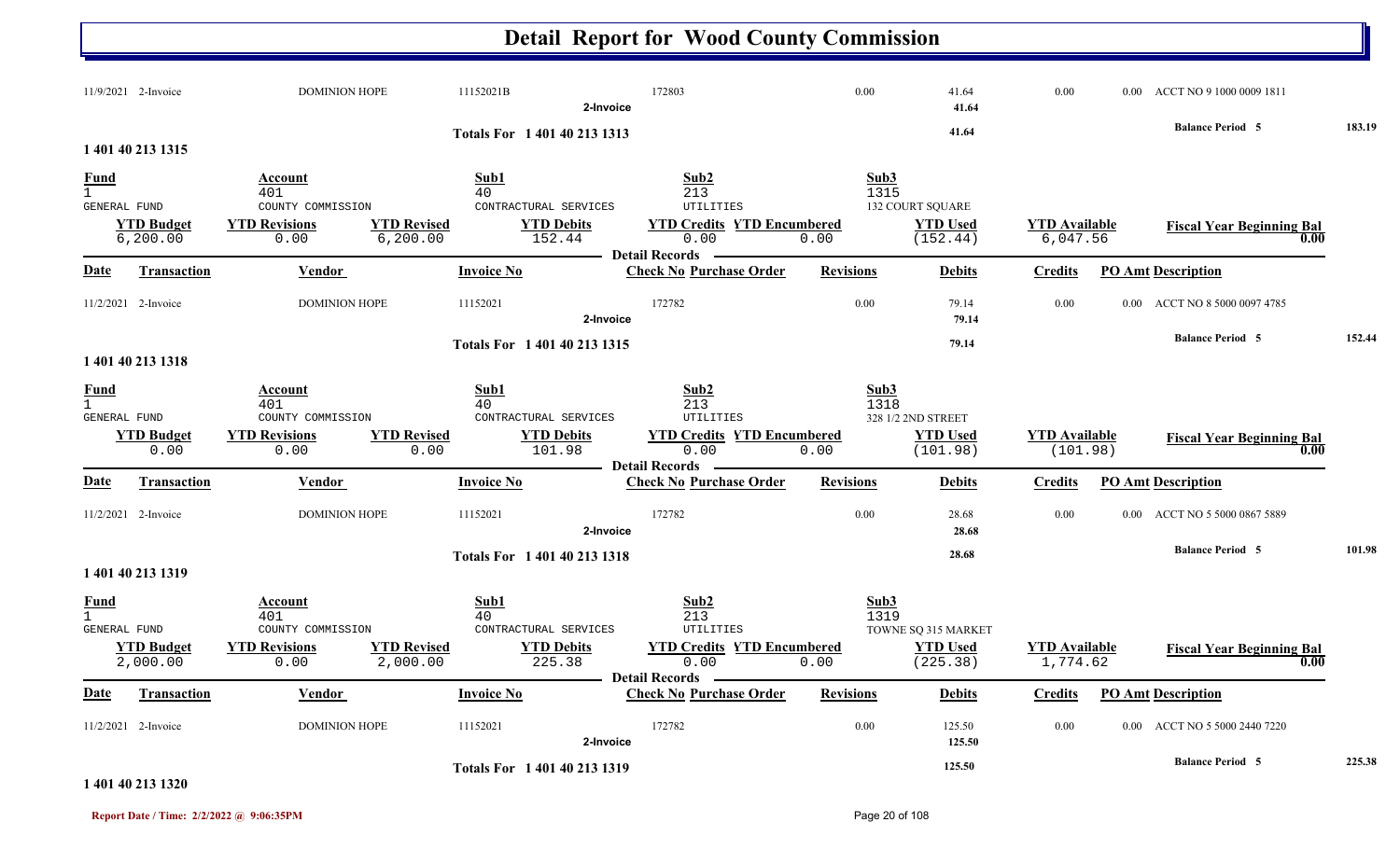# Detail Report for Wood County Commission

| Date | Transaction | Vendor | Invoice No | Check No | Purchase Order | Revisions | Debits | Credits | PO Amt | Description |
|---|---|---|---|---|---|---|---|---|---|---|
| 11/9/2021 | 2-Invoice | DOMINION HOPE | 11152021B | 172803 | | 0.00 | 41.64 | 0.00 | 0.00 | ACCT NO 9 1000 0009 1811 |
| | | | 2-Invoice | | | | 41.64 | | | |

**Totals For 1 401 40 213 1313** — 41.64 — **Balance Period 5** — 183.19

## 1 401 40 213 1315

| Fund | Account | Sub1 | Sub2 | Sub3 |
|---|---|---|---|---|
| 1 | 401 | 40 | 213 | 1315 |
| GENERAL FUND | COUNTY COMMISSION | CONTRACTURAL SERVICES | UTILITIES | 132 COURT SQUARE |

| YTD Budget | YTD Revisions | YTD Revised | YTD Debits | YTD Credits | YTD Encumbered | YTD Used | YTD Available | Fiscal Year Beginning Bal |
|---|---|---|---|---|---|---|---|---|
| 6,200.00 | 0.00 | 6,200.00 | 152.44 | 0.00 | 0.00 | (152.44) | 6,047.56 | 0.00 |

**Detail Records**

| Date | Transaction | Vendor | Invoice No | Check No | Purchase Order | Revisions | Debits | Credits | PO Amt | Description |
|---|---|---|---|---|---|---|---|---|---|---|
| 11/2/2021 | 2-Invoice | DOMINION HOPE | 11152021 | 172782 | | 0.00 | 79.14 | 0.00 | 0.00 | ACCT NO 8 5000 0097 4785 |
| | | | 2-Invoice | | | | 79.14 | | | |

**Totals For 1 401 40 213 1315** — 79.14 — **Balance Period 5** — 152.44

## 1 401 40 213 1318

| Fund | Account | Sub1 | Sub2 | Sub3 |
|---|---|---|---|---|
| 1 | 401 | 40 | 213 | 1318 |
| GENERAL FUND | COUNTY COMMISSION | CONTRACTURAL SERVICES | UTILITIES | 328 1/2 2ND STREET |

| YTD Budget | YTD Revisions | YTD Revised | YTD Debits | YTD Credits | YTD Encumbered | YTD Used | YTD Available | Fiscal Year Beginning Bal |
|---|---|---|---|---|---|---|---|---|
| 0.00 | 0.00 | 0.00 | 101.98 | 0.00 | 0.00 | (101.98) | (101.98) | 0.00 |

**Detail Records**

| Date | Transaction | Vendor | Invoice No | Check No | Purchase Order | Revisions | Debits | Credits | PO Amt | Description |
|---|---|---|---|---|---|---|---|---|---|---|
| 11/2/2021 | 2-Invoice | DOMINION HOPE | 11152021 | 172782 | | 0.00 | 28.68 | 0.00 | 0.00 | ACCT NO 5 5000 0867 5889 |
| | | | 2-Invoice | | | | 28.68 | | | |

**Totals For 1 401 40 213 1318** — 28.68 — **Balance Period 5** — 101.98

## 1 401 40 213 1319

| Fund | Account | Sub1 | Sub2 | Sub3 |
|---|---|---|---|---|
| 1 | 401 | 40 | 213 | 1319 |
| GENERAL FUND | COUNTY COMMISSION | CONTRACTURAL SERVICES | UTILITIES | TOWNE SQ 315 MARKET |

| YTD Budget | YTD Revisions | YTD Revised | YTD Debits | YTD Credits | YTD Encumbered | YTD Used | YTD Available | Fiscal Year Beginning Bal |
|---|---|---|---|---|---|---|---|---|
| 2,000.00 | 0.00 | 2,000.00 | 225.38 | 0.00 | 0.00 | (225.38) | 1,774.62 | 0.00 |

**Detail Records**

| Date | Transaction | Vendor | Invoice No | Check No | Purchase Order | Revisions | Debits | Credits | PO Amt | Description |
|---|---|---|---|---|---|---|---|---|---|---|
| 11/2/2021 | 2-Invoice | DOMINION HOPE | 11152021 | 172782 | | 0.00 | 125.50 | 0.00 | 0.00 | ACCT NO 5 5000 2440 7220 |
| | | | 2-Invoice | | | | 125.50 | | | |

**Totals For 1 401 40 213 1319** — 125.50 — **Balance Period 5** — 225.38

## 1 401 40 213 1320

Report Date / Time: 2/2/2022 @ 9:06:35PM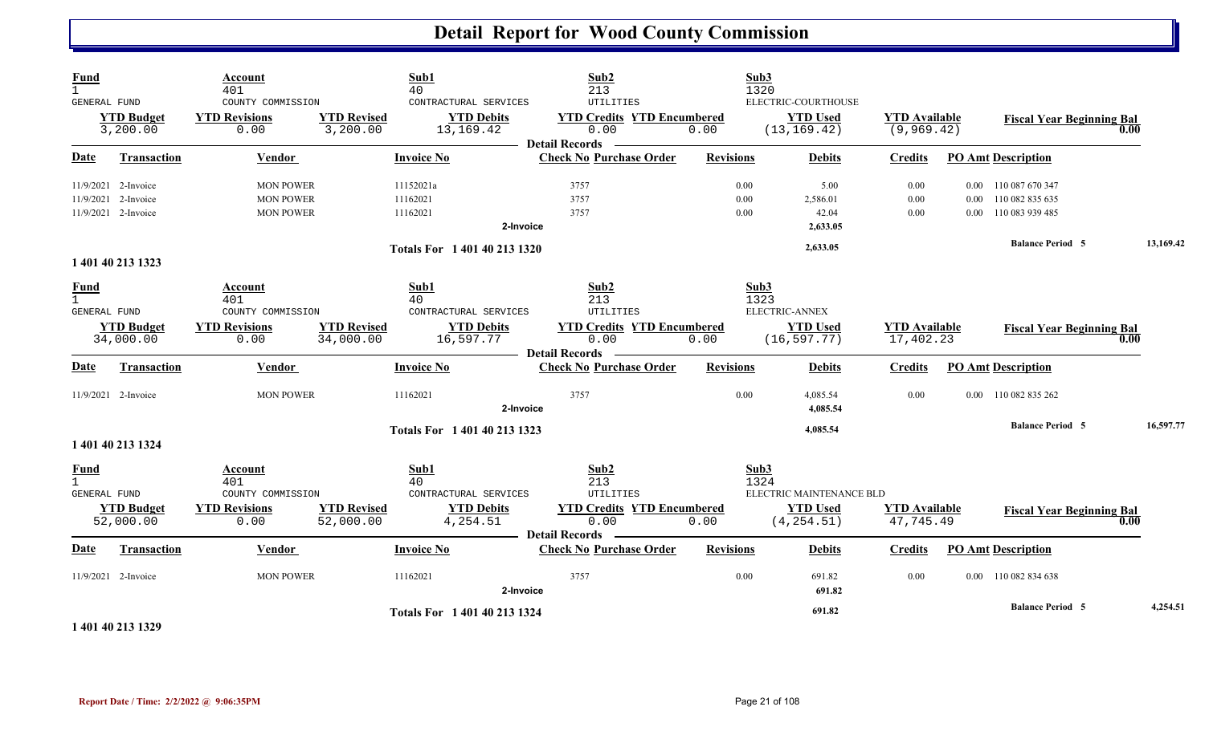# Detail Report for Wood County Commission

| Fund | Account | | Sub1 | Sub2 | | Sub3 | | |
|---|---|---|---|---|---|---|---|---|
| 1 | 401 | | 40 | 213 | | 1320 | | |
| GENERAL FUND | COUNTY COMMISSION | | CONTRACTURAL SERVICES | UTILITIES | | ELECTRIC-COURTHOUSE | | |
| **YTD Budget** | **YTD Revisions** | **YTD Revised** | **YTD Debits** | **YTD Credits** | **YTD Encumbered** | **YTD Used** | **YTD Available** | **Fiscal Year Beginning Bal** |
| 3,200.00 | 0.00 | 3,200.00 | 13,169.42 | 0.00 | 0.00 | (13,169.42) | (9,969.42) | 0.00 |

**Detail Records**

| Date | Transaction | Vendor | Invoice No | Check No | Purchase Order | Revisions | Debits | Credits | PO Amt | Description |
|---|---|---|---|---|---|---|---|---|---|---|
| 11/9/2021 | 2-Invoice | MON POWER | 11152021a | 3757 | | 0.00 | 5.00 | 0.00 | 0.00 | 110 087 670 347 |
| 11/9/2021 | 2-Invoice | MON POWER | 11162021 | 3757 | | 0.00 | 2,586.01 | 0.00 | 0.00 | 110 082 835 635 |
| 11/9/2021 | 2-Invoice | MON POWER | 11162021 | 3757 | | 0.00 | 42.04 | 0.00 | 0.00 | 110 083 939 485 |
| | | | 2-Invoice | | | | 2,633.05 | | | |
| | | | Totals For 1 401 40 213 1320 | | | | 2,633.05 | | | Balance Period 5: 13,169.42 |

**1 401 40 213 1323**

| Fund | Account | | Sub1 | Sub2 | | Sub3 | | |
|---|---|---|---|---|---|---|---|---|
| 1 | 401 | | 40 | 213 | | 1323 | | |
| GENERAL FUND | COUNTY COMMISSION | | CONTRACTURAL SERVICES | UTILITIES | | ELECTRIC-ANNEX | | |
| **YTD Budget** | **YTD Revisions** | **YTD Revised** | **YTD Debits** | **YTD Credits** | **YTD Encumbered** | **YTD Used** | **YTD Available** | **Fiscal Year Beginning Bal** |
| 34,000.00 | 0.00 | 34,000.00 | 16,597.77 | 0.00 | 0.00 | (16,597.77) | 17,402.23 | 0.00 |

**Detail Records**

| Date | Transaction | Vendor | Invoice No | Check No | Purchase Order | Revisions | Debits | Credits | PO Amt | Description |
|---|---|---|---|---|---|---|---|---|---|---|
| 11/9/2021 | 2-Invoice | MON POWER | 11162021 | 3757 | | 0.00 | 4,085.54 | 0.00 | 0.00 | 110 082 835 262 |
| | | | 2-Invoice | | | | 4,085.54 | | | |
| | | | Totals For 1 401 40 213 1323 | | | | 4,085.54 | | | Balance Period 5: 16,597.77 |

**1 401 40 213 1324**

| Fund | Account | | Sub1 | Sub2 | | Sub3 | | |
|---|---|---|---|---|---|---|---|---|
| 1 | 401 | | 40 | 213 | | 1324 | | |
| GENERAL FUND | COUNTY COMMISSION | | CONTRACTURAL SERVICES | UTILITIES | | ELECTRIC MAINTENANCE BLD | | |
| **YTD Budget** | **YTD Revisions** | **YTD Revised** | **YTD Debits** | **YTD Credits** | **YTD Encumbered** | **YTD Used** | **YTD Available** | **Fiscal Year Beginning Bal** |
| 52,000.00 | 0.00 | 52,000.00 | 4,254.51 | 0.00 | 0.00 | (4,254.51) | 47,745.49 | 0.00 |

**Detail Records**

| Date | Transaction | Vendor | Invoice No | Check No | Purchase Order | Revisions | Debits | Credits | PO Amt | Description |
|---|---|---|---|---|---|---|---|---|---|---|
| 11/9/2021 | 2-Invoice | MON POWER | 11162021 | 3757 | | 0.00 | 691.82 | 0.00 | 0.00 | 110 082 834 638 |
| | | | 2-Invoice | | | | 691.82 | | | |
| | | | Totals For 1 401 40 213 1324 | | | | 691.82 | | | Balance Period 5: 4,254.51 |

**1 401 40 213 1329**

Report Date / Time: 2/2/2022 @ 9:06:35PM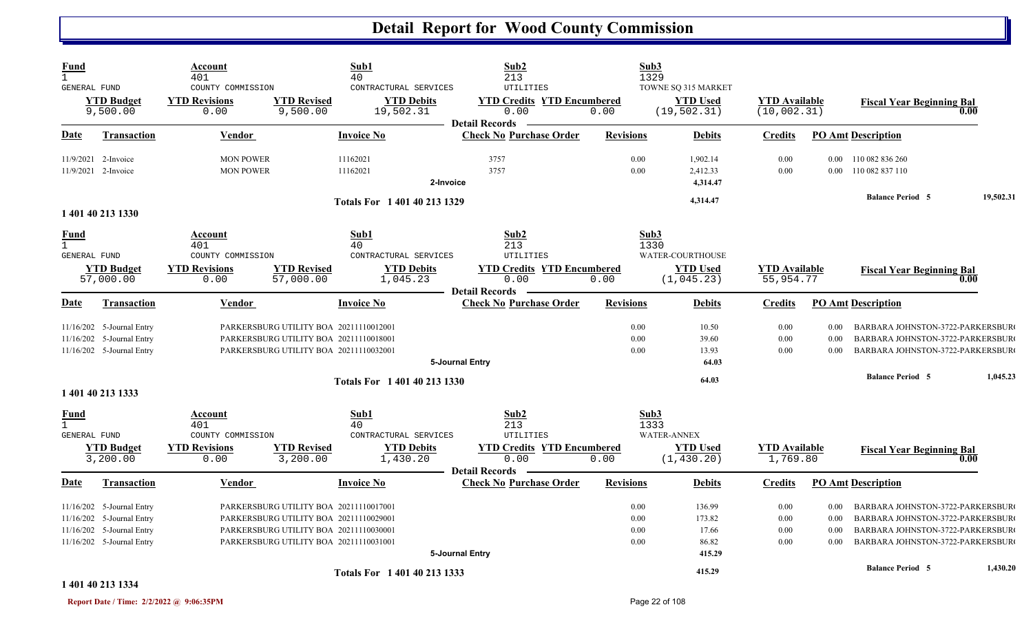# Detail Report for Wood County Commission

| Fund | Account | | Sub1 | Sub2 | | Sub3 | | | |
|---|---|---|---|---|---|---|---|---|---|
| 1 | 401 | | 40 | 213 | | 1329 | | | |
| GENERAL FUND | COUNTY COMMISSION | | CONTRACTURAL SERVICES | UTILITIES | | TOWNE SQ 315 MARKET | | | |
| **YTD Budget** | **YTD Revisions** | **YTD Revised** | **YTD Debits** | **YTD Credits** | **YTD Encumbered** | **YTD Used** | **YTD Available** | **Fiscal Year Beginning Bal** | |
| 9,500.00 | 0.00 | 9,500.00 | 19,502.31 | 0.00 | 0.00 | (19,502.31) | (10,002.31) | 0.00 | |

**Detail Records**

| Date | Transaction | Vendor | Invoice No | Check No | Purchase Order | Revisions | Debits | Credits | PO Amt | Description |
|---|---|---|---|---|---|---|---|---|---|---|
| 11/9/2021 | 2-Invoice | MON POWER | 11162021 | 3757 | | 0.00 | 1,902.14 | 0.00 | 0.00 | 110 082 836 260 |
| 11/9/2021 | 2-Invoice | MON POWER | 11162021 | 3757 | | 0.00 | 2,412.33 | 0.00 | 0.00 | 110 082 837 110 |
| | | | | 2-Invoice | | | 4,314.47 | | | |
| | | | Totals For 1 401 40 213 1329 | | | | 4,314.47 | | | Balance Period 5 &nbsp; 19,502.31 |

**1 401 40 213 1330**

| Fund | Account | | Sub1 | Sub2 | | Sub3 | | | |
|---|---|---|---|---|---|---|---|---|---|
| 1 | 401 | | 40 | 213 | | 1330 | | | |
| GENERAL FUND | COUNTY COMMISSION | | CONTRACTURAL SERVICES | UTILITIES | | WATER-COURTHOUSE | | | |
| **YTD Budget** | **YTD Revisions** | **YTD Revised** | **YTD Debits** | **YTD Credits** | **YTD Encumbered** | **YTD Used** | **YTD Available** | **Fiscal Year Beginning Bal** | |
| 57,000.00 | 0.00 | 57,000.00 | 1,045.23 | 0.00 | 0.00 | (1,045.23) | 55,954.77 | 0.00 | |

**Detail Records**

| Date | Transaction | Vendor | Invoice No | Check No | Purchase Order | Revisions | Debits | Credits | PO Amt | Description |
|---|---|---|---|---|---|---|---|---|---|---|
| 11/16/202 | 5-Journal Entry | PARKERSBURG UTILITY BOA | 20211110012001 | | | 0.00 | 10.50 | 0.00 | 0.00 | BARBARA JOHNSTON-3722-PARKERSBUR |
| 11/16/202 | 5-Journal Entry | PARKERSBURG UTILITY BOA | 20211110018001 | | | 0.00 | 39.60 | 0.00 | 0.00 | BARBARA JOHNSTON-3722-PARKERSBUR |
| 11/16/202 | 5-Journal Entry | PARKERSBURG UTILITY BOA | 20211110032001 | | | 0.00 | 13.93 | 0.00 | 0.00 | BARBARA JOHNSTON-3722-PARKERSBUR |
| | | | | 5-Journal Entry | | | 64.03 | | | |
| | | | Totals For 1 401 40 213 1330 | | | | 64.03 | | | Balance Period 5 &nbsp; 1,045.23 |

**1 401 40 213 1333**

| Fund | Account | | Sub1 | Sub2 | | Sub3 | | | |
|---|---|---|---|---|---|---|---|---|---|
| 1 | 401 | | 40 | 213 | | 1333 | | | |
| GENERAL FUND | COUNTY COMMISSION | | CONTRACTURAL SERVICES | UTILITIES | | WATER-ANNEX | | | |
| **YTD Budget** | **YTD Revisions** | **YTD Revised** | **YTD Debits** | **YTD Credits** | **YTD Encumbered** | **YTD Used** | **YTD Available** | **Fiscal Year Beginning Bal** | |
| 3,200.00 | 0.00 | 3,200.00 | 1,430.20 | 0.00 | 0.00 | (1,430.20) | 1,769.80 | 0.00 | |

**Detail Records**

| Date | Transaction | Vendor | Invoice No | Check No | Purchase Order | Revisions | Debits | Credits | PO Amt | Description |
|---|---|---|---|---|---|---|---|---|---|---|
| 11/16/202 | 5-Journal Entry | PARKERSBURG UTILITY BOA | 20211110017001 | | | 0.00 | 136.99 | 0.00 | 0.00 | BARBARA JOHNSTON-3722-PARKERSBUR |
| 11/16/202 | 5-Journal Entry | PARKERSBURG UTILITY BOA | 20211110029001 | | | 0.00 | 173.82 | 0.00 | 0.00 | BARBARA JOHNSTON-3722-PARKERSBUR |
| 11/16/202 | 5-Journal Entry | PARKERSBURG UTILITY BOA | 20211110030001 | | | 0.00 | 17.66 | 0.00 | 0.00 | BARBARA JOHNSTON-3722-PARKERSBUR |
| 11/16/202 | 5-Journal Entry | PARKERSBURG UTILITY BOA | 20211110031001 | | | 0.00 | 86.82 | 0.00 | 0.00 | BARBARA JOHNSTON-3722-PARKERSBUR |
| | | | | 5-Journal Entry | | | 415.29 | | | |
| | | | Totals For 1 401 40 213 1333 | | | | 415.29 | | | Balance Period 5 &nbsp; 1,430.20 |

**1 401 40 213 1334**

Report Date / Time: 2/2/2022 @ 9:06:35PM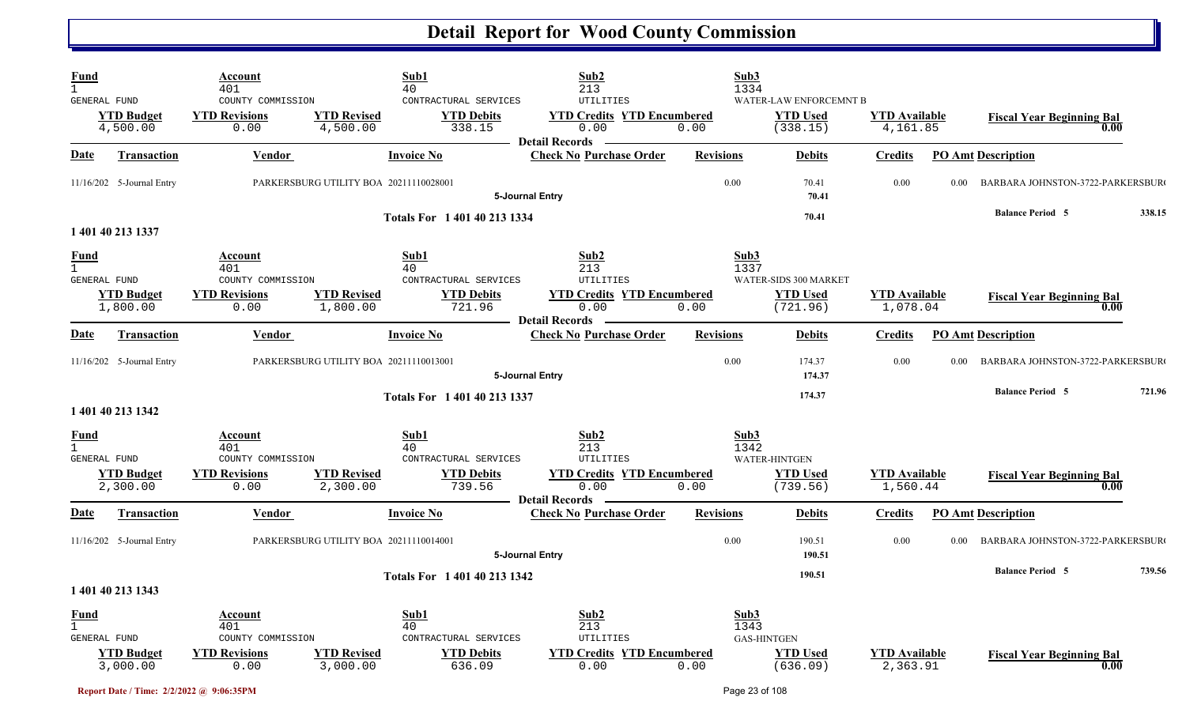# Detail Report for Wood County Commission

| Fund | Account | | Sub1 | Sub2 | | Sub3 | | |
|---|---|---|---|---|---|---|---|---|
| 1 | 401 | | 40 | 213 | | 1334 | | |
| GENERAL FUND | COUNTY COMMISSION | | CONTRACTURAL SERVICES | UTILITIES | | WATER-LAW ENFORCEMNT B | | |
| **YTD Budget** | **YTD Revisions** | **YTD Revised** | **YTD Debits** | **YTD Credits** | **YTD Encumbered** | **YTD Used** | **YTD Available** | **Fiscal Year Beginning Bal** |
| 4,500.00 | 0.00 | 4,500.00 | 338.15 | 0.00 | 0.00 | (338.15) | 4,161.85 | 0.00 |

**Detail Records**

| Date | Transaction | Vendor | Invoice No | Check No | Purchase Order | Revisions | Debits | Credits | PO Amt | Description |
|---|---|---|---|---|---|---|---|---|---|---|
| 11/16/202 | 5-Journal Entry | PARKERSBURG UTILITY BOA | 20211110028001 | | | 0.00 | 70.41 | 0.00 | 0.00 | BARBARA JOHNSTON-3722-PARKERSBUR( |
| | | | | 5-Journal Entry | | | 70.41 | | | |
| | | | Totals For 1 401 40 213 1334 | | | | 70.41 | | | Balance Period 5 338.15 |

## 1 401 40 213 1337

| Fund | Account | | Sub1 | Sub2 | | Sub3 | | |
|---|---|---|---|---|---|---|---|---|
| 1 | 401 | | 40 | 213 | | 1337 | | |
| GENERAL FUND | COUNTY COMMISSION | | CONTRACTURAL SERVICES | UTILITIES | | WATER-SIDS 300 MARKET | | |
| **YTD Budget** | **YTD Revisions** | **YTD Revised** | **YTD Debits** | **YTD Credits** | **YTD Encumbered** | **YTD Used** | **YTD Available** | **Fiscal Year Beginning Bal** |
| 1,800.00 | 0.00 | 1,800.00 | 721.96 | 0.00 | 0.00 | (721.96) | 1,078.04 | 0.00 |

**Detail Records**

| Date | Transaction | Vendor | Invoice No | Check No | Purchase Order | Revisions | Debits | Credits | PO Amt | Description |
|---|---|---|---|---|---|---|---|---|---|---|
| 11/16/202 | 5-Journal Entry | PARKERSBURG UTILITY BOA | 20211110013001 | | | 0.00 | 174.37 | 0.00 | 0.00 | BARBARA JOHNSTON-3722-PARKERSBUR( |
| | | | | 5-Journal Entry | | | 174.37 | | | |
| | | | Totals For 1 401 40 213 1337 | | | | 174.37 | | | Balance Period 5 721.96 |

## 1 401 40 213 1342

| Fund | Account | | Sub1 | Sub2 | | Sub3 | | |
|---|---|---|---|---|---|---|---|---|
| 1 | 401 | | 40 | 213 | | 1342 | | |
| GENERAL FUND | COUNTY COMMISSION | | CONTRACTURAL SERVICES | UTILITIES | | WATER-HINTGEN | | |
| **YTD Budget** | **YTD Revisions** | **YTD Revised** | **YTD Debits** | **YTD Credits** | **YTD Encumbered** | **YTD Used** | **YTD Available** | **Fiscal Year Beginning Bal** |
| 2,300.00 | 0.00 | 2,300.00 | 739.56 | 0.00 | 0.00 | (739.56) | 1,560.44 | 0.00 |

**Detail Records**

| Date | Transaction | Vendor | Invoice No | Check No | Purchase Order | Revisions | Debits | Credits | PO Amt | Description |
|---|---|---|---|---|---|---|---|---|---|---|
| 11/16/202 | 5-Journal Entry | PARKERSBURG UTILITY BOA | 20211110014001 | | | 0.00 | 190.51 | 0.00 | 0.00 | BARBARA JOHNSTON-3722-PARKERSBUR( |
| | | | | 5-Journal Entry | | | 190.51 | | | |
| | | | Totals For 1 401 40 213 1342 | | | | 190.51 | | | Balance Period 5 739.56 |

## 1 401 40 213 1343

| Fund | Account | | Sub1 | Sub2 | | Sub3 | | |
|---|---|---|---|---|---|---|---|---|
| 1 | 401 | | 40 | 213 | | 1343 | | |
| GENERAL FUND | COUNTY COMMISSION | | CONTRACTURAL SERVICES | UTILITIES | | GAS-HINTGEN | | |
| **YTD Budget** | **YTD Revisions** | **YTD Revised** | **YTD Debits** | **YTD Credits** | **YTD Encumbered** | **YTD Used** | **YTD Available** | **Fiscal Year Beginning Bal** |
| 3,000.00 | 0.00 | 3,000.00 | 636.09 | 0.00 | 0.00 | (636.09) | 2,363.91 | 0.00 |

Report Date / Time: 2/2/2022 @ 9:06:35PM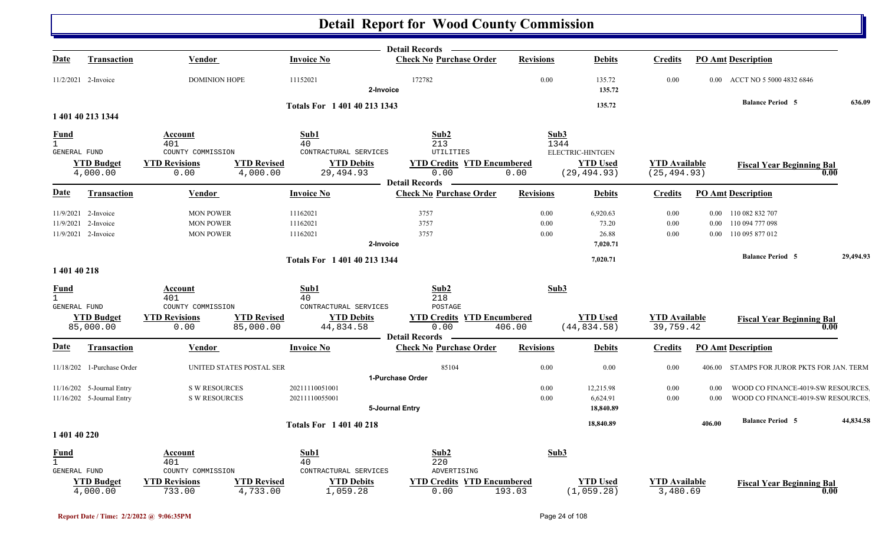# Detail Report for Wood County Commission

**Detail Records**

| Date | Transaction | Vendor | Invoice No | Check No | Purchase Order | Revisions | Debits | Credits | PO Amt | Description |
|---|---|---|---|---|---|---|---|---|---|---|
| 11/2/2021 | 2-Invoice | DOMINION HOPE | 11152021 | 172782 | | 0.00 | 135.72 | 0.00 | 0.00 | ACCT NO 5 5000 4832 6846 |
| | | | | 2-Invoice | | | 135.72 | | | |

**Totals For 1 401 40 213 1343** — 135.72 — Balance Period 5: 636.09

## 1 401 40 213 1344

| Fund | Account | Sub1 | Sub2 | Sub3 |
|---|---|---|---|---|
| 1 | 401 | 40 | 213 | 1344 |
| GENERAL FUND | COUNTY COMMISSION | CONTRACTURAL SERVICES | UTILITIES | ELECTRIC-HINTGEN |

| YTD Budget | YTD Revisions | YTD Revised | YTD Debits | YTD Credits | YTD Encumbered | YTD Used | YTD Available | Fiscal Year Beginning Bal |
|---|---|---|---|---|---|---|---|---|
| 4,000.00 | 0.00 | 4,000.00 | 29,494.93 | 0.00 | 0.00 | (29,494.93) | (25,494.93) | 0.00 |

**Detail Records**

| Date | Transaction | Vendor | Invoice No | Check No | Purchase Order | Revisions | Debits | Credits | PO Amt | Description |
|---|---|---|---|---|---|---|---|---|---|---|
| 11/9/2021 | 2-Invoice | MON POWER | 11162021 | 3757 | | 0.00 | 6,920.63 | 0.00 | 0.00 | 110 082 832 707 |
| 11/9/2021 | 2-Invoice | MON POWER | 11162021 | 3757 | | 0.00 | 73.20 | 0.00 | 0.00 | 110 094 777 098 |
| 11/9/2021 | 2-Invoice | MON POWER | 11162021 | 3757 | | 0.00 | 26.88 | 0.00 | 0.00 | 110 095 877 012 |
| | | | | 2-Invoice | | | 7,020.71 | | | |

**Totals For 1 401 40 213 1344** — 7,020.71 — Balance Period 5: 29,494.93

## 1 401 40 218

| Fund | Account | Sub1 | Sub2 | Sub3 |
|---|---|---|---|---|
| 1 | 401 | 40 | 218 | |
| GENERAL FUND | COUNTY COMMISSION | CONTRACTURAL SERVICES | POSTAGE | |

| YTD Budget | YTD Revisions | YTD Revised | YTD Debits | YTD Credits | YTD Encumbered | YTD Used | YTD Available | Fiscal Year Beginning Bal |
|---|---|---|---|---|---|---|---|---|
| 85,000.00 | 0.00 | 85,000.00 | 44,834.58 | 0.00 | 406.00 | (44,834.58) | 39,759.42 | 0.00 |

**Detail Records**

| Date | Transaction | Vendor | Invoice No | Check No | Purchase Order | Revisions | Debits | Credits | PO Amt | Description |
|---|---|---|---|---|---|---|---|---|---|---|
| 11/18/202 | 1-Purchase Order | UNITED STATES POSTAL SER | | | 85104 | 0.00 | 0.00 | 0.00 | 406.00 | STAMPS FOR JUROR PKTS FOR JAN. TERM |
| | | | | 1-Purchase Order | | | | | | |
| 11/16/202 | 5-Journal Entry | S W RESOURCES | 20211110051001 | | | 0.00 | 12,215.98 | 0.00 | 0.00 | WOOD CO FINANCE-4019-SW RESOURCES. |
| 11/16/202 | 5-Journal Entry | S W RESOURCES | 20211110055001 | | | 0.00 | 6,624.91 | 0.00 | 0.00 | WOOD CO FINANCE-4019-SW RESOURCES. |
| | | | | 5-Journal Entry | | | 18,840.89 | | | |

**Totals For 1 401 40 218** — 18,840.89 — 406.00 — Balance Period 5: 44,834.58

## 1 401 40 220

| Fund | Account | Sub1 | Sub2 | Sub3 |
|---|---|---|---|---|
| 1 | 401 | 40 | 220 | |
| GENERAL FUND | COUNTY COMMISSION | CONTRACTURAL SERVICES | ADVERTISING | |

| YTD Budget | YTD Revisions | YTD Revised | YTD Debits | YTD Credits | YTD Encumbered | YTD Used | YTD Available | Fiscal Year Beginning Bal |
|---|---|---|---|---|---|---|---|---|
| 4,000.00 | 733.00 | 4,733.00 | 1,059.28 | 0.00 | 193.03 | (1,059.28) | 3,480.69 | 0.00 |

Report Date / Time: 2/2/2022 @ 9:06:35PM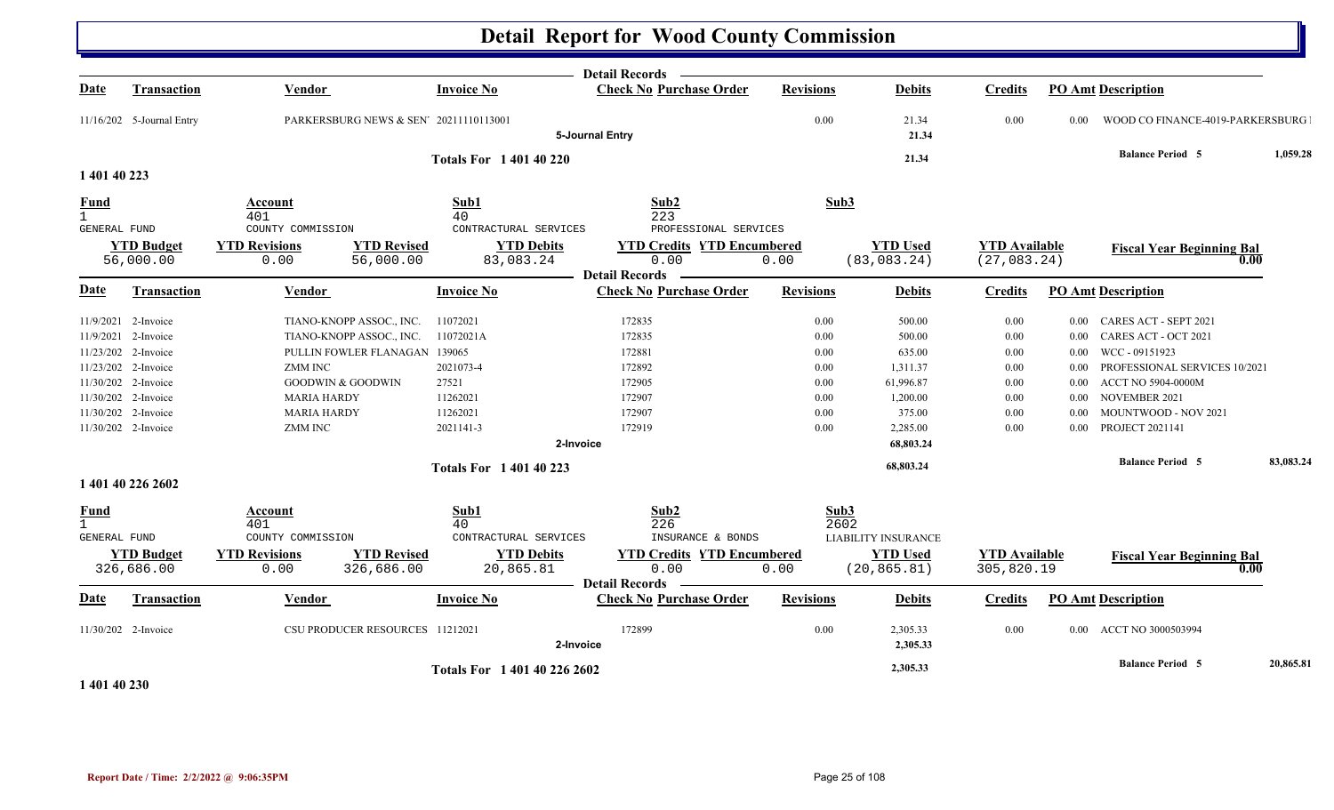# Detail Report for Wood County Commission

| Date | Transaction | Vendor | Invoice No | Check No | Purchase Order | Revisions | Debits | Credits | PO Amt | Description |
|---|---|---|---|---|---|---|---|---|---|---|
| 11/16/202 | 5-Journal Entry | PARKERSBURG NEWS & SEN' | 20211110113001 | | | 0.00 | 21.34 | 0.00 | 0.00 | WOOD CO FINANCE-4019-PARKERSBURG I |
| | | | | 5-Journal Entry | | | 21.34 | | | |
| | | | Totals For 1 401 40 220 | | | | 21.34 | | | Balance Period 5 — 1,059.28 |

## 1 401 40 223

| Fund | Account | Sub1 | Sub2 | Sub3 |
|---|---|---|---|---|
| 1 | 401 | 40 | 223 | |
| GENERAL FUND | COUNTY COMMISSION | CONTRACTURAL SERVICES | PROFESSIONAL SERVICES | |

| YTD Budget | YTD Revisions | YTD Revised | YTD Debits | YTD Credits | YTD Encumbered | YTD Used | YTD Available | Fiscal Year Beginning Bal |
|---|---|---|---|---|---|---|---|---|
| 56,000.00 | 0.00 | 56,000.00 | 83,083.24 | 0.00 | 0.00 | (83,083.24) | (27,083.24) | 0.00 |

| Date | Transaction | Vendor | Invoice No | Check No | Purchase Order | Revisions | Debits | Credits | PO Amt | Description |
|---|---|---|---|---|---|---|---|---|---|---|
| 11/9/2021 | 2-Invoice | TIANO-KNOPP ASSOC., INC. | 11072021 | 172835 | | 0.00 | 500.00 | 0.00 | 0.00 | CARES ACT - SEPT 2021 |
| 11/9/2021 | 2-Invoice | TIANO-KNOPP ASSOC., INC. | 11072021A | 172835 | | 0.00 | 500.00 | 0.00 | 0.00 | CARES ACT - OCT 2021 |
| 11/23/202 | 2-Invoice | PULLIN FOWLER FLANAGAN | 139065 | 172881 | | 0.00 | 635.00 | 0.00 | 0.00 | WCC - 09151923 |
| 11/23/202 | 2-Invoice | ZMM INC | 2021073-4 | 172892 | | 0.00 | 1,311.37 | 0.00 | 0.00 | PROFESSIONAL SERVICES 10/2021 |
| 11/30/202 | 2-Invoice | GOODWIN & GOODWIN | 27521 | 172905 | | 0.00 | 61,996.87 | 0.00 | 0.00 | ACCT NO 5904-0000M |
| 11/30/202 | 2-Invoice | MARIA HARDY | 11262021 | 172907 | | 0.00 | 1,200.00 | 0.00 | 0.00 | NOVEMBER 2021 |
| 11/30/202 | 2-Invoice | MARIA HARDY | 11262021 | 172907 | | 0.00 | 375.00 | 0.00 | 0.00 | MOUNTWOOD - NOV 2021 |
| 11/30/202 | 2-Invoice | ZMM INC | 2021141-3 | 172919 | | 0.00 | 2,285.00 | 0.00 | 0.00 | PROJECT 2021141 |
| | | | | 2-Invoice | | | 68,803.24 | | | |
| | | | Totals For 1 401 40 223 | | | | 68,803.24 | | | Balance Period 5 — 83,083.24 |

## 1 401 40 226 2602

| Fund | Account | Sub1 | Sub2 | Sub3 |
|---|---|---|---|---|
| 1 | 401 | 40 | 226 | 2602 |
| GENERAL FUND | COUNTY COMMISSION | CONTRACTURAL SERVICES | INSURANCE & BONDS | LIABILITY INSURANCE |

| YTD Budget | YTD Revisions | YTD Revised | YTD Debits | YTD Credits | YTD Encumbered | YTD Used | YTD Available | Fiscal Year Beginning Bal |
|---|---|---|---|---|---|---|---|---|
| 326,686.00 | 0.00 | 326,686.00 | 20,865.81 | 0.00 | 0.00 | (20,865.81) | 305,820.19 | 0.00 |

| Date | Transaction | Vendor | Invoice No | Check No | Purchase Order | Revisions | Debits | Credits | PO Amt | Description |
|---|---|---|---|---|---|---|---|---|---|---|
| 11/30/202 | 2-Invoice | CSU PRODUCER RESOURCES | 11212021 | 172899 | | 0.00 | 2,305.33 | 0.00 | 0.00 | ACCT NO 3000503994 |
| | | | | 2-Invoice | | | 2,305.33 | | | |
| | | | Totals For 1 401 40 226 2602 | | | | 2,305.33 | | | Balance Period 5 — 20,865.81 |

## 1 401 40 230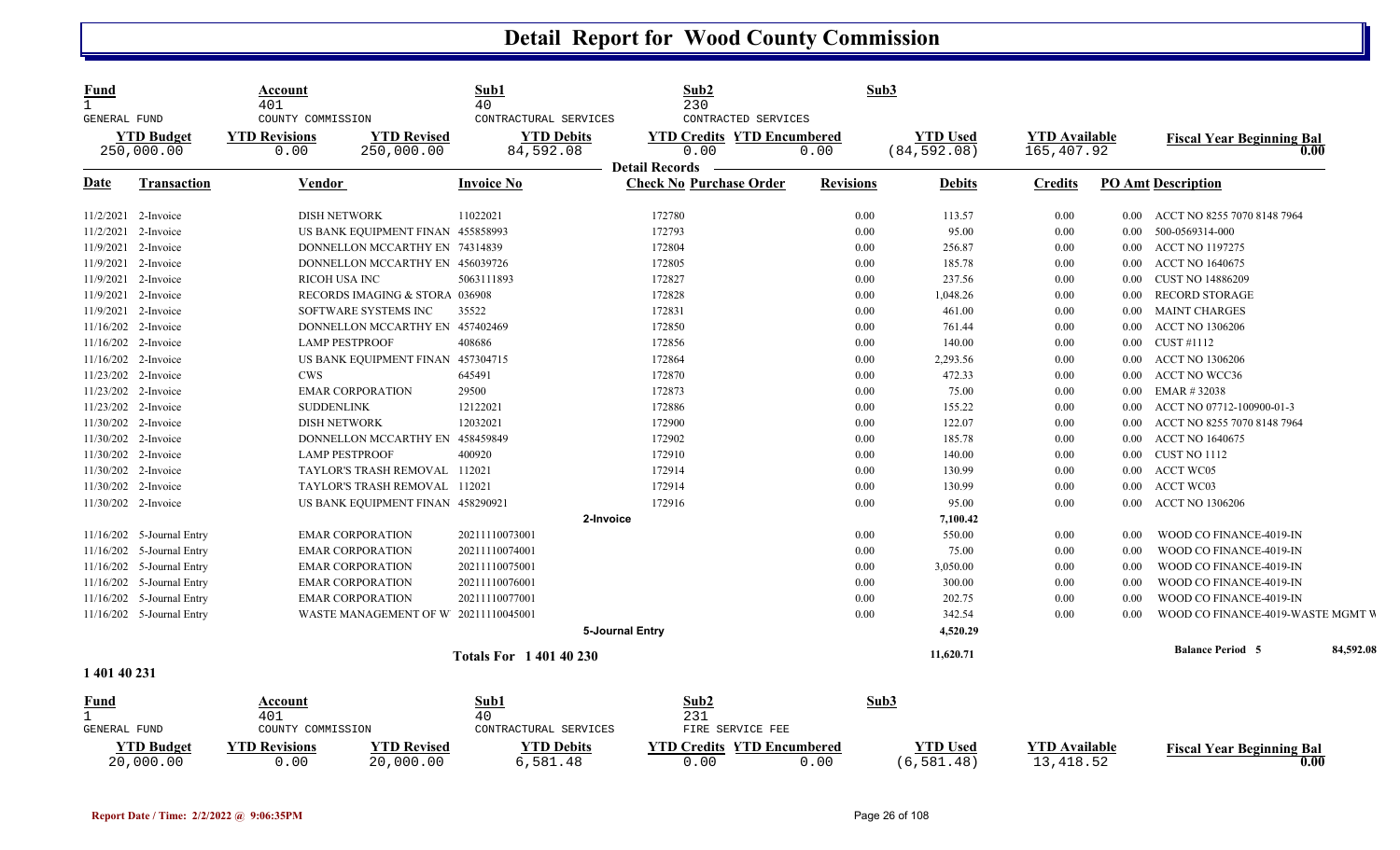# Detail Report for Wood County Commission

| Fund | Account | | Sub1 | Sub2 | | Sub3 | | |
|---|---|---|---|---|---|---|---|---|
| 1 | 401 | | 40 | 230 | | | | |
| GENERAL FUND | COUNTY COMMISSION | | CONTRACTURAL SERVICES | CONTRACTED SERVICES | | | | |
| **YTD Budget** | **YTD Revisions** | **YTD Revised** | **YTD Debits** | **YTD Credits** | **YTD Encumbered** | **YTD Used** | **YTD Available** | **Fiscal Year Beginning Bal** |
| 250,000.00 | 0.00 | 250,000.00 | 84,592.08 | 0.00 | 0.00 | (84,592.08) | 165,407.92 | 0.00 |

**Detail Records**

| Date | Transaction | Vendor | Invoice No | Check No | Purchase Order | Revisions | Debits | Credits | PO Amt | Description |
|---|---|---|---|---|---|---|---|---|---|---|
| 11/2/2021 | 2-Invoice | DISH NETWORK | 11022021 | 172780 | | 0.00 | 113.57 | 0.00 | 0.00 | ACCT NO 8255 7070 8148 7964 |
| 11/2/2021 | 2-Invoice | US BANK EQUIPMENT FINAN | 455858993 | 172793 | | 0.00 | 95.00 | 0.00 | 0.00 | 500-0569314-000 |
| 11/9/2021 | 2-Invoice | DONNELLON MCCARTHY EN | 74314839 | 172804 | | 0.00 | 256.87 | 0.00 | 0.00 | ACCT NO 1197275 |
| 11/9/2021 | 2-Invoice | DONNELLON MCCARTHY EN | 456039726 | 172805 | | 0.00 | 185.78 | 0.00 | 0.00 | ACCT NO 1640675 |
| 11/9/2021 | 2-Invoice | RICOH USA INC | 5063111893 | 172827 | | 0.00 | 237.56 | 0.00 | 0.00 | CUST NO 14886209 |
| 11/9/2021 | 2-Invoice | RECORDS IMAGING & STORA | 036908 | 172828 | | 0.00 | 1,048.26 | 0.00 | 0.00 | RECORD STORAGE |
| 11/9/2021 | 2-Invoice | SOFTWARE SYSTEMS INC | 35522 | 172831 | | 0.00 | 461.00 | 0.00 | 0.00 | MAINT CHARGES |
| 11/16/202 | 2-Invoice | DONNELLON MCCARTHY EN | 457402469 | 172850 | | 0.00 | 761.44 | 0.00 | 0.00 | ACCT NO 1306206 |
| 11/16/202 | 2-Invoice | LAMP PESTPROOF | 408686 | 172856 | | 0.00 | 140.00 | 0.00 | 0.00 | CUST #1112 |
| 11/16/202 | 2-Invoice | US BANK EQUIPMENT FINAN | 457304715 | 172864 | | 0.00 | 2,293.56 | 0.00 | 0.00 | ACCT NO 1306206 |
| 11/23/202 | 2-Invoice | CWS | 645491 | 172870 | | 0.00 | 472.33 | 0.00 | 0.00 | ACCT NO WCC36 |
| 11/23/202 | 2-Invoice | EMAR CORPORATION | 29500 | 172873 | | 0.00 | 75.00 | 0.00 | 0.00 | EMAR # 32038 |
| 11/23/202 | 2-Invoice | SUDDENLINK | 12122021 | 172886 | | 0.00 | 155.22 | 0.00 | 0.00 | ACCT NO 07712-100900-01-3 |
| 11/30/202 | 2-Invoice | DISH NETWORK | 12032021 | 172900 | | 0.00 | 122.07 | 0.00 | 0.00 | ACCT NO 8255 7070 8148 7964 |
| 11/30/202 | 2-Invoice | DONNELLON MCCARTHY EN | 458459849 | 172902 | | 0.00 | 185.78 | 0.00 | 0.00 | ACCT NO 1640675 |
| 11/30/202 | 2-Invoice | LAMP PESTPROOF | 400920 | 172910 | | 0.00 | 140.00 | 0.00 | 0.00 | CUST NO 1112 |
| 11/30/202 | 2-Invoice | TAYLOR'S TRASH REMOVAL | 112021 | 172914 | | 0.00 | 130.99 | 0.00 | 0.00 | ACCT WC05 |
| 11/30/202 | 2-Invoice | TAYLOR'S TRASH REMOVAL | 112021 | 172914 | | 0.00 | 130.99 | 0.00 | 0.00 | ACCT WC03 |
| 11/30/202 | 2-Invoice | US BANK EQUIPMENT FINAN | 458290921 | 172916 | | 0.00 | 95.00 | 0.00 | 0.00 | ACCT NO 1306206 |
| | | | | **2-Invoice** | | | **7,100.42** | | | |
| 11/16/202 | 5-Journal Entry | EMAR CORPORATION | 20211110073001 | | | 0.00 | 550.00 | 0.00 | 0.00 | WOOD CO FINANCE-4019-IN |
| 11/16/202 | 5-Journal Entry | EMAR CORPORATION | 20211110074001 | | | 0.00 | 75.00 | 0.00 | 0.00 | WOOD CO FINANCE-4019-IN |
| 11/16/202 | 5-Journal Entry | EMAR CORPORATION | 20211110075001 | | | 0.00 | 3,050.00 | 0.00 | 0.00 | WOOD CO FINANCE-4019-IN |
| 11/16/202 | 5-Journal Entry | EMAR CORPORATION | 20211110076001 | | | 0.00 | 300.00 | 0.00 | 0.00 | WOOD CO FINANCE-4019-IN |
| 11/16/202 | 5-Journal Entry | EMAR CORPORATION | 20211110077001 | | | 0.00 | 202.75 | 0.00 | 0.00 | WOOD CO FINANCE-4019-IN |
| 11/16/202 | 5-Journal Entry | WASTE MANAGEMENT OF W | 20211110045001 | | | 0.00 | 342.54 | 0.00 | 0.00 | WOOD CO FINANCE-4019-WASTE MGMT W |
| | | | | **5-Journal Entry** | | | **4,520.29** | | | |
| | | | **Totals For 1 401 40 230** | | | | **11,620.71** | | | **Balance Period 5** 84,592.08 |

**1 401 40 231**

| Fund | Account | | Sub1 | Sub2 | | Sub3 | | |
|---|---|---|---|---|---|---|---|---|
| 1 | 401 | | 40 | 231 | | | | |
| GENERAL FUND | COUNTY COMMISSION | | CONTRACTURAL SERVICES | FIRE SERVICE FEE | | | | |
| **YTD Budget** | **YTD Revisions** | **YTD Revised** | **YTD Debits** | **YTD Credits** | **YTD Encumbered** | **YTD Used** | **YTD Available** | **Fiscal Year Beginning Bal** |
| 20,000.00 | 0.00 | 20,000.00 | 6,581.48 | 0.00 | 0.00 | (6,581.48) | 13,418.52 | 0.00 |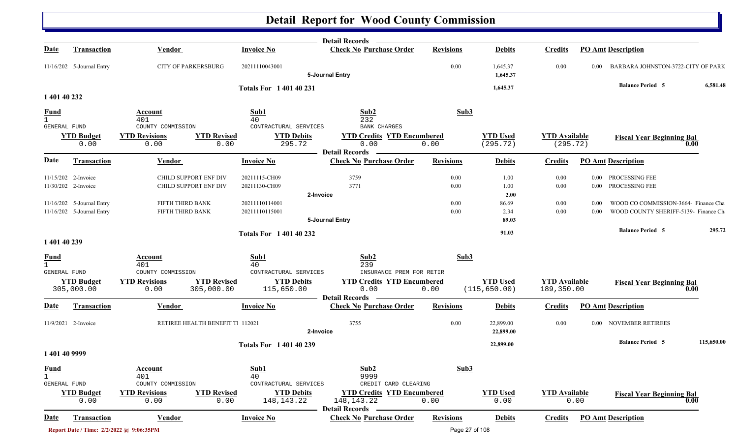# Detail Report for Wood County Commission

| Date | Transaction | Vendor | Invoice No | Check No Purchase Order | Revisions | Debits | Credits | PO Amt | Description |
|---|---|---|---|---|---|---|---|---|---|
| 11/16/202 | 5-Journal Entry | CITY OF PARKERSBURG | 20211110043001 | | 0.00 | 1,645.37 | 0.00 | 0.00 | BARBARA JOHNSTON-3722-CITY OF PARK |
| | | | | 5-Journal Entry | | 1,645.37 | | | |
| | | | Totals For 1 401 40 231 | | | 1,645.37 | | | Balance Period 5 — 6,581.48 |

## 1 401 40 232

| Fund | Account | Sub1 | Sub2 | Sub3 |
|---|---|---|---|---|
| 1 GENERAL FUND | 401 COUNTY COMMISSION | 40 CONTRACTURAL SERVICES | 232 BANK CHARGES | |

| YTD Budget | YTD Revisions | YTD Revised | YTD Debits | YTD Credits | YTD Encumbered | YTD Used | YTD Available | Fiscal Year Beginning Bal |
|---|---|---|---|---|---|---|---|---|
| 0.00 | 0.00 | 0.00 | 295.72 | 0.00 | 0.00 | (295.72) | (295.72) | 0.00 |

| Date | Transaction | Vendor | Invoice No | Check No Purchase Order | Revisions | Debits | Credits | PO Amt | Description |
|---|---|---|---|---|---|---|---|---|---|
| 11/15/202 | 2-Invoice | CHILD SUPPORT ENF DIV | 20211115-CH09 | 3759 | 0.00 | 1.00 | 0.00 | 0.00 | PROCESSING FEE |
| 11/30/202 | 2-Invoice | CHILD SUPPORT ENF DIV | 20211130-CH09 | 3771 | 0.00 | 1.00 | 0.00 | 0.00 | PROCESSING FEE |
| | | | | 2-Invoice | | 2.00 | | | |
| 11/16/202 | 5-Journal Entry | FIFTH THIRD BANK | 20211110114001 | | 0.00 | 86.69 | 0.00 | 0.00 | WOOD CO COMMISSION-3664- Finance Cha |
| 11/16/202 | 5-Journal Entry | FIFTH THIRD BANK | 20211110115001 | | 0.00 | 2.34 | 0.00 | 0.00 | WOOD COUNTY SHERIFF-5139- Finance Cha |
| | | | | 5-Journal Entry | | 89.03 | | | |
| | | | Totals For 1 401 40 232 | | | 91.03 | | | Balance Period 5 — 295.72 |

## 1 401 40 239

| Fund | Account | Sub1 | Sub2 | Sub3 |
|---|---|---|---|---|
| 1 GENERAL FUND | 401 COUNTY COMMISSION | 40 CONTRACTURAL SERVICES | 239 INSURANCE PREM FOR RETIR | |

| YTD Budget | YTD Revisions | YTD Revised | YTD Debits | YTD Credits | YTD Encumbered | YTD Used | YTD Available | Fiscal Year Beginning Bal |
|---|---|---|---|---|---|---|---|---|
| 305,000.00 | 0.00 | 305,000.00 | 115,650.00 | 0.00 | 0.00 | (115,650.00) | 189,350.00 | 0.00 |

| Date | Transaction | Vendor | Invoice No | Check No Purchase Order | Revisions | Debits | Credits | PO Amt | Description |
|---|---|---|---|---|---|---|---|---|---|
| 11/9/2021 | 2-Invoice | RETIREE HEALTH BENEFIT TI | 112021 | 3755 | 0.00 | 22,899.00 | 0.00 | 0.00 | NOVEMBER RETIREES |
| | | | | 2-Invoice | | 22,899.00 | | | |
| | | | Totals For 1 401 40 239 | | | 22,899.00 | | | Balance Period 5 — 115,650.00 |

## 1 401 40 9999

| Fund | Account | Sub1 | Sub2 | Sub3 |
|---|---|---|---|---|
| 1 GENERAL FUND | 401 COUNTY COMMISSION | 40 CONTRACTURAL SERVICES | 9999 CREDIT CARD CLEARING | |

| YTD Budget | YTD Revisions | YTD Revised | YTD Debits | YTD Credits | YTD Encumbered | YTD Used | YTD Available | Fiscal Year Beginning Bal |
|---|---|---|---|---|---|---|---|---|
| 0.00 | 0.00 | 0.00 | 148,143.22 | 148,143.22 | 0.00 | 0.00 | 0.00 | 0.00 |

| Date | Transaction | Vendor | Invoice No | Check No Purchase Order | Revisions | Debits | Credits | PO Amt | Description |
|---|---|---|---|---|---|---|---|---|---|

Report Date / Time: 2/2/2022 @ 9:06:35PM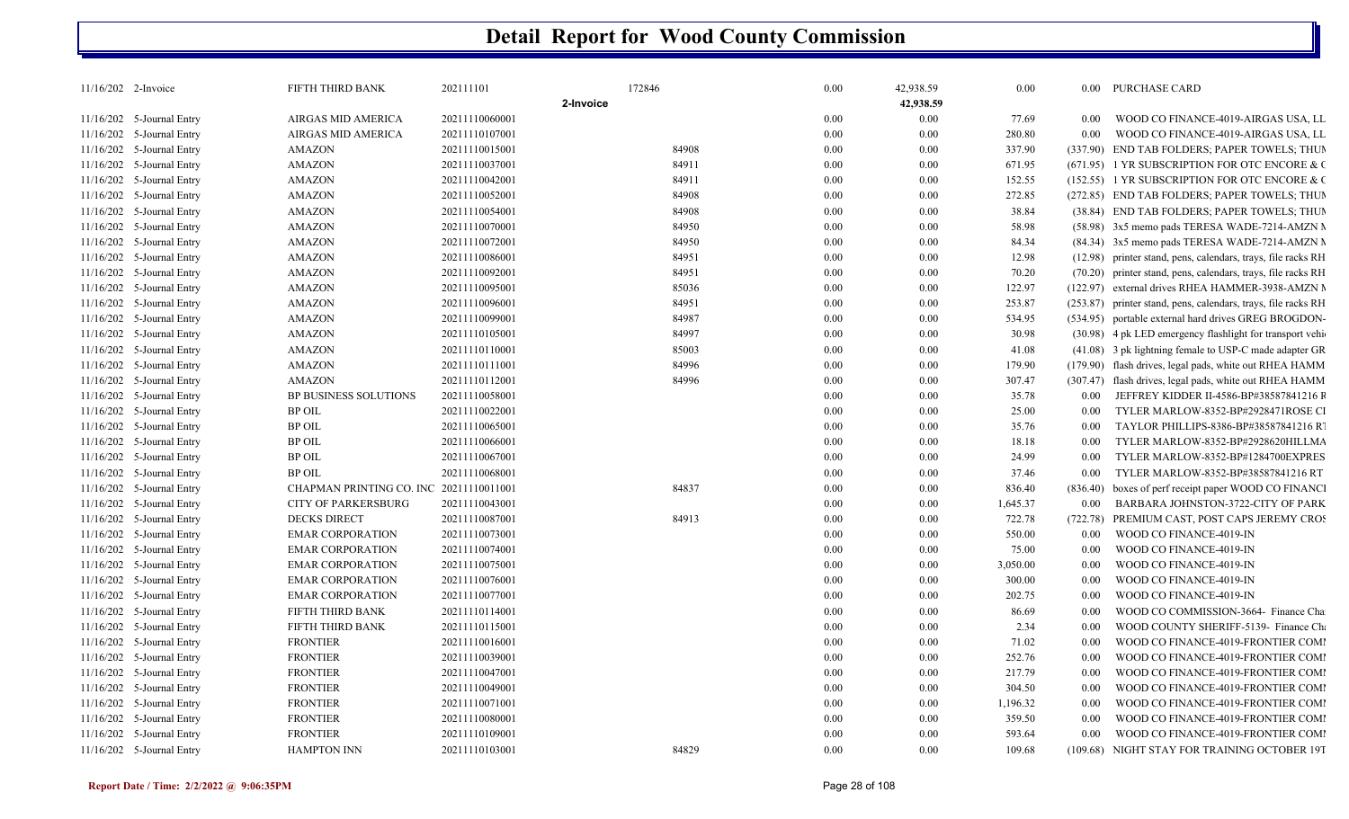# Detail Report for Wood County Commission

| Date | Type | Vendor | Number | PO | | Amount 1 | Amount 2 | Amount 3 | Amount 4 | Description |
|---|---|---|---|---|---|---|---|---|---|---|
| 11/16/202 | 2-Invoice | FIFTH THIRD BANK | 202111101 | 172846 | | 0.00 | 42,938.59 | 0.00 | 0.00 | PURCHASE CARD |
| | | | | 2-Invoice | | | 42,938.59 | | | |
| 11/16/202 | 5-Journal Entry | AIRGAS MID AMERICA | 20211110060001 | | | 0.00 | 0.00 | 77.69 | 0.00 | WOOD CO FINANCE-4019-AIRGAS USA, LL |
| 11/16/202 | 5-Journal Entry | AIRGAS MID AMERICA | 20211110107001 | | | 0.00 | 0.00 | 280.80 | 0.00 | WOOD CO FINANCE-4019-AIRGAS USA, LL |
| 11/16/202 | 5-Journal Entry | AMAZON | 20211110015001 | | 84908 | 0.00 | 0.00 | 337.90 | (337.90) | END TAB FOLDERS; PAPER TOWELS; THUN |
| 11/16/202 | 5-Journal Entry | AMAZON | 20211110037001 | | 84911 | 0.00 | 0.00 | 671.95 | (671.95) | 1 YR SUBSCRIPTION FOR OTC ENCORE & C |
| 11/16/202 | 5-Journal Entry | AMAZON | 20211110042001 | | 84911 | 0.00 | 0.00 | 152.55 | (152.55) | 1 YR SUBSCRIPTION FOR OTC ENCORE & C |
| 11/16/202 | 5-Journal Entry | AMAZON | 20211110052001 | | 84908 | 0.00 | 0.00 | 272.85 | (272.85) | END TAB FOLDERS; PAPER TOWELS; THUN |
| 11/16/202 | 5-Journal Entry | AMAZON | 20211110054001 | | 84908 | 0.00 | 0.00 | 38.84 | (38.84) | END TAB FOLDERS; PAPER TOWELS; THUN |
| 11/16/202 | 5-Journal Entry | AMAZON | 20211110070001 | | 84950 | 0.00 | 0.00 | 58.98 | (58.98) | 3x5 memo pads TERESA WADE-7214-AMZN M |
| 11/16/202 | 5-Journal Entry | AMAZON | 20211110072001 | | 84950 | 0.00 | 0.00 | 84.34 | (84.34) | 3x5 memo pads TERESA WADE-7214-AMZN M |
| 11/16/202 | 5-Journal Entry | AMAZON | 20211110086001 | | 84951 | 0.00 | 0.00 | 12.98 | (12.98) | printer stand, pens, calendars, trays, file racks RH |
| 11/16/202 | 5-Journal Entry | AMAZON | 20211110092001 | | 84951 | 0.00 | 0.00 | 70.20 | (70.20) | printer stand, pens, calendars, trays, file racks RH |
| 11/16/202 | 5-Journal Entry | AMAZON | 20211110095001 | | 85036 | 0.00 | 0.00 | 122.97 | (122.97) | external drives RHEA HAMMER-3938-AMZN M |
| 11/16/202 | 5-Journal Entry | AMAZON | 20211110096001 | | 84951 | 0.00 | 0.00 | 253.87 | (253.87) | printer stand, pens, calendars, trays, file racks RH |
| 11/16/202 | 5-Journal Entry | AMAZON | 20211110099001 | | 84987 | 0.00 | 0.00 | 534.95 | (534.95) | portable external hard drives GREG BROGDON- |
| 11/16/202 | 5-Journal Entry | AMAZON | 20211110105001 | | 84997 | 0.00 | 0.00 | 30.98 | (30.98) | 4 pk LED emergency flashlight for transport vehi |
| 11/16/202 | 5-Journal Entry | AMAZON | 20211110110001 | | 85003 | 0.00 | 0.00 | 41.08 | (41.08) | 3 pk lightning female to USP-C made adapter GR |
| 11/16/202 | 5-Journal Entry | AMAZON | 20211110111001 | | 84996 | 0.00 | 0.00 | 179.90 | (179.90) | flash drives, legal pads, white out RHEA HAMM |
| 11/16/202 | 5-Journal Entry | AMAZON | 20211110112001 | | 84996 | 0.00 | 0.00 | 307.47 | (307.47) | flash drives, legal pads, white out RHEA HAMM |
| 11/16/202 | 5-Journal Entry | BP BUSINESS SOLUTIONS | 20211110058001 | | | 0.00 | 0.00 | 35.78 | 0.00 | JEFFREY KIDDER II-4586-BP#38587841216 R |
| 11/16/202 | 5-Journal Entry | BP OIL | 20211110022001 | | | 0.00 | 0.00 | 25.00 | 0.00 | TYLER MARLOW-8352-BP#2928471ROSE CI |
| 11/16/202 | 5-Journal Entry | BP OIL | 20211110065001 | | | 0.00 | 0.00 | 35.76 | 0.00 | TAYLOR PHILLIPS-8386-BP#38587841216 RT |
| 11/16/202 | 5-Journal Entry | BP OIL | 20211110066001 | | | 0.00 | 0.00 | 18.18 | 0.00 | TYLER MARLOW-8352-BP#2928620HILLMA |
| 11/16/202 | 5-Journal Entry | BP OIL | 20211110067001 | | | 0.00 | 0.00 | 24.99 | 0.00 | TYLER MARLOW-8352-BP#1284700EXPRES |
| 11/16/202 | 5-Journal Entry | BP OIL | 20211110068001 | | | 0.00 | 0.00 | 37.46 | 0.00 | TYLER MARLOW-8352-BP#38587841216 RT |
| 11/16/202 | 5-Journal Entry | CHAPMAN PRINTING CO. INC | 20211110011001 | | 84837 | 0.00 | 0.00 | 836.40 | (836.40) | boxes of perf receipt paper WOOD CO FINANCI |
| 11/16/202 | 5-Journal Entry | CITY OF PARKERSBURG | 20211110043001 | | | 0.00 | 0.00 | 1,645.37 | 0.00 | BARBARA JOHNSTON-3722-CITY OF PARK |
| 11/16/202 | 5-Journal Entry | DECKS DIRECT | 20211110087001 | | 84913 | 0.00 | 0.00 | 722.78 | (722.78) | PREMIUM CAST, POST CAPS JEREMY CROS |
| 11/16/202 | 5-Journal Entry | EMAR CORPORATION | 20211110073001 | | | 0.00 | 0.00 | 550.00 | 0.00 | WOOD CO FINANCE-4019-IN |
| 11/16/202 | 5-Journal Entry | EMAR CORPORATION | 20211110074001 | | | 0.00 | 0.00 | 75.00 | 0.00 | WOOD CO FINANCE-4019-IN |
| 11/16/202 | 5-Journal Entry | EMAR CORPORATION | 20211110075001 | | | 0.00 | 0.00 | 3,050.00 | 0.00 | WOOD CO FINANCE-4019-IN |
| 11/16/202 | 5-Journal Entry | EMAR CORPORATION | 20211110076001 | | | 0.00 | 0.00 | 300.00 | 0.00 | WOOD CO FINANCE-4019-IN |
| 11/16/202 | 5-Journal Entry | EMAR CORPORATION | 20211110077001 | | | 0.00 | 0.00 | 202.75 | 0.00 | WOOD CO FINANCE-4019-IN |
| 11/16/202 | 5-Journal Entry | FIFTH THIRD BANK | 20211110114001 | | | 0.00 | 0.00 | 86.69 | 0.00 | WOOD CO COMMISSION-3664- Finance Cha |
| 11/16/202 | 5-Journal Entry | FIFTH THIRD BANK | 20211110115001 | | | 0.00 | 0.00 | 2.34 | 0.00 | WOOD COUNTY SHERIFF-5139- Finance Ch |
| 11/16/202 | 5-Journal Entry | FRONTIER | 20211110016001 | | | 0.00 | 0.00 | 71.02 | 0.00 | WOOD CO FINANCE-4019-FRONTIER COMI |
| 11/16/202 | 5-Journal Entry | FRONTIER | 20211110039001 | | | 0.00 | 0.00 | 252.76 | 0.00 | WOOD CO FINANCE-4019-FRONTIER COMI |
| 11/16/202 | 5-Journal Entry | FRONTIER | 20211110047001 | | | 0.00 | 0.00 | 217.79 | 0.00 | WOOD CO FINANCE-4019-FRONTIER COMI |
| 11/16/202 | 5-Journal Entry | FRONTIER | 20211110049001 | | | 0.00 | 0.00 | 304.50 | 0.00 | WOOD CO FINANCE-4019-FRONTIER COMI |
| 11/16/202 | 5-Journal Entry | FRONTIER | 20211110071001 | | | 0.00 | 0.00 | 1,196.32 | 0.00 | WOOD CO FINANCE-4019-FRONTIER COMI |
| 11/16/202 | 5-Journal Entry | FRONTIER | 20211110080001 | | | 0.00 | 0.00 | 359.50 | 0.00 | WOOD CO FINANCE-4019-FRONTIER COMI |
| 11/16/202 | 5-Journal Entry | FRONTIER | 20211110109001 | | | 0.00 | 0.00 | 593.64 | 0.00 | WOOD CO FINANCE-4019-FRONTIER COMI |
| 11/16/202 | 5-Journal Entry | HAMPTON INN | 20211110103001 | | 84829 | 0.00 | 0.00 | 109.68 | (109.68) | NIGHT STAY FOR TRAINING OCTOBER 19T |

Report Date / Time: 2/2/2022 @ 9:06:35PM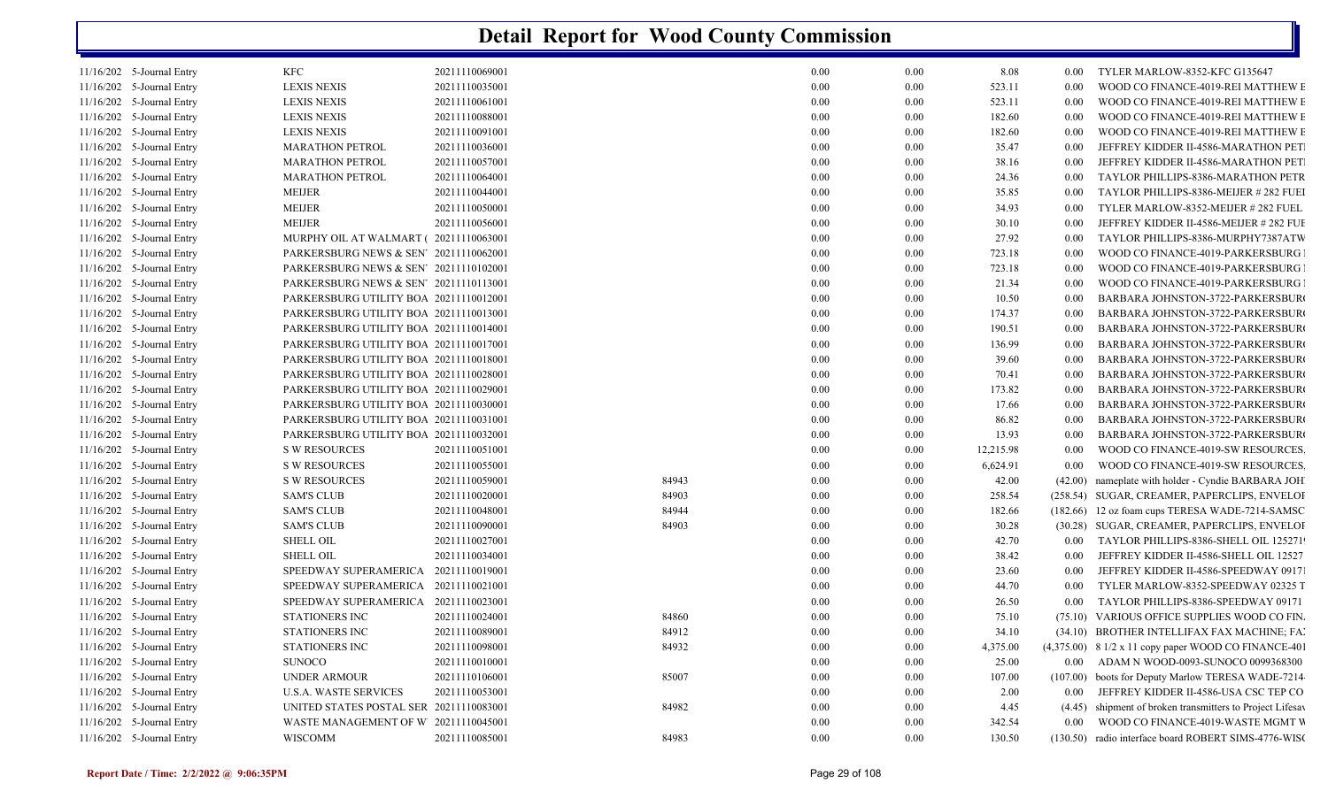# Detail Report for Wood County Commission

| | | | | | | | | | |
|---|---|---|---|---|---|---|---|---|---|
| 11/16/202 | 5-Journal Entry | KFC | 20211110069001 | | 0.00 | 0.00 | 8.08 | 0.00 | TYLER MARLOW-8352-KFC G135647 |
| 11/16/202 | 5-Journal Entry | LEXIS NEXIS | 20211110035001 | | 0.00 | 0.00 | 523.11 | 0.00 | WOOD CO FINANCE-4019-REI MATTHEW E |
| 11/16/202 | 5-Journal Entry | LEXIS NEXIS | 20211110061001 | | 0.00 | 0.00 | 523.11 | 0.00 | WOOD CO FINANCE-4019-REI MATTHEW E |
| 11/16/202 | 5-Journal Entry | LEXIS NEXIS | 20211110088001 | | 0.00 | 0.00 | 182.60 | 0.00 | WOOD CO FINANCE-4019-REI MATTHEW E |
| 11/16/202 | 5-Journal Entry | LEXIS NEXIS | 20211110091001 | | 0.00 | 0.00 | 182.60 | 0.00 | WOOD CO FINANCE-4019-REI MATTHEW E |
| 11/16/202 | 5-Journal Entry | MARATHON PETROL | 20211110036001 | | 0.00 | 0.00 | 35.47 | 0.00 | JEFFREY KIDDER II-4586-MARATHON PET |
| 11/16/202 | 5-Journal Entry | MARATHON PETROL | 20211110057001 | | 0.00 | 0.00 | 38.16 | 0.00 | JEFFREY KIDDER II-4586-MARATHON PET |
| 11/16/202 | 5-Journal Entry | MARATHON PETROL | 20211110064001 | | 0.00 | 0.00 | 24.36 | 0.00 | TAYLOR PHILLIPS-8386-MARATHON PETR |
| 11/16/202 | 5-Journal Entry | MEIJER | 20211110044001 | | 0.00 | 0.00 | 35.85 | 0.00 | TAYLOR PHILLIPS-8386-MEIJER # 282 FUEL |
| 11/16/202 | 5-Journal Entry | MEIJER | 20211110050001 | | 0.00 | 0.00 | 34.93 | 0.00 | TYLER MARLOW-8352-MEIJER # 282 FUEL |
| 11/16/202 | 5-Journal Entry | MEIJER | 20211110056001 | | 0.00 | 0.00 | 30.10 | 0.00 | JEFFREY KIDDER II-4586-MEIJER # 282 FUE |
| 11/16/202 | 5-Journal Entry | MURPHY OIL AT WALMART ( | 20211110063001 | | 0.00 | 0.00 | 27.92 | 0.00 | TAYLOR PHILLIPS-8386-MURPHY7387ATW |
| 11/16/202 | 5-Journal Entry | PARKERSBURG NEWS & SEN | 20211110062001 | | 0.00 | 0.00 | 723.18 | 0.00 | WOOD CO FINANCE-4019-PARKERSBURG |
| 11/16/202 | 5-Journal Entry | PARKERSBURG NEWS & SEN | 20211110102001 | | 0.00 | 0.00 | 723.18 | 0.00 | WOOD CO FINANCE-4019-PARKERSBURG |
| 11/16/202 | 5-Journal Entry | PARKERSBURG NEWS & SEN | 20211110113001 | | 0.00 | 0.00 | 21.34 | 0.00 | WOOD CO FINANCE-4019-PARKERSBURG |
| 11/16/202 | 5-Journal Entry | PARKERSBURG UTILITY BOA | 20211110012001 | | 0.00 | 0.00 | 10.50 | 0.00 | BARBARA JOHNSTON-3722-PARKERSBUR |
| 11/16/202 | 5-Journal Entry | PARKERSBURG UTILITY BOA | 20211110013001 | | 0.00 | 0.00 | 174.37 | 0.00 | BARBARA JOHNSTON-3722-PARKERSBUR |
| 11/16/202 | 5-Journal Entry | PARKERSBURG UTILITY BOA | 20211110014001 | | 0.00 | 0.00 | 190.51 | 0.00 | BARBARA JOHNSTON-3722-PARKERSBUR |
| 11/16/202 | 5-Journal Entry | PARKERSBURG UTILITY BOA | 20211110017001 | | 0.00 | 0.00 | 136.99 | 0.00 | BARBARA JOHNSTON-3722-PARKERSBUR |
| 11/16/202 | 5-Journal Entry | PARKERSBURG UTILITY BOA | 20211110018001 | | 0.00 | 0.00 | 39.60 | 0.00 | BARBARA JOHNSTON-3722-PARKERSBUR |
| 11/16/202 | 5-Journal Entry | PARKERSBURG UTILITY BOA | 20211110028001 | | 0.00 | 0.00 | 70.41 | 0.00 | BARBARA JOHNSTON-3722-PARKERSBUR |
| 11/16/202 | 5-Journal Entry | PARKERSBURG UTILITY BOA | 20211110029001 | | 0.00 | 0.00 | 173.82 | 0.00 | BARBARA JOHNSTON-3722-PARKERSBUR |
| 11/16/202 | 5-Journal Entry | PARKERSBURG UTILITY BOA | 20211110030001 | | 0.00 | 0.00 | 17.66 | 0.00 | BARBARA JOHNSTON-3722-PARKERSBUR |
| 11/16/202 | 5-Journal Entry | PARKERSBURG UTILITY BOA | 20211110031001 | | 0.00 | 0.00 | 86.82 | 0.00 | BARBARA JOHNSTON-3722-PARKERSBUR |
| 11/16/202 | 5-Journal Entry | PARKERSBURG UTILITY BOA | 20211110032001 | | 0.00 | 0.00 | 13.93 | 0.00 | BARBARA JOHNSTON-3722-PARKERSBUR |
| 11/16/202 | 5-Journal Entry | S W RESOURCES | 20211110051001 | | 0.00 | 0.00 | 12,215.98 | 0.00 | WOOD CO FINANCE-4019-SW RESOURCES. |
| 11/16/202 | 5-Journal Entry | S W RESOURCES | 20211110055001 | | 0.00 | 0.00 | 6,624.91 | 0.00 | WOOD CO FINANCE-4019-SW RESOURCES. |
| 11/16/202 | 5-Journal Entry | S W RESOURCES | 20211110059001 | 84943 | 0.00 | 0.00 | 42.00 | (42.00) | nameplate with holder - Cyndie BARBARA JOH |
| 11/16/202 | 5-Journal Entry | SAM'S CLUB | 20211110020001 | 84903 | 0.00 | 0.00 | 258.54 | (258.54) | SUGAR, CREAMER, PAPERCLIPS, ENVELOP |
| 11/16/202 | 5-Journal Entry | SAM'S CLUB | 20211110048001 | 84944 | 0.00 | 0.00 | 182.66 | (182.66) | 12 oz foam cups TERESA WADE-7214-SAMSC |
| 11/16/202 | 5-Journal Entry | SAM'S CLUB | 20211110090001 | 84903 | 0.00 | 0.00 | 30.28 | (30.28) | SUGAR, CREAMER, PAPERCLIPS, ENVELOP |
| 11/16/202 | 5-Journal Entry | SHELL OIL | 20211110027001 | | 0.00 | 0.00 | 42.70 | 0.00 | TAYLOR PHILLIPS-8386-SHELL OIL 125271 |
| 11/16/202 | 5-Journal Entry | SHELL OIL | 20211110034001 | | 0.00 | 0.00 | 38.42 | 0.00 | JEFFREY KIDDER II-4586-SHELL OIL 12527 |
| 11/16/202 | 5-Journal Entry | SPEEDWAY SUPERAMERICA | 20211110019001 | | 0.00 | 0.00 | 23.60 | 0.00 | JEFFREY KIDDER II-4586-SPEEDWAY 0917 |
| 11/16/202 | 5-Journal Entry | SPEEDWAY SUPERAMERICA | 20211110021001 | | 0.00 | 0.00 | 44.70 | 0.00 | TYLER MARLOW-8352-SPEEDWAY 02325 T |
| 11/16/202 | 5-Journal Entry | SPEEDWAY SUPERAMERICA | 20211110023001 | | 0.00 | 0.00 | 26.50 | 0.00 | TAYLOR PHILLIPS-8386-SPEEDWAY 09171 |
| 11/16/202 | 5-Journal Entry | STATIONERS INC | 20211110024001 | 84860 | 0.00 | 0.00 | 75.10 | (75.10) | VARIOUS OFFICE SUPPLIES WOOD CO FIN. |
| 11/16/202 | 5-Journal Entry | STATIONERS INC | 20211110089001 | 84912 | 0.00 | 0.00 | 34.10 | (34.10) | BROTHER INTELLIFAX FAX MACHINE; FA |
| 11/16/202 | 5-Journal Entry | STATIONERS INC | 20211110098001 | 84932 | 0.00 | 0.00 | 4,375.00 | (4,375.00) | 8 1/2 x 11 copy paper WOOD CO FINANCE-401 |
| 11/16/202 | 5-Journal Entry | SUNOCO | 20211110010001 | | 0.00 | 0.00 | 25.00 | 0.00 | ADAM N WOOD-0093-SUNOCO 0099368300 |
| 11/16/202 | 5-Journal Entry | UNDER ARMOUR | 20211110106001 | 85007 | 0.00 | 0.00 | 107.00 | (107.00) | boots for Deputy Marlow TERESA WADE-7214 |
| 11/16/202 | 5-Journal Entry | U.S.A. WASTE SERVICES | 20211110053001 | | 0.00 | 0.00 | 2.00 | 0.00 | JEFFREY KIDDER II-4586-USA CSC TEP CO |
| 11/16/202 | 5-Journal Entry | UNITED STATES POSTAL SER | 20211110083001 | 84982 | 0.00 | 0.00 | 4.45 | (4.45) | shipment of broken transmitters to Project Lifesav |
| 11/16/202 | 5-Journal Entry | WASTE MANAGEMENT OF W | 20211110045001 | | 0.00 | 0.00 | 342.54 | 0.00 | WOOD CO FINANCE-4019-WASTE MGMT W |
| 11/16/202 | 5-Journal Entry | WISCOMM | 20211110085001 | 84983 | 0.00 | 0.00 | 130.50 | (130.50) | radio interface board ROBERT SIMS-4776-WIS |

**Report Date / Time: 2/2/2022 @ 9:06:35PM**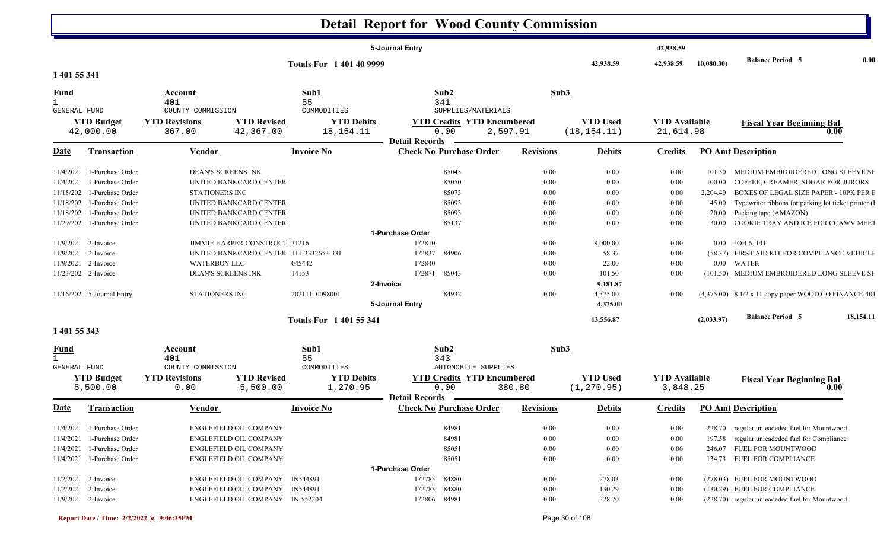# Detail Report for Wood County Commission

| | | | | | | | | | | |
|---|---|---|---|---|---|---|---|---|---|---|
| | | | 5-Journal Entry | | | | | 42,938.59 | | |
| | | Totals For 1 401 40 9999 | | | | | 42,938.59 | 42,938.59 | 10,080.30) | Balance Period 5 0.00 |

## 1 401 55 341

| Fund | Account | Sub1 | Sub2 | Sub3 |
|---|---|---|---|---|
| 1 | 401 | 55 | 341 | |
| GENERAL FUND | COUNTY COMMISSION | COMMODITIES | SUPPLIES/MATERIALS | |

| YTD Budget | YTD Revisions | YTD Revised | YTD Debits | YTD Credits | YTD Encumbered | YTD Used | YTD Available | Fiscal Year Beginning Bal |
|---|---|---|---|---|---|---|---|---|
| 42,000.00 | 367.00 | 42,367.00 | 18,154.11 | 0.00 | 2,597.91 | (18,154.11) | 21,614.98 | 0.00 |

**Detail Records**

| Date | Transaction | Vendor | Invoice No | Check No | Purchase Order | Revisions | Debits | Credits | PO Amt | Description |
|---|---|---|---|---|---|---|---|---|---|---|
| 11/4/2021 | 1-Purchase Order | DEAN'S SCREENS INK | | | 85043 | 0.00 | 0.00 | 0.00 | 101.50 | MEDIUM EMBROIDERED LONG SLEEVE SH |
| 11/4/2021 | 1-Purchase Order | UNITED BANKCARD CENTER | | | 85050 | 0.00 | 0.00 | 0.00 | 100.00 | COFFEE, CREAMER, SUGAR FOR JURORS |
| 11/15/202 | 1-Purchase Order | STATIONERS INC | | | 85073 | 0.00 | 0.00 | 0.00 | 2,204.40 | BOXES OF LEGAL SIZE PAPER - 10PK PER E |
| 11/18/202 | 1-Purchase Order | UNITED BANKCARD CENTER | | | 85093 | 0.00 | 0.00 | 0.00 | 45.00 | Typewriter ribbons for parking lot ticket printer (I |
| 11/18/202 | 1-Purchase Order | UNITED BANKCARD CENTER | | | 85093 | 0.00 | 0.00 | 0.00 | 20.00 | Packing tape (AMAZON) |
| 11/29/202 | 1-Purchase Order | UNITED BANKCARD CENTER | | | 85137 | 0.00 | 0.00 | 0.00 | 30.00 | COOKIE TRAY AND ICE FOR CCAWV MEET |
| | | | 1-Purchase Order | | | | | | | |
| 11/9/2021 | 2-Invoice | JIMMIE HARPER CONSTRUCT | 31216 | 172810 | | 0.00 | 9,000.00 | 0.00 | 0.00 | JOB 61141 |
| 11/9/2021 | 2-Invoice | UNITED BANKCARD CENTER | 111-3332653-331 | 172837 | 84906 | 0.00 | 58.37 | 0.00 | (58.37) | FIRST AID KIT FOR COMPLIANCE VEHICLE |
| 11/9/2021 | 2-Invoice | WATERBOY LLC | 045442 | 172840 | | 0.00 | 22.00 | 0.00 | 0.00 | WATER |
| 11/23/202 | 2-Invoice | DEAN'S SCREENS INK | 14153 | 172871 | 85043 | 0.00 | 101.50 | 0.00 | (101.50) | MEDIUM EMBROIDERED LONG SLEEVE SH |
| | | | 2-Invoice | | | | 9,181.87 | | | |
| 11/16/202 | 5-Journal Entry | STATIONERS INC | 20211110098001 | | 84932 | 0.00 | 4,375.00 | 0.00 | (4,375.00) | 8 1/2 x 11 copy paper WOOD CO FINANCE-401 |
| | | | 5-Journal Entry | | | | 4,375.00 | | | |
| | | Totals For 1 401 55 341 | | | | | 13,556.87 | | (2,033.97) | Balance Period 5 18,154.11 |

## 1 401 55 343

| Fund | Account | Sub1 | Sub2 | Sub3 |
|---|---|---|---|---|
| 1 | 401 | 55 | 343 | |
| GENERAL FUND | COUNTY COMMISSION | COMMODITIES | AUTOMOBILE SUPPLIES | |

| YTD Budget | YTD Revisions | YTD Revised | YTD Debits | YTD Credits | YTD Encumbered | YTD Used | YTD Available | Fiscal Year Beginning Bal |
|---|---|---|---|---|---|---|---|---|
| 5,500.00 | 0.00 | 5,500.00 | 1,270.95 | 0.00 | 380.80 | (1,270.95) | 3,848.25 | 0.00 |

**Detail Records**

| Date | Transaction | Vendor | Invoice No | Check No | Purchase Order | Revisions | Debits | Credits | PO Amt | Description |
|---|---|---|---|---|---|---|---|---|---|---|
| 11/4/2021 | 1-Purchase Order | ENGLEFIELD OIL COMPANY | | | 84981 | 0.00 | 0.00 | 0.00 | 228.70 | regular unleadeded fuel for Mountwood |
| 11/4/2021 | 1-Purchase Order | ENGLEFIELD OIL COMPANY | | | 84981 | 0.00 | 0.00 | 0.00 | 197.58 | regular unleadeded fuel for Compliance |
| 11/4/2021 | 1-Purchase Order | ENGLEFIELD OIL COMPANY | | | 85051 | 0.00 | 0.00 | 0.00 | 246.07 | FUEL FOR MOUNTWOOD |
| 11/4/2021 | 1-Purchase Order | ENGLEFIELD OIL COMPANY | | | 85051 | 0.00 | 0.00 | 0.00 | 134.73 | FUEL FOR COMPLIANCE |
| | | | 1-Purchase Order | | | | | | | |
| 11/2/2021 | 2-Invoice | ENGLEFIELD OIL COMPANY | IN544891 | 172783 | 84880 | 0.00 | 278.03 | 0.00 | (278.03) | FUEL FOR MOUNTWOOD |
| 11/2/2021 | 2-Invoice | ENGLEFIELD OIL COMPANY | IN544891 | 172783 | 84880 | 0.00 | 130.29 | 0.00 | (130.29) | FUEL FOR COMPLIANCE |
| 11/9/2021 | 2-Invoice | ENGLEFIELD OIL COMPANY | IN-552204 | 172806 | 84981 | 0.00 | 228.70 | 0.00 | (228.70) | regular unleadeded fuel for Mountwood |

Report Date / Time: 2/2/2022 @ 9:06:35PM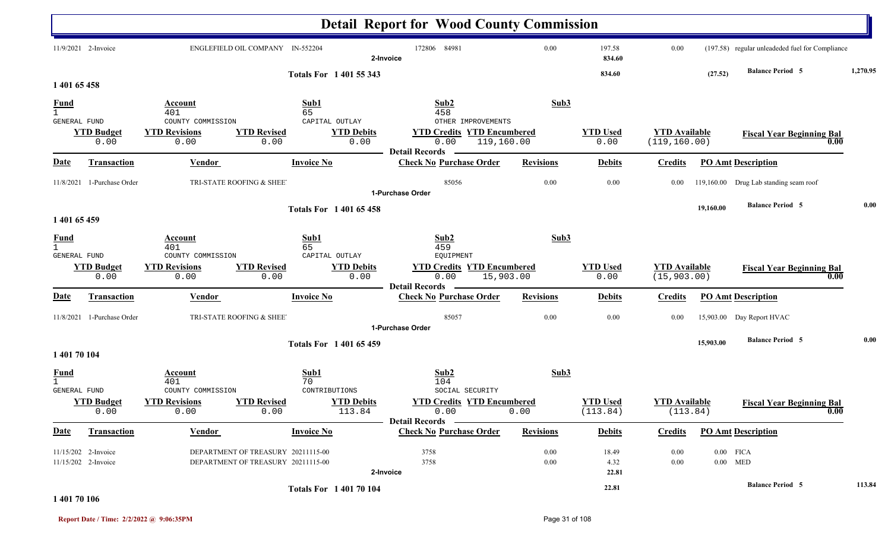# Detail Report for Wood County Commission

| Date | Transaction | Vendor | Invoice No | Check No | Purchase Order | Revisions | Debits | Credits | PO Amt | Description |
|---|---|---|---|---|---|---|---|---|---|---|
| 11/9/2021 | 2-Invoice | ENGLEFIELD OIL COMPANY | IN-552204 | 172806 | 84981 | 0.00 | 197.58 | 0.00 | (197.58) | regular unleaded fuel for Compliance |
| | | | | | 2-Invoice | | 834.60 | | | |

**Totals For 1 401 55 343** — 834.60 — (27.52) — Balance Period 5 — 1,270.95

## 1 401 65 458

| Fund | Account | Sub1 | Sub2 | Sub3 |
|---|---|---|---|---|
| 1 | 401 | 65 | 458 | |
| GENERAL FUND | COUNTY COMMISSION | CAPITAL OUTLAY | OTHER IMPROVEMENTS | |

| YTD Budget | YTD Revisions | YTD Revised | YTD Debits | YTD Credits | YTD Encumbered | YTD Used | YTD Available | Fiscal Year Beginning Bal |
|---|---|---|---|---|---|---|---|---|
| 0.00 | 0.00 | 0.00 | 0.00 | 0.00 | 119,160.00 | 0.00 | (119,160.00) | 0.00 |

**Detail Records**

| Date | Transaction | Vendor | Invoice No | Check No | Purchase Order | Revisions | Debits | Credits | PO Amt | Description |
|---|---|---|---|---|---|---|---|---|---|---|
| 11/8/2021 | 1-Purchase Order | TRI-STATE ROOFING & SHEE | | | 85056 | 0.00 | 0.00 | 0.00 | 119,160.00 | Drug Lab standing seam roof |
| | | | | | 1-Purchase Order | | | | | |

**Totals For 1 401 65 458** — 19,160.00 — Balance Period 5 — 0.00

## 1 401 65 459

| Fund | Account | Sub1 | Sub2 | Sub3 |
|---|---|---|---|---|
| 1 | 401 | 65 | 459 | |
| GENERAL FUND | COUNTY COMMISSION | CAPITAL OUTLAY | EQUIPMENT | |

| YTD Budget | YTD Revisions | YTD Revised | YTD Debits | YTD Credits | YTD Encumbered | YTD Used | YTD Available | Fiscal Year Beginning Bal |
|---|---|---|---|---|---|---|---|---|
| 0.00 | 0.00 | 0.00 | 0.00 | 0.00 | 15,903.00 | 0.00 | (15,903.00) | 0.00 |

**Detail Records**

| Date | Transaction | Vendor | Invoice No | Check No | Purchase Order | Revisions | Debits | Credits | PO Amt | Description |
|---|---|---|---|---|---|---|---|---|---|---|
| 11/8/2021 | 1-Purchase Order | TRI-STATE ROOFING & SHEE | | | 85057 | 0.00 | 0.00 | 0.00 | 15,903.00 | Day Report HVAC |
| | | | | | 1-Purchase Order | | | | | |

**Totals For 1 401 65 459** — 15,903.00 — Balance Period 5 — 0.00

## 1 401 70 104

| Fund | Account | Sub1 | Sub2 | Sub3 |
|---|---|---|---|---|
| 1 | 401 | 70 | 104 | |
| GENERAL FUND | COUNTY COMMISSION | CONTRIBUTIONS | SOCIAL SECURITY | |

| YTD Budget | YTD Revisions | YTD Revised | YTD Debits | YTD Credits | YTD Encumbered | YTD Used | YTD Available | Fiscal Year Beginning Bal |
|---|---|---|---|---|---|---|---|---|
| 0.00 | 0.00 | 0.00 | 113.84 | 0.00 | 0.00 | (113.84) | (113.84) | 0.00 |

**Detail Records**

| Date | Transaction | Vendor | Invoice No | Check No | Purchase Order | Revisions | Debits | Credits | PO Amt | Description |
|---|---|---|---|---|---|---|---|---|---|---|
| 11/15/202 | 2-Invoice | DEPARTMENT OF TREASURY | 20211115-00 | 3758 | | 0.00 | 18.49 | 0.00 | 0.00 | FICA |
| 11/15/202 | 2-Invoice | DEPARTMENT OF TREASURY | 20211115-00 | 3758 | | 0.00 | 4.32 | 0.00 | 0.00 | MED |
| | | | | | 2-Invoice | | 22.81 | | | |

**Totals For 1 401 70 104** — 22.81 — Balance Period 5 — 113.84

## 1 401 70 106

Report Date / Time: 2/2/2022 @ 9:06:35PM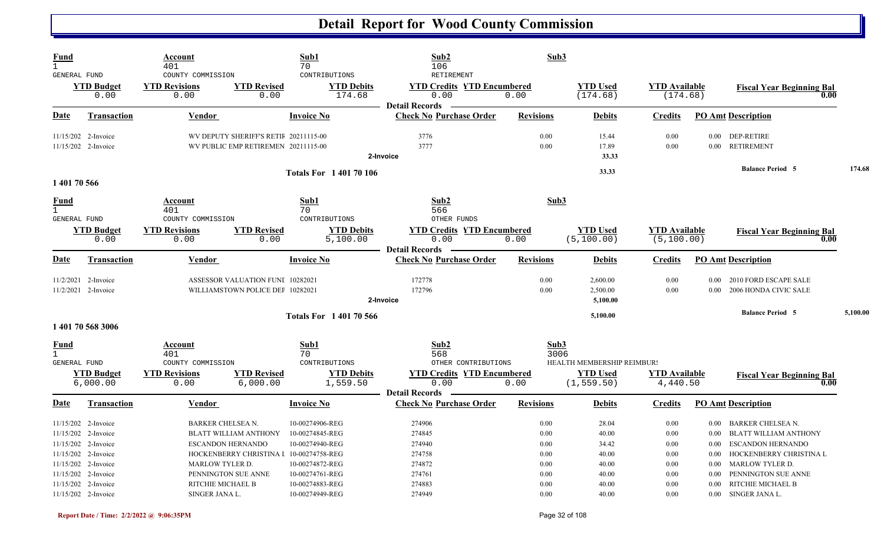# Detail Report for Wood County Commission

| Fund | Account | Sub1 | Sub2 | Sub3 |
|---|---|---|---|---|
| 1 | 401 | 70 | 106 | |
| GENERAL FUND | COUNTY COMMISSION | CONTRIBUTIONS | RETIREMENT | |

| YTD Budget | YTD Revisions | YTD Revised | YTD Debits | YTD Credits | YTD Encumbered | YTD Used | YTD Available | Fiscal Year Beginning Bal |
|---|---|---|---|---|---|---|---|---|
| 0.00 | 0.00 | 0.00 | 174.68 | 0.00 | 0.00 | (174.68) | (174.68) | 0.00 |

**Detail Records**

| Date | Transaction | Vendor | Invoice No | Check No | Purchase Order | Revisions | Debits | Credits | PO Amt | Description |
|---|---|---|---|---|---|---|---|---|---|---|
| 11/15/202 | 2-Invoice | WV DEPUTY SHERIFF'S RETIR | 20211115-00 | 3776 | | 0.00 | 15.44 | 0.00 | 0.00 | DEP-RETIRE |
| 11/15/202 | 2-Invoice | WV PUBLIC EMP RETIREMEN | 20211115-00 | 3777 | | 0.00 | 17.89 | 0.00 | 0.00 | RETIREMENT |
| | 2-Invoice | | | | | | 33.33 | | | |
| | Totals For 1 401 70 106 | | | | | | 33.33 | | | Balance Period 5 — 174.68 |

## 1 401 70 566

| Fund | Account | Sub1 | Sub2 | Sub3 |
|---|---|---|---|---|
| 1 | 401 | 70 | 566 | |
| GENERAL FUND | COUNTY COMMISSION | CONTRIBUTIONS | OTHER FUNDS | |

| YTD Budget | YTD Revisions | YTD Revised | YTD Debits | YTD Credits | YTD Encumbered | YTD Used | YTD Available | Fiscal Year Beginning Bal |
|---|---|---|---|---|---|---|---|---|
| 0.00 | 0.00 | 0.00 | 5,100.00 | 0.00 | 0.00 | (5,100.00) | (5,100.00) | 0.00 |

**Detail Records**

| Date | Transaction | Vendor | Invoice No | Check No | Purchase Order | Revisions | Debits | Credits | PO Amt | Description |
|---|---|---|---|---|---|---|---|---|---|---|
| 11/2/2021 | 2-Invoice | ASSESSOR VALUATION FUNI | 10282021 | 172778 | | 0.00 | 2,600.00 | 0.00 | 0.00 | 2010 FORD ESCAPE SALE |
| 11/2/2021 | 2-Invoice | WILLIAMSTOWN POLICE DEF | 10282021 | 172796 | | 0.00 | 2,500.00 | 0.00 | 0.00 | 2006 HONDA CIVIC SALE |
| | 2-Invoice | | | | | | 5,100.00 | | | |
| | Totals For 1 401 70 566 | | | | | | 5,100.00 | | | Balance Period 5 — 5,100.00 |

## 1 401 70 568 3006

| Fund | Account | Sub1 | Sub2 | Sub3 |
|---|---|---|---|---|
| 1 | 401 | 70 | 568 | 3006 |
| GENERAL FUND | COUNTY COMMISSION | CONTRIBUTIONS | OTHER CONTRIBUTIONS | HEALTH MEMBERSHIP REIMBURS |

| YTD Budget | YTD Revisions | YTD Revised | YTD Debits | YTD Credits | YTD Encumbered | YTD Used | YTD Available | Fiscal Year Beginning Bal |
|---|---|---|---|---|---|---|---|---|
| 6,000.00 | 0.00 | 6,000.00 | 1,559.50 | 0.00 | 0.00 | (1,559.50) | 4,440.50 | 0.00 |

**Detail Records**

| Date | Transaction | Vendor | Invoice No | Check No | Purchase Order | Revisions | Debits | Credits | PO Amt | Description |
|---|---|---|---|---|---|---|---|---|---|---|
| 11/15/202 | 2-Invoice | BARKER CHELSEA N. | 10-00274906-REG | 274906 | | 0.00 | 28.04 | 0.00 | 0.00 | BARKER CHELSEA N. |
| 11/15/202 | 2-Invoice | BLATT WILLIAM ANTHONY | 10-00274845-REG | 274845 | | 0.00 | 40.00 | 0.00 | 0.00 | BLATT WILLIAM ANTHONY |
| 11/15/202 | 2-Invoice | ESCANDON HERNANDO | 10-00274940-REG | 274940 | | 0.00 | 34.42 | 0.00 | 0.00 | ESCANDON HERNANDO |
| 11/15/202 | 2-Invoice | HOCKENBERRY CHRISTINA L | 10-00274758-REG | 274758 | | 0.00 | 40.00 | 0.00 | 0.00 | HOCKENBERRY CHRISTINA L |
| 11/15/202 | 2-Invoice | MARLOW TYLER D. | 10-00274872-REG | 274872 | | 0.00 | 40.00 | 0.00 | 0.00 | MARLOW TYLER D. |
| 11/15/202 | 2-Invoice | PENNINGTON SUE ANNE | 10-00274761-REG | 274761 | | 0.00 | 40.00 | 0.00 | 0.00 | PENNINGTON SUE ANNE |
| 11/15/202 | 2-Invoice | RITCHIE MICHAEL B | 10-00274883-REG | 274883 | | 0.00 | 40.00 | 0.00 | 0.00 | RITCHIE MICHAEL B |
| 11/15/202 | 2-Invoice | SINGER JANA L. | 10-00274949-REG | 274949 | | 0.00 | 40.00 | 0.00 | 0.00 | SINGER JANA L. |

Report Date / Time: 2/2/2022 @ 9:06:35PM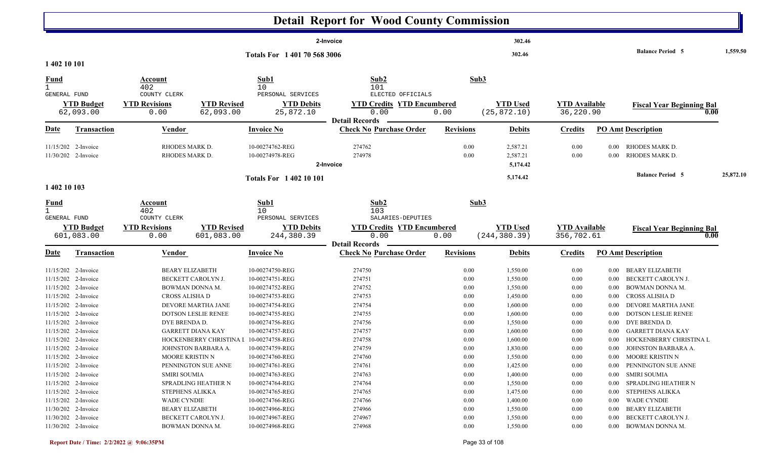# Detail Report for Wood County Commission

| | | | | |
|---|---|---|---|---|
| 2-Invoice | | 302.46 | | |
| Totals For 1 401 70 568 3006 | | 302.46 | Balance Period 5 | 1,559.50 |

## 1 402 10 101

| Fund | Account | Sub1 | Sub2 | Sub3 |
|---|---|---|---|---|
| 1 GENERAL FUND | 402 COUNTY CLERK | 10 PERSONAL SERVICES | 101 ELECTED OFFICIALS | |

| YTD Budget | YTD Revisions | YTD Revised | YTD Debits | YTD Credits | YTD Encumbered | YTD Used | YTD Available | Fiscal Year Beginning Bal |
|---|---|---|---|---|---|---|---|---|
| 62,093.00 | 0.00 | 62,093.00 | 25,872.10 | 0.00 | 0.00 | (25,872.10) | 36,220.90 | 0.00 |

**Detail Records**

| Date | Transaction | Vendor | Invoice No | Check No | Purchase Order | Revisions | Debits | Credits | PO Amt | Description |
|---|---|---|---|---|---|---|---|---|---|---|
| 11/15/202 | 2-Invoice | RHODES MARK D. | 10-00274762-REG | 274762 | | 0.00 | 2,587.21 | 0.00 | 0.00 | RHODES MARK D. |
| 11/30/202 | 2-Invoice | RHODES MARK D. | 10-00274978-REG | 274978 | | 0.00 | 2,587.21 | 0.00 | 0.00 | RHODES MARK D. |
| | 2-Invoice | | | | | | 5,174.42 | | | |
| | Totals For 1 402 10 101 | | | | | | 5,174.42 | | | Balance Period 5 25,872.10 |

## 1 402 10 103

| Fund | Account | Sub1 | Sub2 | Sub3 |
|---|---|---|---|---|
| 1 GENERAL FUND | 402 COUNTY CLERK | 10 PERSONAL SERVICES | 103 SALARIES-DEPUTIES | |

| YTD Budget | YTD Revisions | YTD Revised | YTD Debits | YTD Credits | YTD Encumbered | YTD Used | YTD Available | Fiscal Year Beginning Bal |
|---|---|---|---|---|---|---|---|---|
| 601,083.00 | 0.00 | 601,083.00 | 244,380.39 | 0.00 | 0.00 | (244,380.39) | 356,702.61 | 0.00 |

**Detail Records**

| Date | Transaction | Vendor | Invoice No | Check No | Purchase Order | Revisions | Debits | Credits | PO Amt | Description |
|---|---|---|---|---|---|---|---|---|---|---|
| 11/15/202 | 2-Invoice | BEARY ELIZABETH | 10-00274750-REG | 274750 | | 0.00 | 1,550.00 | 0.00 | 0.00 | BEARY ELIZABETH |
| 11/15/202 | 2-Invoice | BECKETT CAROLYN J. | 10-00274751-REG | 274751 | | 0.00 | 1,550.00 | 0.00 | 0.00 | BECKETT CAROLYN J. |
| 11/15/202 | 2-Invoice | BOWMAN DONNA M. | 10-00274752-REG | 274752 | | 0.00 | 1,550.00 | 0.00 | 0.00 | BOWMAN DONNA M. |
| 11/15/202 | 2-Invoice | CROSS ALISHA D | 10-00274753-REG | 274753 | | 0.00 | 1,450.00 | 0.00 | 0.00 | CROSS ALISHA D |
| 11/15/202 | 2-Invoice | DEVORE MARTHA JANE | 10-00274754-REG | 274754 | | 0.00 | 1,600.00 | 0.00 | 0.00 | DEVORE MARTHA JANE |
| 11/15/202 | 2-Invoice | DOTSON LESLIE RENEE | 10-00274755-REG | 274755 | | 0.00 | 1,600.00 | 0.00 | 0.00 | DOTSON LESLIE RENEE |
| 11/15/202 | 2-Invoice | DYE BRENDA D. | 10-00274756-REG | 274756 | | 0.00 | 1,550.00 | 0.00 | 0.00 | DYE BRENDA D. |
| 11/15/202 | 2-Invoice | GARRETT DIANA KAY | 10-00274757-REG | 274757 | | 0.00 | 1,600.00 | 0.00 | 0.00 | GARRETT DIANA KAY |
| 11/15/202 | 2-Invoice | HOCKENBERRY CHRISTINA I | 10-00274758-REG | 274758 | | 0.00 | 1,600.00 | 0.00 | 0.00 | HOCKENBERRY CHRISTINA L |
| 11/15/202 | 2-Invoice | JOHNSTON BARBARA A. | 10-00274759-REG | 274759 | | 0.00 | 1,830.00 | 0.00 | 0.00 | JOHNSTON BARBARA A. |
| 11/15/202 | 2-Invoice | MOORE KRISTIN N | 10-00274760-REG | 274760 | | 0.00 | 1,550.00 | 0.00 | 0.00 | MOORE KRISTIN N |
| 11/15/202 | 2-Invoice | PENNINGTON SUE ANNE | 10-00274761-REG | 274761 | | 0.00 | 1,425.00 | 0.00 | 0.00 | PENNINGTON SUE ANNE |
| 11/15/202 | 2-Invoice | SMIRI SOUMIA | 10-00274763-REG | 274763 | | 0.00 | 1,400.00 | 0.00 | 0.00 | SMIRI SOUMIA |
| 11/15/202 | 2-Invoice | SPRADLING HEATHER N | 10-00274764-REG | 274764 | | 0.00 | 1,550.00 | 0.00 | 0.00 | SPRADLING HEATHER N |
| 11/15/202 | 2-Invoice | STEPHENS ALIKKA | 10-00274765-REG | 274765 | | 0.00 | 1,475.00 | 0.00 | 0.00 | STEPHENS ALIKKA |
| 11/15/202 | 2-Invoice | WADE CYNDIE | 10-00274766-REG | 274766 | | 0.00 | 1,400.00 | 0.00 | 0.00 | WADE CYNDIE |
| 11/30/202 | 2-Invoice | BEARY ELIZABETH | 10-00274966-REG | 274966 | | 0.00 | 1,550.00 | 0.00 | 0.00 | BEARY ELIZABETH |
| 11/30/202 | 2-Invoice | BECKETT CAROLYN J. | 10-00274967-REG | 274967 | | 0.00 | 1,550.00 | 0.00 | 0.00 | BECKETT CAROLYN J. |
| 11/30/202 | 2-Invoice | BOWMAN DONNA M. | 10-00274968-REG | 274968 | | 0.00 | 1,550.00 | 0.00 | 0.00 | BOWMAN DONNA M. |

Report Date / Time: 2/2/2022 @ 9:06:35PM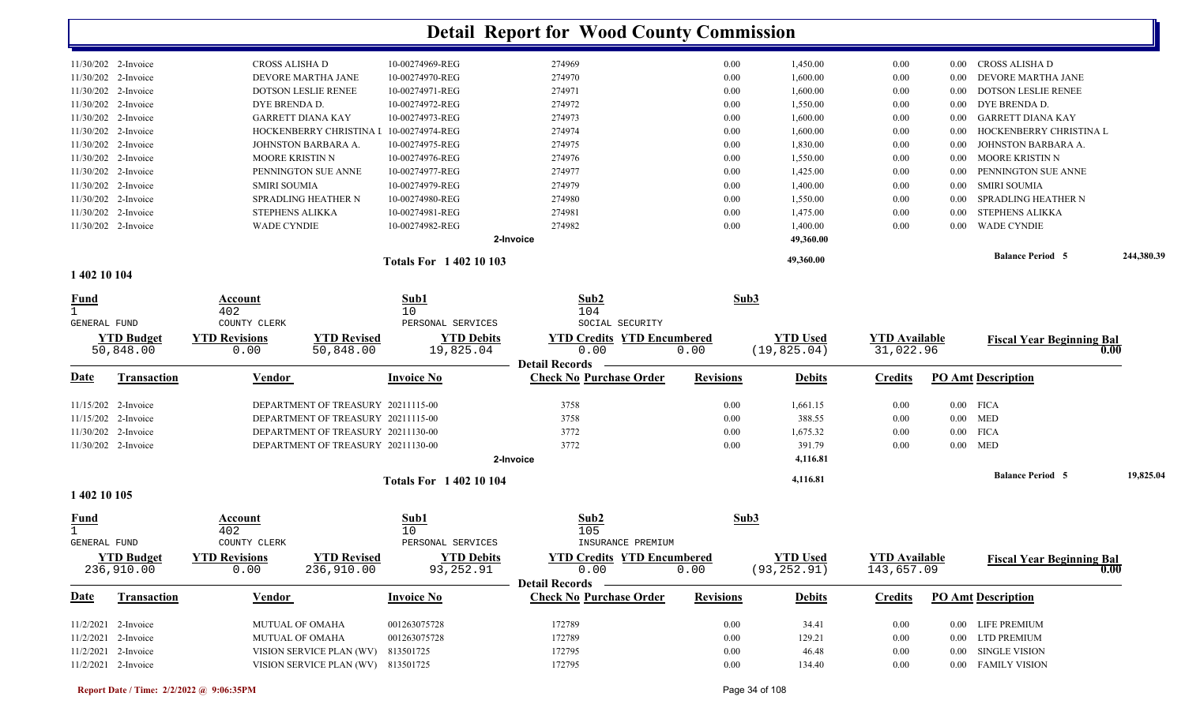# Detail Report for Wood County Commission

| Date | Transaction | Vendor | Invoice No | Check No | Purchase Order | Revisions | Debits | Credits | PO Amt | Description |
|---|---|---|---|---|---|---|---|---|---|---|
| 11/30/202 | 2-Invoice | CROSS ALISHA D | 10-00274969-REG | 274969 | | 0.00 | 1,450.00 | 0.00 | 0.00 | CROSS ALISHA D |
| 11/30/202 | 2-Invoice | DEVORE MARTHA JANE | 10-00274970-REG | 274970 | | 0.00 | 1,600.00 | 0.00 | 0.00 | DEVORE MARTHA JANE |
| 11/30/202 | 2-Invoice | DOTSON LESLIE RENEE | 10-00274971-REG | 274971 | | 0.00 | 1,600.00 | 0.00 | 0.00 | DOTSON LESLIE RENEE |
| 11/30/202 | 2-Invoice | DYE BRENDA D. | 10-00274972-REG | 274972 | | 0.00 | 1,550.00 | 0.00 | 0.00 | DYE BRENDA D. |
| 11/30/202 | 2-Invoice | GARRETT DIANA KAY | 10-00274973-REG | 274973 | | 0.00 | 1,600.00 | 0.00 | 0.00 | GARRETT DIANA KAY |
| 11/30/202 | 2-Invoice | HOCKENBERRY CHRISTINA L | 10-00274974-REG | 274974 | | 0.00 | 1,600.00 | 0.00 | 0.00 | HOCKENBERRY CHRISTINA L |
| 11/30/202 | 2-Invoice | JOHNSTON BARBARA A. | 10-00274975-REG | 274975 | | 0.00 | 1,830.00 | 0.00 | 0.00 | JOHNSTON BARBARA A. |
| 11/30/202 | 2-Invoice | MOORE KRISTIN N | 10-00274976-REG | 274976 | | 0.00 | 1,550.00 | 0.00 | 0.00 | MOORE KRISTIN N |
| 11/30/202 | 2-Invoice | PENNINGTON SUE ANNE | 10-00274977-REG | 274977 | | 0.00 | 1,425.00 | 0.00 | 0.00 | PENNINGTON SUE ANNE |
| 11/30/202 | 2-Invoice | SMIRI SOUMIA | 10-00274979-REG | 274979 | | 0.00 | 1,400.00 | 0.00 | 0.00 | SMIRI SOUMIA |
| 11/30/202 | 2-Invoice | SPRADLING HEATHER N | 10-00274980-REG | 274980 | | 0.00 | 1,550.00 | 0.00 | 0.00 | SPRADLING HEATHER N |
| 11/30/202 | 2-Invoice | STEPHENS ALIKKA | 10-00274981-REG | 274981 | | 0.00 | 1,475.00 | 0.00 | 0.00 | STEPHENS ALIKKA |
| 11/30/202 | 2-Invoice | WADE CYNDIE | 10-00274982-REG | 274982 | | 0.00 | 1,400.00 | 0.00 | 0.00 | WADE CYNDIE |
| | | | | 2-Invoice | | | 49,360.00 | | | |

**Totals For 1 402 10 103** — 49,360.00 — **Balance Period 5** 244,380.39

## 1 402 10 104

| Fund | Account | Sub1 | Sub2 | Sub3 |
|---|---|---|---|---|
| 1 | 402 | 10 | 104 | |
| GENERAL FUND | COUNTY CLERK | PERSONAL SERVICES | SOCIAL SECURITY | |

| YTD Budget | YTD Revisions | YTD Revised | YTD Debits | YTD Credits | YTD Encumbered | YTD Used | YTD Available | Fiscal Year Beginning Bal |
|---|---|---|---|---|---|---|---|---|
| 50,848.00 | 0.00 | 50,848.00 | 19,825.04 | 0.00 | 0.00 | (19,825.04) | 31,022.96 | 0.00 |

**Detail Records**

| Date | Transaction | Vendor | Invoice No | Check No | Purchase Order | Revisions | Debits | Credits | PO Amt | Description |
|---|---|---|---|---|---|---|---|---|---|---|
| 11/15/202 | 2-Invoice | DEPARTMENT OF TREASURY | 20211115-00 | 3758 | | 0.00 | 1,661.15 | 0.00 | 0.00 | FICA |
| 11/15/202 | 2-Invoice | DEPARTMENT OF TREASURY | 20211115-00 | 3758 | | 0.00 | 388.55 | 0.00 | 0.00 | MED |
| 11/30/202 | 2-Invoice | DEPARTMENT OF TREASURY | 20211130-00 | 3772 | | 0.00 | 1,675.32 | 0.00 | 0.00 | FICA |
| 11/30/202 | 2-Invoice | DEPARTMENT OF TREASURY | 20211130-00 | 3772 | | 0.00 | 391.79 | 0.00 | 0.00 | MED |
| | | | | 2-Invoice | | | 4,116.81 | | | |

**Totals For 1 402 10 104** — 4,116.81 — **Balance Period 5** 19,825.04

## 1 402 10 105

| Fund | Account | Sub1 | Sub2 | Sub3 |
|---|---|---|---|---|
| 1 | 402 | 10 | 105 | |
| GENERAL FUND | COUNTY CLERK | PERSONAL SERVICES | INSURANCE PREMIUM | |

| YTD Budget | YTD Revisions | YTD Revised | YTD Debits | YTD Credits | YTD Encumbered | YTD Used | YTD Available | Fiscal Year Beginning Bal |
|---|---|---|---|---|---|---|---|---|
| 236,910.00 | 0.00 | 236,910.00 | 93,252.91 | 0.00 | 0.00 | (93,252.91) | 143,657.09 | 0.00 |

**Detail Records**

| Date | Transaction | Vendor | Invoice No | Check No | Purchase Order | Revisions | Debits | Credits | PO Amt | Description |
|---|---|---|---|---|---|---|---|---|---|---|
| 11/2/2021 | 2-Invoice | MUTUAL OF OMAHA | 001263075728 | 172789 | | 0.00 | 34.41 | 0.00 | 0.00 | LIFE PREMIUM |
| 11/2/2021 | 2-Invoice | MUTUAL OF OMAHA | 001263075728 | 172789 | | 0.00 | 129.21 | 0.00 | 0.00 | LTD PREMIUM |
| 11/2/2021 | 2-Invoice | VISION SERVICE PLAN (WV) | 813501725 | 172795 | | 0.00 | 46.48 | 0.00 | 0.00 | SINGLE VISION |
| 11/2/2021 | 2-Invoice | VISION SERVICE PLAN (WV) | 813501725 | 172795 | | 0.00 | 134.40 | 0.00 | 0.00 | FAMILY VISION |

Report Date / Time: 2/2/2022 @ 9:06:35PM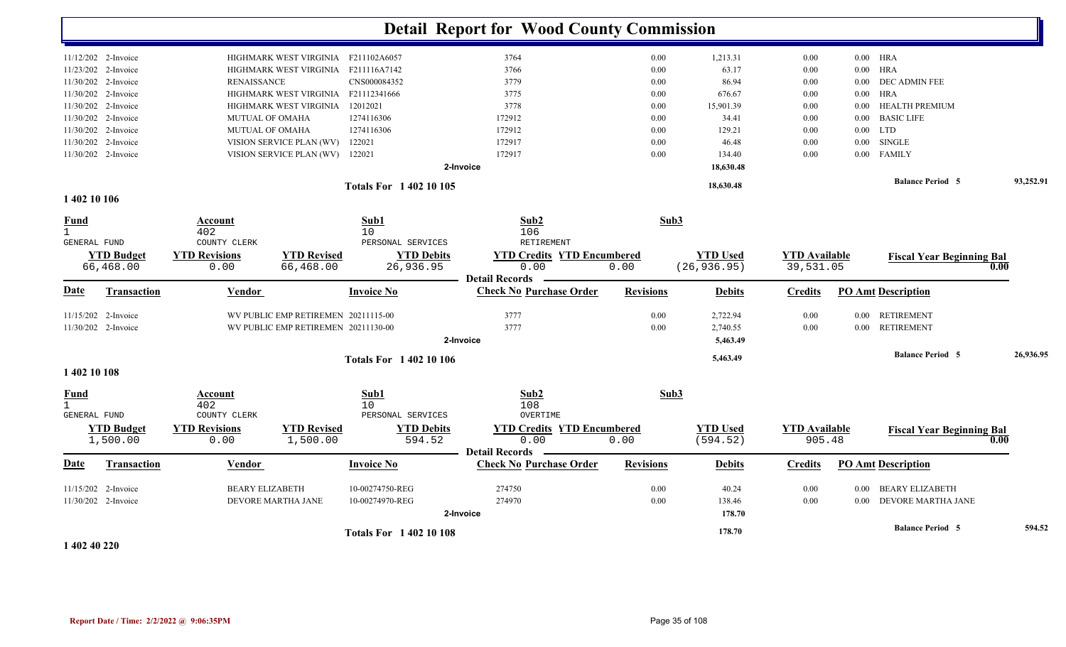# Detail Report for Wood County Commission

| Date | Transaction | Vendor | Invoice No | Check No Purchase Order | Revisions | Debits | Credits | PO Amt Description |
|---|---|---|---|---|---|---|---|---|
| 11/12/202 | 2-Invoice | HIGHMARK WEST VIRGINIA | F211102A6057 | 3764 | 0.00 | 1,213.31 | 0.00 | 0.00 HRA |
| 11/23/202 | 2-Invoice | HIGHMARK WEST VIRGINIA | F211116A7142 | 3766 | 0.00 | 63.17 | 0.00 | 0.00 HRA |
| 11/30/202 | 2-Invoice | RENAISSANCE | CNS000084352 | 3779 | 0.00 | 86.94 | 0.00 | 0.00 DEC ADMIN FEE |
| 11/30/202 | 2-Invoice | HIGHMARK WEST VIRGINIA | F21112341666 | 3775 | 0.00 | 676.67 | 0.00 | 0.00 HRA |
| 11/30/202 | 2-Invoice | HIGHMARK WEST VIRGINIA | 12012021 | 3778 | 0.00 | 15,901.39 | 0.00 | 0.00 HEALTH PREMIUM |
| 11/30/202 | 2-Invoice | MUTUAL OF OMAHA | 1274116306 | 172912 | 0.00 | 34.41 | 0.00 | 0.00 BASIC LIFE |
| 11/30/202 | 2-Invoice | MUTUAL OF OMAHA | 1274116306 | 172912 | 0.00 | 129.21 | 0.00 | 0.00 LTD |
| 11/30/202 | 2-Invoice | VISION SERVICE PLAN (WV) | 122021 | 172917 | 0.00 | 46.48 | 0.00 | 0.00 SINGLE |
| 11/30/202 | 2-Invoice | VISION SERVICE PLAN (WV) | 122021 | 172917 | 0.00 | 134.40 | 0.00 | 0.00 FAMILY |
| | | | | 2-Invoice | | 18,630.48 | | |
| | | | Totals For 1 402 10 105 | | | 18,630.48 | | Balance Period 5 93,252.91 |

## 1 402 10 106

| Fund | Account | Sub1 | Sub2 | Sub3 |
|---|---|---|---|---|
| 1 | 402 | 10 | 106 | |
| GENERAL FUND | COUNTY CLERK | PERSONAL SERVICES | RETIREMENT | |

| YTD Budget | YTD Revisions | YTD Revised | YTD Debits | YTD Credits | YTD Encumbered | YTD Used | YTD Available | Fiscal Year Beginning Bal |
|---|---|---|---|---|---|---|---|---|
| 66,468.00 | 0.00 | 66,468.00 | 26,936.95 | 0.00 | 0.00 | (26,936.95) | 39,531.05 | 0.00 |

Detail Records

| Date | Transaction | Vendor | Invoice No | Check No Purchase Order | Revisions | Debits | Credits | PO Amt Description |
|---|---|---|---|---|---|---|---|---|
| 11/15/202 | 2-Invoice | WV PUBLIC EMP RETIREMEN | 20211115-00 | 3777 | 0.00 | 2,722.94 | 0.00 | 0.00 RETIREMENT |
| 11/30/202 | 2-Invoice | WV PUBLIC EMP RETIREMEN | 20211130-00 | 3777 | 0.00 | 2,740.55 | 0.00 | 0.00 RETIREMENT |
| | | | | 2-Invoice | | 5,463.49 | | |
| | | | Totals For 1 402 10 106 | | | 5,463.49 | | Balance Period 5 26,936.95 |

## 1 402 10 108

| Fund | Account | Sub1 | Sub2 | Sub3 |
|---|---|---|---|---|
| 1 | 402 | 10 | 108 | |
| GENERAL FUND | COUNTY CLERK | PERSONAL SERVICES | OVERTIME | |

| YTD Budget | YTD Revisions | YTD Revised | YTD Debits | YTD Credits | YTD Encumbered | YTD Used | YTD Available | Fiscal Year Beginning Bal |
|---|---|---|---|---|---|---|---|---|
| 1,500.00 | 0.00 | 1,500.00 | 594.52 | 0.00 | 0.00 | (594.52) | 905.48 | 0.00 |

Detail Records

| Date | Transaction | Vendor | Invoice No | Check No Purchase Order | Revisions | Debits | Credits | PO Amt Description |
|---|---|---|---|---|---|---|---|---|
| 11/15/202 | 2-Invoice | BEARY ELIZABETH | 10-00274750-REG | 274750 | 0.00 | 40.24 | 0.00 | 0.00 BEARY ELIZABETH |
| 11/30/202 | 2-Invoice | DEVORE MARTHA JANE | 10-00274970-REG | 274970 | 0.00 | 138.46 | 0.00 | 0.00 DEVORE MARTHA JANE |
| | | | | 2-Invoice | | 178.70 | | |
| | | | Totals For 1 402 10 108 | | | 178.70 | | Balance Period 5 594.52 |

## 1 402 40 220

Report Date / Time: 2/2/2022 @ 9:06:35PM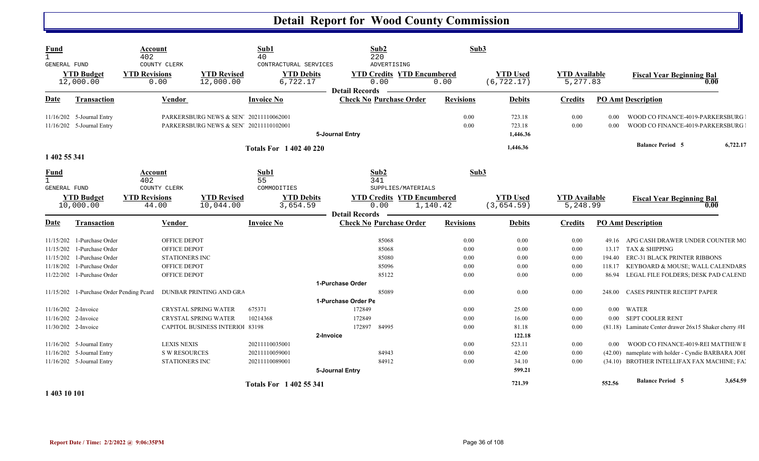# Detail Report for Wood County Commission

| Fund | Account | Sub1 | Sub2 | Sub3 |
|---|---|---|---|---|
| 1 GENERAL FUND | 402 COUNTY CLERK | 40 CONTRACTURAL SERVICES | 220 ADVERTISING | |

| YTD Budget | YTD Revisions | YTD Revised | YTD Debits | YTD Credits | YTD Encumbered | YTD Used | YTD Available | Fiscal Year Beginning Bal |
|---|---|---|---|---|---|---|---|---|
| 12,000.00 | 0.00 | 12,000.00 | 6,722.17 | 0.00 | 0.00 | (6,722.17) | 5,277.83 | 0.00 |

**Detail Records**

| Date | Transaction | Vendor | Invoice No | Check No | Purchase Order | Revisions | Debits | Credits | PO Amt | Description |
|---|---|---|---|---|---|---|---|---|---|---|
| 11/16/202 | 5-Journal Entry | PARKERSBURG NEWS & SEN' | 20211110062001 | | | 0.00 | 723.18 | 0.00 | 0.00 | WOOD CO FINANCE-4019-PARKERSBURG I |
| 11/16/202 | 5-Journal Entry | PARKERSBURG NEWS & SEN' | 20211110102001 | | | 0.00 | 723.18 | 0.00 | 0.00 | WOOD CO FINANCE-4019-PARKERSBURG I |
| | | | | 5-Journal Entry | | | 1,446.36 | | | |
| | | | Totals For 1 402 40 220 | | | | 1,446.36 | | | Balance Period 5 6,722.17 |

1 402 55 341

| Fund | Account | Sub1 | Sub2 | Sub3 |
|---|---|---|---|---|
| 1 GENERAL FUND | 402 COUNTY CLERK | 55 COMMODITIES | 341 SUPPLIES/MATERIALS | |

| YTD Budget | YTD Revisions | YTD Revised | YTD Debits | YTD Credits | YTD Encumbered | YTD Used | YTD Available | Fiscal Year Beginning Bal |
|---|---|---|---|---|---|---|---|---|
| 10,000.00 | 44.00 | 10,044.00 | 3,654.59 | 0.00 | 1,140.42 | (3,654.59) | 5,248.99 | 0.00 |

**Detail Records**

| Date | Transaction | Vendor | Invoice No | Check No | Purchase Order | Revisions | Debits | Credits | PO Amt | Description |
|---|---|---|---|---|---|---|---|---|---|---|
| 11/15/202 | 1-Purchase Order | OFFICE DEPOT | | | 85068 | 0.00 | 0.00 | 0.00 | 49.16 | APG CASH DRAWER UNDER COUNTER MO |
| 11/15/202 | 1-Purchase Order | OFFICE DEPOT | | | 85068 | 0.00 | 0.00 | 0.00 | 13.17 | TAX & SHIPPING |
| 11/15/202 | 1-Purchase Order | STATIONERS INC | | | 85080 | 0.00 | 0.00 | 0.00 | 194.40 | ERC-31 BLACK PRINTER RIBBONS |
| 11/18/202 | 1-Purchase Order | OFFICE DEPOT | | | 85096 | 0.00 | 0.00 | 0.00 | 118.17 | KEYBOARD & MOUSE; WALL CALENDARS |
| 11/22/202 | 1-Purchase Order | OFFICE DEPOT | | | 85122 | 0.00 | 0.00 | 0.00 | 86.94 | LEGAL FILE FOLDERS; DESK PAD CALEND |
| | | | | 1-Purchase Order | | | | | | |
| 11/15/202 | 1-Purchase Order Pending Pcard | DUNBAR PRINTING AND GRA | | | 85089 | 0.00 | 0.00 | 0.00 | 248.00 | CASES PRINTER RECEIPT PAPER |
| | | | | 1-Purchase Order Pe | | | | | | |
| 11/16/202 | 2-Invoice | CRYSTAL SPRING WATER | 675371 | 172849 | | 0.00 | 25.00 | 0.00 | 0.00 | WATER |
| 11/16/202 | 2-Invoice | CRYSTAL SPRING WATER | 10214368 | 172849 | | 0.00 | 16.00 | 0.00 | 0.00 | SEPT COOLER RENT |
| 11/30/202 | 2-Invoice | CAPITOL BUSINESS INTERIOI | 83198 | 172897 | 84995 | 0.00 | 81.18 | 0.00 | (81.18) | Laminate Center drawer 26x15 Shaker cherry #H |
| | | | | 2-Invoice | | | 122.18 | | | |
| 11/16/202 | 5-Journal Entry | LEXIS NEXIS | 20211110035001 | | | 0.00 | 523.11 | 0.00 | 0.00 | WOOD CO FINANCE-4019-REI MATTHEW E |
| 11/16/202 | 5-Journal Entry | S W RESOURCES | 20211110059001 | | 84943 | 0.00 | 42.00 | 0.00 | (42.00) | nameplate with holder - Cyndie BARBARA JOH |
| 11/16/202 | 5-Journal Entry | STATIONERS INC | 20211110089001 | | 84912 | 0.00 | 34.10 | 0.00 | (34.10) | BROTHER INTELLIFAX FAX MACHINE; FA |
| | | | | 5-Journal Entry | | | 599.21 | | | |
| | | | Totals For 1 402 55 341 | | | | 721.39 | | 552.56 | Balance Period 5 3,654.59 |

1 403 10 101

Report Date / Time: 2/2/2022 @ 9:06:35PM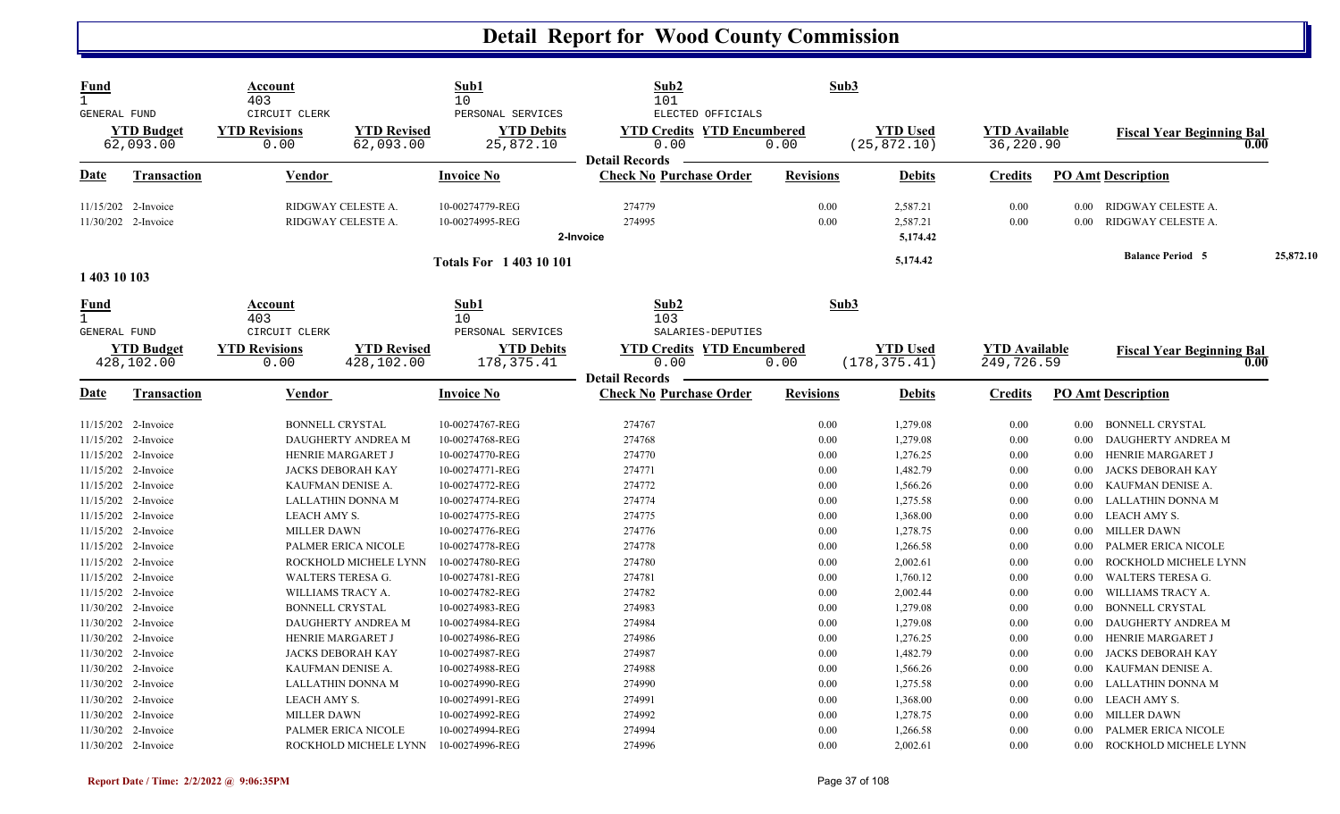# Detail Report for Wood County Commission

| Fund | Account | Sub1 | Sub2 | Sub3 |
|---|---|---|---|---|
| 1 | 403 | 10 | 101 | |
| GENERAL FUND | CIRCUIT CLERK | PERSONAL SERVICES | ELECTED OFFICIALS | |

| YTD Budget | YTD Revisions | YTD Revised | YTD Debits | YTD Credits | YTD Encumbered | YTD Used | YTD Available | Fiscal Year Beginning Bal |
|---|---|---|---|---|---|---|---|---|
| 62,093.00 | 0.00 | 62,093.00 | 25,872.10 | 0.00 | 0.00 | (25,872.10) | 36,220.90 | 0.00 |

**Detail Records**

| Date | Transaction | Vendor | Invoice No | Check No | Purchase Order | Revisions | Debits | Credits | PO Amt | Description |
|---|---|---|---|---|---|---|---|---|---|---|
| 11/15/202 | 2-Invoice | RIDGWAY CELESTE A. | 10-00274779-REG | 274779 | | 0.00 | 2,587.21 | 0.00 | 0.00 | RIDGWAY CELESTE A. |
| 11/30/202 | 2-Invoice | RIDGWAY CELESTE A. | 10-00274995-REG | 274995 | | 0.00 | 2,587.21 | 0.00 | 0.00 | RIDGWAY CELESTE A. |
| | | | | 2-Invoice | | | 5,174.42 | | | |
| | | | Totals For 1 403 10 101 | | | | 5,174.42 | | | Balance Period 5 25,872.10 |

**1 403 10 103**

| Fund | Account | Sub1 | Sub2 | Sub3 |
|---|---|---|---|---|
| 1 | 403 | 10 | 103 | |
| GENERAL FUND | CIRCUIT CLERK | PERSONAL SERVICES | SALARIES-DEPUTIES | |

| YTD Budget | YTD Revisions | YTD Revised | YTD Debits | YTD Credits | YTD Encumbered | YTD Used | YTD Available | Fiscal Year Beginning Bal |
|---|---|---|---|---|---|---|---|---|
| 428,102.00 | 0.00 | 428,102.00 | 178,375.41 | 0.00 | 0.00 | (178,375.41) | 249,726.59 | 0.00 |

**Detail Records**

| Date | Transaction | Vendor | Invoice No | Check No | Purchase Order | Revisions | Debits | Credits | PO Amt | Description |
|---|---|---|---|---|---|---|---|---|---|---|
| 11/15/202 | 2-Invoice | BONNELL CRYSTAL | 10-00274767-REG | 274767 | | 0.00 | 1,279.08 | 0.00 | 0.00 | BONNELL CRYSTAL |
| 11/15/202 | 2-Invoice | DAUGHERTY ANDREA M | 10-00274768-REG | 274768 | | 0.00 | 1,279.08 | 0.00 | 0.00 | DAUGHERTY ANDREA M |
| 11/15/202 | 2-Invoice | HENRIE MARGARET J | 10-00274770-REG | 274770 | | 0.00 | 1,276.25 | 0.00 | 0.00 | HENRIE MARGARET J |
| 11/15/202 | 2-Invoice | JACKS DEBORAH KAY | 10-00274771-REG | 274771 | | 0.00 | 1,482.79 | 0.00 | 0.00 | JACKS DEBORAH KAY |
| 11/15/202 | 2-Invoice | KAUFMAN DENISE A. | 10-00274772-REG | 274772 | | 0.00 | 1,566.26 | 0.00 | 0.00 | KAUFMAN DENISE A. |
| 11/15/202 | 2-Invoice | LALLATHIN DONNA M | 10-00274774-REG | 274774 | | 0.00 | 1,275.58 | 0.00 | 0.00 | LALLATHIN DONNA M |
| 11/15/202 | 2-Invoice | LEACH AMY S. | 10-00274775-REG | 274775 | | 0.00 | 1,368.00 | 0.00 | 0.00 | LEACH AMY S. |
| 11/15/202 | 2-Invoice | MILLER DAWN | 10-00274776-REG | 274776 | | 0.00 | 1,278.75 | 0.00 | 0.00 | MILLER DAWN |
| 11/15/202 | 2-Invoice | PALMER ERICA NICOLE | 10-00274778-REG | 274778 | | 0.00 | 1,266.58 | 0.00 | 0.00 | PALMER ERICA NICOLE |
| 11/15/202 | 2-Invoice | ROCKHOLD MICHELE LYNN | 10-00274780-REG | 274780 | | 0.00 | 2,002.61 | 0.00 | 0.00 | ROCKHOLD MICHELE LYNN |
| 11/15/202 | 2-Invoice | WALTERS TERESA G. | 10-00274781-REG | 274781 | | 0.00 | 1,760.12 | 0.00 | 0.00 | WALTERS TERESA G. |
| 11/15/202 | 2-Invoice | WILLIAMS TRACY A. | 10-00274782-REG | 274782 | | 0.00 | 2,002.44 | 0.00 | 0.00 | WILLIAMS TRACY A. |
| 11/30/202 | 2-Invoice | BONNELL CRYSTAL | 10-00274983-REG | 274983 | | 0.00 | 1,279.08 | 0.00 | 0.00 | BONNELL CRYSTAL |
| 11/30/202 | 2-Invoice | DAUGHERTY ANDREA M | 10-00274984-REG | 274984 | | 0.00 | 1,279.08 | 0.00 | 0.00 | DAUGHERTY ANDREA M |
| 11/30/202 | 2-Invoice | HENRIE MARGARET J | 10-00274986-REG | 274986 | | 0.00 | 1,276.25 | 0.00 | 0.00 | HENRIE MARGARET J |
| 11/30/202 | 2-Invoice | JACKS DEBORAH KAY | 10-00274987-REG | 274987 | | 0.00 | 1,482.79 | 0.00 | 0.00 | JACKS DEBORAH KAY |
| 11/30/202 | 2-Invoice | KAUFMAN DENISE A. | 10-00274988-REG | 274988 | | 0.00 | 1,566.26 | 0.00 | 0.00 | KAUFMAN DENISE A. |
| 11/30/202 | 2-Invoice | LALLATHIN DONNA M | 10-00274990-REG | 274990 | | 0.00 | 1,275.58 | 0.00 | 0.00 | LALLATHIN DONNA M |
| 11/30/202 | 2-Invoice | LEACH AMY S. | 10-00274991-REG | 274991 | | 0.00 | 1,368.00 | 0.00 | 0.00 | LEACH AMY S. |
| 11/30/202 | 2-Invoice | MILLER DAWN | 10-00274992-REG | 274992 | | 0.00 | 1,278.75 | 0.00 | 0.00 | MILLER DAWN |
| 11/30/202 | 2-Invoice | PALMER ERICA NICOLE | 10-00274994-REG | 274994 | | 0.00 | 1,266.58 | 0.00 | 0.00 | PALMER ERICA NICOLE |
| 11/30/202 | 2-Invoice | ROCKHOLD MICHELE LYNN | 10-00274996-REG | 274996 | | 0.00 | 2,002.61 | 0.00 | 0.00 | ROCKHOLD MICHELE LYNN |

Report Date / Time: 2/2/2022 @ 9:06:35PM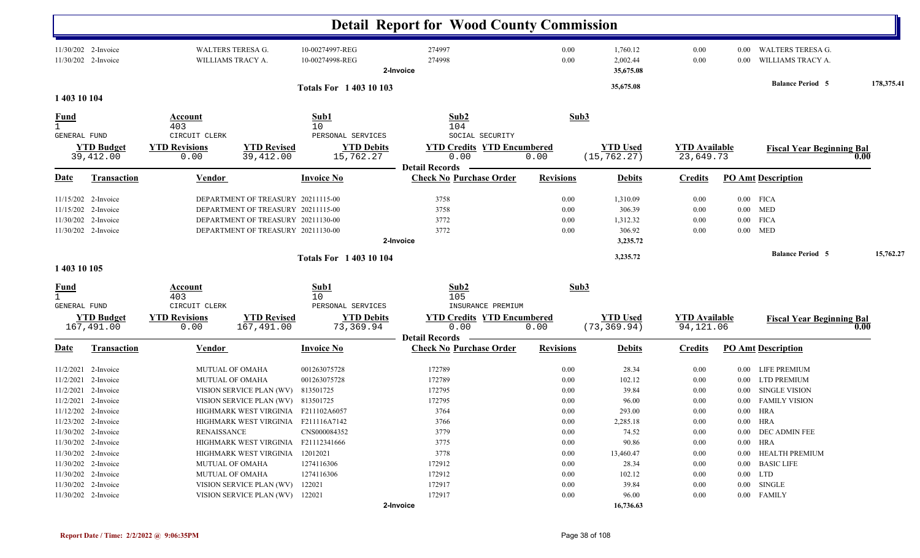# Detail Report for Wood County Commission

| Date | Transaction | Vendor | Invoice No | Check No | Purchase Order | Revisions | Debits | Credits | PO Amt | Description |
|---|---|---|---|---|---|---|---|---|---|---|
| 11/30/202 | 2-Invoice | WALTERS TERESA G. | 10-00274997-REG | 274997 | | 0.00 | 1,760.12 | 0.00 | 0.00 | WALTERS TERESA G. |
| 11/30/202 | 2-Invoice | WILLIAMS TRACY A. | 10-00274998-REG | 274998 | | 0.00 | 2,002.44 | 0.00 | 0.00 | WILLIAMS TRACY A. |
| | | | | 2-Invoice | | | 35,675.08 | | | |

**Totals For 1 403 10 103** — 35,675.08 — **Balance Period 5** 178,375.41

## 1 403 10 104

| Fund | Account | Sub1 | Sub2 | Sub3 |
|---|---|---|---|---|
| 1 | 403 | 10 | 104 | |
| GENERAL FUND | CIRCUIT CLERK | PERSONAL SERVICES | SOCIAL SECURITY | |

| YTD Budget | YTD Revisions | YTD Revised | YTD Debits | YTD Credits | YTD Encumbered | YTD Used | YTD Available | Fiscal Year Beginning Bal |
|---|---|---|---|---|---|---|---|---|
| 39,412.00 | 0.00 | 39,412.00 | 15,762.27 | 0.00 | 0.00 | (15,762.27) | 23,649.73 | 0.00 |

**Detail Records**

| Date | Transaction | Vendor | Invoice No | Check No | Purchase Order | Revisions | Debits | Credits | PO Amt | Description |
|---|---|---|---|---|---|---|---|---|---|---|
| 11/15/202 | 2-Invoice | DEPARTMENT OF TREASURY | 20211115-00 | 3758 | | 0.00 | 1,310.09 | 0.00 | 0.00 | FICA |
| 11/15/202 | 2-Invoice | DEPARTMENT OF TREASURY | 20211115-00 | 3758 | | 0.00 | 306.39 | 0.00 | 0.00 | MED |
| 11/30/202 | 2-Invoice | DEPARTMENT OF TREASURY | 20211130-00 | 3772 | | 0.00 | 1,312.32 | 0.00 | 0.00 | FICA |
| 11/30/202 | 2-Invoice | DEPARTMENT OF TREASURY | 20211130-00 | 3772 | | 0.00 | 306.92 | 0.00 | 0.00 | MED |
| | | | | 2-Invoice | | | 3,235.72 | | | |

**Totals For 1 403 10 104** — 3,235.72 — **Balance Period 5** 15,762.27

## 1 403 10 105

| Fund | Account | Sub1 | Sub2 | Sub3 |
|---|---|---|---|---|
| 1 | 403 | 10 | 105 | |
| GENERAL FUND | CIRCUIT CLERK | PERSONAL SERVICES | INSURANCE PREMIUM | |

| YTD Budget | YTD Revisions | YTD Revised | YTD Debits | YTD Credits | YTD Encumbered | YTD Used | YTD Available | Fiscal Year Beginning Bal |
|---|---|---|---|---|---|---|---|---|
| 167,491.00 | 0.00 | 167,491.00 | 73,369.94 | 0.00 | 0.00 | (73,369.94) | 94,121.06 | 0.00 |

**Detail Records**

| Date | Transaction | Vendor | Invoice No | Check No | Purchase Order | Revisions | Debits | Credits | PO Amt | Description |
|---|---|---|---|---|---|---|---|---|---|---|
| 11/2/2021 | 2-Invoice | MUTUAL OF OMAHA | 001263075728 | 172789 | | 0.00 | 28.34 | 0.00 | 0.00 | LIFE PREMIUM |
| 11/2/2021 | 2-Invoice | MUTUAL OF OMAHA | 001263075728 | 172789 | | 0.00 | 102.12 | 0.00 | 0.00 | LTD PREMIUM |
| 11/2/2021 | 2-Invoice | VISION SERVICE PLAN (WV) | 813501725 | 172795 | | 0.00 | 39.84 | 0.00 | 0.00 | SINGLE VISION |
| 11/2/2021 | 2-Invoice | VISION SERVICE PLAN (WV) | 813501725 | 172795 | | 0.00 | 96.00 | 0.00 | 0.00 | FAMILY VISION |
| 11/12/202 | 2-Invoice | HIGHMARK WEST VIRGINIA | F211102A6057 | 3764 | | 0.00 | 293.00 | 0.00 | 0.00 | HRA |
| 11/23/202 | 2-Invoice | HIGHMARK WEST VIRGINIA | F211116A7142 | 3766 | | 0.00 | 2,285.18 | 0.00 | 0.00 | HRA |
| 11/30/202 | 2-Invoice | RENAISSANCE | CNS000084352 | 3779 | | 0.00 | 74.52 | 0.00 | 0.00 | DEC ADMIN FEE |
| 11/30/202 | 2-Invoice | HIGHMARK WEST VIRGINIA | F21112341666 | 3775 | | 0.00 | 90.86 | 0.00 | 0.00 | HRA |
| 11/30/202 | 2-Invoice | HIGHMARK WEST VIRGINIA | 12012021 | 3778 | | 0.00 | 13,460.47 | 0.00 | 0.00 | HEALTH PREMIUM |
| 11/30/202 | 2-Invoice | MUTUAL OF OMAHA | 1274116306 | 172912 | | 0.00 | 28.34 | 0.00 | 0.00 | BASIC LIFE |
| 11/30/202 | 2-Invoice | MUTUAL OF OMAHA | 1274116306 | 172912 | | 0.00 | 102.12 | 0.00 | 0.00 | LTD |
| 11/30/202 | 2-Invoice | VISION SERVICE PLAN (WV) | 122021 | 172917 | | 0.00 | 39.84 | 0.00 | 0.00 | SINGLE |
| 11/30/202 | 2-Invoice | VISION SERVICE PLAN (WV) | 122021 | 172917 | | 0.00 | 96.00 | 0.00 | 0.00 | FAMILY |
| | | | | 2-Invoice | | | 16,736.63 | | | |

Report Date / Time: 2/2/2022 @ 9:06:35PM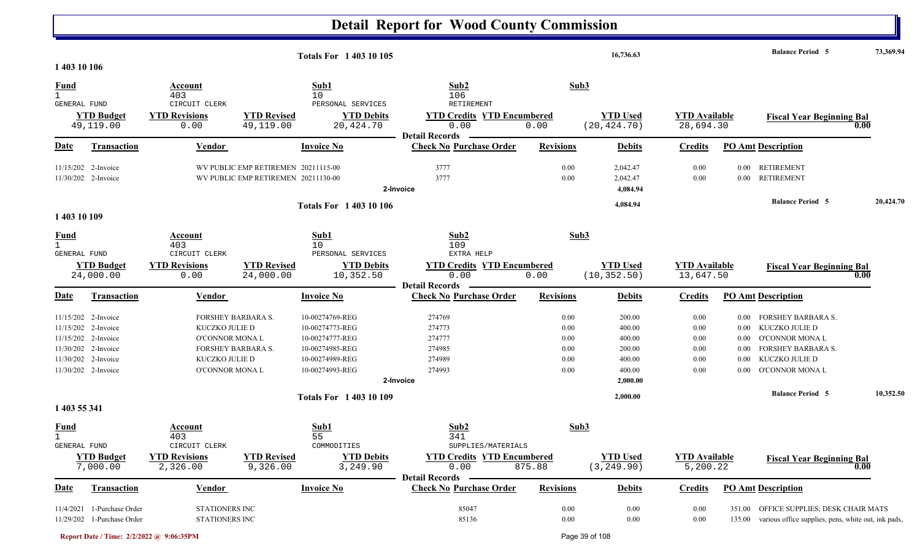# Detail Report for Wood County Commission

| | | | | |
|---|---|---|---|---|
| Totals For 1 403 10 105 | 16,736.63 | | Balance Period 5 | 73,369.94 |

## 1 403 10 106

| Fund | Account | Sub1 | Sub2 | Sub3 |
|---|---|---|---|---|
| 1 | 403 | 10 | 106 | |
| GENERAL FUND | CIRCUIT CLERK | PERSONAL SERVICES | RETIREMENT | |

| YTD Budget | YTD Revisions | YTD Revised | YTD Debits | YTD Credits | YTD Encumbered | YTD Used | YTD Available | Fiscal Year Beginning Bal |
|---|---|---|---|---|---|---|---|---|
| 49,119.00 | 0.00 | 49,119.00 | 20,424.70 | 0.00 | 0.00 | (20,424.70) | 28,694.30 | 0.00 |

**Detail Records**

| Date | Transaction | Vendor | Invoice No | Check No | Purchase Order | Revisions | Debits | Credits | PO Amt | Description |
|---|---|---|---|---|---|---|---|---|---|---|
| 11/15/202 | 2-Invoice | WV PUBLIC EMP RETIREMEN | 20211115-00 | 3777 | | 0.00 | 2,042.47 | 0.00 | 0.00 | RETIREMENT |
| 11/30/202 | 2-Invoice | WV PUBLIC EMP RETIREMEN | 20211130-00 | 3777 | | 0.00 | 2,042.47 | 0.00 | 0.00 | RETIREMENT |
| | 2-Invoice | | | | | | 4,084.94 | | | |

| | | | | |
|---|---|---|---|---|
| Totals For 1 403 10 106 | 4,084.94 | | Balance Period 5 | 20,424.70 |

## 1 403 10 109

| Fund | Account | Sub1 | Sub2 | Sub3 |
|---|---|---|---|---|
| 1 | 403 | 10 | 109 | |
| GENERAL FUND | CIRCUIT CLERK | PERSONAL SERVICES | EXTRA HELP | |

| YTD Budget | YTD Revisions | YTD Revised | YTD Debits | YTD Credits | YTD Encumbered | YTD Used | YTD Available | Fiscal Year Beginning Bal |
|---|---|---|---|---|---|---|---|---|
| 24,000.00 | 0.00 | 24,000.00 | 10,352.50 | 0.00 | 0.00 | (10,352.50) | 13,647.50 | 0.00 |

**Detail Records**

| Date | Transaction | Vendor | Invoice No | Check No | Purchase Order | Revisions | Debits | Credits | PO Amt | Description |
|---|---|---|---|---|---|---|---|---|---|---|
| 11/15/202 | 2-Invoice | FORSHEY BARBARA S. | 10-00274769-REG | 274769 | | 0.00 | 200.00 | 0.00 | 0.00 | FORSHEY BARBARA S. |
| 11/15/202 | 2-Invoice | KUCZKO JULIE D | 10-00274773-REG | 274773 | | 0.00 | 400.00 | 0.00 | 0.00 | KUCZKO JULIE D |
| 11/15/202 | 2-Invoice | O'CONNOR MONA L | 10-00274777-REG | 274777 | | 0.00 | 400.00 | 0.00 | 0.00 | O'CONNOR MONA L |
| 11/30/202 | 2-Invoice | FORSHEY BARBARA S. | 10-00274985-REG | 274985 | | 0.00 | 200.00 | 0.00 | 0.00 | FORSHEY BARBARA S. |
| 11/30/202 | 2-Invoice | KUCZKO JULIE D | 10-00274989-REG | 274989 | | 0.00 | 400.00 | 0.00 | 0.00 | KUCZKO JULIE D |
| 11/30/202 | 2-Invoice | O'CONNOR MONA L | 10-00274993-REG | 274993 | | 0.00 | 400.00 | 0.00 | 0.00 | O'CONNOR MONA L |
| | 2-Invoice | | | | | | 2,000.00 | | | |

| | | | | |
|---|---|---|---|---|
| Totals For 1 403 10 109 | 2,000.00 | | Balance Period 5 | 10,352.50 |

## 1 403 55 341

| Fund | Account | Sub1 | Sub2 | Sub3 |
|---|---|---|---|---|
| 1 | 403 | 55 | 341 | |
| GENERAL FUND | CIRCUIT CLERK | COMMODITIES | SUPPLIES/MATERIALS | |

| YTD Budget | YTD Revisions | YTD Revised | YTD Debits | YTD Credits | YTD Encumbered | YTD Used | YTD Available | Fiscal Year Beginning Bal |
|---|---|---|---|---|---|---|---|---|
| 7,000.00 | 2,326.00 | 9,326.00 | 3,249.90 | 0.00 | 875.88 | (3,249.90) | 5,200.22 | 0.00 |

**Detail Records**

| Date | Transaction | Vendor | Invoice No | Check No | Purchase Order | Revisions | Debits | Credits | PO Amt | Description |
|---|---|---|---|---|---|---|---|---|---|---|
| 11/4/2021 | 1-Purchase Order | STATIONERS INC | | | 85047 | 0.00 | 0.00 | 0.00 | 351.00 | OFFICE SUPPLIES; DESK CHAIR MATS |
| 11/29/202 | 1-Purchase Order | STATIONERS INC | | | 85136 | 0.00 | 0.00 | 0.00 | 135.00 | various office supplies, pens, white out, ink pads, |

Report Date / Time: 2/2/2022 @ 9:06:35PM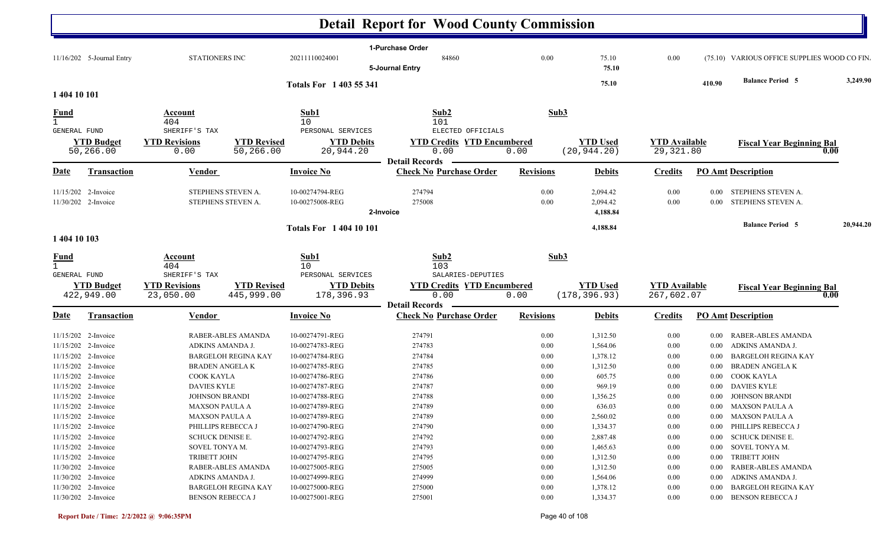# Detail Report for Wood County Commission

| Date | Transaction | Vendor | Invoice No | Check No Purchase Order | Revisions | Debits | Credits | PO Amt Description |
|---|---|---|---|---|---|---|---|---|
| | | | | 1-Purchase Order | | | | |
| 11/16/202 | 5-Journal Entry | STATIONERS INC | 20211110024001 | 84860 | 0.00 | 75.10 | 0.00 | (75.10) VARIOUS OFFICE SUPPLIES WOOD CO FIN. |
| | | | | 5-Journal Entry | | 75.10 | | |

**Totals For 1 403 55 341** — 75.10 — 410.90 — **Balance Period 5** 3,249.90

## 1 404 10 101

| Fund | Account | Sub1 | Sub2 | Sub3 |
|---|---|---|---|---|
| 1 | 404 | 10 | 101 | |
| GENERAL FUND | SHERIFF'S TAX | PERSONAL SERVICES | ELECTED OFFICIALS | |

| YTD Budget | YTD Revisions | YTD Revised | YTD Debits | YTD Credits | YTD Encumbered | YTD Used | YTD Available | Fiscal Year Beginning Bal |
|---|---|---|---|---|---|---|---|---|
| 50,266.00 | 0.00 | 50,266.00 | 20,944.20 | 0.00 | 0.00 | (20,944.20) | 29,321.80 | 0.00 |

**Detail Records**

| Date | Transaction | Vendor | Invoice No | Check No Purchase Order | Revisions | Debits | Credits | PO Amt | Description |
|---|---|---|---|---|---|---|---|---|---|
| 11/15/202 | 2-Invoice | STEPHENS STEVEN A. | 10-00274794-REG | 274794 | 0.00 | 2,094.42 | 0.00 | 0.00 | STEPHENS STEVEN A. |
| 11/30/202 | 2-Invoice | STEPHENS STEVEN A. | 10-00275008-REG | 275008 | 0.00 | 2,094.42 | 0.00 | 0.00 | STEPHENS STEVEN A. |
| | | | | 2-Invoice | | 4,188.84 | | | |

**Totals For 1 404 10 101** — 4,188.84 — **Balance Period 5** 20,944.20

## 1 404 10 103

| Fund | Account | Sub1 | Sub2 | Sub3 |
|---|---|---|---|---|
| 1 | 404 | 10 | 103 | |
| GENERAL FUND | SHERIFF'S TAX | PERSONAL SERVICES | SALARIES-DEPUTIES | |

| YTD Budget | YTD Revisions | YTD Revised | YTD Debits | YTD Credits | YTD Encumbered | YTD Used | YTD Available | Fiscal Year Beginning Bal |
|---|---|---|---|---|---|---|---|---|
| 422,949.00 | 23,050.00 | 445,999.00 | 178,396.93 | 0.00 | 0.00 | (178,396.93) | 267,602.07 | 0.00 |

**Detail Records**

| Date | Transaction | Vendor | Invoice No | Check No Purchase Order | Revisions | Debits | Credits | PO Amt | Description |
|---|---|---|---|---|---|---|---|---|---|
| 11/15/202 | 2-Invoice | RABER-ABLES AMANDA | 10-00274791-REG | 274791 | 0.00 | 1,312.50 | 0.00 | 0.00 | RABER-ABLES AMANDA |
| 11/15/202 | 2-Invoice | ADKINS AMANDA J. | 10-00274783-REG | 274783 | 0.00 | 1,564.06 | 0.00 | 0.00 | ADKINS AMANDA J. |
| 11/15/202 | 2-Invoice | BARGELOH REGINA KAY | 10-00274784-REG | 274784 | 0.00 | 1,378.12 | 0.00 | 0.00 | BARGELOH REGINA KAY |
| 11/15/202 | 2-Invoice | BRADEN ANGELA K | 10-00274785-REG | 274785 | 0.00 | 1,312.50 | 0.00 | 0.00 | BRADEN ANGELA K |
| 11/15/202 | 2-Invoice | COOK KAYLA | 10-00274786-REG | 274786 | 0.00 | 605.75 | 0.00 | 0.00 | COOK KAYLA |
| 11/15/202 | 2-Invoice | DAVIES KYLE | 10-00274787-REG | 274787 | 0.00 | 969.19 | 0.00 | 0.00 | DAVIES KYLE |
| 11/15/202 | 2-Invoice | JOHNSON BRANDI | 10-00274788-REG | 274788 | 0.00 | 1,356.25 | 0.00 | 0.00 | JOHNSON BRANDI |
| 11/15/202 | 2-Invoice | MAXSON PAULA A | 10-00274789-REG | 274789 | 0.00 | 636.03 | 0.00 | 0.00 | MAXSON PAULA A |
| 11/15/202 | 2-Invoice | MAXSON PAULA A | 10-00274789-REG | 274789 | 0.00 | 2,560.02 | 0.00 | 0.00 | MAXSON PAULA A |
| 11/15/202 | 2-Invoice | PHILLIPS REBECCA J | 10-00274790-REG | 274790 | 0.00 | 1,334.37 | 0.00 | 0.00 | PHILLIPS REBECCA J |
| 11/15/202 | 2-Invoice | SCHUCK DENISE E. | 10-00274792-REG | 274792 | 0.00 | 2,887.48 | 0.00 | 0.00 | SCHUCK DENISE E. |
| 11/15/202 | 2-Invoice | SOVEL TONYA M. | 10-00274793-REG | 274793 | 0.00 | 1,465.63 | 0.00 | 0.00 | SOVEL TONYA M. |
| 11/15/202 | 2-Invoice | TRIBETT JOHN | 10-00274795-REG | 274795 | 0.00 | 1,312.50 | 0.00 | 0.00 | TRIBETT JOHN |
| 11/30/202 | 2-Invoice | RABER-ABLES AMANDA | 10-00275005-REG | 275005 | 0.00 | 1,312.50 | 0.00 | 0.00 | RABER-ABLES AMANDA |
| 11/30/202 | 2-Invoice | ADKINS AMANDA J. | 10-00274999-REG | 274999 | 0.00 | 1,564.06 | 0.00 | 0.00 | ADKINS AMANDA J. |
| 11/30/202 | 2-Invoice | BARGELOH REGINA KAY | 10-00275000-REG | 275000 | 0.00 | 1,378.12 | 0.00 | 0.00 | BARGELOH REGINA KAY |
| 11/30/202 | 2-Invoice | BENSON REBECCA J | 10-00275001-REG | 275001 | 0.00 | 1,334.37 | 0.00 | 0.00 | BENSON REBECCA J |

Report Date / Time: 2/2/2022 @ 9:06:35PM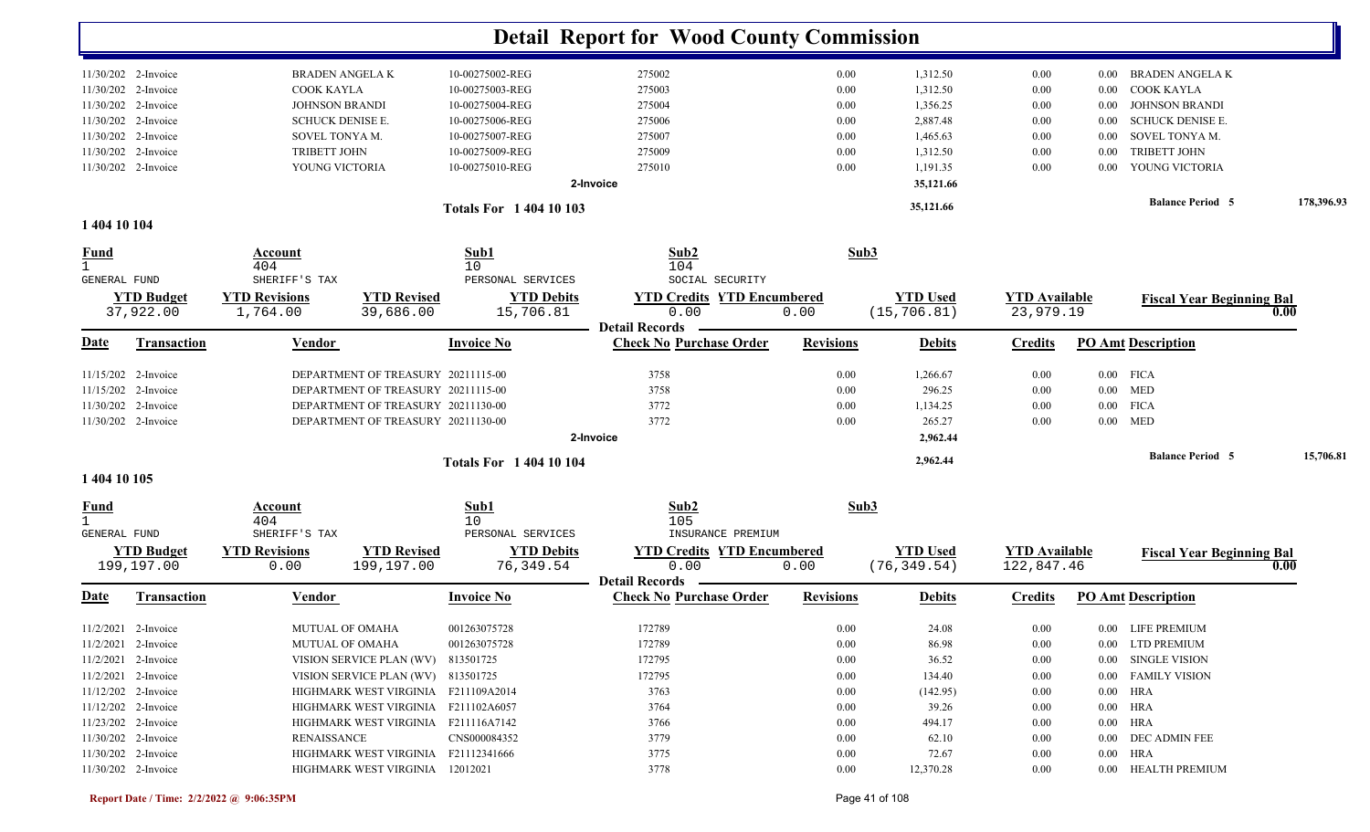# Detail Report for Wood County Commission

| Date | Transaction | Vendor | Invoice No | Check No | Purchase Order | Revisions | Debits | Credits | PO Amt | Description |
|---|---|---|---|---|---|---|---|---|---|---|
| 11/30/202 | 2-Invoice | BRADEN ANGELA K | 10-00275002-REG | 275002 | | 0.00 | 1,312.50 | 0.00 | 0.00 | BRADEN ANGELA K |
| 11/30/202 | 2-Invoice | COOK KAYLA | 10-00275003-REG | 275003 | | 0.00 | 1,312.50 | 0.00 | 0.00 | COOK KAYLA |
| 11/30/202 | 2-Invoice | JOHNSON BRANDI | 10-00275004-REG | 275004 | | 0.00 | 1,356.25 | 0.00 | 0.00 | JOHNSON BRANDI |
| 11/30/202 | 2-Invoice | SCHUCK DENISE E. | 10-00275006-REG | 275006 | | 0.00 | 2,887.48 | 0.00 | 0.00 | SCHUCK DENISE E. |
| 11/30/202 | 2-Invoice | SOVEL TONYA M. | 10-00275007-REG | 275007 | | 0.00 | 1,465.63 | 0.00 | 0.00 | SOVEL TONYA M. |
| 11/30/202 | 2-Invoice | TRIBETT JOHN | 10-00275009-REG | 275009 | | 0.00 | 1,312.50 | 0.00 | 0.00 | TRIBETT JOHN |
| 11/30/202 | 2-Invoice | YOUNG VICTORIA | 10-00275010-REG | 275010 | | 0.00 | 1,191.35 | 0.00 | 0.00 | YOUNG VICTORIA |
| | | | | 2-Invoice | | | 35,121.66 | | | |

**Totals For 1 404 10 103** — 35,121.66 — **Balance Period 5** 178,396.93

## 1 404 10 104

| Fund | Account | Sub1 | Sub2 | Sub3 |
|---|---|---|---|---|
| 1 GENERAL FUND | 404 SHERIFF'S TAX | 10 PERSONAL SERVICES | 104 SOCIAL SECURITY | |

| YTD Budget | YTD Revisions | YTD Revised | YTD Debits | YTD Credits | YTD Encumbered | YTD Used | YTD Available | Fiscal Year Beginning Bal |
|---|---|---|---|---|---|---|---|---|
| 37,922.00 | 1,764.00 | 39,686.00 | 15,706.81 | 0.00 | 0.00 | (15,706.81) | 23,979.19 | 0.00 |

**Detail Records**

| Date | Transaction | Vendor | Invoice No | Check No | Purchase Order | Revisions | Debits | Credits | PO Amt | Description |
|---|---|---|---|---|---|---|---|---|---|---|
| 11/15/202 | 2-Invoice | DEPARTMENT OF TREASURY | 20211115-00 | 3758 | | 0.00 | 1,266.67 | 0.00 | 0.00 | FICA |
| 11/15/202 | 2-Invoice | DEPARTMENT OF TREASURY | 20211115-00 | 3758 | | 0.00 | 296.25 | 0.00 | 0.00 | MED |
| 11/30/202 | 2-Invoice | DEPARTMENT OF TREASURY | 20211130-00 | 3772 | | 0.00 | 1,134.25 | 0.00 | 0.00 | FICA |
| 11/30/202 | 2-Invoice | DEPARTMENT OF TREASURY | 20211130-00 | 3772 | | 0.00 | 265.27 | 0.00 | 0.00 | MED |
| | | | | 2-Invoice | | | 2,962.44 | | | |

**Totals For 1 404 10 104** — 2,962.44 — **Balance Period 5** 15,706.81

## 1 404 10 105

| Fund | Account | Sub1 | Sub2 | Sub3 |
|---|---|---|---|---|
| 1 GENERAL FUND | 404 SHERIFF'S TAX | 10 PERSONAL SERVICES | 105 INSURANCE PREMIUM | |

| YTD Budget | YTD Revisions | YTD Revised | YTD Debits | YTD Credits | YTD Encumbered | YTD Used | YTD Available | Fiscal Year Beginning Bal |
|---|---|---|---|---|---|---|---|---|
| 199,197.00 | 0.00 | 199,197.00 | 76,349.54 | 0.00 | 0.00 | (76,349.54) | 122,847.46 | 0.00 |

**Detail Records**

| Date | Transaction | Vendor | Invoice No | Check No | Purchase Order | Revisions | Debits | Credits | PO Amt | Description |
|---|---|---|---|---|---|---|---|---|---|---|
| 11/2/2021 | 2-Invoice | MUTUAL OF OMAHA | 001263075728 | 172789 | | 0.00 | 24.08 | 0.00 | 0.00 | LIFE PREMIUM |
| 11/2/2021 | 2-Invoice | MUTUAL OF OMAHA | 001263075728 | 172789 | | 0.00 | 86.98 | 0.00 | 0.00 | LTD PREMIUM |
| 11/2/2021 | 2-Invoice | VISION SERVICE PLAN (WV) | 813501725 | 172795 | | 0.00 | 36.52 | 0.00 | 0.00 | SINGLE VISION |
| 11/2/2021 | 2-Invoice | VISION SERVICE PLAN (WV) | 813501725 | 172795 | | 0.00 | 134.40 | 0.00 | 0.00 | FAMILY VISION |
| 11/12/202 | 2-Invoice | HIGHMARK WEST VIRGINIA | F211109A2014 | 3763 | | 0.00 | (142.95) | 0.00 | 0.00 | HRA |
| 11/12/202 | 2-Invoice | HIGHMARK WEST VIRGINIA | F211102A6057 | 3764 | | 0.00 | 39.26 | 0.00 | 0.00 | HRA |
| 11/23/202 | 2-Invoice | HIGHMARK WEST VIRGINIA | F211116A7142 | 3766 | | 0.00 | 494.17 | 0.00 | 0.00 | HRA |
| 11/30/202 | 2-Invoice | RENAISSANCE | CNS000084352 | 3779 | | 0.00 | 62.10 | 0.00 | 0.00 | DEC ADMIN FEE |
| 11/30/202 | 2-Invoice | HIGHMARK WEST VIRGINIA | F21112341666 | 3775 | | 0.00 | 72.67 | 0.00 | 0.00 | HRA |
| 11/30/202 | 2-Invoice | HIGHMARK WEST VIRGINIA | 12012021 | 3778 | | 0.00 | 12,370.28 | 0.00 | 0.00 | HEALTH PREMIUM |

Report Date / Time: 2/2/2022 @ 9:06:35PM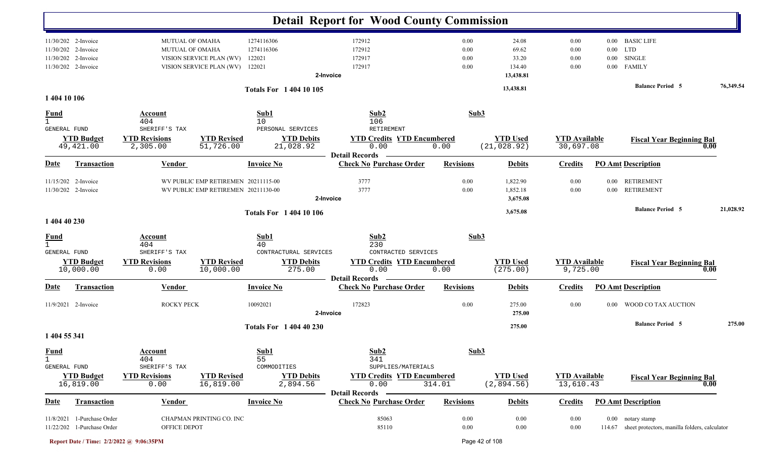# Detail Report for Wood County Commission

| Date | Transaction | Vendor | Invoice No | Check No | Purchase Order | Revisions | Debits | Credits | PO Amt | Description |
|---|---|---|---|---|---|---|---|---|---|---|
| 11/30/202 | 2-Invoice | MUTUAL OF OMAHA | 1274116306 | 172912 | | 0.00 | 24.08 | 0.00 | 0.00 | BASIC LIFE |
| 11/30/202 | 2-Invoice | MUTUAL OF OMAHA | 1274116306 | 172912 | | 0.00 | 69.62 | 0.00 | 0.00 | LTD |
| 11/30/202 | 2-Invoice | VISION SERVICE PLAN (WV) | 122021 | 172917 | | 0.00 | 33.20 | 0.00 | 0.00 | SINGLE |
| 11/30/202 | 2-Invoice | VISION SERVICE PLAN (WV) | 122021 | 172917 | | 0.00 | 134.40 | 0.00 | 0.00 | FAMILY |
| | | | 2-Invoice | | | | 13,438.81 | | | |

**Totals For 1 404 10 105** 13,438.81 — **Balance Period 5** 76,349.54

## 1 404 10 106

| Fund | Account | Sub1 | Sub2 | Sub3 |
|---|---|---|---|---|
| 1 | 404 | 10 | 106 | |
| GENERAL FUND | SHERIFF'S TAX | PERSONAL SERVICES | RETIREMENT | |

| YTD Budget | YTD Revisions | YTD Revised | YTD Debits | YTD Credits | YTD Encumbered | YTD Used | YTD Available | Fiscal Year Beginning Bal |
|---|---|---|---|---|---|---|---|---|
| 49,421.00 | 2,305.00 | 51,726.00 | 21,028.92 | 0.00 | 0.00 | (21,028.92) | 30,697.08 | 0.00 |

**Detail Records**

| Date | Transaction | Vendor | Invoice No | Check No | Purchase Order | Revisions | Debits | Credits | PO Amt | Description |
|---|---|---|---|---|---|---|---|---|---|---|
| 11/15/202 | 2-Invoice | WV PUBLIC EMP RETIREMEN | 20211115-00 | 3777 | | 0.00 | 1,822.90 | 0.00 | 0.00 | RETIREMENT |
| 11/30/202 | 2-Invoice | WV PUBLIC EMP RETIREMEN | 20211130-00 | 3777 | | 0.00 | 1,852.18 | 0.00 | 0.00 | RETIREMENT |
| | | | 2-Invoice | | | | 3,675.08 | | | |

**Totals For 1 404 10 106** 3,675.08 — **Balance Period 5** 21,028.92

## 1 404 40 230

| Fund | Account | Sub1 | Sub2 | Sub3 |
|---|---|---|---|---|
| 1 | 404 | 40 | 230 | |
| GENERAL FUND | SHERIFF'S TAX | CONTRACTURAL SERVICES | CONTRACTED SERVICES | |

| YTD Budget | YTD Revisions | YTD Revised | YTD Debits | YTD Credits | YTD Encumbered | YTD Used | YTD Available | Fiscal Year Beginning Bal |
|---|---|---|---|---|---|---|---|---|
| 10,000.00 | 0.00 | 10,000.00 | 275.00 | 0.00 | 0.00 | (275.00) | 9,725.00 | 0.00 |

**Detail Records**

| Date | Transaction | Vendor | Invoice No | Check No | Purchase Order | Revisions | Debits | Credits | PO Amt | Description |
|---|---|---|---|---|---|---|---|---|---|---|
| 11/9/2021 | 2-Invoice | ROCKY PECK | 10092021 | 172823 | | 0.00 | 275.00 | 0.00 | 0.00 | WOOD CO TAX AUCTION |
| | | | 2-Invoice | | | | 275.00 | | | |

**Totals For 1 404 40 230** 275.00 — **Balance Period 5** 275.00

## 1 404 55 341

| Fund | Account | Sub1 | Sub2 | Sub3 |
|---|---|---|---|---|
| 1 | 404 | 55 | 341 | |
| GENERAL FUND | SHERIFF'S TAX | COMMODITIES | SUPPLIES/MATERIALS | |

| YTD Budget | YTD Revisions | YTD Revised | YTD Debits | YTD Credits | YTD Encumbered | YTD Used | YTD Available | Fiscal Year Beginning Bal |
|---|---|---|---|---|---|---|---|---|
| 16,819.00 | 0.00 | 16,819.00 | 2,894.56 | 0.00 | 314.01 | (2,894.56) | 13,610.43 | 0.00 |

**Detail Records**

| Date | Transaction | Vendor | Invoice No | Check No | Purchase Order | Revisions | Debits | Credits | PO Amt | Description |
|---|---|---|---|---|---|---|---|---|---|---|
| 11/8/2021 | 1-Purchase Order | CHAPMAN PRINTING CO. INC | | | 85063 | 0.00 | 0.00 | 0.00 | 0.00 | notary stamp |
| 11/22/202 | 1-Purchase Order | OFFICE DEPOT | | | 85110 | 0.00 | 0.00 | 0.00 | 114.67 | sheet protectors, manilla folders, calculator |

Report Date / Time: 2/2/2022 @ 9:06:35PM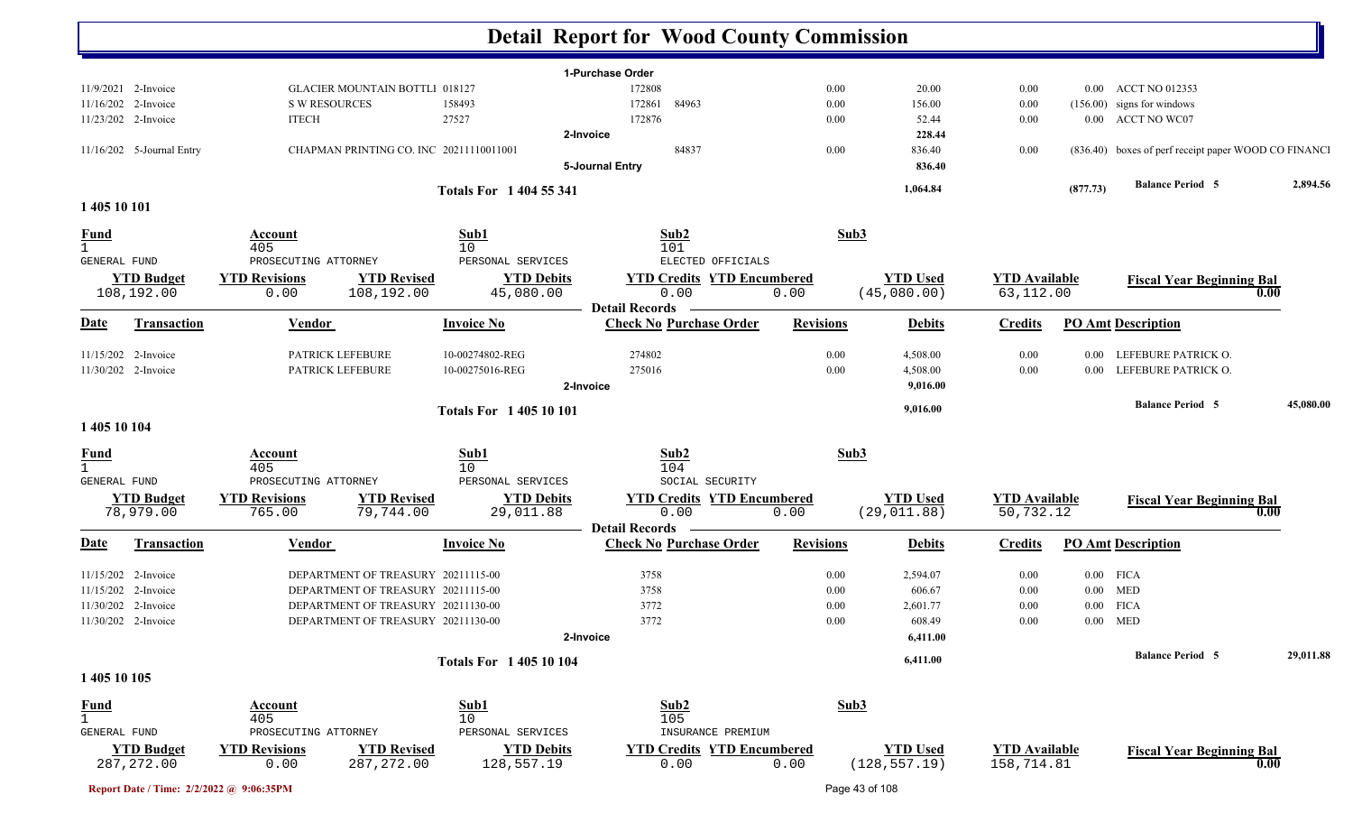# Detail Report for Wood County Commission

| Date | Transaction | Vendor | Invoice No | Check No | Purchase Order | Revisions | Debits | Credits | PO Amt | Description |
|---|---|---|---|---|---|---|---|---|---|---|
| | | | | 1-Purchase Order | | | | | | |
| 11/9/2021 | 2-Invoice | GLACIER MOUNTAIN BOTTLI | 018127 | 172808 | | 0.00 | 20.00 | 0.00 | 0.00 | ACCT NO 012353 |
| 11/16/202 | 2-Invoice | S W RESOURCES | 158493 | 172861 | 84963 | 0.00 | 156.00 | 0.00 | (156.00) | signs for windows |
| 11/23/202 | 2-Invoice | ITECH | 27527 | 172876 | | 0.00 | 52.44 | 0.00 | 0.00 | ACCT NO WC07 |
| | | | 2-Invoice | | | | 228.44 | | | |
| 11/16/202 | 5-Journal Entry | CHAPMAN PRINTING CO. INC | 20211110011001 | | 84837 | 0.00 | 836.40 | 0.00 | (836.40) | boxes of perf receipt paper WOOD CO FINANCI |
| | | | 5-Journal Entry | | | | 836.40 | | | |
| | | | Totals For 1 404 55 341 | | | | 1,064.84 | | (877.73) | Balance Period 5 — 2,894.56 |

## 1 405 10 101

| Fund | Account | Sub1 | Sub2 | Sub3 |
|---|---|---|---|---|
| 1 GENERAL FUND | 405 PROSECUTING ATTORNEY | 10 PERSONAL SERVICES | 101 ELECTED OFFICIALS | |

| YTD Budget | YTD Revisions | YTD Revised | YTD Debits | YTD Credits | YTD Encumbered | YTD Used | YTD Available | Fiscal Year Beginning Bal |
|---|---|---|---|---|---|---|---|---|
| 108,192.00 | 0.00 | 108,192.00 | 45,080.00 | 0.00 | 0.00 | (45,080.00) | 63,112.00 | 0.00 |

**Detail Records**

| Date | Transaction | Vendor | Invoice No | Check No | Purchase Order | Revisions | Debits | Credits | PO Amt | Description |
|---|---|---|---|---|---|---|---|---|---|---|
| 11/15/202 | 2-Invoice | PATRICK LEFEBURE | 10-00274802-REG | 274802 | | 0.00 | 4,508.00 | 0.00 | 0.00 | LEFEBURE PATRICK O. |
| 11/30/202 | 2-Invoice | PATRICK LEFEBURE | 10-00275016-REG | 275016 | | 0.00 | 4,508.00 | 0.00 | 0.00 | LEFEBURE PATRICK O. |
| | | | 2-Invoice | | | | 9,016.00 | | | |
| | | | Totals For 1 405 10 101 | | | | 9,016.00 | | | Balance Period 5 — 45,080.00 |

## 1 405 10 104

| Fund | Account | Sub1 | Sub2 | Sub3 |
|---|---|---|---|---|
| 1 GENERAL FUND | 405 PROSECUTING ATTORNEY | 10 PERSONAL SERVICES | 104 SOCIAL SECURITY | |

| YTD Budget | YTD Revisions | YTD Revised | YTD Debits | YTD Credits | YTD Encumbered | YTD Used | YTD Available | Fiscal Year Beginning Bal |
|---|---|---|---|---|---|---|---|---|
| 78,979.00 | 765.00 | 79,744.00 | 29,011.88 | 0.00 | 0.00 | (29,011.88) | 50,732.12 | 0.00 |

**Detail Records**

| Date | Transaction | Vendor | Invoice No | Check No | Purchase Order | Revisions | Debits | Credits | PO Amt | Description |
|---|---|---|---|---|---|---|---|---|---|---|
| 11/15/202 | 2-Invoice | DEPARTMENT OF TREASURY | 20211115-00 | 3758 | | 0.00 | 2,594.07 | 0.00 | 0.00 | FICA |
| 11/15/202 | 2-Invoice | DEPARTMENT OF TREASURY | 20211115-00 | 3758 | | 0.00 | 606.67 | 0.00 | 0.00 | MED |
| 11/30/202 | 2-Invoice | DEPARTMENT OF TREASURY | 20211130-00 | 3772 | | 0.00 | 2,601.77 | 0.00 | 0.00 | FICA |
| 11/30/202 | 2-Invoice | DEPARTMENT OF TREASURY | 20211130-00 | 3772 | | 0.00 | 608.49 | 0.00 | 0.00 | MED |
| | | | 2-Invoice | | | | 6,411.00 | | | |
| | | | Totals For 1 405 10 104 | | | | 6,411.00 | | | Balance Period 5 — 29,011.88 |

## 1 405 10 105

| Fund | Account | Sub1 | Sub2 | Sub3 |
|---|---|---|---|---|
| 1 GENERAL FUND | 405 PROSECUTING ATTORNEY | 10 PERSONAL SERVICES | 105 INSURANCE PREMIUM | |

| YTD Budget | YTD Revisions | YTD Revised | YTD Debits | YTD Credits | YTD Encumbered | YTD Used | YTD Available | Fiscal Year Beginning Bal |
|---|---|---|---|---|---|---|---|---|
| 287,272.00 | 0.00 | 287,272.00 | 128,557.19 | 0.00 | 0.00 | (128,557.19) | 158,714.81 | 0.00 |

Report Date / Time: 2/2/2022 @ 9:06:35PM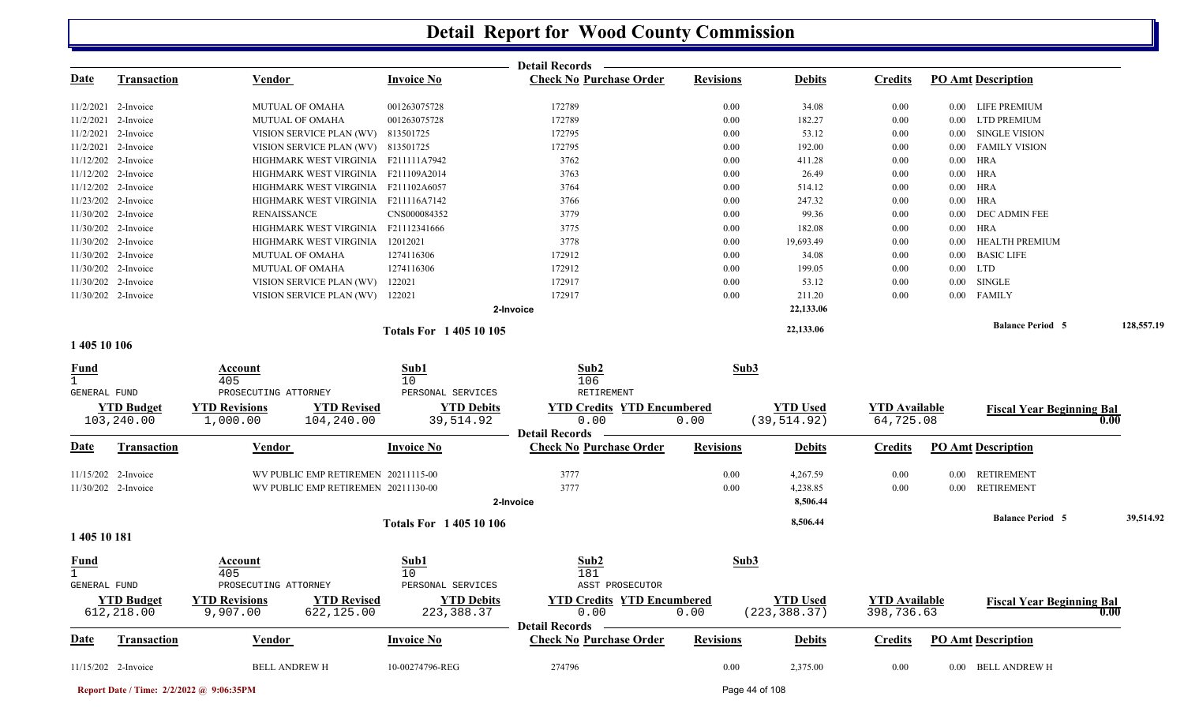# Detail Report for Wood County Commission

| Date | Transaction | Vendor | Invoice No | Check No | Purchase Order | Revisions | Debits | Credits | PO Amt | Description |
|---|---|---|---|---|---|---|---|---|---|---|
| 11/2/2021 | 2-Invoice | MUTUAL OF OMAHA | 001263075728 | 172789 | | 0.00 | 34.08 | 0.00 | 0.00 | LIFE PREMIUM |
| 11/2/2021 | 2-Invoice | MUTUAL OF OMAHA | 001263075728 | 172789 | | 0.00 | 182.27 | 0.00 | 0.00 | LTD PREMIUM |
| 11/2/2021 | 2-Invoice | VISION SERVICE PLAN (WV) | 813501725 | 172795 | | 0.00 | 53.12 | 0.00 | 0.00 | SINGLE VISION |
| 11/2/2021 | 2-Invoice | VISION SERVICE PLAN (WV) | 813501725 | 172795 | | 0.00 | 192.00 | 0.00 | 0.00 | FAMILY VISION |
| 11/12/202 | 2-Invoice | HIGHMARK WEST VIRGINIA | F211111A7942 | 3762 | | 0.00 | 411.28 | 0.00 | 0.00 | HRA |
| 11/12/202 | 2-Invoice | HIGHMARK WEST VIRGINIA | F211109A2014 | 3763 | | 0.00 | 26.49 | 0.00 | 0.00 | HRA |
| 11/12/202 | 2-Invoice | HIGHMARK WEST VIRGINIA | F211102A6057 | 3764 | | 0.00 | 514.12 | 0.00 | 0.00 | HRA |
| 11/23/202 | 2-Invoice | HIGHMARK WEST VIRGINIA | F211116A7142 | 3766 | | 0.00 | 247.32 | 0.00 | 0.00 | HRA |
| 11/30/202 | 2-Invoice | RENAISSANCE | CNS000084352 | 3779 | | 0.00 | 99.36 | 0.00 | 0.00 | DEC ADMIN FEE |
| 11/30/202 | 2-Invoice | HIGHMARK WEST VIRGINIA | F21112341666 | 3775 | | 0.00 | 182.08 | 0.00 | 0.00 | HRA |
| 11/30/202 | 2-Invoice | HIGHMARK WEST VIRGINIA | 12012021 | 3778 | | 0.00 | 19,693.49 | 0.00 | 0.00 | HEALTH PREMIUM |
| 11/30/202 | 2-Invoice | MUTUAL OF OMAHA | 1274116306 | 172912 | | 0.00 | 34.08 | 0.00 | 0.00 | BASIC LIFE |
| 11/30/202 | 2-Invoice | MUTUAL OF OMAHA | 1274116306 | 172912 | | 0.00 | 199.05 | 0.00 | 0.00 | LTD |
| 11/30/202 | 2-Invoice | VISION SERVICE PLAN (WV) | 122021 | 172917 | | 0.00 | 53.12 | 0.00 | 0.00 | SINGLE |
| 11/30/202 | 2-Invoice | VISION SERVICE PLAN (WV) | 122021 | 172917 | | 0.00 | 211.20 | 0.00 | 0.00 | FAMILY |
| | | | | 2-Invoice | | | 22,133.06 | | | |
| | | | Totals For 1 405 10 105 | | | | 22,133.06 | | | Balance Period 5 — 128,557.19 |

## 1 405 10 106

| Fund | Account | Sub1 | Sub2 | Sub3 |
|---|---|---|---|---|
| 1 GENERAL FUND | 405 PROSECUTING ATTORNEY | 10 PERSONAL SERVICES | 106 RETIREMENT | |

| YTD Budget | YTD Revisions | YTD Revised | YTD Debits | YTD Credits | YTD Encumbered | YTD Used | YTD Available | Fiscal Year Beginning Bal |
|---|---|---|---|---|---|---|---|---|
| 103,240.00 | 1,000.00 | 104,240.00 | 39,514.92 | 0.00 | 0.00 | (39,514.92) | 64,725.08 | 0.00 |

| Date | Transaction | Vendor | Invoice No | Check No | Purchase Order | Revisions | Debits | Credits | PO Amt | Description |
|---|---|---|---|---|---|---|---|---|---|---|
| 11/15/202 | 2-Invoice | WV PUBLIC EMP RETIREMEN | 20211115-00 | 3777 | | 0.00 | 4,267.59 | 0.00 | 0.00 | RETIREMENT |
| 11/30/202 | 2-Invoice | WV PUBLIC EMP RETIREMEN | 20211130-00 | 3777 | | 0.00 | 4,238.85 | 0.00 | 0.00 | RETIREMENT |
| | | | | 2-Invoice | | | 8,506.44 | | | |
| | | | Totals For 1 405 10 106 | | | | 8,506.44 | | | Balance Period 5 — 39,514.92 |

## 1 405 10 181

| Fund | Account | Sub1 | Sub2 | Sub3 |
|---|---|---|---|---|
| 1 GENERAL FUND | 405 PROSECUTING ATTORNEY | 10 PERSONAL SERVICES | 181 ASST PROSECUTOR | |

| YTD Budget | YTD Revisions | YTD Revised | YTD Debits | YTD Credits | YTD Encumbered | YTD Used | YTD Available | Fiscal Year Beginning Bal |
|---|---|---|---|---|---|---|---|---|
| 612,218.00 | 9,907.00 | 622,125.00 | 223,388.37 | 0.00 | 0.00 | (223,388.37) | 398,736.63 | 0.00 |

| Date | Transaction | Vendor | Invoice No | Check No | Purchase Order | Revisions | Debits | Credits | PO Amt | Description |
|---|---|---|---|---|---|---|---|---|---|---|
| 11/15/202 | 2-Invoice | BELL ANDREW H | 10-00274796-REG | 274796 | | 0.00 | 2,375.00 | 0.00 | 0.00 | BELL ANDREW H |

Report Date / Time: 2/2/2022 @ 9:06:35PM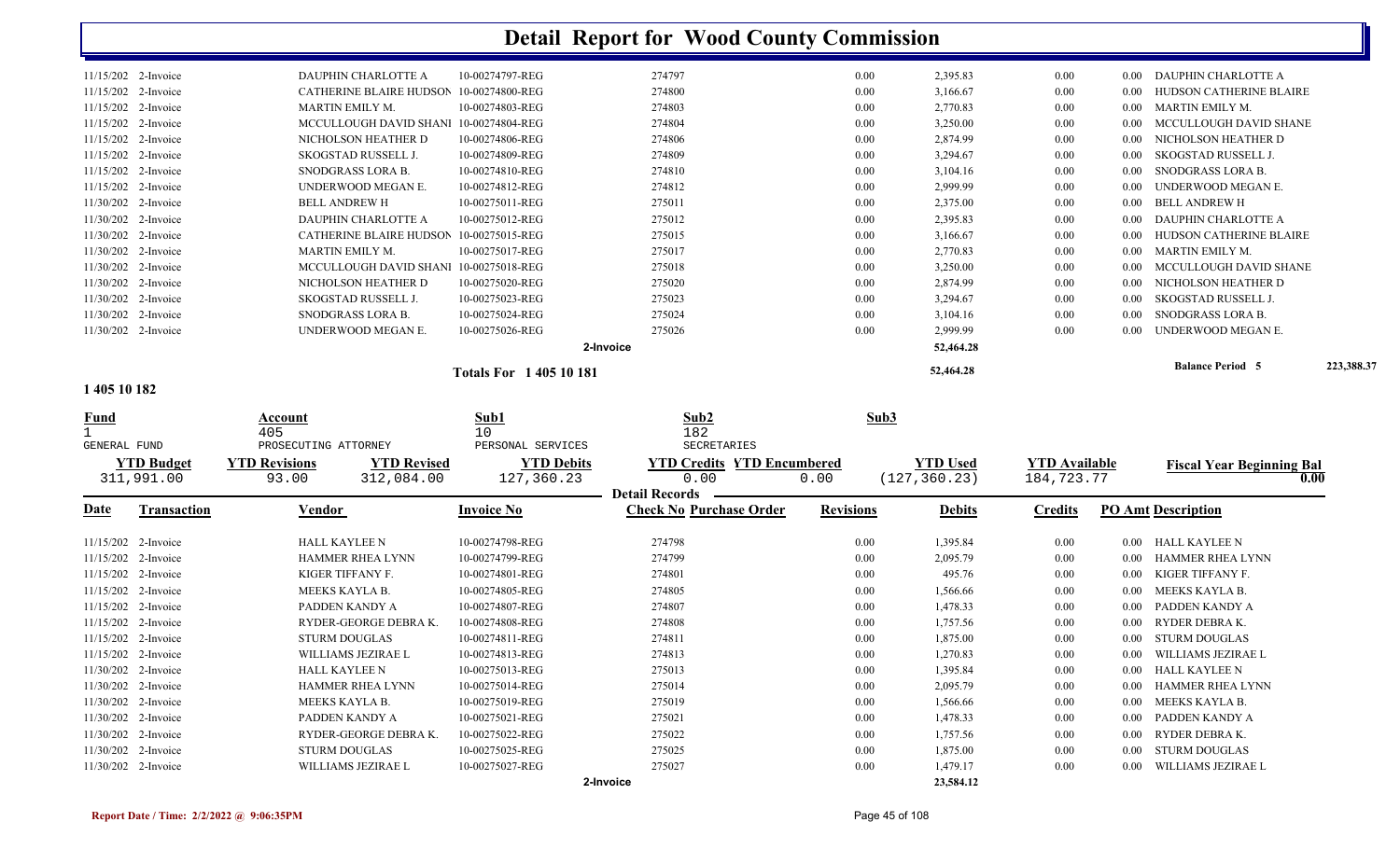# Detail Report for Wood County Commission

| Date | Transaction | Vendor | Invoice No | Check No | Purchase Order | Revisions | Debits | Credits | PO Amt | Description |
|---|---|---|---|---|---|---|---|---|---|---|
| 11/15/202 | 2-Invoice | DAUPHIN CHARLOTTE A | 10-00274797-REG | 274797 | | 0.00 | 2,395.83 | 0.00 | 0.00 | DAUPHIN CHARLOTTE A |
| 11/15/202 | 2-Invoice | CATHERINE BLAIRE HUDSON | 10-00274800-REG | 274800 | | 0.00 | 3,166.67 | 0.00 | 0.00 | HUDSON CATHERINE BLAIRE |
| 11/15/202 | 2-Invoice | MARTIN EMILY M. | 10-00274803-REG | 274803 | | 0.00 | 2,770.83 | 0.00 | 0.00 | MARTIN EMILY M. |
| 11/15/202 | 2-Invoice | MCCULLOUGH DAVID SHANI | 10-00274804-REG | 274804 | | 0.00 | 3,250.00 | 0.00 | 0.00 | MCCULLOUGH DAVID SHANE |
| 11/15/202 | 2-Invoice | NICHOLSON HEATHER D | 10-00274806-REG | 274806 | | 0.00 | 2,874.99 | 0.00 | 0.00 | NICHOLSON HEATHER D |
| 11/15/202 | 2-Invoice | SKOGSTAD RUSSELL J. | 10-00274809-REG | 274809 | | 0.00 | 3,294.67 | 0.00 | 0.00 | SKOGSTAD RUSSELL J. |
| 11/15/202 | 2-Invoice | SNODGRASS LORA B. | 10-00274810-REG | 274810 | | 0.00 | 3,104.16 | 0.00 | 0.00 | SNODGRASS LORA B. |
| 11/15/202 | 2-Invoice | UNDERWOOD MEGAN E. | 10-00274812-REG | 274812 | | 0.00 | 2,999.99 | 0.00 | 0.00 | UNDERWOOD MEGAN E. |
| 11/30/202 | 2-Invoice | BELL ANDREW H | 10-00275011-REG | 275011 | | 0.00 | 2,375.00 | 0.00 | 0.00 | BELL ANDREW H |
| 11/30/202 | 2-Invoice | DAUPHIN CHARLOTTE A | 10-00275012-REG | 275012 | | 0.00 | 2,395.83 | 0.00 | 0.00 | DAUPHIN CHARLOTTE A |
| 11/30/202 | 2-Invoice | CATHERINE BLAIRE HUDSON | 10-00275015-REG | 275015 | | 0.00 | 3,166.67 | 0.00 | 0.00 | HUDSON CATHERINE BLAIRE |
| 11/30/202 | 2-Invoice | MARTIN EMILY M. | 10-00275017-REG | 275017 | | 0.00 | 2,770.83 | 0.00 | 0.00 | MARTIN EMILY M. |
| 11/30/202 | 2-Invoice | MCCULLOUGH DAVID SHANI | 10-00275018-REG | 275018 | | 0.00 | 3,250.00 | 0.00 | 0.00 | MCCULLOUGH DAVID SHANE |
| 11/30/202 | 2-Invoice | NICHOLSON HEATHER D | 10-00275020-REG | 275020 | | 0.00 | 2,874.99 | 0.00 | 0.00 | NICHOLSON HEATHER D |
| 11/30/202 | 2-Invoice | SKOGSTAD RUSSELL J. | 10-00275023-REG | 275023 | | 0.00 | 3,294.67 | 0.00 | 0.00 | SKOGSTAD RUSSELL J. |
| 11/30/202 | 2-Invoice | SNODGRASS LORA B. | 10-00275024-REG | 275024 | | 0.00 | 3,104.16 | 0.00 | 0.00 | SNODGRASS LORA B. |
| 11/30/202 | 2-Invoice | UNDERWOOD MEGAN E. | 10-00275026-REG | 275026 | | 0.00 | 2,999.99 | 0.00 | 0.00 | UNDERWOOD MEGAN E. |
| | | | | 2-Invoice | | | 52,464.28 | | | |

**Totals For 1 405 10 181** — 52,464.28 — **Balance Period 5** 223,388.37

## 1 405 10 182

| Fund | Account | Sub1 | Sub2 | Sub3 |
|---|---|---|---|---|
| 1 | 405 | 10 | 182 | |
| GENERAL FUND | PROSECUTING ATTORNEY | PERSONAL SERVICES | SECRETARIES | |

| YTD Budget | YTD Revisions | YTD Revised | YTD Debits | YTD Credits | YTD Encumbered | YTD Used | YTD Available | Fiscal Year Beginning Bal |
|---|---|---|---|---|---|---|---|---|
| 311,991.00 | 93.00 | 312,084.00 | 127,360.23 | 0.00 | 0.00 | (127,360.23) | 184,723.77 | 0.00 |

**Detail Records**

| Date | Transaction | Vendor | Invoice No | Check No | Purchase Order | Revisions | Debits | Credits | PO Amt | Description |
|---|---|---|---|---|---|---|---|---|---|---|
| 11/15/202 | 2-Invoice | HALL KAYLEE N | 10-00274798-REG | 274798 | | 0.00 | 1,395.84 | 0.00 | 0.00 | HALL KAYLEE N |
| 11/15/202 | 2-Invoice | HAMMER RHEA LYNN | 10-00274799-REG | 274799 | | 0.00 | 2,095.79 | 0.00 | 0.00 | HAMMER RHEA LYNN |
| 11/15/202 | 2-Invoice | KIGER TIFFANY F. | 10-00274801-REG | 274801 | | 0.00 | 495.76 | 0.00 | 0.00 | KIGER TIFFANY F. |
| 11/15/202 | 2-Invoice | MEEKS KAYLA B. | 10-00274805-REG | 274805 | | 0.00 | 1,566.66 | 0.00 | 0.00 | MEEKS KAYLA B. |
| 11/15/202 | 2-Invoice | PADDEN KANDY A | 10-00274807-REG | 274807 | | 0.00 | 1,478.33 | 0.00 | 0.00 | PADDEN KANDY A |
| 11/15/202 | 2-Invoice | RYDER-GEORGE DEBRA K. | 10-00274808-REG | 274808 | | 0.00 | 1,757.56 | 0.00 | 0.00 | RYDER DEBRA K. |
| 11/15/202 | 2-Invoice | STURM DOUGLAS | 10-00274811-REG | 274811 | | 0.00 | 1,875.00 | 0.00 | 0.00 | STURM DOUGLAS |
| 11/15/202 | 2-Invoice | WILLIAMS JEZIRAE L | 10-00274813-REG | 274813 | | 0.00 | 1,270.83 | 0.00 | 0.00 | WILLIAMS JEZIRAE L |
| 11/30/202 | 2-Invoice | HALL KAYLEE N | 10-00275013-REG | 275013 | | 0.00 | 1,395.84 | 0.00 | 0.00 | HALL KAYLEE N |
| 11/30/202 | 2-Invoice | HAMMER RHEA LYNN | 10-00275014-REG | 275014 | | 0.00 | 2,095.79 | 0.00 | 0.00 | HAMMER RHEA LYNN |
| 11/30/202 | 2-Invoice | MEEKS KAYLA B. | 10-00275019-REG | 275019 | | 0.00 | 1,566.66 | 0.00 | 0.00 | MEEKS KAYLA B. |
| 11/30/202 | 2-Invoice | PADDEN KANDY A | 10-00275021-REG | 275021 | | 0.00 | 1,478.33 | 0.00 | 0.00 | PADDEN KANDY A |
| 11/30/202 | 2-Invoice | RYDER-GEORGE DEBRA K. | 10-00275022-REG | 275022 | | 0.00 | 1,757.56 | 0.00 | 0.00 | RYDER DEBRA K. |
| 11/30/202 | 2-Invoice | STURM DOUGLAS | 10-00275025-REG | 275025 | | 0.00 | 1,875.00 | 0.00 | 0.00 | STURM DOUGLAS |
| 11/30/202 | 2-Invoice | WILLIAMS JEZIRAE L | 10-00275027-REG | 275027 | | 0.00 | 1,479.17 | 0.00 | 0.00 | WILLIAMS JEZIRAE L |
| | | | | 2-Invoice | | | 23,584.12 | | | |

Report Date / Time: 2/2/2022 @ 9:06:35PM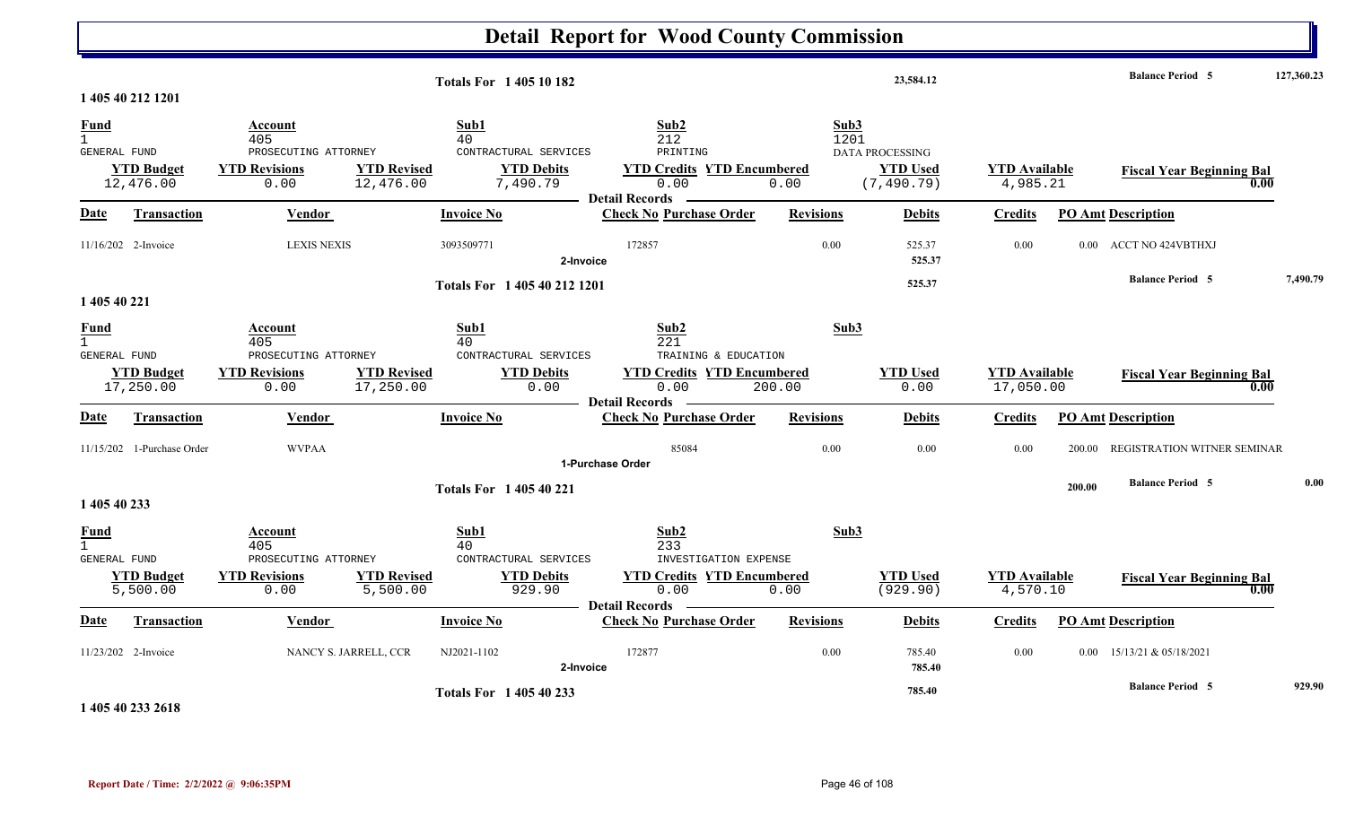# Detail Report for Wood County Commission

| | | | | |
|---|---|---|---|---|
| **Totals For 1 405 10 182** | | 23,584.12 | **Balance Period 5** | 127,360.23 |

**1 405 40 212 1201**

| Fund | Account | Sub1 | Sub2 | Sub3 |
|---|---|---|---|---|
| 1 | 405 | 40 | 212 | 1201 |
| GENERAL FUND | PROSECUTING ATTORNEY | CONTRACTUAL SERVICES | PRINTING | DATA PROCESSING |

| YTD Budget | YTD Revisions | YTD Revised | YTD Debits | YTD Credits | YTD Encumbered | YTD Used | YTD Available | Fiscal Year Beginning Bal |
|---|---|---|---|---|---|---|---|---|
| 12,476.00 | 0.00 | 12,476.00 | 7,490.79 | 0.00 | 0.00 | (7,490.79) | 4,985.21 | 0.00 |

**Detail Records**

| Date | Transaction | Vendor | Invoice No | Check No | Purchase Order | Revisions | Debits | Credits | PO Amt | Description |
|---|---|---|---|---|---|---|---|---|---|---|
| 11/16/202 | 2-Invoice | LEXIS NEXIS | 3093509771 | 172857 | | 0.00 | 525.37 | 0.00 | 0.00 | ACCT NO 424VBTHXJ |
| | 2-Invoice | | | | | | 525.37 | | | |

| | | | |
|---|---|---|---|
| **Totals For 1 405 40 212 1201** | 525.37 | **Balance Period 5** | 7,490.79 |

**1 405 40 221**

| Fund | Account | Sub1 | Sub2 | Sub3 |
|---|---|---|---|---|
| 1 | 405 | 40 | 221 | |
| GENERAL FUND | PROSECUTING ATTORNEY | CONTRACTUAL SERVICES | TRAINING & EDUCATION | |

| YTD Budget | YTD Revisions | YTD Revised | YTD Debits | YTD Credits | YTD Encumbered | YTD Used | YTD Available | Fiscal Year Beginning Bal |
|---|---|---|---|---|---|---|---|---|
| 17,250.00 | 0.00 | 17,250.00 | 0.00 | 0.00 | 200.00 | 0.00 | 17,050.00 | 0.00 |

**Detail Records**

| Date | Transaction | Vendor | Invoice No | Check No | Purchase Order | Revisions | Debits | Credits | PO Amt | Description |
|---|---|---|---|---|---|---|---|---|---|---|
| 11/15/202 | 1-Purchase Order | WVPAA | | | 85084 | 0.00 | 0.00 | 0.00 | 200.00 | REGISTRATION WITNER SEMINAR |
| | 1-Purchase Order | | | | | | | | | |

| | | | |
|---|---|---|---|
| **Totals For 1 405 40 221** | 200.00 | **Balance Period 5** | 0.00 |

**1 405 40 233**

| Fund | Account | Sub1 | Sub2 | Sub3 |
|---|---|---|---|---|
| 1 | 405 | 40 | 233 | |
| GENERAL FUND | PROSECUTING ATTORNEY | CONTRACTUAL SERVICES | INVESTIGATION EXPENSE | |

| YTD Budget | YTD Revisions | YTD Revised | YTD Debits | YTD Credits | YTD Encumbered | YTD Used | YTD Available | Fiscal Year Beginning Bal |
|---|---|---|---|---|---|---|---|---|
| 5,500.00 | 0.00 | 5,500.00 | 929.90 | 0.00 | 0.00 | (929.90) | 4,570.10 | 0.00 |

**Detail Records**

| Date | Transaction | Vendor | Invoice No | Check No | Purchase Order | Revisions | Debits | Credits | PO Amt | Description |
|---|---|---|---|---|---|---|---|---|---|---|
| 11/23/202 | 2-Invoice | NANCY S. JARRELL, CCR | NJ2021-1102 | 172877 | | 0.00 | 785.40 | 0.00 | 0.00 | 15/13/21 & 05/18/2021 |
| | 2-Invoice | | | | | | 785.40 | | | |

| | | | |
|---|---|---|---|
| **Totals For 1 405 40 233** | 785.40 | **Balance Period 5** | 929.90 |

**1 405 40 233 2618**

Report Date / Time: 2/2/2022 @ 9:06:35PM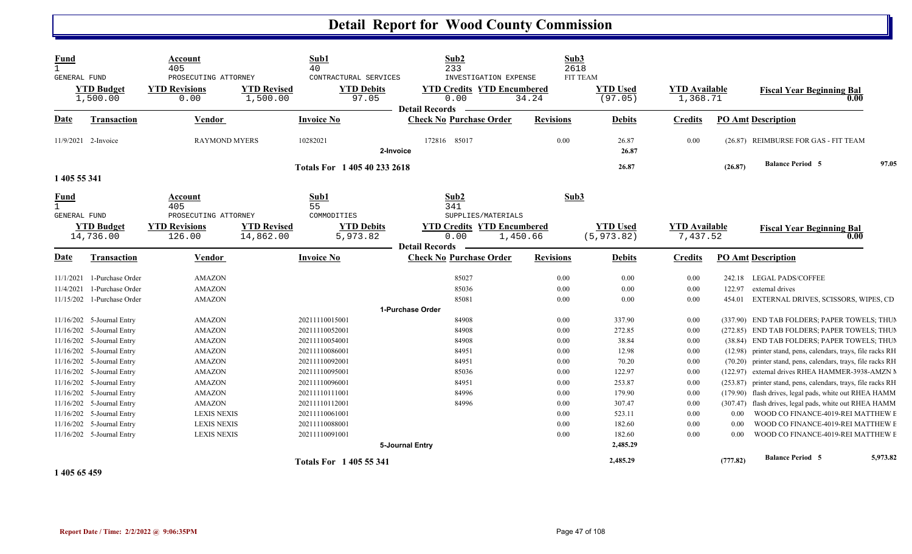# Detail Report for Wood County Commission

| Fund | Account | | Sub1 | Sub2 | | Sub3 | | | |
|---|---|---|---|---|---|---|---|---|---|
| 1 GENERAL FUND | 405 PROSECUTING ATTORNEY | | 40 CONTRACTURAL SERVICES | 233 INVESTIGATION EXPENSE | | 2618 FIT TEAM | | | |
| **YTD Budget** | **YTD Revisions** | **YTD Revised** | **YTD Debits** | **YTD Credits** | **YTD Encumbered** | **YTD Used** | **YTD Available** | **Fiscal Year Beginning Bal** | |
| 1,500.00 | 0.00 | 1,500.00 | 97.05 | 0.00 | 34.24 | (97.05) | 1,368.71 | 0.00 | |

Detail Records

| Date | Transaction | Vendor | Invoice No | Check No | Purchase Order | Revisions | Debits | Credits | PO Amt | Description |
|---|---|---|---|---|---|---|---|---|---|---|
| 11/9/2021 | 2-Invoice | RAYMOND MYERS | 10282021 | 172816 | 85017 | 0.00 | 26.87 | 0.00 | (26.87) | REIMBURSE FOR GAS - FIT TEAM |
| | | | 2-Invoice | | | | 26.87 | | | |
| | | | Totals For 1 405 40 233 2618 | | | | 26.87 | | (26.87) | Balance Period 5 97.05 |

**1 405 55 341**

| Fund | Account | | Sub1 | Sub2 | | Sub3 | | | |
|---|---|---|---|---|---|---|---|---|---|
| 1 GENERAL FUND | 405 PROSECUTING ATTORNEY | | 55 COMMODITIES | 341 SUPPLIES/MATERIALS | | | | | |
| **YTD Budget** | **YTD Revisions** | **YTD Revised** | **YTD Debits** | **YTD Credits** | **YTD Encumbered** | **YTD Used** | **YTD Available** | **Fiscal Year Beginning Bal** | |
| 14,736.00 | 126.00 | 14,862.00 | 5,973.82 | 0.00 | 1,450.66 | (5,973.82) | 7,437.52 | 0.00 | |

Detail Records

| Date | Transaction | Vendor | Invoice No | Check No | Purchase Order | Revisions | Debits | Credits | PO Amt | Description |
|---|---|---|---|---|---|---|---|---|---|---|
| 11/1/2021 | 1-Purchase Order | AMAZON | | | 85027 | 0.00 | 0.00 | 0.00 | 242.18 | LEGAL PADS/COFFEE |
| 11/4/2021 | 1-Purchase Order | AMAZON | | | 85036 | 0.00 | 0.00 | 0.00 | 122.97 | external drives |
| 11/15/202 | 1-Purchase Order | AMAZON | | | 85081 | 0.00 | 0.00 | 0.00 | 454.01 | EXTERNAL DRIVES, SCISSORS, WIPES, CD |
| | | | 1-Purchase Order | | | | | | | |
| 11/16/202 | 5-Journal Entry | AMAZON | 20211110015001 | | 84908 | 0.00 | 337.90 | 0.00 | (337.90) | END TAB FOLDERS; PAPER TOWELS; THUM |
| 11/16/202 | 5-Journal Entry | AMAZON | 20211110052001 | | 84908 | 0.00 | 272.85 | 0.00 | (272.85) | END TAB FOLDERS; PAPER TOWELS; THUM |
| 11/16/202 | 5-Journal Entry | AMAZON | 20211110054001 | | 84908 | 0.00 | 38.84 | 0.00 | (38.84) | END TAB FOLDERS; PAPER TOWELS; THUM |
| 11/16/202 | 5-Journal Entry | AMAZON | 20211110086001 | | 84951 | 0.00 | 12.98 | 0.00 | (12.98) | printer stand, pens, calendars, trays, file racks RH |
| 11/16/202 | 5-Journal Entry | AMAZON | 20211110092001 | | 84951 | 0.00 | 70.20 | 0.00 | (70.20) | printer stand, pens, calendars, trays, file racks RH |
| 11/16/202 | 5-Journal Entry | AMAZON | 20211110095001 | | 85036 | 0.00 | 122.97 | 0.00 | (122.97) | external drives RHEA HAMMER-3938-AMZN M |
| 11/16/202 | 5-Journal Entry | AMAZON | 20211110096001 | | 84951 | 0.00 | 253.87 | 0.00 | (253.87) | printer stand, pens, calendars, trays, file racks RH |
| 11/16/202 | 5-Journal Entry | AMAZON | 20211110111001 | | 84996 | 0.00 | 179.90 | 0.00 | (179.90) | flash drives, legal pads, white out RHEA HAMM |
| 11/16/202 | 5-Journal Entry | AMAZON | 20211110112001 | | 84996 | 0.00 | 307.47 | 0.00 | (307.47) | flash drives, legal pads, white out RHEA HAMM |
| 11/16/202 | 5-Journal Entry | LEXIS NEXIS | 20211110061001 | | | 0.00 | 523.11 | 0.00 | 0.00 | WOOD CO FINANCE-4019-REI MATTHEW E |
| 11/16/202 | 5-Journal Entry | LEXIS NEXIS | 20211110088001 | | | 0.00 | 182.60 | 0.00 | 0.00 | WOOD CO FINANCE-4019-REI MATTHEW E |
| 11/16/202 | 5-Journal Entry | LEXIS NEXIS | 20211110091001 | | | 0.00 | 182.60 | 0.00 | 0.00 | WOOD CO FINANCE-4019-REI MATTHEW E |
| | | | 5-Journal Entry | | | | 2,485.29 | | | |
| | | | Totals For 1 405 55 341 | | | | 2,485.29 | | (777.82) | Balance Period 5 5,973.82 |

**1 405 65 459**

Report Date / Time: 2/2/2022 @ 9:06:35PM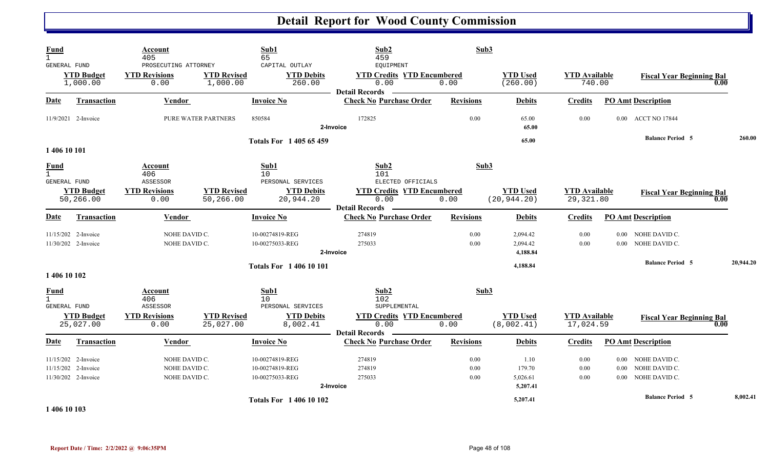# Detail Report for Wood County Commission

| Fund | Account | Sub1 | Sub2 | Sub3 |
|---|---|---|---|---|
| 1 GENERAL FUND | 405 PROSECUTING ATTORNEY | 65 CAPITAL OUTLAY | 459 EQUIPMENT | |

| YTD Budget | YTD Revisions | YTD Revised | YTD Debits | YTD Credits | YTD Encumbered | YTD Used | YTD Available | Fiscal Year Beginning Bal |
|---|---|---|---|---|---|---|---|---|
| 1,000.00 | 0.00 | 1,000.00 | 260.00 | 0.00 | 0.00 | (260.00) | 740.00 | 0.00 |

**Detail Records**

| Date | Transaction | Vendor | Invoice No | Check No | Purchase Order | Revisions | Debits | Credits | PO Amt | Description |
|---|---|---|---|---|---|---|---|---|---|---|
| 11/9/2021 | 2-Invoice | PURE WATER PARTNERS | 850584 | 172825 | | 0.00 | 65.00 | 0.00 | 0.00 | ACCT NO 17844 |
| | | | 2-Invoice | | | | 65.00 | | | |
| | | | Totals For 1 405 65 459 | | | | 65.00 | | | Balance Period 5 — 260.00 |

**1 406 10 101**

| Fund | Account | Sub1 | Sub2 | Sub3 |
|---|---|---|---|---|
| 1 GENERAL FUND | 406 ASSESSOR | 10 PERSONAL SERVICES | 101 ELECTED OFFICIALS | |

| YTD Budget | YTD Revisions | YTD Revised | YTD Debits | YTD Credits | YTD Encumbered | YTD Used | YTD Available | Fiscal Year Beginning Bal |
|---|---|---|---|---|---|---|---|---|
| 50,266.00 | 0.00 | 50,266.00 | 20,944.20 | 0.00 | 0.00 | (20,944.20) | 29,321.80 | 0.00 |

**Detail Records**

| Date | Transaction | Vendor | Invoice No | Check No | Purchase Order | Revisions | Debits | Credits | PO Amt | Description |
|---|---|---|---|---|---|---|---|---|---|---|
| 11/15/202 | 2-Invoice | NOHE DAVID C. | 10-00274819-REG | 274819 | | 0.00 | 2,094.42 | 0.00 | 0.00 | NOHE DAVID C. |
| 11/30/202 | 2-Invoice | NOHE DAVID C. | 10-00275033-REG | 275033 | | 0.00 | 2,094.42 | 0.00 | 0.00 | NOHE DAVID C. |
| | | | 2-Invoice | | | | 4,188.84 | | | |
| | | | Totals For 1 406 10 101 | | | | 4,188.84 | | | Balance Period 5 — 20,944.20 |

**1 406 10 102**

| Fund | Account | Sub1 | Sub2 | Sub3 |
|---|---|---|---|---|
| 1 GENERAL FUND | 406 ASSESSOR | 10 PERSONAL SERVICES | 102 SUPPLEMENTAL | |

| YTD Budget | YTD Revisions | YTD Revised | YTD Debits | YTD Credits | YTD Encumbered | YTD Used | YTD Available | Fiscal Year Beginning Bal |
|---|---|---|---|---|---|---|---|---|
| 25,027.00 | 0.00 | 25,027.00 | 8,002.41 | 0.00 | 0.00 | (8,002.41) | 17,024.59 | 0.00 |

**Detail Records**

| Date | Transaction | Vendor | Invoice No | Check No | Purchase Order | Revisions | Debits | Credits | PO Amt | Description |
|---|---|---|---|---|---|---|---|---|---|---|
| 11/15/202 | 2-Invoice | NOHE DAVID C. | 10-00274819-REG | 274819 | | 0.00 | 1.10 | 0.00 | 0.00 | NOHE DAVID C. |
| 11/15/202 | 2-Invoice | NOHE DAVID C. | 10-00274819-REG | 274819 | | 0.00 | 179.70 | 0.00 | 0.00 | NOHE DAVID C. |
| 11/30/202 | 2-Invoice | NOHE DAVID C. | 10-00275033-REG | 275033 | | 0.00 | 5,026.61 | 0.00 | 0.00 | NOHE DAVID C. |
| | | | 2-Invoice | | | | 5,207.41 | | | |
| | | | Totals For 1 406 10 102 | | | | 5,207.41 | | | Balance Period 5 — 8,002.41 |

**1 406 10 103**

Report Date / Time: 2/2/2022 @ 9:06:35PM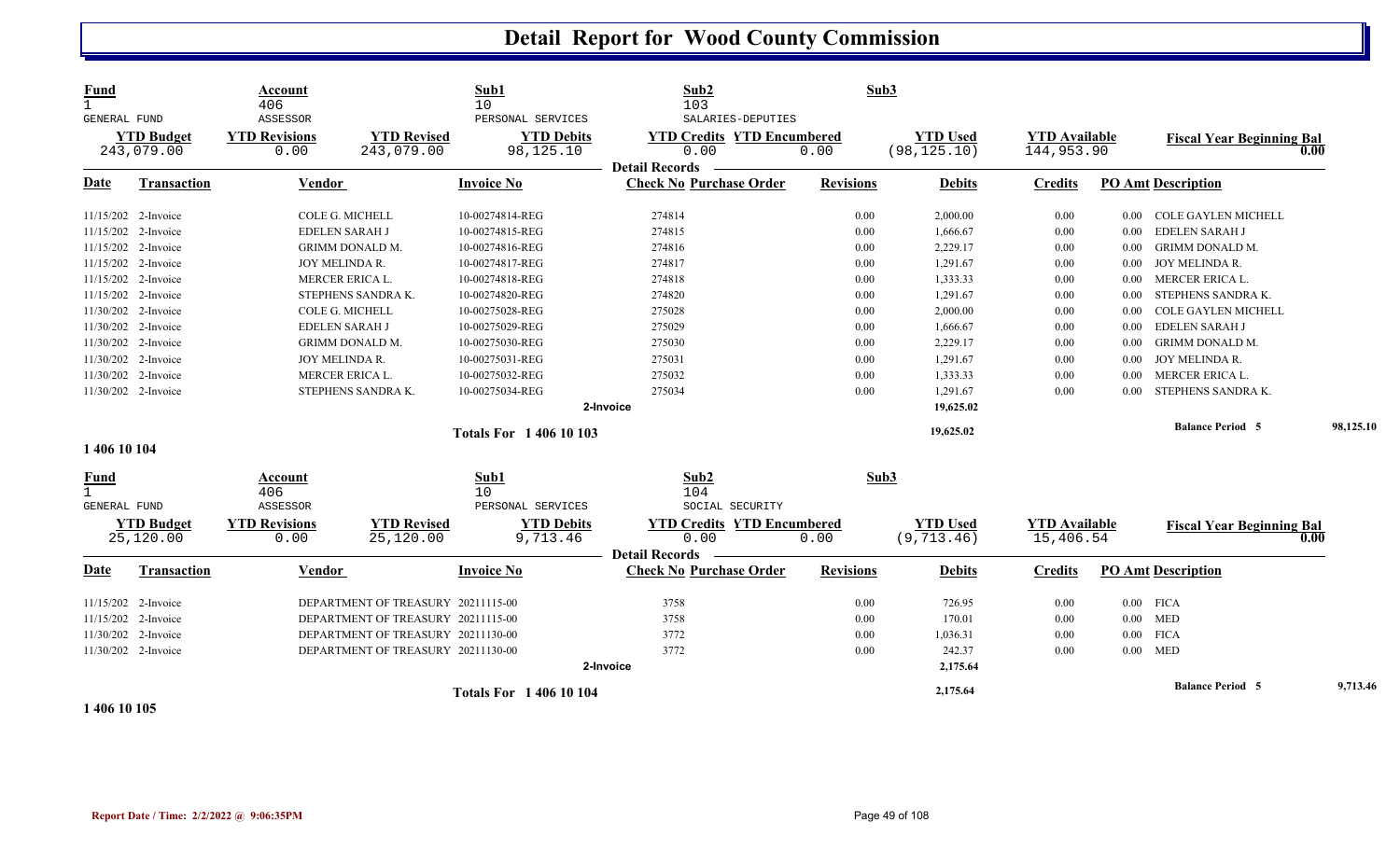# Detail Report for Wood County Commission

| Fund | Account | Sub1 | Sub2 | Sub3 |
|---|---|---|---|---|
| 1 | 406 | 10 | 103 | |
| GENERAL FUND | ASSESSOR | PERSONAL SERVICES | SALARIES-DEPUTIES | |

| YTD Budget | YTD Revisions | YTD Revised | YTD Debits | YTD Credits | YTD Encumbered | YTD Used | YTD Available | Fiscal Year Beginning Bal |
|---|---|---|---|---|---|---|---|---|
| 243,079.00 | 0.00 | 243,079.00 | 98,125.10 | 0.00 | 0.00 | (98,125.10) | 144,953.90 | 0.00 |

**Detail Records**

| Date | Transaction | Vendor | Invoice No | Check No | Purchase Order | Revisions | Debits | Credits | PO Amt | Description |
|---|---|---|---|---|---|---|---|---|---|---|
| 11/15/202 | 2-Invoice | COLE G. MICHELL | 10-00274814-REG | 274814 | | 0.00 | 2,000.00 | 0.00 | 0.00 | COLE GAYLEN MICHELL |
| 11/15/202 | 2-Invoice | EDELEN SARAH J | 10-00274815-REG | 274815 | | 0.00 | 1,666.67 | 0.00 | 0.00 | EDELEN SARAH J |
| 11/15/202 | 2-Invoice | GRIMM DONALD M. | 10-00274816-REG | 274816 | | 0.00 | 2,229.17 | 0.00 | 0.00 | GRIMM DONALD M. |
| 11/15/202 | 2-Invoice | JOY MELINDA R. | 10-00274817-REG | 274817 | | 0.00 | 1,291.67 | 0.00 | 0.00 | JOY MELINDA R. |
| 11/15/202 | 2-Invoice | MERCER ERICA L. | 10-00274818-REG | 274818 | | 0.00 | 1,333.33 | 0.00 | 0.00 | MERCER ERICA L. |
| 11/15/202 | 2-Invoice | STEPHENS SANDRA K. | 10-00274820-REG | 274820 | | 0.00 | 1,291.67 | 0.00 | 0.00 | STEPHENS SANDRA K. |
| 11/30/202 | 2-Invoice | COLE G. MICHELL | 10-00275028-REG | 275028 | | 0.00 | 2,000.00 | 0.00 | 0.00 | COLE GAYLEN MICHELL |
| 11/30/202 | 2-Invoice | EDELEN SARAH J | 10-00275029-REG | 275029 | | 0.00 | 1,666.67 | 0.00 | 0.00 | EDELEN SARAH J |
| 11/30/202 | 2-Invoice | GRIMM DONALD M. | 10-00275030-REG | 275030 | | 0.00 | 2,229.17 | 0.00 | 0.00 | GRIMM DONALD M. |
| 11/30/202 | 2-Invoice | JOY MELINDA R. | 10-00275031-REG | 275031 | | 0.00 | 1,291.67 | 0.00 | 0.00 | JOY MELINDA R. |
| 11/30/202 | 2-Invoice | MERCER ERICA L. | 10-00275032-REG | 275032 | | 0.00 | 1,333.33 | 0.00 | 0.00 | MERCER ERICA L. |
| 11/30/202 | 2-Invoice | STEPHENS SANDRA K. | 10-00275034-REG | 275034 | | 0.00 | 1,291.67 | 0.00 | 0.00 | STEPHENS SANDRA K. |
| | | | 2-Invoice | | | | 19,625.02 | | | |
| | | | Totals For 1 406 10 103 | | | | 19,625.02 | | | Balance Period 5 98,125.10 |

1 406 10 104

| Fund | Account | Sub1 | Sub2 | Sub3 |
|---|---|---|---|---|
| 1 | 406 | 10 | 104 | |
| GENERAL FUND | ASSESSOR | PERSONAL SERVICES | SOCIAL SECURITY | |

| YTD Budget | YTD Revisions | YTD Revised | YTD Debits | YTD Credits | YTD Encumbered | YTD Used | YTD Available | Fiscal Year Beginning Bal |
|---|---|---|---|---|---|---|---|---|
| 25,120.00 | 0.00 | 25,120.00 | 9,713.46 | 0.00 | 0.00 | (9,713.46) | 15,406.54 | 0.00 |

**Detail Records**

| Date | Transaction | Vendor | Invoice No | Check No | Purchase Order | Revisions | Debits | Credits | PO Amt | Description |
|---|---|---|---|---|---|---|---|---|---|---|
| 11/15/202 | 2-Invoice | DEPARTMENT OF TREASURY | 20211115-00 | 3758 | | 0.00 | 726.95 | 0.00 | 0.00 | FICA |
| 11/15/202 | 2-Invoice | DEPARTMENT OF TREASURY | 20211115-00 | 3758 | | 0.00 | 170.01 | 0.00 | 0.00 | MED |
| 11/30/202 | 2-Invoice | DEPARTMENT OF TREASURY | 20211130-00 | 3772 | | 0.00 | 1,036.31 | 0.00 | 0.00 | FICA |
| 11/30/202 | 2-Invoice | DEPARTMENT OF TREASURY | 20211130-00 | 3772 | | 0.00 | 242.37 | 0.00 | 0.00 | MED |
| | | | 2-Invoice | | | | 2,175.64 | | | |
| | | | Totals For 1 406 10 104 | | | | 2,175.64 | | | Balance Period 5 9,713.46 |

1 406 10 105

Report Date / Time: 2/2/2022 @ 9:06:35PM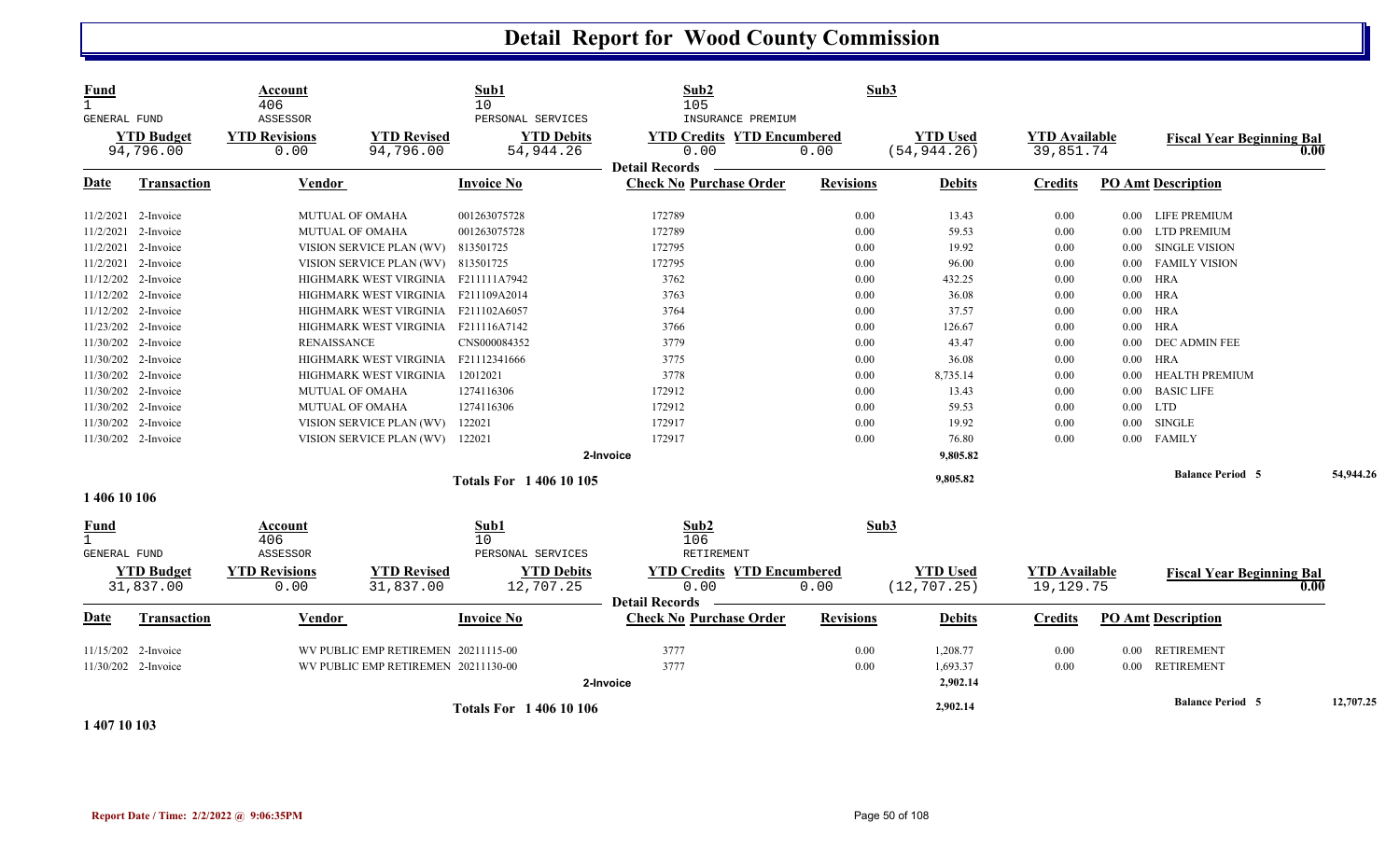# Detail Report for Wood County Commission

| Fund | Account | | Sub1 | Sub2 | | Sub3 | | |
|---|---|---|---|---|---|---|---|---|
| 1 | 406 | | 10 | 105 | | | | |
| GENERAL FUND | ASSESSOR | | PERSONAL SERVICES | INSURANCE PREMIUM | | | | |
| **YTD Budget** | **YTD Revisions** | **YTD Revised** | **YTD Debits** | **YTD Credits** | **YTD Encumbered** | **YTD Used** | **YTD Available** | **Fiscal Year Beginning Bal** |
| 94,796.00 | 0.00 | 94,796.00 | 54,944.26 | 0.00 | 0.00 | (54,944.26) | 39,851.74 | 0.00 |

**Detail Records**

| Date | Transaction | Vendor | Invoice No | Check No | Purchase Order | Revisions | Debits | Credits | PO Amt | Description |
|---|---|---|---|---|---|---|---|---|---|---|
| 11/2/2021 | 2-Invoice | MUTUAL OF OMAHA | 001263075728 | 172789 | | 0.00 | 13.43 | 0.00 | 0.00 | LIFE PREMIUM |
| 11/2/2021 | 2-Invoice | MUTUAL OF OMAHA | 001263075728 | 172789 | | 0.00 | 59.53 | 0.00 | 0.00 | LTD PREMIUM |
| 11/2/2021 | 2-Invoice | VISION SERVICE PLAN (WV) | 813501725 | 172795 | | 0.00 | 19.92 | 0.00 | 0.00 | SINGLE VISION |
| 11/2/2021 | 2-Invoice | VISION SERVICE PLAN (WV) | 813501725 | 172795 | | 0.00 | 96.00 | 0.00 | 0.00 | FAMILY VISION |
| 11/12/202 | 2-Invoice | HIGHMARK WEST VIRGINIA | F211111A7942 | 3762 | | 0.00 | 432.25 | 0.00 | 0.00 | HRA |
| 11/12/202 | 2-Invoice | HIGHMARK WEST VIRGINIA | F211109A2014 | 3763 | | 0.00 | 36.08 | 0.00 | 0.00 | HRA |
| 11/12/202 | 2-Invoice | HIGHMARK WEST VIRGINIA | F211102A6057 | 3764 | | 0.00 | 37.57 | 0.00 | 0.00 | HRA |
| 11/23/202 | 2-Invoice | HIGHMARK WEST VIRGINIA | F211116A7142 | 3766 | | 0.00 | 126.67 | 0.00 | 0.00 | HRA |
| 11/30/202 | 2-Invoice | RENAISSANCE | CNS000084352 | 3779 | | 0.00 | 43.47 | 0.00 | 0.00 | DEC ADMIN FEE |
| 11/30/202 | 2-Invoice | HIGHMARK WEST VIRGINIA | F21112341666 | 3775 | | 0.00 | 36.08 | 0.00 | 0.00 | HRA |
| 11/30/202 | 2-Invoice | HIGHMARK WEST VIRGINIA | 12012021 | 3778 | | 0.00 | 8,735.14 | 0.00 | 0.00 | HEALTH PREMIUM |
| 11/30/202 | 2-Invoice | MUTUAL OF OMAHA | 1274116306 | 172912 | | 0.00 | 13.43 | 0.00 | 0.00 | BASIC LIFE |
| 11/30/202 | 2-Invoice | MUTUAL OF OMAHA | 1274116306 | 172912 | | 0.00 | 59.53 | 0.00 | 0.00 | LTD |
| 11/30/202 | 2-Invoice | VISION SERVICE PLAN (WV) | 122021 | 172917 | | 0.00 | 19.92 | 0.00 | 0.00 | SINGLE |
| 11/30/202 | 2-Invoice | VISION SERVICE PLAN (WV) | 122021 | 172917 | | 0.00 | 76.80 | 0.00 | 0.00 | FAMILY |
| | | | 2-Invoice | | | | 9,805.82 | | | |
| | | | **Totals For 1 406 10 105** | | | | 9,805.82 | | | **Balance Period 5** 54,944.26 |

**1 406 10 106**

| Fund | Account | | Sub1 | Sub2 | | Sub3 | | |
|---|---|---|---|---|---|---|---|---|
| 1 | 406 | | 10 | 106 | | | | |
| GENERAL FUND | ASSESSOR | | PERSONAL SERVICES | RETIREMENT | | | | |
| **YTD Budget** | **YTD Revisions** | **YTD Revised** | **YTD Debits** | **YTD Credits** | **YTD Encumbered** | **YTD Used** | **YTD Available** | **Fiscal Year Beginning Bal** |
| 31,837.00 | 0.00 | 31,837.00 | 12,707.25 | 0.00 | 0.00 | (12,707.25) | 19,129.75 | 0.00 |

**Detail Records**

| Date | Transaction | Vendor | Invoice No | Check No | Purchase Order | Revisions | Debits | Credits | PO Amt | Description |
|---|---|---|---|---|---|---|---|---|---|---|
| 11/15/202 | 2-Invoice | WV PUBLIC EMP RETIREMEN | 20211115-00 | 3777 | | 0.00 | 1,208.77 | 0.00 | 0.00 | RETIREMENT |
| 11/30/202 | 2-Invoice | WV PUBLIC EMP RETIREMEN | 20211130-00 | 3777 | | 0.00 | 1,693.37 | 0.00 | 0.00 | RETIREMENT |
| | | | 2-Invoice | | | | 2,902.14 | | | |
| | | | **Totals For 1 406 10 106** | | | | 2,902.14 | | | **Balance Period 5** 12,707.25 |

**1 407 10 103**

Report Date / Time: 2/2/2022 @ 9:06:35PM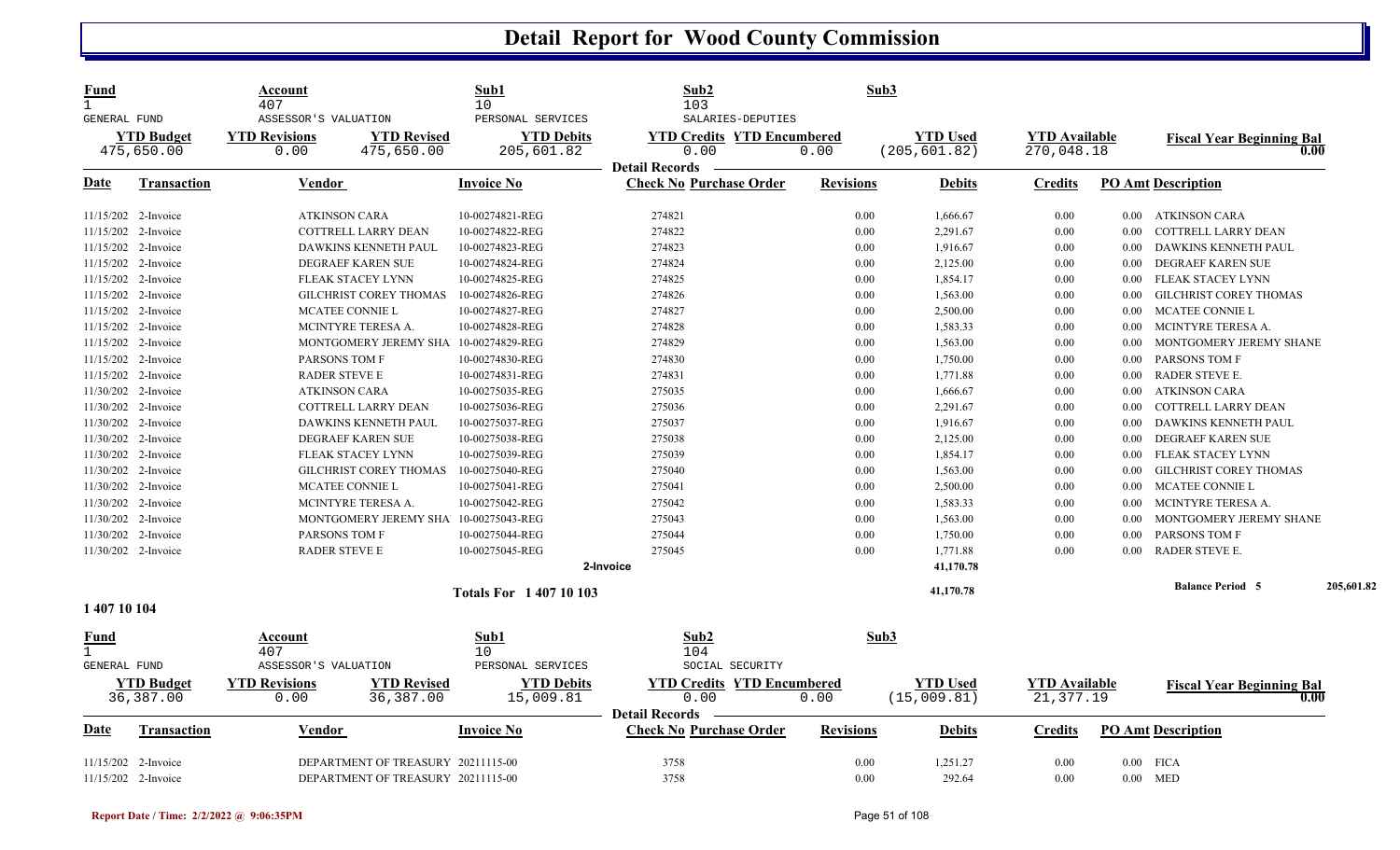# Detail Report for Wood County Commission

| Fund | Account | Sub1 | Sub2 | Sub3 |
|---|---|---|---|---|
| 1 | 407 | 10 | 103 | |
| GENERAL FUND | ASSESSOR'S VALUATION | PERSONAL SERVICES | SALARIES-DEPUTIES | |

| YTD Budget | YTD Revisions | YTD Revised | YTD Debits | YTD Credits | YTD Encumbered | YTD Used | YTD Available | Fiscal Year Beginning Bal |
|---|---|---|---|---|---|---|---|---|
| 475,650.00 | 0.00 | 475,650.00 | 205,601.82 | 0.00 | 0.00 | (205,601.82) | 270,048.18 | 0.00 |

**Detail Records**

| Date | Transaction | Vendor | Invoice No | Check No | Purchase Order | Revisions | Debits | Credits | PO Amt | Description |
|---|---|---|---|---|---|---|---|---|---|---|
| 11/15/202 | 2-Invoice | ATKINSON CARA | 10-00274821-REG | 274821 | | 0.00 | 1,666.67 | 0.00 | 0.00 | ATKINSON CARA |
| 11/15/202 | 2-Invoice | COTTRELL LARRY DEAN | 10-00274822-REG | 274822 | | 0.00 | 2,291.67 | 0.00 | 0.00 | COTTRELL LARRY DEAN |
| 11/15/202 | 2-Invoice | DAWKINS KENNETH PAUL | 10-00274823-REG | 274823 | | 0.00 | 1,916.67 | 0.00 | 0.00 | DAWKINS KENNETH PAUL |
| 11/15/202 | 2-Invoice | DEGRAEF KAREN SUE | 10-00274824-REG | 274824 | | 0.00 | 2,125.00 | 0.00 | 0.00 | DEGRAEF KAREN SUE |
| 11/15/202 | 2-Invoice | FLEAK STACEY LYNN | 10-00274825-REG | 274825 | | 0.00 | 1,854.17 | 0.00 | 0.00 | FLEAK STACEY LYNN |
| 11/15/202 | 2-Invoice | GILCHRIST COREY THOMAS | 10-00274826-REG | 274826 | | 0.00 | 1,563.00 | 0.00 | 0.00 | GILCHRIST COREY THOMAS |
| 11/15/202 | 2-Invoice | MCATEE CONNIE L | 10-00274827-REG | 274827 | | 0.00 | 2,500.00 | 0.00 | 0.00 | MCATEE CONNIE L |
| 11/15/202 | 2-Invoice | MCINTYRE TERESA A. | 10-00274828-REG | 274828 | | 0.00 | 1,583.33 | 0.00 | 0.00 | MCINTYRE TERESA A. |
| 11/15/202 | 2-Invoice | MONTGOMERY JEREMY SHA | 10-00274829-REG | 274829 | | 0.00 | 1,563.00 | 0.00 | 0.00 | MONTGOMERY JEREMY SHANE |
| 11/15/202 | 2-Invoice | PARSONS TOM F | 10-00274830-REG | 274830 | | 0.00 | 1,750.00 | 0.00 | 0.00 | PARSONS TOM F |
| 11/15/202 | 2-Invoice | RADER STEVE E | 10-00274831-REG | 274831 | | 0.00 | 1,771.88 | 0.00 | 0.00 | RADER STEVE E. |
| 11/30/202 | 2-Invoice | ATKINSON CARA | 10-00275035-REG | 275035 | | 0.00 | 1,666.67 | 0.00 | 0.00 | ATKINSON CARA |
| 11/30/202 | 2-Invoice | COTTRELL LARRY DEAN | 10-00275036-REG | 275036 | | 0.00 | 2,291.67 | 0.00 | 0.00 | COTTRELL LARRY DEAN |
| 11/30/202 | 2-Invoice | DAWKINS KENNETH PAUL | 10-00275037-REG | 275037 | | 0.00 | 1,916.67 | 0.00 | 0.00 | DAWKINS KENNETH PAUL |
| 11/30/202 | 2-Invoice | DEGRAEF KAREN SUE | 10-00275038-REG | 275038 | | 0.00 | 2,125.00 | 0.00 | 0.00 | DEGRAEF KAREN SUE |
| 11/30/202 | 2-Invoice | FLEAK STACEY LYNN | 10-00275039-REG | 275039 | | 0.00 | 1,854.17 | 0.00 | 0.00 | FLEAK STACEY LYNN |
| 11/30/202 | 2-Invoice | GILCHRIST COREY THOMAS | 10-00275040-REG | 275040 | | 0.00 | 1,563.00 | 0.00 | 0.00 | GILCHRIST COREY THOMAS |
| 11/30/202 | 2-Invoice | MCATEE CONNIE L | 10-00275041-REG | 275041 | | 0.00 | 2,500.00 | 0.00 | 0.00 | MCATEE CONNIE L |
| 11/30/202 | 2-Invoice | MCINTYRE TERESA A. | 10-00275042-REG | 275042 | | 0.00 | 1,583.33 | 0.00 | 0.00 | MCINTYRE TERESA A. |
| 11/30/202 | 2-Invoice | MONTGOMERY JEREMY SHA | 10-00275043-REG | 275043 | | 0.00 | 1,563.00 | 0.00 | 0.00 | MONTGOMERY JEREMY SHANE |
| 11/30/202 | 2-Invoice | PARSONS TOM F | 10-00275044-REG | 275044 | | 0.00 | 1,750.00 | 0.00 | 0.00 | PARSONS TOM F |
| 11/30/202 | 2-Invoice | RADER STEVE E | 10-00275045-REG | 275045 | | 0.00 | 1,771.88 | 0.00 | 0.00 | RADER STEVE E. |
| | | | | 2-Invoice | | | 41,170.78 | | | |

**Totals For 1 407 10 103** — 41,170.78 — **Balance Period 5** 205,601.82

**1 407 10 104**

| Fund | Account | Sub1 | Sub2 | Sub3 |
|---|---|---|---|---|
| 1 | 407 | 10 | 104 | |
| GENERAL FUND | ASSESSOR'S VALUATION | PERSONAL SERVICES | SOCIAL SECURITY | |

| YTD Budget | YTD Revisions | YTD Revised | YTD Debits | YTD Credits | YTD Encumbered | YTD Used | YTD Available | Fiscal Year Beginning Bal |
|---|---|---|---|---|---|---|---|---|
| 36,387.00 | 0.00 | 36,387.00 | 15,009.81 | 0.00 | 0.00 | (15,009.81) | 21,377.19 | 0.00 |

**Detail Records**

| Date | Transaction | Vendor | Invoice No | Check No | Purchase Order | Revisions | Debits | Credits | PO Amt | Description |
|---|---|---|---|---|---|---|---|---|---|---|
| 11/15/202 | 2-Invoice | DEPARTMENT OF TREASURY | 20211115-00 | 3758 | | 0.00 | 1,251.27 | 0.00 | 0.00 | FICA |
| 11/15/202 | 2-Invoice | DEPARTMENT OF TREASURY | 20211115-00 | 3758 | | 0.00 | 292.64 | 0.00 | 0.00 | MED |

Report Date / Time: 2/2/2022 @ 9:06:35PM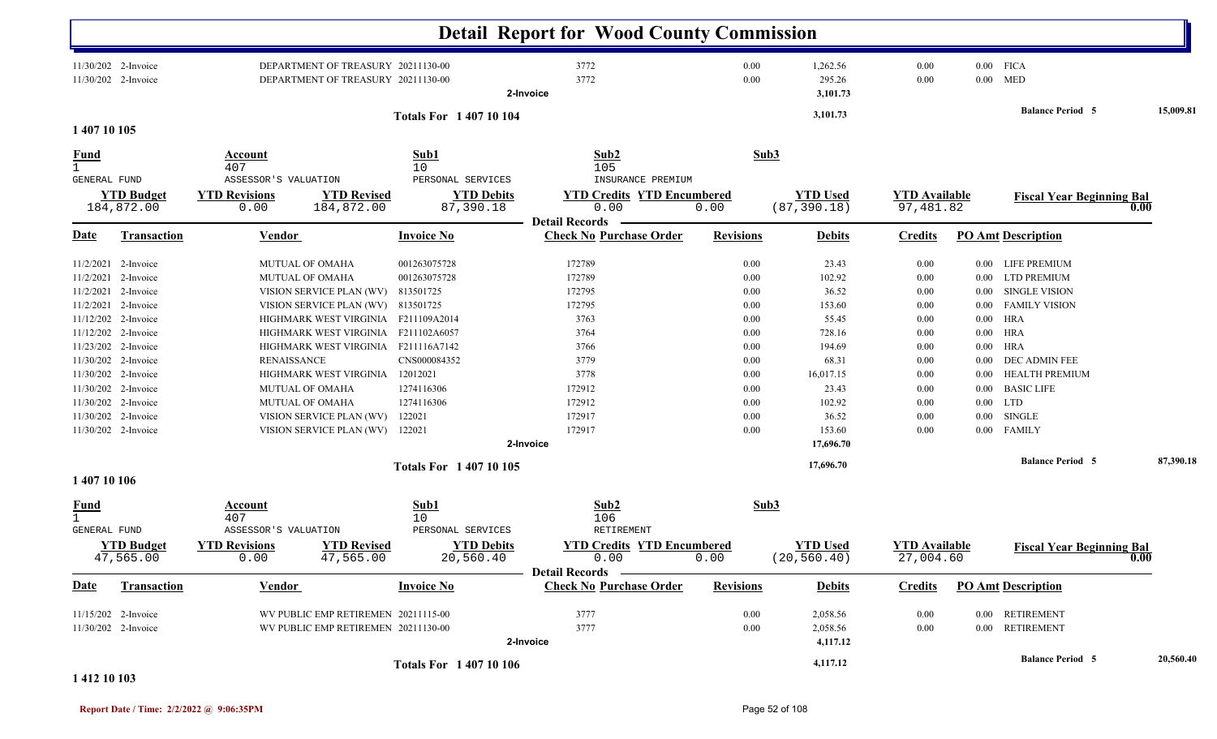# Detail Report for Wood County Commission

| Date | Transaction | Vendor | Invoice No | Check No | Purchase Order | Revisions | Debits | Credits | PO Amt | Description |
|---|---|---|---|---|---|---|---|---|---|---|
| 11/30/202 | 2-Invoice | DEPARTMENT OF TREASURY | 20211130-00 | 3772 | | 0.00 | 1,262.56 | 0.00 | 0.00 | FICA |
| 11/30/202 | 2-Invoice | DEPARTMENT OF TREASURY | 20211130-00 | 3772 | | 0.00 | 295.26 | 0.00 | 0.00 | MED |
| | | | 2-Invoice | | | | 3,101.73 | | | |

**Totals For 1 407 10 104** 3,101.73 — **Balance Period 5** 15,009.81

## 1 407 10 105

| Fund | Account | Sub1 | Sub2 | Sub3 |
|---|---|---|---|---|
| 1 | 407 | 10 | 105 | |
| GENERAL FUND | ASSESSOR'S VALUATION | PERSONAL SERVICES | INSURANCE PREMIUM | |

| YTD Budget | YTD Revisions | YTD Revised | YTD Debits | YTD Credits | YTD Encumbered | YTD Used | YTD Available | Fiscal Year Beginning Bal |
|---|---|---|---|---|---|---|---|---|
| 184,872.00 | 0.00 | 184,872.00 | 87,390.18 | 0.00 | 0.00 | (87,390.18) | 97,481.82 | 0.00 |

**Detail Records**

| Date | Transaction | Vendor | Invoice No | Check No | Purchase Order | Revisions | Debits | Credits | PO Amt | Description |
|---|---|---|---|---|---|---|---|---|---|---|
| 11/2/2021 | 2-Invoice | MUTUAL OF OMAHA | 001263075728 | 172789 | | 0.00 | 23.43 | 0.00 | 0.00 | LIFE PREMIUM |
| 11/2/2021 | 2-Invoice | MUTUAL OF OMAHA | 001263075728 | 172789 | | 0.00 | 102.92 | 0.00 | 0.00 | LTD PREMIUM |
| 11/2/2021 | 2-Invoice | VISION SERVICE PLAN (WV) | 813501725 | 172795 | | 0.00 | 36.52 | 0.00 | 0.00 | SINGLE VISION |
| 11/2/2021 | 2-Invoice | VISION SERVICE PLAN (WV) | 813501725 | 172795 | | 0.00 | 153.60 | 0.00 | 0.00 | FAMILY VISION |
| 11/12/202 | 2-Invoice | HIGHMARK WEST VIRGINIA | F211109A2014 | 3763 | | 0.00 | 55.45 | 0.00 | 0.00 | HRA |
| 11/12/202 | 2-Invoice | HIGHMARK WEST VIRGINIA | F211102A6057 | 3764 | | 0.00 | 728.16 | 0.00 | 0.00 | HRA |
| 11/23/202 | 2-Invoice | HIGHMARK WEST VIRGINIA | F211116A7142 | 3766 | | 0.00 | 194.69 | 0.00 | 0.00 | HRA |
| 11/30/202 | 2-Invoice | RENAISSANCE | CNS000084352 | 3779 | | 0.00 | 68.31 | 0.00 | 0.00 | DEC ADMIN FEE |
| 11/30/202 | 2-Invoice | HIGHMARK WEST VIRGINIA | 12012021 | 3778 | | 0.00 | 16,017.15 | 0.00 | 0.00 | HEALTH PREMIUM |
| 11/30/202 | 2-Invoice | MUTUAL OF OMAHA | 1274116306 | 172912 | | 0.00 | 23.43 | 0.00 | 0.00 | BASIC LIFE |
| 11/30/202 | 2-Invoice | MUTUAL OF OMAHA | 1274116306 | 172912 | | 0.00 | 102.92 | 0.00 | 0.00 | LTD |
| 11/30/202 | 2-Invoice | VISION SERVICE PLAN (WV) | 122021 | 172917 | | 0.00 | 36.52 | 0.00 | 0.00 | SINGLE |
| 11/30/202 | 2-Invoice | VISION SERVICE PLAN (WV) | 122021 | 172917 | | 0.00 | 153.60 | 0.00 | 0.00 | FAMILY |
| | | | 2-Invoice | | | | 17,696.70 | | | |

**Totals For 1 407 10 105** 17,696.70 — **Balance Period 5** 87,390.18

## 1 407 10 106

| Fund | Account | Sub1 | Sub2 | Sub3 |
|---|---|---|---|---|
| 1 | 407 | 10 | 106 | |
| GENERAL FUND | ASSESSOR'S VALUATION | PERSONAL SERVICES | RETIREMENT | |

| YTD Budget | YTD Revisions | YTD Revised | YTD Debits | YTD Credits | YTD Encumbered | YTD Used | YTD Available | Fiscal Year Beginning Bal |
|---|---|---|---|---|---|---|---|---|
| 47,565.00 | 0.00 | 47,565.00 | 20,560.40 | 0.00 | 0.00 | (20,560.40) | 27,004.60 | 0.00 |

**Detail Records**

| Date | Transaction | Vendor | Invoice No | Check No | Purchase Order | Revisions | Debits | Credits | PO Amt | Description |
|---|---|---|---|---|---|---|---|---|---|---|
| 11/15/202 | 2-Invoice | WV PUBLIC EMP RETIREMEN | 20211115-00 | 3777 | | 0.00 | 2,058.56 | 0.00 | 0.00 | RETIREMENT |
| 11/30/202 | 2-Invoice | WV PUBLIC EMP RETIREMEN | 20211130-00 | 3777 | | 0.00 | 2,058.56 | 0.00 | 0.00 | RETIREMENT |
| | | | 2-Invoice | | | | 4,117.12 | | | |

**Totals For 1 407 10 106** 4,117.12 — **Balance Period 5** 20,560.40

## 1 412 10 103

Report Date / Time: 2/2/2022 @ 9:06:35PM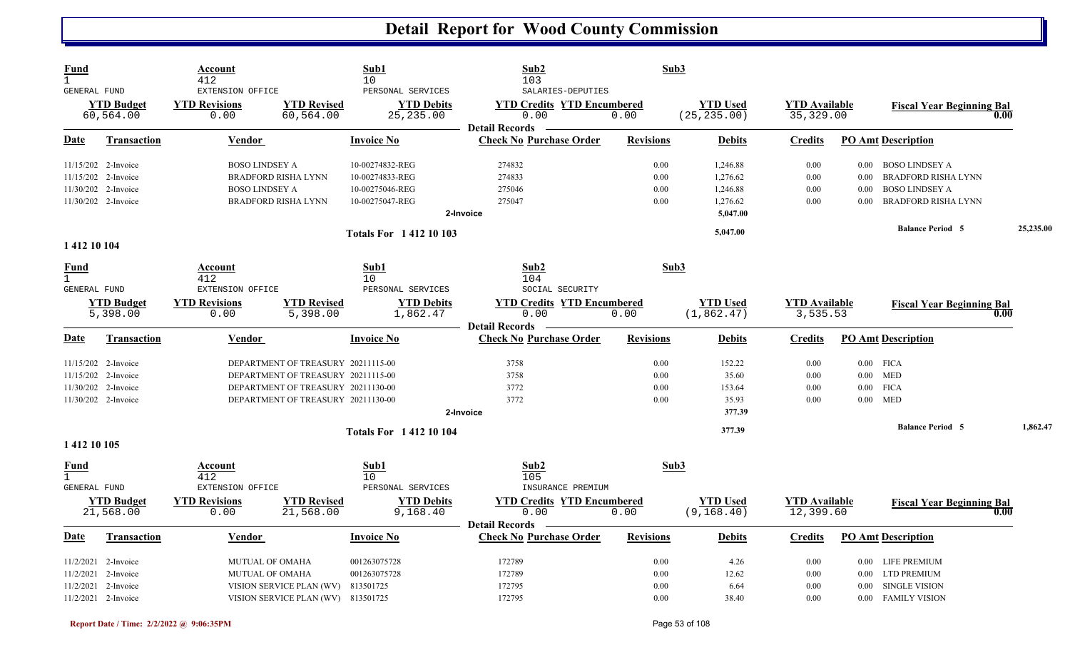# Detail Report for Wood County Commission

| Fund | Account | Sub1 | Sub2 | Sub3 |
|---|---|---|---|---|
| 1 | 412 | 10 | 103 | |
| GENERAL FUND | EXTENSION OFFICE | PERSONAL SERVICES | SALARIES-DEPUTIES | |

| YTD Budget | YTD Revisions | YTD Revised | YTD Debits | YTD Credits | YTD Encumbered | YTD Used | YTD Available | Fiscal Year Beginning Bal |
|---|---|---|---|---|---|---|---|---|
| 60,564.00 | 0.00 | 60,564.00 | 25,235.00 | 0.00 | 0.00 | (25,235.00) | 35,329.00 | 0.00 |

**Detail Records**

| Date | Transaction | Vendor | Invoice No | Check No | Purchase Order | Revisions | Debits | Credits | PO Amt | Description |
|---|---|---|---|---|---|---|---|---|---|---|
| 11/15/202 | 2-Invoice | BOSO LINDSEY A | 10-00274832-REG | 274832 | | 0.00 | 1,246.88 | 0.00 | 0.00 | BOSO LINDSEY A |
| 11/15/202 | 2-Invoice | BRADFORD RISHA LYNN | 10-00274833-REG | 274833 | | 0.00 | 1,276.62 | 0.00 | 0.00 | BRADFORD RISHA LYNN |
| 11/30/202 | 2-Invoice | BOSO LINDSEY A | 10-00275046-REG | 275046 | | 0.00 | 1,246.88 | 0.00 | 0.00 | BOSO LINDSEY A |
| 11/30/202 | 2-Invoice | BRADFORD RISHA LYNN | 10-00275047-REG | 275047 | | 0.00 | 1,276.62 | 0.00 | 0.00 | BRADFORD RISHA LYNN |
| | | | | 2-Invoice | | | 5,047.00 | | | |

**Totals For 1 412 10 103** — 5,047.00 — Balance Period 5: 25,235.00

## 1 412 10 104

| Fund | Account | Sub1 | Sub2 | Sub3 |
|---|---|---|---|---|
| 1 | 412 | 10 | 104 | |
| GENERAL FUND | EXTENSION OFFICE | PERSONAL SERVICES | SOCIAL SECURITY | |

| YTD Budget | YTD Revisions | YTD Revised | YTD Debits | YTD Credits | YTD Encumbered | YTD Used | YTD Available | Fiscal Year Beginning Bal |
|---|---|---|---|---|---|---|---|---|
| 5,398.00 | 0.00 | 5,398.00 | 1,862.47 | 0.00 | 0.00 | (1,862.47) | 3,535.53 | 0.00 |

**Detail Records**

| Date | Transaction | Vendor | Invoice No | Check No | Purchase Order | Revisions | Debits | Credits | PO Amt | Description |
|---|---|---|---|---|---|---|---|---|---|---|
| 11/15/202 | 2-Invoice | DEPARTMENT OF TREASURY | 20211115-00 | 3758 | | 0.00 | 152.22 | 0.00 | 0.00 | FICA |
| 11/15/202 | 2-Invoice | DEPARTMENT OF TREASURY | 20211115-00 | 3758 | | 0.00 | 35.60 | 0.00 | 0.00 | MED |
| 11/30/202 | 2-Invoice | DEPARTMENT OF TREASURY | 20211130-00 | 3772 | | 0.00 | 153.64 | 0.00 | 0.00 | FICA |
| 11/30/202 | 2-Invoice | DEPARTMENT OF TREASURY | 20211130-00 | 3772 | | 0.00 | 35.93 | 0.00 | 0.00 | MED |
| | | | | 2-Invoice | | | 377.39 | | | |

**Totals For 1 412 10 104** — 377.39 — Balance Period 5: 1,862.47

## 1 412 10 105

| Fund | Account | Sub1 | Sub2 | Sub3 |
|---|---|---|---|---|
| 1 | 412 | 10 | 105 | |
| GENERAL FUND | EXTENSION OFFICE | PERSONAL SERVICES | INSURANCE PREMIUM | |

| YTD Budget | YTD Revisions | YTD Revised | YTD Debits | YTD Credits | YTD Encumbered | YTD Used | YTD Available | Fiscal Year Beginning Bal |
|---|---|---|---|---|---|---|---|---|
| 21,568.00 | 0.00 | 21,568.00 | 9,168.40 | 0.00 | 0.00 | (9,168.40) | 12,399.60 | 0.00 |

**Detail Records**

| Date | Transaction | Vendor | Invoice No | Check No | Purchase Order | Revisions | Debits | Credits | PO Amt | Description |
|---|---|---|---|---|---|---|---|---|---|---|
| 11/2/2021 | 2-Invoice | MUTUAL OF OMAHA | 001263075728 | 172789 | | 0.00 | 4.26 | 0.00 | 0.00 | LIFE PREMIUM |
| 11/2/2021 | 2-Invoice | MUTUAL OF OMAHA | 001263075728 | 172789 | | 0.00 | 12.62 | 0.00 | 0.00 | LTD PREMIUM |
| 11/2/2021 | 2-Invoice | VISION SERVICE PLAN (WV) | 813501725 | 172795 | | 0.00 | 6.64 | 0.00 | 0.00 | SINGLE VISION |
| 11/2/2021 | 2-Invoice | VISION SERVICE PLAN (WV) | 813501725 | 172795 | | 0.00 | 38.40 | 0.00 | 0.00 | FAMILY VISION |

Report Date / Time: 2/2/2022 @ 9:06:35PM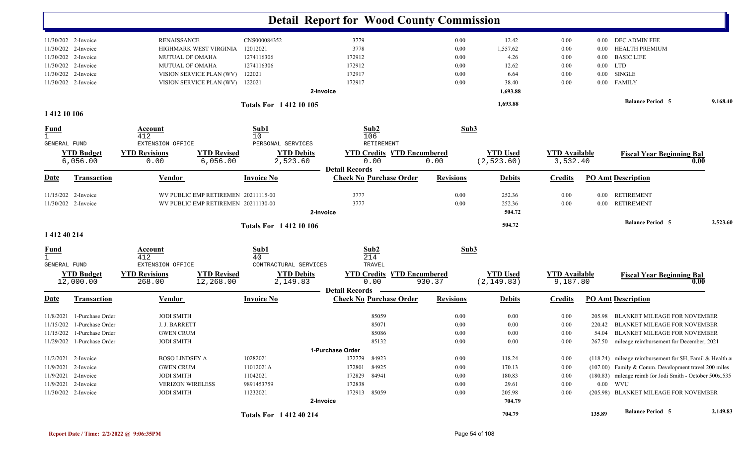# Detail Report for Wood County Commission

| Date | Transaction | Vendor | Invoice No | Check No | Purchase Order | Revisions | Debits | Credits | PO Amt | Description |
|---|---|---|---|---|---|---|---|---|---|---|
| 11/30/202 | 2-Invoice | RENAISSANCE | CNS000084352 | 3779 | | 0.00 | 12.42 | 0.00 | 0.00 | DEC ADMIN FEE |
| 11/30/202 | 2-Invoice | HIGHMARK WEST VIRGINIA | 12012021 | 3778 | | 0.00 | 1,557.62 | 0.00 | 0.00 | HEALTH PREMIUM |
| 11/30/202 | 2-Invoice | MUTUAL OF OMAHA | 1274116306 | 172912 | | 0.00 | 4.26 | 0.00 | 0.00 | BASIC LIFE |
| 11/30/202 | 2-Invoice | MUTUAL OF OMAHA | 1274116306 | 172912 | | 0.00 | 12.62 | 0.00 | 0.00 | LTD |
| 11/30/202 | 2-Invoice | VISION SERVICE PLAN (WV) | 122021 | 172917 | | 0.00 | 6.64 | 0.00 | 0.00 | SINGLE |
| 11/30/202 | 2-Invoice | VISION SERVICE PLAN (WV) | 122021 | 172917 | | 0.00 | 38.40 | 0.00 | 0.00 | FAMILY |
| | | | 2-Invoice | | | | 1,693.88 | | | |

**Totals For 1 412 10 105** — 1,693.88 — **Balance Period 5** 9,168.40

## 1 412 10 106

| Fund | Account | Sub1 | Sub2 | Sub3 |
|---|---|---|---|---|
| 1 | 412 | 10 | 106 | |
| GENERAL FUND | EXTENSION OFFICE | PERSONAL SERVICES | RETIREMENT | |

| YTD Budget | YTD Revisions | YTD Revised | YTD Debits | YTD Credits | YTD Encumbered | YTD Used | YTD Available | Fiscal Year Beginning Bal |
|---|---|---|---|---|---|---|---|---|
| 6,056.00 | 0.00 | 6,056.00 | 2,523.60 | 0.00 | 0.00 | (2,523.60) | 3,532.40 | 0.00 |

**Detail Records**

| Date | Transaction | Vendor | Invoice No | Check No | Purchase Order | Revisions | Debits | Credits | PO Amt | Description |
|---|---|---|---|---|---|---|---|---|---|---|
| 11/15/202 | 2-Invoice | WV PUBLIC EMP RETIREMEN | 20211115-00 | 3777 | | 0.00 | 252.36 | 0.00 | 0.00 | RETIREMENT |
| 11/30/202 | 2-Invoice | WV PUBLIC EMP RETIREMEN | 20211130-00 | 3777 | | 0.00 | 252.36 | 0.00 | 0.00 | RETIREMENT |
| | | | 2-Invoice | | | | 504.72 | | | |

**Totals For 1 412 10 106** — 504.72 — **Balance Period 5** 2,523.60

## 1 412 40 214

| Fund | Account | Sub1 | Sub2 | Sub3 |
|---|---|---|---|---|
| 1 | 412 | 40 | 214 | |
| GENERAL FUND | EXTENSION OFFICE | CONTRACTURAL SERVICES | TRAVEL | |

| YTD Budget | YTD Revisions | YTD Revised | YTD Debits | YTD Credits | YTD Encumbered | YTD Used | YTD Available | Fiscal Year Beginning Bal |
|---|---|---|---|---|---|---|---|---|
| 12,000.00 | 268.00 | 12,268.00 | 2,149.83 | 0.00 | 930.37 | (2,149.83) | 9,187.80 | 0.00 |

**Detail Records**

| Date | Transaction | Vendor | Invoice No | Check No | Purchase Order | Revisions | Debits | Credits | PO Amt | Description |
|---|---|---|---|---|---|---|---|---|---|---|
| 11/8/2021 | 1-Purchase Order | JODI SMITH | | | 85059 | 0.00 | 0.00 | 0.00 | 205.98 | BLANKET MILEAGE FOR NOVEMBER |
| 11/15/202 | 1-Purchase Order | J. J. BARRETT | | | 85071 | 0.00 | 0.00 | 0.00 | 220.42 | BLANKET MILEAGE FOR NOVEMBER |
| 11/15/202 | 1-Purchase Order | GWEN CRUM | | | 85086 | 0.00 | 0.00 | 0.00 | 54.04 | BLANKET MILEAGE FOR NOVEMBER |
| 11/29/202 | 1-Purchase Order | JODI SMITH | | | 85132 | 0.00 | 0.00 | 0.00 | 267.50 | mileage reimbursement for December, 2021 |
| | | | 1-Purchase Order | | | | | | | |
| 11/2/2021 | 2-Invoice | BOSO LINDSEY A | 10282021 | 172779 | 84923 | 0.00 | 118.24 | 0.00 | (118.24) | mileage reimbursement for $H, Famil & Health a |
| 11/9/2021 | 2-Invoice | GWEN CRUM | 11012021A | 172801 | 84925 | 0.00 | 170.13 | 0.00 | (107.00) | Family & Comm. Development travel 200 miles |
| 11/9/2021 | 2-Invoice | JODI SMITH | 11042021 | 172829 | 84941 | 0.00 | 180.83 | 0.00 | (180.83) | mileage reimb for Jodi Smith - October 500x.535 |
| 11/9/2021 | 2-Invoice | VERIZON WIRELESS | 9891453759 | 172838 | | 0.00 | 29.61 | 0.00 | 0.00 | WVU |
| 11/30/202 | 2-Invoice | JODI SMITH | 11232021 | 172913 | 85059 | 0.00 | 205.98 | 0.00 | (205.98) | BLANKET MILEAGE FOR NOVEMBER |
| | | | 2-Invoice | | | | 704.79 | | | |

**Totals For 1 412 40 214** — 704.79 — 135.89 — **Balance Period 5** 2,149.83

Report Date / Time: 2/2/2022 @ 9:06:35PM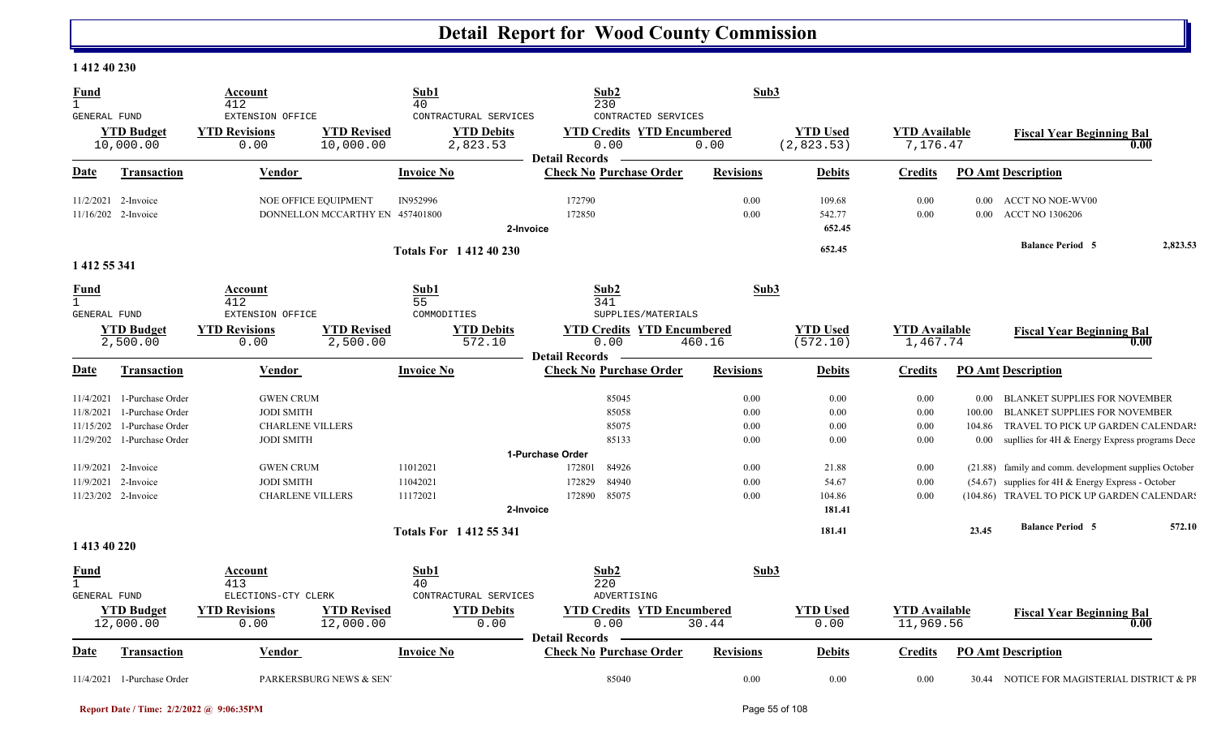# Detail Report for Wood County Commission

**1 412 40 230**

| Fund | Account | Sub1 | Sub2 | Sub3 |
|---|---|---|---|---|
| 1 | 412 | 40 | 230 | |
| GENERAL FUND | EXTENSION OFFICE | CONTRACTUAL SERVICES | CONTRACTED SERVICES | |

| YTD Budget | YTD Revisions | YTD Revised | YTD Debits | YTD Credits | YTD Encumbered | YTD Used | YTD Available | Fiscal Year Beginning Bal |
|---|---|---|---|---|---|---|---|---|
| 10,000.00 | 0.00 | 10,000.00 | 2,823.53 | 0.00 | 0.00 | (2,823.53) | 7,176.47 | 0.00 |

**Detail Records**

| Date | Transaction | Vendor | Invoice No | Check No | Purchase Order | Revisions | Debits | Credits | PO Amt | Description |
|---|---|---|---|---|---|---|---|---|---|---|
| 11/2/2021 | 2-Invoice | NOE OFFICE EQUIPMENT | IN952996 | 172790 | | 0.00 | 109.68 | 0.00 | 0.00 | ACCT NO NOE-WV00 |
| 11/16/202 | 2-Invoice | DONNELLON MCCARTHY EN | 457401800 | 172850 | | 0.00 | 542.77 | 0.00 | 0.00 | ACCT NO 1306206 |
| | | | 2-Invoice | | | | 652.45 | | | |
| | | | Totals For 1 412 40 230 | | | | 652.45 | | | Balance Period 5 — 2,823.53 |

**1 412 55 341**

| Fund | Account | Sub1 | Sub2 | Sub3 |
|---|---|---|---|---|
| 1 | 412 | 55 | 341 | |
| GENERAL FUND | EXTENSION OFFICE | COMMODITIES | SUPPLIES/MATERIALS | |

| YTD Budget | YTD Revisions | YTD Revised | YTD Debits | YTD Credits | YTD Encumbered | YTD Used | YTD Available | Fiscal Year Beginning Bal |
|---|---|---|---|---|---|---|---|---|
| 2,500.00 | 0.00 | 2,500.00 | 572.10 | 0.00 | 460.16 | (572.10) | 1,467.74 | 0.00 |

**Detail Records**

| Date | Transaction | Vendor | Invoice No | Check No | Purchase Order | Revisions | Debits | Credits | PO Amt | Description |
|---|---|---|---|---|---|---|---|---|---|---|
| 11/4/2021 | 1-Purchase Order | GWEN CRUM | | | 85045 | 0.00 | 0.00 | 0.00 | 0.00 | BLANKET SUPPLIES FOR NOVEMBER |
| 11/8/2021 | 1-Purchase Order | JODI SMITH | | | 85058 | 0.00 | 0.00 | 0.00 | 100.00 | BLANKET SUPPLIES FOR NOVEMBER |
| 11/15/202 | 1-Purchase Order | CHARLENE VILLERS | | | 85075 | 0.00 | 0.00 | 0.00 | 104.86 | TRAVEL TO PICK UP GARDEN CALENDARS |
| 11/29/202 | 1-Purchase Order | JODI SMITH | | | 85133 | 0.00 | 0.00 | 0.00 | 0.00 | supllies for 4H & Energy Express programs Dece |
| | | | 1-Purchase Order | | | | | | | |
| 11/9/2021 | 2-Invoice | GWEN CRUM | 11012021 | 172801 | 84926 | 0.00 | 21.88 | 0.00 | (21.88) | family and comm. development supplies October |
| 11/9/2021 | 2-Invoice | JODI SMITH | 11042021 | 172829 | 84940 | 0.00 | 54.67 | 0.00 | (54.67) | supplies for 4H & Energy Express - October |
| 11/23/202 | 2-Invoice | CHARLENE VILLERS | 11172021 | 172890 | 85075 | 0.00 | 104.86 | 0.00 | (104.86) | TRAVEL TO PICK UP GARDEN CALENDARS |
| | | | 2-Invoice | | | | 181.41 | | | |
| | | | Totals For 1 412 55 341 | | | | 181.41 | | 23.45 | Balance Period 5 — 572.10 |

**1 413 40 220**

| Fund | Account | Sub1 | Sub2 | Sub3 |
|---|---|---|---|---|
| 1 | 413 | 40 | 220 | |
| GENERAL FUND | ELECTIONS-CTY CLERK | CONTRACTUAL SERVICES | ADVERTISING | |

| YTD Budget | YTD Revisions | YTD Revised | YTD Debits | YTD Credits | YTD Encumbered | YTD Used | YTD Available | Fiscal Year Beginning Bal |
|---|---|---|---|---|---|---|---|---|
| 12,000.00 | 0.00 | 12,000.00 | 0.00 | 0.00 | 30.44 | 0.00 | 11,969.56 | 0.00 |

**Detail Records**

| Date | Transaction | Vendor | Invoice No | Check No | Purchase Order | Revisions | Debits | Credits | PO Amt | Description |
|---|---|---|---|---|---|---|---|---|---|---|
| 11/4/2021 | 1-Purchase Order | PARKERSBURG NEWS & SEN | | | 85040 | 0.00 | 0.00 | 0.00 | 30.44 | NOTICE FOR MAGISTERIAL DISTRICT & PR |

Report Date / Time: 2/2/2022 @ 9:06:35PM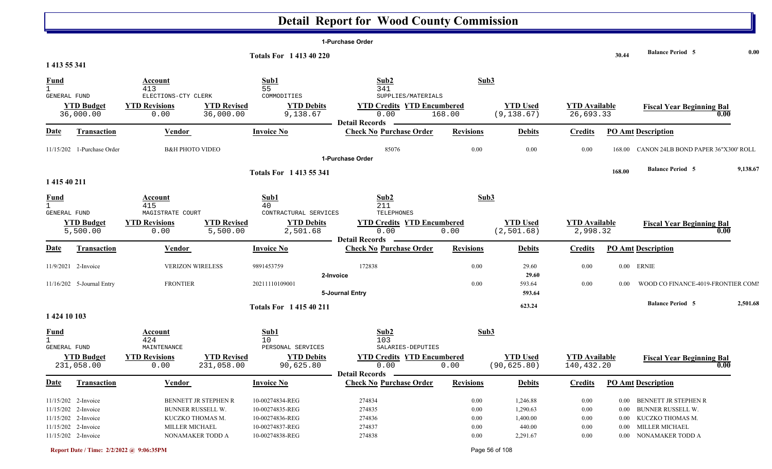# Detail Report for Wood County Commission

1-Purchase Order

**Totals For 1 413 40 220** — 30.44 — **Balance Period 5** 0.00

## 1 413 55 341

| Fund | Account | Sub1 | Sub2 | Sub3 |
|---|---|---|---|---|
| 1 GENERAL FUND | 413 ELECTIONS-CTY CLERK | 55 COMMODITIES | 341 SUPPLIES/MATERIALS | |

| YTD Budget | YTD Revisions | YTD Revised | YTD Debits | YTD Credits | YTD Encumbered | YTD Used | YTD Available | Fiscal Year Beginning Bal |
|---|---|---|---|---|---|---|---|---|
| 36,000.00 | 0.00 | 36,000.00 | 9,138.67 | 0.00 | 168.00 | (9,138.67) | 26,693.33 | 0.00 |

**Detail Records**

| Date | Transaction | Vendor | Invoice No | Check No | Purchase Order | Revisions | Debits | Credits | PO Amt | Description |
|---|---|---|---|---|---|---|---|---|---|---|
| 11/15/202 | 1-Purchase Order | B&H PHOTO VIDEO | | | 85076 | 0.00 | 0.00 | 0.00 | 168.00 | CANON 24LB BOND PAPER 36"X300' ROLL |

1-Purchase Order

**Totals For 1 413 55 341** — 168.00 — **Balance Period 5** 9,138.67

## 1 415 40 211

| Fund | Account | Sub1 | Sub2 | Sub3 |
|---|---|---|---|---|
| 1 GENERAL FUND | 415 MAGISTRATE COURT | 40 CONTRACTURAL SERVICES | 211 TELEPHONES | |

| YTD Budget | YTD Revisions | YTD Revised | YTD Debits | YTD Credits | YTD Encumbered | YTD Used | YTD Available | Fiscal Year Beginning Bal |
|---|---|---|---|---|---|---|---|---|
| 5,500.00 | 0.00 | 5,500.00 | 2,501.68 | 0.00 | 0.00 | (2,501.68) | 2,998.32 | 0.00 |

**Detail Records**

| Date | Transaction | Vendor | Invoice No | Check No | Purchase Order | Revisions | Debits | Credits | PO Amt | Description |
|---|---|---|---|---|---|---|---|---|---|---|
| 11/9/2021 | 2-Invoice | VERIZON WIRELESS | 9891453759 | 172838 | | 0.00 | 29.60 | 0.00 | 0.00 | ERNIE |
| | 2-Invoice | | | | | | 29.60 | | | |
| 11/16/202 | 5-Journal Entry | FRONTIER | 20211110109001 | | | 0.00 | 593.64 | 0.00 | 0.00 | WOOD CO FINANCE-4019-FRONTIER COMI |
| | 5-Journal Entry | | | | | | 593.64 | | | |

**Totals For 1 415 40 211** — 623.24 — **Balance Period 5** 2,501.68

## 1 424 10 103

| Fund | Account | Sub1 | Sub2 | Sub3 |
|---|---|---|---|---|
| 1 GENERAL FUND | 424 MAINTENANCE | 10 PERSONAL SERVICES | 103 SALARIES-DEPUTIES | |

| YTD Budget | YTD Revisions | YTD Revised | YTD Debits | YTD Credits | YTD Encumbered | YTD Used | YTD Available | Fiscal Year Beginning Bal |
|---|---|---|---|---|---|---|---|---|
| 231,058.00 | 0.00 | 231,058.00 | 90,625.80 | 0.00 | 0.00 | (90,625.80) | 140,432.20 | 0.00 |

**Detail Records**

| Date | Transaction | Vendor | Invoice No | Check No | Purchase Order | Revisions | Debits | Credits | PO Amt | Description |
|---|---|---|---|---|---|---|---|---|---|---|
| 11/15/202 | 2-Invoice | BENNETT JR STEPHEN R | 10-00274834-REG | 274834 | | 0.00 | 1,246.88 | 0.00 | 0.00 | BENNETT JR STEPHEN R |
| 11/15/202 | 2-Invoice | BUNNER RUSSELL W. | 10-00274835-REG | 274835 | | 0.00 | 1,290.63 | 0.00 | 0.00 | BUNNER RUSSELL W. |
| 11/15/202 | 2-Invoice | KUCZKO THOMAS M. | 10-00274836-REG | 274836 | | 0.00 | 1,400.00 | 0.00 | 0.00 | KUCZKO THOMAS M. |
| 11/15/202 | 2-Invoice | MILLER MICHAEL | 10-00274837-REG | 274837 | | 0.00 | 440.00 | 0.00 | 0.00 | MILLER MICHAEL |
| 11/15/202 | 2-Invoice | NONAMAKER TODD A | 10-00274838-REG | 274838 | | 0.00 | 2,291.67 | 0.00 | 0.00 | NONAMAKER TODD A |

Report Date / Time: 2/2/2022 @ 9:06:35PM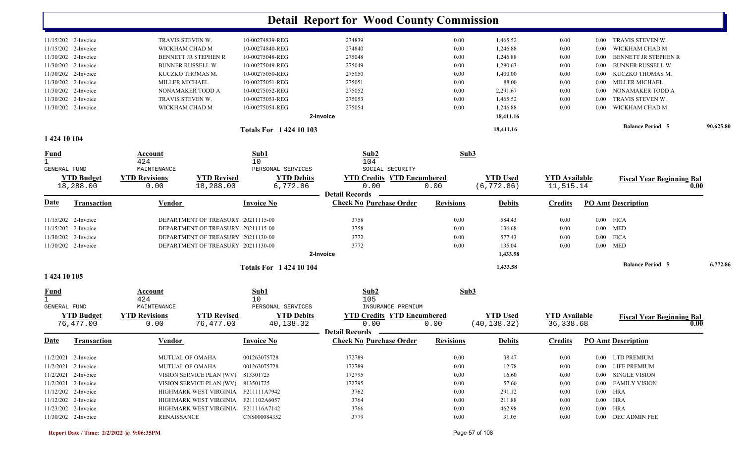# Detail Report for Wood County Commission

| Date | Transaction | Vendor | Invoice No | Check No | Purchase Order | Revisions | Debits | Credits | PO Amt | Description |
|---|---|---|---|---|---|---|---|---|---|---|
| 11/15/202 | 2-Invoice | TRAVIS STEVEN W. | 10-00274839-REG | 274839 | | 0.00 | 1,465.52 | 0.00 | 0.00 | TRAVIS STEVEN W. |
| 11/15/202 | 2-Invoice | WICKHAM CHAD M | 10-00274840-REG | 274840 | | 0.00 | 1,246.88 | 0.00 | 0.00 | WICKHAM CHAD M |
| 11/30/202 | 2-Invoice | BENNETT JR STEPHEN R | 10-00275048-REG | 275048 | | 0.00 | 1,246.88 | 0.00 | 0.00 | BENNETT JR STEPHEN R |
| 11/30/202 | 2-Invoice | BUNNER RUSSELL W. | 10-00275049-REG | 275049 | | 0.00 | 1,290.63 | 0.00 | 0.00 | BUNNER RUSSELL W. |
| 11/30/202 | 2-Invoice | KUCZKO THOMAS M. | 10-00275050-REG | 275050 | | 0.00 | 1,400.00 | 0.00 | 0.00 | KUCZKO THOMAS M. |
| 11/30/202 | 2-Invoice | MILLER MICHAEL | 10-00275051-REG | 275051 | | 0.00 | 88.00 | 0.00 | 0.00 | MILLER MICHAEL |
| 11/30/202 | 2-Invoice | NONAMAKER TODD A | 10-00275052-REG | 275052 | | 0.00 | 2,291.67 | 0.00 | 0.00 | NONAMAKER TODD A |
| 11/30/202 | 2-Invoice | TRAVIS STEVEN W. | 10-00275053-REG | 275053 | | 0.00 | 1,465.52 | 0.00 | 0.00 | TRAVIS STEVEN W. |
| 11/30/202 | 2-Invoice | WICKHAM CHAD M | 10-00275054-REG | 275054 | | 0.00 | 1,246.88 | 0.00 | 0.00 | WICKHAM CHAD M |
| | | | | 2-Invoice | | | 18,411.16 | | | |

**Totals For 1 424 10 103** 18,411.16 — **Balance Period 5** 90,625.80

## 1 424 10 104

| Fund | Account | Sub1 | Sub2 | Sub3 |
|---|---|---|---|---|
| 1 GENERAL FUND | 424 MAINTENANCE | 10 PERSONAL SERVICES | 104 SOCIAL SECURITY | |

| YTD Budget | YTD Revisions | YTD Revised | YTD Debits | YTD Credits | YTD Encumbered | YTD Used | YTD Available | Fiscal Year Beginning Bal |
|---|---|---|---|---|---|---|---|---|
| 18,288.00 | 0.00 | 18,288.00 | 6,772.86 | 0.00 | 0.00 | (6,772.86) | 11,515.14 | 0.00 |

**Detail Records**

| Date | Transaction | Vendor | Invoice No | Check No | Purchase Order | Revisions | Debits | Credits | PO Amt | Description |
|---|---|---|---|---|---|---|---|---|---|---|
| 11/15/202 | 2-Invoice | DEPARTMENT OF TREASURY | 20211115-00 | 3758 | | 0.00 | 584.43 | 0.00 | 0.00 | FICA |
| 11/15/202 | 2-Invoice | DEPARTMENT OF TREASURY | 20211115-00 | 3758 | | 0.00 | 136.68 | 0.00 | 0.00 | MED |
| 11/30/202 | 2-Invoice | DEPARTMENT OF TREASURY | 20211130-00 | 3772 | | 0.00 | 577.43 | 0.00 | 0.00 | FICA |
| 11/30/202 | 2-Invoice | DEPARTMENT OF TREASURY | 20211130-00 | 3772 | | 0.00 | 135.04 | 0.00 | 0.00 | MED |
| | | | | 2-Invoice | | | 1,433.58 | | | |

**Totals For 1 424 10 104** 1,433.58 — **Balance Period 5** 6,772.86

## 1 424 10 105

| Fund | Account | Sub1 | Sub2 | Sub3 |
|---|---|---|---|---|
| 1 GENERAL FUND | 424 MAINTENANCE | 10 PERSONAL SERVICES | 105 INSURANCE PREMIUM | |

| YTD Budget | YTD Revisions | YTD Revised | YTD Debits | YTD Credits | YTD Encumbered | YTD Used | YTD Available | Fiscal Year Beginning Bal |
|---|---|---|---|---|---|---|---|---|
| 76,477.00 | 0.00 | 76,477.00 | 40,138.32 | 0.00 | 0.00 | (40,138.32) | 36,338.68 | 0.00 |

**Detail Records**

| Date | Transaction | Vendor | Invoice No | Check No | Purchase Order | Revisions | Debits | Credits | PO Amt | Description |
|---|---|---|---|---|---|---|---|---|---|---|
| 11/2/2021 | 2-Invoice | MUTUAL OF OMAHA | 001263075728 | 172789 | | 0.00 | 38.47 | 0.00 | 0.00 | LTD PREMIUM |
| 11/2/2021 | 2-Invoice | MUTUAL OF OMAHA | 001263075728 | 172789 | | 0.00 | 12.78 | 0.00 | 0.00 | LIFE PREMIUM |
| 11/2/2021 | 2-Invoice | VISION SERVICE PLAN (WV) | 813501725 | 172795 | | 0.00 | 16.60 | 0.00 | 0.00 | SINGLE VISION |
| 11/2/2021 | 2-Invoice | VISION SERVICE PLAN (WV) | 813501725 | 172795 | | 0.00 | 57.60 | 0.00 | 0.00 | FAMILY VISION |
| 11/12/202 | 2-Invoice | HIGHMARK WEST VIRGINIA | F211111A7942 | 3762 | | 0.00 | 291.12 | 0.00 | 0.00 | HRA |
| 11/12/202 | 2-Invoice | HIGHMARK WEST VIRGINIA | F211102A6057 | 3764 | | 0.00 | 211.88 | 0.00 | 0.00 | HRA |
| 11/23/202 | 2-Invoice | HIGHMARK WEST VIRGINIA | F211116A7142 | 3766 | | 0.00 | 462.98 | 0.00 | 0.00 | HRA |
| 11/30/202 | 2-Invoice | RENAISSANCE | CNS000084352 | 3779 | | 0.00 | 31.05 | 0.00 | 0.00 | DEC ADMIN FEE |

Report Date / Time: 2/2/2022 @ 9:06:35PM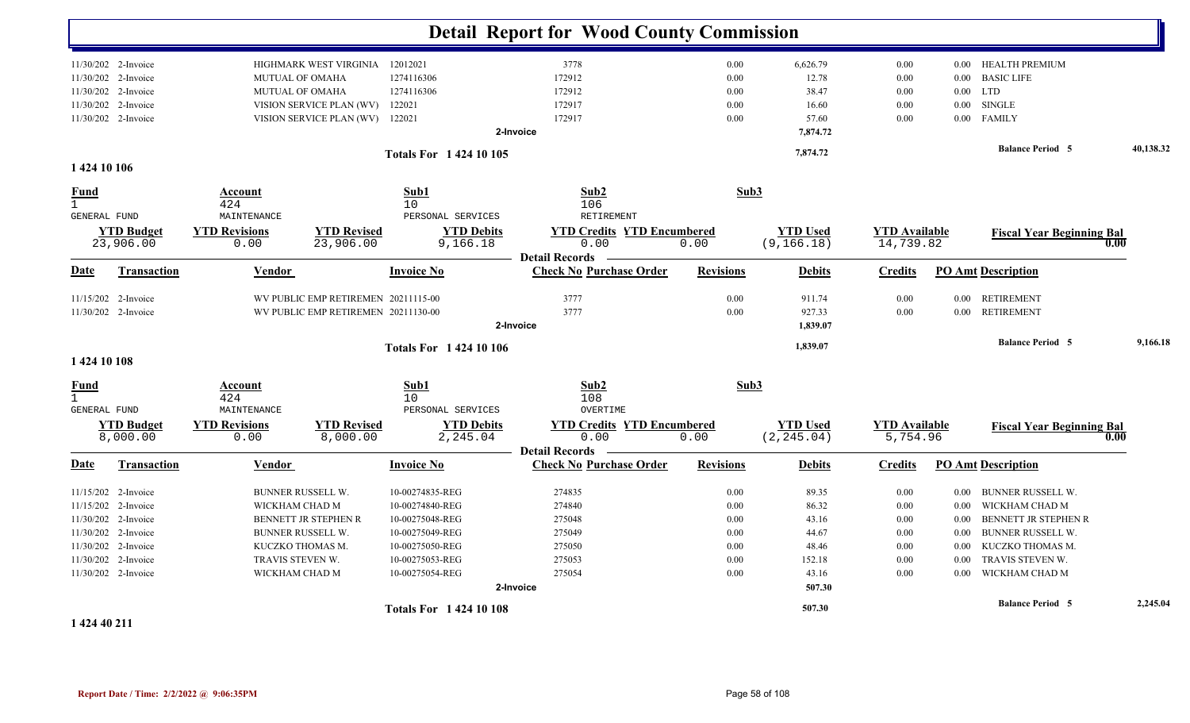# Detail Report for Wood County Commission

| Date | Transaction | Vendor | Invoice No | Check No | Purchase Order | Revisions | Debits | Credits | PO Amt | Description |
|---|---|---|---|---|---|---|---|---|---|---|
| 11/30/202 | 2-Invoice | HIGHMARK WEST VIRGINIA | 12012021 | 3778 | | 0.00 | 6,626.79 | 0.00 | 0.00 | HEALTH PREMIUM |
| 11/30/202 | 2-Invoice | MUTUAL OF OMAHA | 1274116306 | 172912 | | 0.00 | 12.78 | 0.00 | 0.00 | BASIC LIFE |
| 11/30/202 | 2-Invoice | MUTUAL OF OMAHA | 1274116306 | 172912 | | 0.00 | 38.47 | 0.00 | 0.00 | LTD |
| 11/30/202 | 2-Invoice | VISION SERVICE PLAN (WV) | 122021 | 172917 | | 0.00 | 16.60 | 0.00 | 0.00 | SINGLE |
| 11/30/202 | 2-Invoice | VISION SERVICE PLAN (WV) | 122021 | 172917 | | 0.00 | 57.60 | 0.00 | 0.00 | FAMILY |
| | | | | 2-Invoice | | | 7,874.72 | | | |

**Totals For 1 424 10 105** — 7,874.72 — Balance Period 5 — 40,138.32

## 1 424 10 106

| Fund | Account | Sub1 | Sub2 | Sub3 |
|---|---|---|---|---|
| 1 GENERAL FUND | 424 MAINTENANCE | 10 PERSONAL SERVICES | 106 RETIREMENT | |

| YTD Budget | YTD Revisions | YTD Revised | YTD Debits | YTD Credits | YTD Encumbered | YTD Used | YTD Available | Fiscal Year Beginning Bal |
|---|---|---|---|---|---|---|---|---|
| 23,906.00 | 0.00 | 23,906.00 | 9,166.18 | 0.00 | 0.00 | (9,166.18) | 14,739.82 | 0.00 |

**Detail Records**

| Date | Transaction | Vendor | Invoice No | Check No | Purchase Order | Revisions | Debits | Credits | PO Amt | Description |
|---|---|---|---|---|---|---|---|---|---|---|
| 11/15/202 | 2-Invoice | WV PUBLIC EMP RETIREMEN | 20211115-00 | 3777 | | 0.00 | 911.74 | 0.00 | 0.00 | RETIREMENT |
| 11/30/202 | 2-Invoice | WV PUBLIC EMP RETIREMEN | 20211130-00 | 3777 | | 0.00 | 927.33 | 0.00 | 0.00 | RETIREMENT |
| | | | | 2-Invoice | | | 1,839.07 | | | |

**Totals For 1 424 10 106** — 1,839.07 — Balance Period 5 — 9,166.18

## 1 424 10 108

| Fund | Account | Sub1 | Sub2 | Sub3 |
|---|---|---|---|---|
| 1 GENERAL FUND | 424 MAINTENANCE | 10 PERSONAL SERVICES | 108 OVERTIME | |

| YTD Budget | YTD Revisions | YTD Revised | YTD Debits | YTD Credits | YTD Encumbered | YTD Used | YTD Available | Fiscal Year Beginning Bal |
|---|---|---|---|---|---|---|---|---|
| 8,000.00 | 0.00 | 8,000.00 | 2,245.04 | 0.00 | 0.00 | (2,245.04) | 5,754.96 | 0.00 |

**Detail Records**

| Date | Transaction | Vendor | Invoice No | Check No | Purchase Order | Revisions | Debits | Credits | PO Amt | Description |
|---|---|---|---|---|---|---|---|---|---|---|
| 11/15/202 | 2-Invoice | BUNNER RUSSELL W. | 10-00274835-REG | 274835 | | 0.00 | 89.35 | 0.00 | 0.00 | BUNNER RUSSELL W. |
| 11/15/202 | 2-Invoice | WICKHAM CHAD M | 10-00274840-REG | 274840 | | 0.00 | 86.32 | 0.00 | 0.00 | WICKHAM CHAD M |
| 11/30/202 | 2-Invoice | BENNETT JR STEPHEN R | 10-00275048-REG | 275048 | | 0.00 | 43.16 | 0.00 | 0.00 | BENNETT JR STEPHEN R |
| 11/30/202 | 2-Invoice | BUNNER RUSSELL W. | 10-00275049-REG | 275049 | | 0.00 | 44.67 | 0.00 | 0.00 | BUNNER RUSSELL W. |
| 11/30/202 | 2-Invoice | KUCZKO THOMAS M. | 10-00275050-REG | 275050 | | 0.00 | 48.46 | 0.00 | 0.00 | KUCZKO THOMAS M. |
| 11/30/202 | 2-Invoice | TRAVIS STEVEN W. | 10-00275053-REG | 275053 | | 0.00 | 152.18 | 0.00 | 0.00 | TRAVIS STEVEN W. |
| 11/30/202 | 2-Invoice | WICKHAM CHAD M | 10-00275054-REG | 275054 | | 0.00 | 43.16 | 0.00 | 0.00 | WICKHAM CHAD M |
| | | | | 2-Invoice | | | 507.30 | | | |

**Totals For 1 424 10 108** — 507.30 — Balance Period 5 — 2,245.04

## 1 424 40 211

Report Date / Time: 2/2/2022 @ 9:06:35PM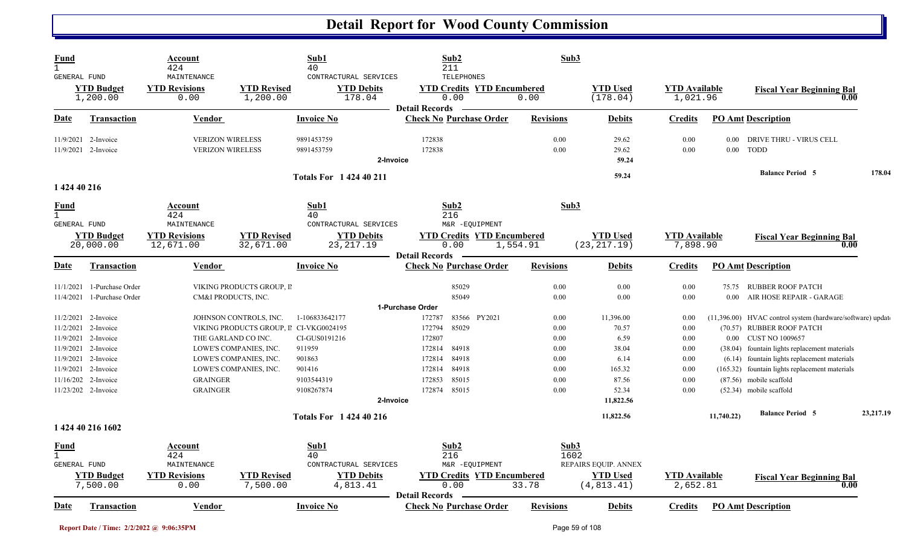# Detail Report for Wood County Commission

| Fund | Account | | Sub1 | Sub2 | | Sub3 | | | |
|---|---|---|---|---|---|---|---|---|---|
| 1 GENERAL FUND | 424 MAINTENANCE | | 40 CONTRACTURAL SERVICES | 211 TELEPHONES | | | | | |
| **YTD Budget** | **YTD Revisions** | **YTD Revised** | **YTD Debits** | **YTD Credits** | **YTD Encumbered** | **YTD Used** | **YTD Available** | **Fiscal Year Beginning Bal** | |
| 1,200.00 | 0.00 | 1,200.00 | 178.04 | 0.00 | 0.00 | (178.04) | 1,021.96 | 0.00 | |

Detail Records

| Date | Transaction | Vendor | Invoice No | Check No | Purchase Order | Revisions | Debits | Credits | PO Amt | Description |
|---|---|---|---|---|---|---|---|---|---|---|
| 11/9/2021 | 2-Invoice | VERIZON WIRELESS | 9891453759 | 172838 | | 0.00 | 29.62 | 0.00 | 0.00 | DRIVE THRU - VIRUS CELL |
| 11/9/2021 | 2-Invoice | VERIZON WIRELESS | 9891453759 | 172838 | | 0.00 | 29.62 | 0.00 | 0.00 | TODD |
| | | | | 2-Invoice | | | 59.24 | | | |
| | | | Totals For 1 424 40 211 | | | | 59.24 | | | Balance Period 5 178.04 |

## 1 424 40 216

| Fund | Account | | Sub1 | Sub2 | | Sub3 | | | |
|---|---|---|---|---|---|---|---|---|---|
| 1 GENERAL FUND | 424 MAINTENANCE | | 40 CONTRACTURAL SERVICES | 216 M&R -EQUIPMENT | | | | | |
| **YTD Budget** | **YTD Revisions** | **YTD Revised** | **YTD Debits** | **YTD Credits** | **YTD Encumbered** | **YTD Used** | **YTD Available** | **Fiscal Year Beginning Bal** | |
| 20,000.00 | 12,671.00 | 32,671.00 | 23,217.19 | 0.00 | 1,554.91 | (23,217.19) | 7,898.90 | 0.00 | |

Detail Records

| Date | Transaction | Vendor | Invoice No | Check No | Purchase Order | Revisions | Debits | Credits | PO Amt | Description |
|---|---|---|---|---|---|---|---|---|---|---|
| 11/1/2021 | 1-Purchase Order | VIKING PRODUCTS GROUP, II | | | 85029 | 0.00 | 0.00 | 0.00 | 75.75 | RUBBER ROOF PATCH |
| 11/4/2021 | 1-Purchase Order | CM&I PRODUCTS, INC. | | | 85049 | 0.00 | 0.00 | 0.00 | 0.00 | AIR HOSE REPAIR - GARAGE |
| | | | | 1-Purchase Order | | | | | | |
| 11/2/2021 | 2-Invoice | JOHNSON CONTROLS, INC. | 1-106833642177 | 172787 | 83566 PY2021 | 0.00 | 11,396.00 | 0.00 | (11,396.00) | HVAC control system (hardware/software) updat |
| 11/2/2021 | 2-Invoice | VIKING PRODUCTS GROUP, II | CI-VKG0024195 | 172794 | 85029 | 0.00 | 70.57 | 0.00 | (70.57) | RUBBER ROOF PATCH |
| 11/9/2021 | 2-Invoice | THE GARLAND CO INC. | CI-GUS0191216 | 172807 | | 0.00 | 6.59 | 0.00 | 0.00 | CUST NO 1009657 |
| 11/9/2021 | 2-Invoice | LOWE'S COMPANIES, INC. | 911959 | 172814 | 84918 | 0.00 | 38.04 | 0.00 | (38.04) | fountain lights replacement materials |
| 11/9/2021 | 2-Invoice | LOWE'S COMPANIES, INC. | 901863 | 172814 | 84918 | 0.00 | 6.14 | 0.00 | (6.14) | fountain lights replacement materials |
| 11/9/2021 | 2-Invoice | LOWE'S COMPANIES, INC. | 901416 | 172814 | 84918 | 0.00 | 165.32 | 0.00 | (165.32) | fountain lights replacement materials |
| 11/16/202 | 2-Invoice | GRAINGER | 9103544319 | 172853 | 85015 | 0.00 | 87.56 | 0.00 | (87.56) | mobile scaffold |
| 11/23/202 | 2-Invoice | GRAINGER | 9108267874 | 172874 | 85015 | 0.00 | 52.34 | 0.00 | (52.34) | mobile scaffold |
| | | | | 2-Invoice | | | 11,822.56 | | | |
| | | | Totals For 1 424 40 216 | | | | 11,822.56 | | 11,740.22) | Balance Period 5 23,217.19 |

## 1 424 40 216 1602

| Fund | Account | | Sub1 | Sub2 | | Sub3 | | | |
|---|---|---|---|---|---|---|---|---|---|
| 1 GENERAL FUND | 424 MAINTENANCE | | 40 CONTRACTURAL SERVICES | 216 M&R -EQUIPMENT | | 1602 REPAIRS EQUIP. ANNEX | | | |
| **YTD Budget** | **YTD Revisions** | **YTD Revised** | **YTD Debits** | **YTD Credits** | **YTD Encumbered** | **YTD Used** | **YTD Available** | **Fiscal Year Beginning Bal** | |
| 7,500.00 | 0.00 | 7,500.00 | 4,813.41 | 0.00 | 33.78 | (4,813.41) | 2,652.81 | 0.00 | |

Detail Records

| Date | Transaction | Vendor | Invoice No | Check No | Purchase Order | Revisions | Debits | Credits | PO Amt | Description |
|---|---|---|---|---|---|---|---|---|---|---|

Report Date / Time: 2/2/2022 @ 9:06:35PM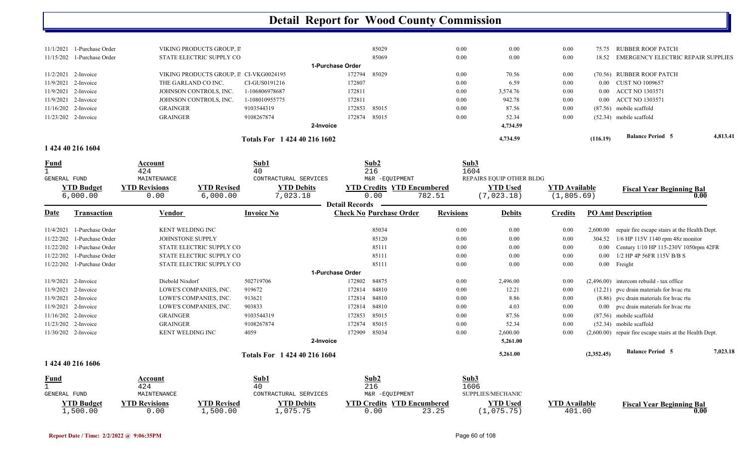# Detail Report for Wood County Commission

| Date | Transaction | Vendor | Invoice No | Check No | Purchase Order | Revisions | Debits | Credits | PO Amt | Description |
|---|---|---|---|---|---|---|---|---|---|---|
| 11/1/2021 | 1-Purchase Order | VIKING PRODUCTS GROUP, II | | | 85029 | 0.00 | 0.00 | 0.00 | 75.75 | RUBBER ROOF PATCH |
| 11/15/202 | 1-Purchase Order | STATE ELECTRIC SUPPLY CO | | | 85069 | 0.00 | 0.00 | 0.00 | 18.52 | EMERGENCY ELECTRIC REPAIR SUPPLIES |
| | | | | 1-Purchase Order | | | | | | |
| 11/2/2021 | 2-Invoice | VIKING PRODUCTS GROUP, II | CI-VKG0024195 | 172794 | 85029 | 0.00 | 70.56 | 0.00 | (70.56) | RUBBER ROOF PATCH |
| 11/9/2021 | 2-Invoice | THE GARLAND CO INC. | CI-GUS0191216 | 172807 | | 0.00 | 6.59 | 0.00 | 0.00 | CUST NO 1009657 |
| 11/9/2021 | 2-Invoice | JOHNSON CONTROLS, INC. | 1-106806978687 | 172811 | | 0.00 | 3,574.76 | 0.00 | 0.00 | ACCT NO 1303571 |
| 11/9/2021 | 2-Invoice | JOHNSON CONTROLS, INC. | 1-108010955775 | 172811 | | 0.00 | 942.78 | 0.00 | 0.00 | ACCT NO 1303571 |
| 11/16/202 | 2-Invoice | GRAINGER | 9103544319 | 172853 | 85015 | 0.00 | 87.56 | 0.00 | (87.56) | mobile scaffold |
| 11/23/202 | 2-Invoice | GRAINGER | 9108267874 | 172874 | 85015 | 0.00 | 52.34 | 0.00 | (52.34) | mobile scaffold |
| | | | | 2-Invoice | | | 4,734.59 | | | |
| | | | Totals For 1 424 40 216 1602 | | | | 4,734.59 | | (116.19) | Balance Period 5 4,813.41 |

## 1 424 40 216 1604

| Fund | Account | Sub1 | Sub2 | Sub3 |
|---|---|---|---|---|
| 1 | 424 | 40 | 216 | 1604 |
| GENERAL FUND | MAINTENANCE | CONTRACTURAL SERVICES | M&R -EQUIPMENT | REPAIRS EQUIP OTHER BLDG |

| YTD Budget | YTD Revisions | YTD Revised | YTD Debits | YTD Credits | YTD Encumbered | YTD Used | YTD Available | Fiscal Year Beginning Bal |
|---|---|---|---|---|---|---|---|---|
| 6,000.00 | 0.00 | 6,000.00 | 7,023.18 | 0.00 | 782.51 | (7,023.18) | (1,805.69) | 0.00 |

| Date | Transaction | Vendor | Invoice No | Check No | Purchase Order | Revisions | Debits | Credits | PO Amt | Description |
|---|---|---|---|---|---|---|---|---|---|---|
| 11/4/2021 | 1-Purchase Order | KENT WELDING INC | | | 85034 | 0.00 | 0.00 | 0.00 | 2,600.00 | repair fire escape stairs at the Health Dept. |
| 11/22/202 | 1-Purchase Order | JOHNSTONE SUPPLY | | | 85120 | 0.00 | 0.00 | 0.00 | 304.52 | 1/6 HP 115V 1140 rpm 48z monitor |
| 11/22/202 | 1-Purchase Order | STATE ELECTRIC SUPPLY CO | | | 85111 | 0.00 | 0.00 | 0.00 | 0.00 | Century 1/10 HP 115-230V 1050rpm 42FR |
| 11/22/202 | 1-Purchase Order | STATE ELECTRIC SUPPLY CO | | | 85111 | 0.00 | 0.00 | 0.00 | 0.00 | 1/2 HP 4P 56FR 115V B/B S |
| 11/22/202 | 1-Purchase Order | STATE ELECTRIC SUPPLY CO | | | 85111 | 0.00 | 0.00 | 0.00 | 0.00 | Freight |
| | | | | 1-Purchase Order | | | | | | |
| 11/9/2021 | 2-Invoice | Diebold Nixdorf | 502719706 | 172802 | 84875 | 0.00 | 2,496.00 | 0.00 | (2,496.00) | intercom rebuild - tax office |
| 11/9/2021 | 2-Invoice | LOWE'S COMPANIES, INC. | 919672 | 172814 | 84810 | 0.00 | 12.21 | 0.00 | (12.21) | pvc drain materials for hvac rtu |
| 11/9/2021 | 2-Invoice | LOWE'S COMPANIES, INC. | 913621 | 172814 | 84810 | 0.00 | 8.86 | 0.00 | (8.86) | pvc drain materials for hvac rtu |
| 11/9/2021 | 2-Invoice | LOWE'S COMPANIES, INC. | 903833 | 172814 | 84810 | 0.00 | 4.03 | 0.00 | 0.00 | pvc drain materials for hvac rtu |
| 11/16/202 | 2-Invoice | GRAINGER | 9103544319 | 172853 | 85015 | 0.00 | 87.56 | 0.00 | (87.56) | mobile scaffold |
| 11/23/202 | 2-Invoice | GRAINGER | 9108267874 | 172874 | 85015 | 0.00 | 52.34 | 0.00 | (52.34) | mobile scaffold |
| 11/30/202 | 2-Invoice | KENT WELDING INC | 4059 | 172909 | 85034 | 0.00 | 2,600.00 | 0.00 | (2,600.00) | repair fire escape stairs at the Health Dept. |
| | | | | 2-Invoice | | | 5,261.00 | | | |
| | | | Totals For 1 424 40 216 1604 | | | | 5,261.00 | | (2,352.45) | Balance Period 5 7,023.18 |

## 1 424 40 216 1606

| Fund | Account | Sub1 | Sub2 | Sub3 |
|---|---|---|---|---|
| 1 | 424 | 40 | 216 | 1606 |
| GENERAL FUND | MAINTENANCE | CONTRACTURAL SERVICES | M&R -EQUIPMENT | SUPPLIES/MECHANIC |

| YTD Budget | YTD Revisions | YTD Revised | YTD Debits | YTD Credits | YTD Encumbered | YTD Used | YTD Available | Fiscal Year Beginning Bal |
|---|---|---|---|---|---|---|---|---|
| 1,500.00 | 0.00 | 1,500.00 | 1,075.75 | 0.00 | 23.25 | (1,075.75) | 401.00 | 0.00 |

Report Date / Time: 2/2/2022 @ 9:06:35PM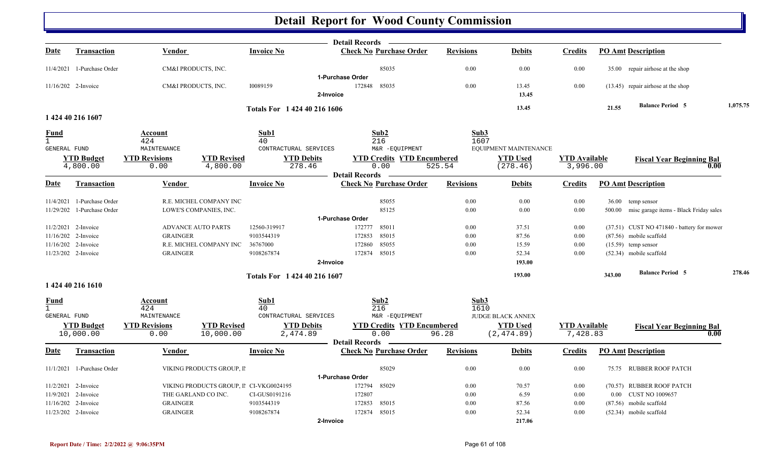# Detail Report for Wood County Commission

**Detail Records**

| Date | Transaction | Vendor | Invoice No | Check No | Purchase Order | Revisions | Debits | Credits | PO Amt | Description |
|---|---|---|---|---|---|---|---|---|---|---|
| 11/4/2021 | 1-Purchase Order | CM&I PRODUCTS, INC. | | | 85035 | 0.00 | 0.00 | 0.00 | 35.00 | repair airhose at the shop |
| | | | **1-Purchase Order** | | | | | | | |
| 11/16/202 | 2-Invoice | CM&I PRODUCTS, INC. | I0089159 | 172848 | 85035 | 0.00 | 13.45 | 0.00 | (13.45) | repair airhose at the shop |
| | | | **2-Invoice** | | | | 13.45 | | | |
| | | | **Totals For 1 424 40 216 1606** | | | | 13.45 | | 21.55 | **Balance Period 5** 1,075.75 |

## 1 424 40 216 1607

| Fund | Account | Sub1 | Sub2 | Sub3 |
|---|---|---|---|---|
| 1 | 424 | 40 | 216 | 1607 |
| GENERAL FUND | MAINTENANCE | CONTRACTUAL SERVICES | M&R -EQUIPMENT | EQUIPMENT MAINTENANCE |

| YTD Budget | YTD Revisions | YTD Revised | YTD Debits | YTD Credits | YTD Encumbered | YTD Used | YTD Available | Fiscal Year Beginning Bal |
|---|---|---|---|---|---|---|---|---|
| 4,800.00 | 0.00 | 4,800.00 | 278.46 | 0.00 | 525.54 | (278.46) | 3,996.00 | 0.00 |

**Detail Records**

| Date | Transaction | Vendor | Invoice No | Check No | Purchase Order | Revisions | Debits | Credits | PO Amt | Description |
|---|---|---|---|---|---|---|---|---|---|---|
| 11/4/2021 | 1-Purchase Order | R.E. MICHEL COMPANY INC | | | 85055 | 0.00 | 0.00 | 0.00 | 36.00 | temp sensor |
| 11/29/202 | 1-Purchase Order | LOWE'S COMPANIES, INC. | | | 85125 | 0.00 | 0.00 | 0.00 | 500.00 | misc garage items - Black Friday sales |
| | | | **1-Purchase Order** | | | | | | | |
| 11/2/2021 | 2-Invoice | ADVANCE AUTO PARTS | 12560-319917 | 172777 | 85011 | 0.00 | 37.51 | 0.00 | (37.51) | CUST NO 471840 - battery for mower |
| 11/16/202 | 2-Invoice | GRAINGER | 9103544319 | 172853 | 85015 | 0.00 | 87.56 | 0.00 | (87.56) | mobile scaffold |
| 11/16/202 | 2-Invoice | R.E. MICHEL COMPANY INC | 36767000 | 172860 | 85055 | 0.00 | 15.59 | 0.00 | (15.59) | temp sensor |
| 11/23/202 | 2-Invoice | GRAINGER | 9108267874 | 172874 | 85015 | 0.00 | 52.34 | 0.00 | (52.34) | mobile scaffold |
| | | | **2-Invoice** | | | | 193.00 | | | |
| | | | **Totals For 1 424 40 216 1607** | | | | 193.00 | | 343.00 | **Balance Period 5** 278.46 |

## 1 424 40 216 1610

| Fund | Account | Sub1 | Sub2 | Sub3 |
|---|---|---|---|---|
| 1 | 424 | 40 | 216 | 1610 |
| GENERAL FUND | MAINTENANCE | CONTRACTUAL SERVICES | M&R -EQUIPMENT | JUDGE BLACK ANNEX |

| YTD Budget | YTD Revisions | YTD Revised | YTD Debits | YTD Credits | YTD Encumbered | YTD Used | YTD Available | Fiscal Year Beginning Bal |
|---|---|---|---|---|---|---|---|---|
| 10,000.00 | 0.00 | 10,000.00 | 2,474.89 | 0.00 | 96.28 | (2,474.89) | 7,428.83 | 0.00 |

**Detail Records**

| Date | Transaction | Vendor | Invoice No | Check No | Purchase Order | Revisions | Debits | Credits | PO Amt | Description |
|---|---|---|---|---|---|---|---|---|---|---|
| 11/1/2021 | 1-Purchase Order | VIKING PRODUCTS GROUP, I | | | 85029 | 0.00 | 0.00 | 0.00 | 75.75 | RUBBER ROOF PATCH |
| | | | **1-Purchase Order** | | | | | | | |
| 11/2/2021 | 2-Invoice | VIKING PRODUCTS GROUP, I | CI-VKG0024195 | 172794 | 85029 | 0.00 | 70.57 | 0.00 | (70.57) | RUBBER ROOF PATCH |
| 11/9/2021 | 2-Invoice | THE GARLAND CO INC. | CI-GUS0191216 | 172807 | | 0.00 | 6.59 | 0.00 | 0.00 | CUST NO 1009657 |
| 11/16/202 | 2-Invoice | GRAINGER | 9103544319 | 172853 | 85015 | 0.00 | 87.56 | 0.00 | (87.56) | mobile scaffold |
| 11/23/202 | 2-Invoice | GRAINGER | 9108267874 | 172874 | 85015 | 0.00 | 52.34 | 0.00 | (52.34) | mobile scaffold |
| | | | **2-Invoice** | | | | 217.06 | | | |

Report Date / Time: 2/2/2022 @ 9:06:35PM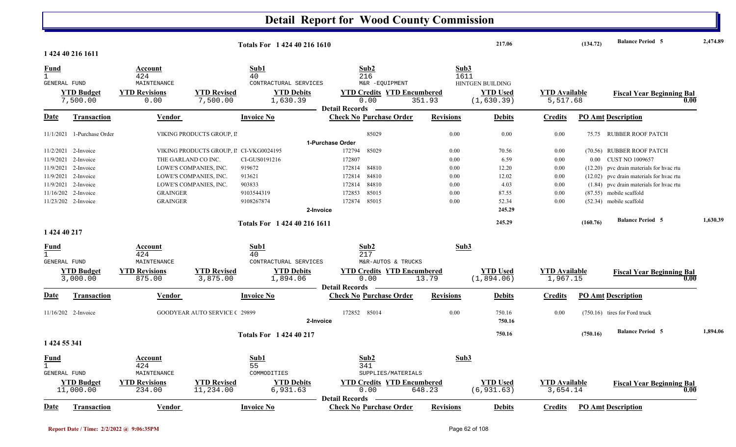# Detail Report for Wood County Commission

**Totals For 1 424 40 216 1610** — 217.06 — (134.72) — **Balance Period 5** — 2,474.89

## 1 424 40 216 1611

| Fund | Account | Sub1 | Sub2 | Sub3 |
|---|---|---|---|---|
| 1 | 424 | 40 | 216 | 1611 |
| GENERAL FUND | MAINTENANCE | CONTRACTUAL SERVICES | M&R -EQUIPMENT | HINTGEN BUILDING |

| YTD Budget | YTD Revisions | YTD Revised | YTD Debits | YTD Credits | YTD Encumbered | YTD Used | YTD Available | Fiscal Year Beginning Bal |
|---|---|---|---|---|---|---|---|---|
| 7,500.00 | 0.00 | 7,500.00 | 1,630.39 | 0.00 | 351.93 | (1,630.39) | 5,517.68 | 0.00 |

**Detail Records**

| Date | Transaction | Vendor | Invoice No | Check No | Purchase Order | Revisions | Debits | Credits | PO Amt | Description |
|---|---|---|---|---|---|---|---|---|---|---|
| 11/1/2021 | 1-Purchase Order | VIKING PRODUCTS GROUP, I! | | | 85029 | 0.00 | 0.00 | 0.00 | 75.75 | RUBBER ROOF PATCH |
| | | | | **1-Purchase Order** | | | | | | |
| 11/2/2021 | 2-Invoice | VIKING PRODUCTS GROUP, I! | CI-VKG0024195 | 172794 | 85029 | 0.00 | 70.56 | 0.00 | (70.56) | RUBBER ROOF PATCH |
| 11/9/2021 | 2-Invoice | THE GARLAND CO INC. | CI-GUS0191216 | 172807 | | 0.00 | 6.59 | 0.00 | 0.00 | CUST NO 1009657 |
| 11/9/2021 | 2-Invoice | LOWE'S COMPANIES, INC. | 919672 | 172814 | 84810 | 0.00 | 12.20 | 0.00 | (12.20) | pvc drain materials for hvac rtu |
| 11/9/2021 | 2-Invoice | LOWE'S COMPANIES, INC. | 913621 | 172814 | 84810 | 0.00 | 12.02 | 0.00 | (12.02) | pvc drain materials for hvac rtu |
| 11/9/2021 | 2-Invoice | LOWE'S COMPANIES, INC. | 903833 | 172814 | 84810 | 0.00 | 4.03 | 0.00 | (1.84) | pvc drain materials for hvac rtu |
| 11/16/202 | 2-Invoice | GRAINGER | 9103544319 | 172853 | 85015 | 0.00 | 87.55 | 0.00 | (87.55) | mobile scaffold |
| 11/23/202 | 2-Invoice | GRAINGER | 9108267874 | 172874 | 85015 | 0.00 | 52.34 | 0.00 | (52.34) | mobile scaffold |
| | | | | **2-Invoice** | | | 245.29 | | | |

**Totals For 1 424 40 216 1611** — 245.29 — (160.76) — **Balance Period 5** — 1,630.39

## 1 424 40 217

| Fund | Account | Sub1 | Sub2 | Sub3 |
|---|---|---|---|---|
| 1 | 424 | 40 | 217 | |
| GENERAL FUND | MAINTENANCE | CONTRACTUAL SERVICES | M&R-AUTOS & TRUCKS | |

| YTD Budget | YTD Revisions | YTD Revised | YTD Debits | YTD Credits | YTD Encumbered | YTD Used | YTD Available | Fiscal Year Beginning Bal |
|---|---|---|---|---|---|---|---|---|
| 3,000.00 | 875.00 | 3,875.00 | 1,894.06 | 0.00 | 13.79 | (1,894.06) | 1,967.15 | 0.00 |

**Detail Records**

| Date | Transaction | Vendor | Invoice No | Check No | Purchase Order | Revisions | Debits | Credits | PO Amt | Description |
|---|---|---|---|---|---|---|---|---|---|---|
| 11/16/202 | 2-Invoice | GOODYEAR AUTO SERVICE ( | 29899 | 172852 | 85014 | 0.00 | 750.16 | 0.00 | (750.16) | tires for Ford truck |
| | | | | **2-Invoice** | | | 750.16 | | | |

**Totals For 1 424 40 217** — 750.16 — (750.16) — **Balance Period 5** — 1,894.06

## 1 424 55 341

| Fund | Account | Sub1 | Sub2 | Sub3 |
|---|---|---|---|---|
| 1 | 424 | 55 | 341 | |
| GENERAL FUND | MAINTENANCE | COMMODITIES | SUPPLIES/MATERIALS | |

| YTD Budget | YTD Revisions | YTD Revised | YTD Debits | YTD Credits | YTD Encumbered | YTD Used | YTD Available | Fiscal Year Beginning Bal |
|---|---|---|---|---|---|---|---|---|
| 11,000.00 | 234.00 | 11,234.00 | 6,931.63 | 0.00 | 648.23 | (6,931.63) | 3,654.14 | 0.00 |

**Detail Records**

| Date | Transaction | Vendor | Invoice No | Check No | Purchase Order | Revisions | Debits | Credits | PO Amt | Description |
|---|---|---|---|---|---|---|---|---|---|---|

Report Date / Time: 2/2/2022 @ 9:06:35PM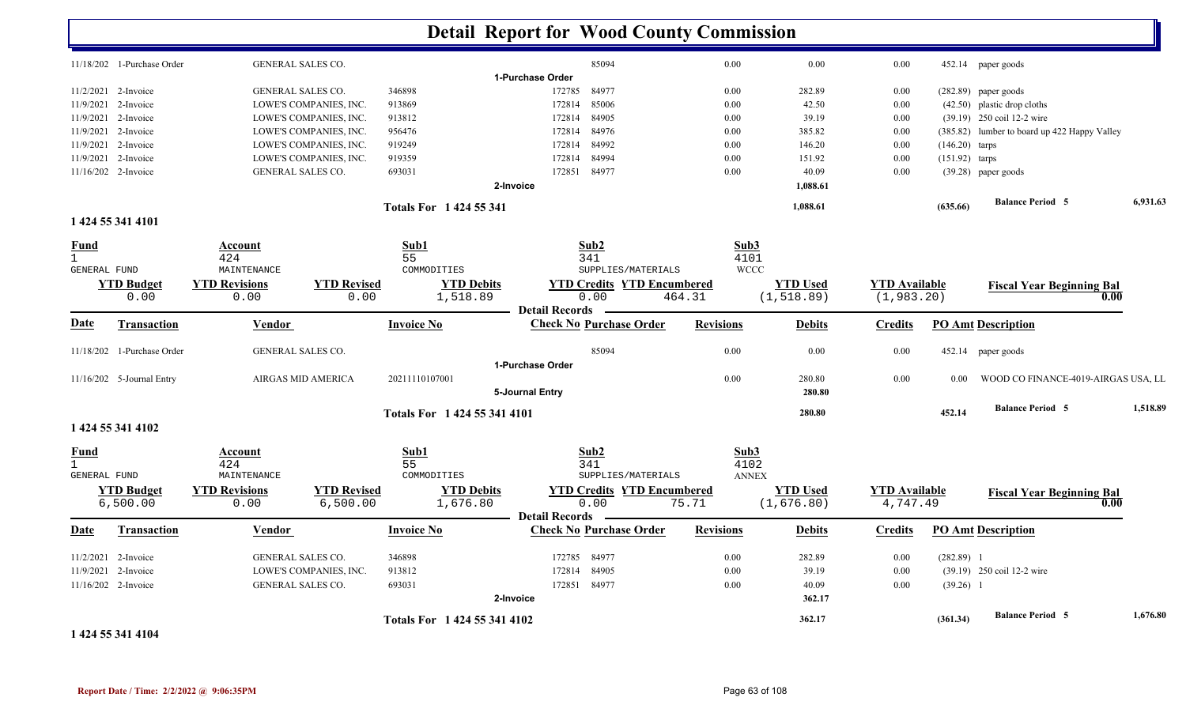# Detail Report for Wood County Commission

| Date | Transaction | Vendor | Invoice No | Check No | Purchase Order | Revisions | Debits | Credits | PO Amt | Description |
|---|---|---|---|---|---|---|---|---|---|---|
| 11/18/202 | 1-Purchase Order | GENERAL SALES CO. | | | 85094 | 0.00 | 0.00 | 0.00 | 452.14 | paper goods |
| | | | | 1-Purchase Order | | | | | | |
| 11/2/2021 | 2-Invoice | GENERAL SALES CO. | 346898 | 172785 | 84977 | 0.00 | 282.89 | 0.00 | (282.89) | paper goods |
| 11/9/2021 | 2-Invoice | LOWE'S COMPANIES, INC. | 913869 | 172814 | 85006 | 0.00 | 42.50 | 0.00 | (42.50) | plastic drop cloths |
| 11/9/2021 | 2-Invoice | LOWE'S COMPANIES, INC. | 913812 | 172814 | 84905 | 0.00 | 39.19 | 0.00 | (39.19) | 250 coil 12-2 wire |
| 11/9/2021 | 2-Invoice | LOWE'S COMPANIES, INC. | 956476 | 172814 | 84976 | 0.00 | 385.82 | 0.00 | (385.82) | lumber to board up 422 Happy Valley |
| 11/9/2021 | 2-Invoice | LOWE'S COMPANIES, INC. | 919249 | 172814 | 84992 | 0.00 | 146.20 | 0.00 | (146.20) | tarps |
| 11/9/2021 | 2-Invoice | LOWE'S COMPANIES, INC. | 919359 | 172814 | 84994 | 0.00 | 151.92 | 0.00 | (151.92) | tarps |
| 11/16/202 | 2-Invoice | GENERAL SALES CO. | 693031 | 172851 | 84977 | 0.00 | 40.09 | 0.00 | (39.28) | paper goods |
| | | | | 2-Invoice | | | 1,088.61 | | | |
| | | | Totals For 1 424 55 341 | | | | 1,088.61 | | (635.66) | Balance Period 5 — 6,931.63 |

## 1 424 55 341 4101

| Fund | Account | Sub1 | Sub2 | Sub3 |
|---|---|---|---|---|
| 1 | 424 | 55 | 341 | 4101 |
| GENERAL FUND | MAINTENANCE | COMMODITIES | SUPPLIES/MATERIALS | WCCC |

| YTD Budget | YTD Revisions | YTD Revised | YTD Debits | YTD Credits | YTD Encumbered | YTD Used | YTD Available | Fiscal Year Beginning Bal |
|---|---|---|---|---|---|---|---|---|
| 0.00 | 0.00 | 0.00 | 1,518.89 | 0.00 | 464.31 | (1,518.89) | (1,983.20) | 0.00 |

| Date | Transaction | Vendor | Invoice No | Check No | Purchase Order | Revisions | Debits | Credits | PO Amt | Description |
|---|---|---|---|---|---|---|---|---|---|---|
| 11/18/202 | 1-Purchase Order | GENERAL SALES CO. | | | 85094 | 0.00 | 0.00 | 0.00 | 452.14 | paper goods |
| | | | | 1-Purchase Order | | | | | | |
| 11/16/202 | 5-Journal Entry | AIRGAS MID AMERICA | 20211110107001 | | | 0.00 | 280.80 | 0.00 | 0.00 | WOOD CO FINANCE-4019-AIRGAS USA, LL |
| | | | | 5-Journal Entry | | | 280.80 | | | |
| | | | Totals For 1 424 55 341 4101 | | | | 280.80 | | 452.14 | Balance Period 5 — 1,518.89 |

## 1 424 55 341 4102

| Fund | Account | Sub1 | Sub2 | Sub3 |
|---|---|---|---|---|
| 1 | 424 | 55 | 341 | 4102 |
| GENERAL FUND | MAINTENANCE | COMMODITIES | SUPPLIES/MATERIALS | ANNEX |

| YTD Budget | YTD Revisions | YTD Revised | YTD Debits | YTD Credits | YTD Encumbered | YTD Used | YTD Available | Fiscal Year Beginning Bal |
|---|---|---|---|---|---|---|---|---|
| 6,500.00 | 0.00 | 6,500.00 | 1,676.80 | 0.00 | 75.71 | (1,676.80) | 4,747.49 | 0.00 |

| Date | Transaction | Vendor | Invoice No | Check No | Purchase Order | Revisions | Debits | Credits | PO Amt | Description |
|---|---|---|---|---|---|---|---|---|---|---|
| 11/2/2021 | 2-Invoice | GENERAL SALES CO. | 346898 | 172785 | 84977 | 0.00 | 282.89 | 0.00 | (282.89) | 1 |
| 11/9/2021 | 2-Invoice | LOWE'S COMPANIES, INC. | 913812 | 172814 | 84905 | 0.00 | 39.19 | 0.00 | (39.19) | 250 coil 12-2 wire |
| 11/16/202 | 2-Invoice | GENERAL SALES CO. | 693031 | 172851 | 84977 | 0.00 | 40.09 | 0.00 | (39.26) | 1 |
| | | | | 2-Invoice | | | 362.17 | | | |
| | | | Totals For 1 424 55 341 4102 | | | | 362.17 | | (361.34) | Balance Period 5 — 1,676.80 |

## 1 424 55 341 4104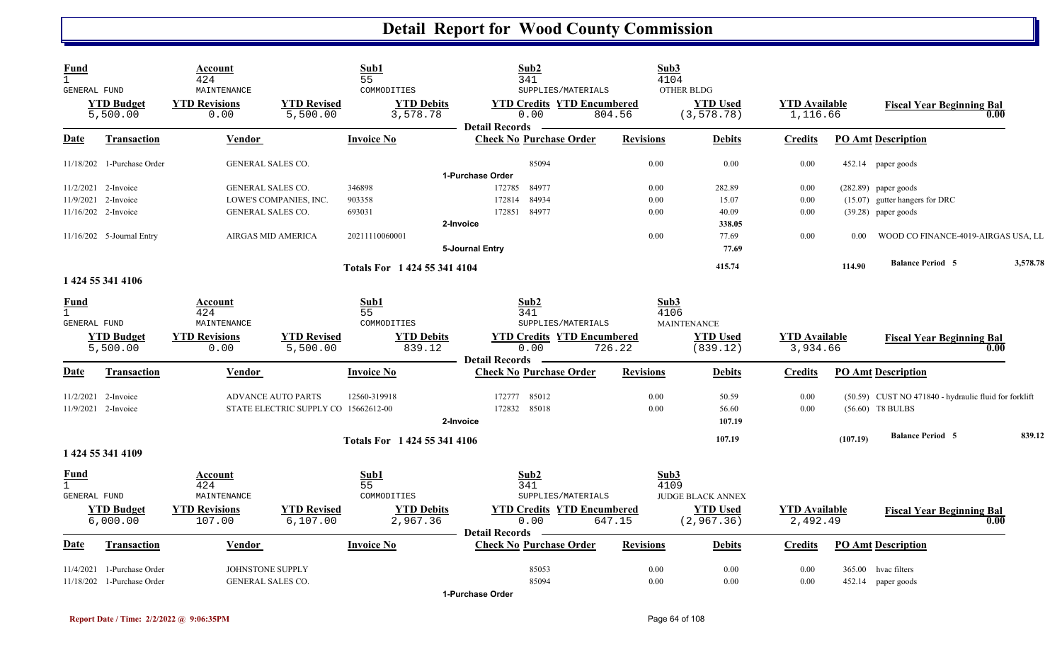# Detail Report for Wood County Commission

| Fund | Account | | Sub1 | Sub2 | | Sub3 | | |
|---|---|---|---|---|---|---|---|---|
| 1 | 424 | | 55 | 341 | | 4104 | | |
| GENERAL FUND | MAINTENANCE | | COMMODITIES | SUPPLIES/MATERIALS | | OTHER BLDG | | |
| **YTD Budget** | **YTD Revisions** | **YTD Revised** | **YTD Debits** | **YTD Credits** | **YTD Encumbered** | **YTD Used** | **YTD Available** | **Fiscal Year Beginning Bal** |
| 5,500.00 | 0.00 | 5,500.00 | 3,578.78 | 0.00 | 804.56 | (3,578.78) | 1,116.66 | 0.00 |

**Detail Records**

| Date | Transaction | Vendor | Invoice No | Check No | Purchase Order | Revisions | Debits | Credits | PO Amt | Description |
|---|---|---|---|---|---|---|---|---|---|---|
| 11/18/202 | 1-Purchase Order | GENERAL SALES CO. | | | 85094 | 0.00 | 0.00 | 0.00 | 452.14 | paper goods |
| | **1-Purchase Order** | | | | | | | | | |
| 11/2/2021 | 2-Invoice | GENERAL SALES CO. | 346898 | 172785 | 84977 | 0.00 | 282.89 | 0.00 | (282.89) | paper goods |
| 11/9/2021 | 2-Invoice | LOWE'S COMPANIES, INC. | 903358 | 172814 | 84934 | 0.00 | 15.07 | 0.00 | (15.07) | gutter hangers for DRC |
| 11/16/202 | 2-Invoice | GENERAL SALES CO. | 693031 | 172851 | 84977 | 0.00 | 40.09 | 0.00 | (39.28) | paper goods |
| | **2-Invoice** | | | | | | 338.05 | | | |
| 11/16/202 | 5-Journal Entry | AIRGAS MID AMERICA | 20211110060001 | | | 0.00 | 77.69 | 0.00 | 0.00 | WOOD CO FINANCE-4019-AIRGAS USA, LL |
| | **5-Journal Entry** | | | | | | 77.69 | | | |
| | **Totals For 1 424 55 341 4104** | | | | | | 415.74 | | 114.90 | **Balance Period 5** 3,578.78 |

## 1 424 55 341 4106

| Fund | Account | | Sub1 | Sub2 | | Sub3 | | |
|---|---|---|---|---|---|---|---|---|
| 1 | 424 | | 55 | 341 | | 4106 | | |
| GENERAL FUND | MAINTENANCE | | COMMODITIES | SUPPLIES/MATERIALS | | MAINTENANCE | | |
| **YTD Budget** | **YTD Revisions** | **YTD Revised** | **YTD Debits** | **YTD Credits** | **YTD Encumbered** | **YTD Used** | **YTD Available** | **Fiscal Year Beginning Bal** |
| 5,500.00 | 0.00 | 5,500.00 | 839.12 | 0.00 | 726.22 | (839.12) | 3,934.66 | 0.00 |

**Detail Records**

| Date | Transaction | Vendor | Invoice No | Check No | Purchase Order | Revisions | Debits | Credits | PO Amt | Description |
|---|---|---|---|---|---|---|---|---|---|---|
| 11/2/2021 | 2-Invoice | ADVANCE AUTO PARTS | 12560-319918 | 172777 | 85012 | 0.00 | 50.59 | 0.00 | (50.59) | CUST NO 471840 - hydraulic fluid for forklift |
| 11/9/2021 | 2-Invoice | STATE ELECTRIC SUPPLY CO | 15662612-00 | 172832 | 85018 | 0.00 | 56.60 | 0.00 | (56.60) | T8 BULBS |
| | **2-Invoice** | | | | | | 107.19 | | | |
| | **Totals For 1 424 55 341 4106** | | | | | | 107.19 | | (107.19) | **Balance Period 5** 839.12 |

## 1 424 55 341 4109

| Fund | Account | | Sub1 | Sub2 | | Sub3 | | |
|---|---|---|---|---|---|---|---|---|
| 1 | 424 | | 55 | 341 | | 4109 | | |
| GENERAL FUND | MAINTENANCE | | COMMODITIES | SUPPLIES/MATERIALS | | JUDGE BLACK ANNEX | | |
| **YTD Budget** | **YTD Revisions** | **YTD Revised** | **YTD Debits** | **YTD Credits** | **YTD Encumbered** | **YTD Used** | **YTD Available** | **Fiscal Year Beginning Bal** |
| 6,000.00 | 107.00 | 6,107.00 | 2,967.36 | 0.00 | 647.15 | (2,967.36) | 2,492.49 | 0.00 |

**Detail Records**

| Date | Transaction | Vendor | Invoice No | Check No | Purchase Order | Revisions | Debits | Credits | PO Amt | Description |
|---|---|---|---|---|---|---|---|---|---|---|
| 11/4/2021 | 1-Purchase Order | JOHNSTONE SUPPLY | | | 85053 | 0.00 | 0.00 | 0.00 | 365.00 | hvac filters |
| 11/18/202 | 1-Purchase Order | GENERAL SALES CO. | | | 85094 | 0.00 | 0.00 | 0.00 | 452.14 | paper goods |
| | **1-Purchase Order** | | | | | | | | | |

Report Date / Time: 2/2/2022 @ 9:06:35PM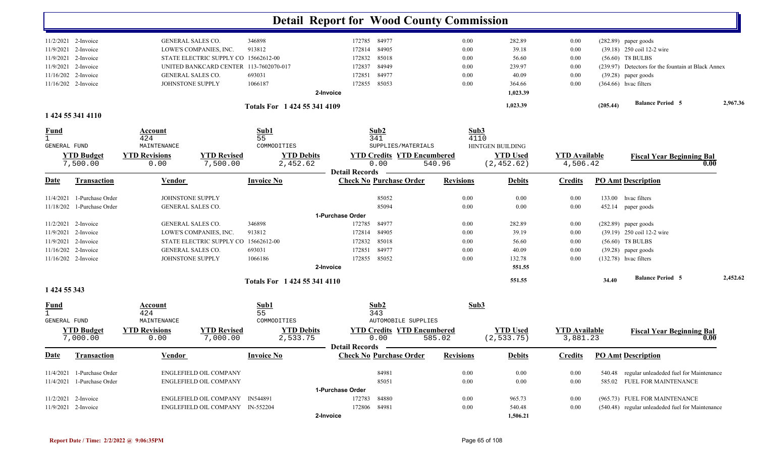# Detail Report for Wood County Commission

| Date | Transaction | Vendor | Invoice No | Check No | Purchase Order | Revisions | Debits | Credits | PO Amt | Description |
|---|---|---|---|---|---|---|---|---|---|---|
| 11/2/2021 | 2-Invoice | GENERAL SALES CO. | 346898 | 172785 | 84977 | 0.00 | 282.89 | 0.00 | (282.89) | paper goods |
| 11/9/2021 | 2-Invoice | LOWE'S COMPANIES, INC. | 913812 | 172814 | 84905 | 0.00 | 39.18 | 0.00 | (39.18) | 250 coil 12-2 wire |
| 11/9/2021 | 2-Invoice | STATE ELECTRIC SUPPLY CO | 15662612-00 | 172832 | 85018 | 0.00 | 56.60 | 0.00 | (56.60) | T8 BULBS |
| 11/9/2021 | 2-Invoice | UNITED BANKCARD CENTER | 113-7602070-017 | 172837 | 84949 | 0.00 | 239.97 | 0.00 | (239.97) | Detectors for the fountain at Black Annex |
| 11/16/202 | 2-Invoice | GENERAL SALES CO. | 693031 | 172851 | 84977 | 0.00 | 40.09 | 0.00 | (39.28) | paper goods |
| 11/16/202 | 2-Invoice | JOHNSTONE SUPPLY | 1066187 | 172855 | 85053 | 0.00 | 364.66 | 0.00 | (364.66) | hvac filters |
| | | | 2-Invoice | | | | 1,023.39 | | | |

**Totals For 1 424 55 341 4109** — 1,023.39 — (205.44) — Balance Period 5 — 2,967.36

## 1 424 55 341 4110

| Fund | Account | Sub1 | Sub2 | Sub3 |
|---|---|---|---|---|
| 1 | 424 | 55 | 341 | 4110 |
| GENERAL FUND | MAINTENANCE | COMMODITIES | SUPPLIES/MATERIALS | HINTGEN BUILDING |

| YTD Budget | YTD Revisions | YTD Revised | YTD Debits | YTD Credits | YTD Encumbered | YTD Used | YTD Available | Fiscal Year Beginning Bal |
|---|---|---|---|---|---|---|---|---|
| 7,500.00 | 0.00 | 7,500.00 | 2,452.62 | 0.00 | 540.96 | (2,452.62) | 4,506.42 | 0.00 |

**Detail Records**

| Date | Transaction | Vendor | Invoice No | Check No | Purchase Order | Revisions | Debits | Credits | PO Amt | Description |
|---|---|---|---|---|---|---|---|---|---|---|
| 11/4/2021 | 1-Purchase Order | JOHNSTONE SUPPLY | | | 85052 | 0.00 | 0.00 | 0.00 | 133.00 | hvac filters |
| 11/18/202 | 1-Purchase Order | GENERAL SALES CO. | | | 85094 | 0.00 | 0.00 | 0.00 | 452.14 | paper goods |
| | | | 1-Purchase Order | | | | | | | |
| 11/2/2021 | 2-Invoice | GENERAL SALES CO. | 346898 | 172785 | 84977 | 0.00 | 282.89 | 0.00 | (282.89) | paper goods |
| 11/9/2021 | 2-Invoice | LOWE'S COMPANIES, INC. | 913812 | 172814 | 84905 | 0.00 | 39.19 | 0.00 | (39.19) | 250 coil 12-2 wire |
| 11/9/2021 | 2-Invoice | STATE ELECTRIC SUPPLY CO | 15662612-00 | 172832 | 85018 | 0.00 | 56.60 | 0.00 | (56.60) | T8 BULBS |
| 11/16/202 | 2-Invoice | GENERAL SALES CO. | 693031 | 172851 | 84977 | 0.00 | 40.09 | 0.00 | (39.28) | paper goods |
| 11/16/202 | 2-Invoice | JOHNSTONE SUPPLY | 1066186 | 172855 | 85052 | 0.00 | 132.78 | 0.00 | (132.78) | hvac filters |
| | | | 2-Invoice | | | | 551.55 | | | |

**Totals For 1 424 55 341 4110** — 551.55 — 34.40 — Balance Period 5 — 2,452.62

## 1 424 55 343

| Fund | Account | Sub1 | Sub2 | Sub3 |
|---|---|---|---|---|
| 1 | 424 | 55 | 343 | |
| GENERAL FUND | MAINTENANCE | COMMODITIES | AUTOMOBILE SUPPLIES | |

| YTD Budget | YTD Revisions | YTD Revised | YTD Debits | YTD Credits | YTD Encumbered | YTD Used | YTD Available | Fiscal Year Beginning Bal |
|---|---|---|---|---|---|---|---|---|
| 7,000.00 | 0.00 | 7,000.00 | 2,533.75 | 0.00 | 585.02 | (2,533.75) | 3,881.23 | 0.00 |

**Detail Records**

| Date | Transaction | Vendor | Invoice No | Check No | Purchase Order | Revisions | Debits | Credits | PO Amt | Description |
|---|---|---|---|---|---|---|---|---|---|---|
| 11/4/2021 | 1-Purchase Order | ENGLEFIELD OIL COMPANY | | | 84981 | 0.00 | 0.00 | 0.00 | 540.48 | regular unleaded fuel for Maintenance |
| 11/4/2021 | 1-Purchase Order | ENGLEFIELD OIL COMPANY | | | 85051 | 0.00 | 0.00 | 0.00 | 585.02 | FUEL FOR MAINTENANCE |
| | | | 1-Purchase Order | | | | | | | |
| 11/2/2021 | 2-Invoice | ENGLEFIELD OIL COMPANY | IN544891 | 172783 | 84880 | 0.00 | 965.73 | 0.00 | (965.73) | FUEL FOR MAINTENANCE |
| 11/9/2021 | 2-Invoice | ENGLEFIELD OIL COMPANY | IN-552204 | 172806 | 84981 | 0.00 | 540.48 | 0.00 | (540.48) | regular unleaded fuel for Maintenance |
| | | | 2-Invoice | | | | 1,506.21 | | | |

Report Date / Time: 2/2/2022 @ 9:06:35PM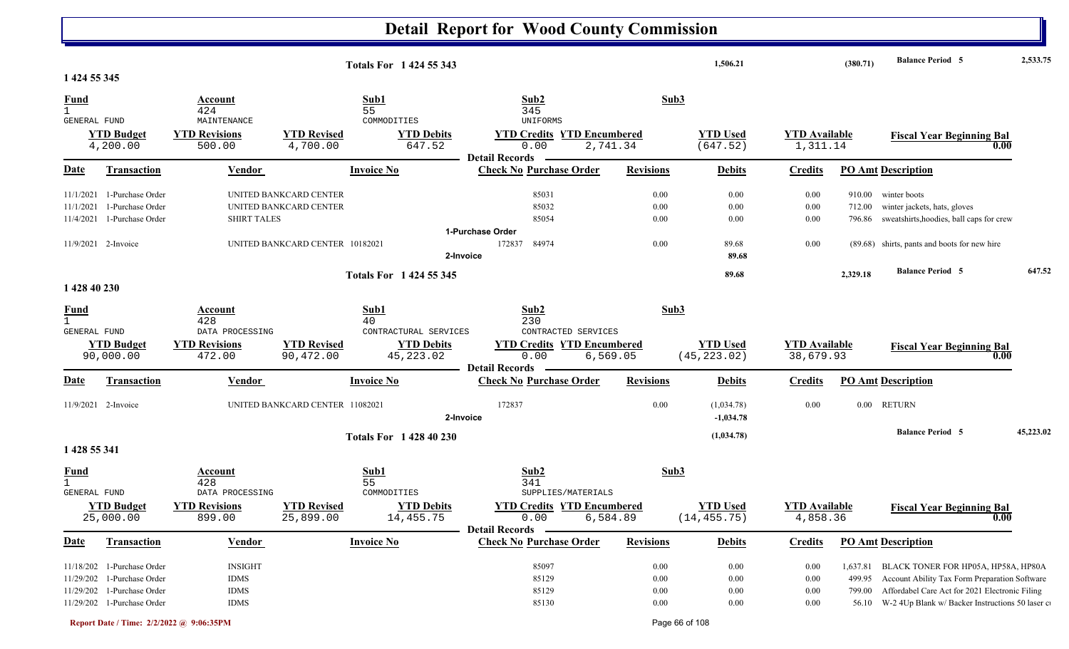# Detail Report for Wood County Commission

| | | | | | |
|---|---|---|---|---|---|
| **Totals For 1 424 55 343** | **1,506.21** | **(380.71)** | **Balance Period 5** | **2,533.75** |

## 1 424 55 345

| Fund | Account | Sub1 | Sub2 | Sub3 |
|---|---|---|---|---|
| 1 | 424 | 55 | 345 | |
| GENERAL FUND | MAINTENANCE | COMMODITIES | UNIFORMS | |

| YTD Budget | YTD Revisions | YTD Revised | YTD Debits | YTD Credits | YTD Encumbered | YTD Used | YTD Available | Fiscal Year Beginning Bal |
|---|---|---|---|---|---|---|---|---|
| 4,200.00 | 500.00 | 4,700.00 | 647.52 | 0.00 | 2,741.34 | (647.52) | 1,311.14 | 0.00 |

**Detail Records**

| Date | Transaction | Vendor | Invoice No | Check No | Purchase Order | Revisions | Debits | Credits | PO Amt | Description |
|---|---|---|---|---|---|---|---|---|---|---|
| 11/1/2021 | 1-Purchase Order | UNITED BANKCARD CENTER | | | 85031 | 0.00 | 0.00 | 0.00 | 910.00 | winter boots |
| 11/1/2021 | 1-Purchase Order | UNITED BANKCARD CENTER | | | 85032 | 0.00 | 0.00 | 0.00 | 712.00 | winter jackets, hats, gloves |
| 11/4/2021 | 1-Purchase Order | SHIRT TALES | | | 85054 | 0.00 | 0.00 | 0.00 | 796.86 | sweatshirts,hoodies, ball caps for crew |
| | **1-Purchase Order** | | | | | | | | | |
| 11/9/2021 | 2-Invoice | UNITED BANKCARD CENTER | 10182021 | 172837 | 84974 | 0.00 | 89.68 | 0.00 | (89.68) | shirts, pants and boots for new hire |
| | **2-Invoice** | | | | | | **89.68** | | | |

| | | | | |
|---|---|---|---|---|
| **Totals For 1 424 55 345** | **89.68** | **2,329.18** | **Balance Period 5** | **647.52** |

## 1 428 40 230

| Fund | Account | Sub1 | Sub2 | Sub3 |
|---|---|---|---|---|
| 1 | 428 | 40 | 230 | |
| GENERAL FUND | DATA PROCESSING | CONTRACTURAL SERVICES | CONTRACTED SERVICES | |

| YTD Budget | YTD Revisions | YTD Revised | YTD Debits | YTD Credits | YTD Encumbered | YTD Used | YTD Available | Fiscal Year Beginning Bal |
|---|---|---|---|---|---|---|---|---|
| 90,000.00 | 472.00 | 90,472.00 | 45,223.02 | 0.00 | 6,569.05 | (45,223.02) | 38,679.93 | 0.00 |

**Detail Records**

| Date | Transaction | Vendor | Invoice No | Check No | Purchase Order | Revisions | Debits | Credits | PO Amt | Description |
|---|---|---|---|---|---|---|---|---|---|---|
| 11/9/2021 | 2-Invoice | UNITED BANKCARD CENTER | 11082021 | 172837 | | 0.00 | (1,034.78) | 0.00 | 0.00 | RETURN |
| | **2-Invoice** | | | | | | **-1,034.78** | | | |

| | | | |
|---|---|---|---|
| **Totals For 1 428 40 230** | **(1,034.78)** | **Balance Period 5** | **45,223.02** |

## 1 428 55 341

| Fund | Account | Sub1 | Sub2 | Sub3 |
|---|---|---|---|---|
| 1 | 428 | 55 | 341 | |
| GENERAL FUND | DATA PROCESSING | COMMODITIES | SUPPLIES/MATERIALS | |

| YTD Budget | YTD Revisions | YTD Revised | YTD Debits | YTD Credits | YTD Encumbered | YTD Used | YTD Available | Fiscal Year Beginning Bal |
|---|---|---|---|---|---|---|---|---|
| 25,000.00 | 899.00 | 25,899.00 | 14,455.75 | 0.00 | 6,584.89 | (14,455.75) | 4,858.36 | 0.00 |

**Detail Records**

| Date | Transaction | Vendor | Invoice No | Check No | Purchase Order | Revisions | Debits | Credits | PO Amt | Description |
|---|---|---|---|---|---|---|---|---|---|---|
| 11/18/202 | 1-Purchase Order | INSIGHT | | | 85097 | 0.00 | 0.00 | 0.00 | 1,637.81 | BLACK TONER FOR HP05A, HP58A, HP80A |
| 11/29/202 | 1-Purchase Order | IDMS | | | 85129 | 0.00 | 0.00 | 0.00 | 499.95 | Account Ability Tax Form Preparation Software |
| 11/29/202 | 1-Purchase Order | IDMS | | | 85129 | 0.00 | 0.00 | 0.00 | 799.00 | Affordabel Care Act for 2021 Electronic Filing |
| 11/29/202 | 1-Purchase Order | IDMS | | | 85130 | 0.00 | 0.00 | 0.00 | 56.10 | W-2 4Up Blank w/ Backer Instructions 50 laser c |

Report Date / Time: 2/2/2022 @ 9:06:35PM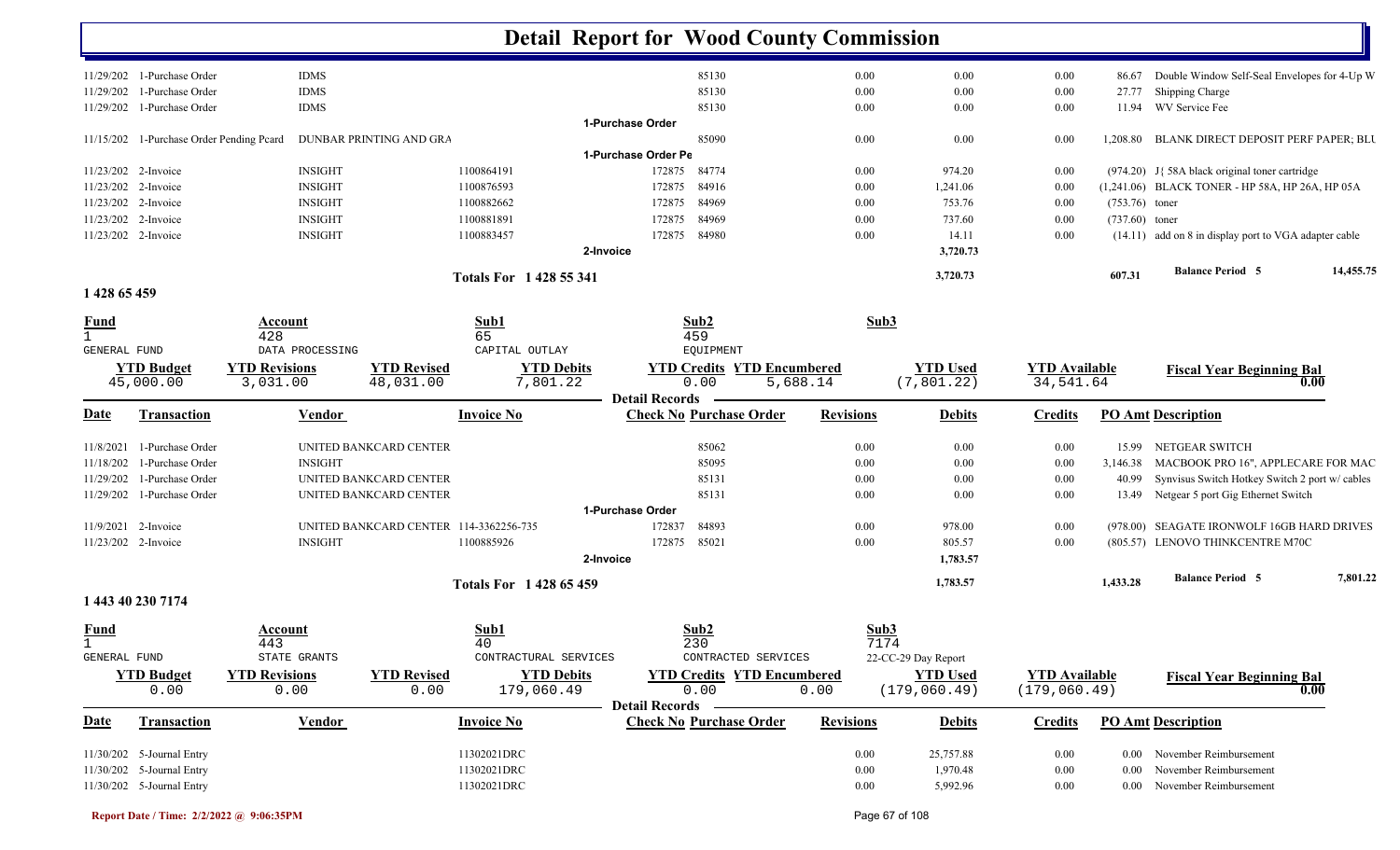# Detail Report for Wood County Commission

| Date | Transaction | Vendor | Invoice No | Check No | Purchase Order | Revisions | Debits | Credits | PO Amt | Description |
|---|---|---|---|---|---|---|---|---|---|---|
| 11/29/202 | 1-Purchase Order | IDMS | | | 85130 | 0.00 | 0.00 | 0.00 | 86.67 | Double Window Self-Seal Envelopes for 4-Up W |
| 11/29/202 | 1-Purchase Order | IDMS | | | 85130 | 0.00 | 0.00 | 0.00 | 27.77 | Shipping Charge |
| 11/29/202 | 1-Purchase Order | IDMS | | | 85130 | 0.00 | 0.00 | 0.00 | 11.94 | WV Service Fee |
| | | | | 1-Purchase Order | | | | | | |
| 11/15/202 | 1-Purchase Order Pending Pcard | DUNBAR PRINTING AND GRA | | | 85090 | 0.00 | 0.00 | 0.00 | 1,208.80 | BLANK DIRECT DEPOSIT PERF PAPER; BLU |
| | | | | 1-Purchase Order Pe | | | | | | |
| 11/23/202 | 2-Invoice | INSIGHT | 1100864191 | 172875 | 84774 | 0.00 | 974.20 | 0.00 | (974.20) | J{ 58A black original toner cartridge |
| 11/23/202 | 2-Invoice | INSIGHT | 1100876593 | 172875 | 84916 | 0.00 | 1,241.06 | 0.00 | (1,241.06) | BLACK TONER - HP 58A, HP 26A, HP 05A |
| 11/23/202 | 2-Invoice | INSIGHT | 1100882662 | 172875 | 84969 | 0.00 | 753.76 | 0.00 | (753.76) | toner |
| 11/23/202 | 2-Invoice | INSIGHT | 1100881891 | 172875 | 84969 | 0.00 | 737.60 | 0.00 | (737.60) | toner |
| 11/23/202 | 2-Invoice | INSIGHT | 1100883457 | 172875 | 84980 | 0.00 | 14.11 | 0.00 | (14.11) | add on 8 in display port to VGA adapter cable |
| | | | | 2-Invoice | | | 3,720.73 | | | |
| | | | Totals For 1 428 55 341 | | | | 3,720.73 | | 607.31 | Balance Period 5 — 14,455.75 |

## 1 428 65 459

| Fund | Account | Sub1 | Sub2 | Sub3 |
|---|---|---|---|---|
| 1 GENERAL FUND | 428 DATA PROCESSING | 65 CAPITAL OUTLAY | 459 EQUIPMENT | |

| YTD Budget | YTD Revisions | YTD Revised | YTD Debits | YTD Credits | YTD Encumbered | YTD Used | YTD Available | Fiscal Year Beginning Bal |
|---|---|---|---|---|---|---|---|---|
| 45,000.00 | 3,031.00 | 48,031.00 | 7,801.22 | 0.00 | 5,688.14 | (7,801.22) | 34,541.64 | 0.00 |

| Date | Transaction | Vendor | Invoice No | Check No | Purchase Order | Revisions | Debits | Credits | PO Amt | Description |
|---|---|---|---|---|---|---|---|---|---|---|
| 11/8/2021 | 1-Purchase Order | UNITED BANKCARD CENTER | | | 85062 | 0.00 | 0.00 | 0.00 | 15.99 | NETGEAR SWITCH |
| 11/18/202 | 1-Purchase Order | INSIGHT | | | 85095 | 0.00 | 0.00 | 0.00 | 3,146.38 | MACBOOK PRO 16", APPLECARE FOR MAC |
| 11/29/202 | 1-Purchase Order | UNITED BANKCARD CENTER | | | 85131 | 0.00 | 0.00 | 0.00 | 40.99 | Synvisus Switch Hotkey Switch 2 port w/ cables |
| 11/29/202 | 1-Purchase Order | UNITED BANKCARD CENTER | | | 85131 | 0.00 | 0.00 | 0.00 | 13.49 | Netgear 5 port Gig Ethernet Switch |
| | | | | 1-Purchase Order | | | | | | |
| 11/9/2021 | 2-Invoice | UNITED BANKCARD CENTER | 114-3362256-735 | 172837 | 84893 | 0.00 | 978.00 | 0.00 | (978.00) | SEAGATE IRONWOLF 16GB HARD DRIVES |
| 11/23/202 | 2-Invoice | INSIGHT | 1100885926 | 172875 | 85021 | 0.00 | 805.57 | 0.00 | (805.57) | LENOVO THINKCENTRE M70C |
| | | | | 2-Invoice | | | 1,783.57 | | | |
| | | | Totals For 1 428 65 459 | | | | 1,783.57 | | 1,433.28 | Balance Period 5 — 7,801.22 |

## 1 443 40 230 7174

| Fund | Account | Sub1 | Sub2 | Sub3 |
|---|---|---|---|---|
| 1 GENERAL FUND | 443 STATE GRANTS | 40 CONTRACTURAL SERVICES | 230 CONTRACTED SERVICES | 7174 22-CC-29 Day Report |

| YTD Budget | YTD Revisions | YTD Revised | YTD Debits | YTD Credits | YTD Encumbered | YTD Used | YTD Available | Fiscal Year Beginning Bal |
|---|---|---|---|---|---|---|---|---|
| 0.00 | 0.00 | 0.00 | 179,060.49 | 0.00 | 0.00 | (179,060.49) | (179,060.49) | 0.00 |

| Date | Transaction | Vendor | Invoice No | Check No | Purchase Order | Revisions | Debits | Credits | PO Amt | Description |
|---|---|---|---|---|---|---|---|---|---|---|
| 11/30/202 | 5-Journal Entry | | 11302021DRC | | | 0.00 | 25,757.88 | 0.00 | 0.00 | November Reimbursement |
| 11/30/202 | 5-Journal Entry | | 11302021DRC | | | 0.00 | 1,970.48 | 0.00 | 0.00 | November Reimbursement |
| 11/30/202 | 5-Journal Entry | | 11302021DRC | | | 0.00 | 5,992.96 | 0.00 | 0.00 | November Reimbursement |

Report Date / Time: 2/2/2022 @ 9:06:35PM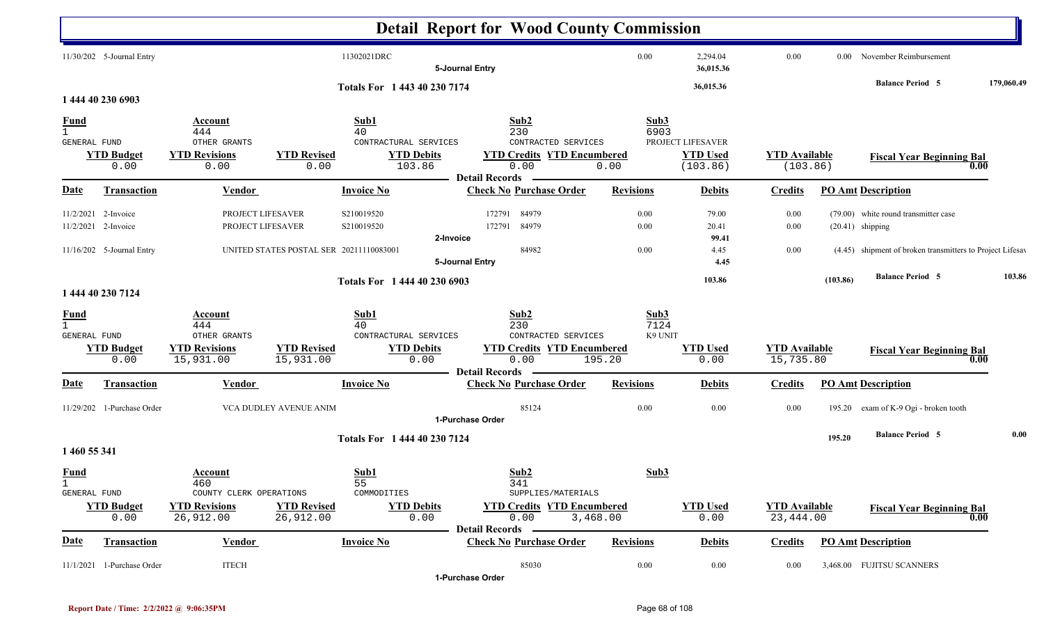# Detail Report for Wood County Commission

| Date | Transaction | Vendor | Invoice No | Check No | Purchase Order | Revisions | Debits | Credits | PO Amt | Description |
|---|---|---|---|---|---|---|---|---|---|---|
| 11/30/202 | 5-Journal Entry | | 11302021DRC | | | 0.00 | 2,294.04 | 0.00 | 0.00 | November Reimbursement |
| | | | | 5-Journal Entry | | | 36,015.36 | | | |

**Totals For 1 443 40 230 7174** — 36,015.36 — **Balance Period 5** 179,060.49

## 1 444 40 230 6903

| Fund | Account | Sub1 | Sub2 | Sub3 |
|---|---|---|---|---|
| 1 | 444 | 40 | 230 | 6903 |
| GENERAL FUND | OTHER GRANTS | CONTRACTUAL SERVICES | CONTRACTED SERVICES | PROJECT LIFESAVER |

| YTD Budget | YTD Revisions | YTD Revised | YTD Debits | YTD Credits | YTD Encumbered | YTD Used | YTD Available | Fiscal Year Beginning Bal |
|---|---|---|---|---|---|---|---|---|
| 0.00 | 0.00 | 0.00 | 103.86 | 0.00 | 0.00 | (103.86) | (103.86) | 0.00 |

**Detail Records**

| Date | Transaction | Vendor | Invoice No | Check No | Purchase Order | Revisions | Debits | Credits | PO Amt | Description |
|---|---|---|---|---|---|---|---|---|---|---|
| 11/2/2021 | 2-Invoice | PROJECT LIFESAVER | S210019520 | 172791 | 84979 | 0.00 | 79.00 | 0.00 | (79.00) | white round transmitter case |
| 11/2/2021 | 2-Invoice | PROJECT LIFESAVER | S210019520 | 172791 | 84979 | 0.00 | 20.41 | 0.00 | (20.41) | shipping |
| | | | | 2-Invoice | | | 99.41 | | | |
| 11/16/202 | 5-Journal Entry | UNITED STATES POSTAL SER | 20211110083001 | | 84982 | 0.00 | 4.45 | 0.00 | (4.45) | shipment of broken transmitters to Project Lifesav |
| | | | | 5-Journal Entry | | | 4.45 | | | |

**Totals For 1 444 40 230 6903** — 103.86 — (103.86) — **Balance Period 5** 103.86

## 1 444 40 230 7124

| Fund | Account | Sub1 | Sub2 | Sub3 |
|---|---|---|---|---|
| 1 | 444 | 40 | 230 | 7124 |
| GENERAL FUND | OTHER GRANTS | CONTRACTUAL SERVICES | CONTRACTED SERVICES | K9 UNIT |

| YTD Budget | YTD Revisions | YTD Revised | YTD Debits | YTD Credits | YTD Encumbered | YTD Used | YTD Available | Fiscal Year Beginning Bal |
|---|---|---|---|---|---|---|---|---|
| 0.00 | 15,931.00 | 15,931.00 | 0.00 | 0.00 | 195.20 | 0.00 | 15,735.80 | 0.00 |

**Detail Records**

| Date | Transaction | Vendor | Invoice No | Check No | Purchase Order | Revisions | Debits | Credits | PO Amt | Description |
|---|---|---|---|---|---|---|---|---|---|---|
| 11/29/202 | 1-Purchase Order | VCA DUDLEY AVENUE ANIM | | | 85124 | 0.00 | 0.00 | 0.00 | 195.20 | exam of K-9 Ogi - broken tooth |
| | | | | 1-Purchase Order | | | | | | |

**Totals For 1 444 40 230 7124** — 195.20 — **Balance Period 5** 0.00

## 1 460 55 341

| Fund | Account | Sub1 | Sub2 | Sub3 |
|---|---|---|---|---|
| 1 | 460 | 55 | 341 | |
| GENERAL FUND | COUNTY CLERK OPERATIONS | COMMODITIES | SUPPLIES/MATERIALS | |

| YTD Budget | YTD Revisions | YTD Revised | YTD Debits | YTD Credits | YTD Encumbered | YTD Used | YTD Available | Fiscal Year Beginning Bal |
|---|---|---|---|---|---|---|---|---|
| 0.00 | 26,912.00 | 26,912.00 | 0.00 | 0.00 | 3,468.00 | 0.00 | 23,444.00 | 0.00 |

**Detail Records**

| Date | Transaction | Vendor | Invoice No | Check No | Purchase Order | Revisions | Debits | Credits | PO Amt | Description |
|---|---|---|---|---|---|---|---|---|---|---|
| 11/1/2021 | 1-Purchase Order | ITECH | | | 85030 | 0.00 | 0.00 | 0.00 | 3,468.00 | FUJITSU SCANNERS |
| | | | | 1-Purchase Order | | | | | | |

Report Date / Time: 2/2/2022 @ 9:06:35PM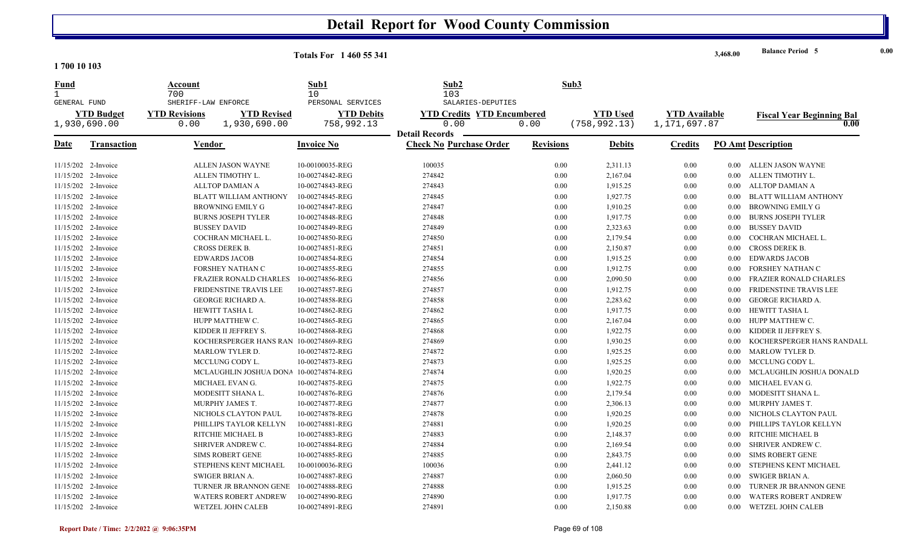# Detail Report for Wood County Commission

**1 700 10 103**

Totals For 1 460 55 341 — 3,468.00 — Balance Period 5 — 0.00

| Fund | Account | Sub1 | Sub2 | Sub3 |
|---|---|---|---|---|
| 1 | 700 | 10 | 103 | |
| GENERAL FUND | SHERIFF-LAW ENFORCE | PERSONAL SERVICES | SALARIES-DEPUTIES | |

| YTD Budget | YTD Revisions | YTD Revised | YTD Debits | YTD Credits | YTD Encumbered | YTD Used | YTD Available | Fiscal Year Beginning Bal |
|---|---|---|---|---|---|---|---|---|
| 1,930,690.00 | 0.00 | 1,930,690.00 | 758,992.13 | 0.00 | 0.00 | (758,992.13) | 1,171,697.87 | 0.00 |

**Detail Records**

| Date | Transaction | Vendor | Invoice No | Check No | Purchase Order | Revisions | Debits | Credits | PO Amt | Description |
|---|---|---|---|---|---|---|---|---|---|---|
| 11/15/202 | 2-Invoice | ALLEN JASON WAYNE | 10-00100035-REG | 100035 | | 0.00 | 2,311.13 | 0.00 | 0.00 | ALLEN JASON WAYNE |
| 11/15/202 | 2-Invoice | ALLEN TIMOTHY L. | 10-00274842-REG | 274842 | | 0.00 | 2,167.04 | 0.00 | 0.00 | ALLEN TIMOTHY L. |
| 11/15/202 | 2-Invoice | ALLTOP DAMIAN A | 10-00274843-REG | 274843 | | 0.00 | 1,915.25 | 0.00 | 0.00 | ALLTOP DAMIAN A |
| 11/15/202 | 2-Invoice | BLATT WILLIAM ANTHONY | 10-00274845-REG | 274845 | | 0.00 | 1,927.75 | 0.00 | 0.00 | BLATT WILLIAM ANTHONY |
| 11/15/202 | 2-Invoice | BROWNING EMILY G | 10-00274847-REG | 274847 | | 0.00 | 1,910.25 | 0.00 | 0.00 | BROWNING EMILY G |
| 11/15/202 | 2-Invoice | BURNS JOSEPH TYLER | 10-00274848-REG | 274848 | | 0.00 | 1,917.75 | 0.00 | 0.00 | BURNS JOSEPH TYLER |
| 11/15/202 | 2-Invoice | BUSSEY DAVID | 10-00274849-REG | 274849 | | 0.00 | 2,323.63 | 0.00 | 0.00 | BUSSEY DAVID |
| 11/15/202 | 2-Invoice | COCHRAN MICHAEL L. | 10-00274850-REG | 274850 | | 0.00 | 2,179.54 | 0.00 | 0.00 | COCHRAN MICHAEL L. |
| 11/15/202 | 2-Invoice | CROSS DEREK B. | 10-00274851-REG | 274851 | | 0.00 | 2,150.87 | 0.00 | 0.00 | CROSS DEREK B. |
| 11/15/202 | 2-Invoice | EDWARDS JACOB | 10-00274854-REG | 274854 | | 0.00 | 1,915.25 | 0.00 | 0.00 | EDWARDS JACOB |
| 11/15/202 | 2-Invoice | FORSHEY NATHAN C | 10-00274855-REG | 274855 | | 0.00 | 1,912.75 | 0.00 | 0.00 | FORSHEY NATHAN C |
| 11/15/202 | 2-Invoice | FRAZIER RONALD CHARLES | 10-00274856-REG | 274856 | | 0.00 | 2,090.50 | 0.00 | 0.00 | FRAZIER RONALD CHARLES |
| 11/15/202 | 2-Invoice | FRIDENSTINE TRAVIS LEE | 10-00274857-REG | 274857 | | 0.00 | 1,912.75 | 0.00 | 0.00 | FRIDENSTINE TRAVIS LEE |
| 11/15/202 | 2-Invoice | GEORGE RICHARD A. | 10-00274858-REG | 274858 | | 0.00 | 2,283.62 | 0.00 | 0.00 | GEORGE RICHARD A. |
| 11/15/202 | 2-Invoice | HEWITT TASHA L | 10-00274862-REG | 274862 | | 0.00 | 1,917.75 | 0.00 | 0.00 | HEWITT TASHA L |
| 11/15/202 | 2-Invoice | HUPP MATTHEW C. | 10-00274865-REG | 274865 | | 0.00 | 2,167.04 | 0.00 | 0.00 | HUPP MATTHEW C. |
| 11/15/202 | 2-Invoice | KIDDER II JEFFREY S. | 10-00274868-REG | 274868 | | 0.00 | 1,922.75 | 0.00 | 0.00 | KIDDER II JEFFREY S. |
| 11/15/202 | 2-Invoice | KOCHERSPERGER HANS RAN | 10-00274869-REG | 274869 | | 0.00 | 1,930.25 | 0.00 | 0.00 | KOCHERSPERGER HANS RANDALL |
| 11/15/202 | 2-Invoice | MARLOW TYLER D. | 10-00274872-REG | 274872 | | 0.00 | 1,925.25 | 0.00 | 0.00 | MARLOW TYLER D. |
| 11/15/202 | 2-Invoice | MCCLUNG CODY L. | 10-00274873-REG | 274873 | | 0.00 | 1,925.25 | 0.00 | 0.00 | MCCLUNG CODY L. |
| 11/15/202 | 2-Invoice | MCLAUGHLIN JOSHUA DONA | 10-00274874-REG | 274874 | | 0.00 | 1,920.25 | 0.00 | 0.00 | MCLAUGHLIN JOSHUA DONALD |
| 11/15/202 | 2-Invoice | MICHAEL EVAN G. | 10-00274875-REG | 274875 | | 0.00 | 1,922.75 | 0.00 | 0.00 | MICHAEL EVAN G. |
| 11/15/202 | 2-Invoice | MODESITT SHANA L. | 10-00274876-REG | 274876 | | 0.00 | 2,179.54 | 0.00 | 0.00 | MODESITT SHANA L. |
| 11/15/202 | 2-Invoice | MURPHY JAMES T. | 10-00274877-REG | 274877 | | 0.00 | 2,306.13 | 0.00 | 0.00 | MURPHY JAMES T. |
| 11/15/202 | 2-Invoice | NICHOLS CLAYTON PAUL | 10-00274878-REG | 274878 | | 0.00 | 1,920.25 | 0.00 | 0.00 | NICHOLS CLAYTON PAUL |
| 11/15/202 | 2-Invoice | PHILLIPS TAYLOR KELLYN | 10-00274881-REG | 274881 | | 0.00 | 1,920.25 | 0.00 | 0.00 | PHILLIPS TAYLOR KELLYN |
| 11/15/202 | 2-Invoice | RITCHIE MICHAEL B | 10-00274883-REG | 274883 | | 0.00 | 2,148.37 | 0.00 | 0.00 | RITCHIE MICHAEL B |
| 11/15/202 | 2-Invoice | SHRIVER ANDREW C. | 10-00274884-REG | 274884 | | 0.00 | 2,169.54 | 0.00 | 0.00 | SHRIVER ANDREW C. |
| 11/15/202 | 2-Invoice | SIMS ROBERT GENE | 10-00274885-REG | 274885 | | 0.00 | 2,843.75 | 0.00 | 0.00 | SIMS ROBERT GENE |
| 11/15/202 | 2-Invoice | STEPHENS KENT MICHAEL | 10-00100036-REG | 100036 | | 0.00 | 2,441.12 | 0.00 | 0.00 | STEPHENS KENT MICHAEL |
| 11/15/202 | 2-Invoice | SWIGER BRIAN A. | 10-00274887-REG | 274887 | | 0.00 | 2,060.50 | 0.00 | 0.00 | SWIGER BRIAN A. |
| 11/15/202 | 2-Invoice | TURNER JR BRANNON GENE | 10-00274888-REG | 274888 | | 0.00 | 1,915.25 | 0.00 | 0.00 | TURNER JR BRANNON GENE |
| 11/15/202 | 2-Invoice | WATERS ROBERT ANDREW | 10-00274890-REG | 274890 | | 0.00 | 1,917.75 | 0.00 | 0.00 | WATERS ROBERT ANDREW |
| 11/15/202 | 2-Invoice | WETZEL JOHN CALEB | 10-00274891-REG | 274891 | | 0.00 | 2,150.88 | 0.00 | 0.00 | WETZEL JOHN CALEB |

Report Date / Time: 2/2/2022 @ 9:06:35PM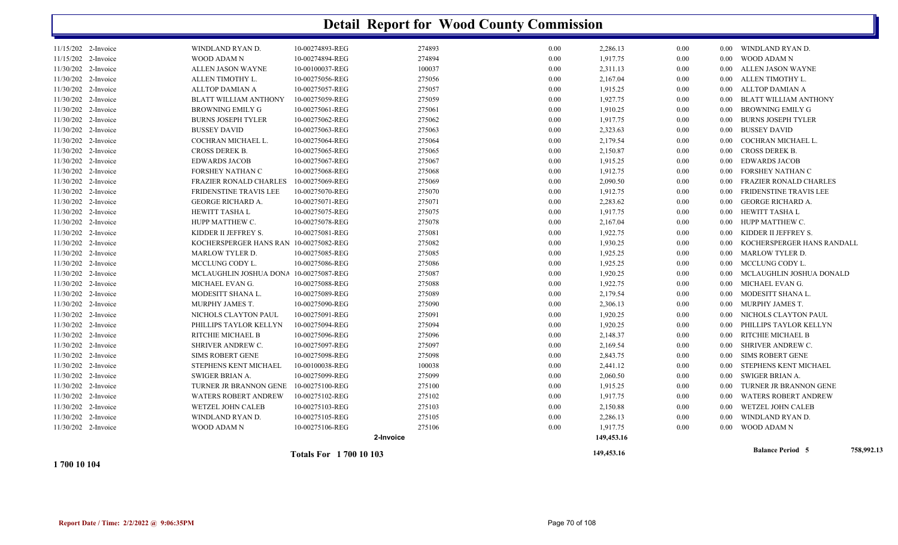# Detail Report for Wood County Commission

| Date | Type | Name | Reference | Number | | Amount | | | Description |
|---|---|---|---|---|---|---|---|---|---|
| 11/15/202 | 2-Invoice | WINDLAND RYAN D. | 10-00274893-REG | 274893 | 0.00 | 2,286.13 | 0.00 | 0.00 | WINDLAND RYAN D. |
| 11/15/202 | 2-Invoice | WOOD ADAM N | 10-00274894-REG | 274894 | 0.00 | 1,917.75 | 0.00 | 0.00 | WOOD ADAM N |
| 11/30/202 | 2-Invoice | ALLEN JASON WAYNE | 10-00100037-REG | 100037 | 0.00 | 2,311.13 | 0.00 | 0.00 | ALLEN JASON WAYNE |
| 11/30/202 | 2-Invoice | ALLEN TIMOTHY L. | 10-00275056-REG | 275056 | 0.00 | 2,167.04 | 0.00 | 0.00 | ALLEN TIMOTHY L. |
| 11/30/202 | 2-Invoice | ALLTOP DAMIAN A | 10-00275057-REG | 275057 | 0.00 | 1,915.25 | 0.00 | 0.00 | ALLTOP DAMIAN A |
| 11/30/202 | 2-Invoice | BLATT WILLIAM ANTHONY | 10-00275059-REG | 275059 | 0.00 | 1,927.75 | 0.00 | 0.00 | BLATT WILLIAM ANTHONY |
| 11/30/202 | 2-Invoice | BROWNING EMILY G | 10-00275061-REG | 275061 | 0.00 | 1,910.25 | 0.00 | 0.00 | BROWNING EMILY G |
| 11/30/202 | 2-Invoice | BURNS JOSEPH TYLER | 10-00275062-REG | 275062 | 0.00 | 1,917.75 | 0.00 | 0.00 | BURNS JOSEPH TYLER |
| 11/30/202 | 2-Invoice | BUSSEY DAVID | 10-00275063-REG | 275063 | 0.00 | 2,323.63 | 0.00 | 0.00 | BUSSEY DAVID |
| 11/30/202 | 2-Invoice | COCHRAN MICHAEL L. | 10-00275064-REG | 275064 | 0.00 | 2,179.54 | 0.00 | 0.00 | COCHRAN MICHAEL L. |
| 11/30/202 | 2-Invoice | CROSS DEREK B. | 10-00275065-REG | 275065 | 0.00 | 2,150.87 | 0.00 | 0.00 | CROSS DEREK B. |
| 11/30/202 | 2-Invoice | EDWARDS JACOB | 10-00275067-REG | 275067 | 0.00 | 1,915.25 | 0.00 | 0.00 | EDWARDS JACOB |
| 11/30/202 | 2-Invoice | FORSHEY NATHAN C | 10-00275068-REG | 275068 | 0.00 | 1,912.75 | 0.00 | 0.00 | FORSHEY NATHAN C |
| 11/30/202 | 2-Invoice | FRAZIER RONALD CHARLES | 10-00275069-REG | 275069 | 0.00 | 2,090.50 | 0.00 | 0.00 | FRAZIER RONALD CHARLES |
| 11/30/202 | 2-Invoice | FRIDENSTINE TRAVIS LEE | 10-00275070-REG | 275070 | 0.00 | 1,912.75 | 0.00 | 0.00 | FRIDENSTINE TRAVIS LEE |
| 11/30/202 | 2-Invoice | GEORGE RICHARD A. | 10-00275071-REG | 275071 | 0.00 | 2,283.62 | 0.00 | 0.00 | GEORGE RICHARD A. |
| 11/30/202 | 2-Invoice | HEWITT TASHA L | 10-00275075-REG | 275075 | 0.00 | 1,917.75 | 0.00 | 0.00 | HEWITT TASHA L |
| 11/30/202 | 2-Invoice | HUPP MATTHEW C. | 10-00275078-REG | 275078 | 0.00 | 2,167.04 | 0.00 | 0.00 | HUPP MATTHEW C. |
| 11/30/202 | 2-Invoice | KIDDER II JEFFREY S. | 10-00275081-REG | 275081 | 0.00 | 1,922.75 | 0.00 | 0.00 | KIDDER II JEFFREY S. |
| 11/30/202 | 2-Invoice | KOCHERSPERGER HANS RAN | 10-00275082-REG | 275082 | 0.00 | 1,930.25 | 0.00 | 0.00 | KOCHERSPERGER HANS RANDALL |
| 11/30/202 | 2-Invoice | MARLOW TYLER D. | 10-00275085-REG | 275085 | 0.00 | 1,925.25 | 0.00 | 0.00 | MARLOW TYLER D. |
| 11/30/202 | 2-Invoice | MCCLUNG CODY L. | 10-00275086-REG | 275086 | 0.00 | 1,925.25 | 0.00 | 0.00 | MCCLUNG CODY L. |
| 11/30/202 | 2-Invoice | MCLAUGHLIN JOSHUA DONA | 10-00275087-REG | 275087 | 0.00 | 1,920.25 | 0.00 | 0.00 | MCLAUGHLIN JOSHUA DONALD |
| 11/30/202 | 2-Invoice | MICHAEL EVAN G. | 10-00275088-REG | 275088 | 0.00 | 1,922.75 | 0.00 | 0.00 | MICHAEL EVAN G. |
| 11/30/202 | 2-Invoice | MODESITT SHANA L. | 10-00275089-REG | 275089 | 0.00 | 2,179.54 | 0.00 | 0.00 | MODESITT SHANA L. |
| 11/30/202 | 2-Invoice | MURPHY JAMES T. | 10-00275090-REG | 275090 | 0.00 | 2,306.13 | 0.00 | 0.00 | MURPHY JAMES T. |
| 11/30/202 | 2-Invoice | NICHOLS CLAYTON PAUL | 10-00275091-REG | 275091 | 0.00 | 1,920.25 | 0.00 | 0.00 | NICHOLS CLAYTON PAUL |
| 11/30/202 | 2-Invoice | PHILLIPS TAYLOR KELLYN | 10-00275094-REG | 275094 | 0.00 | 1,920.25 | 0.00 | 0.00 | PHILLIPS TAYLOR KELLYN |
| 11/30/202 | 2-Invoice | RITCHIE MICHAEL B | 10-00275096-REG | 275096 | 0.00 | 2,148.37 | 0.00 | 0.00 | RITCHIE MICHAEL B |
| 11/30/202 | 2-Invoice | SHRIVER ANDREW C. | 10-00275097-REG | 275097 | 0.00 | 2,169.54 | 0.00 | 0.00 | SHRIVER ANDREW C. |
| 11/30/202 | 2-Invoice | SIMS ROBERT GENE | 10-00275098-REG | 275098 | 0.00 | 2,843.75 | 0.00 | 0.00 | SIMS ROBERT GENE |
| 11/30/202 | 2-Invoice | STEPHENS KENT MICHAEL | 10-00100038-REG | 100038 | 0.00 | 2,441.12 | 0.00 | 0.00 | STEPHENS KENT MICHAEL |
| 11/30/202 | 2-Invoice | SWIGER BRIAN A. | 10-00275099-REG | 275099 | 0.00 | 2,060.50 | 0.00 | 0.00 | SWIGER BRIAN A. |
| 11/30/202 | 2-Invoice | TURNER JR BRANNON GENE | 10-00275100-REG | 275100 | 0.00 | 1,915.25 | 0.00 | 0.00 | TURNER JR BRANNON GENE |
| 11/30/202 | 2-Invoice | WATERS ROBERT ANDREW | 10-00275102-REG | 275102 | 0.00 | 1,917.75 | 0.00 | 0.00 | WATERS ROBERT ANDREW |
| 11/30/202 | 2-Invoice | WETZEL JOHN CALEB | 10-00275103-REG | 275103 | 0.00 | 2,150.88 | 0.00 | 0.00 | WETZEL JOHN CALEB |
| 11/30/202 | 2-Invoice | WINDLAND RYAN D. | 10-00275105-REG | 275105 | 0.00 | 2,286.13 | 0.00 | 0.00 | WINDLAND RYAN D. |
| 11/30/202 | 2-Invoice | WOOD ADAM N | 10-00275106-REG | 275106 | 0.00 | 1,917.75 | 0.00 | 0.00 | WOOD ADAM N |
| | | | **2-Invoice** | | | **149,453.16** | | | |
| | | | **Totals For 1 700 10 103** | | | **149,453.16** | | | **Balance Period 5** 758,992.13 |

**1 700 10 104**

**Report Date / Time: 2/2/2022 @ 9:06:35PM**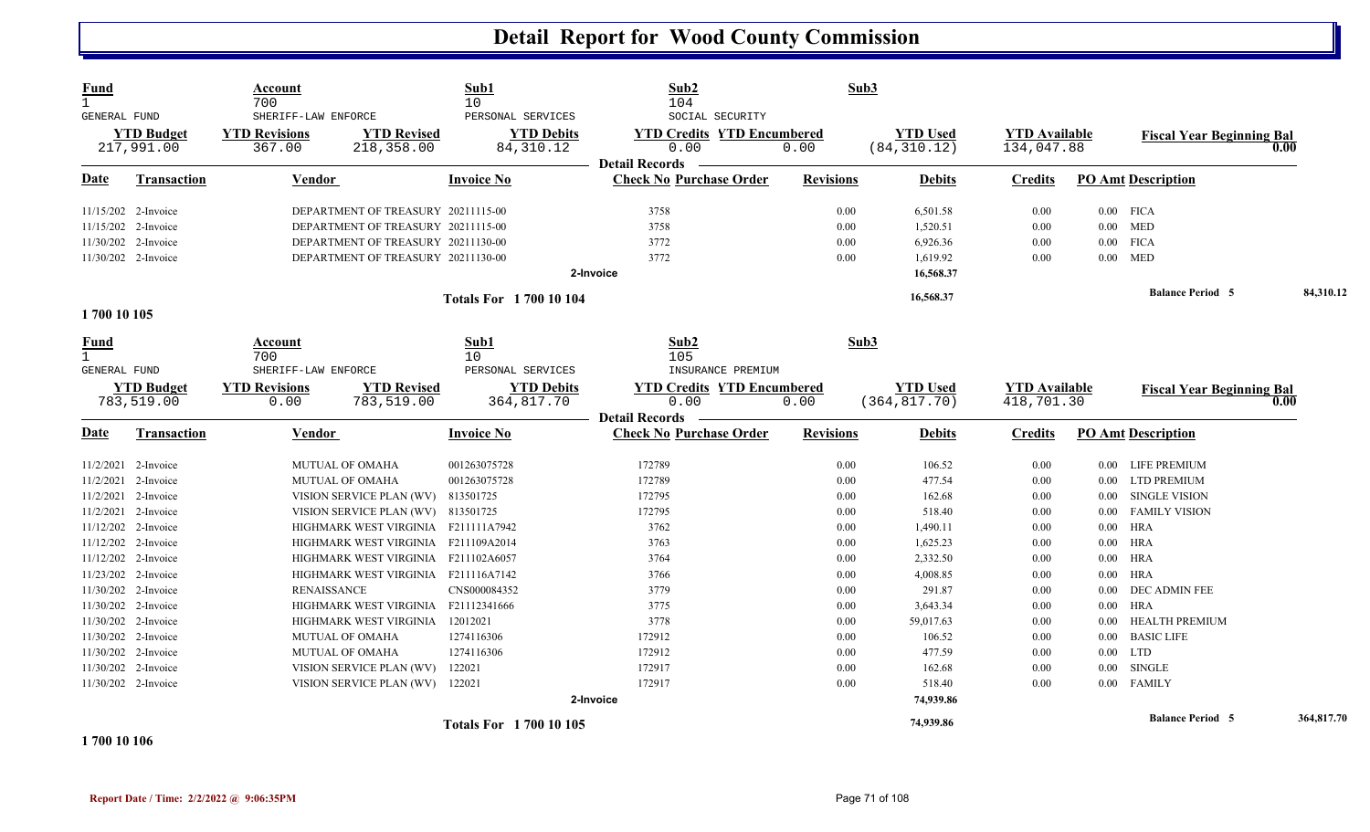# Detail Report for Wood County Commission

| Fund | Account | | Sub1 | Sub2 | | Sub3 | | |
|---|---|---|---|---|---|---|---|---|
| 1 | 700 | | 10 | 104 | | | | |
| GENERAL FUND | SHERIFF-LAW ENFORCE | | PERSONAL SERVICES | SOCIAL SECURITY | | | | |
| **YTD Budget** | **YTD Revisions** | **YTD Revised** | **YTD Debits** | **YTD Credits** | **YTD Encumbered** | **YTD Used** | **YTD Available** | **Fiscal Year Beginning Bal** |
| 217,991.00 | 367.00 | 218,358.00 | 84,310.12 | 0.00 | 0.00 | (84,310.12) | 134,047.88 | 0.00 |

**Detail Records**

| Date | Transaction | Vendor | Invoice No | Check No | Purchase Order | Revisions | Debits | Credits | PO Amt | Description |
|---|---|---|---|---|---|---|---|---|---|---|
| 11/15/202 | 2-Invoice | DEPARTMENT OF TREASURY | 20211115-00 | 3758 | | 0.00 | 6,501.58 | 0.00 | 0.00 | FICA |
| 11/15/202 | 2-Invoice | DEPARTMENT OF TREASURY | 20211115-00 | 3758 | | 0.00 | 1,520.51 | 0.00 | 0.00 | MED |
| 11/30/202 | 2-Invoice | DEPARTMENT OF TREASURY | 20211130-00 | 3772 | | 0.00 | 6,926.36 | 0.00 | 0.00 | FICA |
| 11/30/202 | 2-Invoice | DEPARTMENT OF TREASURY | 20211130-00 | 3772 | | 0.00 | 1,619.92 | 0.00 | 0.00 | MED |
| | | | | 2-Invoice | | | 16,568.37 | | | |
| | | | Totals For 1 700 10 104 | | | | 16,568.37 | | | Balance Period 5 84,310.12 |

**1 700 10 105**

| Fund | Account | | Sub1 | Sub2 | | Sub3 | | |
|---|---|---|---|---|---|---|---|---|
| 1 | 700 | | 10 | 105 | | | | |
| GENERAL FUND | SHERIFF-LAW ENFORCE | | PERSONAL SERVICES | INSURANCE PREMIUM | | | | |
| **YTD Budget** | **YTD Revisions** | **YTD Revised** | **YTD Debits** | **YTD Credits** | **YTD Encumbered** | **YTD Used** | **YTD Available** | **Fiscal Year Beginning Bal** |
| 783,519.00 | 0.00 | 783,519.00 | 364,817.70 | 0.00 | 0.00 | (364,817.70) | 418,701.30 | 0.00 |

**Detail Records**

| Date | Transaction | Vendor | Invoice No | Check No | Purchase Order | Revisions | Debits | Credits | PO Amt | Description |
|---|---|---|---|---|---|---|---|---|---|---|
| 11/2/2021 | 2-Invoice | MUTUAL OF OMAHA | 001263075728 | 172789 | | 0.00 | 106.52 | 0.00 | 0.00 | LIFE PREMIUM |
| 11/2/2021 | 2-Invoice | MUTUAL OF OMAHA | 001263075728 | 172789 | | 0.00 | 477.54 | 0.00 | 0.00 | LTD PREMIUM |
| 11/2/2021 | 2-Invoice | VISION SERVICE PLAN (WV) | 813501725 | 172795 | | 0.00 | 162.68 | 0.00 | 0.00 | SINGLE VISION |
| 11/2/2021 | 2-Invoice | VISION SERVICE PLAN (WV) | 813501725 | 172795 | | 0.00 | 518.40 | 0.00 | 0.00 | FAMILY VISION |
| 11/12/202 | 2-Invoice | HIGHMARK WEST VIRGINIA | F211111A7942 | 3762 | | 0.00 | 1,490.11 | 0.00 | 0.00 | HRA |
| 11/12/202 | 2-Invoice | HIGHMARK WEST VIRGINIA | F211109A2014 | 3763 | | 0.00 | 1,625.23 | 0.00 | 0.00 | HRA |
| 11/12/202 | 2-Invoice | HIGHMARK WEST VIRGINIA | F211102A6057 | 3764 | | 0.00 | 2,332.50 | 0.00 | 0.00 | HRA |
| 11/23/202 | 2-Invoice | HIGHMARK WEST VIRGINIA | F211116A7142 | 3766 | | 0.00 | 4,008.85 | 0.00 | 0.00 | HRA |
| 11/30/202 | 2-Invoice | RENAISSANCE | CNS000084352 | 3779 | | 0.00 | 291.87 | 0.00 | 0.00 | DEC ADMIN FEE |
| 11/30/202 | 2-Invoice | HIGHMARK WEST VIRGINIA | F21112341666 | 3775 | | 0.00 | 3,643.34 | 0.00 | 0.00 | HRA |
| 11/30/202 | 2-Invoice | HIGHMARK WEST VIRGINIA | 12012021 | 3778 | | 0.00 | 59,017.63 | 0.00 | 0.00 | HEALTH PREMIUM |
| 11/30/202 | 2-Invoice | MUTUAL OF OMAHA | 1274116306 | 172912 | | 0.00 | 106.52 | 0.00 | 0.00 | BASIC LIFE |
| 11/30/202 | 2-Invoice | MUTUAL OF OMAHA | 1274116306 | 172912 | | 0.00 | 477.59 | 0.00 | 0.00 | LTD |
| 11/30/202 | 2-Invoice | VISION SERVICE PLAN (WV) | 122021 | 172917 | | 0.00 | 162.68 | 0.00 | 0.00 | SINGLE |
| 11/30/202 | 2-Invoice | VISION SERVICE PLAN (WV) | 122021 | 172917 | | 0.00 | 518.40 | 0.00 | 0.00 | FAMILY |
| | | | | 2-Invoice | | | 74,939.86 | | | |
| | | | Totals For 1 700 10 105 | | | | 74,939.86 | | | Balance Period 5 364,817.70 |

**1 700 10 106**

Report Date / Time: 2/2/2022 @ 9:06:35PM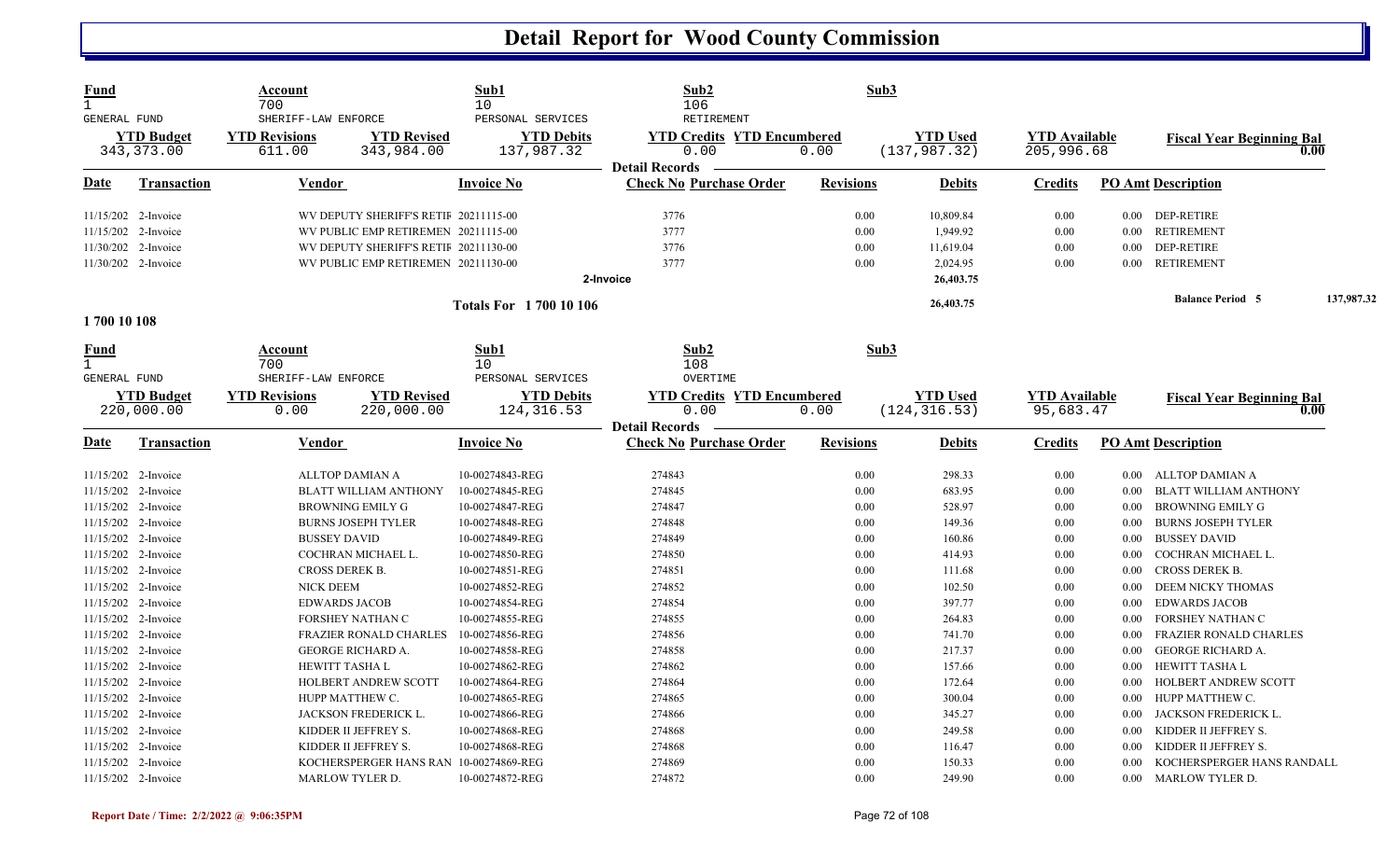# Detail Report for Wood County Commission

| Fund | Account | Sub1 | Sub2 | Sub3 |
|---|---|---|---|---|
| 1 | 700 | 10 | 106 | |
| GENERAL FUND | SHERIFF-LAW ENFORCE | PERSONAL SERVICES | RETIREMENT | |

| YTD Budget | YTD Revisions | YTD Revised | YTD Debits | YTD Credits | YTD Encumbered | YTD Used | YTD Available | Fiscal Year Beginning Bal |
|---|---|---|---|---|---|---|---|---|
| 343,373.00 | 611.00 | 343,984.00 | 137,987.32 | 0.00 | 0.00 | (137,987.32) | 205,996.68 | 0.00 |

**Detail Records**

| Date | Transaction | Vendor | Invoice No | Check No | Purchase Order | Revisions | Debits | Credits | PO Amt | Description |
|---|---|---|---|---|---|---|---|---|---|---|
| 11/15/202 | 2-Invoice | WV DEPUTY SHERIFF'S RETIF | 20211115-00 | 3776 | | 0.00 | 10,809.84 | 0.00 | 0.00 | DEP-RETIRE |
| 11/15/202 | 2-Invoice | WV PUBLIC EMP RETIREMEN | 20211115-00 | 3777 | | 0.00 | 1,949.92 | 0.00 | 0.00 | RETIREMENT |
| 11/30/202 | 2-Invoice | WV DEPUTY SHERIFF'S RETIF | 20211130-00 | 3776 | | 0.00 | 11,619.04 | 0.00 | 0.00 | DEP-RETIRE |
| 11/30/202 | 2-Invoice | WV PUBLIC EMP RETIREMEN | 20211130-00 | 3777 | | 0.00 | 2,024.95 | 0.00 | 0.00 | RETIREMENT |
| | | | | 2-Invoice | | | 26,403.75 | | | |
| | | | Totals For 1 700 10 106 | | | | 26,403.75 | | | Balance Period 5 137,987.32 |

**1 700 10 108**

| Fund | Account | Sub1 | Sub2 | Sub3 |
|---|---|---|---|---|
| 1 | 700 | 10 | 108 | |
| GENERAL FUND | SHERIFF-LAW ENFORCE | PERSONAL SERVICES | OVERTIME | |

| YTD Budget | YTD Revisions | YTD Revised | YTD Debits | YTD Credits | YTD Encumbered | YTD Used | YTD Available | Fiscal Year Beginning Bal |
|---|---|---|---|---|---|---|---|---|
| 220,000.00 | 0.00 | 220,000.00 | 124,316.53 | 0.00 | 0.00 | (124,316.53) | 95,683.47 | 0.00 |

**Detail Records**

| Date | Transaction | Vendor | Invoice No | Check No | Purchase Order | Revisions | Debits | Credits | PO Amt | Description |
|---|---|---|---|---|---|---|---|---|---|---|
| 11/15/202 | 2-Invoice | ALLTOP DAMIAN A | 10-00274843-REG | 274843 | | 0.00 | 298.33 | 0.00 | 0.00 | ALLTOP DAMIAN A |
| 11/15/202 | 2-Invoice | BLATT WILLIAM ANTHONY | 10-00274845-REG | 274845 | | 0.00 | 683.95 | 0.00 | 0.00 | BLATT WILLIAM ANTHONY |
| 11/15/202 | 2-Invoice | BROWNING EMILY G | 10-00274847-REG | 274847 | | 0.00 | 528.97 | 0.00 | 0.00 | BROWNING EMILY G |
| 11/15/202 | 2-Invoice | BURNS JOSEPH TYLER | 10-00274848-REG | 274848 | | 0.00 | 149.36 | 0.00 | 0.00 | BURNS JOSEPH TYLER |
| 11/15/202 | 2-Invoice | BUSSEY DAVID | 10-00274849-REG | 274849 | | 0.00 | 160.86 | 0.00 | 0.00 | BUSSEY DAVID |
| 11/15/202 | 2-Invoice | COCHRAN MICHAEL L. | 10-00274850-REG | 274850 | | 0.00 | 414.93 | 0.00 | 0.00 | COCHRAN MICHAEL L. |
| 11/15/202 | 2-Invoice | CROSS DEREK B. | 10-00274851-REG | 274851 | | 0.00 | 111.68 | 0.00 | 0.00 | CROSS DEREK B. |
| 11/15/202 | 2-Invoice | NICK DEEM | 10-00274852-REG | 274852 | | 0.00 | 102.50 | 0.00 | 0.00 | DEEM NICKY THOMAS |
| 11/15/202 | 2-Invoice | EDWARDS JACOB | 10-00274854-REG | 274854 | | 0.00 | 397.77 | 0.00 | 0.00 | EDWARDS JACOB |
| 11/15/202 | 2-Invoice | FORSHEY NATHAN C | 10-00274855-REG | 274855 | | 0.00 | 264.83 | 0.00 | 0.00 | FORSHEY NATHAN C |
| 11/15/202 | 2-Invoice | FRAZIER RONALD CHARLES | 10-00274856-REG | 274856 | | 0.00 | 741.70 | 0.00 | 0.00 | FRAZIER RONALD CHARLES |
| 11/15/202 | 2-Invoice | GEORGE RICHARD A. | 10-00274858-REG | 274858 | | 0.00 | 217.37 | 0.00 | 0.00 | GEORGE RICHARD A. |
| 11/15/202 | 2-Invoice | HEWITT TASHA L | 10-00274862-REG | 274862 | | 0.00 | 157.66 | 0.00 | 0.00 | HEWITT TASHA L |
| 11/15/202 | 2-Invoice | HOLBERT ANDREW SCOTT | 10-00274864-REG | 274864 | | 0.00 | 172.64 | 0.00 | 0.00 | HOLBERT ANDREW SCOTT |
| 11/15/202 | 2-Invoice | HUPP MATTHEW C. | 10-00274865-REG | 274865 | | 0.00 | 300.04 | 0.00 | 0.00 | HUPP MATTHEW C. |
| 11/15/202 | 2-Invoice | JACKSON FREDERICK L. | 10-00274866-REG | 274866 | | 0.00 | 345.27 | 0.00 | 0.00 | JACKSON FREDERICK L. |
| 11/15/202 | 2-Invoice | KIDDER II JEFFREY S. | 10-00274868-REG | 274868 | | 0.00 | 249.58 | 0.00 | 0.00 | KIDDER II JEFFREY S. |
| 11/15/202 | 2-Invoice | KIDDER II JEFFREY S. | 10-00274868-REG | 274868 | | 0.00 | 116.47 | 0.00 | 0.00 | KIDDER II JEFFREY S. |
| 11/15/202 | 2-Invoice | KOCHERSPERGER HANS RAN | 10-00274869-REG | 274869 | | 0.00 | 150.33 | 0.00 | 0.00 | KOCHERSPERGER HANS RANDALL |
| 11/15/202 | 2-Invoice | MARLOW TYLER D. | 10-00274872-REG | 274872 | | 0.00 | 249.90 | 0.00 | 0.00 | MARLOW TYLER D. |

Report Date / Time: 2/2/2022 @ 9:06:35PM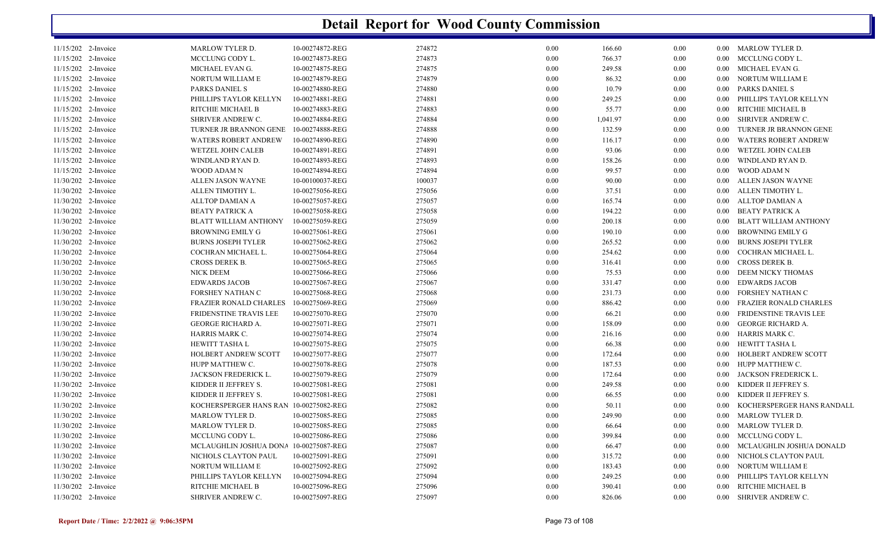# Detail Report for Wood County Commission

| | | | | | | | | | |
|---|---|---|---|---|---|---|---|---|---|
| 11/15/202 | 2-Invoice | MARLOW TYLER D. | 10-00274872-REG | 274872 | 0.00 | 166.60 | 0.00 | 0.00 | MARLOW TYLER D. |
| 11/15/202 | 2-Invoice | MCCLUNG CODY L. | 10-00274873-REG | 274873 | 0.00 | 766.37 | 0.00 | 0.00 | MCCLUNG CODY L. |
| 11/15/202 | 2-Invoice | MICHAEL EVAN G. | 10-00274875-REG | 274875 | 0.00 | 249.58 | 0.00 | 0.00 | MICHAEL EVAN G. |
| 11/15/202 | 2-Invoice | NORTUM WILLIAM E | 10-00274879-REG | 274879 | 0.00 | 86.32 | 0.00 | 0.00 | NORTUM WILLIAM E |
| 11/15/202 | 2-Invoice | PARKS DANIEL S | 10-00274880-REG | 274880 | 0.00 | 10.79 | 0.00 | 0.00 | PARKS DANIEL S |
| 11/15/202 | 2-Invoice | PHILLIPS TAYLOR KELLYN | 10-00274881-REG | 274881 | 0.00 | 249.25 | 0.00 | 0.00 | PHILLIPS TAYLOR KELLYN |
| 11/15/202 | 2-Invoice | RITCHIE MICHAEL B | 10-00274883-REG | 274883 | 0.00 | 55.77 | 0.00 | 0.00 | RITCHIE MICHAEL B |
| 11/15/202 | 2-Invoice | SHRIVER ANDREW C. | 10-00274884-REG | 274884 | 0.00 | 1,041.97 | 0.00 | 0.00 | SHRIVER ANDREW C. |
| 11/15/202 | 2-Invoice | TURNER JR BRANNON GENE | 10-00274888-REG | 274888 | 0.00 | 132.59 | 0.00 | 0.00 | TURNER JR BRANNON GENE |
| 11/15/202 | 2-Invoice | WATERS ROBERT ANDREW | 10-00274890-REG | 274890 | 0.00 | 116.17 | 0.00 | 0.00 | WATERS ROBERT ANDREW |
| 11/15/202 | 2-Invoice | WETZEL JOHN CALEB | 10-00274891-REG | 274891 | 0.00 | 93.06 | 0.00 | 0.00 | WETZEL JOHN CALEB |
| 11/15/202 | 2-Invoice | WINDLAND RYAN D. | 10-00274893-REG | 274893 | 0.00 | 158.26 | 0.00 | 0.00 | WINDLAND RYAN D. |
| 11/15/202 | 2-Invoice | WOOD ADAM N | 10-00274894-REG | 274894 | 0.00 | 99.57 | 0.00 | 0.00 | WOOD ADAM N |
| 11/30/202 | 2-Invoice | ALLEN JASON WAYNE | 10-00100037-REG | 100037 | 0.00 | 90.00 | 0.00 | 0.00 | ALLEN JASON WAYNE |
| 11/30/202 | 2-Invoice | ALLEN TIMOTHY L. | 10-00275056-REG | 275056 | 0.00 | 37.51 | 0.00 | 0.00 | ALLEN TIMOTHY L. |
| 11/30/202 | 2-Invoice | ALLTOP DAMIAN A | 10-00275057-REG | 275057 | 0.00 | 165.74 | 0.00 | 0.00 | ALLTOP DAMIAN A |
| 11/30/202 | 2-Invoice | BEATY PATRICK A | 10-00275058-REG | 275058 | 0.00 | 194.22 | 0.00 | 0.00 | BEATY PATRICK A |
| 11/30/202 | 2-Invoice | BLATT WILLIAM ANTHONY | 10-00275059-REG | 275059 | 0.00 | 200.18 | 0.00 | 0.00 | BLATT WILLIAM ANTHONY |
| 11/30/202 | 2-Invoice | BROWNING EMILY G | 10-00275061-REG | 275061 | 0.00 | 190.10 | 0.00 | 0.00 | BROWNING EMILY G |
| 11/30/202 | 2-Invoice | BURNS JOSEPH TYLER | 10-00275062-REG | 275062 | 0.00 | 265.52 | 0.00 | 0.00 | BURNS JOSEPH TYLER |
| 11/30/202 | 2-Invoice | COCHRAN MICHAEL L. | 10-00275064-REG | 275064 | 0.00 | 254.62 | 0.00 | 0.00 | COCHRAN MICHAEL L. |
| 11/30/202 | 2-Invoice | CROSS DEREK B. | 10-00275065-REG | 275065 | 0.00 | 316.41 | 0.00 | 0.00 | CROSS DEREK B. |
| 11/30/202 | 2-Invoice | NICK DEEM | 10-00275066-REG | 275066 | 0.00 | 75.53 | 0.00 | 0.00 | DEEM NICKY THOMAS |
| 11/30/202 | 2-Invoice | EDWARDS JACOB | 10-00275067-REG | 275067 | 0.00 | 331.47 | 0.00 | 0.00 | EDWARDS JACOB |
| 11/30/202 | 2-Invoice | FORSHEY NATHAN C | 10-00275068-REG | 275068 | 0.00 | 231.73 | 0.00 | 0.00 | FORSHEY NATHAN C |
| 11/30/202 | 2-Invoice | FRAZIER RONALD CHARLES | 10-00275069-REG | 275069 | 0.00 | 886.42 | 0.00 | 0.00 | FRAZIER RONALD CHARLES |
| 11/30/202 | 2-Invoice | FRIDENSTINE TRAVIS LEE | 10-00275070-REG | 275070 | 0.00 | 66.21 | 0.00 | 0.00 | FRIDENSTINE TRAVIS LEE |
| 11/30/202 | 2-Invoice | GEORGE RICHARD A. | 10-00275071-REG | 275071 | 0.00 | 158.09 | 0.00 | 0.00 | GEORGE RICHARD A. |
| 11/30/202 | 2-Invoice | HARRIS MARK C. | 10-00275074-REG | 275074 | 0.00 | 216.16 | 0.00 | 0.00 | HARRIS MARK C. |
| 11/30/202 | 2-Invoice | HEWITT TASHA L | 10-00275075-REG | 275075 | 0.00 | 66.38 | 0.00 | 0.00 | HEWITT TASHA L |
| 11/30/202 | 2-Invoice | HOLBERT ANDREW SCOTT | 10-00275077-REG | 275077 | 0.00 | 172.64 | 0.00 | 0.00 | HOLBERT ANDREW SCOTT |
| 11/30/202 | 2-Invoice | HUPP MATTHEW C. | 10-00275078-REG | 275078 | 0.00 | 187.53 | 0.00 | 0.00 | HUPP MATTHEW C. |
| 11/30/202 | 2-Invoice | JACKSON FREDERICK L. | 10-00275079-REG | 275079 | 0.00 | 172.64 | 0.00 | 0.00 | JACKSON FREDERICK L. |
| 11/30/202 | 2-Invoice | KIDDER II JEFFREY S. | 10-00275081-REG | 275081 | 0.00 | 249.58 | 0.00 | 0.00 | KIDDER II JEFFREY S. |
| 11/30/202 | 2-Invoice | KIDDER II JEFFREY S. | 10-00275081-REG | 275081 | 0.00 | 66.55 | 0.00 | 0.00 | KIDDER II JEFFREY S. |
| 11/30/202 | 2-Invoice | KOCHERSPERGER HANS RAN | 10-00275082-REG | 275082 | 0.00 | 50.11 | 0.00 | 0.00 | KOCHERSPERGER HANS RANDALL |
| 11/30/202 | 2-Invoice | MARLOW TYLER D. | 10-00275085-REG | 275085 | 0.00 | 249.90 | 0.00 | 0.00 | MARLOW TYLER D. |
| 11/30/202 | 2-Invoice | MARLOW TYLER D. | 10-00275085-REG | 275085 | 0.00 | 66.64 | 0.00 | 0.00 | MARLOW TYLER D. |
| 11/30/202 | 2-Invoice | MCCLUNG CODY L. | 10-00275086-REG | 275086 | 0.00 | 399.84 | 0.00 | 0.00 | MCCLUNG CODY L. |
| 11/30/202 | 2-Invoice | MCLAUGHLIN JOSHUA DONA | 10-00275087-REG | 275087 | 0.00 | 66.47 | 0.00 | 0.00 | MCLAUGHLIN JOSHUA DONALD |
| 11/30/202 | 2-Invoice | NICHOLS CLAYTON PAUL | 10-00275091-REG | 275091 | 0.00 | 315.72 | 0.00 | 0.00 | NICHOLS CLAYTON PAUL |
| 11/30/202 | 2-Invoice | NORTUM WILLIAM E | 10-00275092-REG | 275092 | 0.00 | 183.43 | 0.00 | 0.00 | NORTUM WILLIAM E |
| 11/30/202 | 2-Invoice | PHILLIPS TAYLOR KELLYN | 10-00275094-REG | 275094 | 0.00 | 249.25 | 0.00 | 0.00 | PHILLIPS TAYLOR KELLYN |
| 11/30/202 | 2-Invoice | RITCHIE MICHAEL B | 10-00275096-REG | 275096 | 0.00 | 390.41 | 0.00 | 0.00 | RITCHIE MICHAEL B |
| 11/30/202 | 2-Invoice | SHRIVER ANDREW C. | 10-00275097-REG | 275097 | 0.00 | 826.06 | 0.00 | 0.00 | SHRIVER ANDREW C. |

Report Date / Time: 2/2/2022 @ 9:06:35PM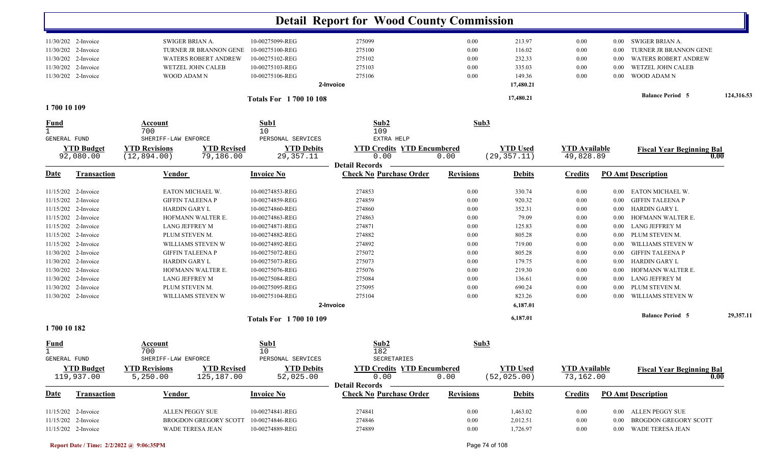# Detail Report for Wood County Commission

| Date | Transaction | Vendor | Invoice No | Check No | Purchase Order | Revisions | Debits | Credits | PO Amt | Description |
|---|---|---|---|---|---|---|---|---|---|---|
| 11/30/202 | 2-Invoice | SWIGER BRIAN A. | 10-00275099-REG | 275099 | | 0.00 | 213.97 | 0.00 | 0.00 | SWIGER BRIAN A. |
| 11/30/202 | 2-Invoice | TURNER JR BRANNON GENE | 10-00275100-REG | 275100 | | 0.00 | 116.02 | 0.00 | 0.00 | TURNER JR BRANNON GENE |
| 11/30/202 | 2-Invoice | WATERS ROBERT ANDREW | 10-00275102-REG | 275102 | | 0.00 | 232.33 | 0.00 | 0.00 | WATERS ROBERT ANDREW |
| 11/30/202 | 2-Invoice | WETZEL JOHN CALEB | 10-00275103-REG | 275103 | | 0.00 | 335.03 | 0.00 | 0.00 | WETZEL JOHN CALEB |
| 11/30/202 | 2-Invoice | WOOD ADAM N | 10-00275106-REG | 275106 | | 0.00 | 149.36 | 0.00 | 0.00 | WOOD ADAM N |
| | | | 2-Invoice | | | | 17,480.21 | | | |
| | | | Totals For 1 700 10 108 | | | | 17,480.21 | | | Balance Period 5 124,316.53 |

## 1 700 10 109

| Fund | Account | Sub1 | Sub2 | Sub3 |
|---|---|---|---|---|
| 1 | 700 | 10 | 109 | |
| GENERAL FUND | SHERIFF-LAW ENFORCE | PERSONAL SERVICES | EXTRA HELP | |

| YTD Budget | YTD Revisions | YTD Revised | YTD Debits | YTD Credits | YTD Encumbered | YTD Used | YTD Available | Fiscal Year Beginning Bal |
|---|---|---|---|---|---|---|---|---|
| 92,080.00 | (12,894.00) | 79,186.00 | 29,357.11 | 0.00 | 0.00 | (29,357.11) | 49,828.89 | 0.00 |

**Detail Records**

| Date | Transaction | Vendor | Invoice No | Check No | Purchase Order | Revisions | Debits | Credits | PO Amt | Description |
|---|---|---|---|---|---|---|---|---|---|---|
| 11/15/202 | 2-Invoice | EATON MICHAEL W. | 10-00274853-REG | 274853 | | 0.00 | 330.74 | 0.00 | 0.00 | EATON MICHAEL W. |
| 11/15/202 | 2-Invoice | GIFFIN TALEENA P | 10-00274859-REG | 274859 | | 0.00 | 920.32 | 0.00 | 0.00 | GIFFIN TALEENA P |
| 11/15/202 | 2-Invoice | HARDIN GARY L | 10-00274860-REG | 274860 | | 0.00 | 352.31 | 0.00 | 0.00 | HARDIN GARY L |
| 11/15/202 | 2-Invoice | HOFMANN WALTER E. | 10-00274863-REG | 274863 | | 0.00 | 79.09 | 0.00 | 0.00 | HOFMANN WALTER E. |
| 11/15/202 | 2-Invoice | LANG JEFFREY M | 10-00274871-REG | 274871 | | 0.00 | 125.83 | 0.00 | 0.00 | LANG JEFFREY M |
| 11/15/202 | 2-Invoice | PLUM STEVEN M. | 10-00274882-REG | 274882 | | 0.00 | 805.28 | 0.00 | 0.00 | PLUM STEVEN M. |
| 11/15/202 | 2-Invoice | WILLIAMS STEVEN W | 10-00274892-REG | 274892 | | 0.00 | 719.00 | 0.00 | 0.00 | WILLIAMS STEVEN W |
| 11/30/202 | 2-Invoice | GIFFIN TALEENA P | 10-00275072-REG | 275072 | | 0.00 | 805.28 | 0.00 | 0.00 | GIFFIN TALEENA P |
| 11/30/202 | 2-Invoice | HARDIN GARY L | 10-00275073-REG | 275073 | | 0.00 | 179.75 | 0.00 | 0.00 | HARDIN GARY L |
| 11/30/202 | 2-Invoice | HOFMANN WALTER E. | 10-00275076-REG | 275076 | | 0.00 | 219.30 | 0.00 | 0.00 | HOFMANN WALTER E. |
| 11/30/202 | 2-Invoice | LANG JEFFREY M | 10-00275084-REG | 275084 | | 0.00 | 136.61 | 0.00 | 0.00 | LANG JEFFREY M |
| 11/30/202 | 2-Invoice | PLUM STEVEN M. | 10-00275095-REG | 275095 | | 0.00 | 690.24 | 0.00 | 0.00 | PLUM STEVEN M. |
| 11/30/202 | 2-Invoice | WILLIAMS STEVEN W | 10-00275104-REG | 275104 | | 0.00 | 823.26 | 0.00 | 0.00 | WILLIAMS STEVEN W |
| | | | 2-Invoice | | | | 6,187.01 | | | |
| | | | Totals For 1 700 10 109 | | | | 6,187.01 | | | Balance Period 5 29,357.11 |

## 1 700 10 182

| Fund | Account | Sub1 | Sub2 | Sub3 |
|---|---|---|---|---|
| 1 | 700 | 10 | 182 | |
| GENERAL FUND | SHERIFF-LAW ENFORCE | PERSONAL SERVICES | SECRETARIES | |

| YTD Budget | YTD Revisions | YTD Revised | YTD Debits | YTD Credits | YTD Encumbered | YTD Used | YTD Available | Fiscal Year Beginning Bal |
|---|---|---|---|---|---|---|---|---|
| 119,937.00 | 5,250.00 | 125,187.00 | 52,025.00 | 0.00 | 0.00 | (52,025.00) | 73,162.00 | 0.00 |

**Detail Records**

| Date | Transaction | Vendor | Invoice No | Check No | Purchase Order | Revisions | Debits | Credits | PO Amt | Description |
|---|---|---|---|---|---|---|---|---|---|---|
| 11/15/202 | 2-Invoice | ALLEN PEGGY SUE | 10-00274841-REG | 274841 | | 0.00 | 1,463.02 | 0.00 | 0.00 | ALLEN PEGGY SUE |
| 11/15/202 | 2-Invoice | BROGDON GREGORY SCOTT | 10-00274846-REG | 274846 | | 0.00 | 2,012.51 | 0.00 | 0.00 | BROGDON GREGORY SCOTT |
| 11/15/202 | 2-Invoice | WADE TERESA JEAN | 10-00274889-REG | 274889 | | 0.00 | 1,726.97 | 0.00 | 0.00 | WADE TERESA JEAN |

Report Date / Time: 2/2/2022 @ 9:06:35PM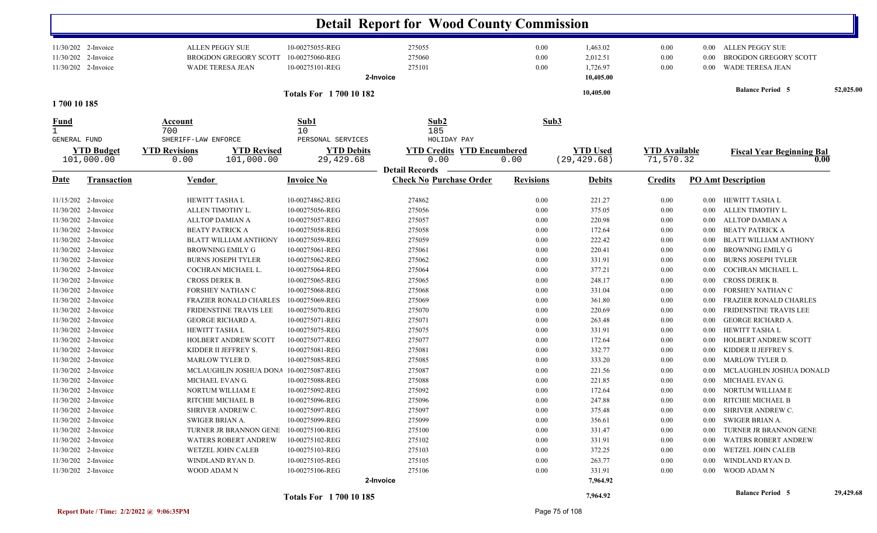# Detail Report for Wood County Commission

| Date | Transaction | Vendor | Invoice No | Check No Purchase Order | Revisions | Debits | Credits | PO Amt Description |
|---|---|---|---|---|---|---|---|---|
| 11/30/202 | 2-Invoice | ALLEN PEGGY SUE | 10-00275055-REG | 275055 | 0.00 | 1,463.02 | 0.00 | 0.00 ALLEN PEGGY SUE |
| 11/30/202 | 2-Invoice | BROGDON GREGORY SCOTT | 10-00275060-REG | 275060 | 0.00 | 2,012.51 | 0.00 | 0.00 BROGDON GREGORY SCOTT |
| 11/30/202 | 2-Invoice | WADE TERESA JEAN | 10-00275101-REG | 275101 | 0.00 | 1,726.97 | 0.00 | 0.00 WADE TERESA JEAN |
| | | | | 2-Invoice | | 10,405.00 | | |

**Totals For 1 700 10 182** — 10,405.00 — **Balance Period 5** 52,025.00

## 1 700 10 185

| Fund | Account | Sub1 | Sub2 | Sub3 |
|---|---|---|---|---|
| 1 | 700 | 10 | 185 | |
| GENERAL FUND | SHERIFF-LAW ENFORCE | PERSONAL SERVICES | HOLIDAY PAY | |

| YTD Budget | YTD Revisions | YTD Revised | YTD Debits | YTD Credits | YTD Encumbered | YTD Used | YTD Available | Fiscal Year Beginning Bal |
|---|---|---|---|---|---|---|---|---|
| 101,000.00 | 0.00 | 101,000.00 | 29,429.68 | 0.00 | 0.00 | (29,429.68) | 71,570.32 | 0.00 |

**Detail Records**

| Date | Transaction | Vendor | Invoice No | Check No Purchase Order | Revisions | Debits | Credits | PO Amt Description |
|---|---|---|---|---|---|---|---|---|
| 11/15/202 | 2-Invoice | HEWITT TASHA L | 10-00274862-REG | 274862 | 0.00 | 221.27 | 0.00 | 0.00 HEWITT TASHA L |
| 11/30/202 | 2-Invoice | ALLEN TIMOTHY L. | 10-00275056-REG | 275056 | 0.00 | 375.05 | 0.00 | 0.00 ALLEN TIMOTHY L. |
| 11/30/202 | 2-Invoice | ALLTOP DAMIAN A | 10-00275057-REG | 275057 | 0.00 | 220.98 | 0.00 | 0.00 ALLTOP DAMIAN A |
| 11/30/202 | 2-Invoice | BEATY PATRICK A | 10-00275058-REG | 275058 | 0.00 | 172.64 | 0.00 | 0.00 BEATY PATRICK A |
| 11/30/202 | 2-Invoice | BLATT WILLIAM ANTHONY | 10-00275059-REG | 275059 | 0.00 | 222.42 | 0.00 | 0.00 BLATT WILLIAM ANTHONY |
| 11/30/202 | 2-Invoice | BROWNING EMILY G | 10-00275061-REG | 275061 | 0.00 | 220.41 | 0.00 | 0.00 BROWNING EMILY G |
| 11/30/202 | 2-Invoice | BURNS JOSEPH TYLER | 10-00275062-REG | 275062 | 0.00 | 331.91 | 0.00 | 0.00 BURNS JOSEPH TYLER |
| 11/30/202 | 2-Invoice | COCHRAN MICHAEL L. | 10-00275064-REG | 275064 | 0.00 | 377.21 | 0.00 | 0.00 COCHRAN MICHAEL L. |
| 11/30/202 | 2-Invoice | CROSS DEREK B. | 10-00275065-REG | 275065 | 0.00 | 248.17 | 0.00 | 0.00 CROSS DEREK B. |
| 11/30/202 | 2-Invoice | FORSHEY NATHAN C | 10-00275068-REG | 275068 | 0.00 | 331.04 | 0.00 | 0.00 FORSHEY NATHAN C |
| 11/30/202 | 2-Invoice | FRAZIER RONALD CHARLES | 10-00275069-REG | 275069 | 0.00 | 361.80 | 0.00 | 0.00 FRAZIER RONALD CHARLES |
| 11/30/202 | 2-Invoice | FRIDENSTINE TRAVIS LEE | 10-00275070-REG | 275070 | 0.00 | 220.69 | 0.00 | 0.00 FRIDENSTINE TRAVIS LEE |
| 11/30/202 | 2-Invoice | GEORGE RICHARD A. | 10-00275071-REG | 275071 | 0.00 | 263.48 | 0.00 | 0.00 GEORGE RICHARD A. |
| 11/30/202 | 2-Invoice | HEWITT TASHA L | 10-00275075-REG | 275075 | 0.00 | 331.91 | 0.00 | 0.00 HEWITT TASHA L |
| 11/30/202 | 2-Invoice | HOLBERT ANDREW SCOTT | 10-00275077-REG | 275077 | 0.00 | 172.64 | 0.00 | 0.00 HOLBERT ANDREW SCOTT |
| 11/30/202 | 2-Invoice | KIDDER II JEFFREY S. | 10-00275081-REG | 275081 | 0.00 | 332.77 | 0.00 | 0.00 KIDDER II JEFFREY S. |
| 11/30/202 | 2-Invoice | MARLOW TYLER D. | 10-00275085-REG | 275085 | 0.00 | 333.20 | 0.00 | 0.00 MARLOW TYLER D. |
| 11/30/202 | 2-Invoice | MCLAUGHLIN JOSHUA DONA | 10-00275087-REG | 275087 | 0.00 | 221.56 | 0.00 | 0.00 MCLAUGHLIN JOSHUA DONALD |
| 11/30/202 | 2-Invoice | MICHAEL EVAN G. | 10-00275088-REG | 275088 | 0.00 | 221.85 | 0.00 | 0.00 MICHAEL EVAN G. |
| 11/30/202 | 2-Invoice | NORTUM WILLIAM E | 10-00275092-REG | 275092 | 0.00 | 172.64 | 0.00 | 0.00 NORTUM WILLIAM E |
| 11/30/202 | 2-Invoice | RITCHIE MICHAEL B | 10-00275096-REG | 275096 | 0.00 | 247.88 | 0.00 | 0.00 RITCHIE MICHAEL B |
| 11/30/202 | 2-Invoice | SHRIVER ANDREW C. | 10-00275097-REG | 275097 | 0.00 | 375.48 | 0.00 | 0.00 SHRIVER ANDREW C. |
| 11/30/202 | 2-Invoice | SWIGER BRIAN A. | 10-00275099-REG | 275099 | 0.00 | 356.61 | 0.00 | 0.00 SWIGER BRIAN A. |
| 11/30/202 | 2-Invoice | TURNER JR BRANNON GENE | 10-00275100-REG | 275100 | 0.00 | 331.47 | 0.00 | 0.00 TURNER JR BRANNON GENE |
| 11/30/202 | 2-Invoice | WATERS ROBERT ANDREW | 10-00275102-REG | 275102 | 0.00 | 331.91 | 0.00 | 0.00 WATERS ROBERT ANDREW |
| 11/30/202 | 2-Invoice | WETZEL JOHN CALEB | 10-00275103-REG | 275103 | 0.00 | 372.25 | 0.00 | 0.00 WETZEL JOHN CALEB |
| 11/30/202 | 2-Invoice | WINDLAND RYAN D. | 10-00275105-REG | 275105 | 0.00 | 263.77 | 0.00 | 0.00 WINDLAND RYAN D. |
| 11/30/202 | 2-Invoice | WOOD ADAM N | 10-00275106-REG | 275106 | 0.00 | 331.91 | 0.00 | 0.00 WOOD ADAM N |
| | | | | 2-Invoice | | 7,964.92 | | |

**Totals For 1 700 10 185** — 7,964.92 — **Balance Period 5** 29,429.68

Report Date / Time: 2/2/2022 @ 9:06:35PM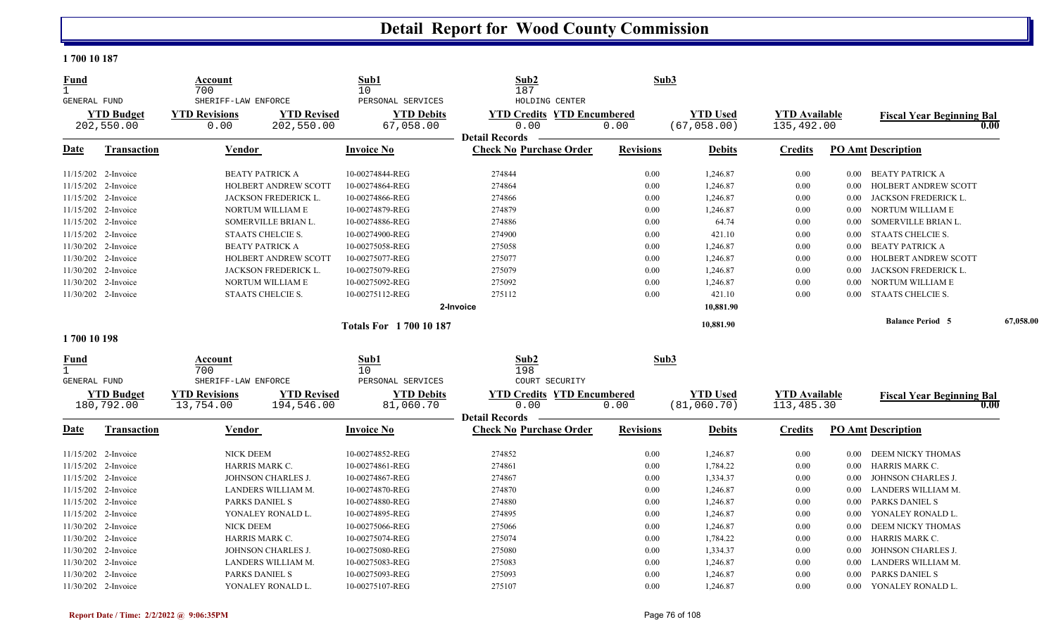# Detail Report for Wood County Commission

## 1 700 10 187

| Fund | Account | Sub1 | Sub2 | Sub3 |
|---|---|---|---|---|
| 1 | 700 | 10 | 187 | |
| GENERAL FUND | SHERIFF-LAW ENFORCE | PERSONAL SERVICES | HOLDING CENTER | |

| YTD Budget | YTD Revisions | YTD Revised | YTD Debits | YTD Credits | YTD Encumbered | YTD Used | YTD Available | Fiscal Year Beginning Bal |
|---|---|---|---|---|---|---|---|---|
| 202,550.00 | 0.00 | 202,550.00 | 67,058.00 | 0.00 | 0.00 | (67,058.00) | 135,492.00 | 0.00 |

**Detail Records**

| Date | Transaction | Vendor | Invoice No | Check No | Purchase Order | Revisions | Debits | Credits | PO Amt | Description |
|---|---|---|---|---|---|---|---|---|---|---|
| 11/15/202 | 2-Invoice | BEATY PATRICK A | 10-00274844-REG | 274844 | | 0.00 | 1,246.87 | 0.00 | 0.00 | BEATY PATRICK A |
| 11/15/202 | 2-Invoice | HOLBERT ANDREW SCOTT | 10-00274864-REG | 274864 | | 0.00 | 1,246.87 | 0.00 | 0.00 | HOLBERT ANDREW SCOTT |
| 11/15/202 | 2-Invoice | JACKSON FREDERICK L. | 10-00274866-REG | 274866 | | 0.00 | 1,246.87 | 0.00 | 0.00 | JACKSON FREDERICK L. |
| 11/15/202 | 2-Invoice | NORTUM WILLIAM E | 10-00274879-REG | 274879 | | 0.00 | 1,246.87 | 0.00 | 0.00 | NORTUM WILLIAM E |
| 11/15/202 | 2-Invoice | SOMERVILLE BRIAN L. | 10-00274886-REG | 274886 | | 0.00 | 64.74 | 0.00 | 0.00 | SOMERVILLE BRIAN L. |
| 11/15/202 | 2-Invoice | STAATS CHELCIE S. | 10-00274900-REG | 274900 | | 0.00 | 421.10 | 0.00 | 0.00 | STAATS CHELCIE S. |
| 11/30/202 | 2-Invoice | BEATY PATRICK A | 10-00275058-REG | 275058 | | 0.00 | 1,246.87 | 0.00 | 0.00 | BEATY PATRICK A |
| 11/30/202 | 2-Invoice | HOLBERT ANDREW SCOTT | 10-00275077-REG | 275077 | | 0.00 | 1,246.87 | 0.00 | 0.00 | HOLBERT ANDREW SCOTT |
| 11/30/202 | 2-Invoice | JACKSON FREDERICK L. | 10-00275079-REG | 275079 | | 0.00 | 1,246.87 | 0.00 | 0.00 | JACKSON FREDERICK L. |
| 11/30/202 | 2-Invoice | NORTUM WILLIAM E | 10-00275092-REG | 275092 | | 0.00 | 1,246.87 | 0.00 | 0.00 | NORTUM WILLIAM E |
| 11/30/202 | 2-Invoice | STAATS CHELCIE S. | 10-00275112-REG | 275112 | | 0.00 | 421.10 | 0.00 | 0.00 | STAATS CHELCIE S. |
| | | | | 2-Invoice | | | 10,881.90 | | | |
| | | | Totals For 1 700 10 187 | | | | 10,881.90 | | | Balance Period 5 67,058.00 |

## 1 700 10 198

| Fund | Account | Sub1 | Sub2 | Sub3 |
|---|---|---|---|---|
| 1 | 700 | 10 | 198 | |
| GENERAL FUND | SHERIFF-LAW ENFORCE | PERSONAL SERVICES | COURT SECURITY | |

| YTD Budget | YTD Revisions | YTD Revised | YTD Debits | YTD Credits | YTD Encumbered | YTD Used | YTD Available | Fiscal Year Beginning Bal |
|---|---|---|---|---|---|---|---|---|
| 180,792.00 | 13,754.00 | 194,546.00 | 81,060.70 | 0.00 | 0.00 | (81,060.70) | 113,485.30 | 0.00 |

**Detail Records**

| Date | Transaction | Vendor | Invoice No | Check No | Purchase Order | Revisions | Debits | Credits | PO Amt | Description |
|---|---|---|---|---|---|---|---|---|---|---|
| 11/15/202 | 2-Invoice | NICK DEEM | 10-00274852-REG | 274852 | | 0.00 | 1,246.87 | 0.00 | 0.00 | DEEM NICKY THOMAS |
| 11/15/202 | 2-Invoice | HARRIS MARK C. | 10-00274861-REG | 274861 | | 0.00 | 1,784.22 | 0.00 | 0.00 | HARRIS MARK C. |
| 11/15/202 | 2-Invoice | JOHNSON CHARLES J. | 10-00274867-REG | 274867 | | 0.00 | 1,334.37 | 0.00 | 0.00 | JOHNSON CHARLES J. |
| 11/15/202 | 2-Invoice | LANDERS WILLIAM M. | 10-00274870-REG | 274870 | | 0.00 | 1,246.87 | 0.00 | 0.00 | LANDERS WILLIAM M. |
| 11/15/202 | 2-Invoice | PARKS DANIEL S | 10-00274880-REG | 274880 | | 0.00 | 1,246.87 | 0.00 | 0.00 | PARKS DANIEL S |
| 11/15/202 | 2-Invoice | YONALEY RONALD L. | 10-00274895-REG | 274895 | | 0.00 | 1,246.87 | 0.00 | 0.00 | YONALEY RONALD L. |
| 11/30/202 | 2-Invoice | NICK DEEM | 10-00275066-REG | 275066 | | 0.00 | 1,246.87 | 0.00 | 0.00 | DEEM NICKY THOMAS |
| 11/30/202 | 2-Invoice | HARRIS MARK C. | 10-00275074-REG | 275074 | | 0.00 | 1,784.22 | 0.00 | 0.00 | HARRIS MARK C. |
| 11/30/202 | 2-Invoice | JOHNSON CHARLES J. | 10-00275080-REG | 275080 | | 0.00 | 1,334.37 | 0.00 | 0.00 | JOHNSON CHARLES J. |
| 11/30/202 | 2-Invoice | LANDERS WILLIAM M. | 10-00275083-REG | 275083 | | 0.00 | 1,246.87 | 0.00 | 0.00 | LANDERS WILLIAM M. |
| 11/30/202 | 2-Invoice | PARKS DANIEL S | 10-00275093-REG | 275093 | | 0.00 | 1,246.87 | 0.00 | 0.00 | PARKS DANIEL S |
| 11/30/202 | 2-Invoice | YONALEY RONALD L. | 10-00275107-REG | 275107 | | 0.00 | 1,246.87 | 0.00 | 0.00 | YONALEY RONALD L. |

Report Date / Time: 2/2/2022 @ 9:06:35PM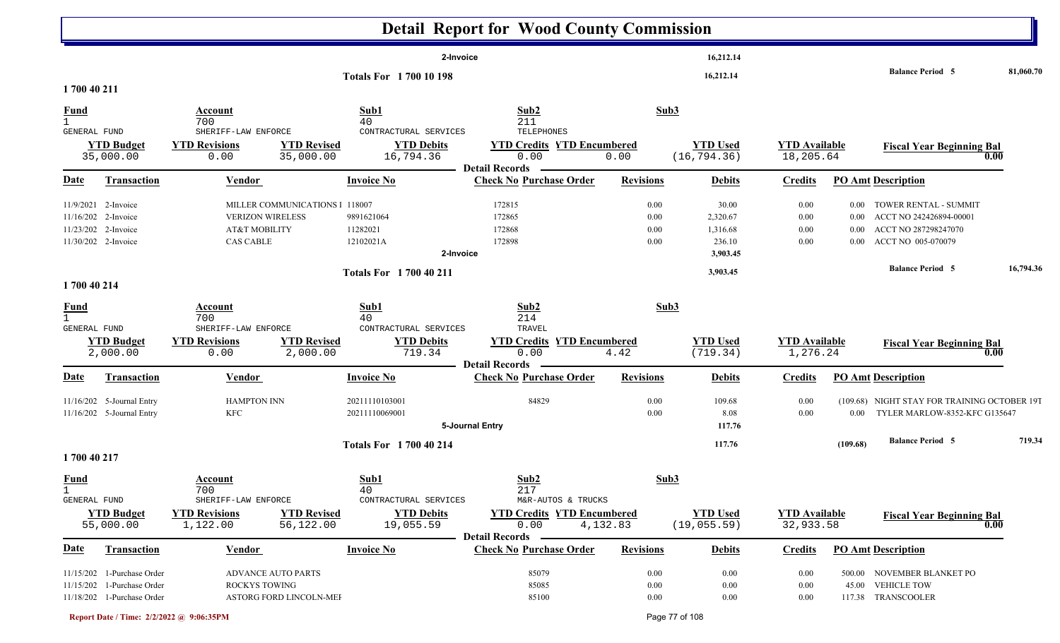# Detail Report for Wood County Commission

| | | | | | |
|---|---|---|---|---|---|
| 2-Invoice | | 16,212.14 | | | |
| Totals For 1 700 10 198 | | 16,212.14 | | Balance Period 5 | 81,060.70 |

## 1 700 40 211

| Fund | Account | Sub1 | Sub2 | Sub3 |
|---|---|---|---|---|
| 1 | 700 | 40 | 211 | |
| GENERAL FUND | SHERIFF-LAW ENFORCE | CONTRACTURAL SERVICES | TELEPHONES | |

| YTD Budget | YTD Revisions | YTD Revised | YTD Debits | YTD Credits | YTD Encumbered | YTD Used | YTD Available | Fiscal Year Beginning Bal |
|---|---|---|---|---|---|---|---|---|
| 35,000.00 | 0.00 | 35,000.00 | 16,794.36 | 0.00 | 0.00 | (16,794.36) | 18,205.64 | 0.00 |

**Detail Records**

| Date | Transaction | Vendor | Invoice No | Check No | Purchase Order | Revisions | Debits | Credits | PO Amt | Description |
|---|---|---|---|---|---|---|---|---|---|---|
| 11/9/2021 | 2-Invoice | MILLER COMMUNICATIONS I | 118007 | 172815 | | 0.00 | 30.00 | 0.00 | 0.00 | TOWER RENTAL - SUMMIT |
| 11/16/202 | 2-Invoice | VERIZON WIRELESS | 9891621064 | 172865 | | 0.00 | 2,320.67 | 0.00 | 0.00 | ACCT NO 242426894-00001 |
| 11/23/202 | 2-Invoice | AT&T MOBILITY | 11282021 | 172868 | | 0.00 | 1,316.68 | 0.00 | 0.00 | ACCT NO 287298247070 |
| 11/30/202 | 2-Invoice | CAS CABLE | 12102021A | 172898 | | 0.00 | 236.10 | 0.00 | 0.00 | ACCT NO 005-070079 |
| | | | 2-Invoice | | | | 3,903.45 | | | |
| | | | Totals For 1 700 40 211 | | | | 3,903.45 | | | Balance Period 5 — 16,794.36 |

## 1 700 40 214

| Fund | Account | Sub1 | Sub2 | Sub3 |
|---|---|---|---|---|
| 1 | 700 | 40 | 214 | |
| GENERAL FUND | SHERIFF-LAW ENFORCE | CONTRACTURAL SERVICES | TRAVEL | |

| YTD Budget | YTD Revisions | YTD Revised | YTD Debits | YTD Credits | YTD Encumbered | YTD Used | YTD Available | Fiscal Year Beginning Bal |
|---|---|---|---|---|---|---|---|---|
| 2,000.00 | 0.00 | 2,000.00 | 719.34 | 0.00 | 4.42 | (719.34) | 1,276.24 | 0.00 |

**Detail Records**

| Date | Transaction | Vendor | Invoice No | Check No | Purchase Order | Revisions | Debits | Credits | PO Amt | Description |
|---|---|---|---|---|---|---|---|---|---|---|
| 11/16/202 | 5-Journal Entry | HAMPTON INN | 20211110103001 | | 84829 | 0.00 | 109.68 | 0.00 | (109.68) | NIGHT STAY FOR TRAINING OCTOBER 19T |
| 11/16/202 | 5-Journal Entry | KFC | 20211110069001 | | | 0.00 | 8.08 | 0.00 | 0.00 | TYLER MARLOW-8352-KFC G135647 |
| | | | 5-Journal Entry | | | | 117.76 | | | |
| | | | Totals For 1 700 40 214 | | | | 117.76 | | (109.68) | Balance Period 5 — 719.34 |

## 1 700 40 217

| Fund | Account | Sub1 | Sub2 | Sub3 |
|---|---|---|---|---|
| 1 | 700 | 40 | 217 | |
| GENERAL FUND | SHERIFF-LAW ENFORCE | CONTRACTURAL SERVICES | M&R-AUTOS & TRUCKS | |

| YTD Budget | YTD Revisions | YTD Revised | YTD Debits | YTD Credits | YTD Encumbered | YTD Used | YTD Available | Fiscal Year Beginning Bal |
|---|---|---|---|---|---|---|---|---|
| 55,000.00 | 1,122.00 | 56,122.00 | 19,055.59 | 0.00 | 4,132.83 | (19,055.59) | 32,933.58 | 0.00 |

**Detail Records**

| Date | Transaction | Vendor | Invoice No | Check No | Purchase Order | Revisions | Debits | Credits | PO Amt | Description |
|---|---|---|---|---|---|---|---|---|---|---|
| 11/15/202 | 1-Purchase Order | ADVANCE AUTO PARTS | | | 85079 | 0.00 | 0.00 | 0.00 | 500.00 | NOVEMBER BLANKET PO |
| 11/15/202 | 1-Purchase Order | ROCKYS TOWING | | | 85085 | 0.00 | 0.00 | 0.00 | 45.00 | VEHICLE TOW |
| 11/18/202 | 1-Purchase Order | ASTORG FORD LINCOLN-MEI | | | 85100 | 0.00 | 0.00 | 0.00 | 117.38 | TRANSCOOLER |

Report Date / Time: 2/2/2022 @ 9:06:35PM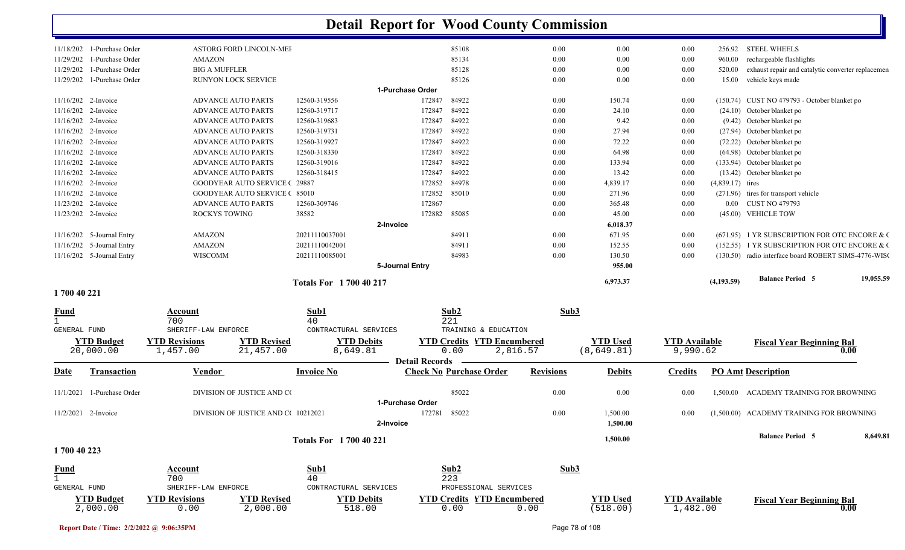# Detail Report for Wood County Commission

| Date | Transaction | Vendor | Invoice No | Check No | Purchase Order | Revisions | Debits | Credits | PO Amt | Description |
|---|---|---|---|---|---|---|---|---|---|---|
| 11/18/202 | 1-Purchase Order | ASTORG FORD LINCOLN-MEI | | | 85108 | 0.00 | 0.00 | 0.00 | 256.92 | STEEL WHEELS |
| 11/29/202 | 1-Purchase Order | AMAZON | | | 85134 | 0.00 | 0.00 | 0.00 | 960.00 | rechargeable flashlights |
| 11/29/202 | 1-Purchase Order | BIG A MUFFLER | | | 85128 | 0.00 | 0.00 | 0.00 | 520.00 | exhaust repair and catalytic converter replacemen |
| 11/29/202 | 1-Purchase Order | RUNYON LOCK SERVICE | | | 85126 | 0.00 | 0.00 | 0.00 | 15.00 | vehicle keys made |
| | | | 1-Purchase Order | | | | | | | |
| 11/16/202 | 2-Invoice | ADVANCE AUTO PARTS | 12560-319556 | 172847 | 84922 | 0.00 | 150.74 | 0.00 | (150.74) | CUST NO 479793 - October blanket po |
| 11/16/202 | 2-Invoice | ADVANCE AUTO PARTS | 12560-319717 | 172847 | 84922 | 0.00 | 24.10 | 0.00 | (24.10) | October blanket po |
| 11/16/202 | 2-Invoice | ADVANCE AUTO PARTS | 12560-319683 | 172847 | 84922 | 0.00 | 9.42 | 0.00 | (9.42) | October blanket po |
| 11/16/202 | 2-Invoice | ADVANCE AUTO PARTS | 12560-319731 | 172847 | 84922 | 0.00 | 27.94 | 0.00 | (27.94) | October blanket po |
| 11/16/202 | 2-Invoice | ADVANCE AUTO PARTS | 12560-319927 | 172847 | 84922 | 0.00 | 72.22 | 0.00 | (72.22) | October blanket po |
| 11/16/202 | 2-Invoice | ADVANCE AUTO PARTS | 12560-318330 | 172847 | 84922 | 0.00 | 64.98 | 0.00 | (64.98) | October blanket po |
| 11/16/202 | 2-Invoice | ADVANCE AUTO PARTS | 12560-319016 | 172847 | 84922 | 0.00 | 133.94 | 0.00 | (133.94) | October blanket po |
| 11/16/202 | 2-Invoice | ADVANCE AUTO PARTS | 12560-318415 | 172847 | 84922 | 0.00 | 13.42 | 0.00 | (13.42) | October blanket po |
| 11/16/202 | 2-Invoice | GOODYEAR AUTO SERVICE C | 29887 | 172852 | 84978 | 0.00 | 4,839.17 | 0.00 | (4,839.17) | tires |
| 11/16/202 | 2-Invoice | GOODYEAR AUTO SERVICE C | 85010 | 172852 | 85010 | 0.00 | 271.96 | 0.00 | (271.96) | tires for transport vehicle |
| 11/23/202 | 2-Invoice | ADVANCE AUTO PARTS | 12560-309746 | 172867 | | 0.00 | 365.48 | 0.00 | 0.00 | CUST NO 479793 |
| 11/23/202 | 2-Invoice | ROCKYS TOWING | 38582 | 172882 | 85085 | 0.00 | 45.00 | 0.00 | (45.00) | VEHICLE TOW |
| | | | 2-Invoice | | | | 6,018.37 | | | |
| 11/16/202 | 5-Journal Entry | AMAZON | 20211110037001 | | 84911 | 0.00 | 671.95 | 0.00 | (671.95) | 1 YR SUBSCRIPTION FOR OTC ENCORE & C |
| 11/16/202 | 5-Journal Entry | AMAZON | 20211110042001 | | 84911 | 0.00 | 152.55 | 0.00 | (152.55) | 1 YR SUBSCRIPTION FOR OTC ENCORE & C |
| 11/16/202 | 5-Journal Entry | WISCOMM | 20211110085001 | | 84983 | 0.00 | 130.50 | 0.00 | (130.50) | radio interface board ROBERT SIMS-4776-WISC |
| | | | 5-Journal Entry | | | | 955.00 | | | |
| | | | **Totals For 1 700 40 217** | | | | 6,973.37 | | (4,193.59) | **Balance Period 5** 19,055.59 |

## 1 700 40 221

| Fund | Account | Sub1 | Sub2 | Sub3 |
|---|---|---|---|---|
| 1 | 700 | 40 | 221 | |
| GENERAL FUND | SHERIFF-LAW ENFORCE | CONTRACTURAL SERVICES | TRAINING & EDUCATION | |

| YTD Budget | YTD Revisions | YTD Revised | YTD Debits | YTD Credits | YTD Encumbered | YTD Used | YTD Available | Fiscal Year Beginning Bal |
|---|---|---|---|---|---|---|---|---|
| 20,000.00 | 1,457.00 | 21,457.00 | 8,649.81 | 0.00 | 2,816.57 | (8,649.81) | 9,990.62 | 0.00 |

**Detail Records**

| Date | Transaction | Vendor | Invoice No | Check No | Purchase Order | Revisions | Debits | Credits | PO Amt | Description |
|---|---|---|---|---|---|---|---|---|---|---|
| 11/1/2021 | 1-Purchase Order | DIVISION OF JUSTICE AND C( | | | 85022 | 0.00 | 0.00 | 0.00 | 1,500.00 | ACADEMY TRAINING FOR BROWNING |
| | | | 1-Purchase Order | | | | | | | |
| 11/2/2021 | 2-Invoice | DIVISION OF JUSTICE AND C( | 10212021 | 172781 | 85022 | 0.00 | 1,500.00 | 0.00 | (1,500.00) | ACADEMY TRAINING FOR BROWNING |
| | | | 2-Invoice | | | | 1,500.00 | | | |
| | | | **Totals For 1 700 40 221** | | | | 1,500.00 | | | **Balance Period 5** 8,649.81 |

## 1 700 40 223

| Fund | Account | Sub1 | Sub2 | Sub3 |
|---|---|---|---|---|
| 1 | 700 | 40 | 223 | |
| GENERAL FUND | SHERIFF-LAW ENFORCE | CONTRACTURAL SERVICES | PROFESSIONAL SERVICES | |

| YTD Budget | YTD Revisions | YTD Revised | YTD Debits | YTD Credits | YTD Encumbered | YTD Used | YTD Available | Fiscal Year Beginning Bal |
|---|---|---|---|---|---|---|---|---|
| 2,000.00 | 0.00 | 2,000.00 | 518.00 | 0.00 | 0.00 | (518.00) | 1,482.00 | 0.00 |

Report Date / Time: 2/2/2022 @ 9:06:35PM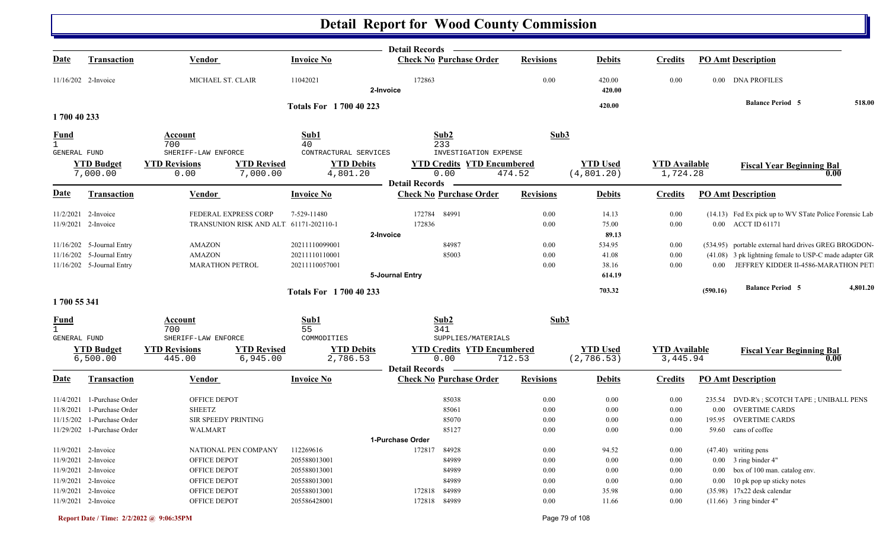# Detail Report for Wood County Commission

**Detail Records**

| Date | Transaction | Vendor | Invoice No | Check No | Purchase Order | Revisions | Debits | Credits | PO Amt | Description |
|---|---|---|---|---|---|---|---|---|---|---|
| 11/16/202 | 2-Invoice | MICHAEL ST. CLAIR | 11042021 | 172863 | | 0.00 | 420.00 | 0.00 | 0.00 | DNA PROFILES |
| | | | **2-Invoice** | | | | 420.00 | | | |
| | | | **Totals For 1 700 40 223** | | | | 420.00 | | | **Balance Period 5** 518.00 |

## 1 700 40 233

| Fund | Account | Sub1 | Sub2 | Sub3 |
|---|---|---|---|---|
| 1 GENERAL FUND | 700 SHERIFF-LAW ENFORCE | 40 CONTRACTUAL SERVICES | 233 INVESTIGATION EXPENSE | |

| YTD Budget | YTD Revisions | YTD Revised | YTD Debits | YTD Credits | YTD Encumbered | YTD Used | YTD Available | Fiscal Year Beginning Bal |
|---|---|---|---|---|---|---|---|---|
| 7,000.00 | 0.00 | 7,000.00 | 4,801.20 | 0.00 | 474.52 | (4,801.20) | 1,724.28 | 0.00 |

**Detail Records**

| Date | Transaction | Vendor | Invoice No | Check No | Purchase Order | Revisions | Debits | Credits | PO Amt | Description |
|---|---|---|---|---|---|---|---|---|---|---|
| 11/2/2021 | 2-Invoice | FEDERAL EXPRESS CORP | 7-529-11480 | 172784 | 84991 | 0.00 | 14.13 | 0.00 | (14.13) | Fed Ex pick up to WV STate Police Forensic Lab |
| 11/9/2021 | 2-Invoice | TRANSUNION RISK AND ALT | 61171-202110-1 | 172836 | | 0.00 | 75.00 | 0.00 | 0.00 | ACCT ID 61171 |
| | | | **2-Invoice** | | | | 89.13 | | | |
| 11/16/202 | 5-Journal Entry | AMAZON | 20211110099001 | | 84987 | 0.00 | 534.95 | 0.00 | (534.95) | portable external hard drives GREG BROGDON- |
| 11/16/202 | 5-Journal Entry | AMAZON | 20211110110001 | | 85003 | 0.00 | 41.08 | 0.00 | (41.08) | 3 pk lightning female to USP-C made adapter GR |
| 11/16/202 | 5-Journal Entry | MARATHON PETROL | 20211110057001 | | | 0.00 | 38.16 | 0.00 | 0.00 | JEFFREY KIDDER II-4586-MARATHON PETI |
| | | | **5-Journal Entry** | | | | 614.19 | | | |
| | | | **Totals For 1 700 40 233** | | | | 703.32 | | (590.16) | **Balance Period 5** 4,801.20 |

## 1 700 55 341

| Fund | Account | Sub1 | Sub2 | Sub3 |
|---|---|---|---|---|
| 1 GENERAL FUND | 700 SHERIFF-LAW ENFORCE | 55 COMMODITIES | 341 SUPPLIES/MATERIALS | |

| YTD Budget | YTD Revisions | YTD Revised | YTD Debits | YTD Credits | YTD Encumbered | YTD Used | YTD Available | Fiscal Year Beginning Bal |
|---|---|---|---|---|---|---|---|---|
| 6,500.00 | 445.00 | 6,945.00 | 2,786.53 | 0.00 | 712.53 | (2,786.53) | 3,445.94 | 0.00 |

**Detail Records**

| Date | Transaction | Vendor | Invoice No | Check No | Purchase Order | Revisions | Debits | Credits | PO Amt | Description |
|---|---|---|---|---|---|---|---|---|---|---|
| 11/4/2021 | 1-Purchase Order | OFFICE DEPOT | | | 85038 | 0.00 | 0.00 | 0.00 | 235.54 | DVD-R's ; SCOTCH TAPE ; UNIBALL PENS |
| 11/8/2021 | 1-Purchase Order | SHEETZ | | | 85061 | 0.00 | 0.00 | 0.00 | 0.00 | OVERTIME CARDS |
| 11/15/202 | 1-Purchase Order | SIR SPEEDY PRINTING | | | 85070 | 0.00 | 0.00 | 0.00 | 195.95 | OVERTIME CARDS |
| 11/29/202 | 1-Purchase Order | WALMART | | | 85127 | 0.00 | 0.00 | 0.00 | 59.60 | cans of coffee |
| | | | **1-Purchase Order** | | | | | | | |
| 11/9/2021 | 2-Invoice | NATIONAL PEN COMPANY | 112269616 | 172817 | 84928 | 0.00 | 94.52 | 0.00 | (47.40) | writing pens |
| 11/9/2021 | 2-Invoice | OFFICE DEPOT | 205588013001 | | 84989 | 0.00 | 0.00 | 0.00 | 0.00 | 3 ring binder 4" |
| 11/9/2021 | 2-Invoice | OFFICE DEPOT | 205588013001 | | 84989 | 0.00 | 0.00 | 0.00 | 0.00 | box of 100 man. catalog env. |
| 11/9/2021 | 2-Invoice | OFFICE DEPOT | 205588013001 | | 84989 | 0.00 | 0.00 | 0.00 | 0.00 | 10 pk pop up sticky notes |
| 11/9/2021 | 2-Invoice | OFFICE DEPOT | 205588013001 | 172818 | 84989 | 0.00 | 35.98 | 0.00 | (35.98) | 17x22 desk calendar |
| 11/9/2021 | 2-Invoice | OFFICE DEPOT | 205586428001 | 172818 | 84989 | 0.00 | 11.66 | 0.00 | (11.66) | 3 ring binder 4" |

Report Date / Time: 2/2/2022 @ 9:06:35PM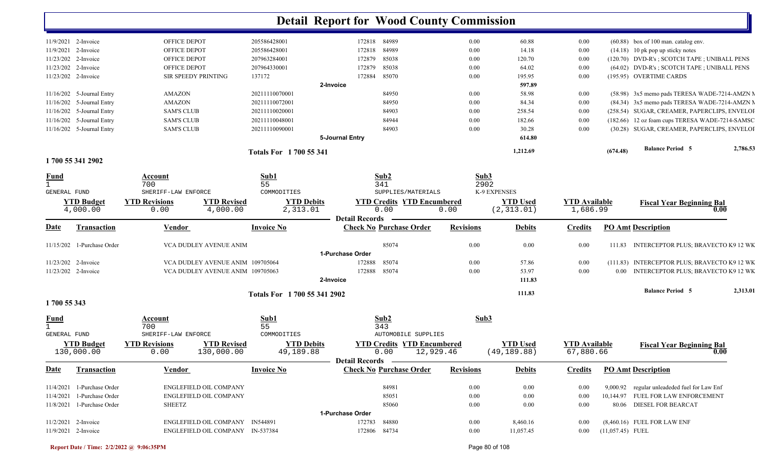# Detail Report for Wood County Commission

| Date | Transaction | Vendor | Invoice No | Check No | Purchase Order | Revisions | Debits | Credits | PO Amt | Description |
|---|---|---|---|---|---|---|---|---|---|---|
| 11/9/2021 | 2-Invoice | OFFICE DEPOT | 205586428001 | 172818 | 84989 | 0.00 | 60.88 | 0.00 | (60.88) | box of 100 man. catalog env. |
| 11/9/2021 | 2-Invoice | OFFICE DEPOT | 205586428001 | 172818 | 84989 | 0.00 | 14.18 | 0.00 | (14.18) | 10 pk pop up sticky notes |
| 11/23/202 | 2-Invoice | OFFICE DEPOT | 207963284001 | 172879 | 85038 | 0.00 | 120.70 | 0.00 | (120.70) | DVD-R's ; SCOTCH TAPE ; UNIBALL PENS |
| 11/23/202 | 2-Invoice | OFFICE DEPOT | 207964330001 | 172879 | 85038 | 0.00 | 64.02 | 0.00 | (64.02) | DVD-R's ; SCOTCH TAPE ; UNIBALL PENS |
| 11/23/202 | 2-Invoice | SIR SPEEDY PRINTING | 137172 | 172884 | 85070 | 0.00 | 195.95 | 0.00 | (195.95) | OVERTIME CARDS |
| | | | 2-Invoice | | | | 597.89 | | | |
| 11/16/202 | 5-Journal Entry | AMAZON | 20211110070001 | | 84950 | 0.00 | 58.98 | 0.00 | (58.98) | 3x5 memo pads TERESA WADE-7214-AMZN M |
| 11/16/202 | 5-Journal Entry | AMAZON | 20211110072001 | | 84950 | 0.00 | 84.34 | 0.00 | (84.34) | 3x5 memo pads TERESA WADE-7214-AMZN M |
| 11/16/202 | 5-Journal Entry | SAM'S CLUB | 20211110020001 | | 84903 | 0.00 | 258.54 | 0.00 | (258.54) | SUGAR, CREAMER, PAPERCLIPS, ENVELOP |
| 11/16/202 | 5-Journal Entry | SAM'S CLUB | 20211110048001 | | 84944 | 0.00 | 182.66 | 0.00 | (182.66) | 12 oz foam cups TERESA WADE-7214-SAMSC |
| 11/16/202 | 5-Journal Entry | SAM'S CLUB | 20211110090001 | | 84903 | 0.00 | 30.28 | 0.00 | (30.28) | SUGAR, CREAMER, PAPERCLIPS, ENVELOP |
| | | | 5-Journal Entry | | | | 614.80 | | | |
| | | | Totals For 1 700 55 341 | | | | 1,212.69 | | (674.48) | Balance Period 5 — 2,786.53 |

## 1 700 55 341 2902

| Fund | Account | Sub1 | Sub2 | Sub3 |
|---|---|---|---|---|
| 1 | 700 | 55 | 341 | 2902 |
| GENERAL FUND | SHERIFF-LAW ENFORCE | COMMODITIES | SUPPLIES/MATERIALS | K-9 EXPENSES |

| YTD Budget | YTD Revisions | YTD Revised | YTD Debits | YTD Credits | YTD Encumbered | YTD Used | YTD Available | Fiscal Year Beginning Bal |
|---|---|---|---|---|---|---|---|---|
| 4,000.00 | 0.00 | 4,000.00 | 2,313.01 | 0.00 | 0.00 | (2,313.01) | 1,686.99 | 0.00 |

| Date | Transaction | Vendor | Invoice No | Check No | Purchase Order | Revisions | Debits | Credits | PO Amt | Description |
|---|---|---|---|---|---|---|---|---|---|---|
| 11/15/202 | 1-Purchase Order | VCA DUDLEY AVENUE ANIM | | | 85074 | 0.00 | 0.00 | 0.00 | 111.83 | INTERCEPTOR PLUS; BRAVECTO K9 12 WK |
| | | | 1-Purchase Order | | | | | | | |
| 11/23/202 | 2-Invoice | VCA DUDLEY AVENUE ANIM | 109705064 | 172888 | 85074 | 0.00 | 57.86 | 0.00 | (111.83) | INTERCEPTOR PLUS; BRAVECTO K9 12 WK |
| 11/23/202 | 2-Invoice | VCA DUDLEY AVENUE ANIM | 109705063 | 172888 | 85074 | 0.00 | 53.97 | 0.00 | 0.00 | INTERCEPTOR PLUS; BRAVECTO K9 12 WK |
| | | | 2-Invoice | | | | 111.83 | | | |
| | | | Totals For 1 700 55 341 2902 | | | | 111.83 | | | Balance Period 5 — 2,313.01 |

## 1 700 55 343

| Fund | Account | Sub1 | Sub2 | Sub3 |
|---|---|---|---|---|
| 1 | 700 | 55 | 343 | |
| GENERAL FUND | SHERIFF-LAW ENFORCE | COMMODITIES | AUTOMOBILE SUPPLIES | |

| YTD Budget | YTD Revisions | YTD Revised | YTD Debits | YTD Credits | YTD Encumbered | YTD Used | YTD Available | Fiscal Year Beginning Bal |
|---|---|---|---|---|---|---|---|---|
| 130,000.00 | 0.00 | 130,000.00 | 49,189.88 | 0.00 | 12,929.46 | (49,189.88) | 67,880.66 | 0.00 |

| Date | Transaction | Vendor | Invoice No | Check No | Purchase Order | Revisions | Debits | Credits | PO Amt | Description |
|---|---|---|---|---|---|---|---|---|---|---|
| 11/4/2021 | 1-Purchase Order | ENGLEFIELD OIL COMPANY | | | 84981 | 0.00 | 0.00 | 0.00 | 9,000.92 | regular unleadeded fuel for Law Enf |
| 11/4/2021 | 1-Purchase Order | ENGLEFIELD OIL COMPANY | | | 85051 | 0.00 | 0.00 | 0.00 | 10,144.97 | FUEL FOR LAW ENFORCEMENT |
| 11/8/2021 | 1-Purchase Order | SHEETZ | | | 85060 | 0.00 | 0.00 | 0.00 | 80.06 | DIESEL FOR BEARCAT |
| | | | 1-Purchase Order | | | | | | | |
| 11/2/2021 | 2-Invoice | ENGLEFIELD OIL COMPANY | IN544891 | 172783 | 84880 | 0.00 | 8,460.16 | 0.00 | (8,460.16) | FUEL FOR LAW ENF |
| 11/9/2021 | 2-Invoice | ENGLEFIELD OIL COMPANY | IN-537384 | 172806 | 84734 | 0.00 | 11,057.45 | 0.00 | (11,057.45) | FUEL |

Report Date / Time: 2/2/2022 @ 9:06:35PM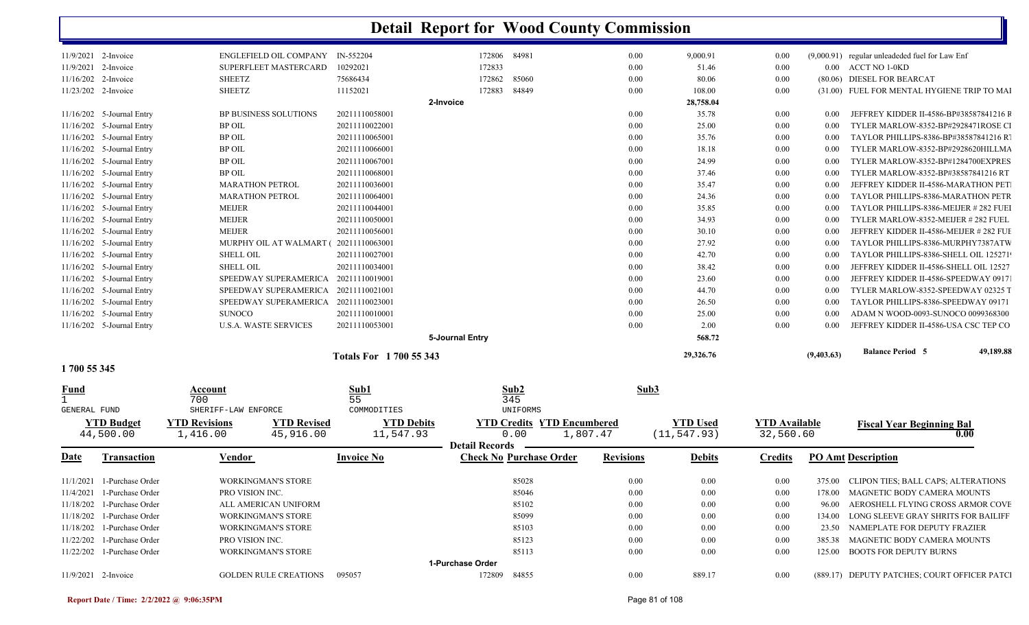# Detail Report for Wood County Commission

| Date | Transaction | Vendor | Invoice No | Check No | Purchase Order | Revisions | Debits | Credits | PO Amt | Description |
|---|---|---|---|---|---|---|---|---|---|---|
| 11/9/2021 | 2-Invoice | ENGLEFIELD OIL COMPANY | IN-552204 | 172806 | 84981 | 0.00 | 9,000.91 | 0.00 | (9,000.91) | regular unleadeded fuel for Law Enf |
| 11/9/2021 | 2-Invoice | SUPERFLEET MASTERCARD | 10292021 | 172833 | | 0.00 | 51.46 | 0.00 | 0.00 | ACCT NO 1-0KD |
| 11/16/202 | 2-Invoice | SHEETZ | 75686434 | 172862 | 85060 | 0.00 | 80.06 | 0.00 | (80.06) | DIESEL FOR BEARCAT |
| 11/23/202 | 2-Invoice | SHEETZ | 11152021 | 172883 | 84849 | 0.00 | 108.00 | 0.00 | (31.00) | FUEL FOR MENTAL HYGIENE TRIP TO MAI |
| | | | 2-Invoice | | | | 28,758.04 | | | |
| 11/16/202 | 5-Journal Entry | BP BUSINESS SOLUTIONS | 20211110058001 | | | 0.00 | 35.78 | 0.00 | 0.00 | JEFFREY KIDDER II-4586-BP#38587841216 R |
| 11/16/202 | 5-Journal Entry | BP OIL | 20211110022001 | | | 0.00 | 25.00 | 0.00 | 0.00 | TYLER MARLOW-8352-BP#2928471ROSE CI |
| 11/16/202 | 5-Journal Entry | BP OIL | 20211110065001 | | | 0.00 | 35.76 | 0.00 | 0.00 | TAYLOR PHILLIPS-8386-BP#38587841216 RT |
| 11/16/202 | 5-Journal Entry | BP OIL | 20211110066001 | | | 0.00 | 18.18 | 0.00 | 0.00 | TYLER MARLOW-8352-BP#2928620HILLMA |
| 11/16/202 | 5-Journal Entry | BP OIL | 20211110067001 | | | 0.00 | 24.99 | 0.00 | 0.00 | TYLER MARLOW-8352-BP#1284700EXPRES |
| 11/16/202 | 5-Journal Entry | BP OIL | 20211110068001 | | | 0.00 | 37.46 | 0.00 | 0.00 | TYLER MARLOW-8352-BP#38587841216 RT |
| 11/16/202 | 5-Journal Entry | MARATHON PETROL | 20211110036001 | | | 0.00 | 35.47 | 0.00 | 0.00 | JEFFREY KIDDER II-4586-MARATHON PETI |
| 11/16/202 | 5-Journal Entry | MARATHON PETROL | 20211110064001 | | | 0.00 | 24.36 | 0.00 | 0.00 | TAYLOR PHILLIPS-8386-MARATHON PETR |
| 11/16/202 | 5-Journal Entry | MEIJER | 20211110044001 | | | 0.00 | 35.85 | 0.00 | 0.00 | TAYLOR PHILLIPS-8386-MEIJER # 282 FUEI |
| 11/16/202 | 5-Journal Entry | MEIJER | 20211110050001 | | | 0.00 | 34.93 | 0.00 | 0.00 | TYLER MARLOW-8352-MEIJER # 282 FUEL |
| 11/16/202 | 5-Journal Entry | MEIJER | 20211110056001 | | | 0.00 | 30.10 | 0.00 | 0.00 | JEFFREY KIDDER II-4586-MEIJER # 282 FUE |
| 11/16/202 | 5-Journal Entry | MURPHY OIL AT WALMART ( | 20211110063001 | | | 0.00 | 27.92 | 0.00 | 0.00 | TAYLOR PHILLIPS-8386-MURPHY7387ATW |
| 11/16/202 | 5-Journal Entry | SHELL OIL | 20211110027001 | | | 0.00 | 42.70 | 0.00 | 0.00 | TAYLOR PHILLIPS-8386-SHELL OIL 125271 |
| 11/16/202 | 5-Journal Entry | SHELL OIL | 20211110034001 | | | 0.00 | 38.42 | 0.00 | 0.00 | JEFFREY KIDDER II-4586-SHELL OIL 12527 |
| 11/16/202 | 5-Journal Entry | SPEEDWAY SUPERAMERICA | 20211110019001 | | | 0.00 | 23.60 | 0.00 | 0.00 | JEFFREY KIDDER II-4586-SPEEDWAY 09171 |
| 11/16/202 | 5-Journal Entry | SPEEDWAY SUPERAMERICA | 20211110021001 | | | 0.00 | 44.70 | 0.00 | 0.00 | TYLER MARLOW-8352-SPEEDWAY 02325 T |
| 11/16/202 | 5-Journal Entry | SPEEDWAY SUPERAMERICA | 20211110023001 | | | 0.00 | 26.50 | 0.00 | 0.00 | TAYLOR PHILLIPS-8386-SPEEDWAY 09171 |
| 11/16/202 | 5-Journal Entry | SUNOCO | 20211110010001 | | | 0.00 | 25.00 | 0.00 | 0.00 | ADAM N WOOD-0093-SUNOCO 0099368300 |
| 11/16/202 | 5-Journal Entry | U.S.A. WASTE SERVICES | 20211110053001 | | | 0.00 | 2.00 | 0.00 | 0.00 | JEFFREY KIDDER II-4586-USA CSC TEP CO |
| | | | 5-Journal Entry | | | | 568.72 | | | |
| | | | Totals For 1 700 55 343 | | | | 29,326.76 | | (9,403.63) | Balance Period 5 — 49,189.88 |

## 1 700 55 345

| Fund | Account | Sub1 | Sub2 | Sub3 |
|---|---|---|---|---|
| 1 | 700 | 55 | 345 | |
| GENERAL FUND | SHERIFF-LAW ENFORCE | COMMODITIES | UNIFORMS | |

| YTD Budget | YTD Revisions | YTD Revised | YTD Debits | YTD Credits | YTD Encumbered | YTD Used | YTD Available | Fiscal Year Beginning Bal |
|---|---|---|---|---|---|---|---|---|
| 44,500.00 | 1,416.00 | 45,916.00 | 11,547.93 | 0.00 | 1,807.47 | (11,547.93) | 32,560.60 | 0.00 |

**Detail Records**

| Date | Transaction | Vendor | Invoice No | Check No | Purchase Order | Revisions | Debits | Credits | PO Amt | Description |
|---|---|---|---|---|---|---|---|---|---|---|
| 11/1/2021 | 1-Purchase Order | WORKINGMAN'S STORE | | | 85028 | 0.00 | 0.00 | 0.00 | 375.00 | CLIPON TIES; BALL CAPS; ALTERATIONS |
| 11/4/2021 | 1-Purchase Order | PRO VISION INC. | | | 85046 | 0.00 | 0.00 | 0.00 | 178.00 | MAGNETIC BODY CAMERA MOUNTS |
| 11/18/202 | 1-Purchase Order | ALL AMERICAN UNIFORM | | | 85102 | 0.00 | 0.00 | 0.00 | 96.00 | AEROSHELL FLYING CROSS ARMOR COVE |
| 11/18/202 | 1-Purchase Order | WORKINGMAN'S STORE | | | 85099 | 0.00 | 0.00 | 0.00 | 134.00 | LONG SLEEVE GRAY SHRITS FOR BAILIFF |
| 11/18/202 | 1-Purchase Order | WORKINGMAN'S STORE | | | 85103 | 0.00 | 0.00 | 0.00 | 23.50 | NAMEPLATE FOR DEPUTY FRAZIER |
| 11/22/202 | 1-Purchase Order | PRO VISION INC. | | | 85123 | 0.00 | 0.00 | 0.00 | 385.38 | MAGNETIC BODY CAMERA MOUNTS |
| 11/22/202 | 1-Purchase Order | WORKINGMAN'S STORE | | | 85113 | 0.00 | 0.00 | 0.00 | 125.00 | BOOTS FOR DEPUTY BURNS |
| | | | 1-Purchase Order | | | | | | | |
| 11/9/2021 | 2-Invoice | GOLDEN RULE CREATIONS | 095057 | 172809 | 84855 | 0.00 | 889.17 | 0.00 | (889.17) | DEPUTY PATCHES; COURT OFFICER PATCI |

Report Date / Time: 2/2/2022 @ 9:06:35PM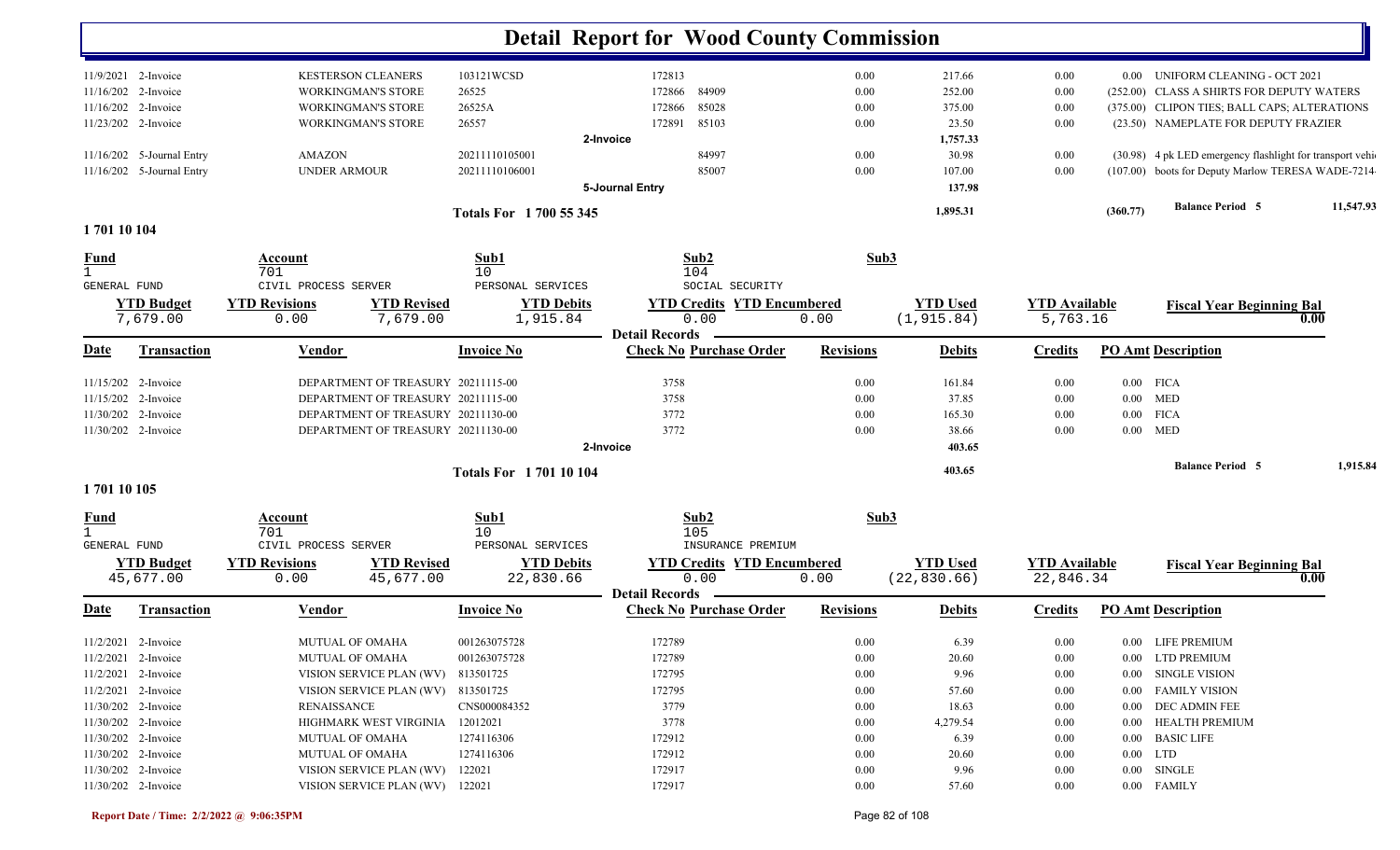# Detail Report for Wood County Commission

| Date | Transaction | Vendor | Invoice No | Check No | Purchase Order | Revisions | Debits | Credits | PO Amt | Description |
|---|---|---|---|---|---|---|---|---|---|---|
| 11/9/2021 | 2-Invoice | KESTERSON CLEANERS | 103121WCSD | 172813 | | 0.00 | 217.66 | 0.00 | 0.00 | UNIFORM CLEANING - OCT 2021 |
| 11/16/202 | 2-Invoice | WORKINGMAN'S STORE | 26525 | 172866 | 84909 | 0.00 | 252.00 | 0.00 | (252.00) | CLASS A SHIRTS FOR DEPUTY WATERS |
| 11/16/202 | 2-Invoice | WORKINGMAN'S STORE | 26525A | 172866 | 85028 | 0.00 | 375.00 | 0.00 | (375.00) | CLIPON TIES; BALL CAPS; ALTERATIONS |
| 11/23/202 | 2-Invoice | WORKINGMAN'S STORE | 26557 | 172891 | 85103 | 0.00 | 23.50 | 0.00 | (23.50) | NAMEPLATE FOR DEPUTY FRAZIER |
| | | | 2-Invoice | | | | 1,757.33 | | | |
| 11/16/202 | 5-Journal Entry | AMAZON | 20211110105001 | | 84997 | 0.00 | 30.98 | 0.00 | (30.98) | 4 pk LED emergency flashlight for transport vehi |
| 11/16/202 | 5-Journal Entry | UNDER ARMOUR | 20211110106001 | | 85007 | 0.00 | 107.00 | 0.00 | (107.00) | boots for Deputy Marlow TERESA WADE-7214 |
| | | | 5-Journal Entry | | | | 137.98 | | | |
| | | | Totals For 1 700 55 345 | | | | 1,895.31 | | (360.77) | Balance Period 5 11,547.93 |

## 1 701 10 104

| Fund | Account | Sub1 | Sub2 | Sub3 |
|---|---|---|---|---|
| 1 GENERAL FUND | 701 CIVIL PROCESS SERVER | 10 PERSONAL SERVICES | 104 SOCIAL SECURITY | |

| YTD Budget | YTD Revisions | YTD Revised | YTD Debits | YTD Credits | YTD Encumbered | YTD Used | YTD Available | Fiscal Year Beginning Bal |
|---|---|---|---|---|---|---|---|---|
| 7,679.00 | 0.00 | 7,679.00 | 1,915.84 | 0.00 | 0.00 | (1,915.84) | 5,763.16 | 0.00 |

| Date | Transaction | Vendor | Invoice No | Check No | Purchase Order | Revisions | Debits | Credits | PO Amt | Description |
|---|---|---|---|---|---|---|---|---|---|---|
| 11/15/202 | 2-Invoice | DEPARTMENT OF TREASURY | 20211115-00 | 3758 | | 0.00 | 161.84 | 0.00 | 0.00 | FICA |
| 11/15/202 | 2-Invoice | DEPARTMENT OF TREASURY | 20211115-00 | 3758 | | 0.00 | 37.85 | 0.00 | 0.00 | MED |
| 11/30/202 | 2-Invoice | DEPARTMENT OF TREASURY | 20211130-00 | 3772 | | 0.00 | 165.30 | 0.00 | 0.00 | FICA |
| 11/30/202 | 2-Invoice | DEPARTMENT OF TREASURY | 20211130-00 | 3772 | | 0.00 | 38.66 | 0.00 | 0.00 | MED |
| | | | 2-Invoice | | | | 403.65 | | | |
| | | | Totals For 1 701 10 104 | | | | 403.65 | | | Balance Period 5 1,915.84 |

## 1 701 10 105

| Fund | Account | Sub1 | Sub2 | Sub3 |
|---|---|---|---|---|
| 1 GENERAL FUND | 701 CIVIL PROCESS SERVER | 10 PERSONAL SERVICES | 105 INSURANCE PREMIUM | |

| YTD Budget | YTD Revisions | YTD Revised | YTD Debits | YTD Credits | YTD Encumbered | YTD Used | YTD Available | Fiscal Year Beginning Bal |
|---|---|---|---|---|---|---|---|---|
| 45,677.00 | 0.00 | 45,677.00 | 22,830.66 | 0.00 | 0.00 | (22,830.66) | 22,846.34 | 0.00 |

| Date | Transaction | Vendor | Invoice No | Check No | Purchase Order | Revisions | Debits | Credits | PO Amt | Description |
|---|---|---|---|---|---|---|---|---|---|---|
| 11/2/2021 | 2-Invoice | MUTUAL OF OMAHA | 001263075728 | 172789 | | 0.00 | 6.39 | 0.00 | 0.00 | LIFE PREMIUM |
| 11/2/2021 | 2-Invoice | MUTUAL OF OMAHA | 001263075728 | 172789 | | 0.00 | 20.60 | 0.00 | 0.00 | LTD PREMIUM |
| 11/2/2021 | 2-Invoice | VISION SERVICE PLAN (WV) | 813501725 | 172795 | | 0.00 | 9.96 | 0.00 | 0.00 | SINGLE VISION |
| 11/2/2021 | 2-Invoice | VISION SERVICE PLAN (WV) | 813501725 | 172795 | | 0.00 | 57.60 | 0.00 | 0.00 | FAMILY VISION |
| 11/30/202 | 2-Invoice | RENAISSANCE | CNS000084352 | 3779 | | 0.00 | 18.63 | 0.00 | 0.00 | DEC ADMIN FEE |
| 11/30/202 | 2-Invoice | HIGHMARK WEST VIRGINIA | 12012021 | 3778 | | 0.00 | 4,279.54 | 0.00 | 0.00 | HEALTH PREMIUM |
| 11/30/202 | 2-Invoice | MUTUAL OF OMAHA | 1274116306 | 172912 | | 0.00 | 6.39 | 0.00 | 0.00 | BASIC LIFE |
| 11/30/202 | 2-Invoice | MUTUAL OF OMAHA | 1274116306 | 172912 | | 0.00 | 20.60 | 0.00 | 0.00 | LTD |
| 11/30/202 | 2-Invoice | VISION SERVICE PLAN (WV) | 122021 | 172917 | | 0.00 | 9.96 | 0.00 | 0.00 | SINGLE |
| 11/30/202 | 2-Invoice | VISION SERVICE PLAN (WV) | 122021 | 172917 | | 0.00 | 57.60 | 0.00 | 0.00 | FAMILY |

Report Date / Time: 2/2/2022 @ 9:06:35PM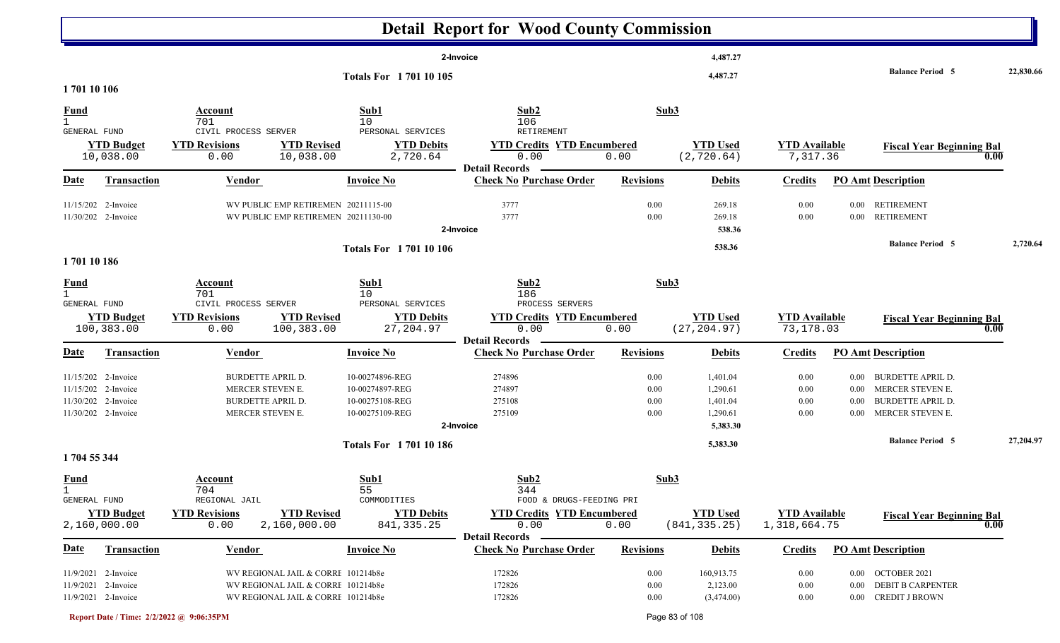# Detail Report for Wood County Commission

| | | | | | | | | |
|---|---|---|---|---|---|---|---|---|
| 2-Invoice | | | | | 4,487.27 | | | |
| **Totals For 1 701 10 105** | | | | | 4,487.27 | | **Balance Period 5** | 22,830.66 |

## 1 701 10 106

| Fund | Account | | Sub1 | Sub2 | | Sub3 | | |
|---|---|---|---|---|---|---|---|---|
| 1 GENERAL FUND | 701 CIVIL PROCESS SERVER | | 10 PERSONAL SERVICES | 106 RETIREMENT | | | | |
| **YTD Budget** | **YTD Revisions** | **YTD Revised** | **YTD Debits** | **YTD Credits** | **YTD Encumbered** | **YTD Used** | **YTD Available** | **Fiscal Year Beginning Bal** |
| 10,038.00 | 0.00 | 10,038.00 | 2,720.64 | 0.00 | 0.00 | (2,720.64) | 7,317.36 | 0.00 |

**Detail Records**

| Date | Transaction | Vendor | Invoice No | Check No | Purchase Order | Revisions | Debits | Credits | PO Amt | Description |
|---|---|---|---|---|---|---|---|---|---|---|
| 11/15/202 | 2-Invoice | WV PUBLIC EMP RETIREMEN | 20211115-00 | 3777 | | 0.00 | 269.18 | 0.00 | 0.00 | RETIREMENT |
| 11/30/202 | 2-Invoice | WV PUBLIC EMP RETIREMEN | 20211130-00 | 3777 | | 0.00 | 269.18 | 0.00 | 0.00 | RETIREMENT |
| | | | 2-Invoice | | | | 538.36 | | | |
| | | | **Totals For 1 701 10 106** | | | | 538.36 | | | **Balance Period 5** 2,720.64 |

## 1 701 10 186

| Fund | Account | | Sub1 | Sub2 | | Sub3 | | |
|---|---|---|---|---|---|---|---|---|
| 1 GENERAL FUND | 701 CIVIL PROCESS SERVER | | 10 PERSONAL SERVICES | 186 PROCESS SERVERS | | | | |
| **YTD Budget** | **YTD Revisions** | **YTD Revised** | **YTD Debits** | **YTD Credits** | **YTD Encumbered** | **YTD Used** | **YTD Available** | **Fiscal Year Beginning Bal** |
| 100,383.00 | 0.00 | 100,383.00 | 27,204.97 | 0.00 | 0.00 | (27,204.97) | 73,178.03 | 0.00 |

**Detail Records**

| Date | Transaction | Vendor | Invoice No | Check No | Purchase Order | Revisions | Debits | Credits | PO Amt | Description |
|---|---|---|---|---|---|---|---|---|---|---|
| 11/15/202 | 2-Invoice | BURDETTE APRIL D. | 10-00274896-REG | 274896 | | 0.00 | 1,401.04 | 0.00 | 0.00 | BURDETTE APRIL D. |
| 11/15/202 | 2-Invoice | MERCER STEVEN E. | 10-00274897-REG | 274897 | | 0.00 | 1,290.61 | 0.00 | 0.00 | MERCER STEVEN E. |
| 11/30/202 | 2-Invoice | BURDETTE APRIL D. | 10-00275108-REG | 275108 | | 0.00 | 1,401.04 | 0.00 | 0.00 | BURDETTE APRIL D. |
| 11/30/202 | 2-Invoice | MERCER STEVEN E. | 10-00275109-REG | 275109 | | 0.00 | 1,290.61 | 0.00 | 0.00 | MERCER STEVEN E. |
| | | | 2-Invoice | | | | 5,383.30 | | | |
| | | | **Totals For 1 701 10 186** | | | | 5,383.30 | | | **Balance Period 5** 27,204.97 |

## 1 704 55 344

| Fund | Account | | Sub1 | Sub2 | | Sub3 | | |
|---|---|---|---|---|---|---|---|---|
| 1 GENERAL FUND | 704 REGIONAL JAIL | | 55 COMMODITIES | 344 FOOD & DRUGS-FEEDING PRI | | | | |
| **YTD Budget** | **YTD Revisions** | **YTD Revised** | **YTD Debits** | **YTD Credits** | **YTD Encumbered** | **YTD Used** | **YTD Available** | **Fiscal Year Beginning Bal** |
| 2,160,000.00 | 0.00 | 2,160,000.00 | 841,335.25 | 0.00 | 0.00 | (841,335.25) | 1,318,664.75 | 0.00 |

**Detail Records**

| Date | Transaction | Vendor | Invoice No | Check No | Purchase Order | Revisions | Debits | Credits | PO Amt | Description |
|---|---|---|---|---|---|---|---|---|---|---|
| 11/9/2021 | 2-Invoice | WV REGIONAL JAIL & CORRE | 101214b8e | 172826 | | 0.00 | 160,913.75 | 0.00 | 0.00 | OCTOBER 2021 |
| 11/9/2021 | 2-Invoice | WV REGIONAL JAIL & CORRE | 101214b8e | 172826 | | 0.00 | 2,123.00 | 0.00 | 0.00 | DEBIT B CARPENTER |
| 11/9/2021 | 2-Invoice | WV REGIONAL JAIL & CORRE | 101214b8e | 172826 | | 0.00 | (3,474.00) | 0.00 | 0.00 | CREDIT J BROWN |

Report Date / Time: 2/2/2022 @ 9:06:35PM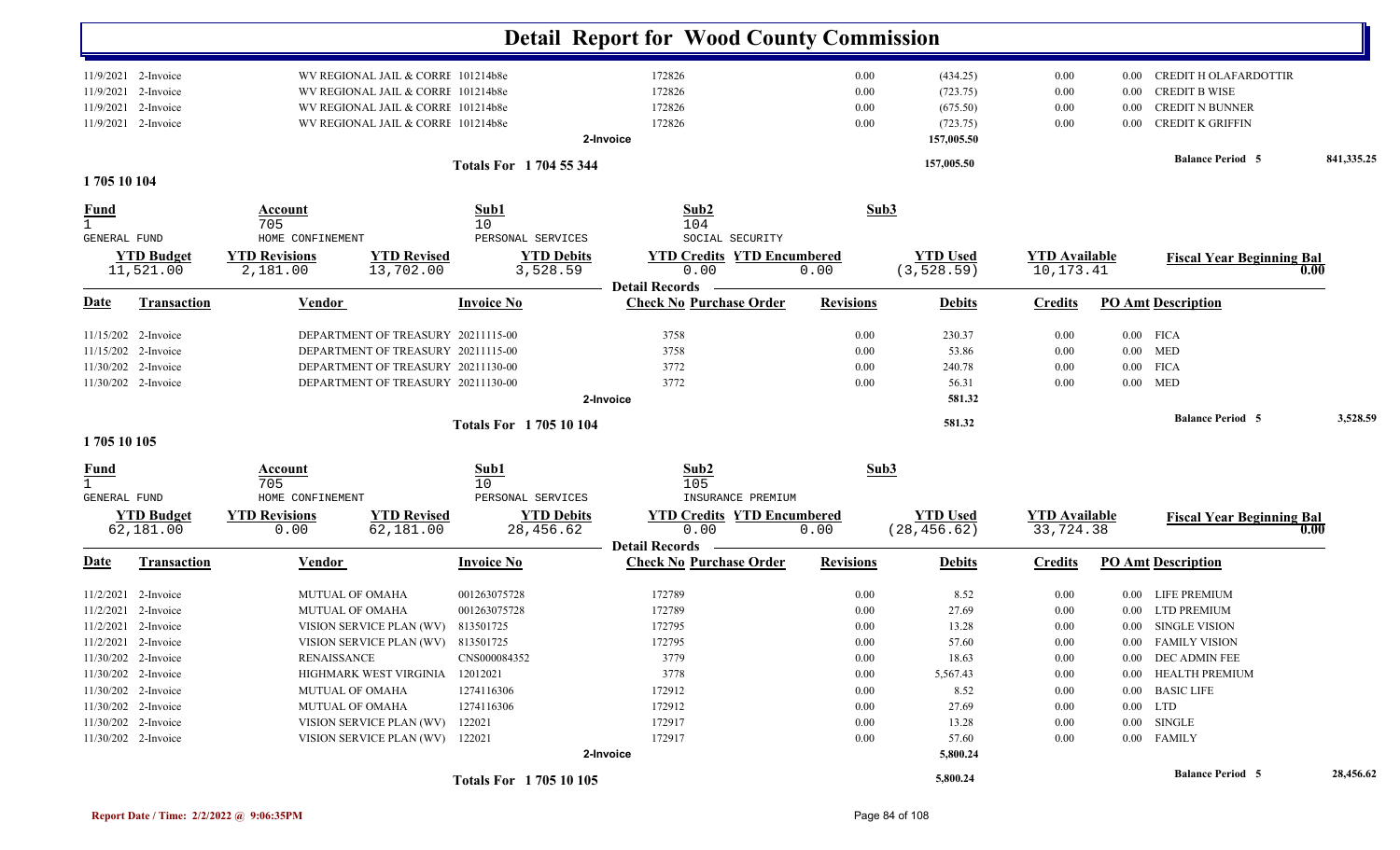# Detail Report for Wood County Commission

| Date | Transaction | Vendor | Invoice No | Check No Purchase Order | Revisions | Debits | Credits | PO Amt Description |
|---|---|---|---|---|---|---|---|---|
| 11/9/2021 | 2-Invoice | WV REGIONAL JAIL & CORRE | 101214b8e | 172826 | 0.00 | (434.25) | 0.00 | 0.00 CREDIT H OLAFARDOTTIR |
| 11/9/2021 | 2-Invoice | WV REGIONAL JAIL & CORRE | 101214b8e | 172826 | 0.00 | (723.75) | 0.00 | 0.00 CREDIT B WISE |
| 11/9/2021 | 2-Invoice | WV REGIONAL JAIL & CORRE | 101214b8e | 172826 | 0.00 | (675.50) | 0.00 | 0.00 CREDIT N BUNNER |
| 11/9/2021 | 2-Invoice | WV REGIONAL JAIL & CORRE | 101214b8e | 172826 | 0.00 | (723.75) | 0.00 | 0.00 CREDIT K GRIFFIN |
| | | | 2-Invoice | | | 157,005.50 | | |

**Totals For 1 704 55 344** 157,005.50 — **Balance Period 5** 841,335.25

## 1 705 10 104

| Fund | Account | Sub1 | Sub2 | Sub3 |
|---|---|---|---|---|
| 1 | 705 | 10 | 104 | |
| GENERAL FUND | HOME CONFINEMENT | PERSONAL SERVICES | SOCIAL SECURITY | |

| YTD Budget | YTD Revisions | YTD Revised | YTD Debits | YTD Credits | YTD Encumbered | YTD Used | YTD Available | Fiscal Year Beginning Bal |
|---|---|---|---|---|---|---|---|---|
| 11,521.00 | 2,181.00 | 13,702.00 | 3,528.59 | 0.00 | 0.00 | (3,528.59) | 10,173.41 | 0.00 |

**Detail Records**

| Date | Transaction | Vendor | Invoice No | Check No Purchase Order | Revisions | Debits | Credits | PO Amt Description |
|---|---|---|---|---|---|---|---|---|
| 11/15/202 | 2-Invoice | DEPARTMENT OF TREASURY | 20211115-00 | 3758 | 0.00 | 230.37 | 0.00 | 0.00 FICA |
| 11/15/202 | 2-Invoice | DEPARTMENT OF TREASURY | 20211115-00 | 3758 | 0.00 | 53.86 | 0.00 | 0.00 MED |
| 11/30/202 | 2-Invoice | DEPARTMENT OF TREASURY | 20211130-00 | 3772 | 0.00 | 240.78 | 0.00 | 0.00 FICA |
| 11/30/202 | 2-Invoice | DEPARTMENT OF TREASURY | 20211130-00 | 3772 | 0.00 | 56.31 | 0.00 | 0.00 MED |
| | | | 2-Invoice | | | 581.32 | | |

**Totals For 1 705 10 104** 581.32 — **Balance Period 5** 3,528.59

## 1 705 10 105

| Fund | Account | Sub1 | Sub2 | Sub3 |
|---|---|---|---|---|
| 1 | 705 | 10 | 105 | |
| GENERAL FUND | HOME CONFINEMENT | PERSONAL SERVICES | INSURANCE PREMIUM | |

| YTD Budget | YTD Revisions | YTD Revised | YTD Debits | YTD Credits | YTD Encumbered | YTD Used | YTD Available | Fiscal Year Beginning Bal |
|---|---|---|---|---|---|---|---|---|
| 62,181.00 | 0.00 | 62,181.00 | 28,456.62 | 0.00 | 0.00 | (28,456.62) | 33,724.38 | 0.00 |

**Detail Records**

| Date | Transaction | Vendor | Invoice No | Check No Purchase Order | Revisions | Debits | Credits | PO Amt Description |
|---|---|---|---|---|---|---|---|---|
| 11/2/2021 | 2-Invoice | MUTUAL OF OMAHA | 001263075728 | 172789 | 0.00 | 8.52 | 0.00 | 0.00 LIFE PREMIUM |
| 11/2/2021 | 2-Invoice | MUTUAL OF OMAHA | 001263075728 | 172789 | 0.00 | 27.69 | 0.00 | 0.00 LTD PREMIUM |
| 11/2/2021 | 2-Invoice | VISION SERVICE PLAN (WV) | 813501725 | 172795 | 0.00 | 13.28 | 0.00 | 0.00 SINGLE VISION |
| 11/2/2021 | 2-Invoice | VISION SERVICE PLAN (WV) | 813501725 | 172795 | 0.00 | 57.60 | 0.00 | 0.00 FAMILY VISION |
| 11/30/202 | 2-Invoice | RENAISSANCE | CNS000084352 | 3779 | 0.00 | 18.63 | 0.00 | 0.00 DEC ADMIN FEE |
| 11/30/202 | 2-Invoice | HIGHMARK WEST VIRGINIA | 12012021 | 3778 | 0.00 | 5,567.43 | 0.00 | 0.00 HEALTH PREMIUM |
| 11/30/202 | 2-Invoice | MUTUAL OF OMAHA | 1274116306 | 172912 | 0.00 | 8.52 | 0.00 | 0.00 BASIC LIFE |
| 11/30/202 | 2-Invoice | MUTUAL OF OMAHA | 1274116306 | 172912 | 0.00 | 27.69 | 0.00 | 0.00 LTD |
| 11/30/202 | 2-Invoice | VISION SERVICE PLAN (WV) | 122021 | 172917 | 0.00 | 13.28 | 0.00 | 0.00 SINGLE |
| 11/30/202 | 2-Invoice | VISION SERVICE PLAN (WV) | 122021 | 172917 | 0.00 | 57.60 | 0.00 | 0.00 FAMILY |
| | | | 2-Invoice | | | 5,800.24 | | |

**Totals For 1 705 10 105** 5,800.24 — **Balance Period 5** 28,456.62

Report Date / Time: 2/2/2022 @ 9:06:35PM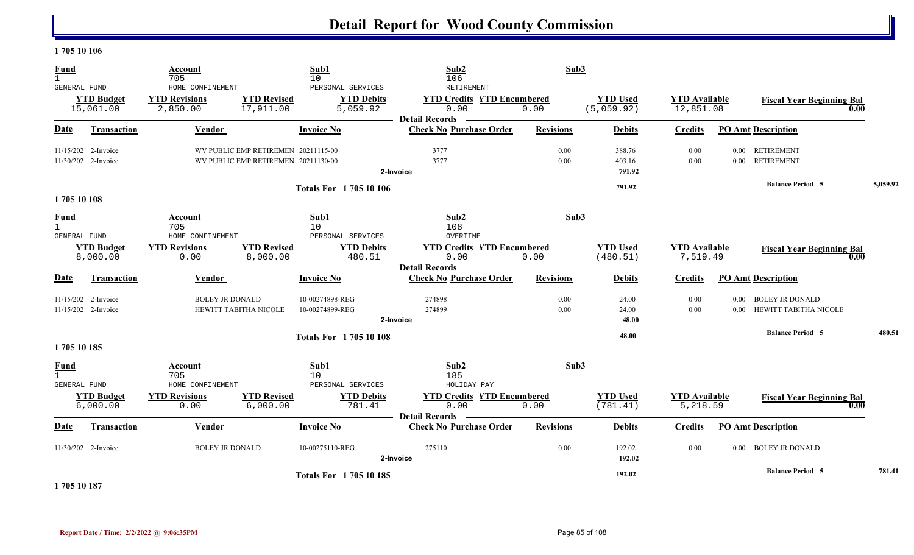# Detail Report for Wood County Commission

## 1 705 10 106

| Fund | Account | Sub1 | Sub2 | Sub3 |
|---|---|---|---|---|
| 1 | 705 | 10 | 106 | |
| GENERAL FUND | HOME CONFINEMENT | PERSONAL SERVICES | RETIREMENT | |

| YTD Budget | YTD Revisions | YTD Revised | YTD Debits | YTD Credits | YTD Encumbered | YTD Used | YTD Available | Fiscal Year Beginning Bal |
|---|---|---|---|---|---|---|---|---|
| 15,061.00 | 2,850.00 | 17,911.00 | 5,059.92 | 0.00 | 0.00 | (5,059.92) | 12,851.08 | 0.00 |

**Detail Records**

| Date | Transaction | Vendor | Invoice No | Check No | Purchase Order | Revisions | Debits | Credits | PO Amt | Description |
|---|---|---|---|---|---|---|---|---|---|---|
| 11/15/202 | 2-Invoice | WV PUBLIC EMP RETIREMEN | 20211115-00 | 3777 | | 0.00 | 388.76 | 0.00 | 0.00 | RETIREMENT |
| 11/30/202 | 2-Invoice | WV PUBLIC EMP RETIREMEN | 20211130-00 | 3777 | | 0.00 | 403.16 | 0.00 | 0.00 | RETIREMENT |
| | | | | 2-Invoice | | | 791.92 | | | |
| | | | Totals For 1 705 10 106 | | | | 791.92 | | | Balance Period 5 — 5,059.92 |

## 1 705 10 108

| Fund | Account | Sub1 | Sub2 | Sub3 |
|---|---|---|---|---|
| 1 | 705 | 10 | 108 | |
| GENERAL FUND | HOME CONFINEMENT | PERSONAL SERVICES | OVERTIME | |

| YTD Budget | YTD Revisions | YTD Revised | YTD Debits | YTD Credits | YTD Encumbered | YTD Used | YTD Available | Fiscal Year Beginning Bal |
|---|---|---|---|---|---|---|---|---|
| 8,000.00 | 0.00 | 8,000.00 | 480.51 | 0.00 | 0.00 | (480.51) | 7,519.49 | 0.00 |

**Detail Records**

| Date | Transaction | Vendor | Invoice No | Check No | Purchase Order | Revisions | Debits | Credits | PO Amt | Description |
|---|---|---|---|---|---|---|---|---|---|---|
| 11/15/202 | 2-Invoice | BOLEY JR DONALD | 10-00274898-REG | 274898 | | 0.00 | 24.00 | 0.00 | 0.00 | BOLEY JR DONALD |
| 11/15/202 | 2-Invoice | HEWITT TABITHA NICOLE | 10-00274899-REG | 274899 | | 0.00 | 24.00 | 0.00 | 0.00 | HEWITT TABITHA NICOLE |
| | | | | 2-Invoice | | | 48.00 | | | |
| | | | Totals For 1 705 10 108 | | | | 48.00 | | | Balance Period 5 — 480.51 |

## 1 705 10 185

| Fund | Account | Sub1 | Sub2 | Sub3 |
|---|---|---|---|---|
| 1 | 705 | 10 | 185 | |
| GENERAL FUND | HOME CONFINEMENT | PERSONAL SERVICES | HOLIDAY PAY | |

| YTD Budget | YTD Revisions | YTD Revised | YTD Debits | YTD Credits | YTD Encumbered | YTD Used | YTD Available | Fiscal Year Beginning Bal |
|---|---|---|---|---|---|---|---|---|
| 6,000.00 | 0.00 | 6,000.00 | 781.41 | 0.00 | 0.00 | (781.41) | 5,218.59 | 0.00 |

**Detail Records**

| Date | Transaction | Vendor | Invoice No | Check No | Purchase Order | Revisions | Debits | Credits | PO Amt | Description |
|---|---|---|---|---|---|---|---|---|---|---|
| 11/30/202 | 2-Invoice | BOLEY JR DONALD | 10-00275110-REG | 275110 | | 0.00 | 192.02 | 0.00 | 0.00 | BOLEY JR DONALD |
| | | | | 2-Invoice | | | 192.02 | | | |
| | | | Totals For 1 705 10 185 | | | | 192.02 | | | Balance Period 5 — 781.41 |

## 1 705 10 187

Report Date / Time: 2/2/2022 @ 9:06:35PM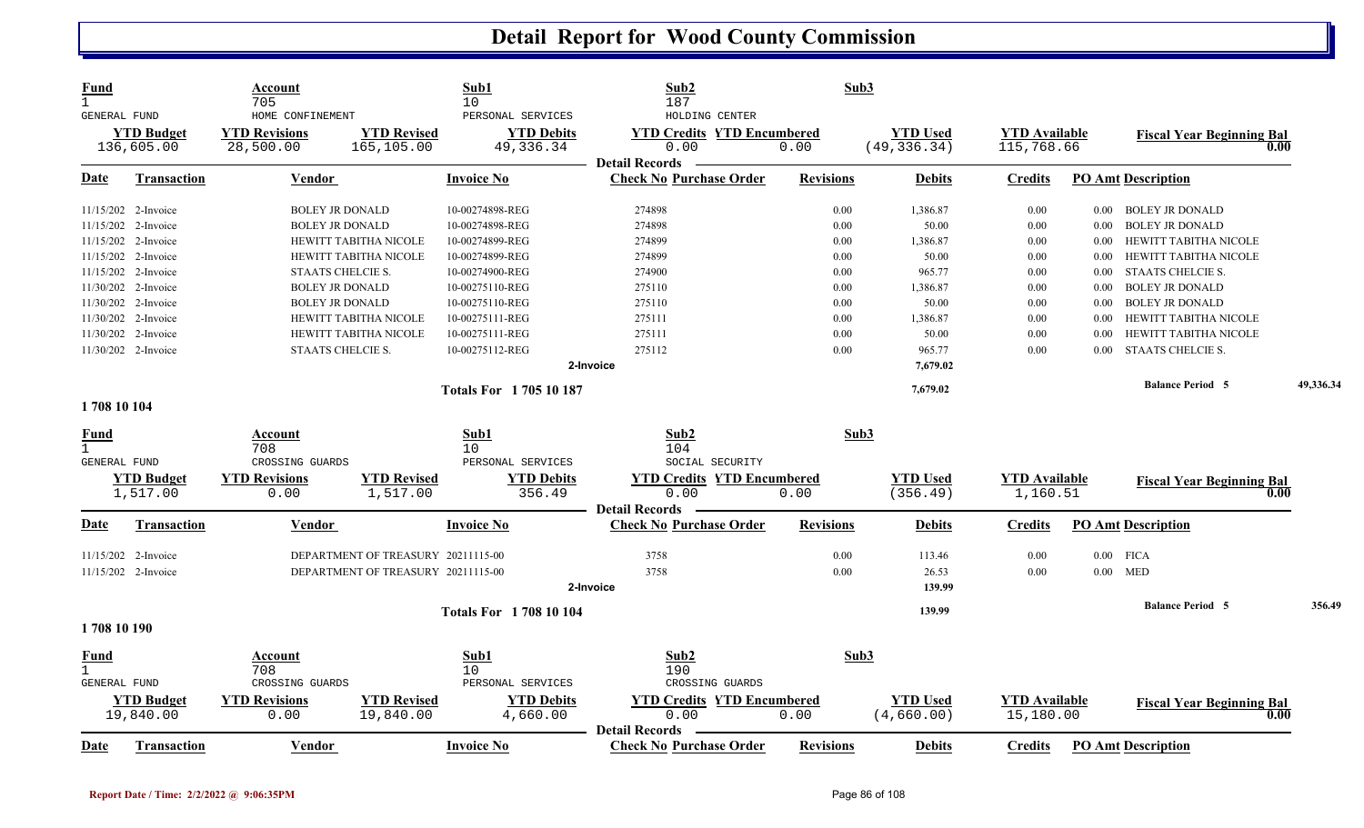# Detail Report for Wood County Commission

| Fund | Account | Sub1 | Sub2 | Sub3 |
|---|---|---|---|---|
| 1 | 705 | 10 | 187 | |
| GENERAL FUND | HOME CONFINEMENT | PERSONAL SERVICES | HOLDING CENTER | |

| YTD Budget | YTD Revisions | YTD Revised | YTD Debits | YTD Credits | YTD Encumbered | YTD Used | YTD Available | Fiscal Year Beginning Bal |
|---|---|---|---|---|---|---|---|---|
| 136,605.00 | 28,500.00 | 165,105.00 | 49,336.34 | 0.00 | 0.00 | (49,336.34) | 115,768.66 | 0.00 |

**Detail Records**

| Date | Transaction | Vendor | Invoice No | Check No | Purchase Order | Revisions | Debits | Credits | PO Amt | Description |
|---|---|---|---|---|---|---|---|---|---|---|
| 11/15/202 | 2-Invoice | BOLEY JR DONALD | 10-00274898-REG | 274898 | | 0.00 | 1,386.87 | 0.00 | 0.00 | BOLEY JR DONALD |
| 11/15/202 | 2-Invoice | BOLEY JR DONALD | 10-00274898-REG | 274898 | | 0.00 | 50.00 | 0.00 | 0.00 | BOLEY JR DONALD |
| 11/15/202 | 2-Invoice | HEWITT TABITHA NICOLE | 10-00274899-REG | 274899 | | 0.00 | 1,386.87 | 0.00 | 0.00 | HEWITT TABITHA NICOLE |
| 11/15/202 | 2-Invoice | HEWITT TABITHA NICOLE | 10-00274899-REG | 274899 | | 0.00 | 50.00 | 0.00 | 0.00 | HEWITT TABITHA NICOLE |
| 11/15/202 | 2-Invoice | STAATS CHELCIE S. | 10-00274900-REG | 274900 | | 0.00 | 965.77 | 0.00 | 0.00 | STAATS CHELCIE S. |
| 11/30/202 | 2-Invoice | BOLEY JR DONALD | 10-00275110-REG | 275110 | | 0.00 | 1,386.87 | 0.00 | 0.00 | BOLEY JR DONALD |
| 11/30/202 | 2-Invoice | BOLEY JR DONALD | 10-00275110-REG | 275110 | | 0.00 | 50.00 | 0.00 | 0.00 | BOLEY JR DONALD |
| 11/30/202 | 2-Invoice | HEWITT TABITHA NICOLE | 10-00275111-REG | 275111 | | 0.00 | 1,386.87 | 0.00 | 0.00 | HEWITT TABITHA NICOLE |
| 11/30/202 | 2-Invoice | HEWITT TABITHA NICOLE | 10-00275111-REG | 275111 | | 0.00 | 50.00 | 0.00 | 0.00 | HEWITT TABITHA NICOLE |
| 11/30/202 | 2-Invoice | STAATS CHELCIE S. | 10-00275112-REG | 275112 | | 0.00 | 965.77 | 0.00 | 0.00 | STAATS CHELCIE S. |
| | | | 2-Invoice | | | | 7,679.02 | | | |
| | | | Totals For 1 705 10 187 | | | | 7,679.02 | | | Balance Period 5 — 49,336.34 |

**1 708 10 104**

| Fund | Account | Sub1 | Sub2 | Sub3 |
|---|---|---|---|---|
| 1 | 708 | 10 | 104 | |
| GENERAL FUND | CROSSING GUARDS | PERSONAL SERVICES | SOCIAL SECURITY | |

| YTD Budget | YTD Revisions | YTD Revised | YTD Debits | YTD Credits | YTD Encumbered | YTD Used | YTD Available | Fiscal Year Beginning Bal |
|---|---|---|---|---|---|---|---|---|
| 1,517.00 | 0.00 | 1,517.00 | 356.49 | 0.00 | 0.00 | (356.49) | 1,160.51 | 0.00 |

**Detail Records**

| Date | Transaction | Vendor | Invoice No | Check No | Purchase Order | Revisions | Debits | Credits | PO Amt | Description |
|---|---|---|---|---|---|---|---|---|---|---|
| 11/15/202 | 2-Invoice | DEPARTMENT OF TREASURY | 20211115-00 | 3758 | | 0.00 | 113.46 | 0.00 | 0.00 | FICA |
| 11/15/202 | 2-Invoice | DEPARTMENT OF TREASURY | 20211115-00 | 3758 | | 0.00 | 26.53 | 0.00 | 0.00 | MED |
| | | | 2-Invoice | | | | 139.99 | | | |
| | | | Totals For 1 708 10 104 | | | | 139.99 | | | Balance Period 5 — 356.49 |

**1 708 10 190**

| Fund | Account | Sub1 | Sub2 | Sub3 |
|---|---|---|---|---|
| 1 | 708 | 10 | 190 | |
| GENERAL FUND | CROSSING GUARDS | PERSONAL SERVICES | CROSSING GUARDS | |

| YTD Budget | YTD Revisions | YTD Revised | YTD Debits | YTD Credits | YTD Encumbered | YTD Used | YTD Available | Fiscal Year Beginning Bal |
|---|---|---|---|---|---|---|---|---|
| 19,840.00 | 0.00 | 19,840.00 | 4,660.00 | 0.00 | 0.00 | (4,660.00) | 15,180.00 | 0.00 |

**Detail Records**

| Date | Transaction | Vendor | Invoice No | Check No | Purchase Order | Revisions | Debits | Credits | PO Amt | Description |
|---|---|---|---|---|---|---|---|---|---|---|

Report Date / Time: 2/2/2022 @ 9:06:35PM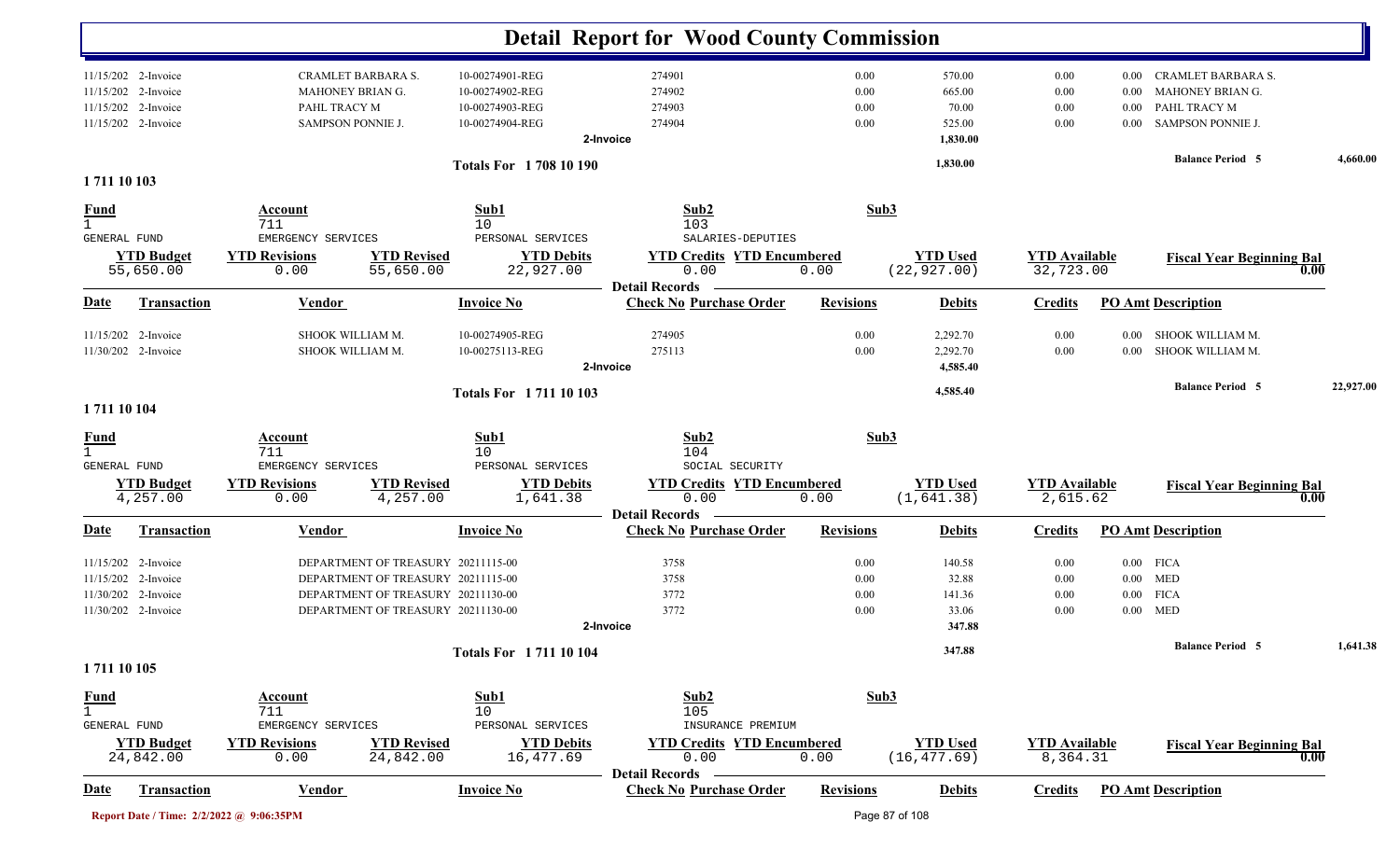# Detail Report for Wood County Commission

| Date | Transaction | Vendor | Invoice No | Check No | Purchase Order | Revisions | Debits | Credits | PO Amt | Description |
|---|---|---|---|---|---|---|---|---|---|---|
| 11/15/202 | 2-Invoice | CRAMLET BARBARA S. | 10-00274901-REG | 274901 | | 0.00 | 570.00 | 0.00 | 0.00 | CRAMLET BARBARA S. |
| 11/15/202 | 2-Invoice | MAHONEY BRIAN G. | 10-00274902-REG | 274902 | | 0.00 | 665.00 | 0.00 | 0.00 | MAHONEY BRIAN G. |
| 11/15/202 | 2-Invoice | PAHL TRACY M | 10-00274903-REG | 274903 | | 0.00 | 70.00 | 0.00 | 0.00 | PAHL TRACY M |
| 11/15/202 | 2-Invoice | SAMPSON PONNIE J. | 10-00274904-REG | 274904 | | 0.00 | 525.00 | 0.00 | 0.00 | SAMPSON PONNIE J. |
| | | | | 2-Invoice | | | **1,830.00** | | | |
| | | | **Totals For 1 708 10 190** | | | | **1,830.00** | | | **Balance Period 5** **4,660.00** |

**1 711 10 103**

| Fund | Account | Sub1 | Sub2 | Sub3 |
|---|---|---|---|---|
| 1 | 711 | 10 | 103 | |
| GENERAL FUND | EMERGENCY SERVICES | PERSONAL SERVICES | SALARIES-DEPUTIES | |

| YTD Budget | YTD Revisions | YTD Revised | YTD Debits | YTD Credits | YTD Encumbered | YTD Used | YTD Available | Fiscal Year Beginning Bal |
|---|---|---|---|---|---|---|---|---|
| 55,650.00 | 0.00 | 55,650.00 | 22,927.00 | 0.00 | 0.00 | (22,927.00) | 32,723.00 | 0.00 |

**Detail Records**

| Date | Transaction | Vendor | Invoice No | Check No | Purchase Order | Revisions | Debits | Credits | PO Amt | Description |
|---|---|---|---|---|---|---|---|---|---|---|
| 11/15/202 | 2-Invoice | SHOOK WILLIAM M. | 10-00274905-REG | 274905 | | 0.00 | 2,292.70 | 0.00 | 0.00 | SHOOK WILLIAM M. |
| 11/30/202 | 2-Invoice | SHOOK WILLIAM M. | 10-00275113-REG | 275113 | | 0.00 | 2,292.70 | 0.00 | 0.00 | SHOOK WILLIAM M. |
| | | | | 2-Invoice | | | **4,585.40** | | | |
| | | | **Totals For 1 711 10 103** | | | | **4,585.40** | | | **Balance Period 5** **22,927.00** |

**1 711 10 104**

| Fund | Account | Sub1 | Sub2 | Sub3 |
|---|---|---|---|---|
| 1 | 711 | 10 | 104 | |
| GENERAL FUND | EMERGENCY SERVICES | PERSONAL SERVICES | SOCIAL SECURITY | |

| YTD Budget | YTD Revisions | YTD Revised | YTD Debits | YTD Credits | YTD Encumbered | YTD Used | YTD Available | Fiscal Year Beginning Bal |
|---|---|---|---|---|---|---|---|---|
| 4,257.00 | 0.00 | 4,257.00 | 1,641.38 | 0.00 | 0.00 | (1,641.38) | 2,615.62 | 0.00 |

**Detail Records**

| Date | Transaction | Vendor | Invoice No | Check No | Purchase Order | Revisions | Debits | Credits | PO Amt | Description |
|---|---|---|---|---|---|---|---|---|---|---|
| 11/15/202 | 2-Invoice | DEPARTMENT OF TREASURY | 20211115-00 | 3758 | | 0.00 | 140.58 | 0.00 | 0.00 | FICA |
| 11/15/202 | 2-Invoice | DEPARTMENT OF TREASURY | 20211115-00 | 3758 | | 0.00 | 32.88 | 0.00 | 0.00 | MED |
| 11/30/202 | 2-Invoice | DEPARTMENT OF TREASURY | 20211130-00 | 3772 | | 0.00 | 141.36 | 0.00 | 0.00 | FICA |
| 11/30/202 | 2-Invoice | DEPARTMENT OF TREASURY | 20211130-00 | 3772 | | 0.00 | 33.06 | 0.00 | 0.00 | MED |
| | | | | 2-Invoice | | | **347.88** | | | |
| | | | **Totals For 1 711 10 104** | | | | **347.88** | | | **Balance Period 5** **1,641.38** |

**1 711 10 105**

| Fund | Account | Sub1 | Sub2 | Sub3 |
|---|---|---|---|---|
| 1 | 711 | 10 | 105 | |
| GENERAL FUND | EMERGENCY SERVICES | PERSONAL SERVICES | INSURANCE PREMIUM | |

| YTD Budget | YTD Revisions | YTD Revised | YTD Debits | YTD Credits | YTD Encumbered | YTD Used | YTD Available | Fiscal Year Beginning Bal |
|---|---|---|---|---|---|---|---|---|
| 24,842.00 | 0.00 | 24,842.00 | 16,477.69 | 0.00 | 0.00 | (16,477.69) | 8,364.31 | 0.00 |

**Detail Records**

| Date | Transaction | Vendor | Invoice No | Check No | Purchase Order | Revisions | Debits | Credits | PO Amt | Description |
|---|---|---|---|---|---|---|---|---|---|---|

Report Date / Time: 2/2/2022 @ 9:06:35PM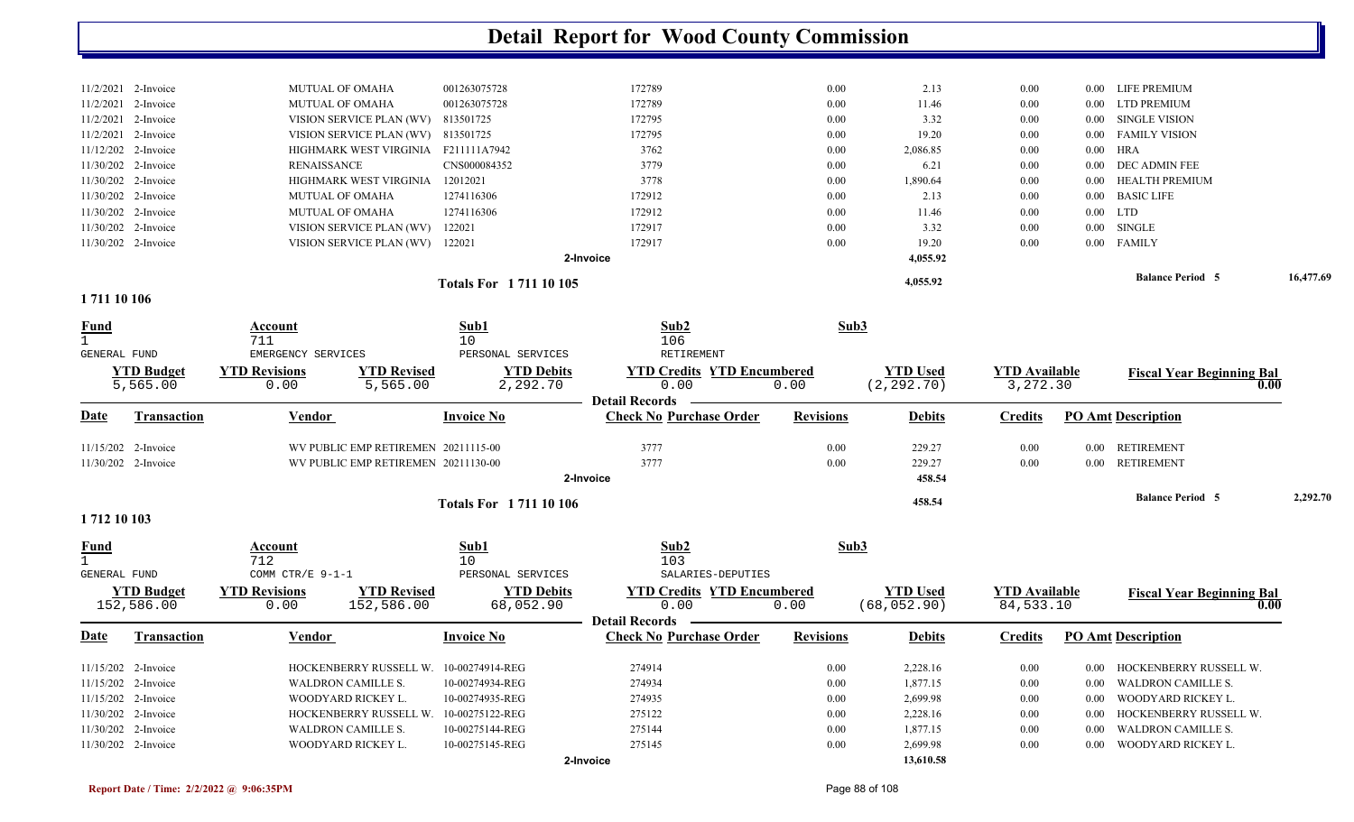# Detail Report for Wood County Commission

| Date | Transaction | Vendor | Invoice No | Check No | Purchase Order | Revisions | Debits | Credits | PO Amt | Description |
|---|---|---|---|---|---|---|---|---|---|---|
| 11/2/2021 | 2-Invoice | MUTUAL OF OMAHA | 001263075728 | 172789 | | 0.00 | 2.13 | 0.00 | 0.00 | LIFE PREMIUM |
| 11/2/2021 | 2-Invoice | MUTUAL OF OMAHA | 001263075728 | 172789 | | 0.00 | 11.46 | 0.00 | 0.00 | LTD PREMIUM |
| 11/2/2021 | 2-Invoice | VISION SERVICE PLAN (WV) | 813501725 | 172795 | | 0.00 | 3.32 | 0.00 | 0.00 | SINGLE VISION |
| 11/2/2021 | 2-Invoice | VISION SERVICE PLAN (WV) | 813501725 | 172795 | | 0.00 | 19.20 | 0.00 | 0.00 | FAMILY VISION |
| 11/12/202 | 2-Invoice | HIGHMARK WEST VIRGINIA | F211111A7942 | 3762 | | 0.00 | 2,086.85 | 0.00 | 0.00 | HRA |
| 11/30/202 | 2-Invoice | RENAISSANCE | CNS000084352 | 3779 | | 0.00 | 6.21 | 0.00 | 0.00 | DEC ADMIN FEE |
| 11/30/202 | 2-Invoice | HIGHMARK WEST VIRGINIA | 12012021 | 3778 | | 0.00 | 1,890.64 | 0.00 | 0.00 | HEALTH PREMIUM |
| 11/30/202 | 2-Invoice | MUTUAL OF OMAHA | 1274116306 | 172912 | | 0.00 | 2.13 | 0.00 | 0.00 | BASIC LIFE |
| 11/30/202 | 2-Invoice | MUTUAL OF OMAHA | 1274116306 | 172912 | | 0.00 | 11.46 | 0.00 | 0.00 | LTD |
| 11/30/202 | 2-Invoice | VISION SERVICE PLAN (WV) | 122021 | 172917 | | 0.00 | 3.32 | 0.00 | 0.00 | SINGLE |
| 11/30/202 | 2-Invoice | VISION SERVICE PLAN (WV) | 122021 | 172917 | | 0.00 | 19.20 | 0.00 | 0.00 | FAMILY |
| | | | 2-Invoice | | | | 4,055.92 | | | |

**Totals For 1 711 10 105** 4,055.92 — **Balance Period 5** 16,477.69

## 1 711 10 106

| Fund | Account | Sub1 | Sub2 | Sub3 |
|---|---|---|---|---|
| 1 GENERAL FUND | 711 EMERGENCY SERVICES | 10 PERSONAL SERVICES | 106 RETIREMENT | |

| YTD Budget | YTD Revisions | YTD Revised | YTD Debits | YTD Credits | YTD Encumbered | YTD Used | YTD Available | Fiscal Year Beginning Bal |
|---|---|---|---|---|---|---|---|---|
| 5,565.00 | 0.00 | 5,565.00 | 2,292.70 | 0.00 | 0.00 | (2,292.70) | 3,272.30 | 0.00 |

**Detail Records**

| Date | Transaction | Vendor | Invoice No | Check No | Purchase Order | Revisions | Debits | Credits | PO Amt | Description |
|---|---|---|---|---|---|---|---|---|---|---|
| 11/15/202 | 2-Invoice | WV PUBLIC EMP RETIREMEN | 20211115-00 | 3777 | | 0.00 | 229.27 | 0.00 | 0.00 | RETIREMENT |
| 11/30/202 | 2-Invoice | WV PUBLIC EMP RETIREMEN | 20211130-00 | 3777 | | 0.00 | 229.27 | 0.00 | 0.00 | RETIREMENT |
| | | | 2-Invoice | | | | 458.54 | | | |

**Totals For 1 711 10 106** 458.54 — **Balance Period 5** 2,292.70

## 1 712 10 103

| Fund | Account | Sub1 | Sub2 | Sub3 |
|---|---|---|---|---|
| 1 GENERAL FUND | 712 COMM CTR/E 9-1-1 | 10 PERSONAL SERVICES | 103 SALARIES-DEPUTIES | |

| YTD Budget | YTD Revisions | YTD Revised | YTD Debits | YTD Credits | YTD Encumbered | YTD Used | YTD Available | Fiscal Year Beginning Bal |
|---|---|---|---|---|---|---|---|---|
| 152,586.00 | 0.00 | 152,586.00 | 68,052.90 | 0.00 | 0.00 | (68,052.90) | 84,533.10 | 0.00 |

**Detail Records**

| Date | Transaction | Vendor | Invoice No | Check No | Purchase Order | Revisions | Debits | Credits | PO Amt | Description |
|---|---|---|---|---|---|---|---|---|---|---|
| 11/15/202 | 2-Invoice | HOCKENBERRY RUSSELL W. | 10-00274914-REG | 274914 | | 0.00 | 2,228.16 | 0.00 | 0.00 | HOCKENBERRY RUSSELL W. |
| 11/15/202 | 2-Invoice | WALDRON CAMILLE S. | 10-00274934-REG | 274934 | | 0.00 | 1,877.15 | 0.00 | 0.00 | WALDRON CAMILLE S. |
| 11/15/202 | 2-Invoice | WOODYARD RICKEY L. | 10-00274935-REG | 274935 | | 0.00 | 2,699.98 | 0.00 | 0.00 | WOODYARD RICKEY L. |
| 11/30/202 | 2-Invoice | HOCKENBERRY RUSSELL W. | 10-00275122-REG | 275122 | | 0.00 | 2,228.16 | 0.00 | 0.00 | HOCKENBERRY RUSSELL W. |
| 11/30/202 | 2-Invoice | WALDRON CAMILLE S. | 10-00275144-REG | 275144 | | 0.00 | 1,877.15 | 0.00 | 0.00 | WALDRON CAMILLE S. |
| 11/30/202 | 2-Invoice | WOODYARD RICKEY L. | 10-00275145-REG | 275145 | | 0.00 | 2,699.98 | 0.00 | 0.00 | WOODYARD RICKEY L. |
| | | | 2-Invoice | | | | 13,610.58 | | | |

Report Date / Time: 2/2/2022 @ 9:06:35PM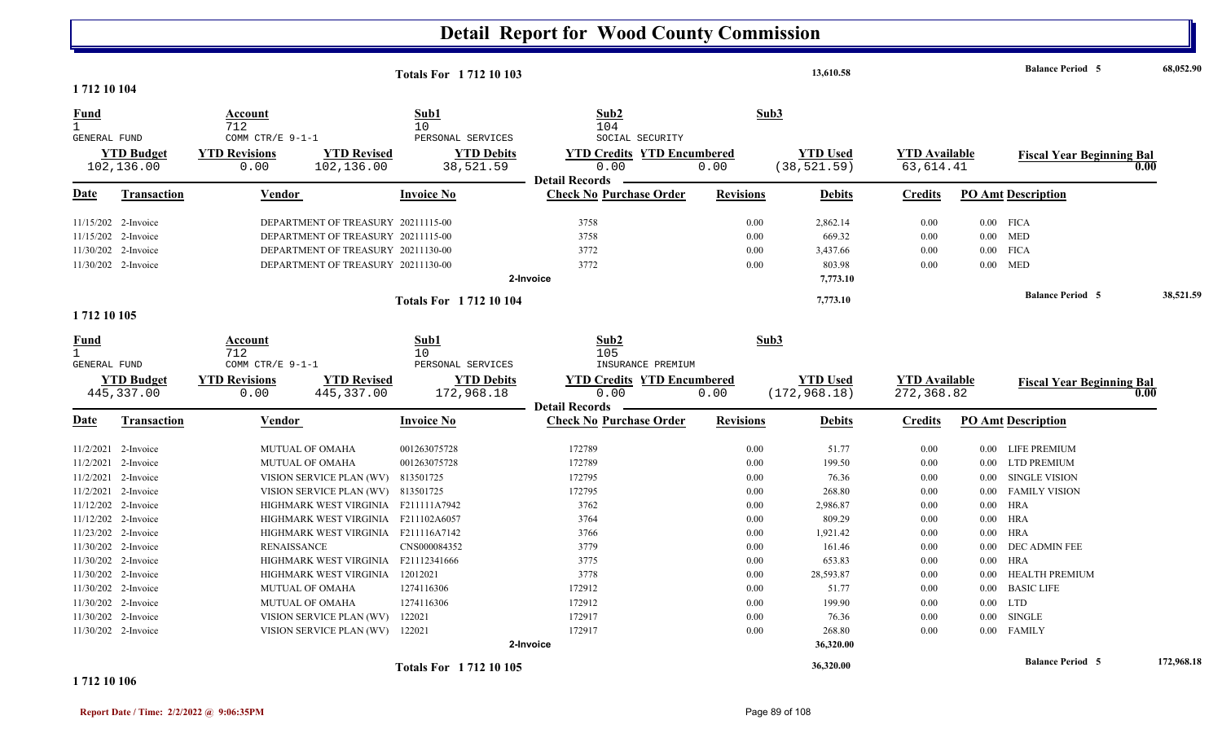# Detail Report for Wood County Commission

| | | | | |
|---|---|---|---|---|
| **Totals For 1 712 10 103** | | 13,610.58 | **Balance Period 5** | 68,052.90 |

**1 712 10 104**

| Fund | Account | Sub1 | Sub2 | Sub3 |
|---|---|---|---|---|
| 1 | 712 | 10 | 104 | |
| GENERAL FUND | COMM CTR/E 9-1-1 | PERSONAL SERVICES | SOCIAL SECURITY | |

| YTD Budget | YTD Revisions | YTD Revised | YTD Debits | YTD Credits | YTD Encumbered | YTD Used | YTD Available | Fiscal Year Beginning Bal |
|---|---|---|---|---|---|---|---|---|
| 102,136.00 | 0.00 | 102,136.00 | 38,521.59 | 0.00 | 0.00 | (38,521.59) | 63,614.41 | 0.00 |

**Detail Records**

| Date | Transaction | Vendor | Invoice No | Check No | Purchase Order | Revisions | Debits | Credits | PO Amt | Description |
|---|---|---|---|---|---|---|---|---|---|---|
| 11/15/202 | 2-Invoice | DEPARTMENT OF TREASURY | 20211115-00 | 3758 | | 0.00 | 2,862.14 | 0.00 | 0.00 | FICA |
| 11/15/202 | 2-Invoice | DEPARTMENT OF TREASURY | 20211115-00 | 3758 | | 0.00 | 669.32 | 0.00 | 0.00 | MED |
| 11/30/202 | 2-Invoice | DEPARTMENT OF TREASURY | 20211130-00 | 3772 | | 0.00 | 3,437.66 | 0.00 | 0.00 | FICA |
| 11/30/202 | 2-Invoice | DEPARTMENT OF TREASURY | 20211130-00 | 3772 | | 0.00 | 803.98 | 0.00 | 0.00 | MED |
| | | | 2-Invoice | | | | 7,773.10 | | | |

| | | | | |
|---|---|---|---|---|
| **Totals For 1 712 10 104** | | 7,773.10 | **Balance Period 5** | 38,521.59 |

**1 712 10 105**

| Fund | Account | Sub1 | Sub2 | Sub3 |
|---|---|---|---|---|
| 1 | 712 | 10 | 105 | |
| GENERAL FUND | COMM CTR/E 9-1-1 | PERSONAL SERVICES | INSURANCE PREMIUM | |

| YTD Budget | YTD Revisions | YTD Revised | YTD Debits | YTD Credits | YTD Encumbered | YTD Used | YTD Available | Fiscal Year Beginning Bal |
|---|---|---|---|---|---|---|---|---|
| 445,337.00 | 0.00 | 445,337.00 | 172,968.18 | 0.00 | 0.00 | (172,968.18) | 272,368.82 | 0.00 |

**Detail Records**

| Date | Transaction | Vendor | Invoice No | Check No | Purchase Order | Revisions | Debits | Credits | PO Amt | Description |
|---|---|---|---|---|---|---|---|---|---|---|
| 11/2/2021 | 2-Invoice | MUTUAL OF OMAHA | 001263075728 | 172789 | | 0.00 | 51.77 | 0.00 | 0.00 | LIFE PREMIUM |
| 11/2/2021 | 2-Invoice | MUTUAL OF OMAHA | 001263075728 | 172789 | | 0.00 | 199.50 | 0.00 | 0.00 | LTD PREMIUM |
| 11/2/2021 | 2-Invoice | VISION SERVICE PLAN (WV) | 813501725 | 172795 | | 0.00 | 76.36 | 0.00 | 0.00 | SINGLE VISION |
| 11/2/2021 | 2-Invoice | VISION SERVICE PLAN (WV) | 813501725 | 172795 | | 0.00 | 268.80 | 0.00 | 0.00 | FAMILY VISION |
| 11/12/202 | 2-Invoice | HIGHMARK WEST VIRGINIA | F211111A7942 | 3762 | | 0.00 | 2,986.87 | 0.00 | 0.00 | HRA |
| 11/12/202 | 2-Invoice | HIGHMARK WEST VIRGINIA | F211102A6057 | 3764 | | 0.00 | 809.29 | 0.00 | 0.00 | HRA |
| 11/23/202 | 2-Invoice | HIGHMARK WEST VIRGINIA | F211116A7142 | 3766 | | 0.00 | 1,921.42 | 0.00 | 0.00 | HRA |
| 11/30/202 | 2-Invoice | RENAISSANCE | CNS000084352 | 3779 | | 0.00 | 161.46 | 0.00 | 0.00 | DEC ADMIN FEE |
| 11/30/202 | 2-Invoice | HIGHMARK WEST VIRGINIA | F21112341666 | 3775 | | 0.00 | 653.83 | 0.00 | 0.00 | HRA |
| 11/30/202 | 2-Invoice | HIGHMARK WEST VIRGINIA | 12012021 | 3778 | | 0.00 | 28,593.87 | 0.00 | 0.00 | HEALTH PREMIUM |
| 11/30/202 | 2-Invoice | MUTUAL OF OMAHA | 1274116306 | 172912 | | 0.00 | 51.77 | 0.00 | 0.00 | BASIC LIFE |
| 11/30/202 | 2-Invoice | MUTUAL OF OMAHA | 1274116306 | 172912 | | 0.00 | 199.90 | 0.00 | 0.00 | LTD |
| 11/30/202 | 2-Invoice | VISION SERVICE PLAN (WV) | 122021 | 172917 | | 0.00 | 76.36 | 0.00 | 0.00 | SINGLE |
| 11/30/202 | 2-Invoice | VISION SERVICE PLAN (WV) | 122021 | 172917 | | 0.00 | 268.80 | 0.00 | 0.00 | FAMILY |
| | | | 2-Invoice | | | | 36,320.00 | | | |

| | | | | |
|---|---|---|---|---|
| **Totals For 1 712 10 105** | | 36,320.00 | **Balance Period 5** | 172,968.18 |

**1 712 10 106**

Report Date / Time: 2/2/2022 @ 9:06:35PM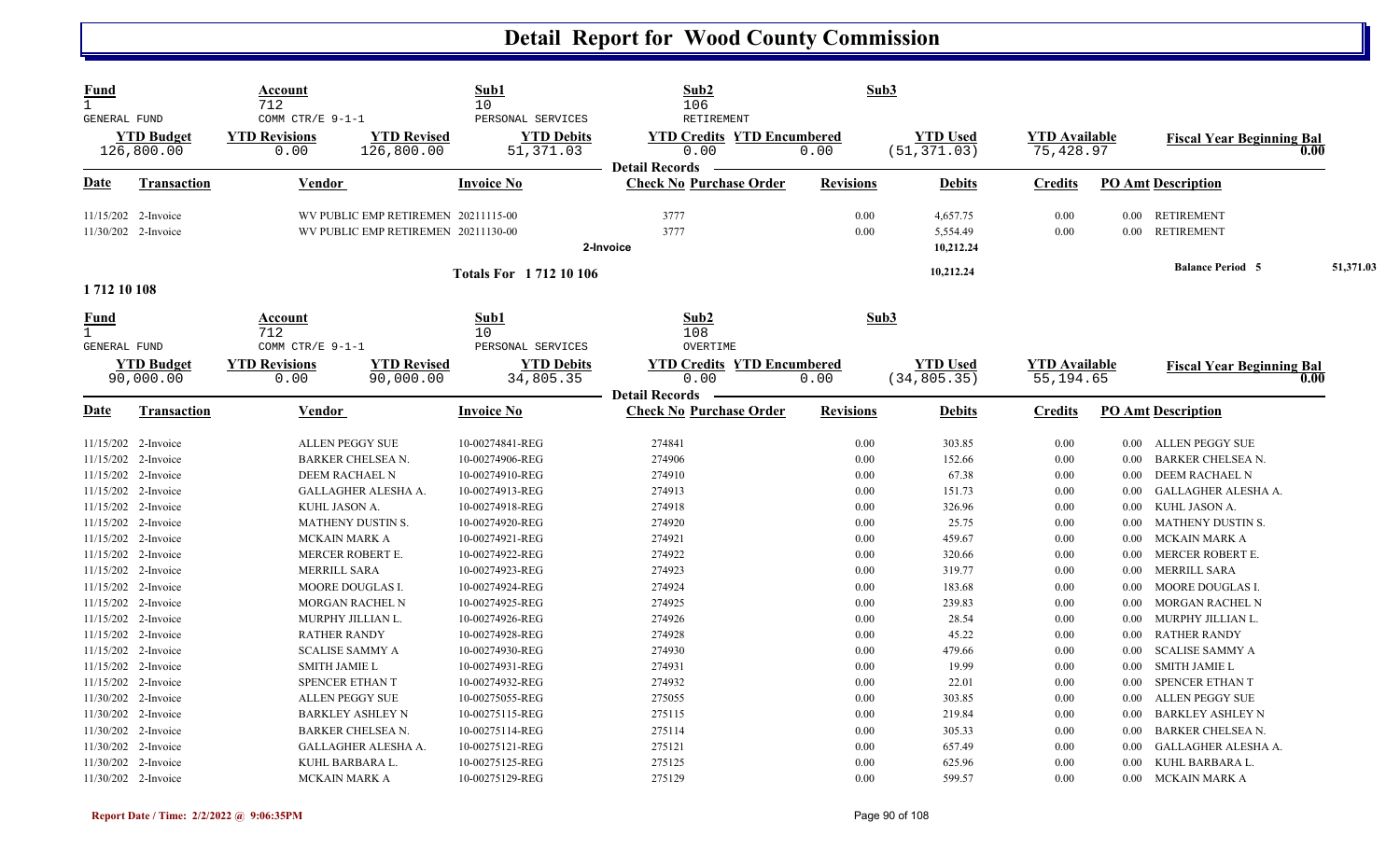# Detail Report for Wood County Commission

| Fund | Account | Sub1 | Sub2 | Sub3 |
|---|---|---|---|---|
| 1 | 712 | 10 | 106 | |
| GENERAL FUND | COMM CTR/E 9-1-1 | PERSONAL SERVICES | RETIREMENT | |

| YTD Budget | YTD Revisions | YTD Revised | YTD Debits | YTD Credits | YTD Encumbered | YTD Used | YTD Available | Fiscal Year Beginning Bal |
|---|---|---|---|---|---|---|---|---|
| 126,800.00 | 0.00 | 126,800.00 | 51,371.03 | 0.00 | 0.00 | (51,371.03) | 75,428.97 | 0.00 |

**Detail Records**

| Date | Transaction | Vendor | Invoice No | Check No | Purchase Order | Revisions | Debits | Credits | PO Amt | Description |
|---|---|---|---|---|---|---|---|---|---|---|
| 11/15/202 | 2-Invoice | WV PUBLIC EMP RETIREMEN | 20211115-00 | 3777 | | 0.00 | 4,657.75 | 0.00 | 0.00 | RETIREMENT |
| 11/30/202 | 2-Invoice | WV PUBLIC EMP RETIREMEN | 20211130-00 | 3777 | | 0.00 | 5,554.49 | 0.00 | 0.00 | RETIREMENT |
| | | | | 2-Invoice | | | 10,212.24 | | | |
| | | | Totals For 1 712 10 106 | | | | 10,212.24 | | | Balance Period 5 51,371.03 |

## 1 712 10 108

| Fund | Account | Sub1 | Sub2 | Sub3 |
|---|---|---|---|---|
| 1 | 712 | 10 | 108 | |
| GENERAL FUND | COMM CTR/E 9-1-1 | PERSONAL SERVICES | OVERTIME | |

| YTD Budget | YTD Revisions | YTD Revised | YTD Debits | YTD Credits | YTD Encumbered | YTD Used | YTD Available | Fiscal Year Beginning Bal |
|---|---|---|---|---|---|---|---|---|
| 90,000.00 | 0.00 | 90,000.00 | 34,805.35 | 0.00 | 0.00 | (34,805.35) | 55,194.65 | 0.00 |

**Detail Records**

| Date | Transaction | Vendor | Invoice No | Check No | Purchase Order | Revisions | Debits | Credits | PO Amt | Description |
|---|---|---|---|---|---|---|---|---|---|---|
| 11/15/202 | 2-Invoice | ALLEN PEGGY SUE | 10-00274841-REG | 274841 | | 0.00 | 303.85 | 0.00 | 0.00 | ALLEN PEGGY SUE |
| 11/15/202 | 2-Invoice | BARKER CHELSEA N. | 10-00274906-REG | 274906 | | 0.00 | 152.66 | 0.00 | 0.00 | BARKER CHELSEA N. |
| 11/15/202 | 2-Invoice | DEEM RACHAEL N | 10-00274910-REG | 274910 | | 0.00 | 67.38 | 0.00 | 0.00 | DEEM RACHAEL N |
| 11/15/202 | 2-Invoice | GALLAGHER ALESHA A. | 10-00274913-REG | 274913 | | 0.00 | 151.73 | 0.00 | 0.00 | GALLAGHER ALESHA A. |
| 11/15/202 | 2-Invoice | KUHL JASON A. | 10-00274918-REG | 274918 | | 0.00 | 326.96 | 0.00 | 0.00 | KUHL JASON A. |
| 11/15/202 | 2-Invoice | MATHENY DUSTIN S. | 10-00274920-REG | 274920 | | 0.00 | 25.75 | 0.00 | 0.00 | MATHENY DUSTIN S. |
| 11/15/202 | 2-Invoice | MCKAIN MARK A | 10-00274921-REG | 274921 | | 0.00 | 459.67 | 0.00 | 0.00 | MCKAIN MARK A |
| 11/15/202 | 2-Invoice | MERCER ROBERT E. | 10-00274922-REG | 274922 | | 0.00 | 320.66 | 0.00 | 0.00 | MERCER ROBERT E. |
| 11/15/202 | 2-Invoice | MERRILL SARA | 10-00274923-REG | 274923 | | 0.00 | 319.77 | 0.00 | 0.00 | MERRILL SARA |
| 11/15/202 | 2-Invoice | MOORE DOUGLAS I. | 10-00274924-REG | 274924 | | 0.00 | 183.68 | 0.00 | 0.00 | MOORE DOUGLAS I. |
| 11/15/202 | 2-Invoice | MORGAN RACHEL N | 10-00274925-REG | 274925 | | 0.00 | 239.83 | 0.00 | 0.00 | MORGAN RACHEL N |
| 11/15/202 | 2-Invoice | MURPHY JILLIAN L. | 10-00274926-REG | 274926 | | 0.00 | 28.54 | 0.00 | 0.00 | MURPHY JILLIAN L. |
| 11/15/202 | 2-Invoice | RATHER RANDY | 10-00274928-REG | 274928 | | 0.00 | 45.22 | 0.00 | 0.00 | RATHER RANDY |
| 11/15/202 | 2-Invoice | SCALISE SAMMY A | 10-00274930-REG | 274930 | | 0.00 | 479.66 | 0.00 | 0.00 | SCALISE SAMMY A |
| 11/15/202 | 2-Invoice | SMITH JAMIE L | 10-00274931-REG | 274931 | | 0.00 | 19.99 | 0.00 | 0.00 | SMITH JAMIE L |
| 11/15/202 | 2-Invoice | SPENCER ETHAN T | 10-00274932-REG | 274932 | | 0.00 | 22.01 | 0.00 | 0.00 | SPENCER ETHAN T |
| 11/30/202 | 2-Invoice | ALLEN PEGGY SUE | 10-00275055-REG | 275055 | | 0.00 | 303.85 | 0.00 | 0.00 | ALLEN PEGGY SUE |
| 11/30/202 | 2-Invoice | BARKLEY ASHLEY N | 10-00275115-REG | 275115 | | 0.00 | 219.84 | 0.00 | 0.00 | BARKLEY ASHLEY N |
| 11/30/202 | 2-Invoice | BARKER CHELSEA N. | 10-00275114-REG | 275114 | | 0.00 | 305.33 | 0.00 | 0.00 | BARKER CHELSEA N. |
| 11/30/202 | 2-Invoice | GALLAGHER ALESHA A. | 10-00275121-REG | 275121 | | 0.00 | 657.49 | 0.00 | 0.00 | GALLAGHER ALESHA A. |
| 11/30/202 | 2-Invoice | KUHL BARBARA L. | 10-00275125-REG | 275125 | | 0.00 | 625.96 | 0.00 | 0.00 | KUHL BARBARA L. |
| 11/30/202 | 2-Invoice | MCKAIN MARK A | 10-00275129-REG | 275129 | | 0.00 | 599.57 | 0.00 | 0.00 | MCKAIN MARK A |

Report Date / Time: 2/2/2022 @ 9:06:35PM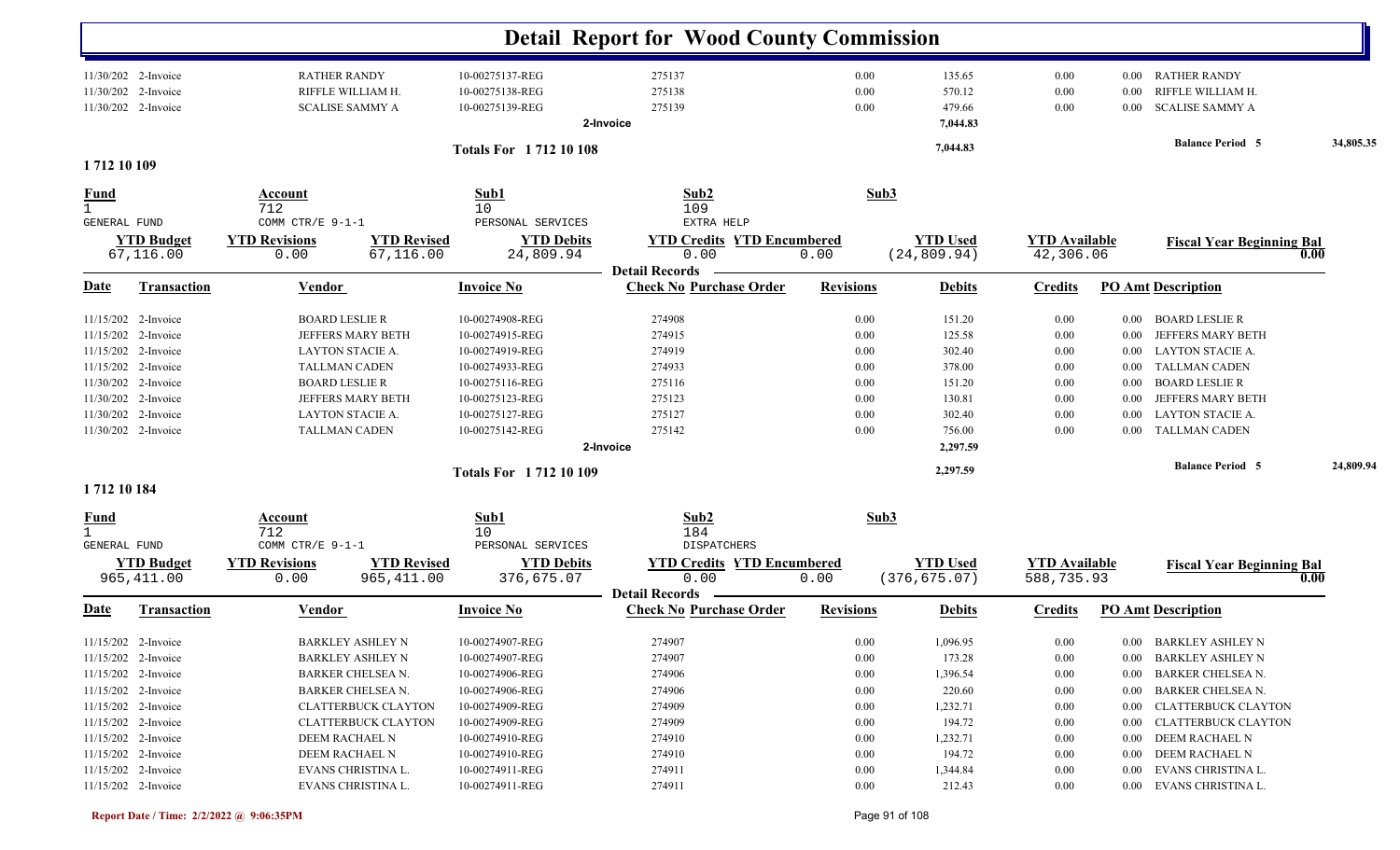# Detail Report for Wood County Commission

| Date | Transaction | Vendor | Invoice No | Check No Purchase Order | Revisions | Debits | Credits | PO Amt Description |
|---|---|---|---|---|---|---|---|---|
| 11/30/202 | 2-Invoice | RATHER RANDY | 10-00275137-REG | 275137 | 0.00 | 135.65 | 0.00 | 0.00 RATHER RANDY |
| 11/30/202 | 2-Invoice | RIFFLE WILLIAM H. | 10-00275138-REG | 275138 | 0.00 | 570.12 | 0.00 | 0.00 RIFFLE WILLIAM H. |
| 11/30/202 | 2-Invoice | SCALISE SAMMY A | 10-00275139-REG | 275139 | 0.00 | 479.66 | 0.00 | 0.00 SCALISE SAMMY A |
| | | | | 2-Invoice | | 7,044.83 | | |

**Totals For 1 712 10 108** — 7,044.83 — **Balance Period 5** 34,805.35

## 1 712 10 109

| Fund | Account | Sub1 | Sub2 | Sub3 |
|---|---|---|---|---|
| 1 GENERAL FUND | 712 COMM CTR/E 9-1-1 | 10 PERSONAL SERVICES | 109 EXTRA HELP | |

| YTD Budget | YTD Revisions | YTD Revised | YTD Debits | YTD Credits | YTD Encumbered | YTD Used | YTD Available | Fiscal Year Beginning Bal |
|---|---|---|---|---|---|---|---|---|
| 67,116.00 | 0.00 | 67,116.00 | 24,809.94 | 0.00 | 0.00 | (24,809.94) | 42,306.06 | 0.00 |

**Detail Records**

| Date | Transaction | Vendor | Invoice No | Check No Purchase Order | Revisions | Debits | Credits | PO Amt Description |
|---|---|---|---|---|---|---|---|---|
| 11/15/202 | 2-Invoice | BOARD LESLIE R | 10-00274908-REG | 274908 | 0.00 | 151.20 | 0.00 | 0.00 BOARD LESLIE R |
| 11/15/202 | 2-Invoice | JEFFERS MARY BETH | 10-00274915-REG | 274915 | 0.00 | 125.58 | 0.00 | 0.00 JEFFERS MARY BETH |
| 11/15/202 | 2-Invoice | LAYTON STACIE A. | 10-00274919-REG | 274919 | 0.00 | 302.40 | 0.00 | 0.00 LAYTON STACIE A. |
| 11/15/202 | 2-Invoice | TALLMAN CADEN | 10-00274933-REG | 274933 | 0.00 | 378.00 | 0.00 | 0.00 TALLMAN CADEN |
| 11/30/202 | 2-Invoice | BOARD LESLIE R | 10-00275116-REG | 275116 | 0.00 | 151.20 | 0.00 | 0.00 BOARD LESLIE R |
| 11/30/202 | 2-Invoice | JEFFERS MARY BETH | 10-00275123-REG | 275123 | 0.00 | 130.81 | 0.00 | 0.00 JEFFERS MARY BETH |
| 11/30/202 | 2-Invoice | LAYTON STACIE A. | 10-00275127-REG | 275127 | 0.00 | 302.40 | 0.00 | 0.00 LAYTON STACIE A. |
| 11/30/202 | 2-Invoice | TALLMAN CADEN | 10-00275142-REG | 275142 | 0.00 | 756.00 | 0.00 | 0.00 TALLMAN CADEN |
| | | | | 2-Invoice | | 2,297.59 | | |

**Totals For 1 712 10 109** — 2,297.59 — **Balance Period 5** 24,809.94

## 1 712 10 184

| Fund | Account | Sub1 | Sub2 | Sub3 |
|---|---|---|---|---|
| 1 GENERAL FUND | 712 COMM CTR/E 9-1-1 | 10 PERSONAL SERVICES | 184 DISPATCHERS | |

| YTD Budget | YTD Revisions | YTD Revised | YTD Debits | YTD Credits | YTD Encumbered | YTD Used | YTD Available | Fiscal Year Beginning Bal |
|---|---|---|---|---|---|---|---|---|
| 965,411.00 | 0.00 | 965,411.00 | 376,675.07 | 0.00 | 0.00 | (376,675.07) | 588,735.93 | 0.00 |

**Detail Records**

| Date | Transaction | Vendor | Invoice No | Check No Purchase Order | Revisions | Debits | Credits | PO Amt Description |
|---|---|---|---|---|---|---|---|---|
| 11/15/202 | 2-Invoice | BARKLEY ASHLEY N | 10-00274907-REG | 274907 | 0.00 | 1,096.95 | 0.00 | 0.00 BARKLEY ASHLEY N |
| 11/15/202 | 2-Invoice | BARKLEY ASHLEY N | 10-00274907-REG | 274907 | 0.00 | 173.28 | 0.00 | 0.00 BARKLEY ASHLEY N |
| 11/15/202 | 2-Invoice | BARKER CHELSEA N. | 10-00274906-REG | 274906 | 0.00 | 1,396.54 | 0.00 | 0.00 BARKER CHELSEA N. |
| 11/15/202 | 2-Invoice | BARKER CHELSEA N. | 10-00274906-REG | 274906 | 0.00 | 220.60 | 0.00 | 0.00 BARKER CHELSEA N. |
| 11/15/202 | 2-Invoice | CLATTERBUCK CLAYTON | 10-00274909-REG | 274909 | 0.00 | 1,232.71 | 0.00 | 0.00 CLATTERBUCK CLAYTON |
| 11/15/202 | 2-Invoice | CLATTERBUCK CLAYTON | 10-00274909-REG | 274909 | 0.00 | 194.72 | 0.00 | 0.00 CLATTERBUCK CLAYTON |
| 11/15/202 | 2-Invoice | DEEM RACHAEL N | 10-00274910-REG | 274910 | 0.00 | 1,232.71 | 0.00 | 0.00 DEEM RACHAEL N |
| 11/15/202 | 2-Invoice | DEEM RACHAEL N | 10-00274910-REG | 274910 | 0.00 | 194.72 | 0.00 | 0.00 DEEM RACHAEL N |
| 11/15/202 | 2-Invoice | EVANS CHRISTINA L. | 10-00274911-REG | 274911 | 0.00 | 1,344.84 | 0.00 | 0.00 EVANS CHRISTINA L. |
| 11/15/202 | 2-Invoice | EVANS CHRISTINA L. | 10-00274911-REG | 274911 | 0.00 | 212.43 | 0.00 | 0.00 EVANS CHRISTINA L. |

Report Date / Time: 2/2/2022 @ 9:06:35PM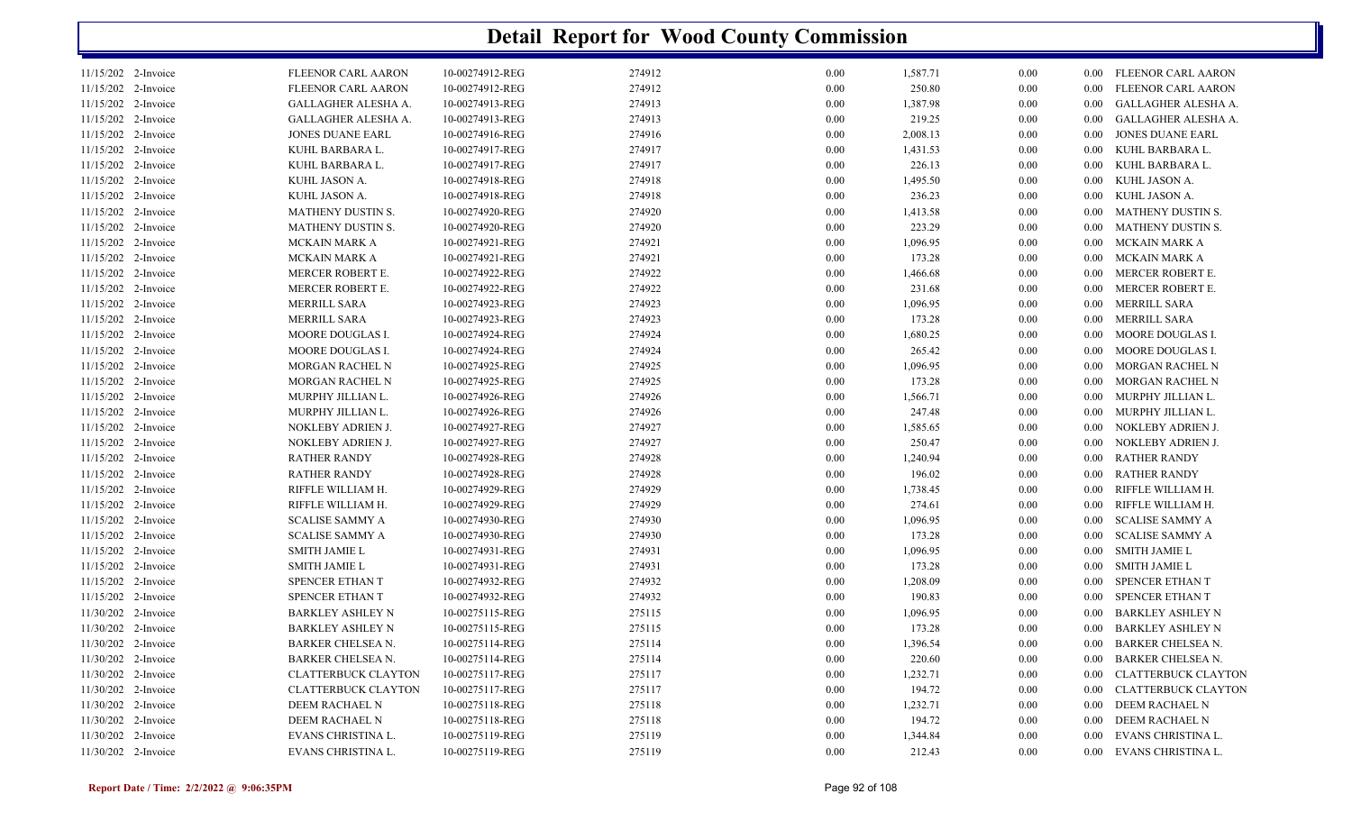# Detail Report for Wood County Commission

| | | | | | | | | | |
|---|---|---|---|---|---|---|---|---|---|
| 11/15/202 | 2-Invoice | FLEENOR CARL AARON | 10-00274912-REG | 274912 | 0.00 | 1,587.71 | 0.00 | 0.00 | FLEENOR CARL AARON |
| 11/15/202 | 2-Invoice | FLEENOR CARL AARON | 10-00274912-REG | 274912 | 0.00 | 250.80 | 0.00 | 0.00 | FLEENOR CARL AARON |
| 11/15/202 | 2-Invoice | GALLAGHER ALESHA A. | 10-00274913-REG | 274913 | 0.00 | 1,387.98 | 0.00 | 0.00 | GALLAGHER ALESHA A. |
| 11/15/202 | 2-Invoice | GALLAGHER ALESHA A. | 10-00274913-REG | 274913 | 0.00 | 219.25 | 0.00 | 0.00 | GALLAGHER ALESHA A. |
| 11/15/202 | 2-Invoice | JONES DUANE EARL | 10-00274916-REG | 274916 | 0.00 | 2,008.13 | 0.00 | 0.00 | JONES DUANE EARL |
| 11/15/202 | 2-Invoice | KUHL BARBARA L. | 10-00274917-REG | 274917 | 0.00 | 1,431.53 | 0.00 | 0.00 | KUHL BARBARA L. |
| 11/15/202 | 2-Invoice | KUHL BARBARA L. | 10-00274917-REG | 274917 | 0.00 | 226.13 | 0.00 | 0.00 | KUHL BARBARA L. |
| 11/15/202 | 2-Invoice | KUHL JASON A. | 10-00274918-REG | 274918 | 0.00 | 1,495.50 | 0.00 | 0.00 | KUHL JASON A. |
| 11/15/202 | 2-Invoice | KUHL JASON A. | 10-00274918-REG | 274918 | 0.00 | 236.23 | 0.00 | 0.00 | KUHL JASON A. |
| 11/15/202 | 2-Invoice | MATHENY DUSTIN S. | 10-00274920-REG | 274920 | 0.00 | 1,413.58 | 0.00 | 0.00 | MATHENY DUSTIN S. |
| 11/15/202 | 2-Invoice | MATHENY DUSTIN S. | 10-00274920-REG | 274920 | 0.00 | 223.29 | 0.00 | 0.00 | MATHENY DUSTIN S. |
| 11/15/202 | 2-Invoice | MCKAIN MARK A | 10-00274921-REG | 274921 | 0.00 | 1,096.95 | 0.00 | 0.00 | MCKAIN MARK A |
| 11/15/202 | 2-Invoice | MCKAIN MARK A | 10-00274921-REG | 274921 | 0.00 | 173.28 | 0.00 | 0.00 | MCKAIN MARK A |
| 11/15/202 | 2-Invoice | MERCER ROBERT E. | 10-00274922-REG | 274922 | 0.00 | 1,466.68 | 0.00 | 0.00 | MERCER ROBERT E. |
| 11/15/202 | 2-Invoice | MERCER ROBERT E. | 10-00274922-REG | 274922 | 0.00 | 231.68 | 0.00 | 0.00 | MERCER ROBERT E. |
| 11/15/202 | 2-Invoice | MERRILL SARA | 10-00274923-REG | 274923 | 0.00 | 1,096.95 | 0.00 | 0.00 | MERRILL SARA |
| 11/15/202 | 2-Invoice | MERRILL SARA | 10-00274923-REG | 274923 | 0.00 | 173.28 | 0.00 | 0.00 | MERRILL SARA |
| 11/15/202 | 2-Invoice | MOORE DOUGLAS I. | 10-00274924-REG | 274924 | 0.00 | 1,680.25 | 0.00 | 0.00 | MOORE DOUGLAS I. |
| 11/15/202 | 2-Invoice | MOORE DOUGLAS I. | 10-00274924-REG | 274924 | 0.00 | 265.42 | 0.00 | 0.00 | MOORE DOUGLAS I. |
| 11/15/202 | 2-Invoice | MORGAN RACHEL N | 10-00274925-REG | 274925 | 0.00 | 1,096.95 | 0.00 | 0.00 | MORGAN RACHEL N |
| 11/15/202 | 2-Invoice | MORGAN RACHEL N | 10-00274925-REG | 274925 | 0.00 | 173.28 | 0.00 | 0.00 | MORGAN RACHEL N |
| 11/15/202 | 2-Invoice | MURPHY JILLIAN L. | 10-00274926-REG | 274926 | 0.00 | 1,566.71 | 0.00 | 0.00 | MURPHY JILLIAN L. |
| 11/15/202 | 2-Invoice | MURPHY JILLIAN L. | 10-00274926-REG | 274926 | 0.00 | 247.48 | 0.00 | 0.00 | MURPHY JILLIAN L. |
| 11/15/202 | 2-Invoice | NOKLEBY ADRIEN J. | 10-00274927-REG | 274927 | 0.00 | 1,585.65 | 0.00 | 0.00 | NOKLEBY ADRIEN J. |
| 11/15/202 | 2-Invoice | NOKLEBY ADRIEN J. | 10-00274927-REG | 274927 | 0.00 | 250.47 | 0.00 | 0.00 | NOKLEBY ADRIEN J. |
| 11/15/202 | 2-Invoice | RATHER RANDY | 10-00274928-REG | 274928 | 0.00 | 1,240.94 | 0.00 | 0.00 | RATHER RANDY |
| 11/15/202 | 2-Invoice | RATHER RANDY | 10-00274928-REG | 274928 | 0.00 | 196.02 | 0.00 | 0.00 | RATHER RANDY |
| 11/15/202 | 2-Invoice | RIFFLE WILLIAM H. | 10-00274929-REG | 274929 | 0.00 | 1,738.45 | 0.00 | 0.00 | RIFFLE WILLIAM H. |
| 11/15/202 | 2-Invoice | RIFFLE WILLIAM H. | 10-00274929-REG | 274929 | 0.00 | 274.61 | 0.00 | 0.00 | RIFFLE WILLIAM H. |
| 11/15/202 | 2-Invoice | SCALISE SAMMY A | 10-00274930-REG | 274930 | 0.00 | 1,096.95 | 0.00 | 0.00 | SCALISE SAMMY A |
| 11/15/202 | 2-Invoice | SCALISE SAMMY A | 10-00274930-REG | 274930 | 0.00 | 173.28 | 0.00 | 0.00 | SCALISE SAMMY A |
| 11/15/202 | 2-Invoice | SMITH JAMIE L | 10-00274931-REG | 274931 | 0.00 | 1,096.95 | 0.00 | 0.00 | SMITH JAMIE L |
| 11/15/202 | 2-Invoice | SMITH JAMIE L | 10-00274931-REG | 274931 | 0.00 | 173.28 | 0.00 | 0.00 | SMITH JAMIE L |
| 11/15/202 | 2-Invoice | SPENCER ETHAN T | 10-00274932-REG | 274932 | 0.00 | 1,208.09 | 0.00 | 0.00 | SPENCER ETHAN T |
| 11/15/202 | 2-Invoice | SPENCER ETHAN T | 10-00274932-REG | 274932 | 0.00 | 190.83 | 0.00 | 0.00 | SPENCER ETHAN T |
| 11/30/202 | 2-Invoice | BARKLEY ASHLEY N | 10-00275115-REG | 275115 | 0.00 | 1,096.95 | 0.00 | 0.00 | BARKLEY ASHLEY N |
| 11/30/202 | 2-Invoice | BARKLEY ASHLEY N | 10-00275115-REG | 275115 | 0.00 | 173.28 | 0.00 | 0.00 | BARKLEY ASHLEY N |
| 11/30/202 | 2-Invoice | BARKER CHELSEA N. | 10-00275114-REG | 275114 | 0.00 | 1,396.54 | 0.00 | 0.00 | BARKER CHELSEA N. |
| 11/30/202 | 2-Invoice | BARKER CHELSEA N. | 10-00275114-REG | 275114 | 0.00 | 220.60 | 0.00 | 0.00 | BARKER CHELSEA N. |
| 11/30/202 | 2-Invoice | CLATTERBUCK CLAYTON | 10-00275117-REG | 275117 | 0.00 | 1,232.71 | 0.00 | 0.00 | CLATTERBUCK CLAYTON |
| 11/30/202 | 2-Invoice | CLATTERBUCK CLAYTON | 10-00275117-REG | 275117 | 0.00 | 194.72 | 0.00 | 0.00 | CLATTERBUCK CLAYTON |
| 11/30/202 | 2-Invoice | DEEM RACHAEL N | 10-00275118-REG | 275118 | 0.00 | 1,232.71 | 0.00 | 0.00 | DEEM RACHAEL N |
| 11/30/202 | 2-Invoice | DEEM RACHAEL N | 10-00275118-REG | 275118 | 0.00 | 194.72 | 0.00 | 0.00 | DEEM RACHAEL N |
| 11/30/202 | 2-Invoice | EVANS CHRISTINA L. | 10-00275119-REG | 275119 | 0.00 | 1,344.84 | 0.00 | 0.00 | EVANS CHRISTINA L. |
| 11/30/202 | 2-Invoice | EVANS CHRISTINA L. | 10-00275119-REG | 275119 | 0.00 | 212.43 | 0.00 | 0.00 | EVANS CHRISTINA L. |

Report Date / Time: 2/2/2022 @ 9:06:35PM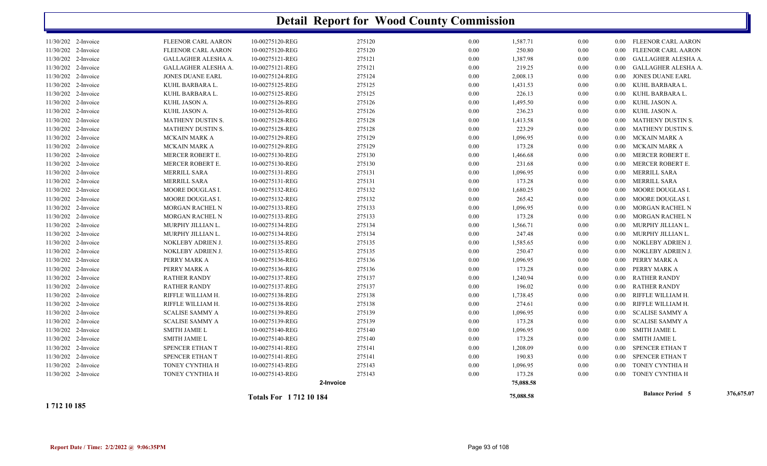# Detail Report for Wood County Commission

| | | | | | | | | | |
|---|---|---|---|---|---|---|---|---|---|
| 11/30/202 | 2-Invoice | FLEENOR CARL AARON | 10-00275120-REG | 275120 | 0.00 | 1,587.71 | 0.00 | 0.00 | FLEENOR CARL AARON |
| 11/30/202 | 2-Invoice | FLEENOR CARL AARON | 10-00275120-REG | 275120 | 0.00 | 250.80 | 0.00 | 0.00 | FLEENOR CARL AARON |
| 11/30/202 | 2-Invoice | GALLAGHER ALESHA A. | 10-00275121-REG | 275121 | 0.00 | 1,387.98 | 0.00 | 0.00 | GALLAGHER ALESHA A. |
| 11/30/202 | 2-Invoice | GALLAGHER ALESHA A. | 10-00275121-REG | 275121 | 0.00 | 219.25 | 0.00 | 0.00 | GALLAGHER ALESHA A. |
| 11/30/202 | 2-Invoice | JONES DUANE EARL | 10-00275124-REG | 275124 | 0.00 | 2,008.13 | 0.00 | 0.00 | JONES DUANE EARL |
| 11/30/202 | 2-Invoice | KUHL BARBARA L. | 10-00275125-REG | 275125 | 0.00 | 1,431.53 | 0.00 | 0.00 | KUHL BARBARA L. |
| 11/30/202 | 2-Invoice | KUHL BARBARA L. | 10-00275125-REG | 275125 | 0.00 | 226.13 | 0.00 | 0.00 | KUHL BARBARA L. |
| 11/30/202 | 2-Invoice | KUHL JASON A. | 10-00275126-REG | 275126 | 0.00 | 1,495.50 | 0.00 | 0.00 | KUHL JASON A. |
| 11/30/202 | 2-Invoice | KUHL JASON A. | 10-00275126-REG | 275126 | 0.00 | 236.23 | 0.00 | 0.00 | KUHL JASON A. |
| 11/30/202 | 2-Invoice | MATHENY DUSTIN S. | 10-00275128-REG | 275128 | 0.00 | 1,413.58 | 0.00 | 0.00 | MATHENY DUSTIN S. |
| 11/30/202 | 2-Invoice | MATHENY DUSTIN S. | 10-00275128-REG | 275128 | 0.00 | 223.29 | 0.00 | 0.00 | MATHENY DUSTIN S. |
| 11/30/202 | 2-Invoice | MCKAIN MARK A | 10-00275129-REG | 275129 | 0.00 | 1,096.95 | 0.00 | 0.00 | MCKAIN MARK A |
| 11/30/202 | 2-Invoice | MCKAIN MARK A | 10-00275129-REG | 275129 | 0.00 | 173.28 | 0.00 | 0.00 | MCKAIN MARK A |
| 11/30/202 | 2-Invoice | MERCER ROBERT E. | 10-00275130-REG | 275130 | 0.00 | 1,466.68 | 0.00 | 0.00 | MERCER ROBERT E. |
| 11/30/202 | 2-Invoice | MERCER ROBERT E. | 10-00275130-REG | 275130 | 0.00 | 231.68 | 0.00 | 0.00 | MERCER ROBERT E. |
| 11/30/202 | 2-Invoice | MERRILL SARA | 10-00275131-REG | 275131 | 0.00 | 1,096.95 | 0.00 | 0.00 | MERRILL SARA |
| 11/30/202 | 2-Invoice | MERRILL SARA | 10-00275131-REG | 275131 | 0.00 | 173.28 | 0.00 | 0.00 | MERRILL SARA |
| 11/30/202 | 2-Invoice | MOORE DOUGLAS I. | 10-00275132-REG | 275132 | 0.00 | 1,680.25 | 0.00 | 0.00 | MOORE DOUGLAS I. |
| 11/30/202 | 2-Invoice | MOORE DOUGLAS I. | 10-00275132-REG | 275132 | 0.00 | 265.42 | 0.00 | 0.00 | MOORE DOUGLAS I. |
| 11/30/202 | 2-Invoice | MORGAN RACHEL N | 10-00275133-REG | 275133 | 0.00 | 1,096.95 | 0.00 | 0.00 | MORGAN RACHEL N |
| 11/30/202 | 2-Invoice | MORGAN RACHEL N | 10-00275133-REG | 275133 | 0.00 | 173.28 | 0.00 | 0.00 | MORGAN RACHEL N |
| 11/30/202 | 2-Invoice | MURPHY JILLIAN L. | 10-00275134-REG | 275134 | 0.00 | 1,566.71 | 0.00 | 0.00 | MURPHY JILLIAN L. |
| 11/30/202 | 2-Invoice | MURPHY JILLIAN L. | 10-00275134-REG | 275134 | 0.00 | 247.48 | 0.00 | 0.00 | MURPHY JILLIAN L. |
| 11/30/202 | 2-Invoice | NOKLEBY ADRIEN J. | 10-00275135-REG | 275135 | 0.00 | 1,585.65 | 0.00 | 0.00 | NOKLEBY ADRIEN J. |
| 11/30/202 | 2-Invoice | NOKLEBY ADRIEN J. | 10-00275135-REG | 275135 | 0.00 | 250.47 | 0.00 | 0.00 | NOKLEBY ADRIEN J. |
| 11/30/202 | 2-Invoice | PERRY MARK A | 10-00275136-REG | 275136 | 0.00 | 1,096.95 | 0.00 | 0.00 | PERRY MARK A |
| 11/30/202 | 2-Invoice | PERRY MARK A | 10-00275136-REG | 275136 | 0.00 | 173.28 | 0.00 | 0.00 | PERRY MARK A |
| 11/30/202 | 2-Invoice | RATHER RANDY | 10-00275137-REG | 275137 | 0.00 | 1,240.94 | 0.00 | 0.00 | RATHER RANDY |
| 11/30/202 | 2-Invoice | RATHER RANDY | 10-00275137-REG | 275137 | 0.00 | 196.02 | 0.00 | 0.00 | RATHER RANDY |
| 11/30/202 | 2-Invoice | RIFFLE WILLIAM H. | 10-00275138-REG | 275138 | 0.00 | 1,738.45 | 0.00 | 0.00 | RIFFLE WILLIAM H. |
| 11/30/202 | 2-Invoice | RIFFLE WILLIAM H. | 10-00275138-REG | 275138 | 0.00 | 274.61 | 0.00 | 0.00 | RIFFLE WILLIAM H. |
| 11/30/202 | 2-Invoice | SCALISE SAMMY A | 10-00275139-REG | 275139 | 0.00 | 1,096.95 | 0.00 | 0.00 | SCALISE SAMMY A |
| 11/30/202 | 2-Invoice | SCALISE SAMMY A | 10-00275139-REG | 275139 | 0.00 | 173.28 | 0.00 | 0.00 | SCALISE SAMMY A |
| 11/30/202 | 2-Invoice | SMITH JAMIE L | 10-00275140-REG | 275140 | 0.00 | 1,096.95 | 0.00 | 0.00 | SMITH JAMIE L |
| 11/30/202 | 2-Invoice | SMITH JAMIE L | 10-00275140-REG | 275140 | 0.00 | 173.28 | 0.00 | 0.00 | SMITH JAMIE L |
| 11/30/202 | 2-Invoice | SPENCER ETHAN T | 10-00275141-REG | 275141 | 0.00 | 1,208.09 | 0.00 | 0.00 | SPENCER ETHAN T |
| 11/30/202 | 2-Invoice | SPENCER ETHAN T | 10-00275141-REG | 275141 | 0.00 | 190.83 | 0.00 | 0.00 | SPENCER ETHAN T |
| 11/30/202 | 2-Invoice | TONEY CYNTHIA H | 10-00275143-REG | 275143 | 0.00 | 1,096.95 | 0.00 | 0.00 | TONEY CYNTHIA H |
| 11/30/202 | 2-Invoice | TONEY CYNTHIA H | 10-00275143-REG | 275143 | 0.00 | 173.28 | 0.00 | 0.00 | TONEY CYNTHIA H |
| | | | | 2-Invoice | | 75,088.58 | | | |
| | | | Totals For 1 712 10 184 | | | 75,088.58 | | | Balance Period 5 376,675.07 |

**1 712 10 185**

Report Date / Time: 2/2/2022 @ 9:06:35PM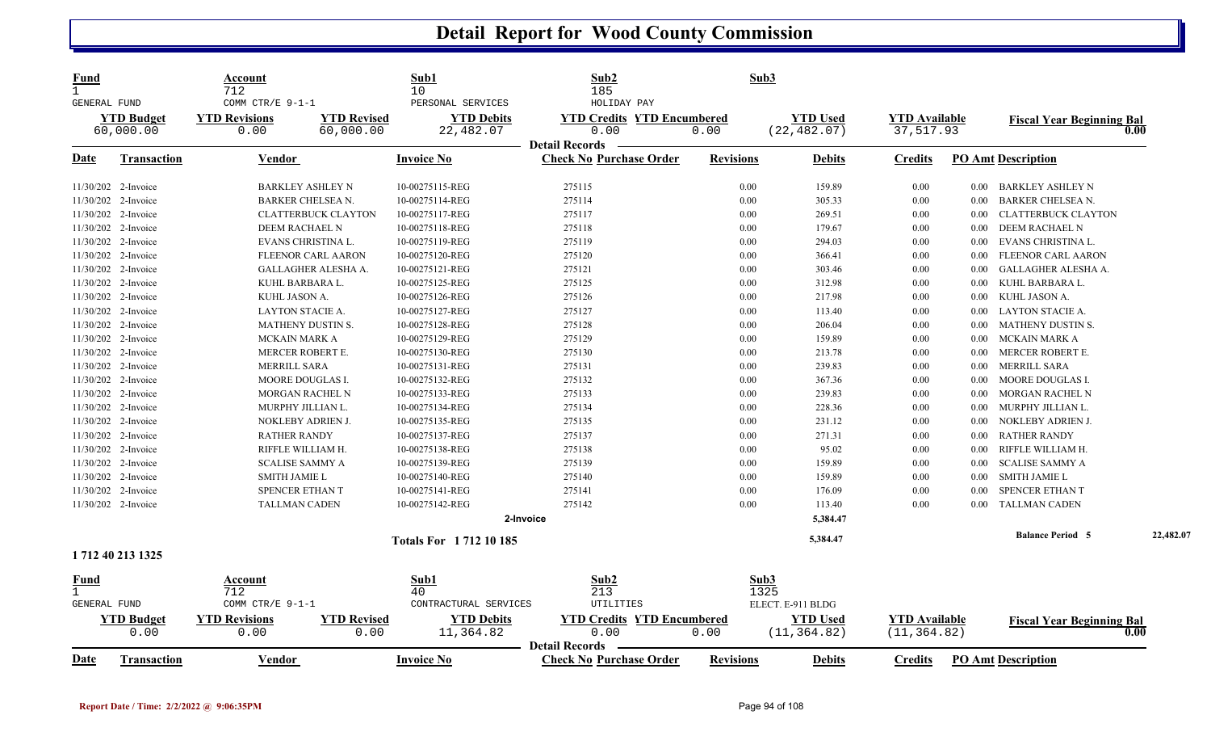# Detail Report for Wood County Commission

| Fund | Account | | Sub1 | Sub2 | | Sub3 | | |
|---|---|---|---|---|---|---|---|---|
| 1 | 712 | | 10 | 185 | | | | |
| GENERAL FUND | COMM CTR/E 9-1-1 | | PERSONAL SERVICES | HOLIDAY PAY | | | | |
| **YTD Budget** | **YTD Revisions** | **YTD Revised** | **YTD Debits** | **YTD Credits** | **YTD Encumbered** | **YTD Used** | **YTD Available** | **Fiscal Year Beginning Bal** |
| 60,000.00 | 0.00 | 60,000.00 | 22,482.07 | 0.00 | 0.00 | (22,482.07) | 37,517.93 | 0.00 |

**Detail Records**

| Date | Transaction | Vendor | Invoice No | Check No | Purchase Order | Revisions | Debits | Credits | PO Amt | Description |
|---|---|---|---|---|---|---|---|---|---|---|
| 11/30/202 | 2-Invoice | BARKLEY ASHLEY N | 10-00275115-REG | 275115 | | 0.00 | 159.89 | 0.00 | 0.00 | BARKLEY ASHLEY N |
| 11/30/202 | 2-Invoice | BARKER CHELSEA N. | 10-00275114-REG | 275114 | | 0.00 | 305.33 | 0.00 | 0.00 | BARKER CHELSEA N. |
| 11/30/202 | 2-Invoice | CLATTERBUCK CLAYTON | 10-00275117-REG | 275117 | | 0.00 | 269.51 | 0.00 | 0.00 | CLATTERBUCK CLAYTON |
| 11/30/202 | 2-Invoice | DEEM RACHAEL N | 10-00275118-REG | 275118 | | 0.00 | 179.67 | 0.00 | 0.00 | DEEM RACHAEL N |
| 11/30/202 | 2-Invoice | EVANS CHRISTINA L. | 10-00275119-REG | 275119 | | 0.00 | 294.03 | 0.00 | 0.00 | EVANS CHRISTINA L. |
| 11/30/202 | 2-Invoice | FLEENOR CARL AARON | 10-00275120-REG | 275120 | | 0.00 | 366.41 | 0.00 | 0.00 | FLEENOR CARL AARON |
| 11/30/202 | 2-Invoice | GALLAGHER ALESHA A. | 10-00275121-REG | 275121 | | 0.00 | 303.46 | 0.00 | 0.00 | GALLAGHER ALESHA A. |
| 11/30/202 | 2-Invoice | KUHL BARBARA L. | 10-00275125-REG | 275125 | | 0.00 | 312.98 | 0.00 | 0.00 | KUHL BARBARA L. |
| 11/30/202 | 2-Invoice | KUHL JASON A. | 10-00275126-REG | 275126 | | 0.00 | 217.98 | 0.00 | 0.00 | KUHL JASON A. |
| 11/30/202 | 2-Invoice | LAYTON STACIE A. | 10-00275127-REG | 275127 | | 0.00 | 113.40 | 0.00 | 0.00 | LAYTON STACIE A. |
| 11/30/202 | 2-Invoice | MATHENY DUSTIN S. | 10-00275128-REG | 275128 | | 0.00 | 206.04 | 0.00 | 0.00 | MATHENY DUSTIN S. |
| 11/30/202 | 2-Invoice | MCKAIN MARK A | 10-00275129-REG | 275129 | | 0.00 | 159.89 | 0.00 | 0.00 | MCKAIN MARK A |
| 11/30/202 | 2-Invoice | MERCER ROBERT E. | 10-00275130-REG | 275130 | | 0.00 | 213.78 | 0.00 | 0.00 | MERCER ROBERT E. |
| 11/30/202 | 2-Invoice | MERRILL SARA | 10-00275131-REG | 275131 | | 0.00 | 239.83 | 0.00 | 0.00 | MERRILL SARA |
| 11/30/202 | 2-Invoice | MOORE DOUGLAS I. | 10-00275132-REG | 275132 | | 0.00 | 367.36 | 0.00 | 0.00 | MOORE DOUGLAS I. |
| 11/30/202 | 2-Invoice | MORGAN RACHEL N | 10-00275133-REG | 275133 | | 0.00 | 239.83 | 0.00 | 0.00 | MORGAN RACHEL N |
| 11/30/202 | 2-Invoice | MURPHY JILLIAN L. | 10-00275134-REG | 275134 | | 0.00 | 228.36 | 0.00 | 0.00 | MURPHY JILLIAN L. |
| 11/30/202 | 2-Invoice | NOKLEBY ADRIEN J. | 10-00275135-REG | 275135 | | 0.00 | 231.12 | 0.00 | 0.00 | NOKLEBY ADRIEN J. |
| 11/30/202 | 2-Invoice | RATHER RANDY | 10-00275137-REG | 275137 | | 0.00 | 271.31 | 0.00 | 0.00 | RATHER RANDY |
| 11/30/202 | 2-Invoice | RIFFLE WILLIAM H. | 10-00275138-REG | 275138 | | 0.00 | 95.02 | 0.00 | 0.00 | RIFFLE WILLIAM H. |
| 11/30/202 | 2-Invoice | SCALISE SAMMY A | 10-00275139-REG | 275139 | | 0.00 | 159.89 | 0.00 | 0.00 | SCALISE SAMMY A |
| 11/30/202 | 2-Invoice | SMITH JAMIE L | 10-00275140-REG | 275140 | | 0.00 | 159.89 | 0.00 | 0.00 | SMITH JAMIE L |
| 11/30/202 | 2-Invoice | SPENCER ETHAN T | 10-00275141-REG | 275141 | | 0.00 | 176.09 | 0.00 | 0.00 | SPENCER ETHAN T |
| 11/30/202 | 2-Invoice | TALLMAN CADEN | 10-00275142-REG | 275142 | | 0.00 | 113.40 | 0.00 | 0.00 | TALLMAN CADEN |
| | | | | 2-Invoice | | | 5,384.47 | | | |
| | | | **Totals For 1 712 10 185** | | | | 5,384.47 | | | **Balance Period 5** 22,482.07 |

**1 712 40 213 1325**

| Fund | Account | | Sub1 | Sub2 | | Sub3 | | |
|---|---|---|---|---|---|---|---|---|
| 1 | 712 | | 40 | 213 | | 1325 | | |
| GENERAL FUND | COMM CTR/E 9-1-1 | | CONTRACTUAL SERVICES | UTILITIES | | ELECT. E-911 BLDG | | |
| **YTD Budget** | **YTD Revisions** | **YTD Revised** | **YTD Debits** | **YTD Credits** | **YTD Encumbered** | **YTD Used** | **YTD Available** | **Fiscal Year Beginning Bal** |
| 0.00 | 0.00 | 0.00 | 11,364.82 | 0.00 | 0.00 | (11,364.82) | (11,364.82) | 0.00 |

**Detail Records**

| Date | Transaction | Vendor | Invoice No | Check No | Purchase Order | Revisions | Debits | Credits | PO Amt | Description |
|---|---|---|---|---|---|---|---|---|---|---|

Report Date / Time: 2/2/2022 @ 9:06:35PM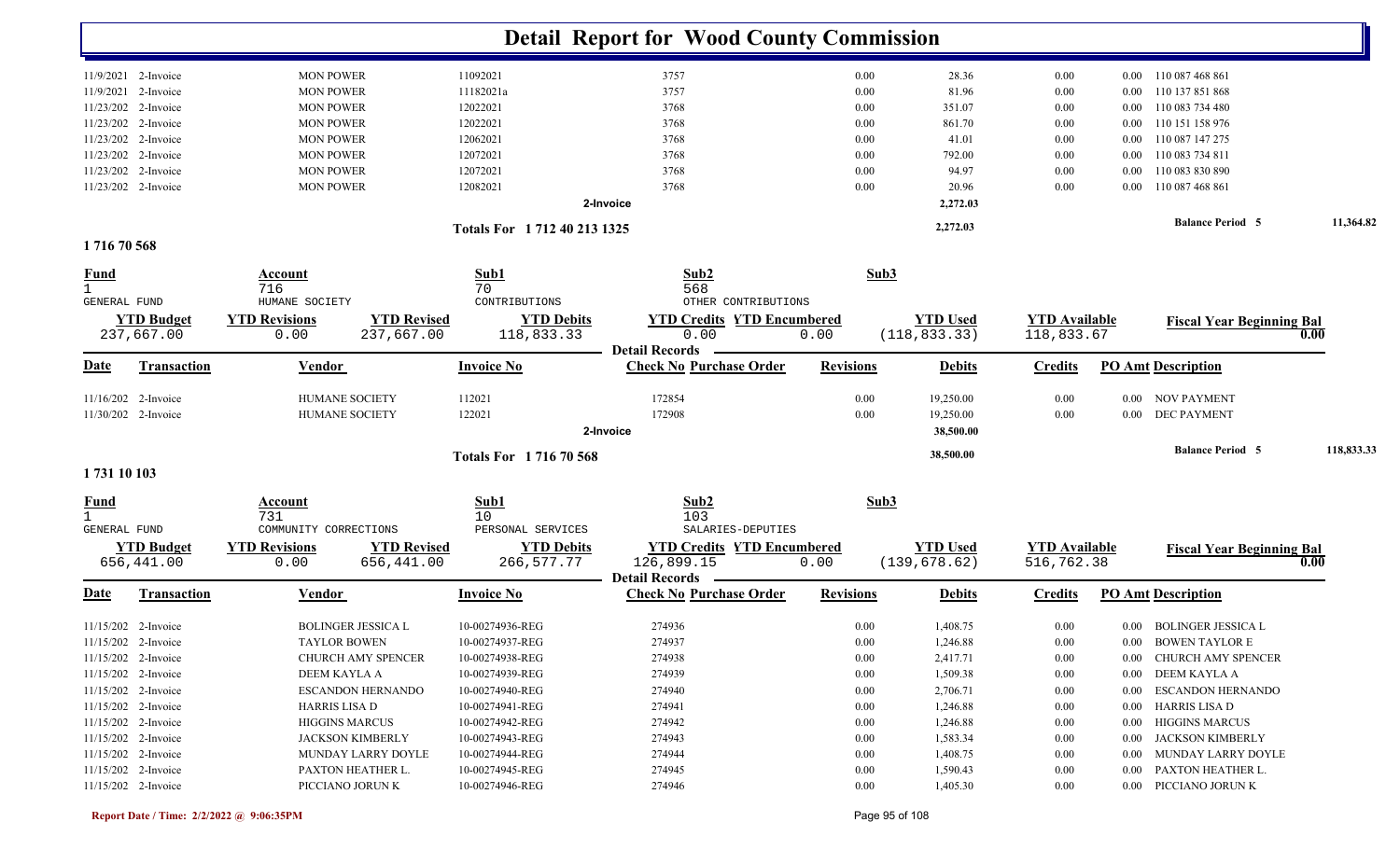# Detail Report for Wood County Commission

| Date | Transaction | Vendor | Invoice No | Check No | Purchase Order | Revisions | Debits | Credits | PO Amt | Description |
|---|---|---|---|---|---|---|---|---|---|---|
| 11/9/2021 | 2-Invoice | MON POWER | 11092021 | 3757 | | 0.00 | 28.36 | 0.00 | 0.00 | 110 087 468 861 |
| 11/9/2021 | 2-Invoice | MON POWER | 11182021a | 3757 | | 0.00 | 81.96 | 0.00 | 0.00 | 110 137 851 868 |
| 11/23/202 | 2-Invoice | MON POWER | 12022021 | 3768 | | 0.00 | 351.07 | 0.00 | 0.00 | 110 083 734 480 |
| 11/23/202 | 2-Invoice | MON POWER | 12022021 | 3768 | | 0.00 | 861.70 | 0.00 | 0.00 | 110 151 158 976 |
| 11/23/202 | 2-Invoice | MON POWER | 12062021 | 3768 | | 0.00 | 41.01 | 0.00 | 0.00 | 110 087 147 275 |
| 11/23/202 | 2-Invoice | MON POWER | 12072021 | 3768 | | 0.00 | 792.00 | 0.00 | 0.00 | 110 083 734 811 |
| 11/23/202 | 2-Invoice | MON POWER | 12072021 | 3768 | | 0.00 | 94.97 | 0.00 | 0.00 | 110 083 830 890 |
| 11/23/202 | 2-Invoice | MON POWER | 12082021 | 3768 | | 0.00 | 20.96 | 0.00 | 0.00 | 110 087 468 861 |
| | | | | 2-Invoice | | | 2,272.03 | | | |

**Totals For 1 712 40 213 1325** — 2,272.03 — **Balance Period 5** 11,364.82

## 1 716 70 568

| Fund | Account | Sub1 | Sub2 | Sub3 |
|---|---|---|---|---|
| 1 GENERAL FUND | 716 HUMANE SOCIETY | 70 CONTRIBUTIONS | 568 OTHER CONTRIBUTIONS | |

| YTD Budget | YTD Revisions | YTD Revised | YTD Debits | YTD Credits | YTD Encumbered | YTD Used | YTD Available | Fiscal Year Beginning Bal |
|---|---|---|---|---|---|---|---|---|
| 237,667.00 | 0.00 | 237,667.00 | 118,833.33 | 0.00 | 0.00 | (118,833.33) | 118,833.67 | 0.00 |

**Detail Records**

| Date | Transaction | Vendor | Invoice No | Check No | Purchase Order | Revisions | Debits | Credits | PO Amt | Description |
|---|---|---|---|---|---|---|---|---|---|---|
| 11/16/202 | 2-Invoice | HUMANE SOCIETY | 112021 | 172854 | | 0.00 | 19,250.00 | 0.00 | 0.00 | NOV PAYMENT |
| 11/30/202 | 2-Invoice | HUMANE SOCIETY | 122021 | 172908 | | 0.00 | 19,250.00 | 0.00 | 0.00 | DEC PAYMENT |
| | | | | 2-Invoice | | | 38,500.00 | | | |

**Totals For 1 716 70 568** — 38,500.00 — **Balance Period 5** 118,833.33

## 1 731 10 103

| Fund | Account | Sub1 | Sub2 | Sub3 |
|---|---|---|---|---|
| 1 GENERAL FUND | 731 COMMUNITY CORRECTIONS | 10 PERSONAL SERVICES | 103 SALARIES-DEPUTIES | |

| YTD Budget | YTD Revisions | YTD Revised | YTD Debits | YTD Credits | YTD Encumbered | YTD Used | YTD Available | Fiscal Year Beginning Bal |
|---|---|---|---|---|---|---|---|---|
| 656,441.00 | 0.00 | 656,441.00 | 266,577.77 | 126,899.15 | 0.00 | (139,678.62) | 516,762.38 | 0.00 |

**Detail Records**

| Date | Transaction | Vendor | Invoice No | Check No | Purchase Order | Revisions | Debits | Credits | PO Amt | Description |
|---|---|---|---|---|---|---|---|---|---|---|
| 11/15/202 | 2-Invoice | BOLINGER JESSICA L | 10-00274936-REG | 274936 | | 0.00 | 1,408.75 | 0.00 | 0.00 | BOLINGER JESSICA L |
| 11/15/202 | 2-Invoice | TAYLOR BOWEN | 10-00274937-REG | 274937 | | 0.00 | 1,246.88 | 0.00 | 0.00 | BOWEN TAYLOR E |
| 11/15/202 | 2-Invoice | CHURCH AMY SPENCER | 10-00274938-REG | 274938 | | 0.00 | 2,417.71 | 0.00 | 0.00 | CHURCH AMY SPENCER |
| 11/15/202 | 2-Invoice | DEEM KAYLA A | 10-00274939-REG | 274939 | | 0.00 | 1,509.38 | 0.00 | 0.00 | DEEM KAYLA A |
| 11/15/202 | 2-Invoice | ESCANDON HERNANDO | 10-00274940-REG | 274940 | | 0.00 | 2,706.71 | 0.00 | 0.00 | ESCANDON HERNANDO |
| 11/15/202 | 2-Invoice | HARRIS LISA D | 10-00274941-REG | 274941 | | 0.00 | 1,246.88 | 0.00 | 0.00 | HARRIS LISA D |
| 11/15/202 | 2-Invoice | HIGGINS MARCUS | 10-00274942-REG | 274942 | | 0.00 | 1,246.88 | 0.00 | 0.00 | HIGGINS MARCUS |
| 11/15/202 | 2-Invoice | JACKSON KIMBERLY | 10-00274943-REG | 274943 | | 0.00 | 1,583.34 | 0.00 | 0.00 | JACKSON KIMBERLY |
| 11/15/202 | 2-Invoice | MUNDAY LARRY DOYLE | 10-00274944-REG | 274944 | | 0.00 | 1,408.75 | 0.00 | 0.00 | MUNDAY LARRY DOYLE |
| 11/15/202 | 2-Invoice | PAXTON HEATHER L. | 10-00274945-REG | 274945 | | 0.00 | 1,590.43 | 0.00 | 0.00 | PAXTON HEATHER L. |
| 11/15/202 | 2-Invoice | PICCIANO JORUN K | 10-00274946-REG | 274946 | | 0.00 | 1,405.30 | 0.00 | 0.00 | PICCIANO JORUN K |

Report Date / Time: 2/2/2022 @ 9:06:35PM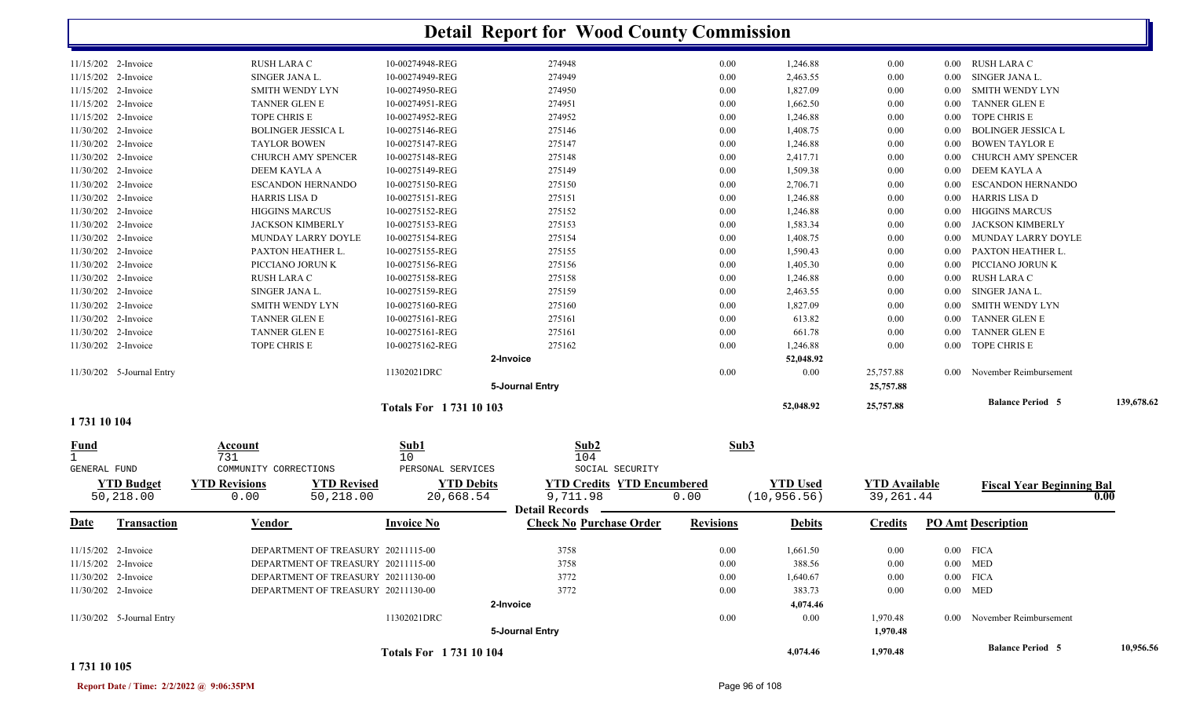# Detail Report for Wood County Commission

| Date | Transaction | Vendor | Invoice No | Check No Purchase Order | Revisions | Debits | Credits | PO Amt Description | |
|---|---|---|---|---|---|---|---|---|---|
| 11/15/202 | 2-Invoice | RUSH LARA C | 10-00274948-REG | 274948 | 0.00 | 1,246.88 | 0.00 | 0.00 RUSH LARA C | |
| 11/15/202 | 2-Invoice | SINGER JANA L. | 10-00274949-REG | 274949 | 0.00 | 2,463.55 | 0.00 | 0.00 SINGER JANA L. | |
| 11/15/202 | 2-Invoice | SMITH WENDY LYN | 10-00274950-REG | 274950 | 0.00 | 1,827.09 | 0.00 | 0.00 SMITH WENDY LYN | |
| 11/15/202 | 2-Invoice | TANNER GLEN E | 10-00274951-REG | 274951 | 0.00 | 1,662.50 | 0.00 | 0.00 TANNER GLEN E | |
| 11/15/202 | 2-Invoice | TOPE CHRIS E | 10-00274952-REG | 274952 | 0.00 | 1,246.88 | 0.00 | 0.00 TOPE CHRIS E | |
| 11/30/202 | 2-Invoice | BOLINGER JESSICA L | 10-00275146-REG | 275146 | 0.00 | 1,408.75 | 0.00 | 0.00 BOLINGER JESSICA L | |
| 11/30/202 | 2-Invoice | TAYLOR BOWEN | 10-00275147-REG | 275147 | 0.00 | 1,246.88 | 0.00 | 0.00 BOWEN TAYLOR E | |
| 11/30/202 | 2-Invoice | CHURCH AMY SPENCER | 10-00275148-REG | 275148 | 0.00 | 2,417.71 | 0.00 | 0.00 CHURCH AMY SPENCER | |
| 11/30/202 | 2-Invoice | DEEM KAYLA A | 10-00275149-REG | 275149 | 0.00 | 1,509.38 | 0.00 | 0.00 DEEM KAYLA A | |
| 11/30/202 | 2-Invoice | ESCANDON HERNANDO | 10-00275150-REG | 275150 | 0.00 | 2,706.71 | 0.00 | 0.00 ESCANDON HERNANDO | |
| 11/30/202 | 2-Invoice | HARRIS LISA D | 10-00275151-REG | 275151 | 0.00 | 1,246.88 | 0.00 | 0.00 HARRIS LISA D | |
| 11/30/202 | 2-Invoice | HIGGINS MARCUS | 10-00275152-REG | 275152 | 0.00 | 1,246.88 | 0.00 | 0.00 HIGGINS MARCUS | |
| 11/30/202 | 2-Invoice | JACKSON KIMBERLY | 10-00275153-REG | 275153 | 0.00 | 1,583.34 | 0.00 | 0.00 JACKSON KIMBERLY | |
| 11/30/202 | 2-Invoice | MUNDAY LARRY DOYLE | 10-00275154-REG | 275154 | 0.00 | 1,408.75 | 0.00 | 0.00 MUNDAY LARRY DOYLE | |
| 11/30/202 | 2-Invoice | PAXTON HEATHER L. | 10-00275155-REG | 275155 | 0.00 | 1,590.43 | 0.00 | 0.00 PAXTON HEATHER L. | |
| 11/30/202 | 2-Invoice | PICCIANO JORUN K | 10-00275156-REG | 275156 | 0.00 | 1,405.30 | 0.00 | 0.00 PICCIANO JORUN K | |
| 11/30/202 | 2-Invoice | RUSH LARA C | 10-00275158-REG | 275158 | 0.00 | 1,246.88 | 0.00 | 0.00 RUSH LARA C | |
| 11/30/202 | 2-Invoice | SINGER JANA L. | 10-00275159-REG | 275159 | 0.00 | 2,463.55 | 0.00 | 0.00 SINGER JANA L. | |
| 11/30/202 | 2-Invoice | SMITH WENDY LYN | 10-00275160-REG | 275160 | 0.00 | 1,827.09 | 0.00 | 0.00 SMITH WENDY LYN | |
| 11/30/202 | 2-Invoice | TANNER GLEN E | 10-00275161-REG | 275161 | 0.00 | 613.82 | 0.00 | 0.00 TANNER GLEN E | |
| 11/30/202 | 2-Invoice | TANNER GLEN E | 10-00275161-REG | 275161 | 0.00 | 661.78 | 0.00 | 0.00 TANNER GLEN E | |
| 11/30/202 | 2-Invoice | TOPE CHRIS E | 10-00275162-REG | 275162 | 0.00 | 1,246.88 | 0.00 | 0.00 TOPE CHRIS E | |
| | | | | 2-Invoice | | 52,048.92 | | | |
| 11/30/202 | 5-Journal Entry | | 11302021DRC | | 0.00 | 0.00 | 25,757.88 | 0.00 November Reimbursement | |
| | | | | 5-Journal Entry | | | 25,757.88 | | |
| | | | Totals For 1 731 10 103 | | | 52,048.92 | 25,757.88 | Balance Period 5 | 139,678.62 |

## 1 731 10 104

| Fund | Account | Sub1 | Sub2 | Sub3 |
|---|---|---|---|---|
| 1 | 731 | 10 | 104 | |
| GENERAL FUND | COMMUNITY CORRECTIONS | PERSONAL SERVICES | SOCIAL SECURITY | |

| YTD Budget | YTD Revisions | YTD Revised | YTD Debits | YTD Credits | YTD Encumbered | YTD Used | YTD Available | Fiscal Year Beginning Bal |
|---|---|---|---|---|---|---|---|---|
| 50,218.00 | 0.00 | 50,218.00 | 20,668.54 | 9,711.98 | 0.00 | (10,956.56) | 39,261.44 | 0.00 |

Detail Records

| Date | Transaction | Vendor | Invoice No | Check No Purchase Order | Revisions | Debits | Credits | PO Amt Description | |
|---|---|---|---|---|---|---|---|---|---|
| 11/15/202 | 2-Invoice | DEPARTMENT OF TREASURY | 20211115-00 | 3758 | 0.00 | 1,661.50 | 0.00 | 0.00 FICA | |
| 11/15/202 | 2-Invoice | DEPARTMENT OF TREASURY | 20211115-00 | 3758 | 0.00 | 388.56 | 0.00 | 0.00 MED | |
| 11/30/202 | 2-Invoice | DEPARTMENT OF TREASURY | 20211130-00 | 3772 | 0.00 | 1,640.67 | 0.00 | 0.00 FICA | |
| 11/30/202 | 2-Invoice | DEPARTMENT OF TREASURY | 20211130-00 | 3772 | 0.00 | 383.73 | 0.00 | 0.00 MED | |
| | | | | 2-Invoice | | 4,074.46 | | | |
| 11/30/202 | 5-Journal Entry | | 11302021DRC | | 0.00 | 0.00 | 1,970.48 | 0.00 November Reimbursement | |
| | | | | 5-Journal Entry | | | 1,970.48 | | |
| | | | Totals For 1 731 10 104 | | | 4,074.46 | 1,970.48 | Balance Period 5 | 10,956.56 |

## 1 731 10 105

Report Date / Time: 2/2/2022 @ 9:06:35PM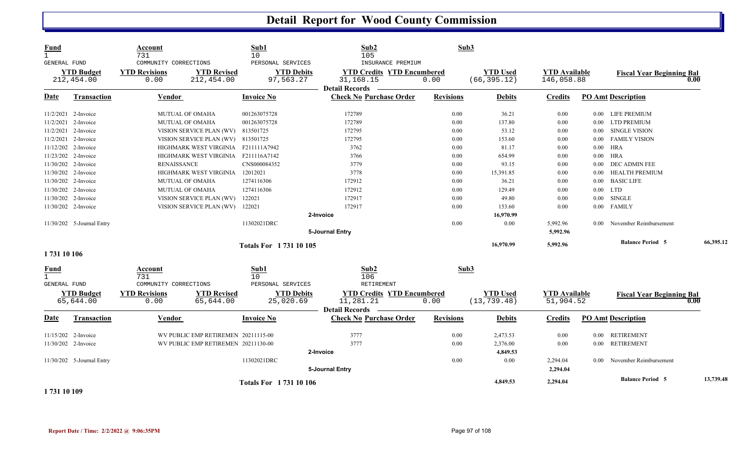# Detail Report for Wood County Commission

| Fund | Account | Sub1 | Sub2 | Sub3 |
|---|---|---|---|---|
| 1 | 731 | 10 | 105 | |
| GENERAL FUND | COMMUNITY CORRECTIONS | PERSONAL SERVICES | INSURANCE PREMIUM | |

| YTD Budget | YTD Revisions | YTD Revised | YTD Debits | YTD Credits | YTD Encumbered | YTD Used | YTD Available | Fiscal Year Beginning Bal |
|---|---|---|---|---|---|---|---|---|
| 212,454.00 | 0.00 | 212,454.00 | 97,563.27 | 31,168.15 | 0.00 | (66,395.12) | 146,058.88 | 0.00 |

**Detail Records**

| Date | Transaction | Vendor | Invoice No | Check No | Purchase Order | Revisions | Debits | Credits | PO Amt | Description |
|---|---|---|---|---|---|---|---|---|---|---|
| 11/2/2021 | 2-Invoice | MUTUAL OF OMAHA | 001263075728 | 172789 | | 0.00 | 36.21 | 0.00 | 0.00 | LIFE PREMIUM |
| 11/2/2021 | 2-Invoice | MUTUAL OF OMAHA | 001263075728 | 172789 | | 0.00 | 137.80 | 0.00 | 0.00 | LTD PREMIUM |
| 11/2/2021 | 2-Invoice | VISION SERVICE PLAN (WV) | 813501725 | 172795 | | 0.00 | 53.12 | 0.00 | 0.00 | SINGLE VISION |
| 11/2/2021 | 2-Invoice | VISION SERVICE PLAN (WV) | 813501725 | 172795 | | 0.00 | 153.60 | 0.00 | 0.00 | FAMILY VISION |
| 11/12/202 | 2-Invoice | HIGHMARK WEST VIRGINIA | F211111A7942 | 3762 | | 0.00 | 81.17 | 0.00 | 0.00 | HRA |
| 11/23/202 | 2-Invoice | HIGHMARK WEST VIRGINIA | F211116A7142 | 3766 | | 0.00 | 654.99 | 0.00 | 0.00 | HRA |
| 11/30/202 | 2-Invoice | RENAISSANCE | CNS000084352 | 3779 | | 0.00 | 93.15 | 0.00 | 0.00 | DEC ADMIN FEE |
| 11/30/202 | 2-Invoice | HIGHMARK WEST VIRGINIA | 12012021 | 3778 | | 0.00 | 15,391.85 | 0.00 | 0.00 | HEALTH PREMIUM |
| 11/30/202 | 2-Invoice | MUTUAL OF OMAHA | 1274116306 | 172912 | | 0.00 | 36.21 | 0.00 | 0.00 | BASIC LIFE |
| 11/30/202 | 2-Invoice | MUTUAL OF OMAHA | 1274116306 | 172912 | | 0.00 | 129.49 | 0.00 | 0.00 | LTD |
| 11/30/202 | 2-Invoice | VISION SERVICE PLAN (WV) | 122021 | 172917 | | 0.00 | 49.80 | 0.00 | 0.00 | SINGLE |
| 11/30/202 | 2-Invoice | VISION SERVICE PLAN (WV) | 122021 | 172917 | | 0.00 | 153.60 | 0.00 | 0.00 | FAMILY |
| | | | | 2-Invoice | | | 16,970.99 | | | |
| 11/30/202 | 5-Journal Entry | | 11302021DRC | | | 0.00 | 0.00 | 5,992.96 | 0.00 | November Reimbursement |
| | | | | 5-Journal Entry | | | | 5,992.96 | | |
| | | | Totals For 1 731 10 105 | | | | 16,970.99 | 5,992.96 | | Balance Period 5: 66,395.12 |

**1 731 10 106**

| Fund | Account | Sub1 | Sub2 | Sub3 |
|---|---|---|---|---|
| 1 | 731 | 10 | 106 | |
| GENERAL FUND | COMMUNITY CORRECTIONS | PERSONAL SERVICES | RETIREMENT | |

| YTD Budget | YTD Revisions | YTD Revised | YTD Debits | YTD Credits | YTD Encumbered | YTD Used | YTD Available | Fiscal Year Beginning Bal |
|---|---|---|---|---|---|---|---|---|
| 65,644.00 | 0.00 | 65,644.00 | 25,020.69 | 11,281.21 | 0.00 | (13,739.48) | 51,904.52 | 0.00 |

**Detail Records**

| Date | Transaction | Vendor | Invoice No | Check No | Purchase Order | Revisions | Debits | Credits | PO Amt | Description |
|---|---|---|---|---|---|---|---|---|---|---|
| 11/15/202 | 2-Invoice | WV PUBLIC EMP RETIREMEN | 20211115-00 | 3777 | | 0.00 | 2,473.53 | 0.00 | 0.00 | RETIREMENT |
| 11/30/202 | 2-Invoice | WV PUBLIC EMP RETIREMEN | 20211130-00 | 3777 | | 0.00 | 2,376.00 | 0.00 | 0.00 | RETIREMENT |
| | | | | 2-Invoice | | | 4,849.53 | | | |
| 11/30/202 | 5-Journal Entry | | 11302021DRC | | | 0.00 | 0.00 | 2,294.04 | 0.00 | November Reimbursement |
| | | | | 5-Journal Entry | | | | 2,294.04 | | |
| | | | Totals For 1 731 10 106 | | | | 4,849.53 | 2,294.04 | | Balance Period 5: 13,739.48 |

**1 731 10 109**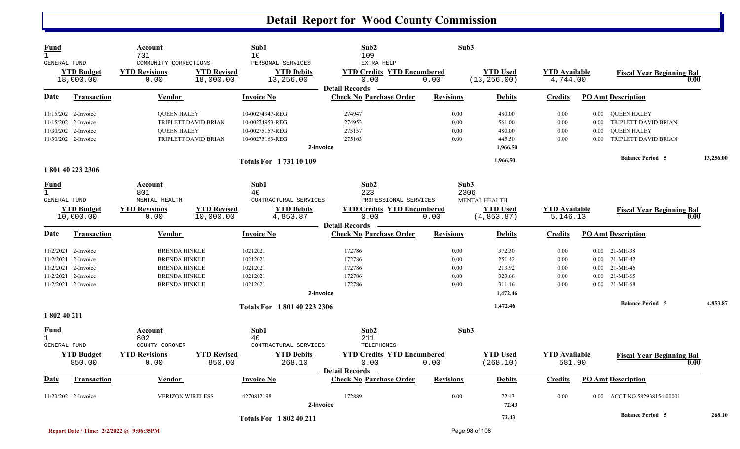# Detail Report for Wood County Commission

| Fund | Account | Sub1 | Sub2 | Sub3 |
|---|---|---|---|---|
| 1 | 731 | 10 | 109 | |
| GENERAL FUND | COMMUNITY CORRECTIONS | PERSONAL SERVICES | EXTRA HELP | |

| YTD Budget | YTD Revisions | YTD Revised | YTD Debits | YTD Credits | YTD Encumbered | YTD Used | YTD Available | Fiscal Year Beginning Bal |
|---|---|---|---|---|---|---|---|---|
| 18,000.00 | 0.00 | 18,000.00 | 13,256.00 | 0.00 | 0.00 | (13,256.00) | 4,744.00 | 0.00 |

**Detail Records**

| Date | Transaction | Vendor | Invoice No | Check No | Purchase Order | Revisions | Debits | Credits | PO Amt | Description |
|---|---|---|---|---|---|---|---|---|---|---|
| 11/15/202 | 2-Invoice | QUEEN HALEY | 10-00274947-REG | 274947 | | 0.00 | 480.00 | 0.00 | 0.00 | QUEEN HALEY |
| 11/15/202 | 2-Invoice | TRIPLETT DAVID BRIAN | 10-00274953-REG | 274953 | | 0.00 | 561.00 | 0.00 | 0.00 | TRIPLETT DAVID BRIAN |
| 11/30/202 | 2-Invoice | QUEEN HALEY | 10-00275157-REG | 275157 | | 0.00 | 480.00 | 0.00 | 0.00 | QUEEN HALEY |
| 11/30/202 | 2-Invoice | TRIPLETT DAVID BRIAN | 10-00275163-REG | 275163 | | 0.00 | 445.50 | 0.00 | 0.00 | TRIPLETT DAVID BRIAN |
| | | | 2-Invoice | | | | 1,966.50 | | | |

**Totals For 1 731 10 109** — 1,966.50 — Balance Period 5: 13,256.00

## 1 801 40 223 2306

| Fund | Account | Sub1 | Sub2 | Sub3 |
|---|---|---|---|---|
| 1 | 801 | 40 | 223 | 2306 |
| GENERAL FUND | MENTAL HEALTH | CONTRACTURAL SERVICES | PROFESSIONAL SERVICES | MENTAL HEALTH |

| YTD Budget | YTD Revisions | YTD Revised | YTD Debits | YTD Credits | YTD Encumbered | YTD Used | YTD Available | Fiscal Year Beginning Bal |
|---|---|---|---|---|---|---|---|---|
| 10,000.00 | 0.00 | 10,000.00 | 4,853.87 | 0.00 | 0.00 | (4,853.87) | 5,146.13 | 0.00 |

**Detail Records**

| Date | Transaction | Vendor | Invoice No | Check No | Purchase Order | Revisions | Debits | Credits | PO Amt | Description |
|---|---|---|---|---|---|---|---|---|---|---|
| 11/2/2021 | 2-Invoice | BRENDA HINKLE | 10212021 | 172786 | | 0.00 | 372.30 | 0.00 | 0.00 | 21-MH-38 |
| 11/2/2021 | 2-Invoice | BRENDA HINKLE | 10212021 | 172786 | | 0.00 | 251.42 | 0.00 | 0.00 | 21-MH-42 |
| 11/2/2021 | 2-Invoice | BRENDA HINKLE | 10212021 | 172786 | | 0.00 | 213.92 | 0.00 | 0.00 | 21-MH-46 |
| 11/2/2021 | 2-Invoice | BRENDA HINKLE | 10212021 | 172786 | | 0.00 | 323.66 | 0.00 | 0.00 | 21-MH-65 |
| 11/2/2021 | 2-Invoice | BRENDA HINKLE | 10212021 | 172786 | | 0.00 | 311.16 | 0.00 | 0.00 | 21-MH-68 |
| | | | 2-Invoice | | | | 1,472.46 | | | |

**Totals For 1 801 40 223 2306** — 1,472.46 — Balance Period 5: 4,853.87

## 1 802 40 211

| Fund | Account | Sub1 | Sub2 | Sub3 |
|---|---|---|---|---|
| 1 | 802 | 40 | 211 | |
| GENERAL FUND | COUNTY CORONER | CONTRACTURAL SERVICES | TELEPHONES | |

| YTD Budget | YTD Revisions | YTD Revised | YTD Debits | YTD Credits | YTD Encumbered | YTD Used | YTD Available | Fiscal Year Beginning Bal |
|---|---|---|---|---|---|---|---|---|
| 850.00 | 0.00 | 850.00 | 268.10 | 0.00 | 0.00 | (268.10) | 581.90 | 0.00 |

**Detail Records**

| Date | Transaction | Vendor | Invoice No | Check No | Purchase Order | Revisions | Debits | Credits | PO Amt | Description |
|---|---|---|---|---|---|---|---|---|---|---|
| 11/23/202 | 2-Invoice | VERIZON WIRELESS | 4270812198 | 172889 | | 0.00 | 72.43 | 0.00 | 0.00 | ACCT NO 582938154-00001 |
| | | | 2-Invoice | | | | 72.43 | | | |

**Totals For 1 802 40 211** — 72.43 — Balance Period 5: 268.10

Report Date / Time: 2/2/2022 @ 9:06:35PM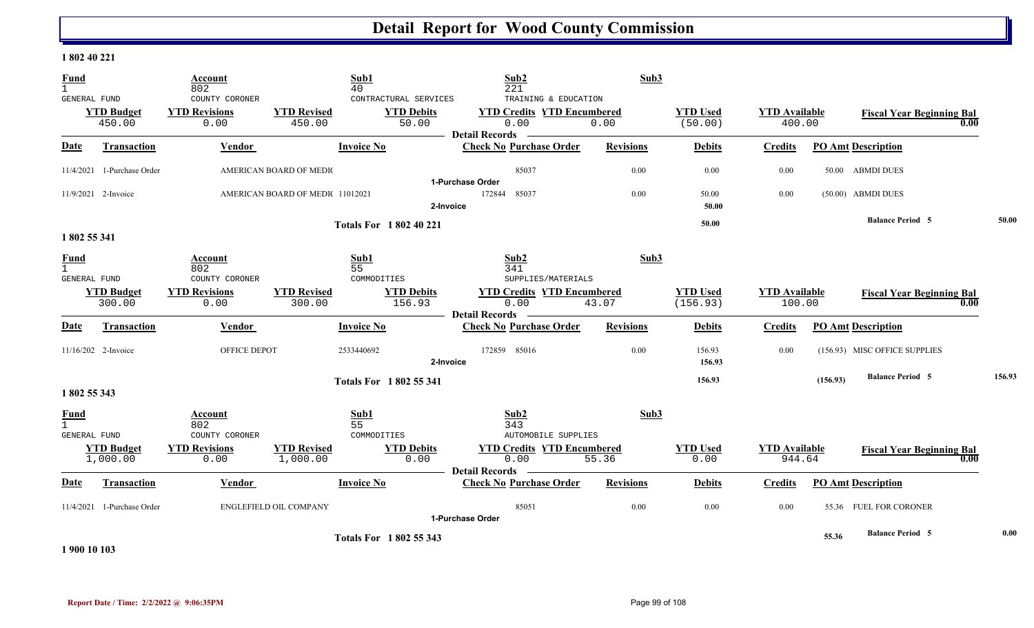# Detail Report for Wood County Commission

## 1 802 40 221

| Fund | Account | Sub1 | Sub2 | Sub3 |
|---|---|---|---|---|
| 1 | 802 | 40 | 221 | |
| GENERAL FUND | COUNTY CORONER | CONTRACTUAL SERVICES | TRAINING & EDUCATION | |

| YTD Budget | YTD Revisions | YTD Revised | YTD Debits | YTD Credits | YTD Encumbered | YTD Used | YTD Available | Fiscal Year Beginning Bal |
|---|---|---|---|---|---|---|---|---|
| 450.00 | 0.00 | 450.00 | 50.00 | 0.00 | 0.00 | (50.00) | 400.00 | 0.00 |

**Detail Records**

| Date | Transaction | Vendor | Invoice No | Check No | Purchase Order | Revisions | Debits | Credits | PO Amt | Description |
|---|---|---|---|---|---|---|---|---|---|---|
| 11/4/2021 | 1-Purchase Order | AMERICAN BOARD OF MEDIC | | | 85037 | 0.00 | 0.00 | 0.00 | 50.00 | ABMDI DUES |
| | | | | 1-Purchase Order | | | | | | |
| 11/9/2021 | 2-Invoice | AMERICAN BOARD OF MEDIC | 11012021 | 172844 | 85037 | 0.00 | 50.00 | 0.00 | (50.00) | ABMDI DUES |
| | | | | 2-Invoice | | | 50.00 | | | |
| | | | Totals For 1 802 40 221 | | | | 50.00 | | | Balance Period 5 50.00 |

## 1 802 55 341

| Fund | Account | Sub1 | Sub2 | Sub3 |
|---|---|---|---|---|
| 1 | 802 | 55 | 341 | |
| GENERAL FUND | COUNTY CORONER | COMMODITIES | SUPPLIES/MATERIALS | |

| YTD Budget | YTD Revisions | YTD Revised | YTD Debits | YTD Credits | YTD Encumbered | YTD Used | YTD Available | Fiscal Year Beginning Bal |
|---|---|---|---|---|---|---|---|---|
| 300.00 | 0.00 | 300.00 | 156.93 | 0.00 | 43.07 | (156.93) | 100.00 | 0.00 |

**Detail Records**

| Date | Transaction | Vendor | Invoice No | Check No | Purchase Order | Revisions | Debits | Credits | PO Amt | Description |
|---|---|---|---|---|---|---|---|---|---|---|
| 11/16/202 | 2-Invoice | OFFICE DEPOT | 2533440692 | 172859 | 85016 | 0.00 | 156.93 | 0.00 | (156.93) | MISC OFFICE SUPPLIES |
| | | | | 2-Invoice | | | 156.93 | | | |
| | | | Totals For 1 802 55 341 | | | | 156.93 | | (156.93) | Balance Period 5 156.93 |

## 1 802 55 343

| Fund | Account | Sub1 | Sub2 | Sub3 |
|---|---|---|---|---|
| 1 | 802 | 55 | 343 | |
| GENERAL FUND | COUNTY CORONER | COMMODITIES | AUTOMOBILE SUPPLIES | |

| YTD Budget | YTD Revisions | YTD Revised | YTD Debits | YTD Credits | YTD Encumbered | YTD Used | YTD Available | Fiscal Year Beginning Bal |
|---|---|---|---|---|---|---|---|---|
| 1,000.00 | 0.00 | 1,000.00 | 0.00 | 0.00 | 55.36 | 0.00 | 944.64 | 0.00 |

**Detail Records**

| Date | Transaction | Vendor | Invoice No | Check No | Purchase Order | Revisions | Debits | Credits | PO Amt | Description |
|---|---|---|---|---|---|---|---|---|---|---|
| 11/4/2021 | 1-Purchase Order | ENGLEFIELD OIL COMPANY | | | 85051 | 0.00 | 0.00 | 0.00 | 55.36 | FUEL FOR CORONER |
| | | | | 1-Purchase Order | | | | | | |
| | | | Totals For 1 802 55 343 | | | | | | 55.36 | Balance Period 5 0.00 |

## 1 900 10 103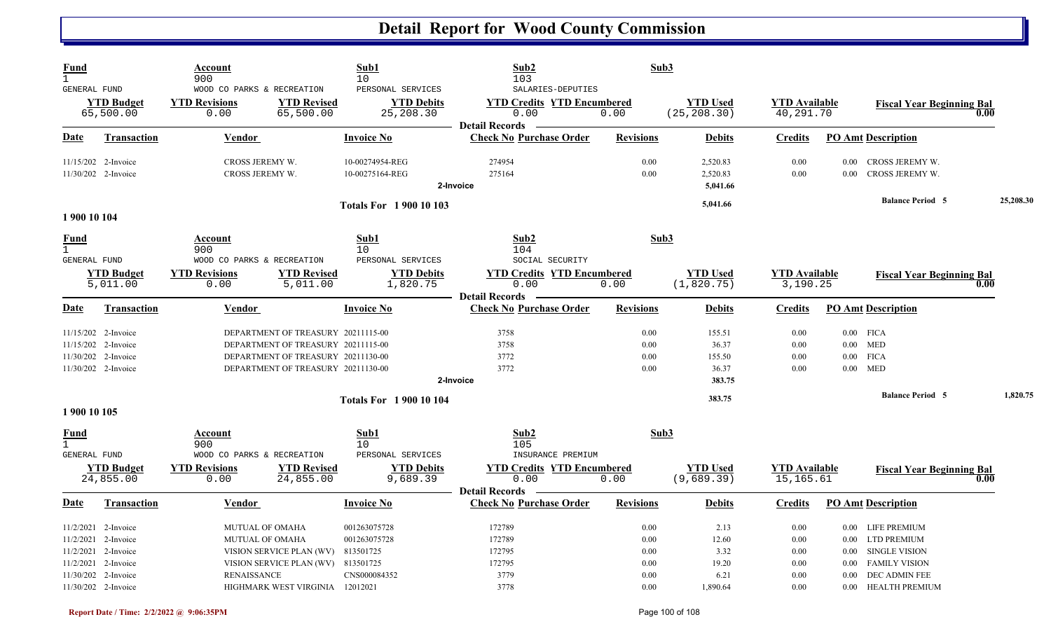# Detail Report for Wood County Commission

| Fund | Account | | Sub1 | Sub2 | | Sub3 | | |
|---|---|---|---|---|---|---|---|---|
| 1 | 900 | | 10 | 103 | | | | |
| GENERAL FUND | WOOD CO PARKS & RECREATION | | PERSONAL SERVICES | SALARIES-DEPUTIES | | | | |
| **YTD Budget** | **YTD Revisions** | **YTD Revised** | **YTD Debits** | **YTD Credits** | **YTD Encumbered** | **YTD Used** | **YTD Available** | **Fiscal Year Beginning Bal** |
| 65,500.00 | 0.00 | 65,500.00 | 25,208.30 | 0.00 | 0.00 | (25,208.30) | 40,291.70 | 0.00 |

**Detail Records**

| Date | Transaction | Vendor | Invoice No | Check No | Purchase Order | Revisions | Debits | Credits | PO Amt | Description |
|---|---|---|---|---|---|---|---|---|---|---|
| 11/15/202 | 2-Invoice | CROSS JEREMY W. | 10-00274954-REG | 274954 | | 0.00 | 2,520.83 | 0.00 | 0.00 | CROSS JEREMY W. |
| 11/30/202 | 2-Invoice | CROSS JEREMY W. | 10-00275164-REG | 275164 | | 0.00 | 2,520.83 | 0.00 | 0.00 | CROSS JEREMY W. |
| | | | | 2-Invoice | | | 5,041.66 | | | |
| | | | Totals For 1 900 10 103 | | | | 5,041.66 | | | Balance Period 5 — 25,208.30 |

## 1 900 10 104

| Fund | Account | | Sub1 | Sub2 | | Sub3 | | |
|---|---|---|---|---|---|---|---|---|
| 1 | 900 | | 10 | 104 | | | | |
| GENERAL FUND | WOOD CO PARKS & RECREATION | | PERSONAL SERVICES | SOCIAL SECURITY | | | | |
| **YTD Budget** | **YTD Revisions** | **YTD Revised** | **YTD Debits** | **YTD Credits** | **YTD Encumbered** | **YTD Used** | **YTD Available** | **Fiscal Year Beginning Bal** |
| 5,011.00 | 0.00 | 5,011.00 | 1,820.75 | 0.00 | 0.00 | (1,820.75) | 3,190.25 | 0.00 |

**Detail Records**

| Date | Transaction | Vendor | Invoice No | Check No | Purchase Order | Revisions | Debits | Credits | PO Amt | Description |
|---|---|---|---|---|---|---|---|---|---|---|
| 11/15/202 | 2-Invoice | DEPARTMENT OF TREASURY | 20211115-00 | 3758 | | 0.00 | 155.51 | 0.00 | 0.00 | FICA |
| 11/15/202 | 2-Invoice | DEPARTMENT OF TREASURY | 20211115-00 | 3758 | | 0.00 | 36.37 | 0.00 | 0.00 | MED |
| 11/30/202 | 2-Invoice | DEPARTMENT OF TREASURY | 20211130-00 | 3772 | | 0.00 | 155.50 | 0.00 | 0.00 | FICA |
| 11/30/202 | 2-Invoice | DEPARTMENT OF TREASURY | 20211130-00 | 3772 | | 0.00 | 36.37 | 0.00 | 0.00 | MED |
| | | | | 2-Invoice | | | 383.75 | | | |
| | | | Totals For 1 900 10 104 | | | | 383.75 | | | Balance Period 5 — 1,820.75 |

## 1 900 10 105

| Fund | Account | | Sub1 | Sub2 | | Sub3 | | |
|---|---|---|---|---|---|---|---|---|
| 1 | 900 | | 10 | 105 | | | | |
| GENERAL FUND | WOOD CO PARKS & RECREATION | | PERSONAL SERVICES | INSURANCE PREMIUM | | | | |
| **YTD Budget** | **YTD Revisions** | **YTD Revised** | **YTD Debits** | **YTD Credits** | **YTD Encumbered** | **YTD Used** | **YTD Available** | **Fiscal Year Beginning Bal** |
| 24,855.00 | 0.00 | 24,855.00 | 9,689.39 | 0.00 | 0.00 | (9,689.39) | 15,165.61 | 0.00 |

**Detail Records**

| Date | Transaction | Vendor | Invoice No | Check No | Purchase Order | Revisions | Debits | Credits | PO Amt | Description |
|---|---|---|---|---|---|---|---|---|---|---|
| 11/2/2021 | 2-Invoice | MUTUAL OF OMAHA | 001263075728 | 172789 | | 0.00 | 2.13 | 0.00 | 0.00 | LIFE PREMIUM |
| 11/2/2021 | 2-Invoice | MUTUAL OF OMAHA | 001263075728 | 172789 | | 0.00 | 12.60 | 0.00 | 0.00 | LTD PREMIUM |
| 11/2/2021 | 2-Invoice | VISION SERVICE PLAN (WV) | 813501725 | 172795 | | 0.00 | 3.32 | 0.00 | 0.00 | SINGLE VISION |
| 11/2/2021 | 2-Invoice | VISION SERVICE PLAN (WV) | 813501725 | 172795 | | 0.00 | 19.20 | 0.00 | 0.00 | FAMILY VISION |
| 11/30/202 | 2-Invoice | RENAISSANCE | CNS000084352 | 3779 | | 0.00 | 6.21 | 0.00 | 0.00 | DEC ADMIN FEE |
| 11/30/202 | 2-Invoice | HIGHMARK WEST VIRGINIA | 12012021 | 3778 | | 0.00 | 1,890.64 | 0.00 | 0.00 | HEALTH PREMIUM |

Report Date / Time: 2/2/2022 @ 9:06:35PM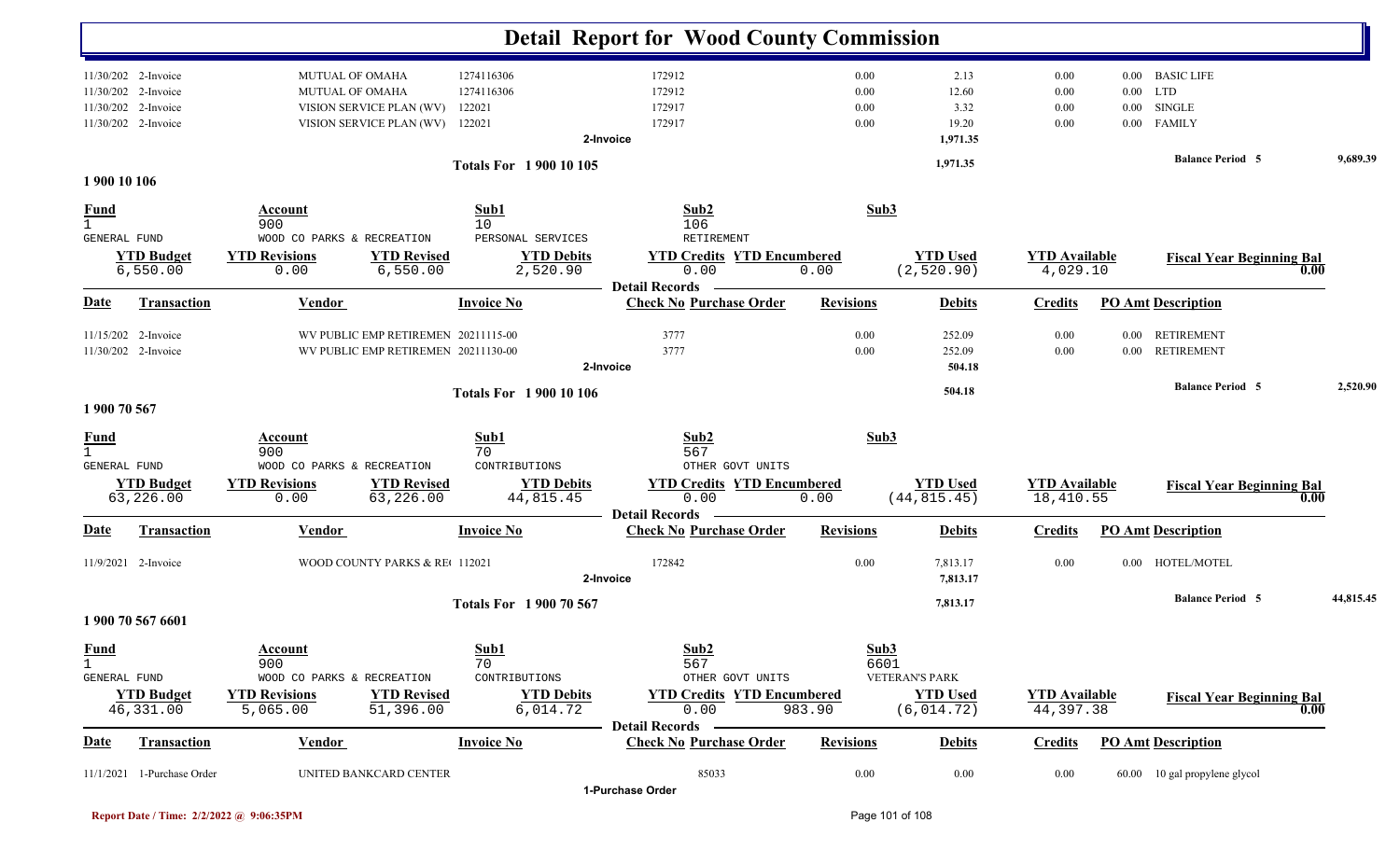# Detail Report for Wood County Commission

| Date | Transaction | Vendor | Invoice No | Check No | Revisions | Debits | Credits | PO Amt | Description |
|---|---|---|---|---|---|---|---|---|---|
| 11/30/202 | 2-Invoice | MUTUAL OF OMAHA | 1274116306 | 172912 | 0.00 | 2.13 | 0.00 | 0.00 | BASIC LIFE |
| 11/30/202 | 2-Invoice | MUTUAL OF OMAHA | 1274116306 | 172912 | 0.00 | 12.60 | 0.00 | 0.00 | LTD |
| 11/30/202 | 2-Invoice | VISION SERVICE PLAN (WV) | 122021 | 172917 | 0.00 | 3.32 | 0.00 | 0.00 | SINGLE |
| 11/30/202 | 2-Invoice | VISION SERVICE PLAN (WV) | 122021 | 172917 | 0.00 | 19.20 | 0.00 | 0.00 | FAMILY |
| | | | 2-Invoice | | | 1,971.35 | | | |

**Totals For 1 900 10 105** — 1,971.35 — Balance Period 5: 9,689.39

## 1 900 10 106

| Fund | Account | Sub1 | Sub2 | Sub3 |
|---|---|---|---|---|
| 1 GENERAL FUND | 900 WOOD CO PARKS & RECREATION | 10 PERSONAL SERVICES | 106 RETIREMENT | |

| YTD Budget | YTD Revisions | YTD Revised | YTD Debits | YTD Credits | YTD Encumbered | YTD Used | YTD Available | Fiscal Year Beginning Bal |
|---|---|---|---|---|---|---|---|---|
| 6,550.00 | 0.00 | 6,550.00 | 2,520.90 | 0.00 | 0.00 | (2,520.90) | 4,029.10 | 0.00 |

**Detail Records**

| Date | Transaction | Vendor | Invoice No | Check No Purchase Order | Revisions | Debits | Credits | PO Amt | Description |
|---|---|---|---|---|---|---|---|---|---|
| 11/15/202 | 2-Invoice | WV PUBLIC EMP RETIREMEN | 20211115-00 | 3777 | 0.00 | 252.09 | 0.00 | 0.00 | RETIREMENT |
| 11/30/202 | 2-Invoice | WV PUBLIC EMP RETIREMEN | 20211130-00 | 3777 | 0.00 | 252.09 | 0.00 | 0.00 | RETIREMENT |
| | | | 2-Invoice | | | 504.18 | | | |

**Totals For 1 900 10 106** — 504.18 — Balance Period 5: 2,520.90

## 1 900 70 567

| Fund | Account | Sub1 | Sub2 | Sub3 |
|---|---|---|---|---|
| 1 GENERAL FUND | 900 WOOD CO PARKS & RECREATION | 70 CONTRIBUTIONS | 567 OTHER GOVT UNITS | |

| YTD Budget | YTD Revisions | YTD Revised | YTD Debits | YTD Credits | YTD Encumbered | YTD Used | YTD Available | Fiscal Year Beginning Bal |
|---|---|---|---|---|---|---|---|---|
| 63,226.00 | 0.00 | 63,226.00 | 44,815.45 | 0.00 | 0.00 | (44,815.45) | 18,410.55 | 0.00 |

**Detail Records**

| Date | Transaction | Vendor | Invoice No | Check No Purchase Order | Revisions | Debits | Credits | PO Amt | Description |
|---|---|---|---|---|---|---|---|---|---|
| 11/9/2021 | 2-Invoice | WOOD COUNTY PARKS & RE( | 112021 | 172842 | 0.00 | 7,813.17 | 0.00 | 0.00 | HOTEL/MOTEL |
| | | | 2-Invoice | | | 7,813.17 | | | |

**Totals For 1 900 70 567** — 7,813.17 — Balance Period 5: 44,815.45

## 1 900 70 567 6601

| Fund | Account | Sub1 | Sub2 | Sub3 |
|---|---|---|---|---|
| 1 GENERAL FUND | 900 WOOD CO PARKS & RECREATION | 70 CONTRIBUTIONS | 567 OTHER GOVT UNITS | 6601 VETERAN'S PARK |

| YTD Budget | YTD Revisions | YTD Revised | YTD Debits | YTD Credits | YTD Encumbered | YTD Used | YTD Available | Fiscal Year Beginning Bal |
|---|---|---|---|---|---|---|---|---|
| 46,331.00 | 5,065.00 | 51,396.00 | 6,014.72 | 0.00 | 983.90 | (6,014.72) | 44,397.38 | 0.00 |

**Detail Records**

| Date | Transaction | Vendor | Invoice No | Check No Purchase Order | Revisions | Debits | Credits | PO Amt | Description |
|---|---|---|---|---|---|---|---|---|---|
| 11/1/2021 | 1-Purchase Order | UNITED BANKCARD CENTER | | 85033 | 0.00 | 0.00 | 0.00 | 60.00 | 10 gal propylene glycol |
| | | | 1-Purchase Order | | | | | | |

Report Date / Time: 2/2/2022 @ 9:06:35PM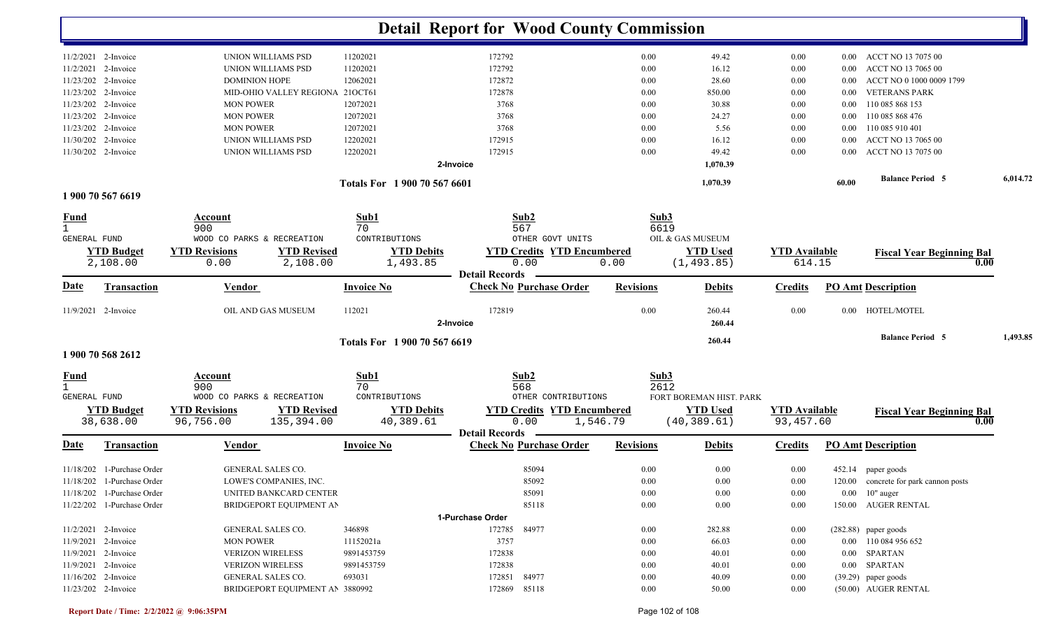# Detail Report for Wood County Commission

| Date | Transaction | Vendor | Invoice No | Check No | Purchase Order | Revisions | Debits | Credits | PO Amt | Description |
|---|---|---|---|---|---|---|---|---|---|---|
| 11/2/2021 | 2-Invoice | UNION WILLIAMS PSD | 11202021 | 172792 | | 0.00 | 49.42 | 0.00 | 0.00 | ACCT NO 13 7075 00 |
| 11/2/2021 | 2-Invoice | UNION WILLIAMS PSD | 11202021 | 172792 | | 0.00 | 16.12 | 0.00 | 0.00 | ACCT NO 13 7065 00 |
| 11/23/202 | 2-Invoice | DOMINION HOPE | 12062021 | 172872 | | 0.00 | 28.60 | 0.00 | 0.00 | ACCT NO 0 1000 0009 1799 |
| 11/23/202 | 2-Invoice | MID-OHIO VALLEY REGIONA | 21OCT61 | 172878 | | 0.00 | 850.00 | 0.00 | 0.00 | VETERANS PARK |
| 11/23/202 | 2-Invoice | MON POWER | 12072021 | 3768 | | 0.00 | 30.88 | 0.00 | 0.00 | 110 085 868 153 |
| 11/23/202 | 2-Invoice | MON POWER | 12072021 | 3768 | | 0.00 | 24.27 | 0.00 | 0.00 | 110 085 868 476 |
| 11/23/202 | 2-Invoice | MON POWER | 12072021 | 3768 | | 0.00 | 5.56 | 0.00 | 0.00 | 110 085 910 401 |
| 11/30/202 | 2-Invoice | UNION WILLIAMS PSD | 12202021 | 172915 | | 0.00 | 16.12 | 0.00 | 0.00 | ACCT NO 13 7065 00 |
| 11/30/202 | 2-Invoice | UNION WILLIAMS PSD | 12202021 | 172915 | | 0.00 | 49.42 | 0.00 | 0.00 | ACCT NO 13 7075 00 |
| | | | 2-Invoice | | | | 1,070.39 | | | |

Totals For 1 900 70 567 6601 — 1,070.39 — 60.00 — Balance Period 5 — 6,014.72

## 1 900 70 567 6619

| Fund | Account | Sub1 | Sub2 | Sub3 |
|---|---|---|---|---|
| 1 | 900 | 70 | 567 | 6619 |
| GENERAL FUND | WOOD CO PARKS & RECREATION | CONTRIBUTIONS | OTHER GOVT UNITS | OIL & GAS MUSEUM |

| YTD Budget | YTD Revisions | YTD Revised | YTD Debits | YTD Credits | YTD Encumbered | YTD Used | YTD Available | Fiscal Year Beginning Bal |
|---|---|---|---|---|---|---|---|---|
| 2,108.00 | 0.00 | 2,108.00 | 1,493.85 | 0.00 | 0.00 | (1,493.85) | 614.15 | 0.00 |

Detail Records

| Date | Transaction | Vendor | Invoice No | Check No | Purchase Order | Revisions | Debits | Credits | PO Amt | Description |
|---|---|---|---|---|---|---|---|---|---|---|
| 11/9/2021 | 2-Invoice | OIL AND GAS MUSEUM | 112021 | 172819 | | 0.00 | 260.44 | 0.00 | 0.00 | HOTEL/MOTEL |
| | | | 2-Invoice | | | | 260.44 | | | |

Totals For 1 900 70 567 6619 — 260.44 — Balance Period 5 — 1,493.85

## 1 900 70 568 2612

| Fund | Account | Sub1 | Sub2 | Sub3 |
|---|---|---|---|---|
| 1 | 900 | 70 | 568 | 2612 |
| GENERAL FUND | WOOD CO PARKS & RECREATION | CONTRIBUTIONS | OTHER CONTRIBUTIONS | FORT BOREMAN HIST. PARK |

| YTD Budget | YTD Revisions | YTD Revised | YTD Debits | YTD Credits | YTD Encumbered | YTD Used | YTD Available | Fiscal Year Beginning Bal |
|---|---|---|---|---|---|---|---|---|
| 38,638.00 | 96,756.00 | 135,394.00 | 40,389.61 | 0.00 | 1,546.79 | (40,389.61) | 93,457.60 | 0.00 |

Detail Records

| Date | Transaction | Vendor | Invoice No | Check No | Purchase Order | Revisions | Debits | Credits | PO Amt | Description |
|---|---|---|---|---|---|---|---|---|---|---|
| 11/18/202 | 1-Purchase Order | GENERAL SALES CO. | | | 85094 | 0.00 | 0.00 | 0.00 | 452.14 | paper goods |
| 11/18/202 | 1-Purchase Order | LOWE'S COMPANIES, INC. | | | 85092 | 0.00 | 0.00 | 0.00 | 120.00 | concrete for park cannon posts |
| 11/18/202 | 1-Purchase Order | UNITED BANKCARD CENTER | | | 85091 | 0.00 | 0.00 | 0.00 | 0.00 | 10" auger |
| 11/22/202 | 1-Purchase Order | BRIDGEPORT EQUIPMENT AN | | | 85118 | 0.00 | 0.00 | 0.00 | 150.00 | AUGER RENTAL |
| | | | 1-Purchase Order | | | | | | | |
| 11/2/2021 | 2-Invoice | GENERAL SALES CO. | 346898 | 172785 | 84977 | 0.00 | 282.88 | 0.00 | (282.88) | paper goods |
| 11/9/2021 | 2-Invoice | MON POWER | 11152021a | 3757 | | 0.00 | 66.03 | 0.00 | 0.00 | 110 084 956 652 |
| 11/9/2021 | 2-Invoice | VERIZON WIRELESS | 9891453759 | 172838 | | 0.00 | 40.01 | 0.00 | 0.00 | SPARTAN |
| 11/9/2021 | 2-Invoice | VERIZON WIRELESS | 9891453759 | 172838 | | 0.00 | 40.01 | 0.00 | 0.00 | SPARTAN |
| 11/16/202 | 2-Invoice | GENERAL SALES CO. | 693031 | 172851 | 84977 | 0.00 | 40.09 | 0.00 | (39.29) | paper goods |
| 11/23/202 | 2-Invoice | BRIDGEPORT EQUIPMENT AN | 3880992 | 172869 | 85118 | 0.00 | 50.00 | 0.00 | (50.00) | AUGER RENTAL |

Report Date / Time: 2/2/2022 @ 9:06:35PM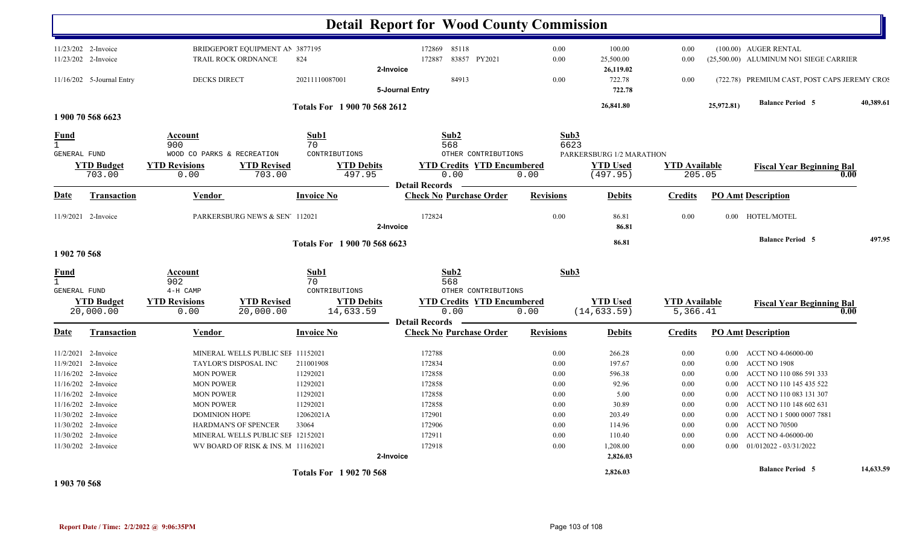# Detail Report for Wood County Commission

| Date | Transaction | Vendor | Invoice No | Check No | Purchase Order | Revisions | Debits | Credits | PO Amt | Description |
|---|---|---|---|---|---|---|---|---|---|---|
| 11/23/202 | 2-Invoice | BRIDGEPORT EQUIPMENT AN | 3877195 | 172869 | 85118 | 0.00 | 100.00 | 0.00 | (100.00) | AUGER RENTAL |
| 11/23/202 | 2-Invoice | TRAIL ROCK ORDNANCE | 824 | 172887 | 83857 PY2021 | 0.00 | 25,500.00 | 0.00 | (25,500.00) | ALUMINUM NO1 SIEGE CARRIER |
| | 2-Invoice | | | | | | 26,119.02 | | | |
| 11/16/202 | 5-Journal Entry | DECKS DIRECT | 20211110087001 | | 84913 | 0.00 | 722.78 | 0.00 | (722.78) | PREMIUM CAST, POST CAPS JEREMY CROS |
| | 5-Journal Entry | | | | | | 722.78 | | | |

**Totals For 1 900 70 568 2612** — 26,841.80 — 25,972.81) — **Balance Period 5** 40,389.61

## 1 900 70 568 6623

| Fund | Account | Sub1 | Sub2 | Sub3 |
|---|---|---|---|---|
| 1 | 900 | 70 | 568 | 6623 |
| GENERAL FUND | WOOD CO PARKS & RECREATION | CONTRIBUTIONS | OTHER CONTRIBUTIONS | PARKERSBURG 1/2 MARATHON |

| YTD Budget | YTD Revisions | YTD Revised | YTD Debits | YTD Credits | YTD Encumbered | YTD Used | YTD Available | Fiscal Year Beginning Bal |
|---|---|---|---|---|---|---|---|---|
| 703.00 | 0.00 | 703.00 | 497.95 | 0.00 | 0.00 | (497.95) | 205.05 | 0.00 |

**Detail Records**

| Date | Transaction | Vendor | Invoice No | Check No | Purchase Order | Revisions | Debits | Credits | PO Amt | Description |
|---|---|---|---|---|---|---|---|---|---|---|
| 11/9/2021 | 2-Invoice | PARKERSBURG NEWS & SEN' | 112021 | 172824 | | 0.00 | 86.81 | 0.00 | 0.00 | HOTEL/MOTEL |
| | 2-Invoice | | | | | | 86.81 | | | |

**Totals For 1 900 70 568 6623** — 86.81 — **Balance Period 5** 497.95

## 1 902 70 568

| Fund | Account | Sub1 | Sub2 | Sub3 |
|---|---|---|---|---|
| 1 | 902 | 70 | 568 | |
| GENERAL FUND | 4-H CAMP | CONTRIBUTIONS | OTHER CONTRIBUTIONS | |

| YTD Budget | YTD Revisions | YTD Revised | YTD Debits | YTD Credits | YTD Encumbered | YTD Used | YTD Available | Fiscal Year Beginning Bal |
|---|---|---|---|---|---|---|---|---|
| 20,000.00 | 0.00 | 20,000.00 | 14,633.59 | 0.00 | 0.00 | (14,633.59) | 5,366.41 | 0.00 |

**Detail Records**

| Date | Transaction | Vendor | Invoice No | Check No | Purchase Order | Revisions | Debits | Credits | PO Amt | Description |
|---|---|---|---|---|---|---|---|---|---|---|
| 11/2/2021 | 2-Invoice | MINERAL WELLS PUBLIC SEF | 11152021 | 172788 | | 0.00 | 266.28 | 0.00 | 0.00 | ACCT NO 4-06000-00 |
| 11/9/2021 | 2-Invoice | TAYLOR'S DISPOSAL INC | 211001908 | 172834 | | 0.00 | 197.67 | 0.00 | 0.00 | ACCT NO 1908 |
| 11/16/202 | 2-Invoice | MON POWER | 11292021 | 172858 | | 0.00 | 596.38 | 0.00 | 0.00 | ACCT NO 110 086 591 333 |
| 11/16/202 | 2-Invoice | MON POWER | 11292021 | 172858 | | 0.00 | 92.96 | 0.00 | 0.00 | ACCT NO 110 145 435 522 |
| 11/16/202 | 2-Invoice | MON POWER | 11292021 | 172858 | | 0.00 | 5.00 | 0.00 | 0.00 | ACCT NO 110 083 131 307 |
| 11/16/202 | 2-Invoice | MON POWER | 11292021 | 172858 | | 0.00 | 30.89 | 0.00 | 0.00 | ACCT NO 110 148 602 631 |
| 11/30/202 | 2-Invoice | DOMINION HOPE | 12062021A | 172901 | | 0.00 | 203.49 | 0.00 | 0.00 | ACCT NO 1 5000 0007 7881 |
| 11/30/202 | 2-Invoice | HARDMAN'S OF SPENCER | 33064 | 172906 | | 0.00 | 114.96 | 0.00 | 0.00 | ACCT NO 70500 |
| 11/30/202 | 2-Invoice | MINERAL WELLS PUBLIC SEF | 12152021 | 172911 | | 0.00 | 110.40 | 0.00 | 0.00 | ACCT NO 4-06000-00 |
| 11/30/202 | 2-Invoice | WV BOARD OF RISK & INS. M | 11162021 | 172918 | | 0.00 | 1,208.00 | 0.00 | 0.00 | 01/012022 - 03/31/2022 |
| | 2-Invoice | | | | | | 2,826.03 | | | |

**Totals For 1 902 70 568** — 2,826.03 — **Balance Period 5** 14,633.59

## 1 903 70 568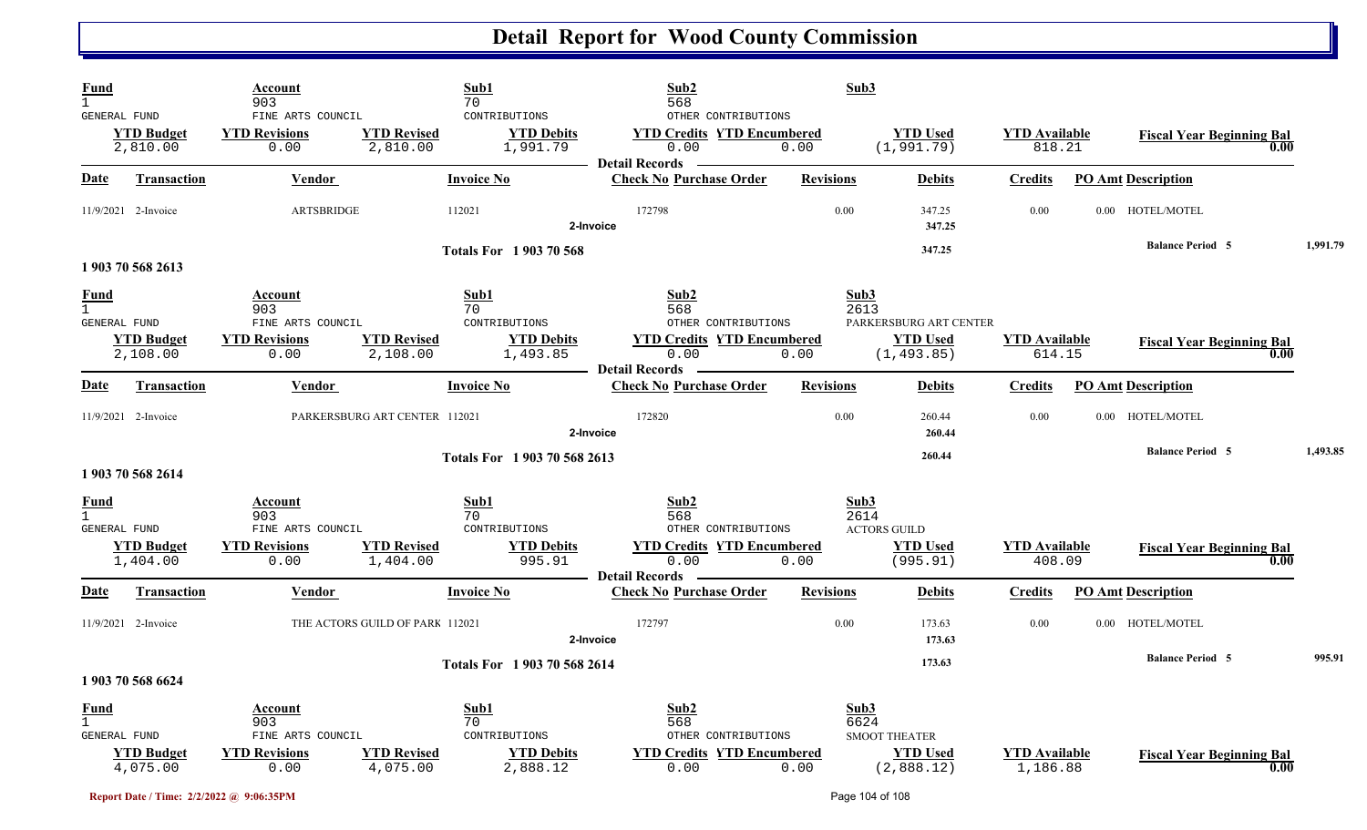# Detail Report for Wood County Commission

| Fund | Account | Sub1 | Sub2 | Sub3 |
|---|---|---|---|---|
| 1 | 903 | 70 | 568 | |
| GENERAL FUND | FINE ARTS COUNCIL | CONTRIBUTIONS | OTHER CONTRIBUTIONS | |

| YTD Budget | YTD Revisions | YTD Revised | YTD Debits | YTD Credits | YTD Encumbered | YTD Used | YTD Available | Fiscal Year Beginning Bal |
|---|---|---|---|---|---|---|---|---|
| 2,810.00 | 0.00 | 2,810.00 | 1,991.79 | 0.00 | 0.00 | (1,991.79) | 818.21 | 0.00 |

**Detail Records**

| Date | Transaction | Vendor | Invoice No | Check No | Purchase Order | Revisions | Debits | Credits | PO Amt | Description |
|---|---|---|---|---|---|---|---|---|---|---|
| 11/9/2021 | 2-Invoice | ARTSBRIDGE | 112021 | 172798 | | 0.00 | 347.25 | 0.00 | 0.00 | HOTEL/MOTEL |
| | | | 2-Invoice | | | | 347.25 | | | |
| | | | Totals For 1 903 70 568 | | | | 347.25 | | | Balance Period 5 — 1,991.79 |

## 1 903 70 568 2613

| Fund | Account | Sub1 | Sub2 | Sub3 |
|---|---|---|---|---|
| 1 | 903 | 70 | 568 | 2613 |
| GENERAL FUND | FINE ARTS COUNCIL | CONTRIBUTIONS | OTHER CONTRIBUTIONS | PARKERSBURG ART CENTER |

| YTD Budget | YTD Revisions | YTD Revised | YTD Debits | YTD Credits | YTD Encumbered | YTD Used | YTD Available | Fiscal Year Beginning Bal |
|---|---|---|---|---|---|---|---|---|
| 2,108.00 | 0.00 | 2,108.00 | 1,493.85 | 0.00 | 0.00 | (1,493.85) | 614.15 | 0.00 |

**Detail Records**

| Date | Transaction | Vendor | Invoice No | Check No | Purchase Order | Revisions | Debits | Credits | PO Amt | Description |
|---|---|---|---|---|---|---|---|---|---|---|
| 11/9/2021 | 2-Invoice | PARKERSBURG ART CENTER | 112021 | 172820 | | 0.00 | 260.44 | 0.00 | 0.00 | HOTEL/MOTEL |
| | | | 2-Invoice | | | | 260.44 | | | |
| | | | Totals For 1 903 70 568 2613 | | | | 260.44 | | | Balance Period 5 — 1,493.85 |

## 1 903 70 568 2614

| Fund | Account | Sub1 | Sub2 | Sub3 |
|---|---|---|---|---|
| 1 | 903 | 70 | 568 | 2614 |
| GENERAL FUND | FINE ARTS COUNCIL | CONTRIBUTIONS | OTHER CONTRIBUTIONS | ACTORS GUILD |

| YTD Budget | YTD Revisions | YTD Revised | YTD Debits | YTD Credits | YTD Encumbered | YTD Used | YTD Available | Fiscal Year Beginning Bal |
|---|---|---|---|---|---|---|---|---|
| 1,404.00 | 0.00 | 1,404.00 | 995.91 | 0.00 | 0.00 | (995.91) | 408.09 | 0.00 |

**Detail Records**

| Date | Transaction | Vendor | Invoice No | Check No | Purchase Order | Revisions | Debits | Credits | PO Amt | Description |
|---|---|---|---|---|---|---|---|---|---|---|
| 11/9/2021 | 2-Invoice | THE ACTORS GUILD OF PARK | 112021 | 172797 | | 0.00 | 173.63 | 0.00 | 0.00 | HOTEL/MOTEL |
| | | | 2-Invoice | | | | 173.63 | | | |
| | | | Totals For 1 903 70 568 2614 | | | | 173.63 | | | Balance Period 5 — 995.91 |

## 1 903 70 568 6624

| Fund | Account | Sub1 | Sub2 | Sub3 |
|---|---|---|---|---|
| 1 | 903 | 70 | 568 | 6624 |
| GENERAL FUND | FINE ARTS COUNCIL | CONTRIBUTIONS | OTHER CONTRIBUTIONS | SMOOT THEATER |

| YTD Budget | YTD Revisions | YTD Revised | YTD Debits | YTD Credits | YTD Encumbered | YTD Used | YTD Available | Fiscal Year Beginning Bal |
|---|---|---|---|---|---|---|---|---|
| 4,075.00 | 0.00 | 4,075.00 | 2,888.12 | 0.00 | 0.00 | (2,888.12) | 1,186.88 | 0.00 |

Report Date / Time: 2/2/2022 @ 9:06:35PM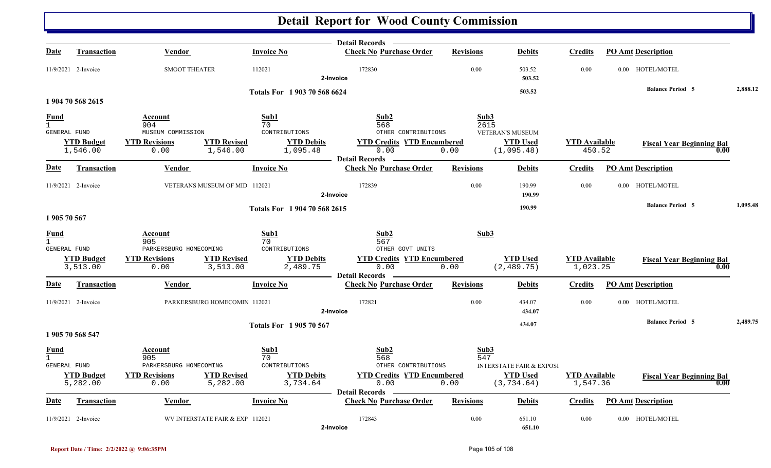# Detail Report for Wood County Commission

**Detail Records**

| Date | Transaction | Vendor | Invoice No | Check No | Purchase Order | Revisions | Debits | Credits | PO Amt | Description |
|---|---|---|---|---|---|---|---|---|---|---|
| 11/9/2021 | 2-Invoice | SMOOT THEATER | 112021 | 172830 | | 0.00 | 503.52 | 0.00 | 0.00 | HOTEL/MOTEL |
| | | | 2-Invoice | | | | 503.52 | | | |

Totals For 1 903 70 568 6624 — 503.52 — Balance Period 5 — 2,888.12

## 1 904 70 568 2615

| Fund | Account | Sub1 | Sub2 | Sub3 |
|---|---|---|---|---|
| 1 | 904 | 70 | 568 | 2615 |
| GENERAL FUND | MUSEUM COMMISSION | CONTRIBUTIONS | OTHER CONTRIBUTIONS | VETERAN'S MUSEUM |

| YTD Budget | YTD Revisions | YTD Revised | YTD Debits | YTD Credits | YTD Encumbered | YTD Used | YTD Available | Fiscal Year Beginning Bal |
|---|---|---|---|---|---|---|---|---|
| 1,546.00 | 0.00 | 1,546.00 | 1,095.48 | 0.00 | 0.00 | (1,095.48) | 450.52 | 0.00 |

**Detail Records**

| Date | Transaction | Vendor | Invoice No | Check No | Purchase Order | Revisions | Debits | Credits | PO Amt | Description |
|---|---|---|---|---|---|---|---|---|---|---|
| 11/9/2021 | 2-Invoice | VETERANS MUSEUM OF MID | 112021 | 172839 | | 0.00 | 190.99 | 0.00 | 0.00 | HOTEL/MOTEL |
| | | | 2-Invoice | | | | 190.99 | | | |

Totals For 1 904 70 568 2615 — 190.99 — Balance Period 5 — 1,095.48

## 1 905 70 567

| Fund | Account | Sub1 | Sub2 | Sub3 |
|---|---|---|---|---|
| 1 | 905 | 70 | 567 | |
| GENERAL FUND | PARKERSBURG HOMECOMING | CONTRIBUTIONS | OTHER GOVT UNITS | |

| YTD Budget | YTD Revisions | YTD Revised | YTD Debits | YTD Credits | YTD Encumbered | YTD Used | YTD Available | Fiscal Year Beginning Bal |
|---|---|---|---|---|---|---|---|---|
| 3,513.00 | 0.00 | 3,513.00 | 2,489.75 | 0.00 | 0.00 | (2,489.75) | 1,023.25 | 0.00 |

**Detail Records**

| Date | Transaction | Vendor | Invoice No | Check No | Purchase Order | Revisions | Debits | Credits | PO Amt | Description |
|---|---|---|---|---|---|---|---|---|---|---|
| 11/9/2021 | 2-Invoice | PARKERSBURG HOMECOMIN | 112021 | 172821 | | 0.00 | 434.07 | 0.00 | 0.00 | HOTEL/MOTEL |
| | | | 2-Invoice | | | | 434.07 | | | |

Totals For 1 905 70 567 — 434.07 — Balance Period 5 — 2,489.75

## 1 905 70 568 547

| Fund | Account | Sub1 | Sub2 | Sub3 |
|---|---|---|---|---|
| 1 | 905 | 70 | 568 | 547 |
| GENERAL FUND | PARKERSBURG HOMECOMING | CONTRIBUTIONS | OTHER CONTRIBUTIONS | INTERSTATE FAIR & EXPOSI |

| YTD Budget | YTD Revisions | YTD Revised | YTD Debits | YTD Credits | YTD Encumbered | YTD Used | YTD Available | Fiscal Year Beginning Bal |
|---|---|---|---|---|---|---|---|---|
| 5,282.00 | 0.00 | 5,282.00 | 3,734.64 | 0.00 | 0.00 | (3,734.64) | 1,547.36 | 0.00 |

**Detail Records**

| Date | Transaction | Vendor | Invoice No | Check No | Purchase Order | Revisions | Debits | Credits | PO Amt | Description |
|---|---|---|---|---|---|---|---|---|---|---|
| 11/9/2021 | 2-Invoice | WV INTERSTATE FAIR & EXP | 112021 | 172843 | | 0.00 | 651.10 | 0.00 | 0.00 | HOTEL/MOTEL |
| | | | 2-Invoice | | | | 651.10 | | | |

Report Date / Time: 2/2/2022 @ 9:06:35PM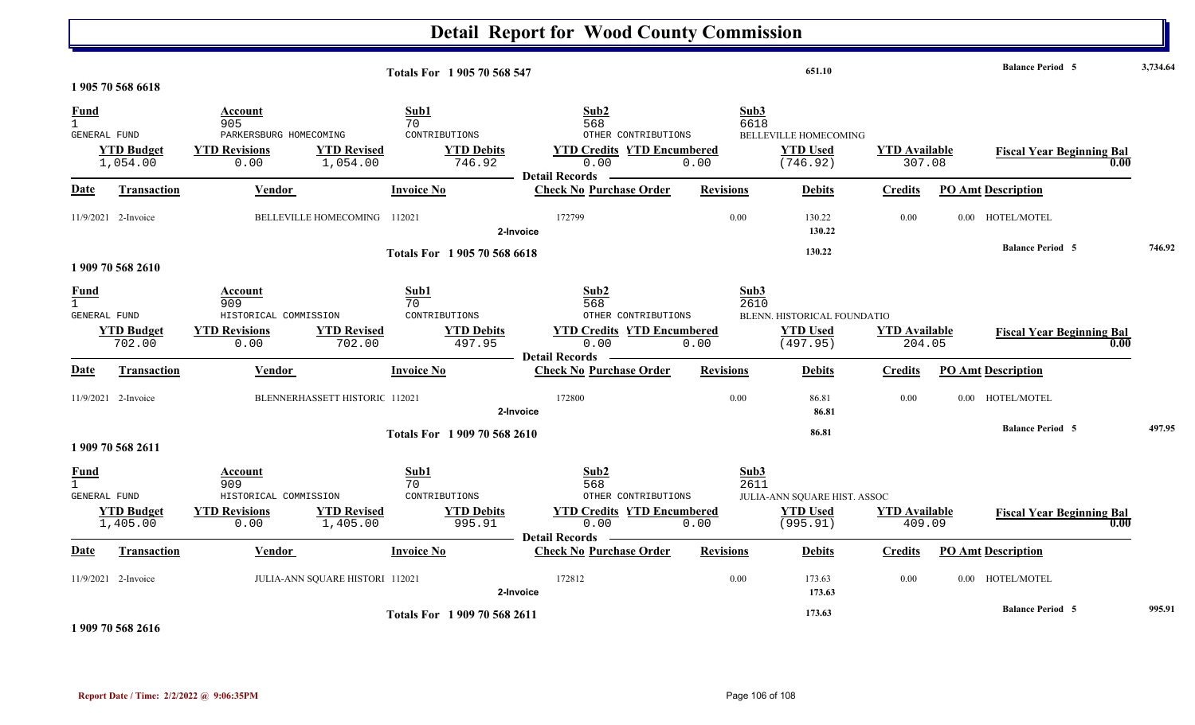# Detail Report for Wood County Commission

| Totals For 1 905 70 568 547 | | 651.10 | Balance Period 5 | 3,734.64 |
|---|---|---|---|---|

## 1 905 70 568 6618

| Fund | Account | Sub1 | Sub2 | Sub3 |
|---|---|---|---|---|
| 1 | 905 | 70 | 568 | 6618 |
| GENERAL FUND | PARKERSBURG HOMECOMING | CONTRIBUTIONS | OTHER CONTRIBUTIONS | BELLEVILLE HOMECOMING |

| YTD Budget | YTD Revisions | YTD Revised | YTD Debits | YTD Credits | YTD Encumbered | YTD Used | YTD Available | Fiscal Year Beginning Bal |
|---|---|---|---|---|---|---|---|---|
| 1,054.00 | 0.00 | 1,054.00 | 746.92 | 0.00 | 0.00 | (746.92) | 307.08 | 0.00 |

Detail Records

| Date | Transaction | Vendor | Invoice No | Check No | Purchase Order | Revisions | Debits | Credits | PO Amt | Description |
|---|---|---|---|---|---|---|---|---|---|---|
| 11/9/2021 | 2-Invoice | BELLEVILLE HOMECOMING | 112021 | 172799 | | 0.00 | 130.22 | 0.00 | 0.00 | HOTEL/MOTEL |
| | | | 2-Invoice | | | | 130.22 | | | |

| Totals For 1 905 70 568 6618 | | 130.22 | Balance Period 5 | 746.92 |
|---|---|---|---|---|

## 1 909 70 568 2610

| Fund | Account | Sub1 | Sub2 | Sub3 |
|---|---|---|---|---|
| 1 | 909 | 70 | 568 | 2610 |
| GENERAL FUND | HISTORICAL COMMISSION | CONTRIBUTIONS | OTHER CONTRIBUTIONS | BLENN. HISTORICAL FOUNDATIO |

| YTD Budget | YTD Revisions | YTD Revised | YTD Debits | YTD Credits | YTD Encumbered | YTD Used | YTD Available | Fiscal Year Beginning Bal |
|---|---|---|---|---|---|---|---|---|
| 702.00 | 0.00 | 702.00 | 497.95 | 0.00 | 0.00 | (497.95) | 204.05 | 0.00 |

Detail Records

| Date | Transaction | Vendor | Invoice No | Check No | Purchase Order | Revisions | Debits | Credits | PO Amt | Description |
|---|---|---|---|---|---|---|---|---|---|---|
| 11/9/2021 | 2-Invoice | BLENNERHASSETT HISTORIC | 112021 | 172800 | | 0.00 | 86.81 | 0.00 | 0.00 | HOTEL/MOTEL |
| | | | 2-Invoice | | | | 86.81 | | | |

| Totals For 1 909 70 568 2610 | | 86.81 | Balance Period 5 | 497.95 |
|---|---|---|---|---|

## 1 909 70 568 2611

| Fund | Account | Sub1 | Sub2 | Sub3 |
|---|---|---|---|---|
| 1 | 909 | 70 | 568 | 2611 |
| GENERAL FUND | HISTORICAL COMMISSION | CONTRIBUTIONS | OTHER CONTRIBUTIONS | JULIA-ANN SQUARE HIST. ASSOC |

| YTD Budget | YTD Revisions | YTD Revised | YTD Debits | YTD Credits | YTD Encumbered | YTD Used | YTD Available | Fiscal Year Beginning Bal |
|---|---|---|---|---|---|---|---|---|
| 1,405.00 | 0.00 | 1,405.00 | 995.91 | 0.00 | 0.00 | (995.91) | 409.09 | 0.00 |

Detail Records

| Date | Transaction | Vendor | Invoice No | Check No | Purchase Order | Revisions | Debits | Credits | PO Amt | Description |
|---|---|---|---|---|---|---|---|---|---|---|
| 11/9/2021 | 2-Invoice | JULIA-ANN SQUARE HISTORI | 112021 | 172812 | | 0.00 | 173.63 | 0.00 | 0.00 | HOTEL/MOTEL |
| | | | 2-Invoice | | | | 173.63 | | | |

| Totals For 1 909 70 568 2611 | | 173.63 | Balance Period 5 | 995.91 |
|---|---|---|---|---|

## 1 909 70 568 2616

Report Date / Time: 2/2/2022 @ 9:06:35PM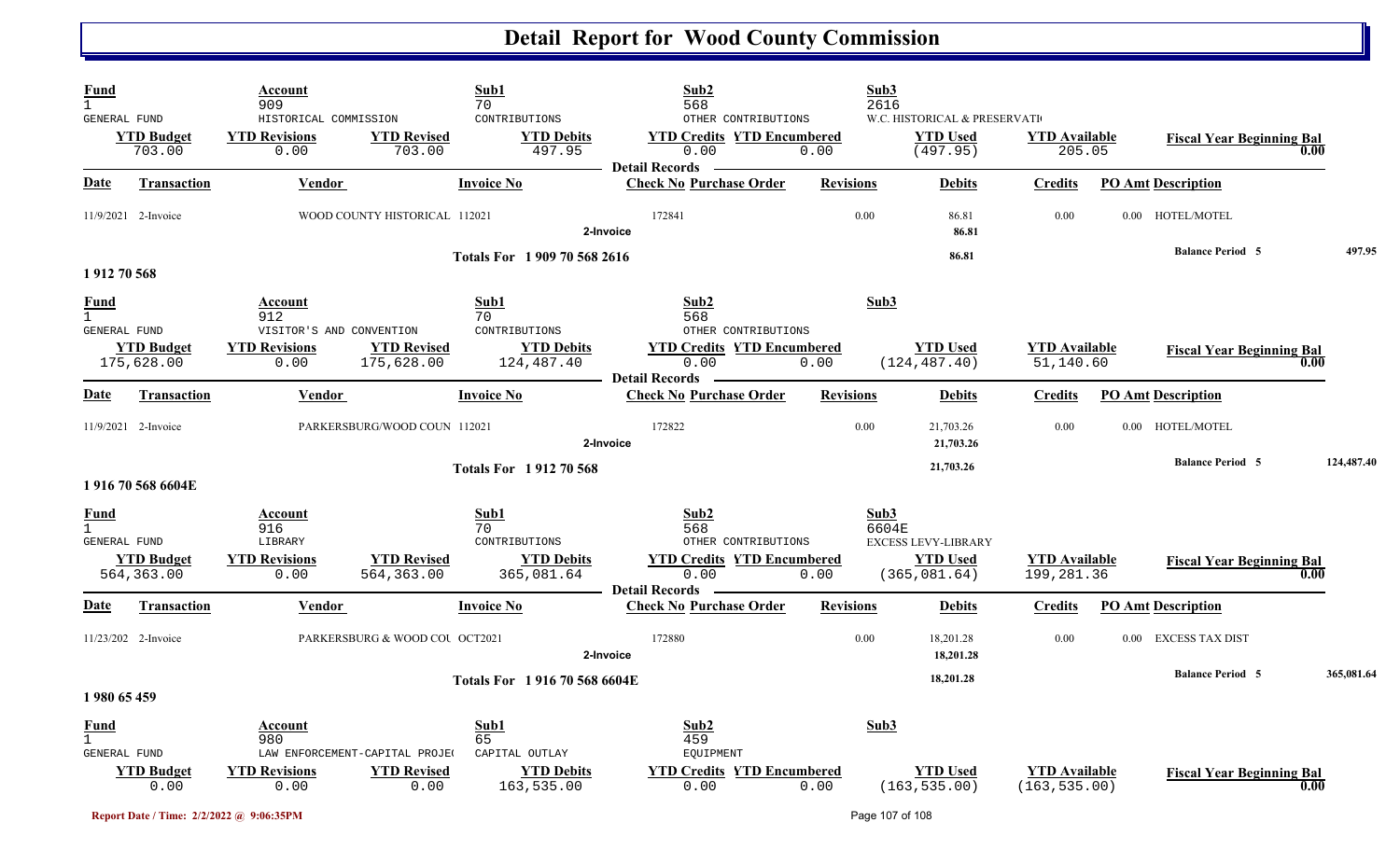# Detail Report for Wood County Commission

| Fund | Account | | Sub1 | Sub2 | | Sub3 | | |
|---|---|---|---|---|---|---|---|---|
| 1 | 909 | | 70 | 568 | | 2616 | | |
| GENERAL FUND | HISTORICAL COMMISSION | | CONTRIBUTIONS | OTHER CONTRIBUTIONS | | W.C. HISTORICAL & PRESERVATI | | |
| **YTD Budget** | **YTD Revisions** | **YTD Revised** | **YTD Debits** | **YTD Credits** | **YTD Encumbered** | **YTD Used** | **YTD Available** | **Fiscal Year Beginning Bal** |
| 703.00 | 0.00 | 703.00 | 497.95 | 0.00 | 0.00 | (497.95) | 205.05 | 0.00 |

**Detail Records**

| Date | Transaction | Vendor | Invoice No | Check No | Purchase Order | Revisions | Debits | Credits | PO Amt | Description |
|---|---|---|---|---|---|---|---|---|---|---|
| 11/9/2021 | 2-Invoice | WOOD COUNTY HISTORICAL | 112021 | 172841 | | 0.00 | 86.81 | 0.00 | 0.00 | HOTEL/MOTEL |
| | 2-Invoice | | | | | | 86.81 | | | |
| | Totals For 1 909 70 568 2616 | | | | | | 86.81 | | | Balance Period 5 — 497.95 |

## 1 912 70 568

| Fund | Account | | Sub1 | Sub2 | | Sub3 | | |
|---|---|---|---|---|---|---|---|---|
| 1 | 912 | | 70 | 568 | | | | |
| GENERAL FUND | VISITOR'S AND CONVENTION | | CONTRIBUTIONS | OTHER CONTRIBUTIONS | | | | |
| **YTD Budget** | **YTD Revisions** | **YTD Revised** | **YTD Debits** | **YTD Credits** | **YTD Encumbered** | **YTD Used** | **YTD Available** | **Fiscal Year Beginning Bal** |
| 175,628.00 | 0.00 | 175,628.00 | 124,487.40 | 0.00 | 0.00 | (124,487.40) | 51,140.60 | 0.00 |

**Detail Records**

| Date | Transaction | Vendor | Invoice No | Check No | Purchase Order | Revisions | Debits | Credits | PO Amt | Description |
|---|---|---|---|---|---|---|---|---|---|---|
| 11/9/2021 | 2-Invoice | PARKERSBURG/WOOD COUN | 112021 | 172822 | | 0.00 | 21,703.26 | 0.00 | 0.00 | HOTEL/MOTEL |
| | 2-Invoice | | | | | | 21,703.26 | | | |
| | Totals For 1 912 70 568 | | | | | | 21,703.26 | | | Balance Period 5 — 124,487.40 |

## 1 916 70 568 6604E

| Fund | Account | | Sub1 | Sub2 | | Sub3 | | |
|---|---|---|---|---|---|---|---|---|
| 1 | 916 | | 70 | 568 | | 6604E | | |
| GENERAL FUND | LIBRARY | | CONTRIBUTIONS | OTHER CONTRIBUTIONS | | EXCESS LEVY-LIBRARY | | |
| **YTD Budget** | **YTD Revisions** | **YTD Revised** | **YTD Debits** | **YTD Credits** | **YTD Encumbered** | **YTD Used** | **YTD Available** | **Fiscal Year Beginning Bal** |
| 564,363.00 | 0.00 | 564,363.00 | 365,081.64 | 0.00 | 0.00 | (365,081.64) | 199,281.36 | 0.00 |

**Detail Records**

| Date | Transaction | Vendor | Invoice No | Check No | Purchase Order | Revisions | Debits | Credits | PO Amt | Description |
|---|---|---|---|---|---|---|---|---|---|---|
| 11/23/202 | 2-Invoice | PARKERSBURG & WOOD COU | OCT2021 | 172880 | | 0.00 | 18,201.28 | 0.00 | 0.00 | EXCESS TAX DIST |
| | 2-Invoice | | | | | | 18,201.28 | | | |
| | Totals For 1 916 70 568 6604E | | | | | | 18,201.28 | | | Balance Period 5 — 365,081.64 |

## 1 980 65 459

| Fund | Account | | Sub1 | Sub2 | | Sub3 | | |
|---|---|---|---|---|---|---|---|---|
| 1 | 980 | | 65 | 459 | | | | |
| GENERAL FUND | LAW ENFORCEMENT-CAPITAL PROJE | | CAPITAL OUTLAY | EQUIPMENT | | | | |
| **YTD Budget** | **YTD Revisions** | **YTD Revised** | **YTD Debits** | **YTD Credits** | **YTD Encumbered** | **YTD Used** | **YTD Available** | **Fiscal Year Beginning Bal** |
| 0.00 | 0.00 | 0.00 | 163,535.00 | 0.00 | 0.00 | (163,535.00) | (163,535.00) | 0.00 |

Report Date / Time: 2/2/2022 @ 9:06:35PM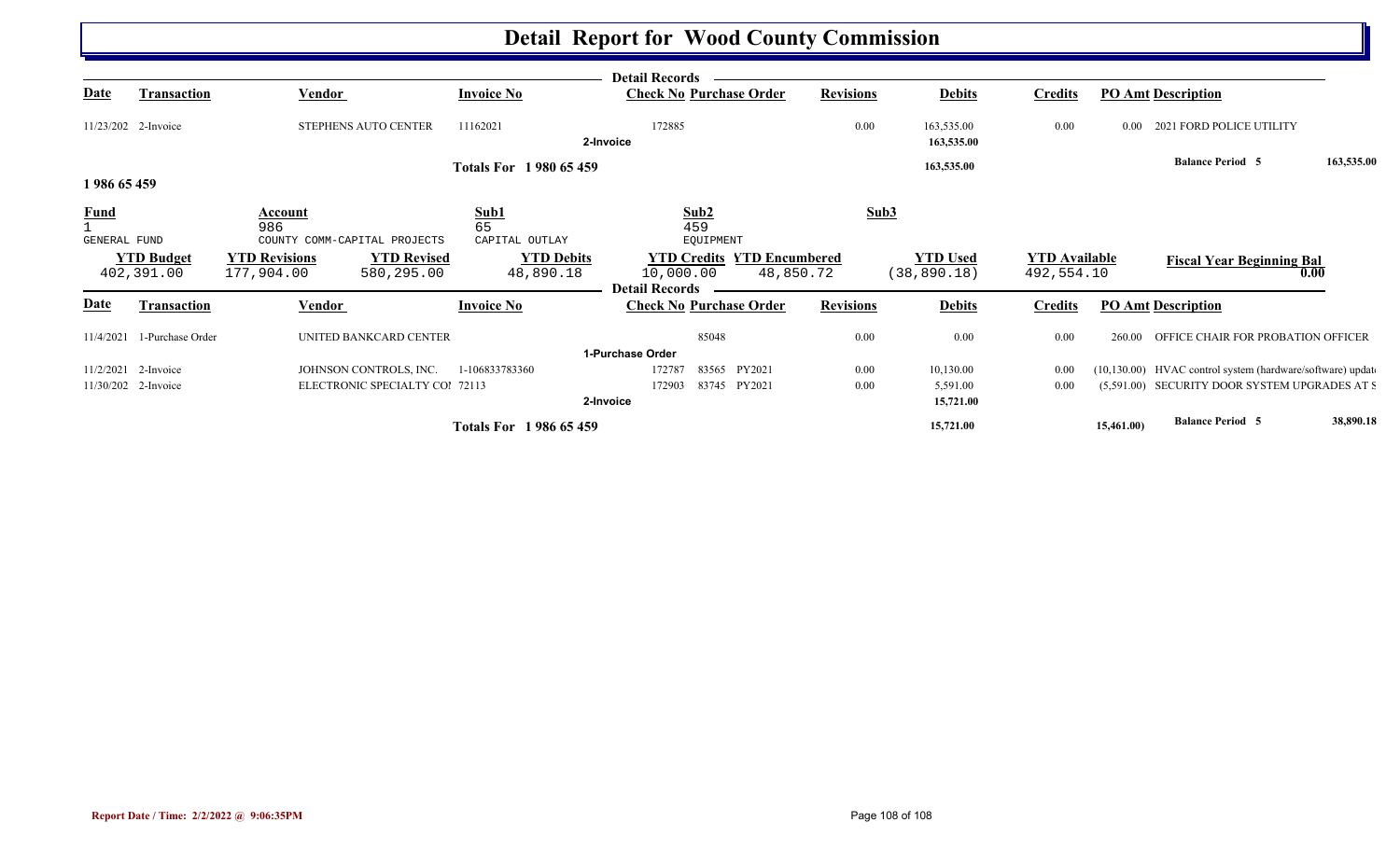# Detail Report for Wood County Commission

Detail Records

| Date | Transaction | Vendor | Invoice No | Check No | Purchase Order | Revisions | Debits | Credits | PO Amt | Description |
|---|---|---|---|---|---|---|---|---|---|---|
| 11/23/202 | 2-Invoice | STEPHENS AUTO CENTER | 11162021 | 172885 | | 0.00 | 163,535.00 | 0.00 | 0.00 | 2021 FORD POLICE UTILITY |
| | | | | 2-Invoice | | | 163,535.00 | | | |
| | | | Totals For 1 980 65 459 | | | | 163,535.00 | | | Balance Period 5 163,535.00 |

**1 986 65 459**

| Fund | Account | Sub1 | Sub2 | Sub3 |
|---|---|---|---|---|
| 1 GENERAL FUND | 986 COUNTY COMM-CAPITAL PROJECTS | 65 CAPITAL OUTLAY | 459 EQUIPMENT | |

| YTD Budget | YTD Revisions | YTD Revised | YTD Debits | YTD Credits | YTD Encumbered | YTD Used | YTD Available | Fiscal Year Beginning Bal |
|---|---|---|---|---|---|---|---|---|
| 402,391.00 | 177,904.00 | 580,295.00 | 48,890.18 | 10,000.00 | 48,850.72 | (38,890.18) | 492,554.10 | 0.00 |

Detail Records

| Date | Transaction | Vendor | Invoice No | Check No | Purchase Order | Revisions | Debits | Credits | PO Amt | Description |
|---|---|---|---|---|---|---|---|---|---|---|
| 11/4/2021 | 1-Purchase Order | UNITED BANKCARD CENTER | | | 85048 | 0.00 | 0.00 | 0.00 | 260.00 | OFFICE CHAIR FOR PROBATION OFFICER |
| | | | | 1-Purchase Order | | | | | | |
| 11/2/2021 | 2-Invoice | JOHNSON CONTROLS, INC. | 1-106833783360 | 172787 | 83565 PY2021 | 0.00 | 10,130.00 | 0.00 | (10,130.00) | HVAC control system (hardware/software) updat |
| 11/30/202 | 2-Invoice | ELECTRONIC SPECIALTY CO! | 72113 | 172903 | 83745 PY2021 | 0.00 | 5,591.00 | 0.00 | (5,591.00) | SECURITY DOOR SYSTEM UPGRADES AT S |
| | | | | 2-Invoice | | | 15,721.00 | | | |
| | | | Totals For 1 986 65 459 | | | | 15,721.00 | | 15,461.00) | Balance Period 5 38,890.18 |

Report Date / Time: 2/2/2022 @ 9:06:35PM